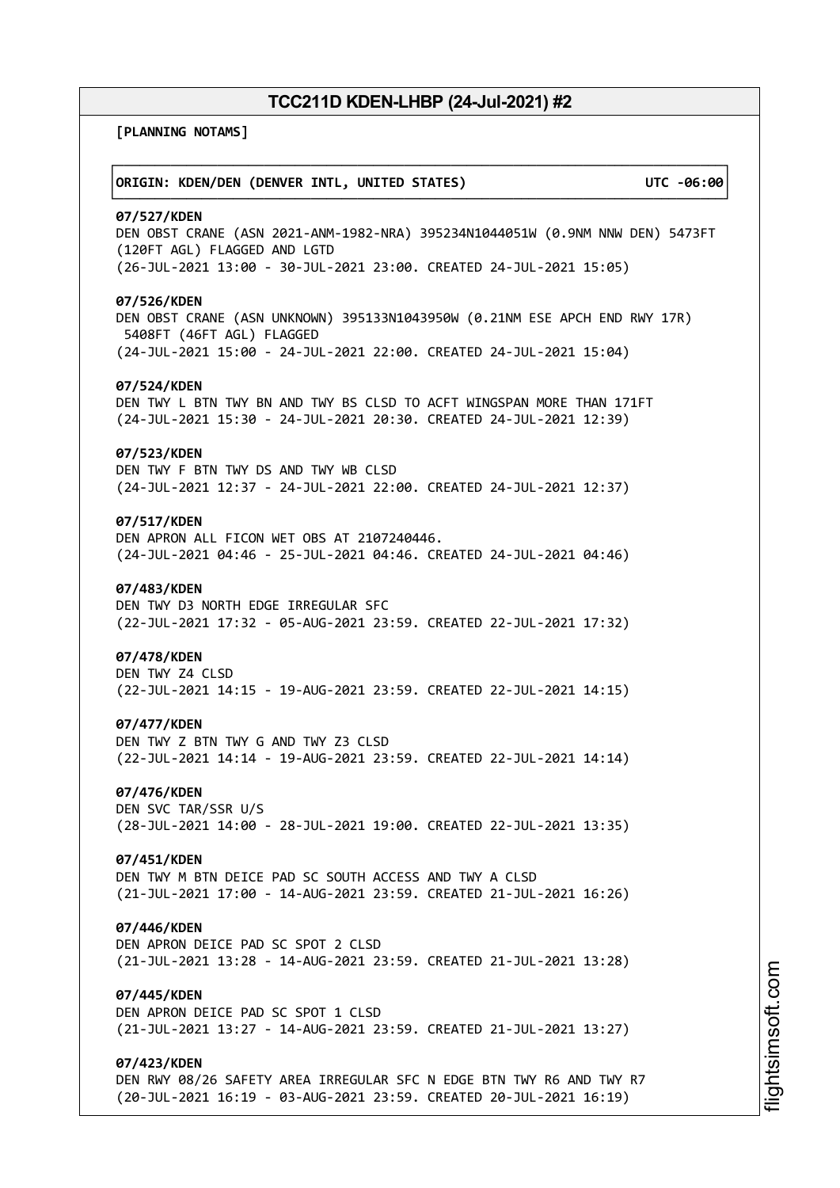**[PLANNING NOTAMS]**

**ORIGIN: KDEN/DEN (DENVER INTL, UNITED STATES) UTC -06:00**

**07/527/KDEN**
DEN OBST CRANE (ASN 2021-ANM-1982-NRA) 395234N1044051W (0.9NM NNW DEN) 5473FT (120FT AGL) FLAGGED AND LGTD
(26-JUL-2021 13:00 - 30-JUL-2021 23:00. CREATED 24-JUL-2021 15:05)

**07/526/KDEN**
DEN OBST CRANE (ASN UNKNOWN) 395133N1043950W (0.21NM ESE APCH END RWY 17R) 5408FT (46FT AGL) FLAGGED
(24-JUL-2021 15:00 - 24-JUL-2021 22:00. CREATED 24-JUL-2021 15:04)

**07/524/KDEN**
DEN TWY L BTN TWY BN AND TWY BS CLSD TO ACFT WINGSPAN MORE THAN 171FT
(24-JUL-2021 15:30 - 24-JUL-2021 20:30. CREATED 24-JUL-2021 12:39)

**07/523/KDEN**
DEN TWY F BTN TWY DS AND TWY WB CLSD
(24-JUL-2021 12:37 - 24-JUL-2021 22:00. CREATED 24-JUL-2021 12:37)

**07/517/KDEN**
DEN APRON ALL FICON WET OBS AT 2107240446.
(24-JUL-2021 04:46 - 25-JUL-2021 04:46. CREATED 24-JUL-2021 04:46)

**07/483/KDEN**
DEN TWY D3 NORTH EDGE IRREGULAR SFC
(22-JUL-2021 17:32 - 05-AUG-2021 23:59. CREATED 22-JUL-2021 17:32)

**07/478/KDEN**
DEN TWY Z4 CLSD
(22-JUL-2021 14:15 - 19-AUG-2021 23:59. CREATED 22-JUL-2021 14:15)

**07/477/KDEN**
DEN TWY Z BTN TWY G AND TWY Z3 CLSD
(22-JUL-2021 14:14 - 19-AUG-2021 23:59. CREATED 22-JUL-2021 14:14)

**07/476/KDEN**
DEN SVC TAR/SSR U/S
(28-JUL-2021 14:00 - 28-JUL-2021 19:00. CREATED 22-JUL-2021 13:35)

**07/451/KDEN**
DEN TWY M BTN DEICE PAD SC SOUTH ACCESS AND TWY A CLSD
(21-JUL-2021 17:00 - 14-AUG-2021 23:59. CREATED 21-JUL-2021 16:26)

**07/446/KDEN**
DEN APRON DEICE PAD SC SPOT 2 CLSD
(21-JUL-2021 13:28 - 14-AUG-2021 23:59. CREATED 21-JUL-2021 13:28)

**07/445/KDEN**
DEN APRON DEICE PAD SC SPOT 1 CLSD
(21-JUL-2021 13:27 - 14-AUG-2021 23:59. CREATED 21-JUL-2021 13:27)

**07/423/KDEN**
DEN RWY 08/26 SAFETY AREA IRREGULAR SFC N EDGE BTN TWY R6 AND TWY R7
(20-JUL-2021 16:19 - 03-AUG-2021 23:59. CREATED 20-JUL-2021 16:19)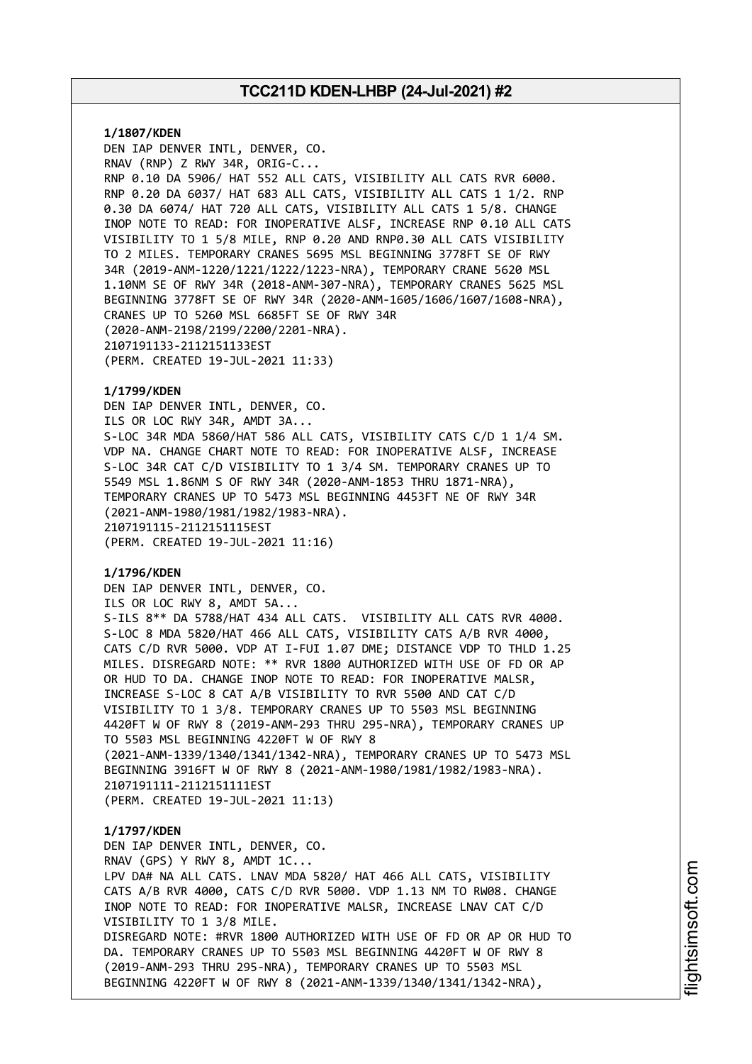**1/1807/KDEN**
DEN IAP DENVER INTL, DENVER, CO.
RNAV (RNP) Z RWY 34R, ORIG-C...
RNP 0.10 DA 5906/ HAT 552 ALL CATS, VISIBILITY ALL CATS RVR 6000.
RNP 0.20 DA 6037/ HAT 683 ALL CATS, VISIBILITY ALL CATS 1 1/2. RNP
0.30 DA 6074/ HAT 720 ALL CATS, VISIBILITY ALL CATS 1 5/8. CHANGE
INOP NOTE TO READ: FOR INOPERATIVE ALSF, INCREASE RNP 0.10 ALL CATS
VISIBILITY TO 1 5/8 MILE, RNP 0.20 AND RNP0.30 ALL CATS VISIBILITY
TO 2 MILES. TEMPORARY CRANES 5695 MSL BEGINNING 3778FT SE OF RWY
34R (2019-ANM-1220/1221/1222/1223-NRA), TEMPORARY CRANE 5620 MSL
1.10NM SE OF RWY 34R (2018-ANM-307-NRA), TEMPORARY CRANES 5625 MSL
BEGINNING 3778FT SE OF RWY 34R (2020-ANM-1605/1606/1607/1608-NRA),
CRANES UP TO 5260 MSL 6685FT SE OF RWY 34R
(2020-ANM-2198/2199/2200/2201-NRA).
2107191133-2112151133EST
(PERM. CREATED 19-JUL-2021 11:33)

**1/1799/KDEN**
DEN IAP DENVER INTL, DENVER, CO.
ILS OR LOC RWY 34R, AMDT 3A...
S-LOC 34R MDA 5860/HAT 586 ALL CATS, VISIBILITY CATS C/D 1 1/4 SM.
VDP NA. CHANGE CHART NOTE TO READ: FOR INOPERATIVE ALSF, INCREASE
S-LOC 34R CAT C/D VISIBILITY TO 1 3/4 SM. TEMPORARY CRANES UP TO
5549 MSL 1.86NM S OF RWY 34R (2020-ANM-1853 THRU 1871-NRA),
TEMPORARY CRANES UP TO 5473 MSL BEGINNING 4453FT NE OF RWY 34R
(2021-ANM-1980/1981/1982/1983-NRA).
2107191115-2112151115EST
(PERM. CREATED 19-JUL-2021 11:16)

**1/1796/KDEN**
DEN IAP DENVER INTL, DENVER, CO.
ILS OR LOC RWY 8, AMDT 5A...
S-ILS 8** DA 5788/HAT 434 ALL CATS. VISIBILITY ALL CATS RVR 4000.
S-LOC 8 MDA 5820/HAT 466 ALL CATS, VISIBILITY CATS A/B RVR 4000,
CATS C/D RVR 5000. VDP AT I-FUI 1.07 DME; DISTANCE VDP TO THLD 1.25
MILES. DISREGARD NOTE: ** RVR 1800 AUTHORIZED WITH USE OF FD OR AP
OR HUD TO DA. CHANGE INOP NOTE TO READ: FOR INOPERATIVE MALSR,
INCREASE S-LOC 8 CAT A/B VISIBILITY TO RVR 5500 AND CAT C/D
VISIBILITY TO 1 3/8. TEMPORARY CRANES UP TO 5503 MSL BEGINNING
4420FT W OF RWY 8 (2019-ANM-293 THRU 295-NRA), TEMPORARY CRANES UP
TO 5503 MSL BEGINNING 4220FT W OF RWY 8
(2021-ANM-1339/1340/1341/1342-NRA), TEMPORARY CRANES UP TO 5473 MSL
BEGINNING 3916FT W OF RWY 8 (2021-ANM-1980/1981/1982/1983-NRA).
2107191111-2112151111EST
(PERM. CREATED 19-JUL-2021 11:13)

**1/1797/KDEN**
DEN IAP DENVER INTL, DENVER, CO.
RNAV (GPS) Y RWY 8, AMDT 1C...
LPV DA# NA ALL CATS. LNAV MDA 5820/ HAT 466 ALL CATS, VISIBILITY
CATS A/B RVR 4000, CATS C/D RVR 5000. VDP 1.13 NM TO RW08. CHANGE
INOP NOTE TO READ: FOR INOPERATIVE MALSR, INCREASE LNAV CAT C/D
VISIBILITY TO 1 3/8 MILE.
DISREGARD NOTE: #RVR 1800 AUTHORIZED WITH USE OF FD OR AP OR HUD TO
DA. TEMPORARY CRANES UP TO 5503 MSL BEGINNING 4420FT W OF RWY 8
(2019-ANM-293 THRU 295-NRA), TEMPORARY CRANES UP TO 5503 MSL
BEGINNING 4220FT W OF RWY 8 (2021-ANM-1339/1340/1341/1342-NRA),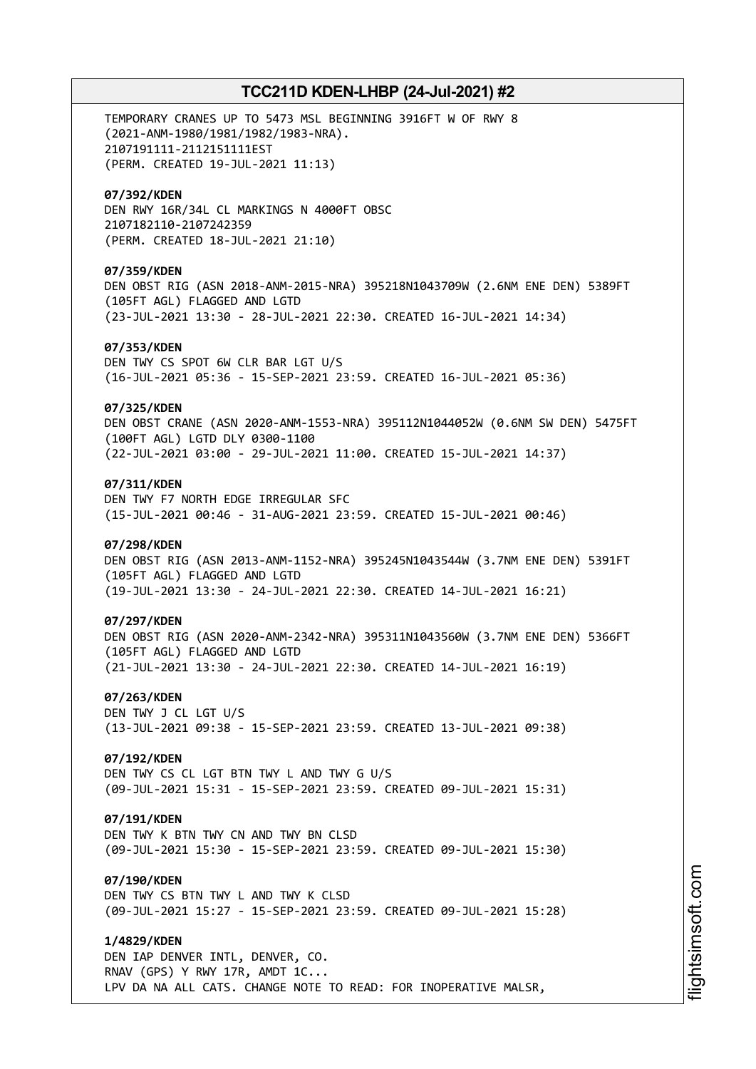TEMPORARY CRANES UP TO 5473 MSL BEGINNING 3916FT W OF RWY 8
(2021-ANM-1980/1981/1982/1983-NRA).
2107191111-2112151111EST
(PERM. CREATED 19-JUL-2021 11:13)

**07/392/KDEN**
DEN RWY 16R/34L CL MARKINGS N 4000FT OBSC
2107182110-2107242359
(PERM. CREATED 18-JUL-2021 21:10)

**07/359/KDEN**
DEN OBST RIG (ASN 2018-ANM-2015-NRA) 395218N1043709W (2.6NM ENE DEN) 5389FT
(105FT AGL) FLAGGED AND LGTD
(23-JUL-2021 13:30 - 28-JUL-2021 22:30. CREATED 16-JUL-2021 14:34)

**07/353/KDEN**
DEN TWY CS SPOT 6W CLR BAR LGT U/S
(16-JUL-2021 05:36 - 15-SEP-2021 23:59. CREATED 16-JUL-2021 05:36)

**07/325/KDEN**
DEN OBST CRANE (ASN 2020-ANM-1553-NRA) 395112N1044052W (0.6NM SW DEN) 5475FT
(100FT AGL) LGTD DLY 0300-1100
(22-JUL-2021 03:00 - 29-JUL-2021 11:00. CREATED 15-JUL-2021 14:37)

**07/311/KDEN**
DEN TWY F7 NORTH EDGE IRREGULAR SFC
(15-JUL-2021 00:46 - 31-AUG-2021 23:59. CREATED 15-JUL-2021 00:46)

**07/298/KDEN**
DEN OBST RIG (ASN 2013-ANM-1152-NRA) 395245N1043544W (3.7NM ENE DEN) 5391FT
(105FT AGL) FLAGGED AND LGTD
(19-JUL-2021 13:30 - 24-JUL-2021 22:30. CREATED 14-JUL-2021 16:21)

**07/297/KDEN**
DEN OBST RIG (ASN 2020-ANM-2342-NRA) 395311N1043560W (3.7NM ENE DEN) 5366FT
(105FT AGL) FLAGGED AND LGTD
(21-JUL-2021 13:30 - 24-JUL-2021 22:30. CREATED 14-JUL-2021 16:19)

**07/263/KDEN**
DEN TWY J CL LGT U/S
(13-JUL-2021 09:38 - 15-SEP-2021 23:59. CREATED 13-JUL-2021 09:38)

**07/192/KDEN**
DEN TWY CS CL LGT BTN TWY L AND TWY G U/S
(09-JUL-2021 15:31 - 15-SEP-2021 23:59. CREATED 09-JUL-2021 15:31)

**07/191/KDEN**
DEN TWY K BTN TWY CN AND TWY BN CLSD
(09-JUL-2021 15:30 - 15-SEP-2021 23:59. CREATED 09-JUL-2021 15:30)

**07/190/KDEN**
DEN TWY CS BTN TWY L AND TWY K CLSD
(09-JUL-2021 15:27 - 15-SEP-2021 23:59. CREATED 09-JUL-2021 15:28)

**1/4829/KDEN**
DEN IAP DENVER INTL, DENVER, CO.
RNAV (GPS) Y RWY 17R, AMDT 1C...
LPV DA NA ALL CATS. CHANGE NOTE TO READ: FOR INOPERATIVE MALSR,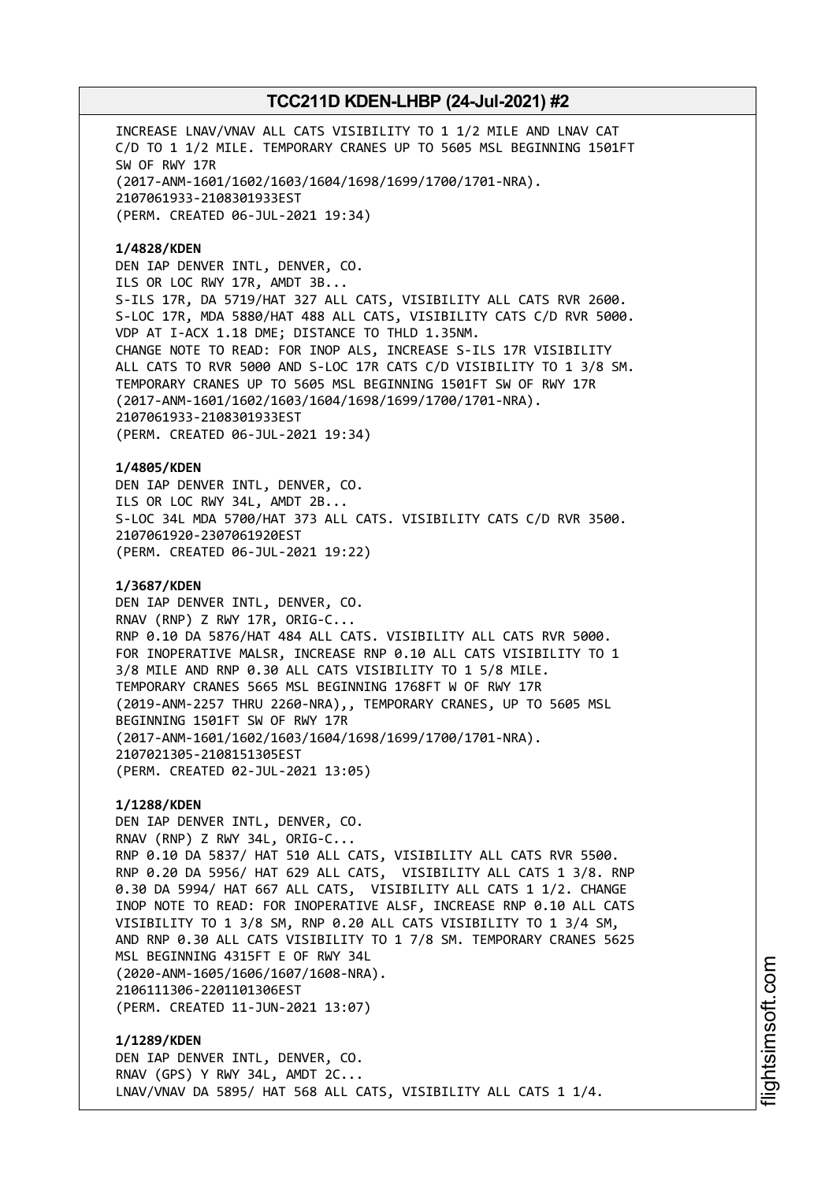INCREASE LNAV/VNAV ALL CATS VISIBILITY TO 1 1/2 MILE AND LNAV CAT C/D TO 1 1/2 MILE. TEMPORARY CRANES UP TO 5605 MSL BEGINNING 1501FT SW OF RWY 17R
(2017-ANM-1601/1602/1603/1604/1698/1699/1700/1701-NRA).
2107061933-2108301933EST
(PERM. CREATED 06-JUL-2021 19:34)

**1/4828/KDEN**
DEN IAP DENVER INTL, DENVER, CO.
ILS OR LOC RWY 17R, AMDT 3B...
S-ILS 17R, DA 5719/HAT 327 ALL CATS, VISIBILITY ALL CATS RVR 2600.
S-LOC 17R, MDA 5880/HAT 488 ALL CATS, VISIBILITY CATS C/D RVR 5000.
VDP AT I-ACX 1.18 DME; DISTANCE TO THLD 1.35NM.
CHANGE NOTE TO READ: FOR INOP ALS, INCREASE S-ILS 17R VISIBILITY ALL CATS TO RVR 5000 AND S-LOC 17R CATS C/D VISIBILITY TO 1 3/8 SM.
TEMPORARY CRANES UP TO 5605 MSL BEGINNING 1501FT SW OF RWY 17R
(2017-ANM-1601/1602/1603/1604/1698/1699/1700/1701-NRA).
2107061933-2108301933EST
(PERM. CREATED 06-JUL-2021 19:34)

**1/4805/KDEN**
DEN IAP DENVER INTL, DENVER, CO.
ILS OR LOC RWY 34L, AMDT 2B...
S-LOC 34L MDA 5700/HAT 373 ALL CATS. VISIBILITY CATS C/D RVR 3500.
2107061920-2307061920EST
(PERM. CREATED 06-JUL-2021 19:22)

**1/3687/KDEN**
DEN IAP DENVER INTL, DENVER, CO.
RNAV (RNP) Z RWY 17R, ORIG-C...
RNP 0.10 DA 5876/HAT 484 ALL CATS. VISIBILITY ALL CATS RVR 5000.
FOR INOPERATIVE MALSR, INCREASE RNP 0.10 ALL CATS VISIBILITY TO 1 3/8 MILE AND RNP 0.30 ALL CATS VISIBILITY TO 1 5/8 MILE.
TEMPORARY CRANES 5665 MSL BEGINNING 1768FT W OF RWY 17R
(2019-ANM-2257 THRU 2260-NRA),, TEMPORARY CRANES, UP TO 5605 MSL BEGINNING 1501FT SW OF RWY 17R
(2017-ANM-1601/1602/1603/1604/1698/1699/1700/1701-NRA).
2107021305-2108151305EST
(PERM. CREATED 02-JUL-2021 13:05)

**1/1288/KDEN**
DEN IAP DENVER INTL, DENVER, CO.
RNAV (RNP) Z RWY 34L, ORIG-C...
RNP 0.10 DA 5837/ HAT 510 ALL CATS, VISIBILITY ALL CATS RVR 5500.
RNP 0.20 DA 5956/ HAT 629 ALL CATS, VISIBILITY ALL CATS 1 3/8. RNP 0.30 DA 5994/ HAT 667 ALL CATS, VISIBILITY ALL CATS 1 1/2. CHANGE INOP NOTE TO READ: FOR INOPERATIVE ALSF, INCREASE RNP 0.10 ALL CATS VISIBILITY TO 1 3/8 SM, RNP 0.20 ALL CATS VISIBILITY TO 1 3/4 SM, AND RNP 0.30 ALL CATS VISIBILITY TO 1 7/8 SM. TEMPORARY CRANES 5625 MSL BEGINNING 4315FT E OF RWY 34L
(2020-ANM-1605/1606/1607/1608-NRA).
2106111306-2201101306EST
(PERM. CREATED 11-JUN-2021 13:07)

**1/1289/KDEN**
DEN IAP DENVER INTL, DENVER, CO.
RNAV (GPS) Y RWY 34L, AMDT 2C...
LNAV/VNAV DA 5895/ HAT 568 ALL CATS, VISIBILITY ALL CATS 1 1/4.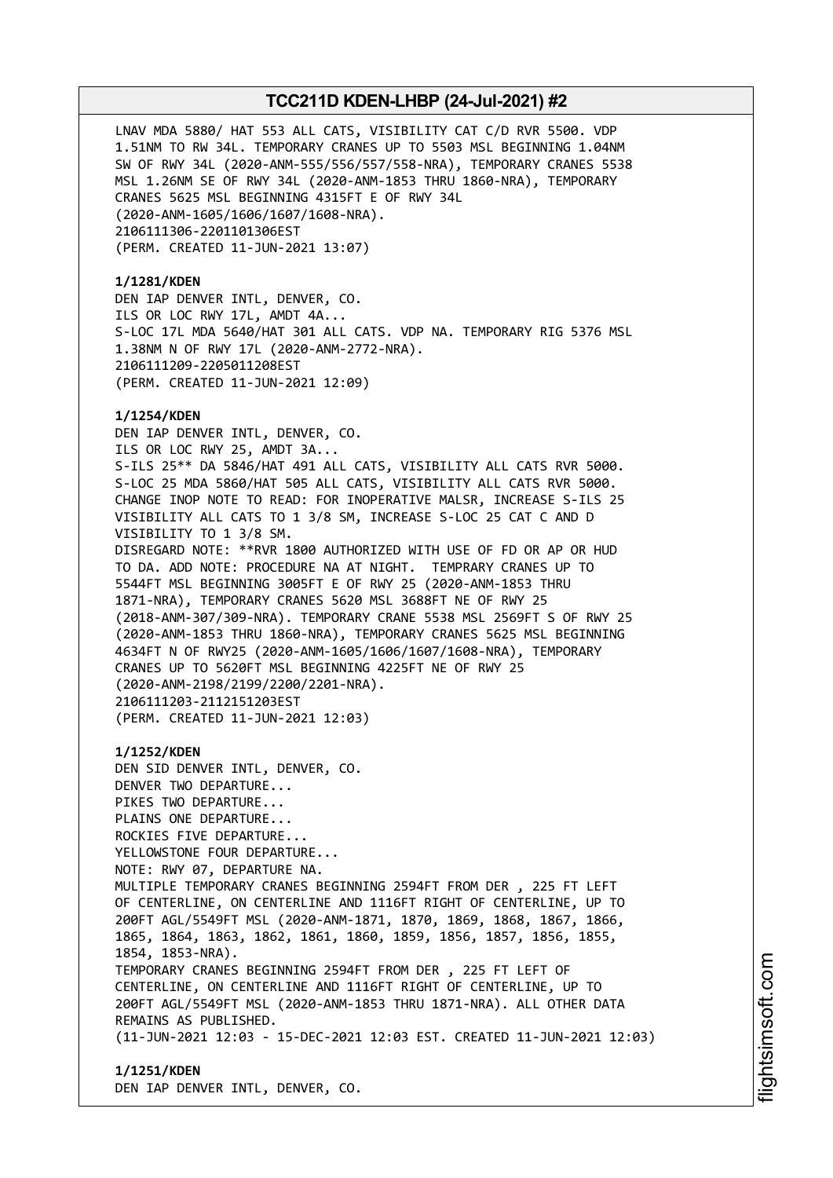LNAV MDA 5880/ HAT 553 ALL CATS, VISIBILITY CAT C/D RVR 5500. VDP 1.51NM TO RW 34L. TEMPORARY CRANES UP TO 5503 MSL BEGINNING 1.04NM SW OF RWY 34L (2020-ANM-555/556/557/558-NRA), TEMPORARY CRANES 5538 MSL 1.26NM SE OF RWY 34L (2020-ANM-1853 THRU 1860-NRA), TEMPORARY CRANES 5625 MSL BEGINNING 4315FT E OF RWY 34L (2020-ANM-1605/1606/1607/1608-NRA).
2106111306-2201101306EST
(PERM. CREATED 11-JUN-2021 13:07)

**1/1281/KDEN**
DEN IAP DENVER INTL, DENVER, CO.
ILS OR LOC RWY 17L, AMDT 4A...
S-LOC 17L MDA 5640/HAT 301 ALL CATS. VDP NA. TEMPORARY RIG 5376 MSL 1.38NM N OF RWY 17L (2020-ANM-2772-NRA).
2106111209-2205011208EST
(PERM. CREATED 11-JUN-2021 12:09)

**1/1254/KDEN**
DEN IAP DENVER INTL, DENVER, CO.
ILS OR LOC RWY 25, AMDT 3A...
S-ILS 25** DA 5846/HAT 491 ALL CATS, VISIBILITY ALL CATS RVR 5000.
S-LOC 25 MDA 5860/HAT 505 ALL CATS, VISIBILITY ALL CATS RVR 5000.
CHANGE INOP NOTE TO READ: FOR INOPERATIVE MALSR, INCREASE S-ILS 25 VISIBILITY ALL CATS TO 1 3/8 SM, INCREASE S-LOC 25 CAT C AND D VISIBILITY TO 1 3/8 SM.
DISREGARD NOTE: **RVR 1800 AUTHORIZED WITH USE OF FD OR AP OR HUD TO DA. ADD NOTE: PROCEDURE NA AT NIGHT. TEMPRARY CRANES UP TO 5544FT MSL BEGINNING 3005FT E OF RWY 25 (2020-ANM-1853 THRU 1871-NRA), TEMPORARY CRANES 5620 MSL 3688FT NE OF RWY 25 (2018-ANM-307/309-NRA). TEMPORARY CRANE 5538 MSL 2569FT S OF RWY 25 (2020-ANM-1853 THRU 1860-NRA), TEMPORARY CRANES 5625 MSL BEGINNING 4634FT N OF RWY25 (2020-ANM-1605/1606/1607/1608-NRA), TEMPORARY CRANES UP TO 5620FT MSL BEGINNING 4225FT NE OF RWY 25 (2020-ANM-2198/2199/2200/2201-NRA).
2106111203-2112151203EST
(PERM. CREATED 11-JUN-2021 12:03)

**1/1252/KDEN**
DEN SID DENVER INTL, DENVER, CO.
DENVER TWO DEPARTURE...
PIKES TWO DEPARTURE...
PLAINS ONE DEPARTURE...
ROCKIES FIVE DEPARTURE...
YELLOWSTONE FOUR DEPARTURE...
NOTE: RWY 07, DEPARTURE NA.
MULTIPLE TEMPORARY CRANES BEGINNING 2594FT FROM DER , 225 FT LEFT OF CENTERLINE, ON CENTERLINE AND 1116FT RIGHT OF CENTERLINE, UP TO 200FT AGL/5549FT MSL (2020-ANM-1871, 1870, 1869, 1868, 1867, 1866, 1865, 1864, 1863, 1862, 1861, 1860, 1859, 1856, 1857, 1856, 1855, 1854, 1853-NRA).
TEMPORARY CRANES BEGINNING 2594FT FROM DER , 225 FT LEFT OF CENTERLINE, ON CENTERLINE AND 1116FT RIGHT OF CENTERLINE, UP TO 200FT AGL/5549FT MSL (2020-ANM-1853 THRU 1871-NRA). ALL OTHER DATA REMAINS AS PUBLISHED.
(11-JUN-2021 12:03 - 15-DEC-2021 12:03 EST. CREATED 11-JUN-2021 12:03)

**1/1251/KDEN**
DEN IAP DENVER INTL, DENVER, CO.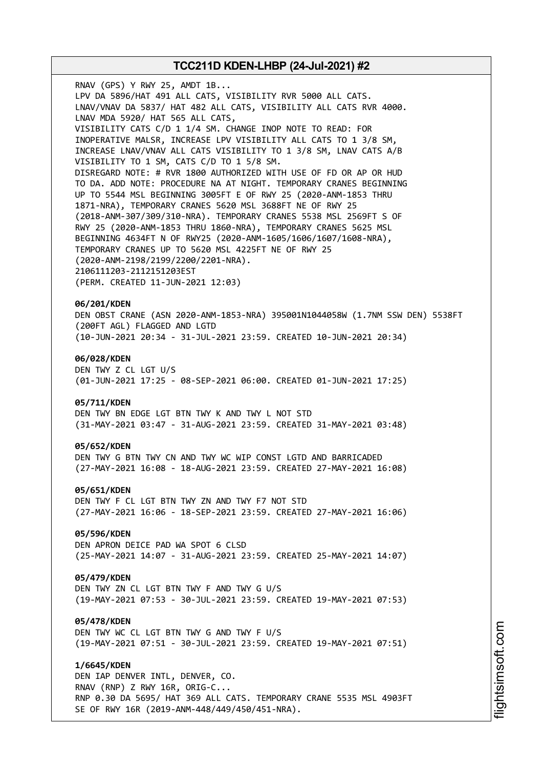RNAV (GPS) Y RWY 25, AMDT 1B...
LPV DA 5896/HAT 491 ALL CATS, VISIBILITY RVR 5000 ALL CATS.
LNAV/VNAV DA 5837/ HAT 482 ALL CATS, VISIBILITY ALL CATS RVR 4000.
LNAV MDA 5920/ HAT 565 ALL CATS,
VISIBILITY CATS C/D 1 1/4 SM. CHANGE INOP NOTE TO READ: FOR
INOPERATIVE MALSR, INCREASE LPV VISIBILITY ALL CATS TO 1 3/8 SM,
INCREASE LNAV/VNAV ALL CATS VISIBILITY TO 1 3/8 SM, LNAV CATS A/B
VISIBILITY TO 1 SM, CATS C/D TO 1 5/8 SM.
DISREGARD NOTE: # RVR 1800 AUTHORIZED WITH USE OF FD OR AP OR HUD
TO DA. ADD NOTE: PROCEDURE NA AT NIGHT. TEMPORARY CRANES BEGINNING
UP TO 5544 MSL BEGINNING 3005FT E OF RWY 25 (2020-ANM-1853 THRU
1871-NRA), TEMPORARY CRANES 5620 MSL 3688FT NE OF RWY 25
(2018-ANM-307/309/310-NRA). TEMPORARY CRANES 5538 MSL 2569FT S OF
RWY 25 (2020-ANM-1853 THRU 1860-NRA), TEMPORARY CRANES 5625 MSL
BEGINNING 4634FT N OF RWY25 (2020-ANM-1605/1606/1607/1608-NRA),
TEMPORARY CRANES UP TO 5620 MSL 4225FT NE OF RWY 25
(2020-ANM-2198/2199/2200/2201-NRA).
2106111203-2112151203EST
(PERM. CREATED 11-JUN-2021 12:03)

**06/201/KDEN**
DEN OBST CRANE (ASN 2020-ANM-1853-NRA) 395001N1044058W (1.7NM SSW DEN) 5538FT
(200FT AGL) FLAGGED AND LGTD
(10-JUN-2021 20:34 - 31-JUL-2021 23:59. CREATED 10-JUN-2021 20:34)

**06/028/KDEN**
DEN TWY Z CL LGT U/S
(01-JUN-2021 17:25 - 08-SEP-2021 06:00. CREATED 01-JUN-2021 17:25)

**05/711/KDEN**
DEN TWY BN EDGE LGT BTN TWY K AND TWY L NOT STD
(31-MAY-2021 03:47 - 31-AUG-2021 23:59. CREATED 31-MAY-2021 03:48)

**05/652/KDEN**
DEN TWY G BTN TWY CN AND TWY WC WIP CONST LGTD AND BARRICADED
(27-MAY-2021 16:08 - 18-AUG-2021 23:59. CREATED 27-MAY-2021 16:08)

**05/651/KDEN**
DEN TWY F CL LGT BTN TWY ZN AND TWY F7 NOT STD
(27-MAY-2021 16:06 - 18-SEP-2021 23:59. CREATED 27-MAY-2021 16:06)

**05/596/KDEN**
DEN APRON DEICE PAD WA SPOT 6 CLSD
(25-MAY-2021 14:07 - 31-AUG-2021 23:59. CREATED 25-MAY-2021 14:07)

**05/479/KDEN**
DEN TWY ZN CL LGT BTN TWY F AND TWY G U/S
(19-MAY-2021 07:53 - 30-JUL-2021 23:59. CREATED 19-MAY-2021 07:53)

**05/478/KDEN**
DEN TWY WC CL LGT BTN TWY G AND TWY F U/S
(19-MAY-2021 07:51 - 30-JUL-2021 23:59. CREATED 19-MAY-2021 07:51)

**1/6645/KDEN**
DEN IAP DENVER INTL, DENVER, CO.
RNAV (RNP) Z RWY 16R, ORIG-C...
RNP 0.30 DA 5695/ HAT 369 ALL CATS. TEMPORARY CRANE 5535 MSL 4903FT
SE OF RWY 16R (2019-ANM-448/449/450/451-NRA).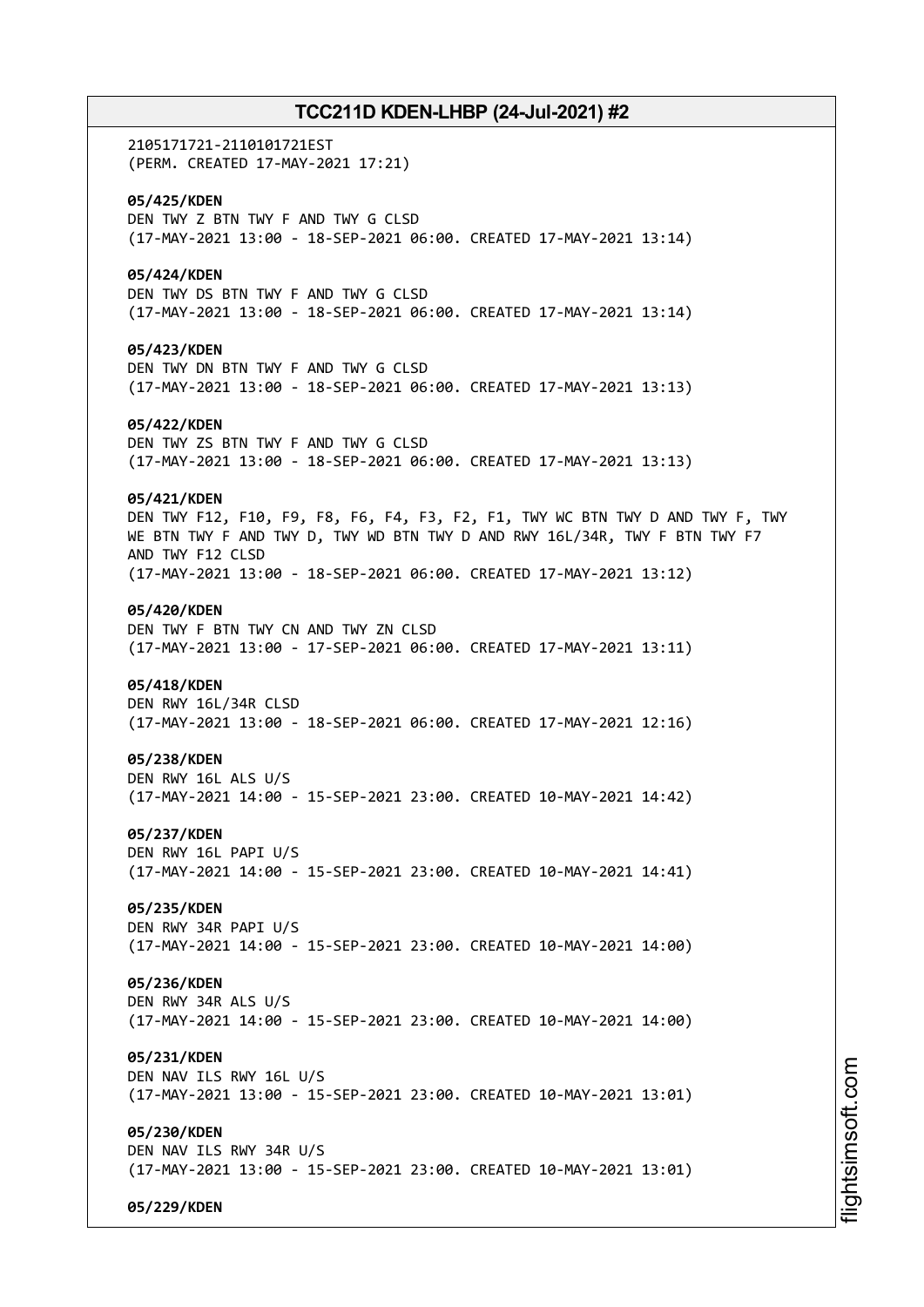2105171721-2110101721EST
(PERM. CREATED 17-MAY-2021 17:21)

**05/425/KDEN**
DEN TWY Z BTN TWY F AND TWY G CLSD
(17-MAY-2021 13:00 - 18-SEP-2021 06:00. CREATED 17-MAY-2021 13:14)

**05/424/KDEN**
DEN TWY DS BTN TWY F AND TWY G CLSD
(17-MAY-2021 13:00 - 18-SEP-2021 06:00. CREATED 17-MAY-2021 13:14)

**05/423/KDEN**
DEN TWY DN BTN TWY F AND TWY G CLSD
(17-MAY-2021 13:00 - 18-SEP-2021 06:00. CREATED 17-MAY-2021 13:13)

**05/422/KDEN**
DEN TWY ZS BTN TWY F AND TWY G CLSD
(17-MAY-2021 13:00 - 18-SEP-2021 06:00. CREATED 17-MAY-2021 13:13)

**05/421/KDEN**
DEN TWY F12, F10, F9, F8, F6, F4, F3, F2, F1, TWY WC BTN TWY D AND TWY F, TWY WE BTN TWY F AND TWY D, TWY WD BTN TWY D AND RWY 16L/34R, TWY F BTN TWY F7 AND TWY F12 CLSD
(17-MAY-2021 13:00 - 18-SEP-2021 06:00. CREATED 17-MAY-2021 13:12)

**05/420/KDEN**
DEN TWY F BTN TWY CN AND TWY ZN CLSD
(17-MAY-2021 13:00 - 17-SEP-2021 06:00. CREATED 17-MAY-2021 13:11)

**05/418/KDEN**
DEN RWY 16L/34R CLSD
(17-MAY-2021 13:00 - 18-SEP-2021 06:00. CREATED 17-MAY-2021 12:16)

**05/238/KDEN**
DEN RWY 16L ALS U/S
(17-MAY-2021 14:00 - 15-SEP-2021 23:00. CREATED 10-MAY-2021 14:42)

**05/237/KDEN**
DEN RWY 16L PAPI U/S
(17-MAY-2021 14:00 - 15-SEP-2021 23:00. CREATED 10-MAY-2021 14:41)

**05/235/KDEN**
DEN RWY 34R PAPI U/S
(17-MAY-2021 14:00 - 15-SEP-2021 23:00. CREATED 10-MAY-2021 14:00)

**05/236/KDEN**
DEN RWY 34R ALS U/S
(17-MAY-2021 14:00 - 15-SEP-2021 23:00. CREATED 10-MAY-2021 14:00)

**05/231/KDEN**
DEN NAV ILS RWY 16L U/S
(17-MAY-2021 13:00 - 15-SEP-2021 23:00. CREATED 10-MAY-2021 13:01)

**05/230/KDEN**
DEN NAV ILS RWY 34R U/S
(17-MAY-2021 13:00 - 15-SEP-2021 23:00. CREATED 10-MAY-2021 13:01)

**05/229/KDEN**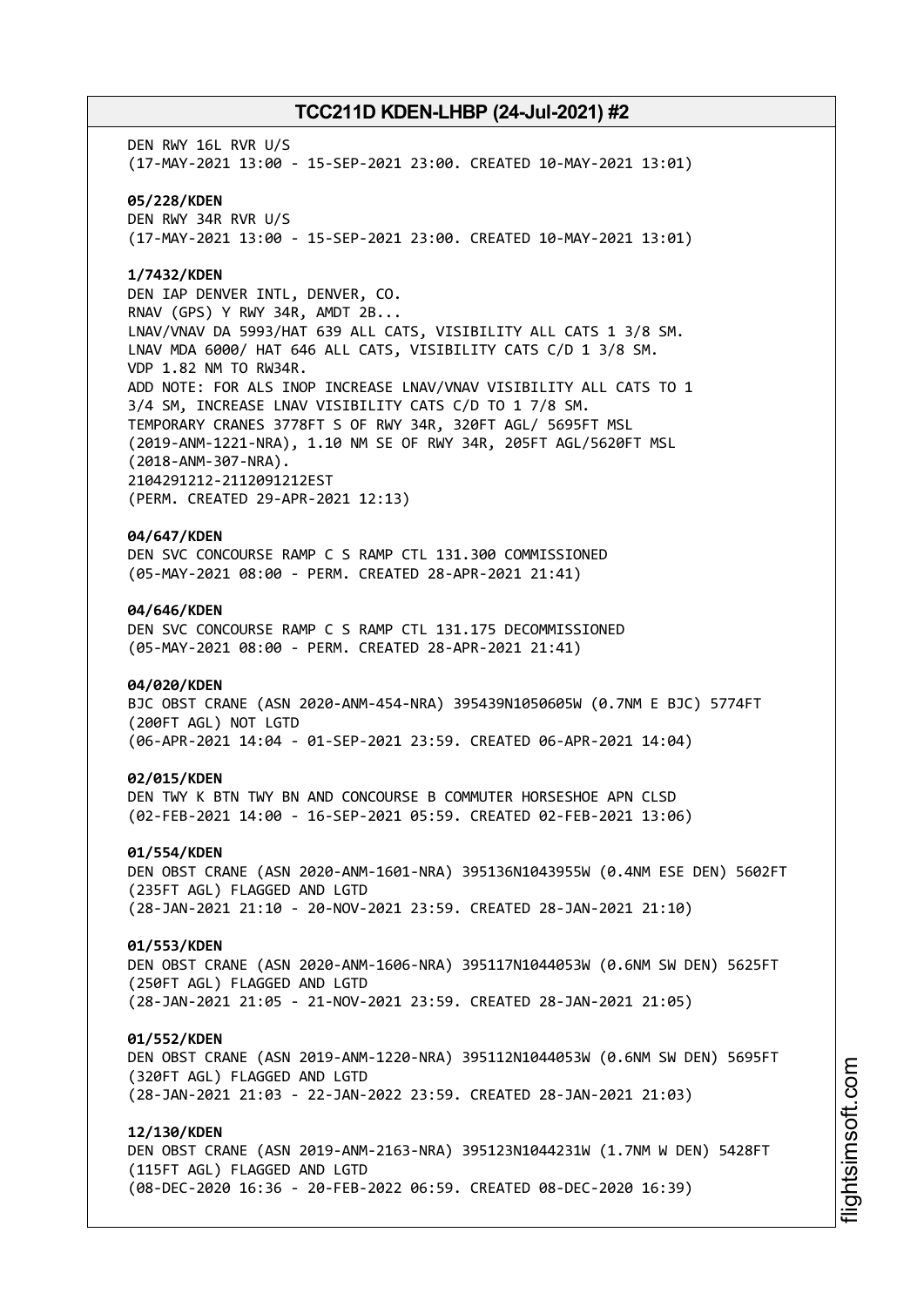DEN RWY 16L RVR U/S
(17-MAY-2021 13:00 - 15-SEP-2021 23:00. CREATED 10-MAY-2021 13:01)

**05/228/KDEN**
DEN RWY 34R RVR U/S
(17-MAY-2021 13:00 - 15-SEP-2021 23:00. CREATED 10-MAY-2021 13:01)

**1/7432/KDEN**
DEN IAP DENVER INTL, DENVER, CO.
RNAV (GPS) Y RWY 34R, AMDT 2B...
LNAV/VNAV DA 5993/HAT 639 ALL CATS, VISIBILITY ALL CATS 1 3/8 SM.
LNAV MDA 6000/ HAT 646 ALL CATS, VISIBILITY CATS C/D 1 3/8 SM.
VDP 1.82 NM TO RW34R.
ADD NOTE: FOR ALS INOP INCREASE LNAV/VNAV VISIBILITY ALL CATS TO 1 3/4 SM, INCREASE LNAV VISIBILITY CATS C/D TO 1 7/8 SM.
TEMPORARY CRANES 3778FT S OF RWY 34R, 320FT AGL/ 5695FT MSL (2019-ANM-1221-NRA), 1.10 NM SE OF RWY 34R, 205FT AGL/5620FT MSL (2018-ANM-307-NRA).
2104291212-2112091212EST
(PERM. CREATED 29-APR-2021 12:13)

**04/647/KDEN**
DEN SVC CONCOURSE RAMP C S RAMP CTL 131.300 COMMISSIONED
(05-MAY-2021 08:00 - PERM. CREATED 28-APR-2021 21:41)

**04/646/KDEN**
DEN SVC CONCOURSE RAMP C S RAMP CTL 131.175 DECOMMISSIONED
(05-MAY-2021 08:00 - PERM. CREATED 28-APR-2021 21:41)

**04/020/KDEN**
BJC OBST CRANE (ASN 2020-ANM-454-NRA) 395439N1050605W (0.7NM E BJC) 5774FT (200FT AGL) NOT LGTD
(06-APR-2021 14:04 - 01-SEP-2021 23:59. CREATED 06-APR-2021 14:04)

**02/015/KDEN**
DEN TWY K BTN TWY BN AND CONCOURSE B COMMUTER HORSESHOE APN CLSD
(02-FEB-2021 14:00 - 16-SEP-2021 05:59. CREATED 02-FEB-2021 13:06)

**01/554/KDEN**
DEN OBST CRANE (ASN 2020-ANM-1601-NRA) 395136N1043955W (0.4NM ESE DEN) 5602FT (235FT AGL) FLAGGED AND LGTD
(28-JAN-2021 21:10 - 20-NOV-2021 23:59. CREATED 28-JAN-2021 21:10)

**01/553/KDEN**
DEN OBST CRANE (ASN 2020-ANM-1606-NRA) 395117N1044053W (0.6NM SW DEN) 5625FT (250FT AGL) FLAGGED AND LGTD
(28-JAN-2021 21:05 - 21-NOV-2021 23:59. CREATED 28-JAN-2021 21:05)

**01/552/KDEN**
DEN OBST CRANE (ASN 2019-ANM-1220-NRA) 395112N1044053W (0.6NM SW DEN) 5695FT (320FT AGL) FLAGGED AND LGTD
(28-JAN-2021 21:03 - 22-JAN-2022 23:59. CREATED 28-JAN-2021 21:03)

**12/130/KDEN**
DEN OBST CRANE (ASN 2019-ANM-2163-NRA) 395123N1044231W (1.7NM W DEN) 5428FT (115FT AGL) FLAGGED AND LGTD
(08-DEC-2020 16:36 - 20-FEB-2022 06:59. CREATED 08-DEC-2020 16:39)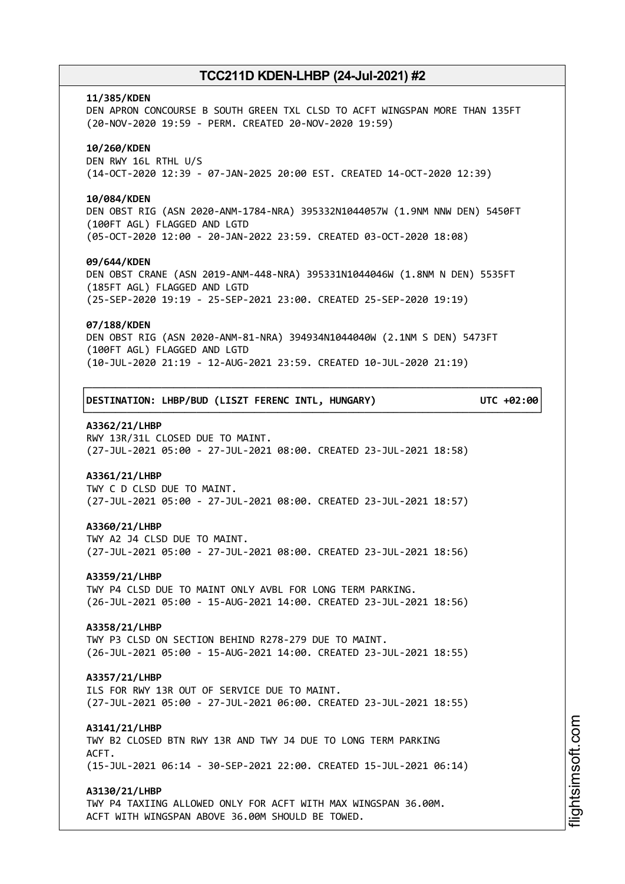**11/385/KDEN**
DEN APRON CONCOURSE B SOUTH GREEN TXL CLSD TO ACFT WINGSPAN MORE THAN 135FT
(20-NOV-2020 19:59 - PERM. CREATED 20-NOV-2020 19:59)

**10/260/KDEN**
DEN RWY 16L RTHL U/S
(14-OCT-2020 12:39 - 07-JAN-2025 20:00 EST. CREATED 14-OCT-2020 12:39)

**10/084/KDEN**
DEN OBST RIG (ASN 2020-ANM-1784-NRA) 395332N1044057W (1.9NM NNW DEN) 5450FT
(100FT AGL) FLAGGED AND LGTD
(05-OCT-2020 12:00 - 20-JAN-2022 23:59. CREATED 03-OCT-2020 18:08)

**09/644/KDEN**
DEN OBST CRANE (ASN 2019-ANM-448-NRA) 395331N1044046W (1.8NM N DEN) 5535FT
(185FT AGL) FLAGGED AND LGTD
(25-SEP-2020 19:19 - 25-SEP-2021 23:00. CREATED 25-SEP-2020 19:19)

**07/188/KDEN**
DEN OBST RIG (ASN 2020-ANM-81-NRA) 394934N1044040W (2.1NM S DEN) 5473FT
(100FT AGL) FLAGGED AND LGTD
(10-JUL-2020 21:19 - 12-AUG-2021 23:59. CREATED 10-JUL-2020 21:19)

**DESTINATION: LHBP/BUD (LISZT FERENC INTL, HUNGARY) UTC +02:00**

**A3362/21/LHBP**
RWY 13R/31L CLOSED DUE TO MAINT.
(27-JUL-2021 05:00 - 27-JUL-2021 08:00. CREATED 23-JUL-2021 18:58)

**A3361/21/LHBP**
TWY C D CLSD DUE TO MAINT.
(27-JUL-2021 05:00 - 27-JUL-2021 08:00. CREATED 23-JUL-2021 18:57)

**A3360/21/LHBP**
TWY A2 J4 CLSD DUE TO MAINT.
(27-JUL-2021 05:00 - 27-JUL-2021 08:00. CREATED 23-JUL-2021 18:56)

**A3359/21/LHBP**
TWY P4 CLSD DUE TO MAINT ONLY AVBL FOR LONG TERM PARKING.
(26-JUL-2021 05:00 - 15-AUG-2021 14:00. CREATED 23-JUL-2021 18:56)

**A3358/21/LHBP**
TWY P3 CLSD ON SECTION BEHIND R278-279 DUE TO MAINT.
(26-JUL-2021 05:00 - 15-AUG-2021 14:00. CREATED 23-JUL-2021 18:55)

**A3357/21/LHBP**
ILS FOR RWY 13R OUT OF SERVICE DUE TO MAINT.
(27-JUL-2021 05:00 - 27-JUL-2021 06:00. CREATED 23-JUL-2021 18:55)

**A3141/21/LHBP**
TWY B2 CLOSED BTN RWY 13R AND TWY J4 DUE TO LONG TERM PARKING
ACFT.
(15-JUL-2021 06:14 - 30-SEP-2021 22:00. CREATED 15-JUL-2021 06:14)

**A3130/21/LHBP**
TWY P4 TAXIING ALLOWED ONLY FOR ACFT WITH MAX WINGSPAN 36.00M.
ACFT WITH WINGSPAN ABOVE 36.00M SHOULD BE TOWED.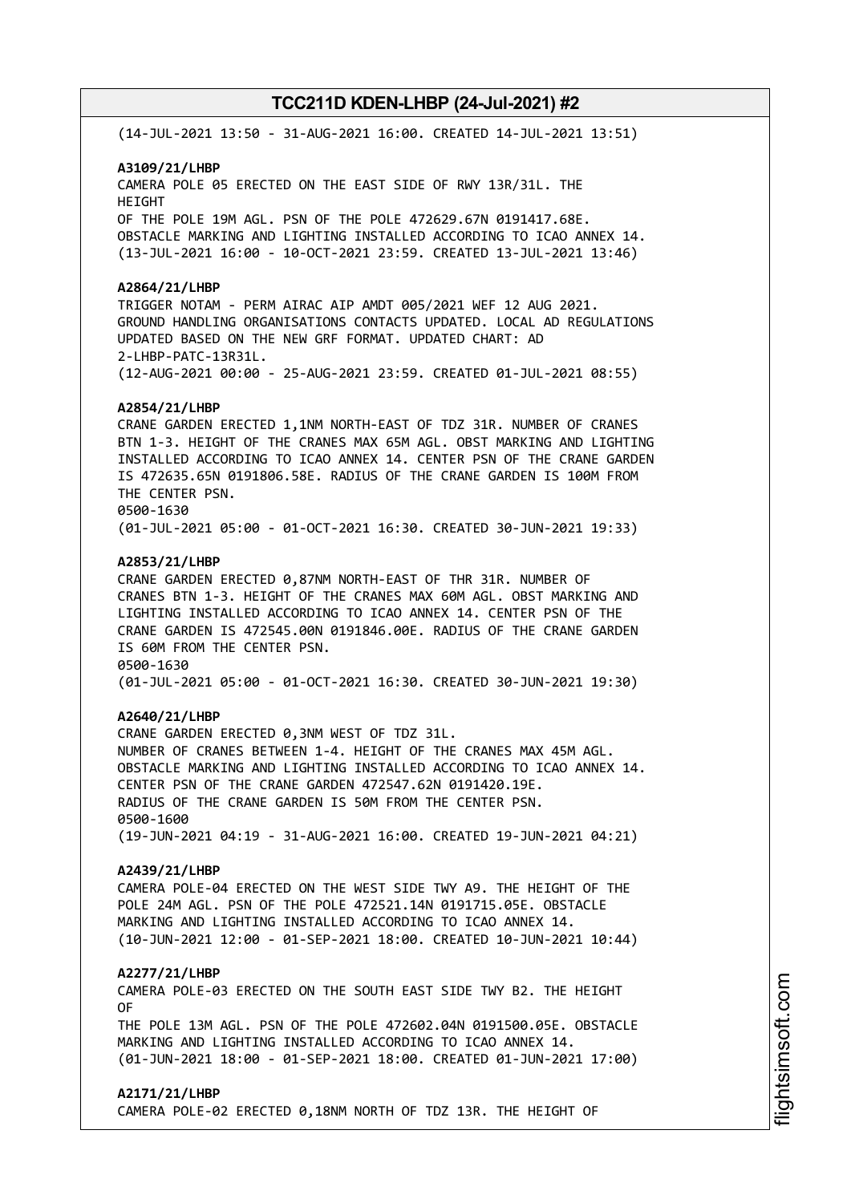(14-JUL-2021 13:50 - 31-AUG-2021 16:00. CREATED 14-JUL-2021 13:51)

**A3109/21/LHBP**
CAMERA POLE 05 ERECTED ON THE EAST SIDE OF RWY 13R/31L. THE HEIGHT
OF THE POLE 19M AGL. PSN OF THE POLE 472629.67N 0191417.68E.
OBSTACLE MARKING AND LIGHTING INSTALLED ACCORDING TO ICAO ANNEX 14.
(13-JUL-2021 16:00 - 10-OCT-2021 23:59. CREATED 13-JUL-2021 13:46)

**A2864/21/LHBP**
TRIGGER NOTAM - PERM AIRAC AIP AMDT 005/2021 WEF 12 AUG 2021.
GROUND HANDLING ORGANISATIONS CONTACTS UPDATED. LOCAL AD REGULATIONS
UPDATED BASED ON THE NEW GRF FORMAT. UPDATED CHART: AD
2-LHBP-PATC-13R31L.
(12-AUG-2021 00:00 - 25-AUG-2021 23:59. CREATED 01-JUL-2021 08:55)

**A2854/21/LHBP**
CRANE GARDEN ERECTED 1,1NM NORTH-EAST OF TDZ 31R. NUMBER OF CRANES
BTN 1-3. HEIGHT OF THE CRANES MAX 65M AGL. OBST MARKING AND LIGHTING
INSTALLED ACCORDING TO ICAO ANNEX 14. CENTER PSN OF THE CRANE GARDEN
IS 472635.65N 0191806.58E. RADIUS OF THE CRANE GARDEN IS 100M FROM
THE CENTER PSN.
0500-1630
(01-JUL-2021 05:00 - 01-OCT-2021 16:30. CREATED 30-JUN-2021 19:33)

**A2853/21/LHBP**
CRANE GARDEN ERECTED 0,87NM NORTH-EAST OF THR 31R. NUMBER OF
CRANES BTN 1-3. HEIGHT OF THE CRANES MAX 60M AGL. OBST MARKING AND
LIGHTING INSTALLED ACCORDING TO ICAO ANNEX 14. CENTER PSN OF THE
CRANE GARDEN IS 472545.00N 0191846.00E. RADIUS OF THE CRANE GARDEN
IS 60M FROM THE CENTER PSN.
0500-1630
(01-JUL-2021 05:00 - 01-OCT-2021 16:30. CREATED 30-JUN-2021 19:30)

**A2640/21/LHBP**
CRANE GARDEN ERECTED 0,3NM WEST OF TDZ 31L.
NUMBER OF CRANES BETWEEN 1-4. HEIGHT OF THE CRANES MAX 45M AGL.
OBSTACLE MARKING AND LIGHTING INSTALLED ACCORDING TO ICAO ANNEX 14.
CENTER PSN OF THE CRANE GARDEN 472547.62N 0191420.19E.
RADIUS OF THE CRANE GARDEN IS 50M FROM THE CENTER PSN.
0500-1600
(19-JUN-2021 04:19 - 31-AUG-2021 16:00. CREATED 19-JUN-2021 04:21)

**A2439/21/LHBP**
CAMERA POLE-04 ERECTED ON THE WEST SIDE TWY A9. THE HEIGHT OF THE
POLE 24M AGL. PSN OF THE POLE 472521.14N 0191715.05E. OBSTACLE
MARKING AND LIGHTING INSTALLED ACCORDING TO ICAO ANNEX 14.
(10-JUN-2021 12:00 - 01-SEP-2021 18:00. CREATED 10-JUN-2021 10:44)

**A2277/21/LHBP**
CAMERA POLE-03 ERECTED ON THE SOUTH EAST SIDE TWY B2. THE HEIGHT
OF
THE POLE 13M AGL. PSN OF THE POLE 472602.04N 0191500.05E. OBSTACLE
MARKING AND LIGHTING INSTALLED ACCORDING TO ICAO ANNEX 14.
(01-JUN-2021 18:00 - 01-SEP-2021 18:00. CREATED 01-JUN-2021 17:00)

**A2171/21/LHBP**
CAMERA POLE-02 ERECTED 0,18NM NORTH OF TDZ 13R. THE HEIGHT OF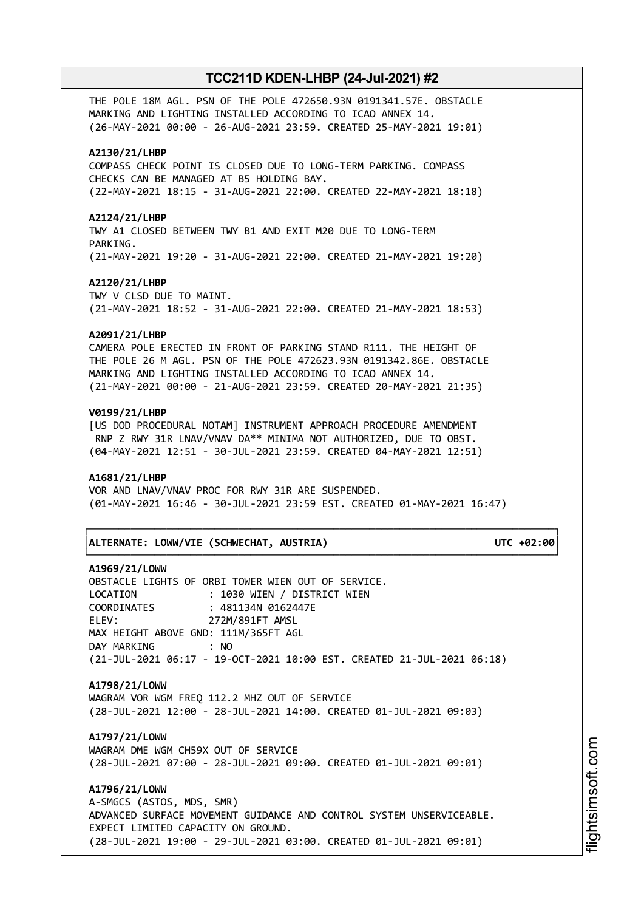THE POLE 18M AGL. PSN OF THE POLE 472650.93N 0191341.57E. OBSTACLE MARKING AND LIGHTING INSTALLED ACCORDING TO ICAO ANNEX 14.
(26-MAY-2021 00:00 - 26-AUG-2021 23:59. CREATED 25-MAY-2021 19:01)

**A2130/21/LHBP**
COMPASS CHECK POINT IS CLOSED DUE TO LONG-TERM PARKING. COMPASS CHECKS CAN BE MANAGED AT B5 HOLDING BAY.
(22-MAY-2021 18:15 - 31-AUG-2021 22:00. CREATED 22-MAY-2021 18:18)

**A2124/21/LHBP**
TWY A1 CLOSED BETWEEN TWY B1 AND EXIT M20 DUE TO LONG-TERM PARKING.
(21-MAY-2021 19:20 - 31-AUG-2021 22:00. CREATED 21-MAY-2021 19:20)

**A2120/21/LHBP**
TWY V CLSD DUE TO MAINT.
(21-MAY-2021 18:52 - 31-AUG-2021 22:00. CREATED 21-MAY-2021 18:53)

**A2091/21/LHBP**
CAMERA POLE ERECTED IN FRONT OF PARKING STAND R111. THE HEIGHT OF THE POLE 26 M AGL. PSN OF THE POLE 472623.93N 0191342.86E. OBSTACLE MARKING AND LIGHTING INSTALLED ACCORDING TO ICAO ANNEX 14.
(21-MAY-2021 00:00 - 21-AUG-2021 23:59. CREATED 20-MAY-2021 21:35)

**V0199/21/LHBP**
[US DOD PROCEDURAL NOTAM] INSTRUMENT APPROACH PROCEDURE AMENDMENT RNP Z RWY 31R LNAV/VNAV DA** MINIMA NOT AUTHORIZED, DUE TO OBST.
(04-MAY-2021 12:51 - 30-JUL-2021 23:59. CREATED 04-MAY-2021 12:51)

**A1681/21/LHBP**
VOR AND LNAV/VNAV PROC FOR RWY 31R ARE SUSPENDED.
(01-MAY-2021 16:46 - 30-JUL-2021 23:59 EST. CREATED 01-MAY-2021 16:47)

**ALTERNATE: LOWW/VIE (SCHWECHAT, AUSTRIA)** **UTC +02:00**

**A1969/21/LOWW**
OBSTACLE LIGHTS OF ORBI TOWER WIEN OUT OF SERVICE.
LOCATION : 1030 WIEN / DISTRICT WIEN
COORDINATES : 481134N 0162447E
ELEV: 272M/891FT AMSL
MAX HEIGHT ABOVE GND: 111M/365FT AGL
DAY MARKING : NO
(21-JUL-2021 06:17 - 19-OCT-2021 10:00 EST. CREATED 21-JUL-2021 06:18)

**A1798/21/LOWW**
WAGRAM VOR WGM FREQ 112.2 MHZ OUT OF SERVICE
(28-JUL-2021 12:00 - 28-JUL-2021 14:00. CREATED 01-JUL-2021 09:03)

**A1797/21/LOWW**
WAGRAM DME WGM CH59X OUT OF SERVICE
(28-JUL-2021 07:00 - 28-JUL-2021 09:00. CREATED 01-JUL-2021 09:01)

**A1796/21/LOWW**
A-SMGCS (ASTOS, MDS, SMR)
ADVANCED SURFACE MOVEMENT GUIDANCE AND CONTROL SYSTEM UNSERVICEABLE. EXPECT LIMITED CAPACITY ON GROUND.
(28-JUL-2021 19:00 - 29-JUL-2021 03:00. CREATED 01-JUL-2021 09:01)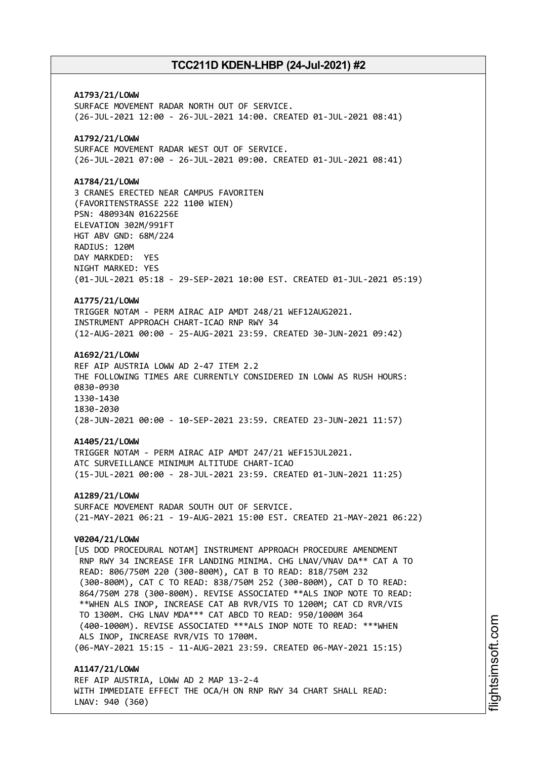**A1793/21/LOWW**
SURFACE MOVEMENT RADAR NORTH OUT OF SERVICE.
(26-JUL-2021 12:00 - 26-JUL-2021 14:00. CREATED 01-JUL-2021 08:41)

**A1792/21/LOWW**
SURFACE MOVEMENT RADAR WEST OUT OF SERVICE.
(26-JUL-2021 07:00 - 26-JUL-2021 09:00. CREATED 01-JUL-2021 08:41)

**A1784/21/LOWW**
3 CRANES ERECTED NEAR CAMPUS FAVORITEN
(FAVORITENSTRASSE 222 1100 WIEN)
PSN: 480934N 0162256E
ELEVATION 302M/991FT
HGT ABV GND: 68M/224
RADIUS: 120M
DAY MARKDED: YES
NIGHT MARKED: YES
(01-JUL-2021 05:18 - 29-SEP-2021 10:00 EST. CREATED 01-JUL-2021 05:19)

**A1775/21/LOWW**
TRIGGER NOTAM - PERM AIRAC AIP AMDT 248/21 WEF12AUG2021.
INSTRUMENT APPROACH CHART-ICAO RNP RWY 34
(12-AUG-2021 00:00 - 25-AUG-2021 23:59. CREATED 30-JUN-2021 09:42)

**A1692/21/LOWW**
REF AIP AUSTRIA LOWW AD 2-47 ITEM 2.2
THE FOLLOWING TIMES ARE CURRENTLY CONSIDERED IN LOWW AS RUSH HOURS:
0830-0930
1330-1430
1830-2030
(28-JUN-2021 00:00 - 10-SEP-2021 23:59. CREATED 23-JUN-2021 11:57)

**A1405/21/LOWW**
TRIGGER NOTAM - PERM AIRAC AIP AMDT 247/21 WEF15JUL2021.
ATC SURVEILLANCE MINIMUM ALTITUDE CHART-ICAO
(15-JUL-2021 00:00 - 28-JUL-2021 23:59. CREATED 01-JUN-2021 11:25)

**A1289/21/LOWW**
SURFACE MOVEMENT RADAR SOUTH OUT OF SERVICE.
(21-MAY-2021 06:21 - 19-AUG-2021 15:00 EST. CREATED 21-MAY-2021 06:22)

**V0204/21/LOWW**
[US DOD PROCEDURAL NOTAM] INSTRUMENT APPROACH PROCEDURE AMENDMENT
RNP RWY 34 INCREASE IFR LANDING MINIMA. CHG LNAV/VNAV DA** CAT A TO
READ: 806/750M 220 (300-800M), CAT B TO READ: 818/750M 232
(300-800M), CAT C TO READ: 838/750M 252 (300-800M), CAT D TO READ:
864/750M 278 (300-800M). REVISE ASSOCIATED **ALS INOP NOTE TO READ:
**WHEN ALS INOP, INCREASE CAT AB RVR/VIS TO 1200M; CAT CD RVR/VIS
TO 1300M. CHG LNAV MDA*** CAT ABCD TO READ: 950/1000M 364
(400-1000M). REVISE ASSOCIATED ***ALS INOP NOTE TO READ: ***WHEN
ALS INOP, INCREASE RVR/VIS TO 1700M.
(06-MAY-2021 15:15 - 11-AUG-2021 23:59. CREATED 06-MAY-2021 15:15)

**A1147/21/LOWW**
REF AIP AUSTRIA, LOWW AD 2 MAP 13-2-4
WITH IMMEDIATE EFFECT THE OCA/H ON RNP RWY 34 CHART SHALL READ:
LNAV: 940 (360)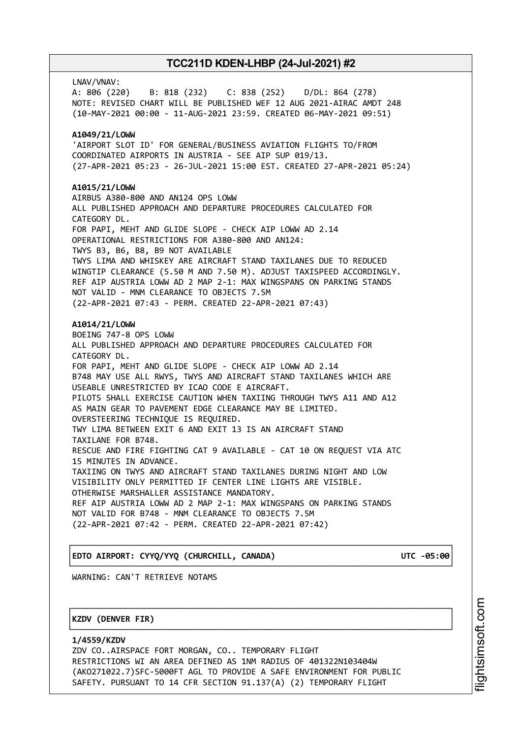LNAV/VNAV:
A: 806 (220)    B: 818 (232)    C: 838 (252)    D/DL: 864 (278)
NOTE: REVISED CHART WILL BE PUBLISHED WEF 12 AUG 2021-AIRAC AMDT 248
(10-MAY-2021 00:00 - 11-AUG-2021 23:59. CREATED 06-MAY-2021 09:51)

**A1049/21/LOWW**
'AIRPORT SLOT ID' FOR GENERAL/BUSINESS AVIATION FLIGHTS TO/FROM
COORDINATED AIRPORTS IN AUSTRIA - SEE AIP SUP 019/13.
(27-APR-2021 05:23 - 26-JUL-2021 15:00 EST. CREATED 27-APR-2021 05:24)

**A1015/21/LOWW**
AIRBUS A380-800 AND AN124 OPS LOWW
ALL PUBLISHED APPROACH AND DEPARTURE PROCEDURES CALCULATED FOR
CATEGORY DL.
FOR PAPI, MEHT AND GLIDE SLOPE - CHECK AIP LOWW AD 2.14
OPERATIONAL RESTRICTIONS FOR A380-800 AND AN124:
TWYS B3, B6, B8, B9 NOT AVAILABLE
TWYS LIMA AND WHISKEY ARE AIRCRAFT STAND TAXILANES DUE TO REDUCED
WINGTIP CLEARANCE (5.50 M AND 7.50 M). ADJUST TAXISPEED ACCORDINGLY.
REF AIP AUSTRIA LOWW AD 2 MAP 2-1: MAX WINGSPANS ON PARKING STANDS
NOT VALID - MNM CLEARANCE TO OBJECTS 7.5M
(22-APR-2021 07:43 - PERM. CREATED 22-APR-2021 07:43)

**A1014/21/LOWW**
BOEING 747-8 OPS LOWW
ALL PUBLISHED APPROACH AND DEPARTURE PROCEDURES CALCULATED FOR
CATEGORY DL.
FOR PAPI, MEHT AND GLIDE SLOPE - CHECK AIP LOWW AD 2.14
B748 MAY USE ALL RWYS, TWYS AND AIRCRAFT STAND TAXILANES WHICH ARE
USEABLE UNRESTRICTED BY ICAO CODE E AIRCRAFT.
PILOTS SHALL EXERCISE CAUTION WHEN TAXIING THROUGH TWYS A11 AND A12
AS MAIN GEAR TO PAVEMENT EDGE CLEARANCE MAY BE LIMITED.
OVERSTEERING TECHNIQUE IS REQUIRED.
TWY LIMA BETWEEN EXIT 6 AND EXIT 13 IS AN AIRCRAFT STAND
TAXILANE FOR B748.
RESCUE AND FIRE FIGHTING CAT 9 AVAILABLE - CAT 10 ON REQUEST VIA ATC
15 MINUTES IN ADVANCE.
TAXIING ON TWYS AND AIRCRAFT STAND TAXILANES DURING NIGHT AND LOW
VISIBILITY ONLY PERMITTED IF CENTER LINE LIGHTS ARE VISIBLE.
OTHERWISE MARSHALLER ASSISTANCE MANDATORY.
REF AIP AUSTRIA LOWW AD 2 MAP 2-1: MAX WINGSPANS ON PARKING STANDS
NOT VALID FOR B748 - MNM CLEARANCE TO OBJECTS 7.5M
(22-APR-2021 07:42 - PERM. CREATED 22-APR-2021 07:42)

**EDTO AIRPORT: CYYQ/YYQ (CHURCHILL, CANADA)** UTC -05:00

WARNING: CAN'T RETRIEVE NOTAMS

**KZDV (DENVER FIR)**

**1/4559/KZDV**
ZDV CO..AIRSPACE FORT MORGAN, CO.. TEMPORARY FLIGHT
RESTRICTIONS WI AN AREA DEFINED AS 1NM RADIUS OF 401322N103404W
(AKO271022.7)SFC-5000FT AGL TO PROVIDE A SAFE ENVIRONMENT FOR PUBLIC
SAFETY. PURSUANT TO 14 CFR SECTION 91.137(A) (2) TEMPORARY FLIGHT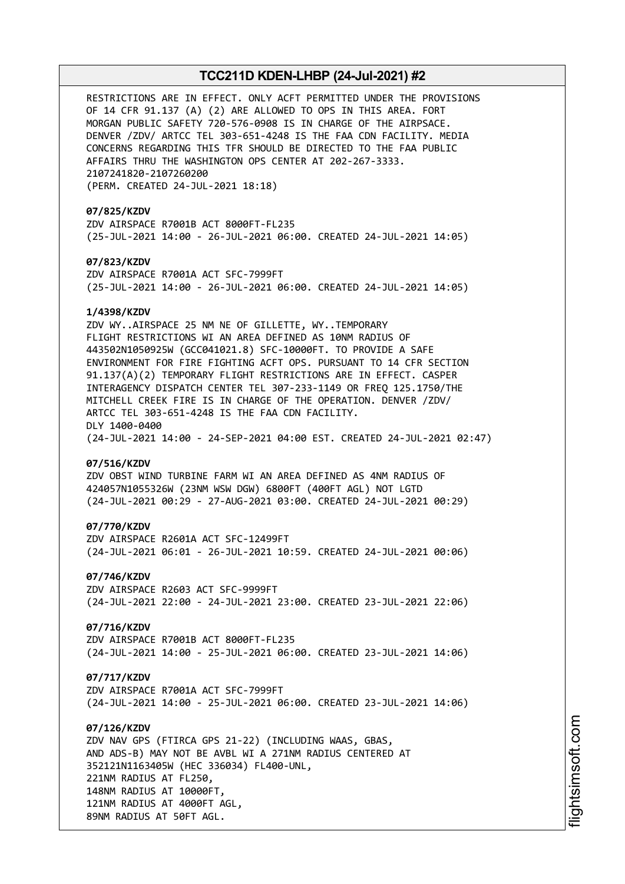RESTRICTIONS ARE IN EFFECT. ONLY ACFT PERMITTED UNDER THE PROVISIONS OF 14 CFR 91.137 (A) (2) ARE ALLOWED TO OPS IN THIS AREA. FORT MORGAN PUBLIC SAFETY 720-576-0908 IS IN CHARGE OF THE AIRPSACE. DENVER /ZDV/ ARTCC TEL 303-651-4248 IS THE FAA CDN FACILITY. MEDIA CONCERNS REGARDING THIS TFR SHOULD BE DIRECTED TO THE FAA PUBLIC AFFAIRS THRU THE WASHINGTON OPS CENTER AT 202-267-3333.
2107241820-2107260200
(PERM. CREATED 24-JUL-2021 18:18)

**07/825/KZDV**
ZDV AIRSPACE R7001B ACT 8000FT-FL235
(25-JUL-2021 14:00 - 26-JUL-2021 06:00. CREATED 24-JUL-2021 14:05)

**07/823/KZDV**
ZDV AIRSPACE R7001A ACT SFC-7999FT
(25-JUL-2021 14:00 - 26-JUL-2021 06:00. CREATED 24-JUL-2021 14:05)

**1/4398/KZDV**
ZDV WY..AIRSPACE 25 NM NE OF GILLETTE, WY..TEMPORARY FLIGHT RESTRICTIONS WI AN AREA DEFINED AS 10NM RADIUS OF 443502N1050925W (GCC041021.8) SFC-10000FT. TO PROVIDE A SAFE ENVIRONMENT FOR FIRE FIGHTING ACFT OPS. PURSUANT TO 14 CFR SECTION 91.137(A)(2) TEMPORARY FLIGHT RESTRICTIONS ARE IN EFFECT. CASPER INTERAGENCY DISPATCH CENTER TEL 307-233-1149 OR FREQ 125.1750/THE MITCHELL CREEK FIRE IS IN CHARGE OF THE OPERATION. DENVER /ZDV/ ARTCC TEL 303-651-4248 IS THE FAA CDN FACILITY.
DLY 1400-0400
(24-JUL-2021 14:00 - 24-SEP-2021 04:00 EST. CREATED 24-JUL-2021 02:47)

**07/516/KZDV**
ZDV OBST WIND TURBINE FARM WI AN AREA DEFINED AS 4NM RADIUS OF 424057N1055326W (23NM WSW DGW) 6800FT (400FT AGL) NOT LGTD
(24-JUL-2021 00:29 - 27-AUG-2021 03:00. CREATED 24-JUL-2021 00:29)

**07/770/KZDV**
ZDV AIRSPACE R2601A ACT SFC-12499FT
(24-JUL-2021 06:01 - 26-JUL-2021 10:59. CREATED 24-JUL-2021 00:06)

**07/746/KZDV**
ZDV AIRSPACE R2603 ACT SFC-9999FT
(24-JUL-2021 22:00 - 24-JUL-2021 23:00. CREATED 23-JUL-2021 22:06)

**07/716/KZDV**
ZDV AIRSPACE R7001B ACT 8000FT-FL235
(24-JUL-2021 14:00 - 25-JUL-2021 06:00. CREATED 23-JUL-2021 14:06)

**07/717/KZDV**
ZDV AIRSPACE R7001A ACT SFC-7999FT
(24-JUL-2021 14:00 - 25-JUL-2021 06:00. CREATED 23-JUL-2021 14:06)

**07/126/KZDV**
ZDV NAV GPS (FTIRCA GPS 21-22) (INCLUDING WAAS, GBAS, AND ADS-B) MAY NOT BE AVBL WI A 271NM RADIUS CENTERED AT 352121N1163405W (HEC 336034) FL400-UNL,
221NM RADIUS AT FL250,
148NM RADIUS AT 10000FT,
121NM RADIUS AT 4000FT AGL,
89NM RADIUS AT 50FT AGL.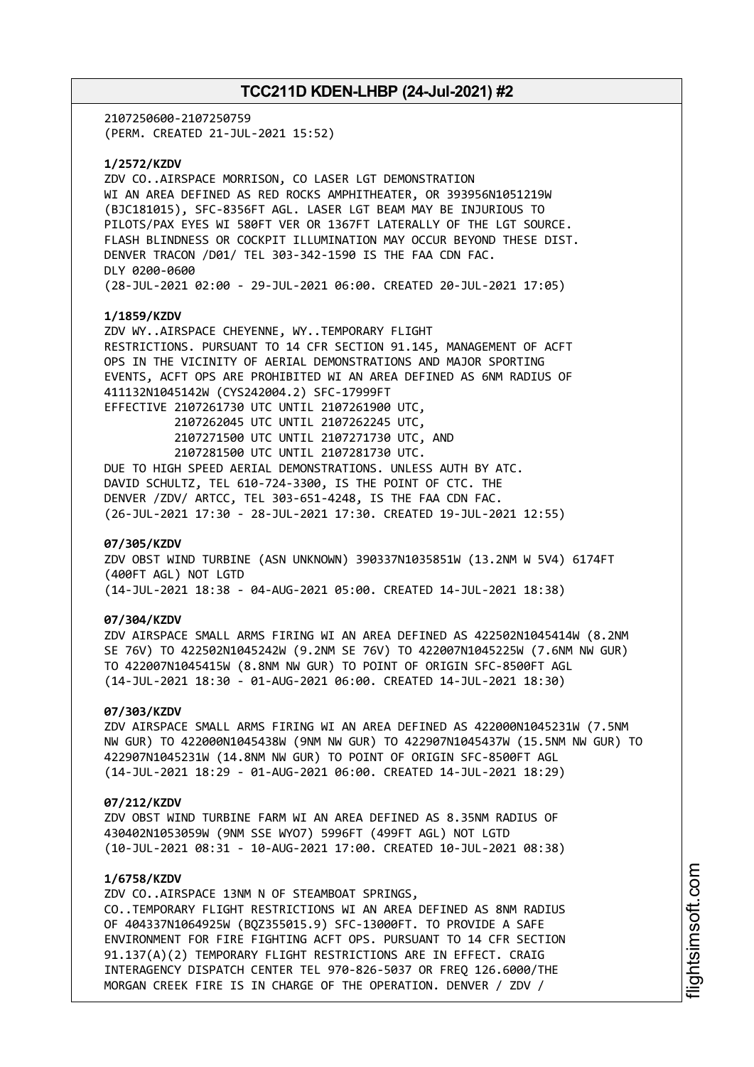2107250600-2107250759
(PERM. CREATED 21-JUL-2021 15:52)

**1/2572/KZDV**
ZDV CO..AIRSPACE MORRISON, CO LASER LGT DEMONSTRATION
WI AN AREA DEFINED AS RED ROCKS AMPHITHEATER, OR 393956N1051219W
(BJC181015), SFC-8356FT AGL. LASER LGT BEAM MAY BE INJURIOUS TO
PILOTS/PAX EYES WI 580FT VER OR 1367FT LATERALLY OF THE LGT SOURCE.
FLASH BLINDNESS OR COCKPIT ILLUMINATION MAY OCCUR BEYOND THESE DIST.
DENVER TRACON /D01/ TEL 303-342-1590 IS THE FAA CDN FAC.
DLY 0200-0600
(28-JUL-2021 02:00 - 29-JUL-2021 06:00. CREATED 20-JUL-2021 17:05)

**1/1859/KZDV**
ZDV WY..AIRSPACE CHEYENNE, WY..TEMPORARY FLIGHT
RESTRICTIONS. PURSUANT TO 14 CFR SECTION 91.145, MANAGEMENT OF ACFT
OPS IN THE VICINITY OF AERIAL DEMONSTRATIONS AND MAJOR SPORTING
EVENTS, ACFT OPS ARE PROHIBITED WI AN AREA DEFINED AS 6NM RADIUS OF
411132N1045142W (CYS242004.2) SFC-17999FT
EFFECTIVE 2107261730 UTC UNTIL 2107261900 UTC,
2107262045 UTC UNTIL 2107262245 UTC,
2107271500 UTC UNTIL 2107271730 UTC, AND
2107281500 UTC UNTIL 2107281730 UTC.
DUE TO HIGH SPEED AERIAL DEMONSTRATIONS. UNLESS AUTH BY ATC.
DAVID SCHULTZ, TEL 610-724-3300, IS THE POINT OF CTC. THE
DENVER /ZDV/ ARTCC, TEL 303-651-4248, IS THE FAA CDN FAC.
(26-JUL-2021 17:30 - 28-JUL-2021 17:30. CREATED 19-JUL-2021 12:55)

**07/305/KZDV**
ZDV OBST WIND TURBINE (ASN UNKNOWN) 390337N1035851W (13.2NM W 5V4) 6174FT
(400FT AGL) NOT LGTD
(14-JUL-2021 18:38 - 04-AUG-2021 05:00. CREATED 14-JUL-2021 18:38)

**07/304/KZDV**
ZDV AIRSPACE SMALL ARMS FIRING WI AN AREA DEFINED AS 422502N1045414W (8.2NM
SE 76V) TO 422502N1045242W (9.2NM SE 76V) TO 422007N1045225W (7.6NM NW GUR)
TO 422007N1045415W (8.8NM NW GUR) TO POINT OF ORIGIN SFC-8500FT AGL
(14-JUL-2021 18:30 - 01-AUG-2021 06:00. CREATED 14-JUL-2021 18:30)

**07/303/KZDV**
ZDV AIRSPACE SMALL ARMS FIRING WI AN AREA DEFINED AS 422000N1045231W (7.5NM
NW GUR) TO 422000N1045438W (9NM NW GUR) TO 422907N1045437W (15.5NM NW GUR) TO
422907N1045231W (14.8NM NW GUR) TO POINT OF ORIGIN SFC-8500FT AGL
(14-JUL-2021 18:29 - 01-AUG-2021 06:00. CREATED 14-JUL-2021 18:29)

**07/212/KZDV**
ZDV OBST WIND TURBINE FARM WI AN AREA DEFINED AS 8.35NM RADIUS OF
430402N1053059W (9NM SSE WYO7) 5996FT (499FT AGL) NOT LGTD
(10-JUL-2021 08:31 - 10-AUG-2021 17:00. CREATED 10-JUL-2021 08:38)

**1/6758/KZDV**
ZDV CO..AIRSPACE 13NM N OF STEAMBOAT SPRINGS,
CO..TEMPORARY FLIGHT RESTRICTIONS WI AN AREA DEFINED AS 8NM RADIUS
OF 404337N1064925W (BQZ355015.9) SFC-13000FT. TO PROVIDE A SAFE
ENVIRONMENT FOR FIRE FIGHTING ACFT OPS. PURSUANT TO 14 CFR SECTION
91.137(A)(2) TEMPORARY FLIGHT RESTRICTIONS ARE IN EFFECT. CRAIG
INTERAGENCY DISPATCH CENTER TEL 970-826-5037 OR FREQ 126.6000/THE
MORGAN CREEK FIRE IS IN CHARGE OF THE OPERATION. DENVER / ZDV /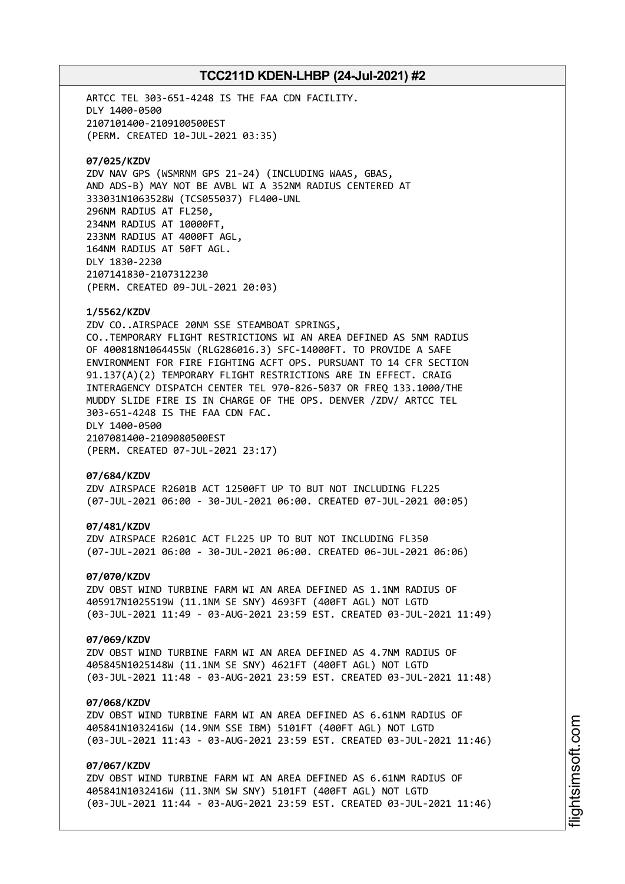ARTCC TEL 303-651-4248 IS THE FAA CDN FACILITY.
DLY 1400-0500
2107101400-2109100500EST
(PERM. CREATED 10-JUL-2021 03:35)

**07/025/KZDV**
ZDV NAV GPS (WSMRNM GPS 21-24) (INCLUDING WAAS, GBAS,
AND ADS-B) MAY NOT BE AVBL WI A 352NM RADIUS CENTERED AT
333031N1063528W (TCS055037) FL400-UNL
296NM RADIUS AT FL250,
234NM RADIUS AT 10000FT,
233NM RADIUS AT 4000FT AGL,
164NM RADIUS AT 50FT AGL.
DLY 1830-2230
2107141830-2107312230
(PERM. CREATED 09-JUL-2021 20:03)

**1/5562/KZDV**
ZDV CO..AIRSPACE 20NM SSE STEAMBOAT SPRINGS,
CO..TEMPORARY FLIGHT RESTRICTIONS WI AN AREA DEFINED AS 5NM RADIUS
OF 400818N1064455W (RLG286016.3) SFC-14000FT. TO PROVIDE A SAFE
ENVIRONMENT FOR FIRE FIGHTING ACFT OPS. PURSUANT TO 14 CFR SECTION
91.137(A)(2) TEMPORARY FLIGHT RESTRICTIONS ARE IN EFFECT. CRAIG
INTERAGENCY DISPATCH CENTER TEL 970-826-5037 OR FREQ 133.1000/THE
MUDDY SLIDE FIRE IS IN CHARGE OF THE OPS. DENVER /ZDV/ ARTCC TEL
303-651-4248 IS THE FAA CDN FAC.
DLY 1400-0500
2107081400-2109080500EST
(PERM. CREATED 07-JUL-2021 23:17)

**07/684/KZDV**
ZDV AIRSPACE R2601B ACT 12500FT UP TO BUT NOT INCLUDING FL225
(07-JUL-2021 06:00 - 30-JUL-2021 06:00. CREATED 07-JUL-2021 00:05)

**07/481/KZDV**
ZDV AIRSPACE R2601C ACT FL225 UP TO BUT NOT INCLUDING FL350
(07-JUL-2021 06:00 - 30-JUL-2021 06:00. CREATED 06-JUL-2021 06:06)

**07/070/KZDV**
ZDV OBST WIND TURBINE FARM WI AN AREA DEFINED AS 1.1NM RADIUS OF
405917N1025519W (11.1NM SE SNY) 4693FT (400FT AGL) NOT LGTD
(03-JUL-2021 11:49 - 03-AUG-2021 23:59 EST. CREATED 03-JUL-2021 11:49)

**07/069/KZDV**
ZDV OBST WIND TURBINE FARM WI AN AREA DEFINED AS 4.7NM RADIUS OF
405845N1025148W (11.1NM SE SNY) 4621FT (400FT AGL) NOT LGTD
(03-JUL-2021 11:48 - 03-AUG-2021 23:59 EST. CREATED 03-JUL-2021 11:48)

**07/068/KZDV**
ZDV OBST WIND TURBINE FARM WI AN AREA DEFINED AS 6.61NM RADIUS OF
405841N1032416W (14.9NM SSE IBM) 5101FT (400FT AGL) NOT LGTD
(03-JUL-2021 11:43 - 03-AUG-2021 23:59 EST. CREATED 03-JUL-2021 11:46)

**07/067/KZDV**
ZDV OBST WIND TURBINE FARM WI AN AREA DEFINED AS 6.61NM RADIUS OF
405841N1032416W (11.3NM SW SNY) 5101FT (400FT AGL) NOT LGTD
(03-JUL-2021 11:44 - 03-AUG-2021 23:59 EST. CREATED 03-JUL-2021 11:46)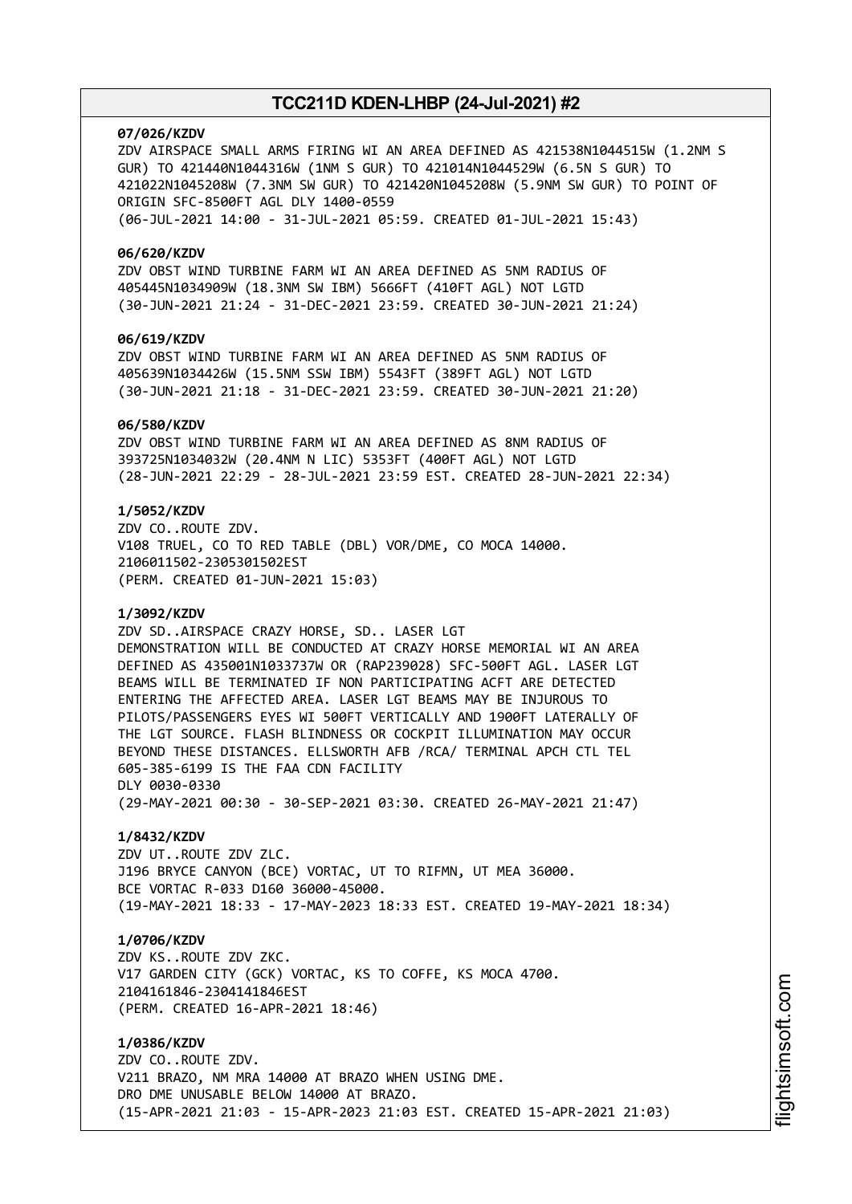**07/026/KZDV**
ZDV AIRSPACE SMALL ARMS FIRING WI AN AREA DEFINED AS 421538N1044515W (1.2NM S GUR) TO 421440N1044316W (1NM S GUR) TO 421014N1044529W (6.5N S GUR) TO 421022N1045208W (7.3NM SW GUR) TO 421420N1045208W (5.9NM SW GUR) TO POINT OF ORIGIN SFC-8500FT AGL DLY 1400-0559
(06-JUL-2021 14:00 - 31-JUL-2021 05:59. CREATED 01-JUL-2021 15:43)

**06/620/KZDV**
ZDV OBST WIND TURBINE FARM WI AN AREA DEFINED AS 5NM RADIUS OF 405445N1034909W (18.3NM SW IBM) 5666FT (410FT AGL) NOT LGTD
(30-JUN-2021 21:24 - 31-DEC-2021 23:59. CREATED 30-JUN-2021 21:24)

**06/619/KZDV**
ZDV OBST WIND TURBINE FARM WI AN AREA DEFINED AS 5NM RADIUS OF 405639N1034426W (15.5NM SSW IBM) 5543FT (389FT AGL) NOT LGTD
(30-JUN-2021 21:18 - 31-DEC-2021 23:59. CREATED 30-JUN-2021 21:20)

**06/580/KZDV**
ZDV OBST WIND TURBINE FARM WI AN AREA DEFINED AS 8NM RADIUS OF 393725N1034032W (20.4NM N LIC) 5353FT (400FT AGL) NOT LGTD
(28-JUN-2021 22:29 - 28-JUL-2021 23:59 EST. CREATED 28-JUN-2021 22:34)

**1/5052/KZDV**
ZDV CO..ROUTE ZDV.
V108 TRUEL, CO TO RED TABLE (DBL) VOR/DME, CO MOCA 14000.
2106011502-2305301502EST
(PERM. CREATED 01-JUN-2021 15:03)

**1/3092/KZDV**
ZDV SD..AIRSPACE CRAZY HORSE, SD.. LASER LGT DEMONSTRATION WILL BE CONDUCTED AT CRAZY HORSE MEMORIAL WI AN AREA DEFINED AS 435001N1033737W OR (RAP239028) SFC-500FT AGL. LASER LGT BEAMS WILL BE TERMINATED IF NON PARTICIPATING ACFT ARE DETECTED ENTERING THE AFFECTED AREA. LASER LGT BEAMS MAY BE INJUROUS TO PILOTS/PASSENGERS EYES WI 500FT VERTICALLY AND 1900FT LATERALLY OF THE LGT SOURCE. FLASH BLINDNESS OR COCKPIT ILLUMINATION MAY OCCUR BEYOND THESE DISTANCES. ELLSWORTH AFB /RCA/ TERMINAL APCH CTL TEL 605-385-6199 IS THE FAA CDN FACILITY
DLY 0030-0330
(29-MAY-2021 00:30 - 30-SEP-2021 03:30. CREATED 26-MAY-2021 21:47)

**1/8432/KZDV**
ZDV UT..ROUTE ZDV ZLC.
J196 BRYCE CANYON (BCE) VORTAC, UT TO RIFMN, UT MEA 36000.
BCE VORTAC R-033 D160 36000-45000.
(19-MAY-2021 18:33 - 17-MAY-2023 18:33 EST. CREATED 19-MAY-2021 18:34)

**1/0706/KZDV**
ZDV KS..ROUTE ZDV ZKC.
V17 GARDEN CITY (GCK) VORTAC, KS TO COFFE, KS MOCA 4700.
2104161846-2304141846EST
(PERM. CREATED 16-APR-2021 18:46)

**1/0386/KZDV**
ZDV CO..ROUTE ZDV.
V211 BRAZO, NM MRA 14000 AT BRAZO WHEN USING DME.
DRO DME UNUSABLE BELOW 14000 AT BRAZO.
(15-APR-2021 21:03 - 15-APR-2023 21:03 EST. CREATED 15-APR-2021 21:03)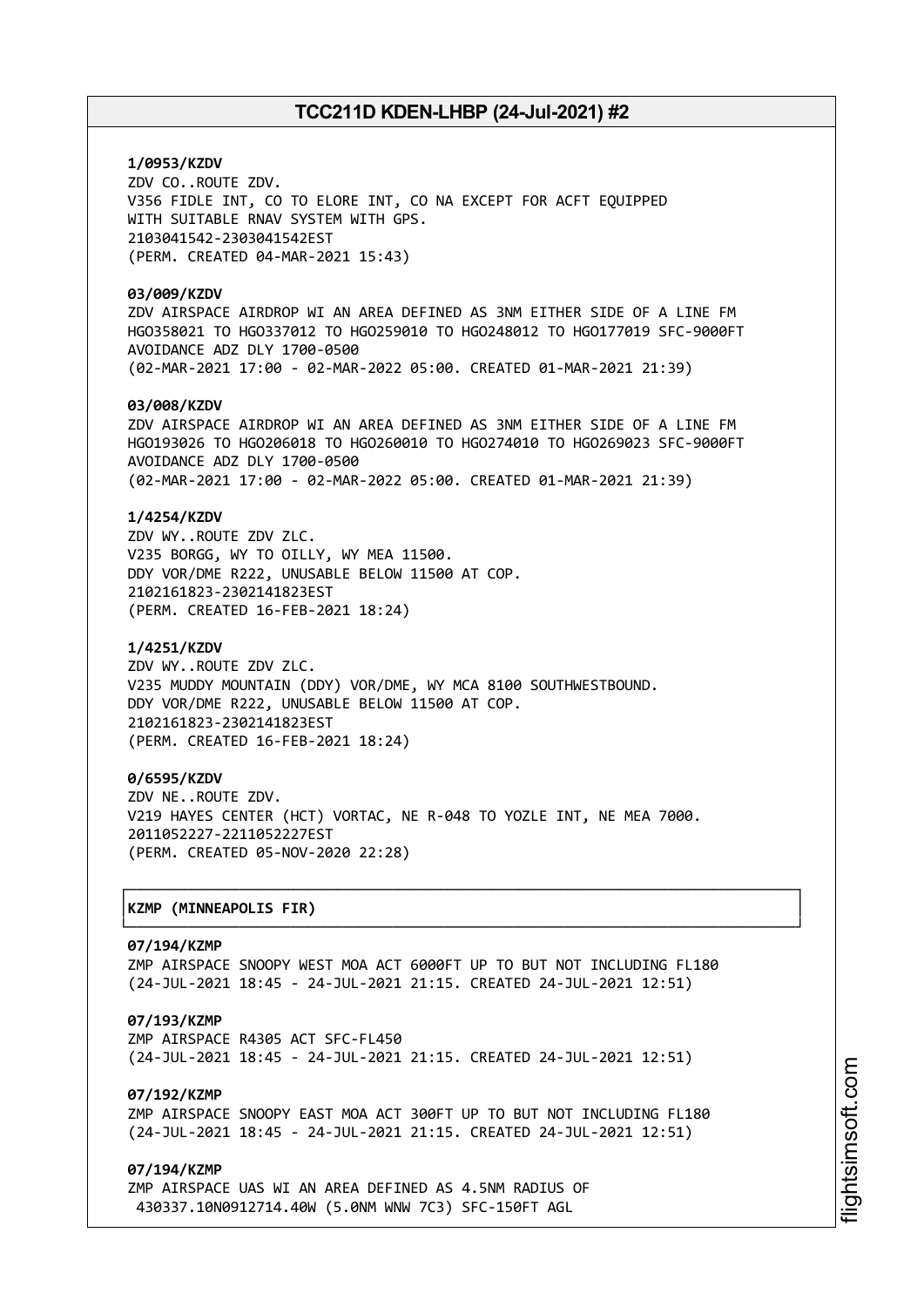**1/0953/KZDV**
ZDV CO..ROUTE ZDV.
V356 FIDLE INT, CO TO ELORE INT, CO NA EXCEPT FOR ACFT EQUIPPED
WITH SUITABLE RNAV SYSTEM WITH GPS.
2103041542-2303041542EST
(PERM. CREATED 04-MAR-2021 15:43)

**03/009/KZDV**
ZDV AIRSPACE AIRDROP WI AN AREA DEFINED AS 3NM EITHER SIDE OF A LINE FM
HGO358021 TO HGO337012 TO HGO259010 TO HGO248012 TO HGO177019 SFC-9000FT
AVOIDANCE ADZ DLY 1700-0500
(02-MAR-2021 17:00 - 02-MAR-2022 05:00. CREATED 01-MAR-2021 21:39)

**03/008/KZDV**
ZDV AIRSPACE AIRDROP WI AN AREA DEFINED AS 3NM EITHER SIDE OF A LINE FM
HGO193026 TO HGO206018 TO HGO260010 TO HGO274010 TO HGO269023 SFC-9000FT
AVOIDANCE ADZ DLY 1700-0500
(02-MAR-2021 17:00 - 02-MAR-2022 05:00. CREATED 01-MAR-2021 21:39)

**1/4254/KZDV**
ZDV WY..ROUTE ZDV ZLC.
V235 BORGG, WY TO OILLY, WY MEA 11500.
DDY VOR/DME R222, UNUSABLE BELOW 11500 AT COP.
2102161823-2302141823EST
(PERM. CREATED 16-FEB-2021 18:24)

**1/4251/KZDV**
ZDV WY..ROUTE ZDV ZLC.
V235 MUDDY MOUNTAIN (DDY) VOR/DME, WY MCA 8100 SOUTHWESTBOUND.
DDY VOR/DME R222, UNUSABLE BELOW 11500 AT COP.
2102161823-2302141823EST
(PERM. CREATED 16-FEB-2021 18:24)

**0/6595/KZDV**
ZDV NE..ROUTE ZDV.
V219 HAYES CENTER (HCT) VORTAC, NE R-048 TO YOZLE INT, NE MEA 7000.
2011052227-2211052227EST
(PERM. CREATED 05-NOV-2020 22:28)

## KZMP (MINNEAPOLIS FIR)

**07/194/KZMP**
ZMP AIRSPACE SNOOPY WEST MOA ACT 6000FT UP TO BUT NOT INCLUDING FL180
(24-JUL-2021 18:45 - 24-JUL-2021 21:15. CREATED 24-JUL-2021 12:51)

**07/193/KZMP**
ZMP AIRSPACE R4305 ACT SFC-FL450
(24-JUL-2021 18:45 - 24-JUL-2021 21:15. CREATED 24-JUL-2021 12:51)

**07/192/KZMP**
ZMP AIRSPACE SNOOPY EAST MOA ACT 300FT UP TO BUT NOT INCLUDING FL180
(24-JUL-2021 18:45 - 24-JUL-2021 21:15. CREATED 24-JUL-2021 12:51)

**07/194/KZMP**
ZMP AIRSPACE UAS WI AN AREA DEFINED AS 4.5NM RADIUS OF
430337.10N0912714.40W (5.0NM WNW 7C3) SFC-150FT AGL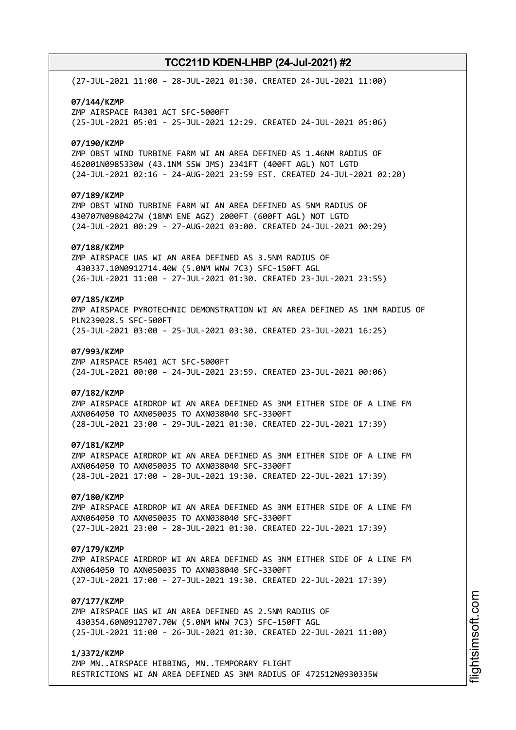(27-JUL-2021 11:00 - 28-JUL-2021 01:30. CREATED 24-JUL-2021 11:00)

**07/144/KZMP**
ZMP AIRSPACE R4301 ACT SFC-5000FT
(25-JUL-2021 05:01 - 25-JUL-2021 12:29. CREATED 24-JUL-2021 05:06)

**07/190/KZMP**
ZMP OBST WIND TURBINE FARM WI AN AREA DEFINED AS 1.46NM RADIUS OF
462001N0985330W (43.1NM SSW JMS) 2341FT (400FT AGL) NOT LGTD
(24-JUL-2021 02:16 - 24-AUG-2021 23:59 EST. CREATED 24-JUL-2021 02:20)

**07/189/KZMP**
ZMP OBST WIND TURBINE FARM WI AN AREA DEFINED AS 5NM RADIUS OF
430707N0980427W (18NM ENE AGZ) 2000FT (600FT AGL) NOT LGTD
(24-JUL-2021 00:29 - 27-AUG-2021 03:00. CREATED 24-JUL-2021 00:29)

**07/188/KZMP**
ZMP AIRSPACE UAS WI AN AREA DEFINED AS 3.5NM RADIUS OF
430337.10N0912714.40W (5.0NM WNW 7C3) SFC-150FT AGL
(26-JUL-2021 11:00 - 27-JUL-2021 01:30. CREATED 23-JUL-2021 23:55)

**07/185/KZMP**
ZMP AIRSPACE PYROTECHNIC DEMONSTRATION WI AN AREA DEFINED AS 1NM RADIUS OF
PLN239028.5 SFC-500FT
(25-JUL-2021 03:00 - 25-JUL-2021 03:30. CREATED 23-JUL-2021 16:25)

**07/993/KZMP**
ZMP AIRSPACE R5401 ACT SFC-5000FT
(24-JUL-2021 00:00 - 24-JUL-2021 23:59. CREATED 23-JUL-2021 00:06)

**07/182/KZMP**
ZMP AIRSPACE AIRDROP WI AN AREA DEFINED AS 3NM EITHER SIDE OF A LINE FM
AXN064050 TO AXN050035 TO AXN038040 SFC-3300FT
(28-JUL-2021 23:00 - 29-JUL-2021 01:30. CREATED 22-JUL-2021 17:39)

**07/181/KZMP**
ZMP AIRSPACE AIRDROP WI AN AREA DEFINED AS 3NM EITHER SIDE OF A LINE FM
AXN064050 TO AXN050035 TO AXN038040 SFC-3300FT
(28-JUL-2021 17:00 - 28-JUL-2021 19:30. CREATED 22-JUL-2021 17:39)

**07/180/KZMP**
ZMP AIRSPACE AIRDROP WI AN AREA DEFINED AS 3NM EITHER SIDE OF A LINE FM
AXN064050 TO AXN050035 TO AXN038040 SFC-3300FT
(27-JUL-2021 23:00 - 28-JUL-2021 01:30. CREATED 22-JUL-2021 17:39)

**07/179/KZMP**
ZMP AIRSPACE AIRDROP WI AN AREA DEFINED AS 3NM EITHER SIDE OF A LINE FM
AXN064050 TO AXN050035 TO AXN038040 SFC-3300FT
(27-JUL-2021 17:00 - 27-JUL-2021 19:30. CREATED 22-JUL-2021 17:39)

**07/177/KZMP**
ZMP AIRSPACE UAS WI AN AREA DEFINED AS 2.5NM RADIUS OF
430354.60N0912707.70W (5.0NM WNW 7C3) SFC-150FT AGL
(25-JUL-2021 11:00 - 26-JUL-2021 01:30. CREATED 22-JUL-2021 11:00)

**1/3372/KZMP**
ZMP MN..AIRSPACE HIBBING, MN..TEMPORARY FLIGHT
RESTRICTIONS WI AN AREA DEFINED AS 3NM RADIUS OF 472512N0930335W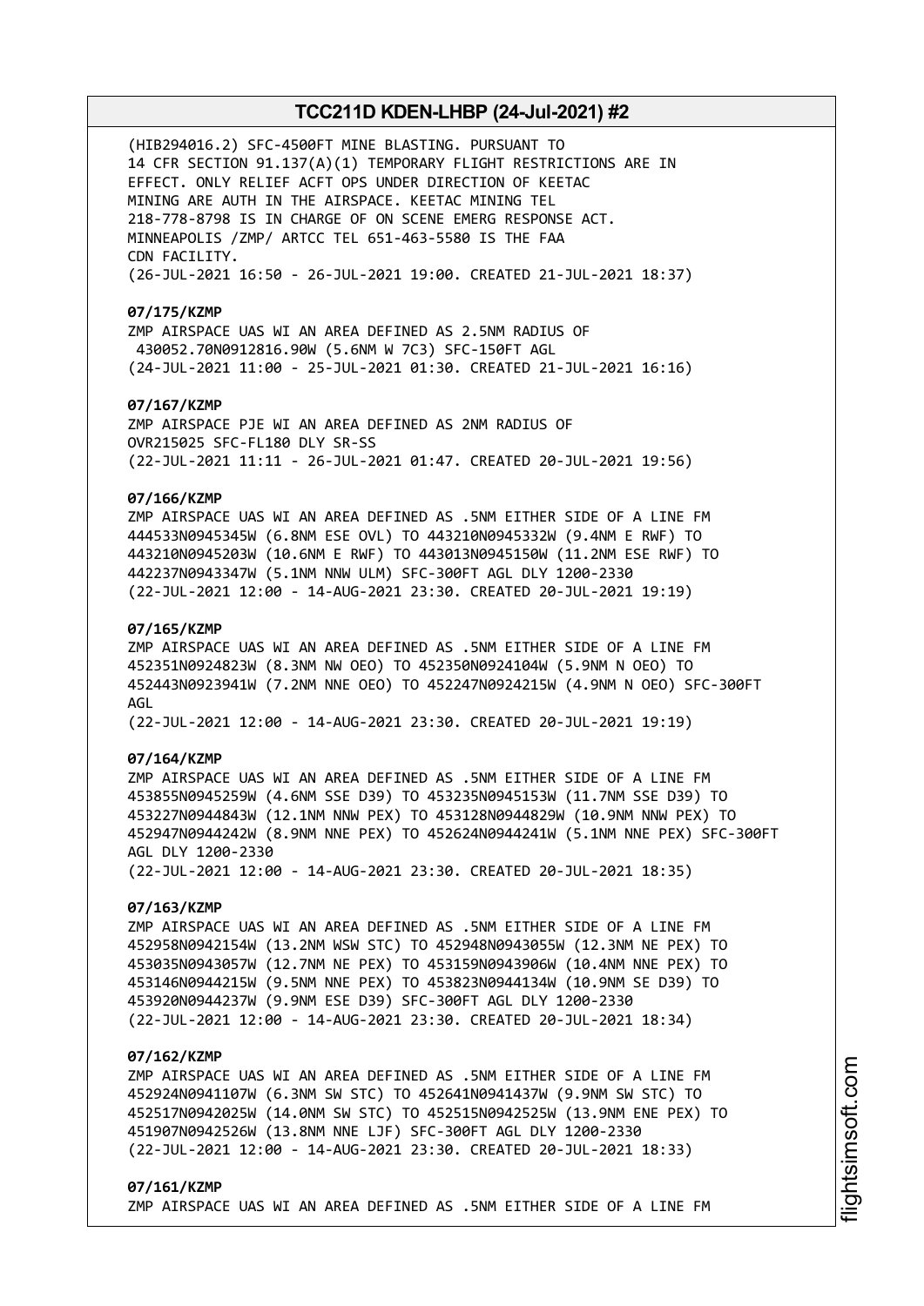(HIB294016.2) SFC-4500FT MINE BLASTING. PURSUANT TO
14 CFR SECTION 91.137(A)(1) TEMPORARY FLIGHT RESTRICTIONS ARE IN
EFFECT. ONLY RELIEF ACFT OPS UNDER DIRECTION OF KEETAC
MINING ARE AUTH IN THE AIRSPACE. KEETAC MINING TEL
218-778-8798 IS IN CHARGE OF ON SCENE EMERG RESPONSE ACT.
MINNEAPOLIS /ZMP/ ARTCC TEL 651-463-5580 IS THE FAA
CDN FACILITY.
(26-JUL-2021 16:50 - 26-JUL-2021 19:00. CREATED 21-JUL-2021 18:37)

**07/175/KZMP**
ZMP AIRSPACE UAS WI AN AREA DEFINED AS 2.5NM RADIUS OF
430052.70N0912816.90W (5.6NM W 7C3) SFC-150FT AGL
(24-JUL-2021 11:00 - 25-JUL-2021 01:30. CREATED 21-JUL-2021 16:16)

**07/167/KZMP**
ZMP AIRSPACE PJE WI AN AREA DEFINED AS 2NM RADIUS OF
OVR215025 SFC-FL180 DLY SR-SS
(22-JUL-2021 11:11 - 26-JUL-2021 01:47. CREATED 20-JUL-2021 19:56)

**07/166/KZMP**
ZMP AIRSPACE UAS WI AN AREA DEFINED AS .5NM EITHER SIDE OF A LINE FM
444533N0945345W (6.8NM ESE OVL) TO 443210N0945332W (9.4NM E RWF) TO
443210N0945203W (10.6NM E RWF) TO 443013N0945150W (11.2NM ESE RWF) TO
442237N0943347W (5.1NM NNW ULM) SFC-300FT AGL DLY 1200-2330
(22-JUL-2021 12:00 - 14-AUG-2021 23:30. CREATED 20-JUL-2021 19:19)

**07/165/KZMP**
ZMP AIRSPACE UAS WI AN AREA DEFINED AS .5NM EITHER SIDE OF A LINE FM
452351N0924823W (8.3NM NW OEO) TO 452350N0924104W (5.9NM N OEO) TO
452443N0923941W (7.2NM NNE OEO) TO 452247N0924215W (4.9NM N OEO) SFC-300FT
AGL
(22-JUL-2021 12:00 - 14-AUG-2021 23:30. CREATED 20-JUL-2021 19:19)

**07/164/KZMP**
ZMP AIRSPACE UAS WI AN AREA DEFINED AS .5NM EITHER SIDE OF A LINE FM
453855N0945259W (4.6NM SSE D39) TO 453235N0945153W (11.7NM SSE D39) TO
453227N0944843W (12.1NM NNW PEX) TO 453128N0944829W (10.9NM NNW PEX) TO
452947N0944242W (8.9NM NNE PEX) TO 452624N0944241W (5.1NM NNE PEX) SFC-300FT
AGL DLY 1200-2330
(22-JUL-2021 12:00 - 14-AUG-2021 23:30. CREATED 20-JUL-2021 18:35)

**07/163/KZMP**
ZMP AIRSPACE UAS WI AN AREA DEFINED AS .5NM EITHER SIDE OF A LINE FM
452958N0942154W (13.2NM WSW STC) TO 452948N0943055W (12.3NM NE PEX) TO
453035N0943057W (12.7NM NE PEX) TO 453159N0943906W (10.4NM NNE PEX) TO
453146N0944215W (9.5NM NNE PEX) TO 453823N0944134W (10.9NM SE D39) TO
453920N0944237W (9.9NM ESE D39) SFC-300FT AGL DLY 1200-2330
(22-JUL-2021 12:00 - 14-AUG-2021 23:30. CREATED 20-JUL-2021 18:34)

**07/162/KZMP**
ZMP AIRSPACE UAS WI AN AREA DEFINED AS .5NM EITHER SIDE OF A LINE FM
452924N0941107W (6.3NM SW STC) TO 452641N0941437W (9.9NM SW STC) TO
452517N0942025W (14.0NM SW STC) TO 452515N0942525W (13.9NM ENE PEX) TO
451907N0942526W (13.8NM NNE LJF) SFC-300FT AGL DLY 1200-2330
(22-JUL-2021 12:00 - 14-AUG-2021 23:30. CREATED 20-JUL-2021 18:33)

**07/161/KZMP**
ZMP AIRSPACE UAS WI AN AREA DEFINED AS .5NM EITHER SIDE OF A LINE FM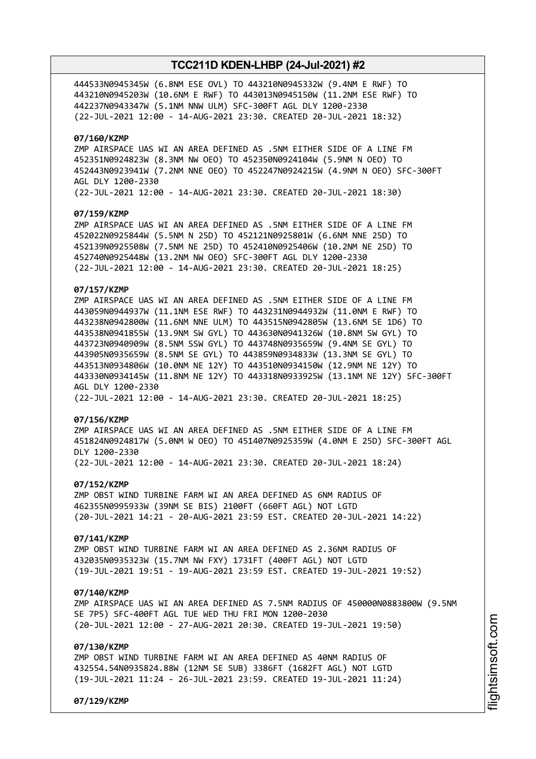444533N0945345W (6.8NM ESE OVL) TO 443210N0945332W (9.4NM E RWF) TO
443210N0945203W (10.6NM E RWF) TO 443013N0945150W (11.2NM ESE RWF) TO
442237N0943347W (5.1NM NNW ULM) SFC-300FT AGL DLY 1200-2330
(22-JUL-2021 12:00 - 14-AUG-2021 23:30. CREATED 20-JUL-2021 18:32)

**07/160/KZMP**
ZMP AIRSPACE UAS WI AN AREA DEFINED AS .5NM EITHER SIDE OF A LINE FM
452351N0924823W (8.3NM NW OEO) TO 452350N0924104W (5.9NM N OEO) TO
452443N0923941W (7.2NM NNE OEO) TO 452247N0924215W (4.9NM N OEO) SFC-300FT
AGL DLY 1200-2330
(22-JUL-2021 12:00 - 14-AUG-2021 23:30. CREATED 20-JUL-2021 18:30)

**07/159/KZMP**
ZMP AIRSPACE UAS WI AN AREA DEFINED AS .5NM EITHER SIDE OF A LINE FM
452022N0925844W (5.5NM N 25D) TO 452121N0925801W (6.6NM NNE 25D) TO
452139N0925508W (7.5NM NE 25D) TO 452410N0925406W (10.2NM NE 25D) TO
452740N0925448W (13.2NM NW OEO) SFC-300FT AGL DLY 1200-2330
(22-JUL-2021 12:00 - 14-AUG-2021 23:30. CREATED 20-JUL-2021 18:25)

**07/157/KZMP**
ZMP AIRSPACE UAS WI AN AREA DEFINED AS .5NM EITHER SIDE OF A LINE FM
443059N0944937W (11.1NM ESE RWF) TO 443231N0944932W (11.0NM E RWF) TO
443238N0942800W (11.6NM NNE ULM) TO 443515N0942805W (13.6NM SE 1D6) TO
443538N0941855W (13.9NM SW GYL) TO 443630N0941326W (10.8NM SW GYL) TO
443723N0940909W (8.5NM SSW GYL) TO 443748N0935659W (9.4NM SE GYL) TO
443905N0935659W (8.5NM SE GYL) TO 443859N0934833W (13.3NM SE GYL) TO
443513N0934806W (10.0NM NE 12Y) TO 443510N0934150W (12.9NM NE 12Y) TO
443330N0934145W (11.8NM NE 12Y) TO 443318N0933925W (13.1NM NE 12Y) SFC-300FT
AGL DLY 1200-2330
(22-JUL-2021 12:00 - 14-AUG-2021 23:30. CREATED 20-JUL-2021 18:25)

**07/156/KZMP**
ZMP AIRSPACE UAS WI AN AREA DEFINED AS .5NM EITHER SIDE OF A LINE FM
451824N0924817W (5.0NM W OEO) TO 451407N0925359W (4.0NM E 25D) SFC-300FT AGL
DLY 1200-2330
(22-JUL-2021 12:00 - 14-AUG-2021 23:30. CREATED 20-JUL-2021 18:24)

**07/152/KZMP**
ZMP OBST WIND TURBINE FARM WI AN AREA DEFINED AS 6NM RADIUS OF
462355N0995933W (39NM SE BIS) 2100FT (660FT AGL) NOT LGTD
(20-JUL-2021 14:21 - 20-AUG-2021 23:59 EST. CREATED 20-JUL-2021 14:22)

**07/141/KZMP**
ZMP OBST WIND TURBINE FARM WI AN AREA DEFINED AS 2.36NM RADIUS OF
432035N0935323W (15.7NM NW FXY) 1731FT (400FT AGL) NOT LGTD
(19-JUL-2021 19:51 - 19-AUG-2021 23:59 EST. CREATED 19-JUL-2021 19:52)

**07/140/KZMP**
ZMP AIRSPACE UAS WI AN AREA DEFINED AS 7.5NM RADIUS OF 450000N0883800W (9.5NM
SE 7P5) SFC-400FT AGL TUE WED THU FRI MON 1200-2030
(20-JUL-2021 12:00 - 27-AUG-2021 20:30. CREATED 19-JUL-2021 19:50)

**07/130/KZMP**
ZMP OBST WIND TURBINE FARM WI AN AREA DEFINED AS 40NM RADIUS OF
432554.54N0935824.88W (12NM SE SUB) 3386FT (1682FT AGL) NOT LGTD
(19-JUL-2021 11:24 - 26-JUL-2021 23:59. CREATED 19-JUL-2021 11:24)

**07/129/KZMP**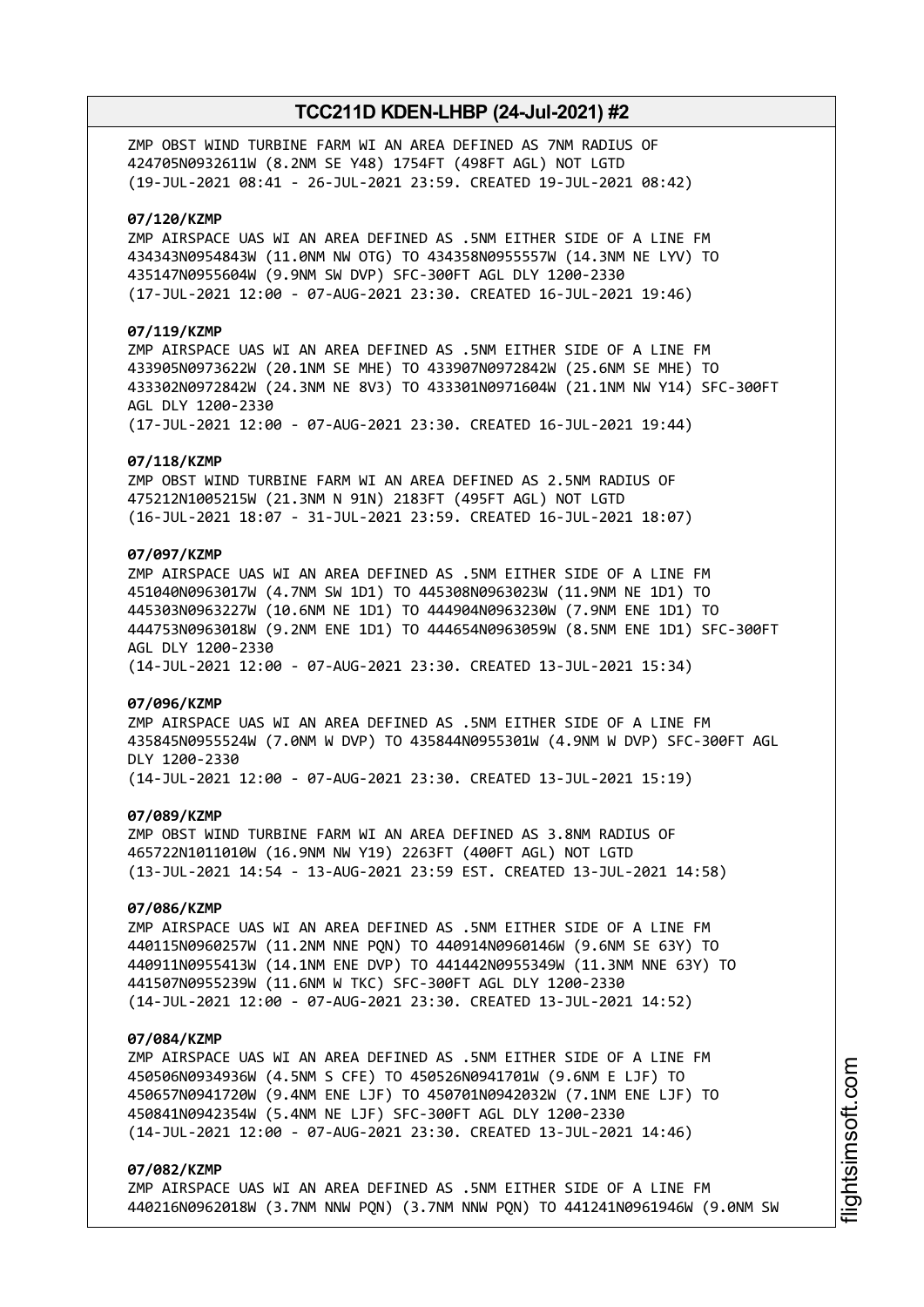ZMP OBST WIND TURBINE FARM WI AN AREA DEFINED AS 7NM RADIUS OF 424705N0932611W (8.2NM SE Y48) 1754FT (498FT AGL) NOT LGTD
(19-JUL-2021 08:41 - 26-JUL-2021 23:59. CREATED 19-JUL-2021 08:42)

**07/120/KZMP**
ZMP AIRSPACE UAS WI AN AREA DEFINED AS .5NM EITHER SIDE OF A LINE FM 434343N0954843W (11.0NM NW OTG) TO 434358N0955557W (14.3NM NE LYV) TO 435147N0955604W (9.9NM SW DVP) SFC-300FT AGL DLY 1200-2330
(17-JUL-2021 12:00 - 07-AUG-2021 23:30. CREATED 16-JUL-2021 19:46)

**07/119/KZMP**
ZMP AIRSPACE UAS WI AN AREA DEFINED AS .5NM EITHER SIDE OF A LINE FM 433905N0973622W (20.1NM SE MHE) TO 433907N0972842W (25.6NM SE MHE) TO 433302N0972842W (24.3NM NE 8V3) TO 433301N0971604W (21.1NM NW Y14) SFC-300FT AGL DLY 1200-2330
(17-JUL-2021 12:00 - 07-AUG-2021 23:30. CREATED 16-JUL-2021 19:44)

**07/118/KZMP**
ZMP OBST WIND TURBINE FARM WI AN AREA DEFINED AS 2.5NM RADIUS OF 475212N1005215W (21.3NM N 91N) 2183FT (495FT AGL) NOT LGTD
(16-JUL-2021 18:07 - 31-JUL-2021 23:59. CREATED 16-JUL-2021 18:07)

**07/097/KZMP**
ZMP AIRSPACE UAS WI AN AREA DEFINED AS .5NM EITHER SIDE OF A LINE FM 451040N0963017W (4.7NM SW 1D1) TO 445308N0963023W (11.9NM NE 1D1) TO 445303N0963227W (10.6NM NE 1D1) TO 444904N0963230W (7.9NM ENE 1D1) TO 444753N0963018W (9.2NM ENE 1D1) TO 444654N0963059W (8.5NM ENE 1D1) SFC-300FT AGL DLY 1200-2330
(14-JUL-2021 12:00 - 07-AUG-2021 23:30. CREATED 13-JUL-2021 15:34)

**07/096/KZMP**
ZMP AIRSPACE UAS WI AN AREA DEFINED AS .5NM EITHER SIDE OF A LINE FM 435845N0955524W (7.0NM W DVP) TO 435844N0955301W (4.9NM W DVP) SFC-300FT AGL DLY 1200-2330
(14-JUL-2021 12:00 - 07-AUG-2021 23:30. CREATED 13-JUL-2021 15:19)

**07/089/KZMP**
ZMP OBST WIND TURBINE FARM WI AN AREA DEFINED AS 3.8NM RADIUS OF 465722N1011010W (16.9NM NW Y19) 2263FT (400FT AGL) NOT LGTD
(13-JUL-2021 14:54 - 13-AUG-2021 23:59 EST. CREATED 13-JUL-2021 14:58)

**07/086/KZMP**
ZMP AIRSPACE UAS WI AN AREA DEFINED AS .5NM EITHER SIDE OF A LINE FM 440115N0960257W (11.2NM NNE PQN) TO 440914N0960146W (9.6NM SE 63Y) TO 440911N0955413W (14.1NM ENE DVP) TO 441442N0955349W (11.3NM NNE 63Y) TO 441507N0955239W (11.6NM W TKC) SFC-300FT AGL DLY 1200-2330
(14-JUL-2021 12:00 - 07-AUG-2021 23:30. CREATED 13-JUL-2021 14:52)

**07/084/KZMP**
ZMP AIRSPACE UAS WI AN AREA DEFINED AS .5NM EITHER SIDE OF A LINE FM 450506N0934936W (4.5NM S CFE) TO 450526N0941701W (9.6NM E LJF) TO 450657N0941720W (9.4NM ENE LJF) TO 450701N0942032W (7.1NM ENE LJF) TO 450841N0942354W (5.4NM NE LJF) SFC-300FT AGL DLY 1200-2330
(14-JUL-2021 12:00 - 07-AUG-2021 23:30. CREATED 13-JUL-2021 14:46)

**07/082/KZMP**
ZMP AIRSPACE UAS WI AN AREA DEFINED AS .5NM EITHER SIDE OF A LINE FM 440216N0962018W (3.7NM NNW PQN) (3.7NM NNW PQN) TO 441241N0961946W (9.0NM SW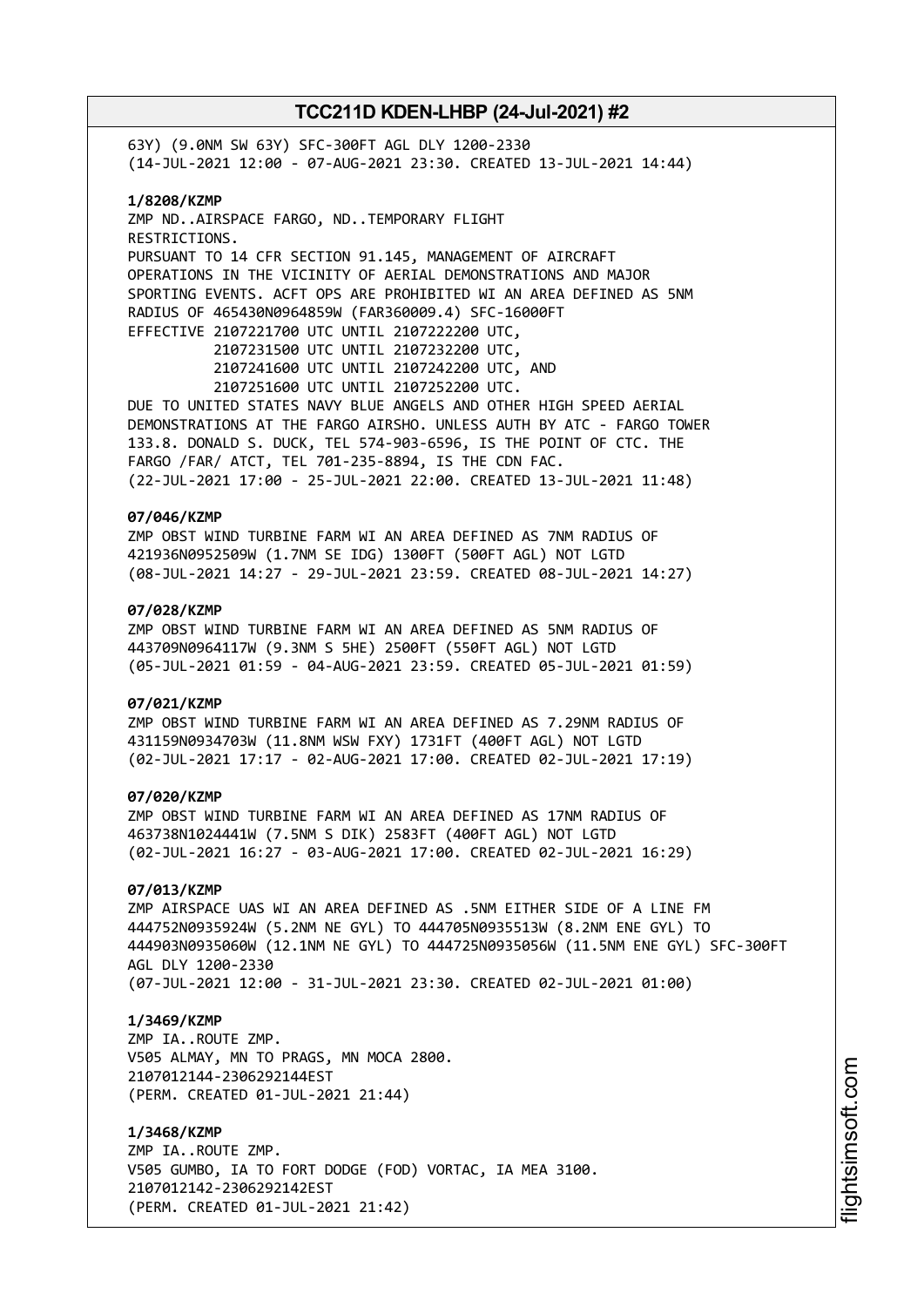63Y) (9.0NM SW 63Y) SFC-300FT AGL DLY 1200-2330
(14-JUL-2021 12:00 - 07-AUG-2021 23:30. CREATED 13-JUL-2021 14:44)

**1/8208/KZMP**
ZMP ND..AIRSPACE FARGO, ND..TEMPORARY FLIGHT
RESTRICTIONS.
PURSUANT TO 14 CFR SECTION 91.145, MANAGEMENT OF AIRCRAFT
OPERATIONS IN THE VICINITY OF AERIAL DEMONSTRATIONS AND MAJOR
SPORTING EVENTS. ACFT OPS ARE PROHIBITED WI AN AREA DEFINED AS 5NM
RADIUS OF 465430N0964859W (FAR360009.4) SFC-16000FT
EFFECTIVE 2107221700 UTC UNTIL 2107222200 UTC,
2107231500 UTC UNTIL 2107232200 UTC,
2107241600 UTC UNTIL 2107242200 UTC, AND
2107251600 UTC UNTIL 2107252200 UTC.
DUE TO UNITED STATES NAVY BLUE ANGELS AND OTHER HIGH SPEED AERIAL
DEMONSTRATIONS AT THE FARGO AIRSHO. UNLESS AUTH BY ATC - FARGO TOWER
133.8. DONALD S. DUCK, TEL 574-903-6596, IS THE POINT OF CTC. THE
FARGO /FAR/ ATCT, TEL 701-235-8894, IS THE CDN FAC.
(22-JUL-2021 17:00 - 25-JUL-2021 22:00. CREATED 13-JUL-2021 11:48)

**07/046/KZMP**
ZMP OBST WIND TURBINE FARM WI AN AREA DEFINED AS 7NM RADIUS OF
421936N0952509W (1.7NM SE IDG) 1300FT (500FT AGL) NOT LGTD
(08-JUL-2021 14:27 - 29-JUL-2021 23:59. CREATED 08-JUL-2021 14:27)

**07/028/KZMP**
ZMP OBST WIND TURBINE FARM WI AN AREA DEFINED AS 5NM RADIUS OF
443709N0964117W (9.3NM S 5HE) 2500FT (550FT AGL) NOT LGTD
(05-JUL-2021 01:59 - 04-AUG-2021 23:59. CREATED 05-JUL-2021 01:59)

**07/021/KZMP**
ZMP OBST WIND TURBINE FARM WI AN AREA DEFINED AS 7.29NM RADIUS OF
431159N0934703W (11.8NM WSW FXY) 1731FT (400FT AGL) NOT LGTD
(02-JUL-2021 17:17 - 02-AUG-2021 17:00. CREATED 02-JUL-2021 17:19)

**07/020/KZMP**
ZMP OBST WIND TURBINE FARM WI AN AREA DEFINED AS 17NM RADIUS OF
463738N1024441W (7.5NM S DIK) 2583FT (400FT AGL) NOT LGTD
(02-JUL-2021 16:27 - 03-AUG-2021 17:00. CREATED 02-JUL-2021 16:29)

**07/013/KZMP**
ZMP AIRSPACE UAS WI AN AREA DEFINED AS .5NM EITHER SIDE OF A LINE FM
444752N0935924W (5.2NM NE GYL) TO 444705N0935513W (8.2NM ENE GYL) TO
444903N0935060W (12.1NM NE GYL) TO 444725N0935056W (11.5NM ENE GYL) SFC-300FT
AGL DLY 1200-2330
(07-JUL-2021 12:00 - 31-JUL-2021 23:30. CREATED 02-JUL-2021 01:00)

**1/3469/KZMP**
ZMP IA..ROUTE ZMP.
V505 ALMAY, MN TO PRAGS, MN MOCA 2800.
2107012144-2306292144EST
(PERM. CREATED 01-JUL-2021 21:44)

**1/3468/KZMP**
ZMP IA..ROUTE ZMP.
V505 GUMBO, IA TO FORT DODGE (FOD) VORTAC, IA MEA 3100.
2107012142-2306292142EST
(PERM. CREATED 01-JUL-2021 21:42)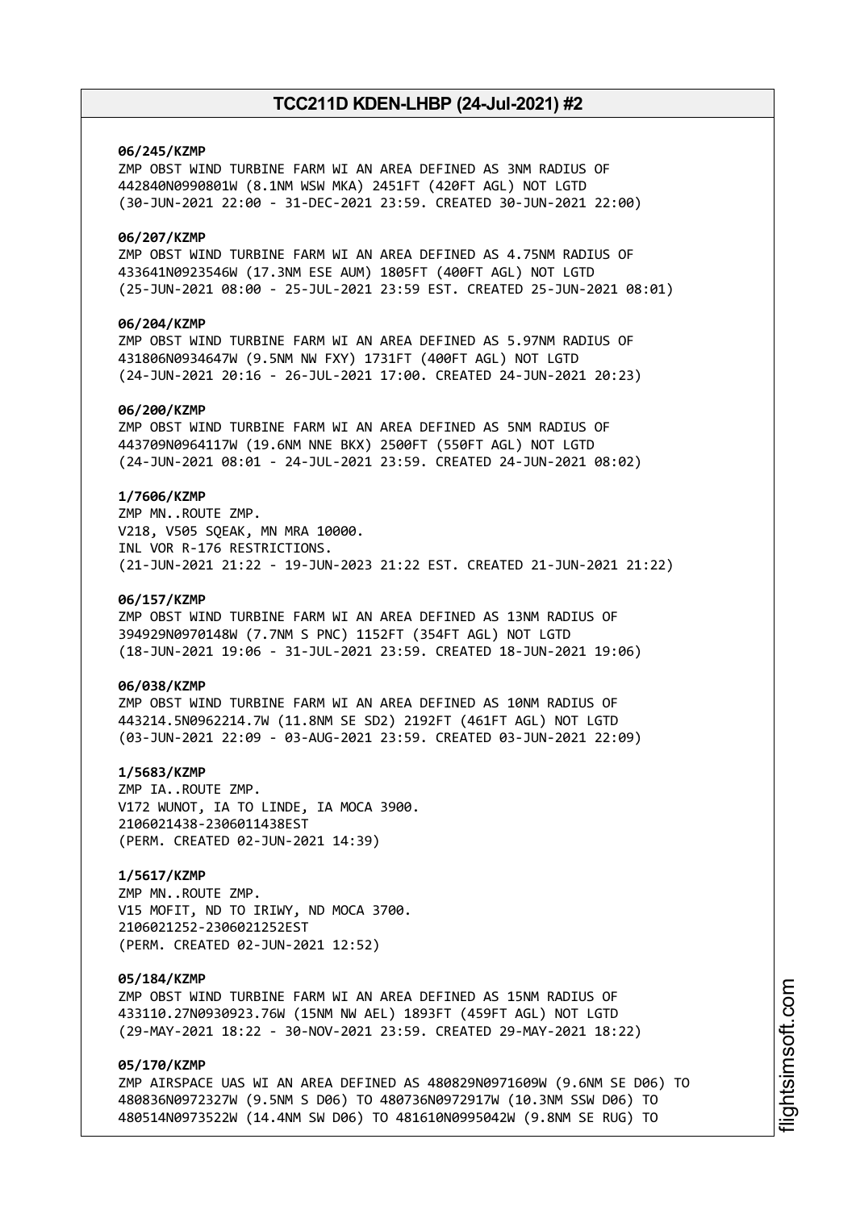**06/245/KZMP**
ZMP OBST WIND TURBINE FARM WI AN AREA DEFINED AS 3NM RADIUS OF 442840N0990801W (8.1NM WSW MKA) 2451FT (420FT AGL) NOT LGTD
(30-JUN-2021 22:00 - 31-DEC-2021 23:59. CREATED 30-JUN-2021 22:00)

**06/207/KZMP**
ZMP OBST WIND TURBINE FARM WI AN AREA DEFINED AS 4.75NM RADIUS OF 433641N0923546W (17.3NM ESE AUM) 1805FT (400FT AGL) NOT LGTD
(25-JUN-2021 08:00 - 25-JUL-2021 23:59 EST. CREATED 25-JUN-2021 08:01)

**06/204/KZMP**
ZMP OBST WIND TURBINE FARM WI AN AREA DEFINED AS 5.97NM RADIUS OF 431806N0934647W (9.5NM NW FXY) 1731FT (400FT AGL) NOT LGTD
(24-JUN-2021 20:16 - 26-JUL-2021 17:00. CREATED 24-JUN-2021 20:23)

**06/200/KZMP**
ZMP OBST WIND TURBINE FARM WI AN AREA DEFINED AS 5NM RADIUS OF 443709N0964117W (19.6NM NNE BKX) 2500FT (550FT AGL) NOT LGTD
(24-JUN-2021 08:01 - 24-JUL-2021 23:59. CREATED 24-JUN-2021 08:02)

**1/7606/KZMP**
ZMP MN..ROUTE ZMP.
V218, V505 SQEAK, MN MRA 10000.
INL VOR R-176 RESTRICTIONS.
(21-JUN-2021 21:22 - 19-JUN-2023 21:22 EST. CREATED 21-JUN-2021 21:22)

**06/157/KZMP**
ZMP OBST WIND TURBINE FARM WI AN AREA DEFINED AS 13NM RADIUS OF 394929N0970148W (7.7NM S PNC) 1152FT (354FT AGL) NOT LGTD
(18-JUN-2021 19:06 - 31-JUL-2021 23:59. CREATED 18-JUN-2021 19:06)

**06/038/KZMP**
ZMP OBST WIND TURBINE FARM WI AN AREA DEFINED AS 10NM RADIUS OF 443214.5N0962214.7W (11.8NM SE SD2) 2192FT (461FT AGL) NOT LGTD
(03-JUN-2021 22:09 - 03-AUG-2021 23:59. CREATED 03-JUN-2021 22:09)

**1/5683/KZMP**
ZMP IA..ROUTE ZMP.
V172 WUNOT, IA TO LINDE, IA MOCA 3900.
2106021438-2306011438EST
(PERM. CREATED 02-JUN-2021 14:39)

**1/5617/KZMP**
ZMP MN..ROUTE ZMP.
V15 MOFIT, ND TO IRIWY, ND MOCA 3700.
2106021252-2306021252EST
(PERM. CREATED 02-JUN-2021 12:52)

**05/184/KZMP**
ZMP OBST WIND TURBINE FARM WI AN AREA DEFINED AS 15NM RADIUS OF 433110.27N0930923.76W (15NM NW AEL) 1893FT (459FT AGL) NOT LGTD
(29-MAY-2021 18:22 - 30-NOV-2021 23:59. CREATED 29-MAY-2021 18:22)

**05/170/KZMP**
ZMP AIRSPACE UAS WI AN AREA DEFINED AS 480829N0971609W (9.6NM SE D06) TO 480836N0972327W (9.5NM S D06) TO 480736N0972917W (10.3NM SSW D06) TO 480514N0973522W (14.4NM SW D06) TO 481610N0995042W (9.8NM SE RUG) TO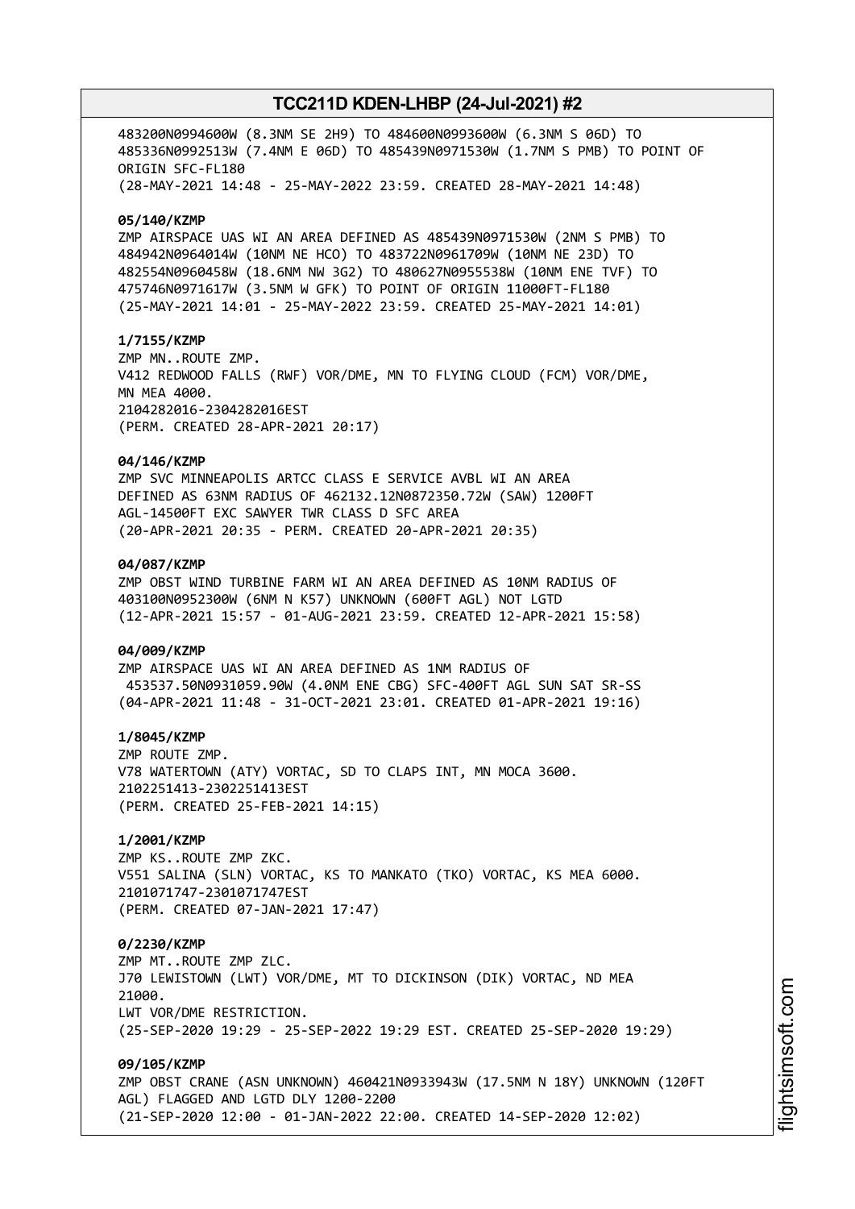483200N0994600W (8.3NM SE 2H9) TO 484600N0993600W (6.3NM S 06D) TO 485336N0992513W (7.4NM E 06D) TO 485439N0971530W (1.7NM S PMB) TO POINT OF ORIGIN SFC-FL180
(28-MAY-2021 14:48 - 25-MAY-2022 23:59. CREATED 28-MAY-2021 14:48)

**05/140/KZMP**
ZMP AIRSPACE UAS WI AN AREA DEFINED AS 485439N0971530W (2NM S PMB) TO 484942N0964014W (10NM NE HCO) TO 483722N0961709W (10NM NE 23D) TO 482554N0960458W (18.6NM NW 3G2) TO 480627N0955538W (10NM ENE TVF) TO 475746N0971617W (3.5NM W GFK) TO POINT OF ORIGIN 11000FT-FL180
(25-MAY-2021 14:01 - 25-MAY-2022 23:59. CREATED 25-MAY-2021 14:01)

**1/7155/KZMP**
ZMP MN..ROUTE ZMP.
V412 REDWOOD FALLS (RWF) VOR/DME, MN TO FLYING CLOUD (FCM) VOR/DME, MN MEA 4000.
2104282016-2304282016EST
(PERM. CREATED 28-APR-2021 20:17)

**04/146/KZMP**
ZMP SVC MINNEAPOLIS ARTCC CLASS E SERVICE AVBL WI AN AREA DEFINED AS 63NM RADIUS OF 462132.12N0872350.72W (SAW) 1200FT AGL-14500FT EXC SAWYER TWR CLASS D SFC AREA
(20-APR-2021 20:35 - PERM. CREATED 20-APR-2021 20:35)

**04/087/KZMP**
ZMP OBST WIND TURBINE FARM WI AN AREA DEFINED AS 10NM RADIUS OF 403100N0952300W (6NM N K57) UNKNOWN (600FT AGL) NOT LGTD
(12-APR-2021 15:57 - 01-AUG-2021 23:59. CREATED 12-APR-2021 15:58)

**04/009/KZMP**
ZMP AIRSPACE UAS WI AN AREA DEFINED AS 1NM RADIUS OF 453537.50N0931059.90W (4.0NM ENE CBG) SFC-400FT AGL SUN SAT SR-SS
(04-APR-2021 11:48 - 31-OCT-2021 23:01. CREATED 01-APR-2021 19:16)

**1/8045/KZMP**
ZMP ROUTE ZMP.
V78 WATERTOWN (ATY) VORTAC, SD TO CLAPS INT, MN MOCA 3600.
2102251413-2302251413EST
(PERM. CREATED 25-FEB-2021 14:15)

**1/2001/KZMP**
ZMP KS..ROUTE ZMP ZKC.
V551 SALINA (SLN) VORTAC, KS TO MANKATO (TKO) VORTAC, KS MEA 6000.
2101071747-2301071747EST
(PERM. CREATED 07-JAN-2021 17:47)

**0/2230/KZMP**
ZMP MT..ROUTE ZMP ZLC.
J70 LEWISTOWN (LWT) VOR/DME, MT TO DICKINSON (DIK) VORTAC, ND MEA 21000.
LWT VOR/DME RESTRICTION.
(25-SEP-2020 19:29 - 25-SEP-2022 19:29 EST. CREATED 25-SEP-2020 19:29)

**09/105/KZMP**
ZMP OBST CRANE (ASN UNKNOWN) 460421N0933943W (17.5NM N 18Y) UNKNOWN (120FT AGL) FLAGGED AND LGTD DLY 1200-2200
(21-SEP-2020 12:00 - 01-JAN-2022 22:00. CREATED 14-SEP-2020 12:02)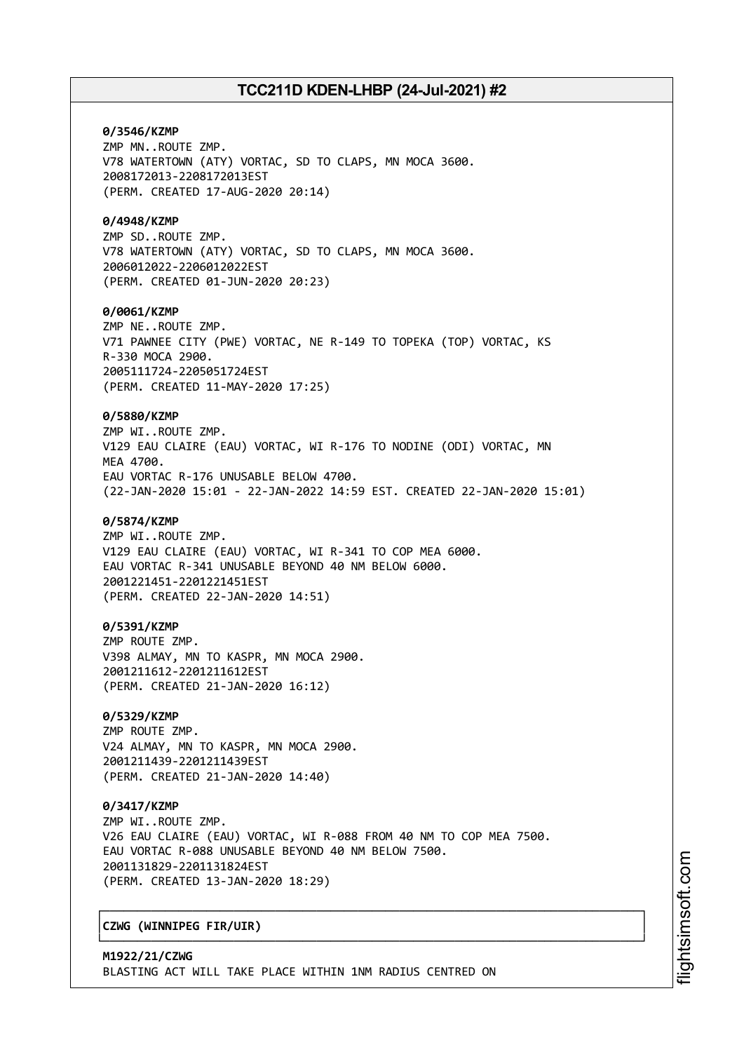**0/3546/KZMP**
ZMP MN..ROUTE ZMP.
V78 WATERTOWN (ATY) VORTAC, SD TO CLAPS, MN MOCA 3600.
2008172013-2208172013EST
(PERM. CREATED 17-AUG-2020 20:14)

**0/4948/KZMP**
ZMP SD..ROUTE ZMP.
V78 WATERTOWN (ATY) VORTAC, SD TO CLAPS, MN MOCA 3600.
2006012022-2206012022EST
(PERM. CREATED 01-JUN-2020 20:23)

**0/0061/KZMP**
ZMP NE..ROUTE ZMP.
V71 PAWNEE CITY (PWE) VORTAC, NE R-149 TO TOPEKA (TOP) VORTAC, KS
R-330 MOCA 2900.
2005111724-2205051724EST
(PERM. CREATED 11-MAY-2020 17:25)

**0/5880/KZMP**
ZMP WI..ROUTE ZMP.
V129 EAU CLAIRE (EAU) VORTAC, WI R-176 TO NODINE (ODI) VORTAC, MN
MEA 4700.
EAU VORTAC R-176 UNUSABLE BELOW 4700.
(22-JAN-2020 15:01 - 22-JAN-2022 14:59 EST. CREATED 22-JAN-2020 15:01)

**0/5874/KZMP**
ZMP WI..ROUTE ZMP.
V129 EAU CLAIRE (EAU) VORTAC, WI R-341 TO COP MEA 6000.
EAU VORTAC R-341 UNUSABLE BEYOND 40 NM BELOW 6000.
2001221451-2201221451EST
(PERM. CREATED 22-JAN-2020 14:51)

**0/5391/KZMP**
ZMP ROUTE ZMP.
V398 ALMAY, MN TO KASPR, MN MOCA 2900.
2001211612-2201211612EST
(PERM. CREATED 21-JAN-2020 16:12)

**0/5329/KZMP**
ZMP ROUTE ZMP.
V24 ALMAY, MN TO KASPR, MN MOCA 2900.
2001211439-2201211439EST
(PERM. CREATED 21-JAN-2020 14:40)

**0/3417/KZMP**
ZMP WI..ROUTE ZMP.
V26 EAU CLAIRE (EAU) VORTAC, WI R-088 FROM 40 NM TO COP MEA 7500.
EAU VORTAC R-088 UNUSABLE BEYOND 40 NM BELOW 7500.
2001131829-2201131824EST
(PERM. CREATED 13-JAN-2020 18:29)

## CZWG (WINNIPEG FIR/UIR)

**M1922/21/CZWG**
BLASTING ACT WILL TAKE PLACE WITHIN 1NM RADIUS CENTRED ON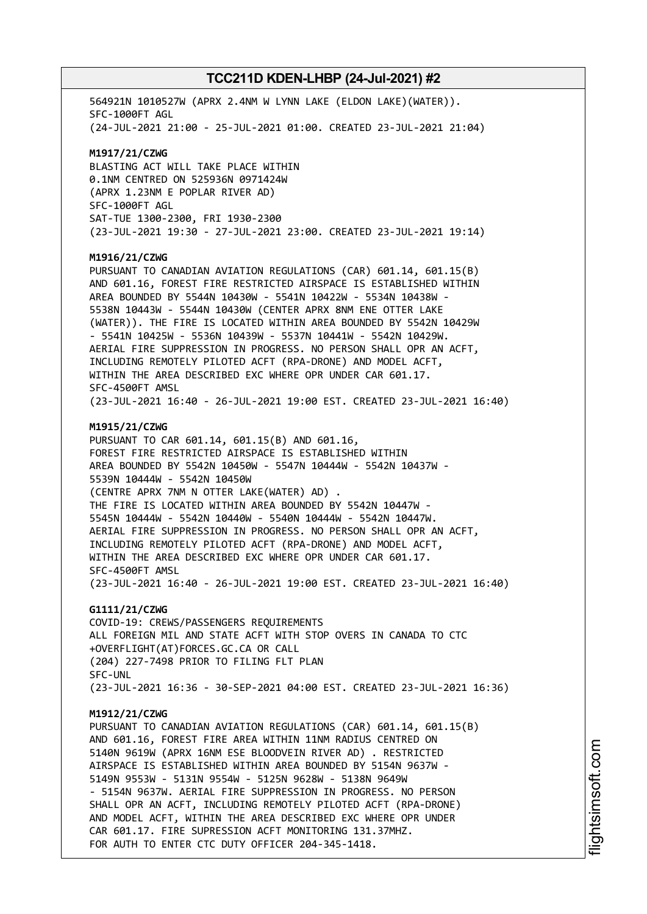564921N 1010527W (APRX 2.4NM W LYNN LAKE (ELDON LAKE)(WATER)).
SFC-1000FT AGL
(24-JUL-2021 21:00 - 25-JUL-2021 01:00. CREATED 23-JUL-2021 21:04)

**M1917/21/CZWG**
BLASTING ACT WILL TAKE PLACE WITHIN
0.1NM CENTRED ON 525936N 0971424W
(APRX 1.23NM E POPLAR RIVER AD)
SFC-1000FT AGL
SAT-TUE 1300-2300, FRI 1930-2300
(23-JUL-2021 19:30 - 27-JUL-2021 23:00. CREATED 23-JUL-2021 19:14)

**M1916/21/CZWG**
PURSUANT TO CANADIAN AVIATION REGULATIONS (CAR) 601.14, 601.15(B)
AND 601.16, FOREST FIRE RESTRICTED AIRSPACE IS ESTABLISHED WITHIN
AREA BOUNDED BY 5544N 10430W - 5541N 10422W - 5534N 10438W -
5538N 10443W - 5544N 10430W (CENTER APRX 8NM ENE OTTER LAKE
(WATER)). THE FIRE IS LOCATED WITHIN AREA BOUNDED BY 5542N 10429W
- 5541N 10425W - 5536N 10439W - 5537N 10441W - 5542N 10429W.
AERIAL FIRE SUPPRESSION IN PROGRESS. NO PERSON SHALL OPR AN ACFT,
INCLUDING REMOTELY PILOTED ACFT (RPA-DRONE) AND MODEL ACFT,
WITHIN THE AREA DESCRIBED EXC WHERE OPR UNDER CAR 601.17.
SFC-4500FT AMSL
(23-JUL-2021 16:40 - 26-JUL-2021 19:00 EST. CREATED 23-JUL-2021 16:40)

**M1915/21/CZWG**
PURSUANT TO CAR 601.14, 601.15(B) AND 601.16,
FOREST FIRE RESTRICTED AIRSPACE IS ESTABLISHED WITHIN
AREA BOUNDED BY 5542N 10450W - 5547N 10444W - 5542N 10437W -
5539N 10444W - 5542N 10450W
(CENTRE APRX 7NM N OTTER LAKE(WATER) AD) .
THE FIRE IS LOCATED WITHIN AREA BOUNDED BY 5542N 10447W -
5545N 10444W - 5542N 10440W - 5540N 10444W - 5542N 10447W.
AERIAL FIRE SUPPRESSION IN PROGRESS. NO PERSON SHALL OPR AN ACFT,
INCLUDING REMOTELY PILOTED ACFT (RPA-DRONE) AND MODEL ACFT,
WITHIN THE AREA DESCRIBED EXC WHERE OPR UNDER CAR 601.17.
SFC-4500FT AMSL
(23-JUL-2021 16:40 - 26-JUL-2021 19:00 EST. CREATED 23-JUL-2021 16:40)

**G1111/21/CZWG**
COVID-19: CREWS/PASSENGERS REQUIREMENTS
ALL FOREIGN MIL AND STATE ACFT WITH STOP OVERS IN CANADA TO CTC
+OVERFLIGHT(AT)FORCES.GC.CA OR CALL
(204) 227-7498 PRIOR TO FILING FLT PLAN
SFC-UNL
(23-JUL-2021 16:36 - 30-SEP-2021 04:00 EST. CREATED 23-JUL-2021 16:36)

**M1912/21/CZWG**
PURSUANT TO CANADIAN AVIATION REGULATIONS (CAR) 601.14, 601.15(B)
AND 601.16, FOREST FIRE AREA WITHIN 11NM RADIUS CENTRED ON
5140N 9619W (APRX 16NM ESE BLOODVEIN RIVER AD) . RESTRICTED
AIRSPACE IS ESTABLISHED WITHIN AREA BOUNDED BY 5154N 9637W -
5149N 9553W - 5131N 9554W - 5125N 9628W - 5138N 9649W
- 5154N 9637W. AERIAL FIRE SUPPRESSION IN PROGRESS. NO PERSON
SHALL OPR AN ACFT, INCLUDING REMOTELY PILOTED ACFT (RPA-DRONE)
AND MODEL ACFT, WITHIN THE AREA DESCRIBED EXC WHERE OPR UNDER
CAR 601.17. FIRE SUPRESSION ACFT MONITORING 131.37MHZ.
FOR AUTH TO ENTER CTC DUTY OFFICER 204-345-1418.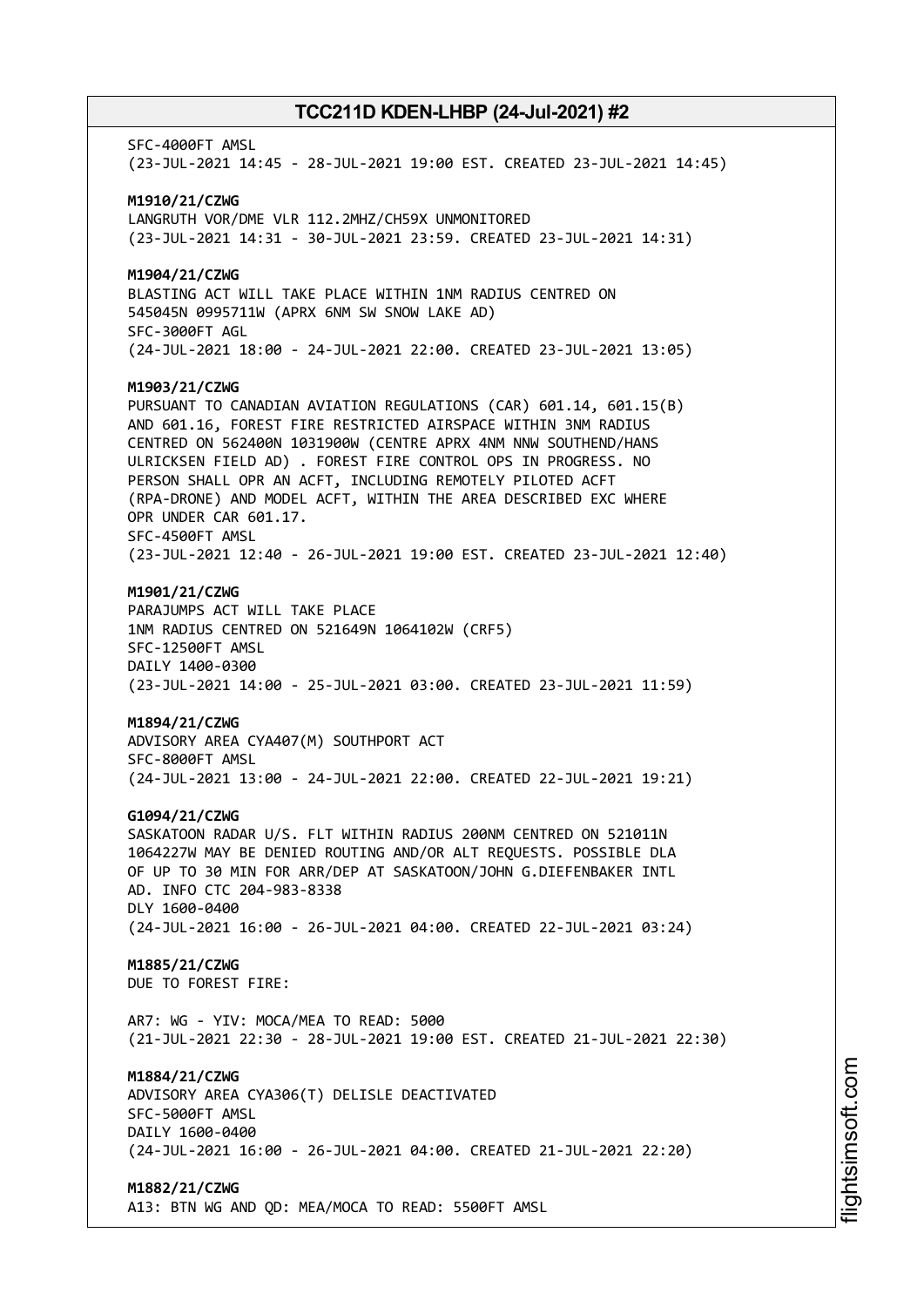SFC-4000FT AMSL
(23-JUL-2021 14:45 - 28-JUL-2021 19:00 EST. CREATED 23-JUL-2021 14:45)

**M1910/21/CZWG**
LANGRUTH VOR/DME VLR 112.2MHZ/CH59X UNMONITORED
(23-JUL-2021 14:31 - 30-JUL-2021 23:59. CREATED 23-JUL-2021 14:31)

**M1904/21/CZWG**
BLASTING ACT WILL TAKE PLACE WITHIN 1NM RADIUS CENTRED ON
545045N 0995711W (APRX 6NM SW SNOW LAKE AD)
SFC-3000FT AGL
(24-JUL-2021 18:00 - 24-JUL-2021 22:00. CREATED 23-JUL-2021 13:05)

**M1903/21/CZWG**
PURSUANT TO CANADIAN AVIATION REGULATIONS (CAR) 601.14, 601.15(B)
AND 601.16, FOREST FIRE RESTRICTED AIRSPACE WITHIN 3NM RADIUS
CENTRED ON 562400N 1031900W (CENTRE APRX 4NM NNW SOUTHEND/HANS
ULRICKSEN FIELD AD) . FOREST FIRE CONTROL OPS IN PROGRESS. NO
PERSON SHALL OPR AN ACFT, INCLUDING REMOTELY PILOTED ACFT
(RPA-DRONE) AND MODEL ACFT, WITHIN THE AREA DESCRIBED EXC WHERE
OPR UNDER CAR 601.17.
SFC-4500FT AMSL
(23-JUL-2021 12:40 - 26-JUL-2021 19:00 EST. CREATED 23-JUL-2021 12:40)

**M1901/21/CZWG**
PARAJUMPS ACT WILL TAKE PLACE
1NM RADIUS CENTRED ON 521649N 1064102W (CRF5)
SFC-12500FT AMSL
DAILY 1400-0300
(23-JUL-2021 14:00 - 25-JUL-2021 03:00. CREATED 23-JUL-2021 11:59)

**M1894/21/CZWG**
ADVISORY AREA CYA407(M) SOUTHPORT ACT
SFC-8000FT AMSL
(24-JUL-2021 13:00 - 24-JUL-2021 22:00. CREATED 22-JUL-2021 19:21)

**G1094/21/CZWG**
SASKATOON RADAR U/S. FLT WITHIN RADIUS 200NM CENTRED ON 521011N
1064227W MAY BE DENIED ROUTING AND/OR ALT REQUESTS. POSSIBLE DLA
OF UP TO 30 MIN FOR ARR/DEP AT SASKATOON/JOHN G.DIEFENBAKER INTL
AD. INFO CTC 204-983-8338
DLY 1600-0400
(24-JUL-2021 16:00 - 26-JUL-2021 04:00. CREATED 22-JUL-2021 03:24)

**M1885/21/CZWG**
DUE TO FOREST FIRE:

AR7: WG - YIV: MOCA/MEA TO READ: 5000
(21-JUL-2021 22:30 - 28-JUL-2021 19:00 EST. CREATED 21-JUL-2021 22:30)

**M1884/21/CZWG**
ADVISORY AREA CYA306(T) DELISLE DEACTIVATED
SFC-5000FT AMSL
DAILY 1600-0400
(24-JUL-2021 16:00 - 26-JUL-2021 04:00. CREATED 21-JUL-2021 22:20)

**M1882/21/CZWG**
A13: BTN WG AND QD: MEA/MOCA TO READ: 5500FT AMSL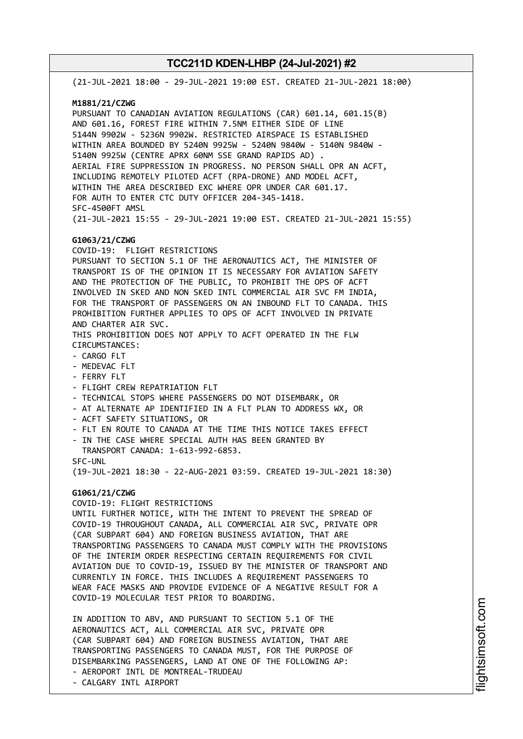(21-JUL-2021 18:00 - 29-JUL-2021 19:00 EST. CREATED 21-JUL-2021 18:00)

**M1881/21/CZWG**
PURSUANT TO CANADIAN AVIATION REGULATIONS (CAR) 601.14, 601.15(B)
AND 601.16, FOREST FIRE WITHIN 7.5NM EITHER SIDE OF LINE
5144N 9902W - 5236N 9902W. RESTRICTED AIRSPACE IS ESTABLISHED
WITHIN AREA BOUNDED BY 5240N 9925W - 5240N 9840W - 5140N 9840W -
5140N 9925W (CENTRE APRX 60NM SSE GRAND RAPIDS AD) .
AERIAL FIRE SUPPRESSION IN PROGRESS. NO PERSON SHALL OPR AN ACFT,
INCLUDING REMOTELY PILOTED ACFT (RPA-DRONE) AND MODEL ACFT,
WITHIN THE AREA DESCRIBED EXC WHERE OPR UNDER CAR 601.17.
FOR AUTH TO ENTER CTC DUTY OFFICER 204-345-1418.
SFC-4500FT AMSL
(21-JUL-2021 15:55 - 29-JUL-2021 19:00 EST. CREATED 21-JUL-2021 15:55)

**G1063/21/CZWG**
COVID-19: FLIGHT RESTRICTIONS
PURSUANT TO SECTION 5.1 OF THE AERONAUTICS ACT, THE MINISTER OF
TRANSPORT IS OF THE OPINION IT IS NECESSARY FOR AVIATION SAFETY
AND THE PROTECTION OF THE PUBLIC, TO PROHIBIT THE OPS OF ACFT
INVOLVED IN SKED AND NON SKED INTL COMMERCIAL AIR SVC FM INDIA,
FOR THE TRANSPORT OF PASSENGERS ON AN INBOUND FLT TO CANADA. THIS
PROHIBITION FURTHER APPLIES TO OPS OF ACFT INVOLVED IN PRIVATE
AND CHARTER AIR SVC.
THIS PROHIBITION DOES NOT APPLY TO ACFT OPERATED IN THE FLW
CIRCUMSTANCES:
- CARGO FLT
- MEDEVAC FLT
- FERRY FLT
- FLIGHT CREW REPATRIATION FLT
- TECHNICAL STOPS WHERE PASSENGERS DO NOT DISEMBARK, OR
- AT ALTERNATE AP IDENTIFIED IN A FLT PLAN TO ADDRESS WX, OR
- ACFT SAFETY SITUATIONS, OR
- FLT EN ROUTE TO CANADA AT THE TIME THIS NOTICE TAKES EFFECT
- IN THE CASE WHERE SPECIAL AUTH HAS BEEN GRANTED BY
  TRANSPORT CANADA: 1-613-992-6853.
SFC-UNL
(19-JUL-2021 18:30 - 22-AUG-2021 03:59. CREATED 19-JUL-2021 18:30)

**G1061/21/CZWG**
COVID-19: FLIGHT RESTRICTIONS
UNTIL FURTHER NOTICE, WITH THE INTENT TO PREVENT THE SPREAD OF
COVID-19 THROUGHOUT CANADA, ALL COMMERCIAL AIR SVC, PRIVATE OPR
(CAR SUBPART 604) AND FOREIGN BUSINESS AVIATION, THAT ARE
TRANSPORTING PASSENGERS TO CANADA MUST COMPLY WITH THE PROVISIONS
OF THE INTERIM ORDER RESPECTING CERTAIN REQUIREMENTS FOR CIVIL
AVIATION DUE TO COVID-19, ISSUED BY THE MINISTER OF TRANSPORT AND
CURRENTLY IN FORCE. THIS INCLUDES A REQUIREMENT PASSENGERS TO
WEAR FACE MASKS AND PROVIDE EVIDENCE OF A NEGATIVE RESULT FOR A
COVID-19 MOLECULAR TEST PRIOR TO BOARDING.

IN ADDITION TO ABV, AND PURSUANT TO SECTION 5.1 OF THE
AERONAUTICS ACT, ALL COMMERCIAL AIR SVC, PRIVATE OPR
(CAR SUBPART 604) AND FOREIGN BUSINESS AVIATION, THAT ARE
TRANSPORTING PASSENGERS TO CANADA MUST, FOR THE PURPOSE OF
DISEMBARKING PASSENGERS, LAND AT ONE OF THE FOLLOWING AP:
- AEROPORT INTL DE MONTREAL-TRUDEAU
- CALGARY INTL AIRPORT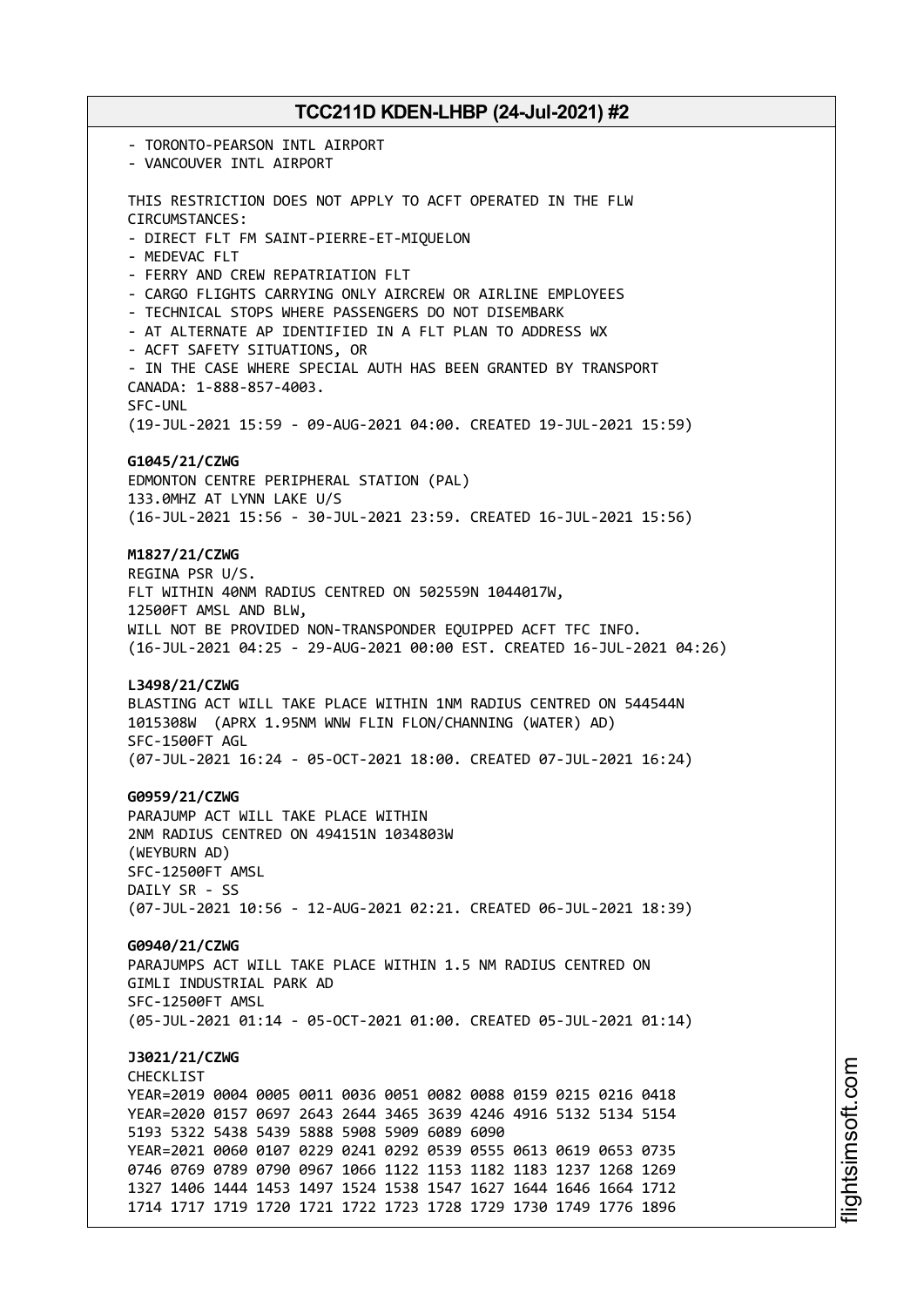- TORONTO-PEARSON INTL AIRPORT
- VANCOUVER INTL AIRPORT

THIS RESTRICTION DOES NOT APPLY TO ACFT OPERATED IN THE FLW CIRCUMSTANCES:
- DIRECT FLT FM SAINT-PIERRE-ET-MIQUELON
- MEDEVAC FLT
- FERRY AND CREW REPATRIATION FLT
- CARGO FLIGHTS CARRYING ONLY AIRCREW OR AIRLINE EMPLOYEES
- TECHNICAL STOPS WHERE PASSENGERS DO NOT DISEMBARK
- AT ALTERNATE AP IDENTIFIED IN A FLT PLAN TO ADDRESS WX
- ACFT SAFETY SITUATIONS, OR
- IN THE CASE WHERE SPECIAL AUTH HAS BEEN GRANTED BY TRANSPORT CANADA: 1-888-857-4003.

SFC-UNL
(19-JUL-2021 15:59 - 09-AUG-2021 04:00. CREATED 19-JUL-2021 15:59)

**G1045/21/CZWG**
EDMONTON CENTRE PERIPHERAL STATION (PAL)
133.0MHZ AT LYNN LAKE U/S
(16-JUL-2021 15:56 - 30-JUL-2021 23:59. CREATED 16-JUL-2021 15:56)

**M1827/21/CZWG**
REGINA PSR U/S.
FLT WITHIN 40NM RADIUS CENTRED ON 502559N 1044017W,
12500FT AMSL AND BLW,
WILL NOT BE PROVIDED NON-TRANSPONDER EQUIPPED ACFT TFC INFO.
(16-JUL-2021 04:25 - 29-AUG-2021 00:00 EST. CREATED 16-JUL-2021 04:26)

**L3498/21/CZWG**
BLASTING ACT WILL TAKE PLACE WITHIN 1NM RADIUS CENTRED ON 544544N 1015308W (APRX 1.95NM WNW FLIN FLON/CHANNING (WATER) AD)
SFC-1500FT AGL
(07-JUL-2021 16:24 - 05-OCT-2021 18:00. CREATED 07-JUL-2021 16:24)

**G0959/21/CZWG**
PARAJUMP ACT WILL TAKE PLACE WITHIN
2NM RADIUS CENTRED ON 494151N 1034803W
(WEYBURN AD)
SFC-12500FT AMSL
DAILY SR - SS
(07-JUL-2021 10:56 - 12-AUG-2021 02:21. CREATED 06-JUL-2021 18:39)

**G0940/21/CZWG**
PARAJUMPS ACT WILL TAKE PLACE WITHIN 1.5 NM RADIUS CENTRED ON GIMLI INDUSTRIAL PARK AD
SFC-12500FT AMSL
(05-JUL-2021 01:14 - 05-OCT-2021 01:00. CREATED 05-JUL-2021 01:14)

**J3021/21/CZWG**
CHECKLIST
YEAR=2019 0004 0005 0011 0036 0051 0082 0088 0159 0215 0216 0418
YEAR=2020 0157 0697 2643 2644 3465 3639 4246 4916 5132 5134 5154 5193 5322 5438 5439 5888 5908 5909 6089 6090
YEAR=2021 0060 0107 0229 0241 0292 0539 0555 0613 0619 0653 0735 0746 0769 0789 0790 0967 1066 1122 1153 1182 1183 1237 1268 1269 1327 1406 1444 1453 1497 1524 1538 1547 1627 1644 1646 1664 1712 1714 1717 1719 1720 1721 1722 1723 1728 1729 1730 1749 1776 1896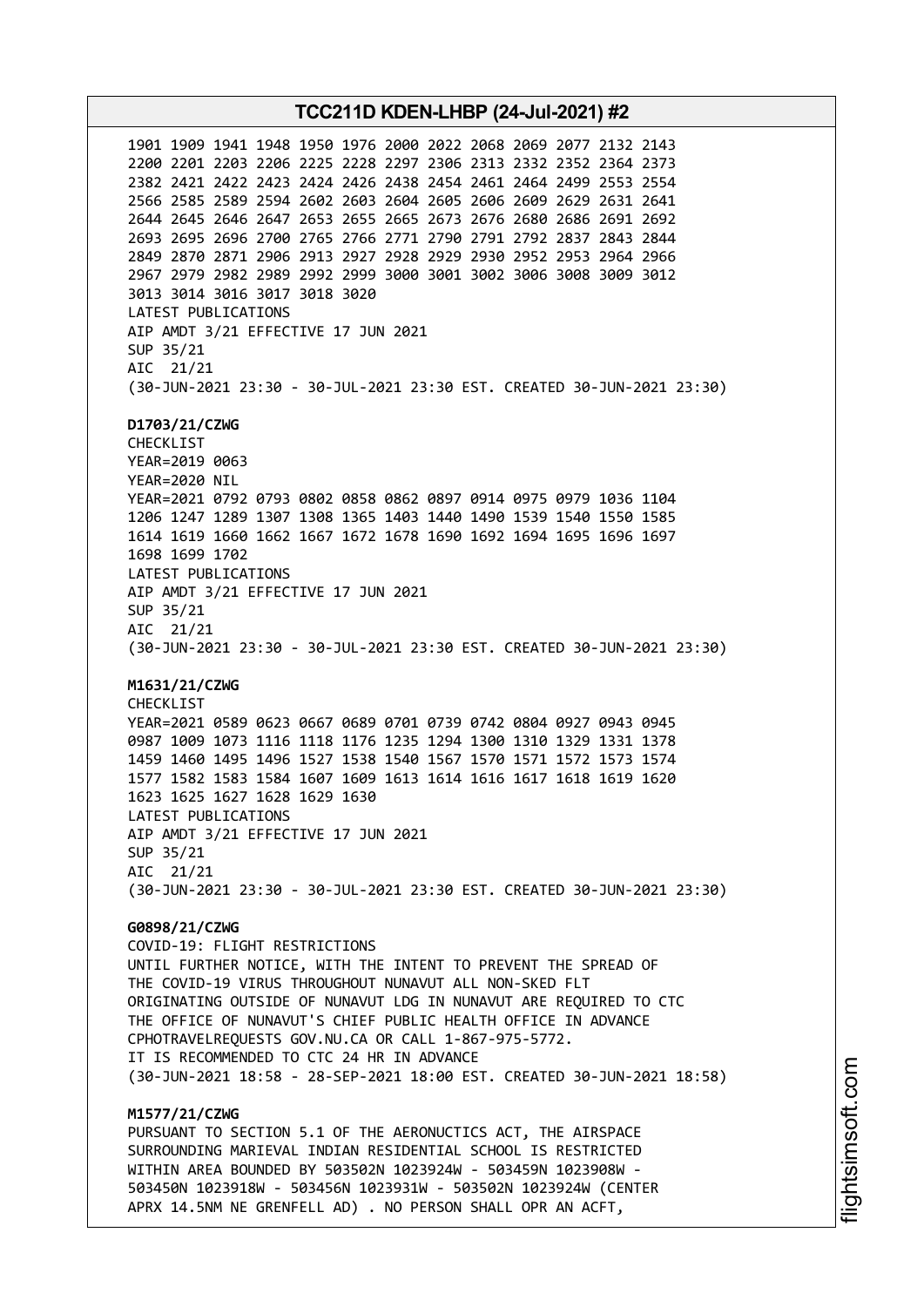1901 1909 1941 1948 1950 1976 2000 2022 2068 2069 2077 2132 2143
2200 2201 2203 2206 2225 2228 2297 2306 2313 2332 2352 2364 2373
2382 2421 2422 2423 2424 2426 2438 2454 2461 2464 2499 2553 2554
2566 2585 2589 2594 2602 2603 2604 2605 2606 2609 2629 2631 2641
2644 2645 2646 2647 2653 2655 2665 2673 2676 2680 2686 2691 2692
2693 2695 2696 2700 2765 2766 2771 2790 2791 2792 2837 2843 2844
2849 2870 2871 2906 2913 2927 2928 2929 2930 2952 2953 2964 2966
2967 2979 2982 2989 2992 2999 3000 3001 3002 3006 3008 3009 3012
3013 3014 3016 3017 3018 3020
LATEST PUBLICATIONS
AIP AMDT 3/21 EFFECTIVE 17 JUN 2021
SUP 35/21
AIC 21/21
(30-JUN-2021 23:30 - 30-JUL-2021 23:30 EST. CREATED 30-JUN-2021 23:30)

**D1703/21/CZWG**
CHECKLIST
YEAR=2019 0063
YEAR=2020 NIL
YEAR=2021 0792 0793 0802 0858 0862 0897 0914 0975 0979 1036 1104
1206 1247 1289 1307 1308 1365 1403 1440 1490 1539 1540 1550 1585
1614 1619 1660 1662 1667 1672 1678 1690 1692 1694 1695 1696 1697
1698 1699 1702
LATEST PUBLICATIONS
AIP AMDT 3/21 EFFECTIVE 17 JUN 2021
SUP 35/21
AIC 21/21
(30-JUN-2021 23:30 - 30-JUL-2021 23:30 EST. CREATED 30-JUN-2021 23:30)

**M1631/21/CZWG**
CHECKLIST
YEAR=2021 0589 0623 0667 0689 0701 0739 0742 0804 0927 0943 0945
0987 1009 1073 1116 1118 1176 1235 1294 1300 1310 1329 1331 1378
1459 1460 1495 1496 1527 1538 1540 1567 1570 1571 1572 1573 1574
1577 1582 1583 1584 1607 1609 1613 1614 1616 1617 1618 1619 1620
1623 1625 1627 1628 1629 1630
LATEST PUBLICATIONS
AIP AMDT 3/21 EFFECTIVE 17 JUN 2021
SUP 35/21
AIC 21/21
(30-JUN-2021 23:30 - 30-JUL-2021 23:30 EST. CREATED 30-JUN-2021 23:30)

**G0898/21/CZWG**
COVID-19: FLIGHT RESTRICTIONS
UNTIL FURTHER NOTICE, WITH THE INTENT TO PREVENT THE SPREAD OF
THE COVID-19 VIRUS THROUGHOUT NUNAVUT ALL NON-SKED FLT
ORIGINATING OUTSIDE OF NUNAVUT LDG IN NUNAVUT ARE REQUIRED TO CTC
THE OFFICE OF NUNAVUT'S CHIEF PUBLIC HEALTH OFFICE IN ADVANCE
CPHOTRAVELREQUESTS GOV.NU.CA OR CALL 1-867-975-5772.
IT IS RECOMMENDED TO CTC 24 HR IN ADVANCE
(30-JUN-2021 18:58 - 28-SEP-2021 18:00 EST. CREATED 30-JUN-2021 18:58)

**M1577/21/CZWG**
PURSUANT TO SECTION 5.1 OF THE AERONUCTICS ACT, THE AIRSPACE
SURROUNDING MARIEVAL INDIAN RESIDENTIAL SCHOOL IS RESTRICTED
WITHIN AREA BOUNDED BY 503502N 1023924W - 503459N 1023908W -
503450N 1023918W - 503456N 1023931W - 503502N 1023924W (CENTER
APRX 14.5NM NE GRENFELL AD) . NO PERSON SHALL OPR AN ACFT,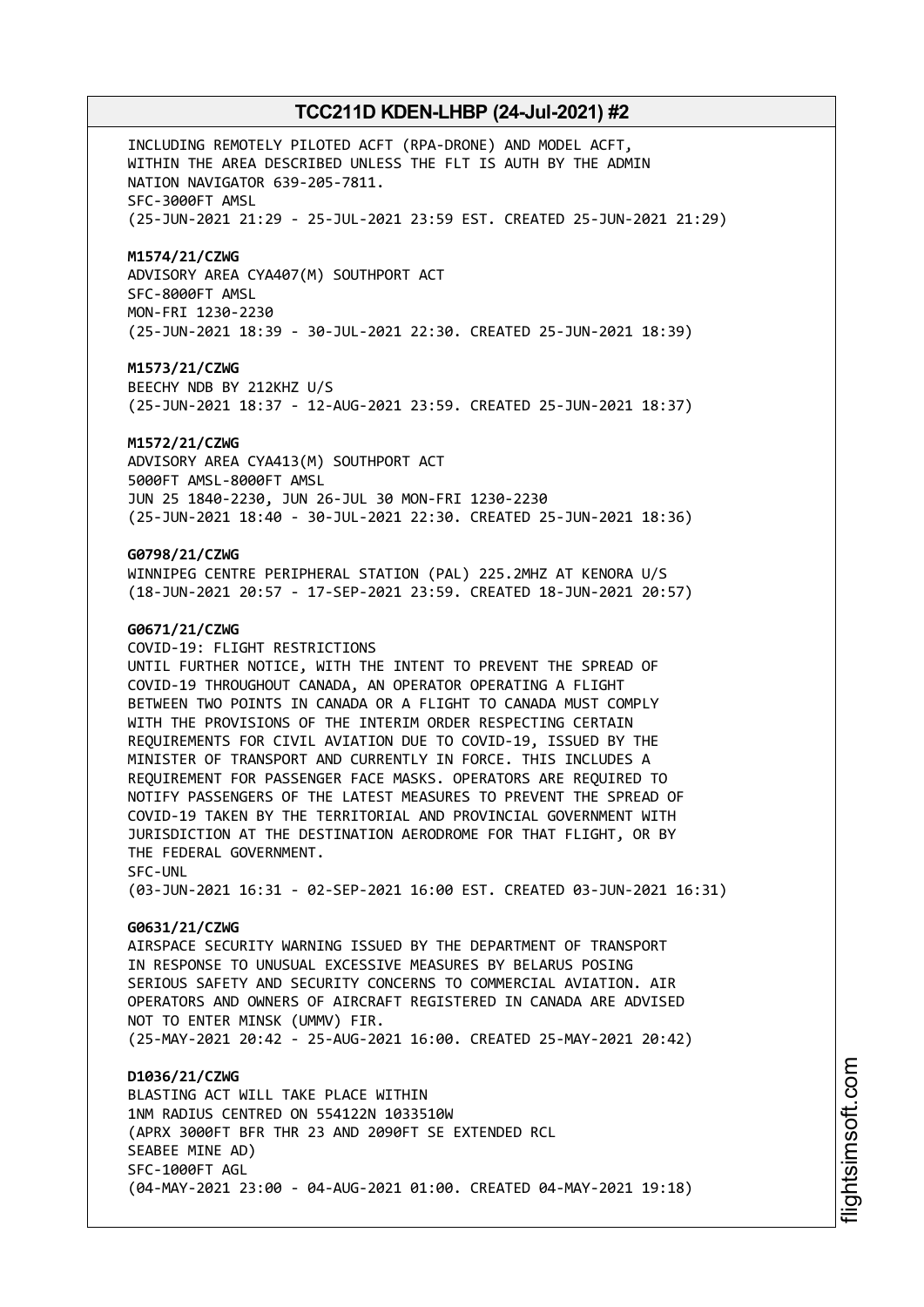INCLUDING REMOTELY PILOTED ACFT (RPA-DRONE) AND MODEL ACFT, WITHIN THE AREA DESCRIBED UNLESS THE FLT IS AUTH BY THE ADMIN NATION NAVIGATOR 639-205-7811.
SFC-3000FT AMSL
(25-JUN-2021 21:29 - 25-JUL-2021 23:59 EST. CREATED 25-JUN-2021 21:29)

**M1574/21/CZWG**
ADVISORY AREA CYA407(M) SOUTHPORT ACT
SFC-8000FT AMSL
MON-FRI 1230-2230
(25-JUN-2021 18:39 - 30-JUL-2021 22:30. CREATED 25-JUN-2021 18:39)

**M1573/21/CZWG**
BEECHY NDB BY 212KHZ U/S
(25-JUN-2021 18:37 - 12-AUG-2021 23:59. CREATED 25-JUN-2021 18:37)

**M1572/21/CZWG**
ADVISORY AREA CYA413(M) SOUTHPORT ACT
5000FT AMSL-8000FT AMSL
JUN 25 1840-2230, JUN 26-JUL 30 MON-FRI 1230-2230
(25-JUN-2021 18:40 - 30-JUL-2021 22:30. CREATED 25-JUN-2021 18:36)

**G0798/21/CZWG**
WINNIPEG CENTRE PERIPHERAL STATION (PAL) 225.2MHZ AT KENORA U/S
(18-JUN-2021 20:57 - 17-SEP-2021 23:59. CREATED 18-JUN-2021 20:57)

**G0671/21/CZWG**
COVID-19: FLIGHT RESTRICTIONS
UNTIL FURTHER NOTICE, WITH THE INTENT TO PREVENT THE SPREAD OF COVID-19 THROUGHOUT CANADA, AN OPERATOR OPERATING A FLIGHT BETWEEN TWO POINTS IN CANADA OR A FLIGHT TO CANADA MUST COMPLY WITH THE PROVISIONS OF THE INTERIM ORDER RESPECTING CERTAIN REQUIREMENTS FOR CIVIL AVIATION DUE TO COVID-19, ISSUED BY THE MINISTER OF TRANSPORT AND CURRENTLY IN FORCE. THIS INCLUDES A REQUIREMENT FOR PASSENGER FACE MASKS. OPERATORS ARE REQUIRED TO NOTIFY PASSENGERS OF THE LATEST MEASURES TO PREVENT THE SPREAD OF COVID-19 TAKEN BY THE TERRITORIAL AND PROVINCIAL GOVERNMENT WITH JURISDICTION AT THE DESTINATION AERODROME FOR THAT FLIGHT, OR BY THE FEDERAL GOVERNMENT.
SFC-UNL
(03-JUN-2021 16:31 - 02-SEP-2021 16:00 EST. CREATED 03-JUN-2021 16:31)

**G0631/21/CZWG**
AIRSPACE SECURITY WARNING ISSUED BY THE DEPARTMENT OF TRANSPORT IN RESPONSE TO UNUSUAL EXCESSIVE MEASURES BY BELARUS POSING SERIOUS SAFETY AND SECURITY CONCERNS TO COMMERCIAL AVIATION. AIR OPERATORS AND OWNERS OF AIRCRAFT REGISTERED IN CANADA ARE ADVISED NOT TO ENTER MINSK (UMMV) FIR.
(25-MAY-2021 20:42 - 25-AUG-2021 16:00. CREATED 25-MAY-2021 20:42)

**D1036/21/CZWG**
BLASTING ACT WILL TAKE PLACE WITHIN
1NM RADIUS CENTRED ON 554122N 1033510W
(APRX 3000FT BFR THR 23 AND 2090FT SE EXTENDED RCL
SEABEE MINE AD)
SFC-1000FT AGL
(04-MAY-2021 23:00 - 04-AUG-2021 01:00. CREATED 04-MAY-2021 19:18)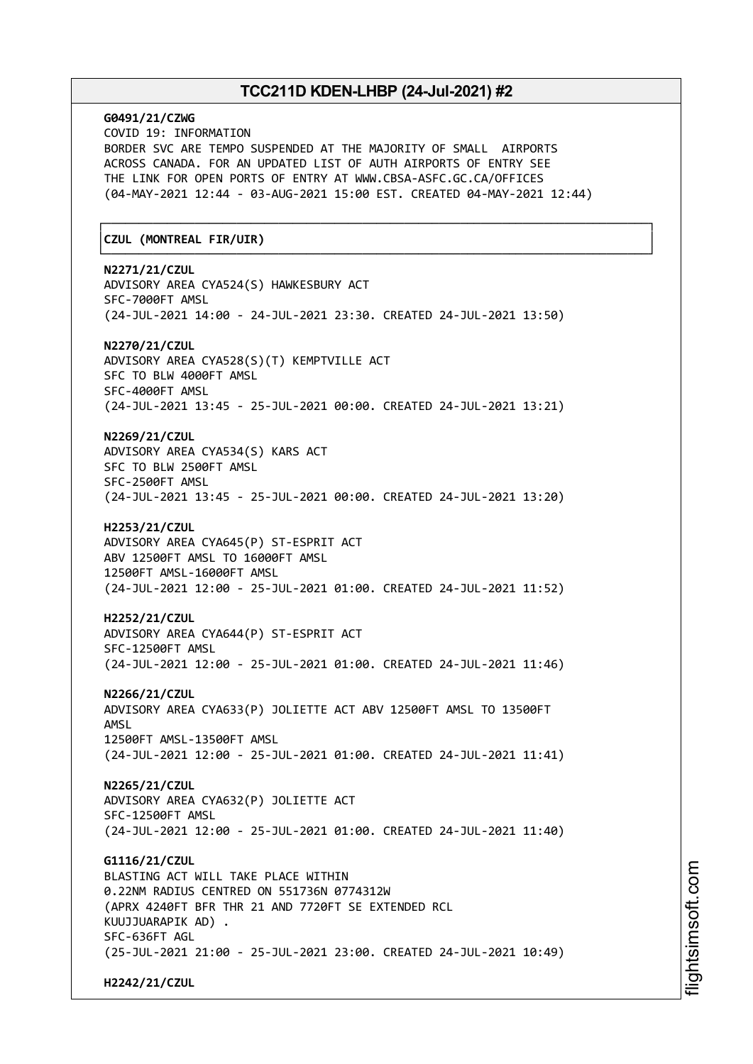**G0491/21/CZWG**
COVID 19: INFORMATION
BORDER SVC ARE TEMPO SUSPENDED AT THE MAJORITY OF SMALL AIRPORTS ACROSS CANADA. FOR AN UPDATED LIST OF AUTH AIRPORTS OF ENTRY SEE THE LINK FOR OPEN PORTS OF ENTRY AT WWW.CBSA-ASFC.GC.CA/OFFICES
(04-MAY-2021 12:44 - 03-AUG-2021 15:00 EST. CREATED 04-MAY-2021 12:44)

**CZUL (MONTREAL FIR/UIR)**

**N2271/21/CZUL**
ADVISORY AREA CYA524(S) HAWKESBURY ACT
SFC-7000FT AMSL
(24-JUL-2021 14:00 - 24-JUL-2021 23:30. CREATED 24-JUL-2021 13:50)

**N2270/21/CZUL**
ADVISORY AREA CYA528(S)(T) KEMPTVILLE ACT
SFC TO BLW 4000FT AMSL
SFC-4000FT AMSL
(24-JUL-2021 13:45 - 25-JUL-2021 00:00. CREATED 24-JUL-2021 13:21)

**N2269/21/CZUL**
ADVISORY AREA CYA534(S) KARS ACT
SFC TO BLW 2500FT AMSL
SFC-2500FT AMSL
(24-JUL-2021 13:45 - 25-JUL-2021 00:00. CREATED 24-JUL-2021 13:20)

**H2253/21/CZUL**
ADVISORY AREA CYA645(P) ST-ESPRIT ACT
ABV 12500FT AMSL TO 16000FT AMSL
12500FT AMSL-16000FT AMSL
(24-JUL-2021 12:00 - 25-JUL-2021 01:00. CREATED 24-JUL-2021 11:52)

**H2252/21/CZUL**
ADVISORY AREA CYA644(P) ST-ESPRIT ACT
SFC-12500FT AMSL
(24-JUL-2021 12:00 - 25-JUL-2021 01:00. CREATED 24-JUL-2021 11:46)

**N2266/21/CZUL**
ADVISORY AREA CYA633(P) JOLIETTE ACT ABV 12500FT AMSL TO 13500FT AMSL
12500FT AMSL-13500FT AMSL
(24-JUL-2021 12:00 - 25-JUL-2021 01:00. CREATED 24-JUL-2021 11:41)

**N2265/21/CZUL**
ADVISORY AREA CYA632(P) JOLIETTE ACT
SFC-12500FT AMSL
(24-JUL-2021 12:00 - 25-JUL-2021 01:00. CREATED 24-JUL-2021 11:40)

**G1116/21/CZUL**
BLASTING ACT WILL TAKE PLACE WITHIN
0.22NM RADIUS CENTRED ON 551736N 0774312W
(APRX 4240FT BFR THR 21 AND 7720FT SE EXTENDED RCL
KUUJJUARAPIK AD) .
SFC-636FT AGL
(25-JUL-2021 21:00 - 25-JUL-2021 23:00. CREATED 24-JUL-2021 10:49)

**H2242/21/CZUL**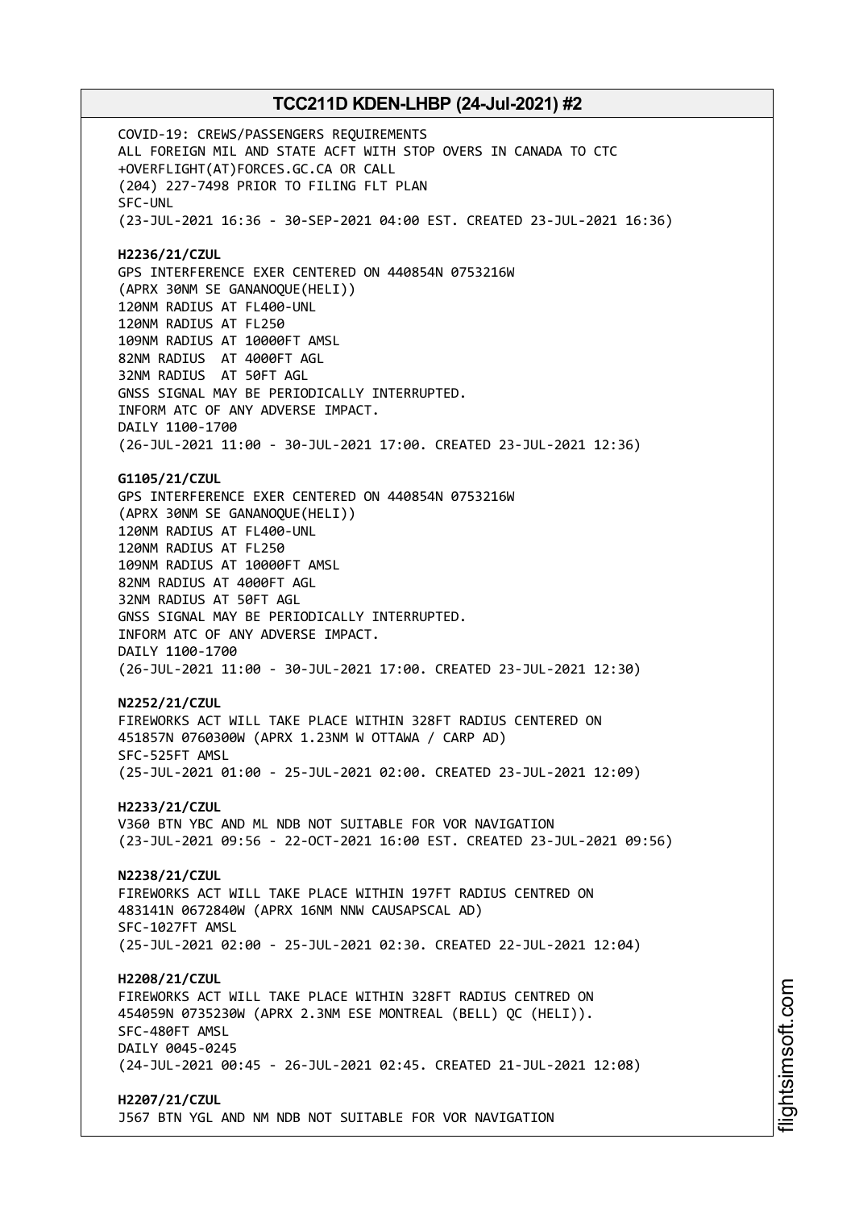COVID-19: CREWS/PASSENGERS REQUIREMENTS
ALL FOREIGN MIL AND STATE ACFT WITH STOP OVERS IN CANADA TO CTC
+OVERFLIGHT(AT)FORCES.GC.CA OR CALL
(204) 227-7498 PRIOR TO FILING FLT PLAN
SFC-UNL
(23-JUL-2021 16:36 - 30-SEP-2021 04:00 EST. CREATED 23-JUL-2021 16:36)

**H2236/21/CZUL**
GPS INTERFERENCE EXER CENTERED ON 440854N 0753216W
(APRX 30NM SE GANANOQUE(HELI))
120NM RADIUS AT FL400-UNL
120NM RADIUS AT FL250
109NM RADIUS AT 10000FT AMSL
82NM RADIUS AT 4000FT AGL
32NM RADIUS AT 50FT AGL
GNSS SIGNAL MAY BE PERIODICALLY INTERRUPTED.
INFORM ATC OF ANY ADVERSE IMPACT.
DAILY 1100-1700
(26-JUL-2021 11:00 - 30-JUL-2021 17:00. CREATED 23-JUL-2021 12:36)

**G1105/21/CZUL**
GPS INTERFERENCE EXER CENTERED ON 440854N 0753216W
(APRX 30NM SE GANANOQUE(HELI))
120NM RADIUS AT FL400-UNL
120NM RADIUS AT FL250
109NM RADIUS AT 10000FT AMSL
82NM RADIUS AT 4000FT AGL
32NM RADIUS AT 50FT AGL
GNSS SIGNAL MAY BE PERIODICALLY INTERRUPTED.
INFORM ATC OF ANY ADVERSE IMPACT.
DAILY 1100-1700
(26-JUL-2021 11:00 - 30-JUL-2021 17:00. CREATED 23-JUL-2021 12:30)

**N2252/21/CZUL**
FIREWORKS ACT WILL TAKE PLACE WITHIN 328FT RADIUS CENTERED ON
451857N 0760300W (APRX 1.23NM W OTTAWA / CARP AD)
SFC-525FT AMSL
(25-JUL-2021 01:00 - 25-JUL-2021 02:00. CREATED 23-JUL-2021 12:09)

**H2233/21/CZUL**
V360 BTN YBC AND ML NDB NOT SUITABLE FOR VOR NAVIGATION
(23-JUL-2021 09:56 - 22-OCT-2021 16:00 EST. CREATED 23-JUL-2021 09:56)

**N2238/21/CZUL**
FIREWORKS ACT WILL TAKE PLACE WITHIN 197FT RADIUS CENTRED ON
483141N 0672840W (APRX 16NM NNW CAUSAPSCAL AD)
SFC-1027FT AMSL
(25-JUL-2021 02:00 - 25-JUL-2021 02:30. CREATED 22-JUL-2021 12:04)

**H2208/21/CZUL**
FIREWORKS ACT WILL TAKE PLACE WITHIN 328FT RADIUS CENTRED ON
454059N 0735230W (APRX 2.3NM ESE MONTREAL (BELL) QC (HELI)).
SFC-480FT AMSL
DAILY 0045-0245
(24-JUL-2021 00:45 - 26-JUL-2021 02:45. CREATED 21-JUL-2021 12:08)

**H2207/21/CZUL**
J567 BTN YGL AND NM NDB NOT SUITABLE FOR VOR NAVIGATION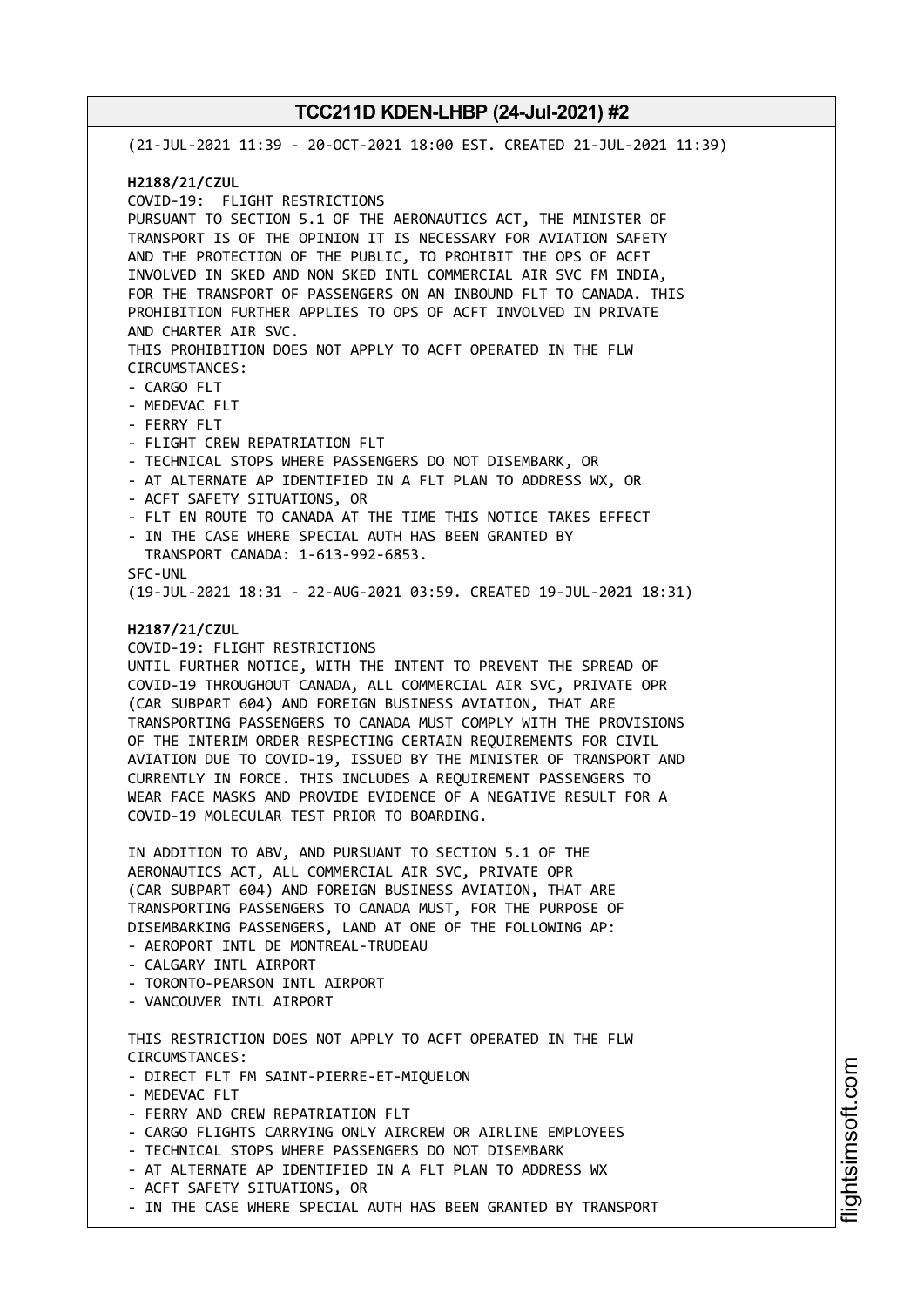(21-JUL-2021 11:39 - 20-OCT-2021 18:00 EST. CREATED 21-JUL-2021 11:39)

**H2188/21/CZUL**
COVID-19: FLIGHT RESTRICTIONS
PURSUANT TO SECTION 5.1 OF THE AERONAUTICS ACT, THE MINISTER OF TRANSPORT IS OF THE OPINION IT IS NECESSARY FOR AVIATION SAFETY AND THE PROTECTION OF THE PUBLIC, TO PROHIBIT THE OPS OF ACFT INVOLVED IN SKED AND NON SKED INTL COMMERCIAL AIR SVC FM INDIA, FOR THE TRANSPORT OF PASSENGERS ON AN INBOUND FLT TO CANADA. THIS PROHIBITION FURTHER APPLIES TO OPS OF ACFT INVOLVED IN PRIVATE AND CHARTER AIR SVC.
THIS PROHIBITION DOES NOT APPLY TO ACFT OPERATED IN THE FLW CIRCUMSTANCES:
- CARGO FLT
- MEDEVAC FLT
- FERRY FLT
- FLIGHT CREW REPATRIATION FLT
- TECHNICAL STOPS WHERE PASSENGERS DO NOT DISEMBARK, OR
- AT ALTERNATE AP IDENTIFIED IN A FLT PLAN TO ADDRESS WX, OR
- ACFT SAFETY SITUATIONS, OR
- FLT EN ROUTE TO CANADA AT THE TIME THIS NOTICE TAKES EFFECT
- IN THE CASE WHERE SPECIAL AUTH HAS BEEN GRANTED BY TRANSPORT CANADA: 1-613-992-6853.

SFC-UNL
(19-JUL-2021 18:31 - 22-AUG-2021 03:59. CREATED 19-JUL-2021 18:31)

**H2187/21/CZUL**
COVID-19: FLIGHT RESTRICTIONS
UNTIL FURTHER NOTICE, WITH THE INTENT TO PREVENT THE SPREAD OF COVID-19 THROUGHOUT CANADA, ALL COMMERCIAL AIR SVC, PRIVATE OPR (CAR SUBPART 604) AND FOREIGN BUSINESS AVIATION, THAT ARE TRANSPORTING PASSENGERS TO CANADA MUST COMPLY WITH THE PROVISIONS OF THE INTERIM ORDER RESPECTING CERTAIN REQUIREMENTS FOR CIVIL AVIATION DUE TO COVID-19, ISSUED BY THE MINISTER OF TRANSPORT AND CURRENTLY IN FORCE. THIS INCLUDES A REQUIREMENT PASSENGERS TO WEAR FACE MASKS AND PROVIDE EVIDENCE OF A NEGATIVE RESULT FOR A COVID-19 MOLECULAR TEST PRIOR TO BOARDING.

IN ADDITION TO ABV, AND PURSUANT TO SECTION 5.1 OF THE AERONAUTICS ACT, ALL COMMERCIAL AIR SVC, PRIVATE OPR (CAR SUBPART 604) AND FOREIGN BUSINESS AVIATION, THAT ARE TRANSPORTING PASSENGERS TO CANADA MUST, FOR THE PURPOSE OF DISEMBARKING PASSENGERS, LAND AT ONE OF THE FOLLOWING AP:
- AEROPORT INTL DE MONTREAL-TRUDEAU
- CALGARY INTL AIRPORT
- TORONTO-PEARSON INTL AIRPORT
- VANCOUVER INTL AIRPORT

THIS RESTRICTION DOES NOT APPLY TO ACFT OPERATED IN THE FLW CIRCUMSTANCES:
- DIRECT FLT FM SAINT-PIERRE-ET-MIQUELON
- MEDEVAC FLT
- FERRY AND CREW REPATRIATION FLT
- CARGO FLIGHTS CARRYING ONLY AIRCREW OR AIRLINE EMPLOYEES
- TECHNICAL STOPS WHERE PASSENGERS DO NOT DISEMBARK
- AT ALTERNATE AP IDENTIFIED IN A FLT PLAN TO ADDRESS WX
- ACFT SAFETY SITUATIONS, OR
- IN THE CASE WHERE SPECIAL AUTH HAS BEEN GRANTED BY TRANSPORT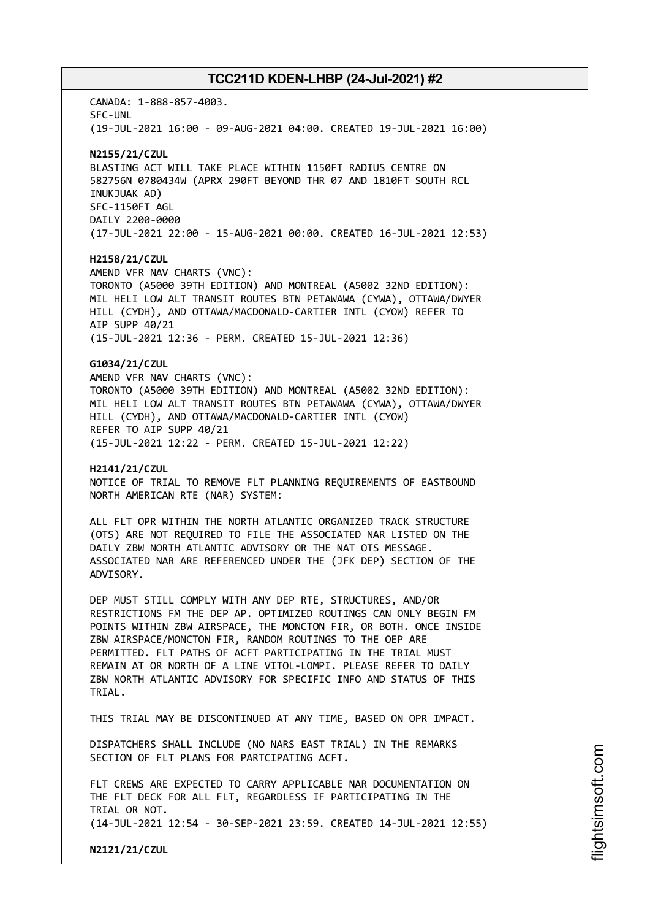CANADA: 1-888-857-4003.
SFC-UNL
(19-JUL-2021 16:00 - 09-AUG-2021 04:00. CREATED 19-JUL-2021 16:00)

**N2155/21/CZUL**
BLASTING ACT WILL TAKE PLACE WITHIN 1150FT RADIUS CENTRE ON
582756N 0780434W (APRX 290FT BEYOND THR 07 AND 1810FT SOUTH RCL
INUKJUAK AD)
SFC-1150FT AGL
DAILY 2200-0000
(17-JUL-2021 22:00 - 15-AUG-2021 00:00. CREATED 16-JUL-2021 12:53)

**H2158/21/CZUL**
AMEND VFR NAV CHARTS (VNC):
TORONTO (A5000 39TH EDITION) AND MONTREAL (A5002 32ND EDITION):
MIL HELI LOW ALT TRANSIT ROUTES BTN PETAWAWA (CYWA), OTTAWA/DWYER
HILL (CYDH), AND OTTAWA/MACDONALD-CARTIER INTL (CYOW) REFER TO
AIP SUPP 40/21
(15-JUL-2021 12:36 - PERM. CREATED 15-JUL-2021 12:36)

**G1034/21/CZUL**
AMEND VFR NAV CHARTS (VNC):
TORONTO (A5000 39TH EDITION) AND MONTREAL (A5002 32ND EDITION):
MIL HELI LOW ALT TRANSIT ROUTES BTN PETAWAWA (CYWA), OTTAWA/DWYER
HILL (CYDH), AND OTTAWA/MACDONALD-CARTIER INTL (CYOW)
REFER TO AIP SUPP 40/21
(15-JUL-2021 12:22 - PERM. CREATED 15-JUL-2021 12:22)

**H2141/21/CZUL**
NOTICE OF TRIAL TO REMOVE FLT PLANNING REQUIREMENTS OF EASTBOUND
NORTH AMERICAN RTE (NAR) SYSTEM:

ALL FLT OPR WITHIN THE NORTH ATLANTIC ORGANIZED TRACK STRUCTURE
(OTS) ARE NOT REQUIRED TO FILE THE ASSOCIATED NAR LISTED ON THE
DAILY ZBW NORTH ATLANTIC ADVISORY OR THE NAT OTS MESSAGE.
ASSOCIATED NAR ARE REFERENCED UNDER THE (JFK DEP) SECTION OF THE
ADVISORY.

DEP MUST STILL COMPLY WITH ANY DEP RTE, STRUCTURES, AND/OR
RESTRICTIONS FM THE DEP AP. OPTIMIZED ROUTINGS CAN ONLY BEGIN FM
POINTS WITHIN ZBW AIRSPACE, THE MONCTON FIR, OR BOTH. ONCE INSIDE
ZBW AIRSPACE/MONCTON FIR, RANDOM ROUTINGS TO THE OEP ARE
PERMITTED. FLT PATHS OF ACFT PARTICIPATING IN THE TRIAL MUST
REMAIN AT OR NORTH OF A LINE VITOL-LOMPI. PLEASE REFER TO DAILY
ZBW NORTH ATLANTIC ADVISORY FOR SPECIFIC INFO AND STATUS OF THIS
TRIAL.

THIS TRIAL MAY BE DISCONTINUED AT ANY TIME, BASED ON OPR IMPACT.

DISPATCHERS SHALL INCLUDE (NO NARS EAST TRIAL) IN THE REMARKS
SECTION OF FLT PLANS FOR PARTCIPATING ACFT.

FLT CREWS ARE EXPECTED TO CARRY APPLICABLE NAR DOCUMENTATION ON
THE FLT DECK FOR ALL FLT, REGARDLESS IF PARTICIPATING IN THE
TRIAL OR NOT.
(14-JUL-2021 12:54 - 30-SEP-2021 23:59. CREATED 14-JUL-2021 12:55)

**N2121/21/CZUL**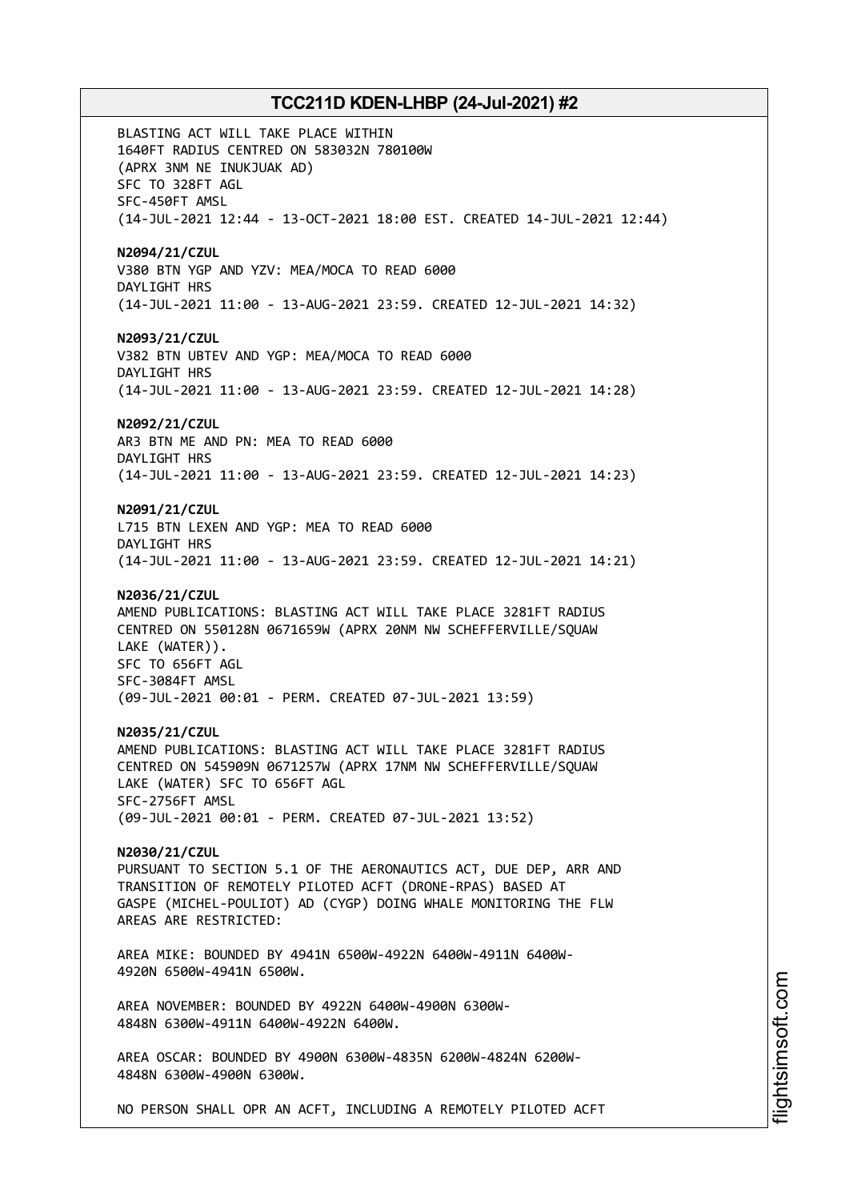BLASTING ACT WILL TAKE PLACE WITHIN
1640FT RADIUS CENTRED ON 583032N 780100W
(APRX 3NM NE INUKJUAK AD)
SFC TO 328FT AGL
SFC-450FT AMSL
(14-JUL-2021 12:44 - 13-OCT-2021 18:00 EST. CREATED 14-JUL-2021 12:44)

**N2094/21/CZUL**
V380 BTN YGP AND YZV: MEA/MOCA TO READ 6000
DAYLIGHT HRS
(14-JUL-2021 11:00 - 13-AUG-2021 23:59. CREATED 12-JUL-2021 14:32)

**N2093/21/CZUL**
V382 BTN UBTEV AND YGP: MEA/MOCA TO READ 6000
DAYLIGHT HRS
(14-JUL-2021 11:00 - 13-AUG-2021 23:59. CREATED 12-JUL-2021 14:28)

**N2092/21/CZUL**
AR3 BTN ME AND PN: MEA TO READ 6000
DAYLIGHT HRS
(14-JUL-2021 11:00 - 13-AUG-2021 23:59. CREATED 12-JUL-2021 14:23)

**N2091/21/CZUL**
L715 BTN LEXEN AND YGP: MEA TO READ 6000
DAYLIGHT HRS
(14-JUL-2021 11:00 - 13-AUG-2021 23:59. CREATED 12-JUL-2021 14:21)

**N2036/21/CZUL**
AMEND PUBLICATIONS: BLASTING ACT WILL TAKE PLACE 3281FT RADIUS
CENTRED ON 550128N 0671659W (APRX 20NM NW SCHEFFERVILLE/SQUAW
LAKE (WATER)).
SFC TO 656FT AGL
SFC-3084FT AMSL
(09-JUL-2021 00:01 - PERM. CREATED 07-JUL-2021 13:59)

**N2035/21/CZUL**
AMEND PUBLICATIONS: BLASTING ACT WILL TAKE PLACE 3281FT RADIUS
CENTRED ON 545909N 0671257W (APRX 17NM NW SCHEFFERVILLE/SQUAW
LAKE (WATER) SFC TO 656FT AGL
SFC-2756FT AMSL
(09-JUL-2021 00:01 - PERM. CREATED 07-JUL-2021 13:52)

**N2030/21/CZUL**
PURSUANT TO SECTION 5.1 OF THE AERONAUTICS ACT, DUE DEP, ARR AND
TRANSITION OF REMOTELY PILOTED ACFT (DRONE-RPAS) BASED AT
GASPE (MICHEL-POULIOT) AD (CYGP) DOING WHALE MONITORING THE FLW
AREAS ARE RESTRICTED:

AREA MIKE: BOUNDED BY 4941N 6500W-4922N 6400W-4911N 6400W-
4920N 6500W-4941N 6500W.

AREA NOVEMBER: BOUNDED BY 4922N 6400W-4900N 6300W-
4848N 6300W-4911N 6400W-4922N 6400W.

AREA OSCAR: BOUNDED BY 4900N 6300W-4835N 6200W-4824N 6200W-
4848N 6300W-4900N 6300W.

NO PERSON SHALL OPR AN ACFT, INCLUDING A REMOTELY PILOTED ACFT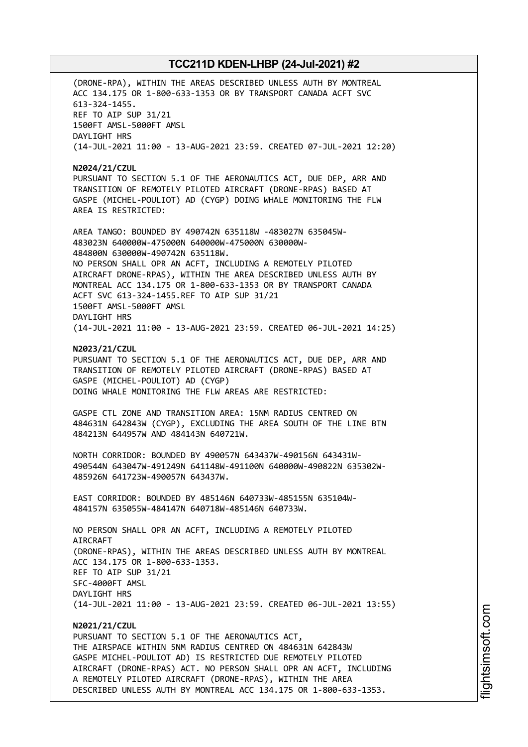(DRONE-RPA), WITHIN THE AREAS DESCRIBED UNLESS AUTH BY MONTREAL ACC 134.175 OR 1-800-633-1353 OR BY TRANSPORT CANADA ACFT SVC 613-324-1455.
REF TO AIP SUP 31/21
1500FT AMSL-5000FT AMSL
DAYLIGHT HRS
(14-JUL-2021 11:00 - 13-AUG-2021 23:59. CREATED 07-JUL-2021 12:20)

**N2024/21/CZUL**
PURSUANT TO SECTION 5.1 OF THE AERONAUTICS ACT, DUE DEP, ARR AND TRANSITION OF REMOTELY PILOTED AIRCRAFT (DRONE-RPAS) BASED AT GASPE (MICHEL-POULIOT) AD (CYGP) DOING WHALE MONITORING THE FLW AREA IS RESTRICTED:

AREA TANGO: BOUNDED BY 490742N 635118W -483027N 635045W-483023N 640000W-475000N 640000W-475000N 630000W-484800N 630000W-490742N 635118W.
NO PERSON SHALL OPR AN ACFT, INCLUDING A REMOTELY PILOTED AIRCRAFT DRONE-RPAS), WITHIN THE AREA DESCRIBED UNLESS AUTH BY MONTREAL ACC 134.175 OR 1-800-633-1353 OR BY TRANSPORT CANADA ACFT SVC 613-324-1455.REF TO AIP SUP 31/21
1500FT AMSL-5000FT AMSL
DAYLIGHT HRS
(14-JUL-2021 11:00 - 13-AUG-2021 23:59. CREATED 06-JUL-2021 14:25)

**N2023/21/CZUL**
PURSUANT TO SECTION 5.1 OF THE AERONAUTICS ACT, DUE DEP, ARR AND TRANSITION OF REMOTELY PILOTED AIRCRAFT (DRONE-RPAS) BASED AT GASPE (MICHEL-POULIOT) AD (CYGP)
DOING WHALE MONITORING THE FLW AREAS ARE RESTRICTED:

GASPE CTL ZONE AND TRANSITION AREA: 15NM RADIUS CENTRED ON 484631N 642843W (CYGP), EXCLUDING THE AREA SOUTH OF THE LINE BTN 484213N 644957W AND 484143N 640721W.

NORTH CORRIDOR: BOUNDED BY 490057N 643437W-490156N 643431W-490544N 643047W-491249N 641148W-491100N 640000W-490822N 635302W-485926N 641723W-490057N 643437W.

EAST CORRIDOR: BOUNDED BY 485146N 640733W-485155N 635104W-484157N 635055W-484147N 640718W-485146N 640733W.

NO PERSON SHALL OPR AN ACFT, INCLUDING A REMOTELY PILOTED AIRCRAFT
(DRONE-RPAS), WITHIN THE AREAS DESCRIBED UNLESS AUTH BY MONTREAL ACC 134.175 OR 1-800-633-1353.
REF TO AIP SUP 31/21
SFC-4000FT AMSL
DAYLIGHT HRS
(14-JUL-2021 11:00 - 13-AUG-2021 23:59. CREATED 06-JUL-2021 13:55)

**N2021/21/CZUL**
PURSUANT TO SECTION 5.1 OF THE AERONAUTICS ACT,
THE AIRSPACE WITHIN 5NM RADIUS CENTRED ON 484631N 642843W GASPE MICHEL-POULIOT AD) IS RESTRICTED DUE REMOTELY PILOTED AIRCRAFT (DRONE-RPAS) ACT. NO PERSON SHALL OPR AN ACFT, INCLUDING A REMOTELY PILOTED AIRCRAFT (DRONE-RPAS), WITHIN THE AREA DESCRIBED UNLESS AUTH BY MONTREAL ACC 134.175 OR 1-800-633-1353.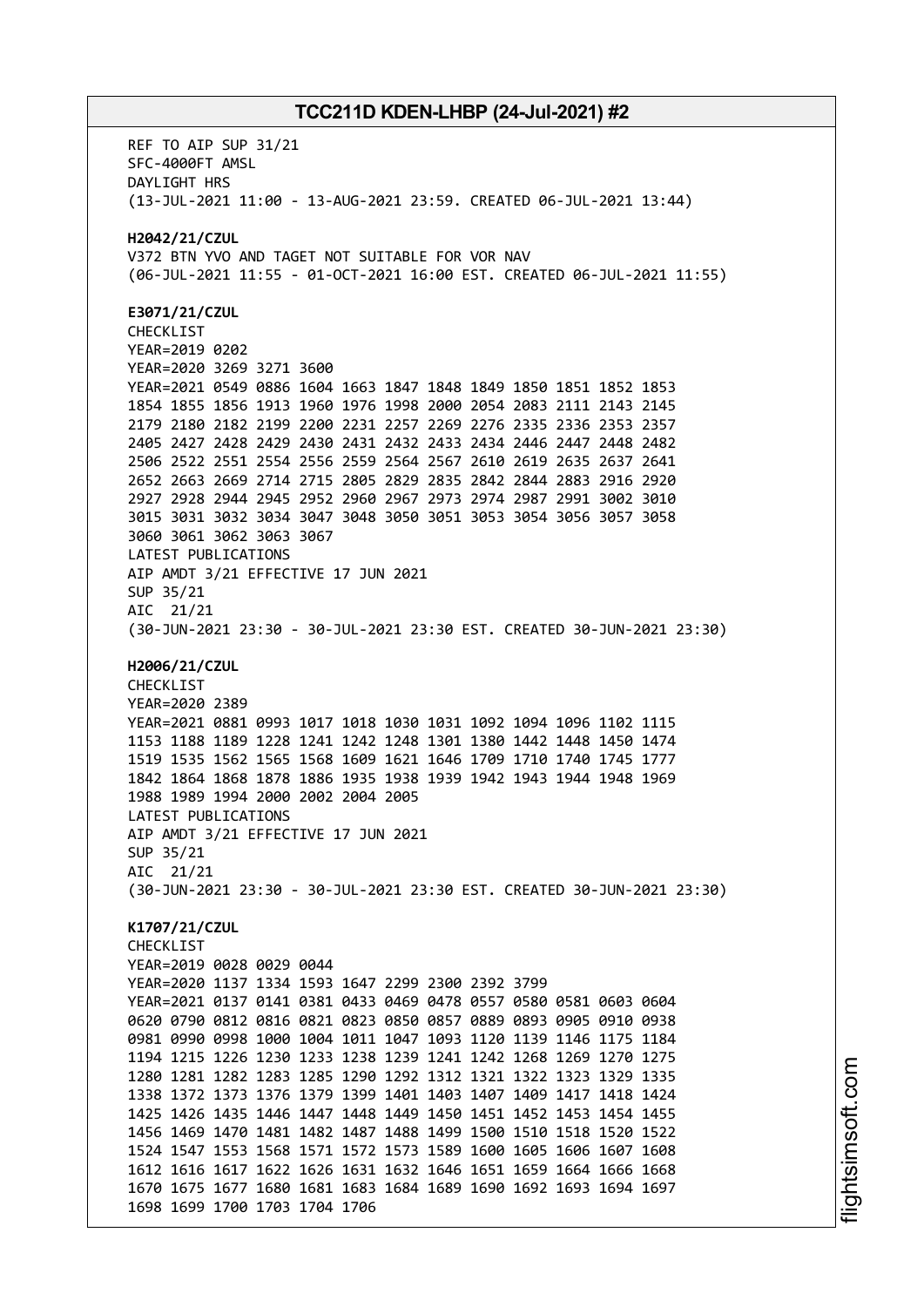REF TO AIP SUP 31/21
SFC-4000FT AMSL
DAYLIGHT HRS
(13-JUL-2021 11:00 - 13-AUG-2021 23:59. CREATED 06-JUL-2021 13:44)

**H2042/21/CZUL**
V372 BTN YVO AND TAGET NOT SUITABLE FOR VOR NAV
(06-JUL-2021 11:55 - 01-OCT-2021 16:00 EST. CREATED 06-JUL-2021 11:55)

**E3071/21/CZUL**
CHECKLIST
YEAR=2019 0202
YEAR=2020 3269 3271 3600
YEAR=2021 0549 0886 1604 1663 1847 1848 1849 1850 1851 1852 1853
1854 1855 1856 1913 1960 1976 1998 2000 2054 2083 2111 2143 2145
2179 2180 2182 2199 2200 2231 2257 2269 2276 2335 2336 2353 2357
2405 2427 2428 2429 2430 2431 2432 2433 2434 2446 2447 2448 2482
2506 2522 2551 2554 2556 2559 2564 2567 2610 2619 2635 2637 2641
2652 2663 2669 2714 2715 2805 2829 2835 2842 2844 2883 2916 2920
2927 2928 2944 2945 2952 2960 2967 2973 2974 2987 2991 3002 3010
3015 3031 3032 3034 3047 3048 3050 3051 3053 3054 3056 3057 3058
3060 3061 3062 3063 3067
LATEST PUBLICATIONS
AIP AMDT 3/21 EFFECTIVE 17 JUN 2021
SUP 35/21
AIC 21/21
(30-JUN-2021 23:30 - 30-JUL-2021 23:30 EST. CREATED 30-JUN-2021 23:30)

**H2006/21/CZUL**
CHECKLIST
YEAR=2020 2389
YEAR=2021 0881 0993 1017 1018 1030 1031 1092 1094 1096 1102 1115
1153 1188 1189 1228 1241 1242 1248 1301 1380 1442 1448 1450 1474
1519 1535 1562 1565 1568 1609 1621 1646 1709 1710 1740 1745 1777
1842 1864 1868 1878 1886 1935 1938 1939 1942 1943 1944 1948 1969
1988 1989 1994 2000 2002 2004 2005
LATEST PUBLICATIONS
AIP AMDT 3/21 EFFECTIVE 17 JUN 2021
SUP 35/21
AIC 21/21
(30-JUN-2021 23:30 - 30-JUL-2021 23:30 EST. CREATED 30-JUN-2021 23:30)

**K1707/21/CZUL**
CHECKLIST
YEAR=2019 0028 0029 0044
YEAR=2020 1137 1334 1593 1647 2299 2300 2392 3799
YEAR=2021 0137 0141 0381 0433 0469 0478 0557 0580 0581 0603 0604
0620 0790 0812 0816 0821 0823 0850 0857 0889 0893 0905 0910 0938
0981 0990 0998 1000 1004 1011 1047 1093 1120 1139 1146 1175 1184
1194 1215 1226 1230 1233 1238 1239 1241 1242 1268 1269 1270 1275
1280 1281 1282 1283 1285 1290 1292 1312 1321 1322 1323 1329 1335
1338 1372 1373 1376 1379 1399 1401 1403 1407 1409 1417 1418 1424
1425 1426 1435 1446 1447 1448 1449 1450 1451 1452 1453 1454 1455
1456 1469 1470 1481 1482 1487 1488 1499 1500 1510 1518 1520 1522
1524 1547 1553 1568 1571 1572 1573 1589 1600 1605 1606 1607 1608
1612 1616 1617 1622 1626 1631 1632 1646 1651 1659 1664 1666 1668
1670 1675 1677 1680 1681 1683 1684 1689 1690 1692 1693 1694 1697
1698 1699 1700 1703 1704 1706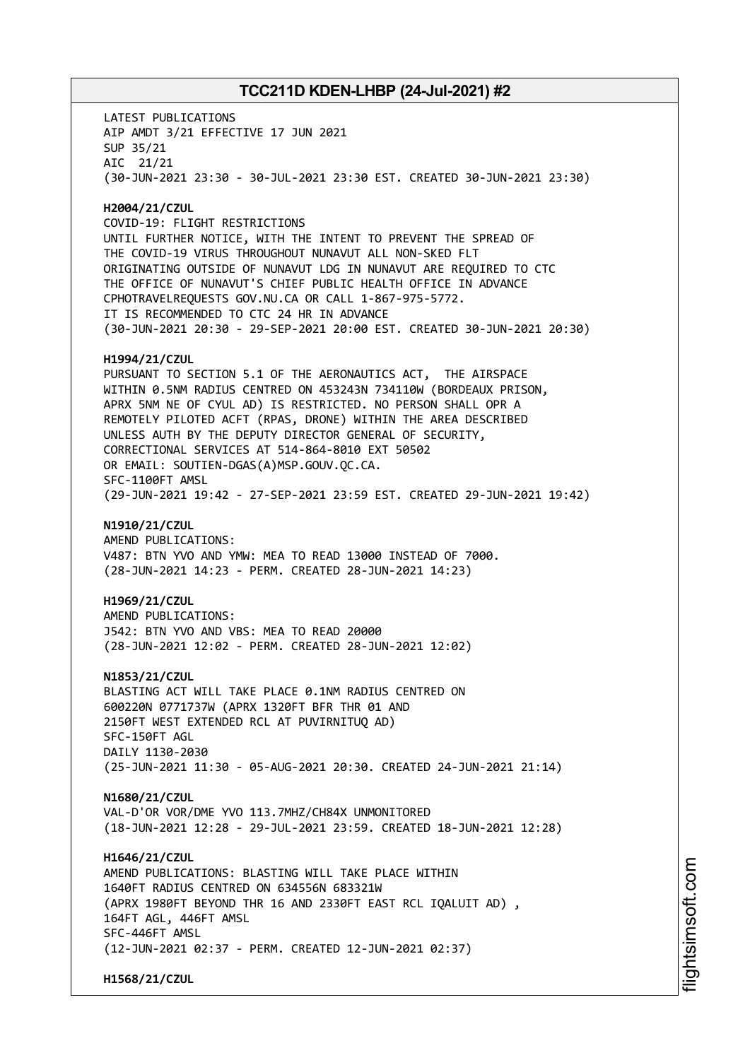LATEST PUBLICATIONS
AIP AMDT 3/21 EFFECTIVE 17 JUN 2021
SUP 35/21
AIC 21/21
(30-JUN-2021 23:30 - 30-JUL-2021 23:30 EST. CREATED 30-JUN-2021 23:30)

**H2004/21/CZUL**
COVID-19: FLIGHT RESTRICTIONS
UNTIL FURTHER NOTICE, WITH THE INTENT TO PREVENT THE SPREAD OF
THE COVID-19 VIRUS THROUGHOUT NUNAVUT ALL NON-SKED FLT
ORIGINATING OUTSIDE OF NUNAVUT LDG IN NUNAVUT ARE REQUIRED TO CTC
THE OFFICE OF NUNAVUT'S CHIEF PUBLIC HEALTH OFFICE IN ADVANCE
CPHOTRAVELREQUESTS GOV.NU.CA OR CALL 1-867-975-5772.
IT IS RECOMMENDED TO CTC 24 HR IN ADVANCE
(30-JUN-2021 20:30 - 29-SEP-2021 20:00 EST. CREATED 30-JUN-2021 20:30)

**H1994/21/CZUL**
PURSUANT TO SECTION 5.1 OF THE AERONAUTICS ACT, THE AIRSPACE
WITHIN 0.5NM RADIUS CENTRED ON 453243N 734110W (BORDEAUX PRISON,
APRX 5NM NE OF CYUL AD) IS RESTRICTED. NO PERSON SHALL OPR A
REMOTELY PILOTED ACFT (RPAS, DRONE) WITHIN THE AREA DESCRIBED
UNLESS AUTH BY THE DEPUTY DIRECTOR GENERAL OF SECURITY,
CORRECTIONAL SERVICES AT 514-864-8010 EXT 50502
OR EMAIL: SOUTIEN-DGAS(A)MSP.GOUV.QC.CA.
SFC-1100FT AMSL
(29-JUN-2021 19:42 - 27-SEP-2021 23:59 EST. CREATED 29-JUN-2021 19:42)

**N1910/21/CZUL**
AMEND PUBLICATIONS:
V487: BTN YVO AND YMW: MEA TO READ 13000 INSTEAD OF 7000.
(28-JUN-2021 14:23 - PERM. CREATED 28-JUN-2021 14:23)

**H1969/21/CZUL**
AMEND PUBLICATIONS:
J542: BTN YVO AND VBS: MEA TO READ 20000
(28-JUN-2021 12:02 - PERM. CREATED 28-JUN-2021 12:02)

**N1853/21/CZUL**
BLASTING ACT WILL TAKE PLACE 0.1NM RADIUS CENTRED ON
600220N 0771737W (APRX 1320FT BFR THR 01 AND
2150FT WEST EXTENDED RCL AT PUVIRNITUQ AD)
SFC-150FT AGL
DAILY 1130-2030
(25-JUN-2021 11:30 - 05-AUG-2021 20:30. CREATED 24-JUN-2021 21:14)

**N1680/21/CZUL**
VAL-D'OR VOR/DME YVO 113.7MHZ/CH84X UNMONITORED
(18-JUN-2021 12:28 - 29-JUL-2021 23:59. CREATED 18-JUN-2021 12:28)

**H1646/21/CZUL**
AMEND PUBLICATIONS: BLASTING WILL TAKE PLACE WITHIN
1640FT RADIUS CENTRED ON 634556N 683321W
(APRX 1980FT BEYOND THR 16 AND 2330FT EAST RCL IQALUIT AD) ,
164FT AGL, 446FT AMSL
SFC-446FT AMSL
(12-JUN-2021 02:37 - PERM. CREATED 12-JUN-2021 02:37)

**H1568/21/CZUL**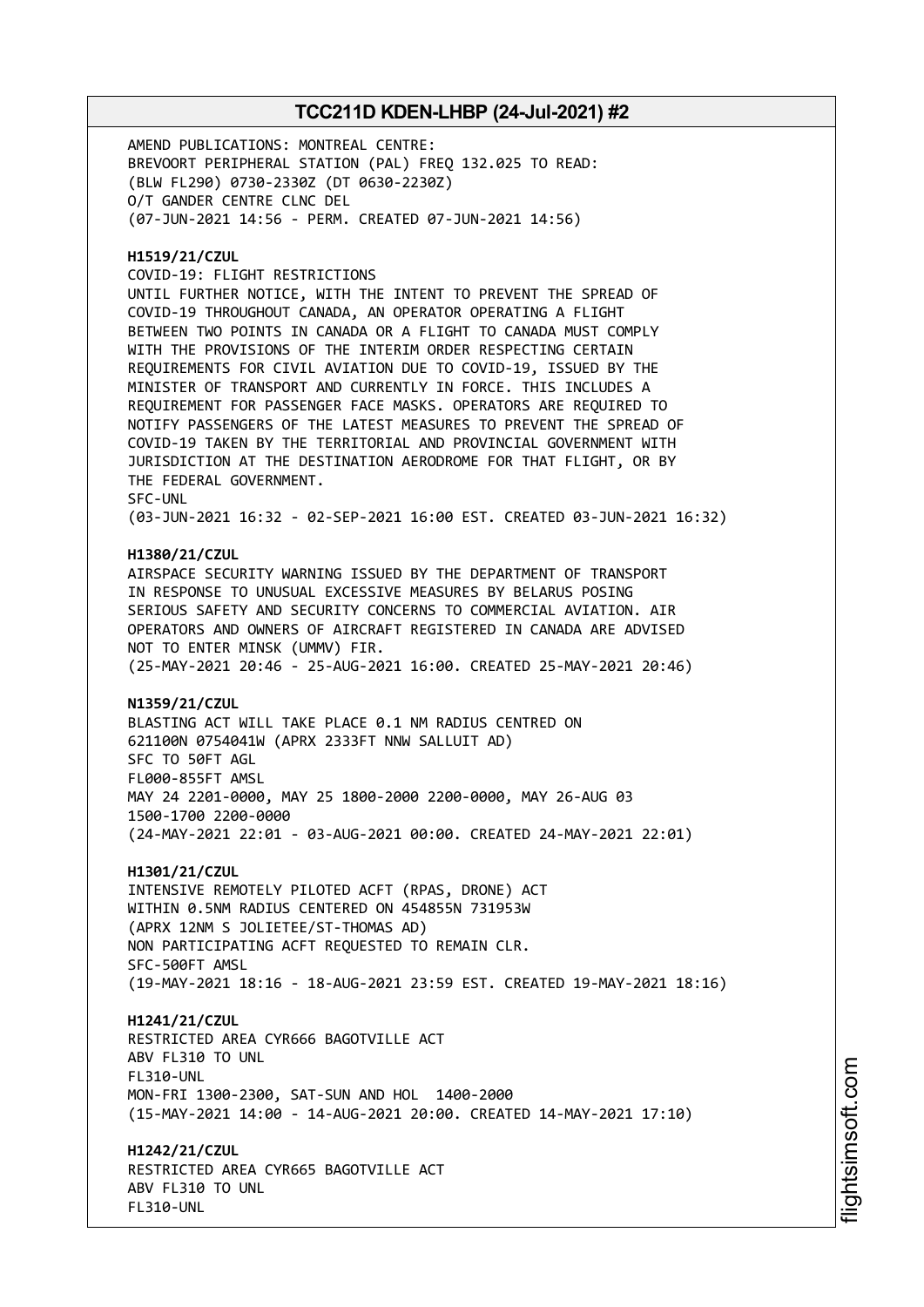AMEND PUBLICATIONS: MONTREAL CENTRE:
BREVOORT PERIPHERAL STATION (PAL) FREQ 132.025 TO READ:
(BLW FL290) 0730-2330Z (DT 0630-2230Z)
O/T GANDER CENTRE CLNC DEL
(07-JUN-2021 14:56 - PERM. CREATED 07-JUN-2021 14:56)

**H1519/21/CZUL**
COVID-19: FLIGHT RESTRICTIONS
UNTIL FURTHER NOTICE, WITH THE INTENT TO PREVENT THE SPREAD OF COVID-19 THROUGHOUT CANADA, AN OPERATOR OPERATING A FLIGHT BETWEEN TWO POINTS IN CANADA OR A FLIGHT TO CANADA MUST COMPLY WITH THE PROVISIONS OF THE INTERIM ORDER RESPECTING CERTAIN REQUIREMENTS FOR CIVIL AVIATION DUE TO COVID-19, ISSUED BY THE MINISTER OF TRANSPORT AND CURRENTLY IN FORCE. THIS INCLUDES A REQUIREMENT FOR PASSENGER FACE MASKS. OPERATORS ARE REQUIRED TO NOTIFY PASSENGERS OF THE LATEST MEASURES TO PREVENT THE SPREAD OF COVID-19 TAKEN BY THE TERRITORIAL AND PROVINCIAL GOVERNMENT WITH JURISDICTION AT THE DESTINATION AERODROME FOR THAT FLIGHT, OR BY THE FEDERAL GOVERNMENT.
SFC-UNL
(03-JUN-2021 16:32 - 02-SEP-2021 16:00 EST. CREATED 03-JUN-2021 16:32)

**H1380/21/CZUL**
AIRSPACE SECURITY WARNING ISSUED BY THE DEPARTMENT OF TRANSPORT IN RESPONSE TO UNUSUAL EXCESSIVE MEASURES BY BELARUS POSING SERIOUS SAFETY AND SECURITY CONCERNS TO COMMERCIAL AVIATION. AIR OPERATORS AND OWNERS OF AIRCRAFT REGISTERED IN CANADA ARE ADVISED NOT TO ENTER MINSK (UMMV) FIR.
(25-MAY-2021 20:46 - 25-AUG-2021 16:00. CREATED 25-MAY-2021 20:46)

**N1359/21/CZUL**
BLASTING ACT WILL TAKE PLACE 0.1 NM RADIUS CENTRED ON 621100N 0754041W (APRX 2333FT NNW SALLUIT AD)
SFC TO 50FT AGL
FL000-855FT AMSL
MAY 24 2201-0000, MAY 25 1800-2000 2200-0000, MAY 26-AUG 03 1500-1700 2200-0000
(24-MAY-2021 22:01 - 03-AUG-2021 00:00. CREATED 24-MAY-2021 22:01)

**H1301/21/CZUL**
INTENSIVE REMOTELY PILOTED ACFT (RPAS, DRONE) ACT WITHIN 0.5NM RADIUS CENTERED ON 454855N 731953W (APRX 12NM S JOLIETEE/ST-THOMAS AD)
NON PARTICIPATING ACFT REQUESTED TO REMAIN CLR.
SFC-500FT AMSL
(19-MAY-2021 18:16 - 18-AUG-2021 23:59 EST. CREATED 19-MAY-2021 18:16)

**H1241/21/CZUL**
RESTRICTED AREA CYR666 BAGOTVILLE ACT
ABV FL310 TO UNL
FL310-UNL
MON-FRI 1300-2300, SAT-SUN AND HOL 1400-2000
(15-MAY-2021 14:00 - 14-AUG-2021 20:00. CREATED 14-MAY-2021 17:10)

**H1242/21/CZUL**
RESTRICTED AREA CYR665 BAGOTVILLE ACT
ABV FL310 TO UNL
FL310-UNL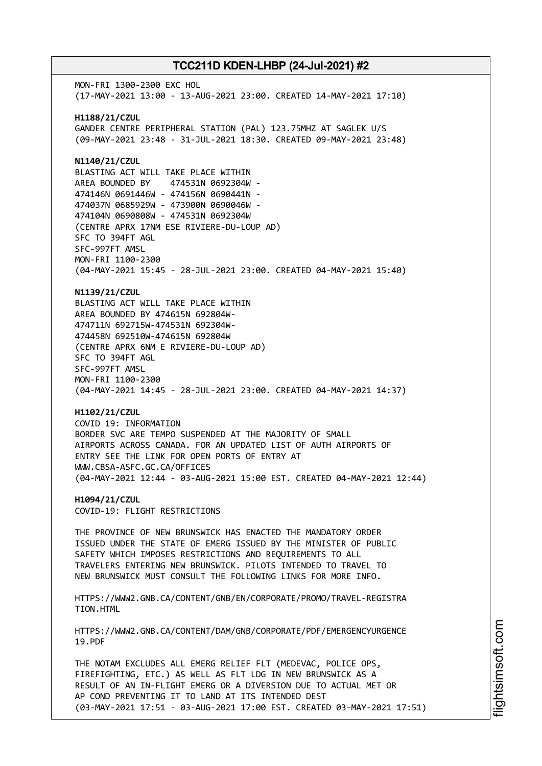MON-FRI 1300-2300 EXC HOL
(17-MAY-2021 13:00 - 13-AUG-2021 23:00. CREATED 14-MAY-2021 17:10)

**H1188/21/CZUL**
GANDER CENTRE PERIPHERAL STATION (PAL) 123.75MHZ AT SAGLEK U/S
(09-MAY-2021 23:48 - 31-JUL-2021 18:30. CREATED 09-MAY-2021 23:48)

**N1140/21/CZUL**
BLASTING ACT WILL TAKE PLACE WITHIN
AREA BOUNDED BY 474531N 0692304W -
474146N 0691446W - 474156N 0690441N -
474037N 0685929W - 473900N 0690046W -
474104N 0690808W - 474531N 0692304W
(CENTRE APRX 17NM ESE RIVIERE-DU-LOUP AD)
SFC TO 394FT AGL
SFC-997FT AMSL
MON-FRI 1100-2300
(04-MAY-2021 15:45 - 28-JUL-2021 23:00. CREATED 04-MAY-2021 15:40)

**N1139/21/CZUL**
BLASTING ACT WILL TAKE PLACE WITHIN
AREA BOUNDED BY 474615N 692804W-
474711N 692715W-474531N 692304W-
474458N 692510W-474615N 692804W
(CENTRE APRX 6NM E RIVIERE-DU-LOUP AD)
SFC TO 394FT AGL
SFC-997FT AMSL
MON-FRI 1100-2300
(04-MAY-2021 14:45 - 28-JUL-2021 23:00. CREATED 04-MAY-2021 14:37)

**H1102/21/CZUL**
COVID 19: INFORMATION
BORDER SVC ARE TEMPO SUSPENDED AT THE MAJORITY OF SMALL
AIRPORTS ACROSS CANADA. FOR AN UPDATED LIST OF AUTH AIRPORTS OF
ENTRY SEE THE LINK FOR OPEN PORTS OF ENTRY AT
WWW.CBSA-ASFC.GC.CA/OFFICES
(04-MAY-2021 12:44 - 03-AUG-2021 15:00 EST. CREATED 04-MAY-2021 12:44)

**H1094/21/CZUL**
COVID-19: FLIGHT RESTRICTIONS

THE PROVINCE OF NEW BRUNSWICK HAS ENACTED THE MANDATORY ORDER
ISSUED UNDER THE STATE OF EMERG ISSUED BY THE MINISTER OF PUBLIC
SAFETY WHICH IMPOSES RESTRICTIONS AND REQUIREMENTS TO ALL
TRAVELERS ENTERING NEW BRUNSWICK. PILOTS INTENDED TO TRAVEL TO
NEW BRUNSWICK MUST CONSULT THE FOLLOWING LINKS FOR MORE INFO.

HTTPS://WWW2.GNB.CA/CONTENT/GNB/EN/CORPORATE/PROMO/TRAVEL-REGISTRA
TION.HTML

HTTPS://WWW2.GNB.CA/CONTENT/DAM/GNB/CORPORATE/PDF/EMERGENCYURGENCE
19.PDF

THE NOTAM EXCLUDES ALL EMERG RELIEF FLT (MEDEVAC, POLICE OPS,
FIREFIGHTING, ETC.) AS WELL AS FLT LDG IN NEW BRUNSWICK AS A
RESULT OF AN IN-FLIGHT EMERG OR A DIVERSION DUE TO ACTUAL MET OR
AP COND PREVENTING IT TO LAND AT ITS INTENDED DEST
(03-MAY-2021 17:51 - 03-AUG-2021 17:00 EST. CREATED 03-MAY-2021 17:51)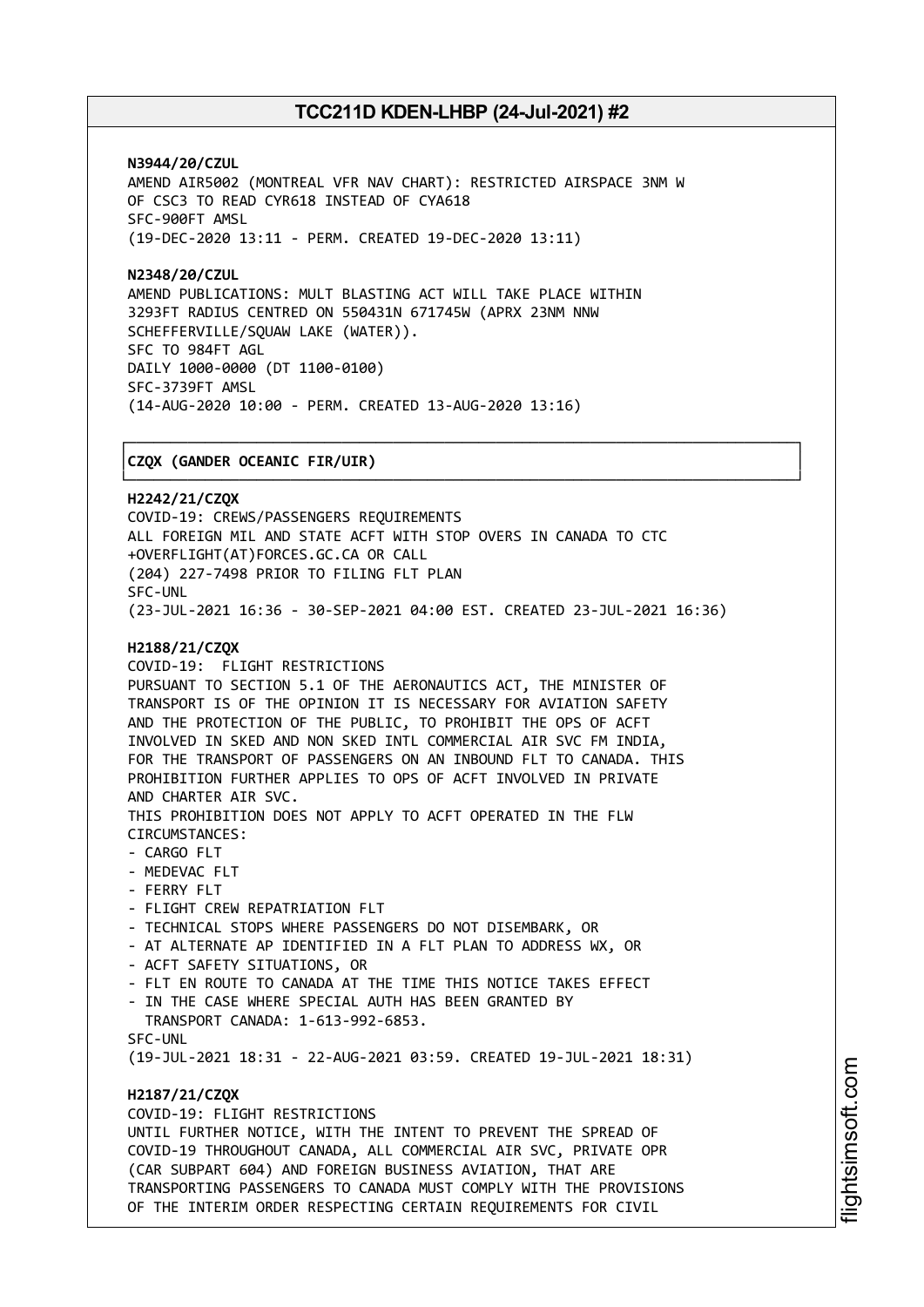**N3944/20/CZUL**
AMEND AIR5002 (MONTREAL VFR NAV CHART): RESTRICTED AIRSPACE 3NM W OF CSC3 TO READ CYR618 INSTEAD OF CYA618
SFC-900FT AMSL
(19-DEC-2020 13:11 - PERM. CREATED 19-DEC-2020 13:11)

**N2348/20/CZUL**
AMEND PUBLICATIONS: MULT BLASTING ACT WILL TAKE PLACE WITHIN 3293FT RADIUS CENTRED ON 550431N 671745W (APRX 23NM NNW SCHEFFERVILLE/SQUAW LAKE (WATER)).
SFC TO 984FT AGL
DAILY 1000-0000 (DT 1100-0100)
SFC-3739FT AMSL
(14-AUG-2020 10:00 - PERM. CREATED 13-AUG-2020 13:16)

## CZQX (GANDER OCEANIC FIR/UIR)

**H2242/21/CZQX**
COVID-19: CREWS/PASSENGERS REQUIREMENTS
ALL FOREIGN MIL AND STATE ACFT WITH STOP OVERS IN CANADA TO CTC +OVERFLIGHT(AT)FORCES.GC.CA OR CALL
(204) 227-7498 PRIOR TO FILING FLT PLAN
SFC-UNL
(23-JUL-2021 16:36 - 30-SEP-2021 04:00 EST. CREATED 23-JUL-2021 16:36)

**H2188/21/CZQX**
COVID-19: FLIGHT RESTRICTIONS
PURSUANT TO SECTION 5.1 OF THE AERONAUTICS ACT, THE MINISTER OF TRANSPORT IS OF THE OPINION IT IS NECESSARY FOR AVIATION SAFETY AND THE PROTECTION OF THE PUBLIC, TO PROHIBIT THE OPS OF ACFT INVOLVED IN SKED AND NON SKED INTL COMMERCIAL AIR SVC FM INDIA, FOR THE TRANSPORT OF PASSENGERS ON AN INBOUND FLT TO CANADA. THIS PROHIBITION FURTHER APPLIES TO OPS OF ACFT INVOLVED IN PRIVATE AND CHARTER AIR SVC.
THIS PROHIBITION DOES NOT APPLY TO ACFT OPERATED IN THE FLW CIRCUMSTANCES:
- CARGO FLT
- MEDEVAC FLT
- FERRY FLT
- FLIGHT CREW REPATRIATION FLT
- TECHNICAL STOPS WHERE PASSENGERS DO NOT DISEMBARK, OR
- AT ALTERNATE AP IDENTIFIED IN A FLT PLAN TO ADDRESS WX, OR
- ACFT SAFETY SITUATIONS, OR
- FLT EN ROUTE TO CANADA AT THE TIME THIS NOTICE TAKES EFFECT
- IN THE CASE WHERE SPECIAL AUTH HAS BEEN GRANTED BY TRANSPORT CANADA: 1-613-992-6853.

SFC-UNL
(19-JUL-2021 18:31 - 22-AUG-2021 03:59. CREATED 19-JUL-2021 18:31)

**H2187/21/CZQX**
COVID-19: FLIGHT RESTRICTIONS
UNTIL FURTHER NOTICE, WITH THE INTENT TO PREVENT THE SPREAD OF COVID-19 THROUGHOUT CANADA, ALL COMMERCIAL AIR SVC, PRIVATE OPR (CAR SUBPART 604) AND FOREIGN BUSINESS AVIATION, THAT ARE TRANSPORTING PASSENGERS TO CANADA MUST COMPLY WITH THE PROVISIONS OF THE INTERIM ORDER RESPECTING CERTAIN REQUIREMENTS FOR CIVIL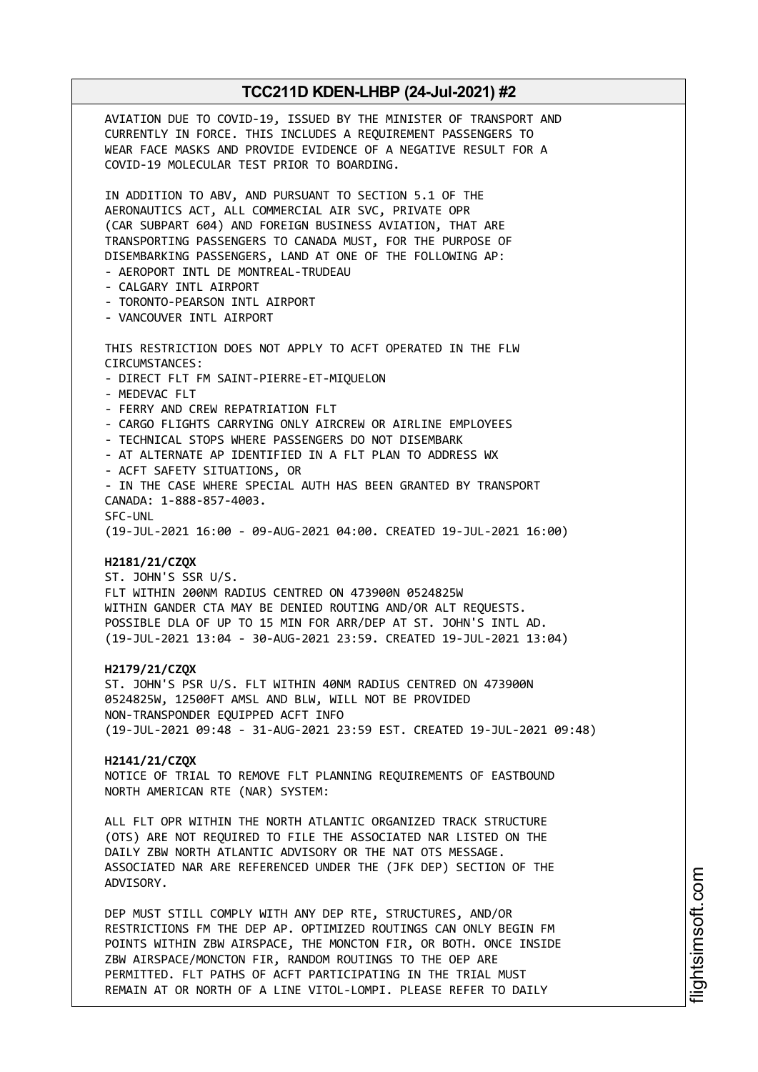AVIATION DUE TO COVID-19, ISSUED BY THE MINISTER OF TRANSPORT AND CURRENTLY IN FORCE. THIS INCLUDES A REQUIREMENT PASSENGERS TO WEAR FACE MASKS AND PROVIDE EVIDENCE OF A NEGATIVE RESULT FOR A COVID-19 MOLECULAR TEST PRIOR TO BOARDING.

IN ADDITION TO ABV, AND PURSUANT TO SECTION 5.1 OF THE AERONAUTICS ACT, ALL COMMERCIAL AIR SVC, PRIVATE OPR (CAR SUBPART 604) AND FOREIGN BUSINESS AVIATION, THAT ARE TRANSPORTING PASSENGERS TO CANADA MUST, FOR THE PURPOSE OF DISEMBARKING PASSENGERS, LAND AT ONE OF THE FOLLOWING AP:
- AEROPORT INTL DE MONTREAL-TRUDEAU
- CALGARY INTL AIRPORT
- TORONTO-PEARSON INTL AIRPORT
- VANCOUVER INTL AIRPORT

THIS RESTRICTION DOES NOT APPLY TO ACFT OPERATED IN THE FLW CIRCUMSTANCES:
- DIRECT FLT FM SAINT-PIERRE-ET-MIQUELON
- MEDEVAC FLT
- FERRY AND CREW REPATRIATION FLT
- CARGO FLIGHTS CARRYING ONLY AIRCREW OR AIRLINE EMPLOYEES
- TECHNICAL STOPS WHERE PASSENGERS DO NOT DISEMBARK
- AT ALTERNATE AP IDENTIFIED IN A FLT PLAN TO ADDRESS WX
- ACFT SAFETY SITUATIONS, OR
- IN THE CASE WHERE SPECIAL AUTH HAS BEEN GRANTED BY TRANSPORT CANADA: 1-888-857-4003.

SFC-UNL
(19-JUL-2021 16:00 - 09-AUG-2021 04:00. CREATED 19-JUL-2021 16:00)

**H2181/21/CZQX**
ST. JOHN'S SSR U/S.
FLT WITHIN 200NM RADIUS CENTRED ON 473900N 0524825W WITHIN GANDER CTA MAY BE DENIED ROUTING AND/OR ALT REQUESTS. POSSIBLE DLA OF UP TO 15 MIN FOR ARR/DEP AT ST. JOHN'S INTL AD.
(19-JUL-2021 13:04 - 30-AUG-2021 23:59. CREATED 19-JUL-2021 13:04)

**H2179/21/CZQX**
ST. JOHN'S PSR U/S. FLT WITHIN 40NM RADIUS CENTRED ON 473900N 0524825W, 12500FT AMSL AND BLW, WILL NOT BE PROVIDED NON-TRANSPONDER EQUIPPED ACFT INFO
(19-JUL-2021 09:48 - 31-AUG-2021 23:59 EST. CREATED 19-JUL-2021 09:48)

**H2141/21/CZQX**
NOTICE OF TRIAL TO REMOVE FLT PLANNING REQUIREMENTS OF EASTBOUND NORTH AMERICAN RTE (NAR) SYSTEM:

ALL FLT OPR WITHIN THE NORTH ATLANTIC ORGANIZED TRACK STRUCTURE (OTS) ARE NOT REQUIRED TO FILE THE ASSOCIATED NAR LISTED ON THE DAILY ZBW NORTH ATLANTIC ADVISORY OR THE NAT OTS MESSAGE. ASSOCIATED NAR ARE REFERENCED UNDER THE (JFK DEP) SECTION OF THE ADVISORY.

DEP MUST STILL COMPLY WITH ANY DEP RTE, STRUCTURES, AND/OR RESTRICTIONS FM THE DEP AP. OPTIMIZED ROUTINGS CAN ONLY BEGIN FM POINTS WITHIN ZBW AIRSPACE, THE MONCTON FIR, OR BOTH. ONCE INSIDE ZBW AIRSPACE/MONCTON FIR, RANDOM ROUTINGS TO THE OEP ARE PERMITTED. FLT PATHS OF ACFT PARTICIPATING IN THE TRIAL MUST REMAIN AT OR NORTH OF A LINE VITOL-LOMPI. PLEASE REFER TO DAILY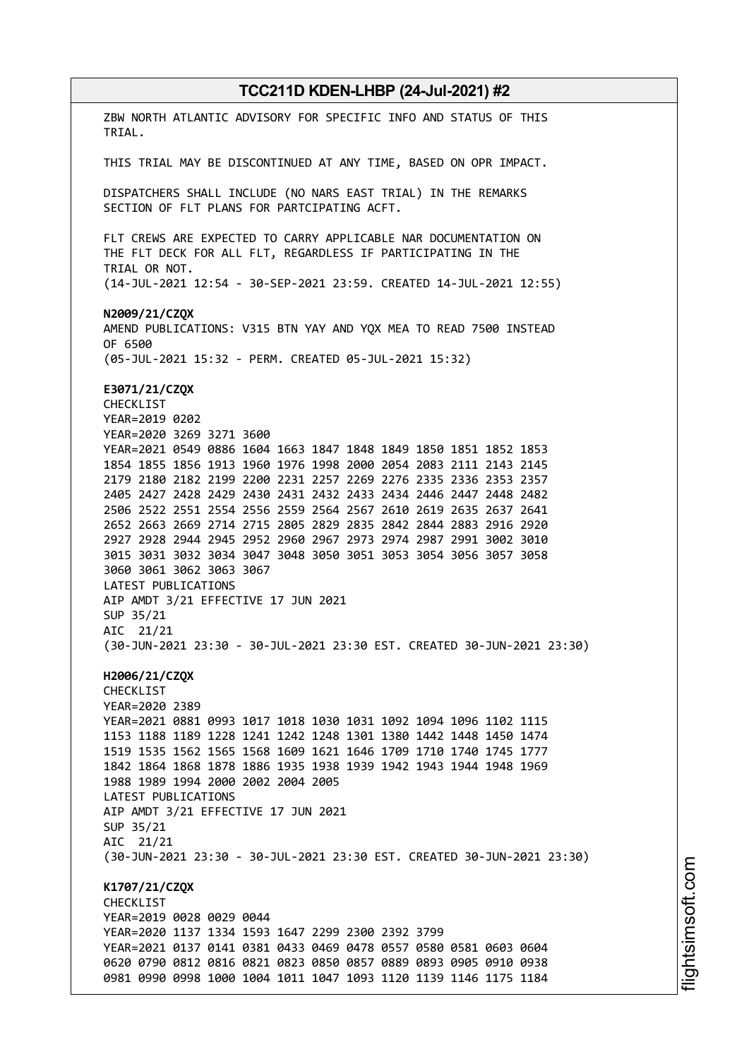ZBW NORTH ATLANTIC ADVISORY FOR SPECIFIC INFO AND STATUS OF THIS TRIAL.

THIS TRIAL MAY BE DISCONTINUED AT ANY TIME, BASED ON OPR IMPACT.

DISPATCHERS SHALL INCLUDE (NO NARS EAST TRIAL) IN THE REMARKS SECTION OF FLT PLANS FOR PARTCIPATING ACFT.

FLT CREWS ARE EXPECTED TO CARRY APPLICABLE NAR DOCUMENTATION ON THE FLT DECK FOR ALL FLT, REGARDLESS IF PARTICIPATING IN THE TRIAL OR NOT.
(14-JUL-2021 12:54 - 30-SEP-2021 23:59. CREATED 14-JUL-2021 12:55)

**N2009/21/CZQX**
AMEND PUBLICATIONS: V315 BTN YAY AND YQX MEA TO READ 7500 INSTEAD OF 6500
(05-JUL-2021 15:32 - PERM. CREATED 05-JUL-2021 15:32)

**E3071/21/CZQX**
CHECKLIST
YEAR=2019 0202
YEAR=2020 3269 3271 3600
YEAR=2021 0549 0886 1604 1663 1847 1848 1849 1850 1851 1852 1853 1854 1855 1856 1913 1960 1976 1998 2000 2054 2083 2111 2143 2145 2179 2180 2182 2199 2200 2231 2257 2269 2276 2335 2336 2353 2357 2405 2427 2428 2429 2430 2431 2432 2433 2434 2446 2447 2448 2482 2506 2522 2551 2554 2556 2559 2564 2567 2610 2619 2635 2637 2641 2652 2663 2669 2714 2715 2805 2829 2835 2842 2844 2883 2916 2920 2927 2928 2944 2945 2952 2960 2967 2973 2974 2987 2991 3002 3010 3015 3031 3032 3034 3047 3048 3050 3051 3053 3054 3056 3057 3058 3060 3061 3062 3063 3067
LATEST PUBLICATIONS
AIP AMDT 3/21 EFFECTIVE 17 JUN 2021
SUP 35/21
AIC 21/21
(30-JUN-2021 23:30 - 30-JUL-2021 23:30 EST. CREATED 30-JUN-2021 23:30)

**H2006/21/CZQX**
CHECKLIST
YEAR=2020 2389
YEAR=2021 0881 0993 1017 1018 1030 1031 1092 1094 1096 1102 1115 1153 1188 1189 1228 1241 1242 1248 1301 1380 1442 1448 1450 1474 1519 1535 1562 1565 1568 1609 1621 1646 1709 1710 1740 1745 1777 1842 1864 1868 1878 1886 1935 1938 1939 1942 1943 1944 1948 1969 1988 1989 1994 2000 2002 2004 2005
LATEST PUBLICATIONS
AIP AMDT 3/21 EFFECTIVE 17 JUN 2021
SUP 35/21
AIC 21/21
(30-JUN-2021 23:30 - 30-JUL-2021 23:30 EST. CREATED 30-JUN-2021 23:30)

**K1707/21/CZQX**
CHECKLIST
YEAR=2019 0028 0029 0044
YEAR=2020 1137 1334 1593 1647 2299 2300 2392 3799
YEAR=2021 0137 0141 0381 0433 0469 0478 0557 0580 0581 0603 0604 0620 0790 0812 0816 0821 0823 0850 0857 0889 0893 0905 0910 0938 0981 0990 0998 1000 1004 1011 1047 1093 1120 1139 1146 1175 1184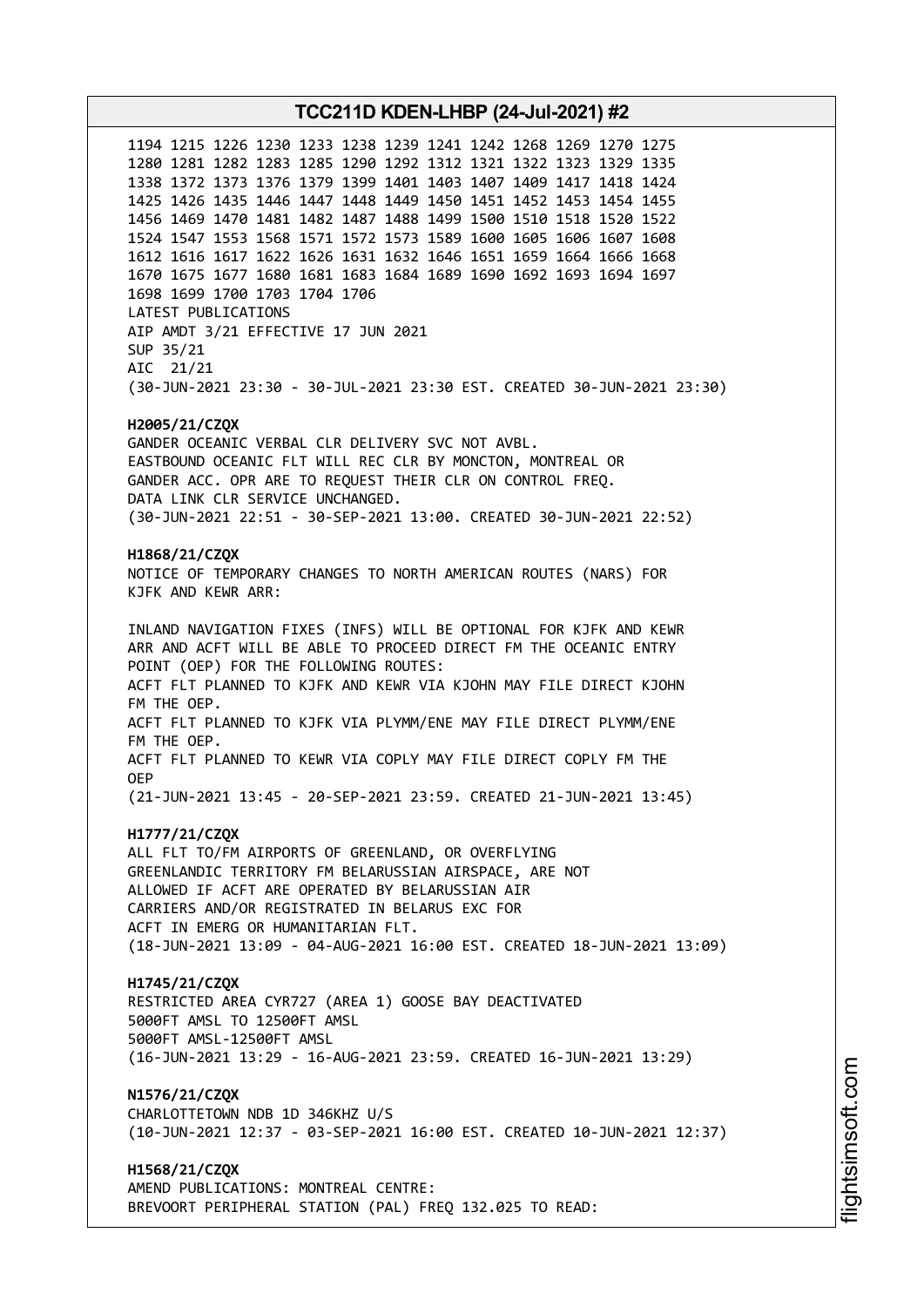1194 1215 1226 1230 1233 1238 1239 1241 1242 1268 1269 1270 1275
1280 1281 1282 1283 1285 1290 1292 1312 1321 1322 1323 1329 1335
1338 1372 1373 1376 1379 1399 1401 1403 1407 1409 1417 1418 1424
1425 1426 1435 1446 1447 1448 1449 1450 1451 1452 1453 1454 1455
1456 1469 1470 1481 1482 1487 1488 1499 1500 1510 1518 1520 1522
1524 1547 1553 1568 1571 1572 1573 1589 1600 1605 1606 1607 1608
1612 1616 1617 1622 1626 1631 1632 1646 1651 1659 1664 1666 1668
1670 1675 1677 1680 1681 1683 1684 1689 1690 1692 1693 1694 1697
1698 1699 1700 1703 1704 1706
LATEST PUBLICATIONS
AIP AMDT 3/21 EFFECTIVE 17 JUN 2021
SUP 35/21
AIC 21/21
(30-JUN-2021 23:30 - 30-JUL-2021 23:30 EST. CREATED 30-JUN-2021 23:30)

**H2005/21/CZQX**
GANDER OCEANIC VERBAL CLR DELIVERY SVC NOT AVBL.
EASTBOUND OCEANIC FLT WILL REC CLR BY MONCTON, MONTREAL OR
GANDER ACC. OPR ARE TO REQUEST THEIR CLR ON CONTROL FREQ.
DATA LINK CLR SERVICE UNCHANGED.
(30-JUN-2021 22:51 - 30-SEP-2021 13:00. CREATED 30-JUN-2021 22:52)

**H1868/21/CZQX**
NOTICE OF TEMPORARY CHANGES TO NORTH AMERICAN ROUTES (NARS) FOR
KJFK AND KEWR ARR:

INLAND NAVIGATION FIXES (INFS) WILL BE OPTIONAL FOR KJFK AND KEWR
ARR AND ACFT WILL BE ABLE TO PROCEED DIRECT FM THE OCEANIC ENTRY
POINT (OEP) FOR THE FOLLOWING ROUTES:
ACFT FLT PLANNED TO KJFK AND KEWR VIA KJOHN MAY FILE DIRECT KJOHN
FM THE OEP.
ACFT FLT PLANNED TO KJFK VIA PLYMM/ENE MAY FILE DIRECT PLYMM/ENE
FM THE OEP.
ACFT FLT PLANNED TO KEWR VIA COPLY MAY FILE DIRECT COPLY FM THE
OEP
(21-JUN-2021 13:45 - 20-SEP-2021 23:59. CREATED 21-JUN-2021 13:45)

**H1777/21/CZQX**
ALL FLT TO/FM AIRPORTS OF GREENLAND, OR OVERFLYING
GREENLANDIC TERRITORY FM BELARUSSIAN AIRSPACE, ARE NOT
ALLOWED IF ACFT ARE OPERATED BY BELARUSSIAN AIR
CARRIERS AND/OR REGISTRATED IN BELARUS EXC FOR
ACFT IN EMERG OR HUMANITARIAN FLT.
(18-JUN-2021 13:09 - 04-AUG-2021 16:00 EST. CREATED 18-JUN-2021 13:09)

**H1745/21/CZQX**
RESTRICTED AREA CYR727 (AREA 1) GOOSE BAY DEACTIVATED
5000FT AMSL TO 12500FT AMSL
5000FT AMSL-12500FT AMSL
(16-JUN-2021 13:29 - 16-AUG-2021 23:59. CREATED 16-JUN-2021 13:29)

**N1576/21/CZQX**
CHARLOTTETOWN NDB 1D 346KHZ U/S
(10-JUN-2021 12:37 - 03-SEP-2021 16:00 EST. CREATED 10-JUN-2021 12:37)

**H1568/21/CZQX**
AMEND PUBLICATIONS: MONTREAL CENTRE:
BREVOORT PERIPHERAL STATION (PAL) FREQ 132.025 TO READ: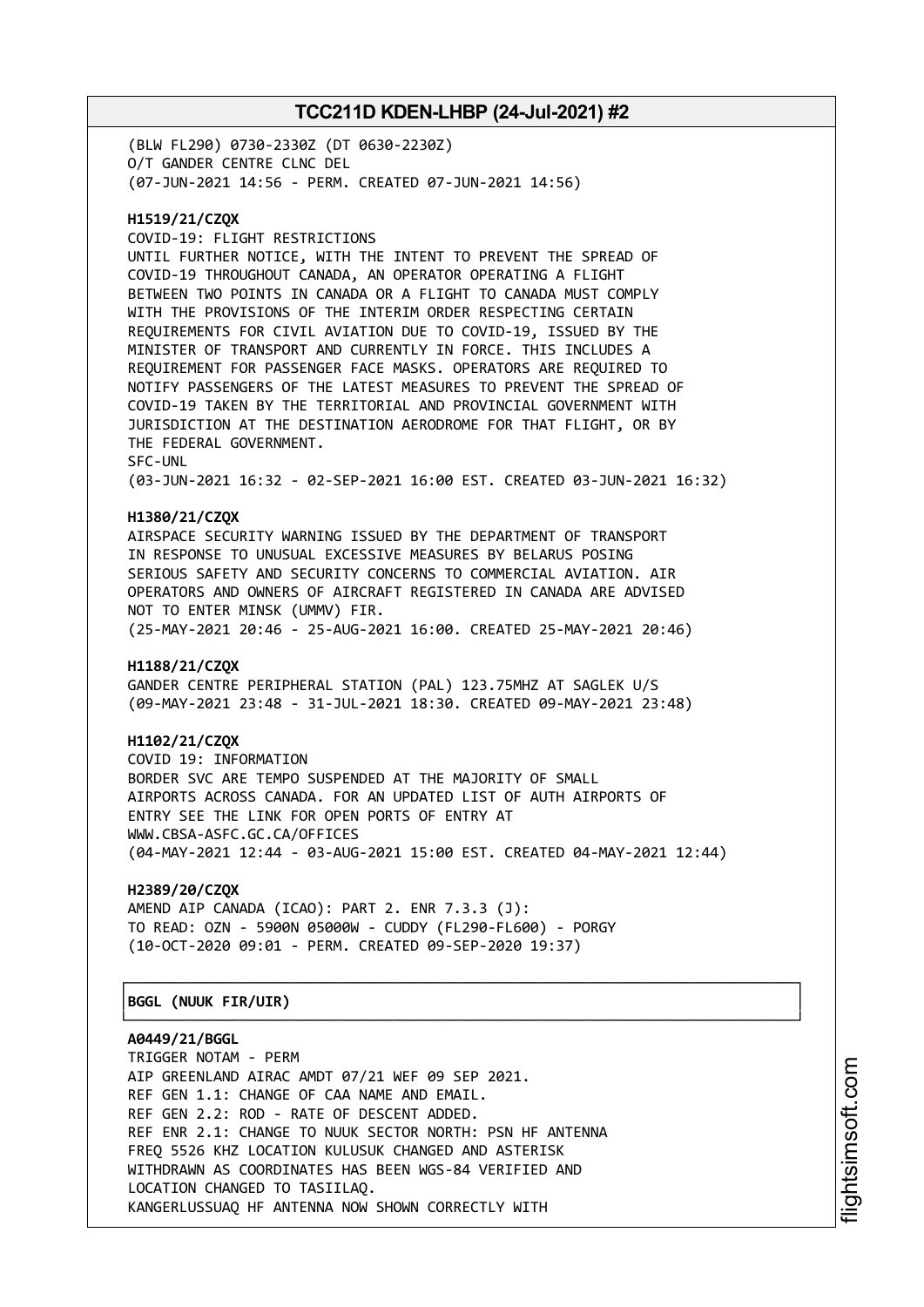(BLW FL290) 0730-2330Z (DT 0630-2230Z)
O/T GANDER CENTRE CLNC DEL
(07-JUN-2021 14:56 - PERM. CREATED 07-JUN-2021 14:56)

**H1519/21/CZQX**
COVID-19: FLIGHT RESTRICTIONS
UNTIL FURTHER NOTICE, WITH THE INTENT TO PREVENT THE SPREAD OF COVID-19 THROUGHOUT CANADA, AN OPERATOR OPERATING A FLIGHT BETWEEN TWO POINTS IN CANADA OR A FLIGHT TO CANADA MUST COMPLY WITH THE PROVISIONS OF THE INTERIM ORDER RESPECTING CERTAIN REQUIREMENTS FOR CIVIL AVIATION DUE TO COVID-19, ISSUED BY THE MINISTER OF TRANSPORT AND CURRENTLY IN FORCE. THIS INCLUDES A REQUIREMENT FOR PASSENGER FACE MASKS. OPERATORS ARE REQUIRED TO NOTIFY PASSENGERS OF THE LATEST MEASURES TO PREVENT THE SPREAD OF COVID-19 TAKEN BY THE TERRITORIAL AND PROVINCIAL GOVERNMENT WITH JURISDICTION AT THE DESTINATION AERODROME FOR THAT FLIGHT, OR BY THE FEDERAL GOVERNMENT.
SFC-UNL
(03-JUN-2021 16:32 - 02-SEP-2021 16:00 EST. CREATED 03-JUN-2021 16:32)

**H1380/21/CZQX**
AIRSPACE SECURITY WARNING ISSUED BY THE DEPARTMENT OF TRANSPORT IN RESPONSE TO UNUSUAL EXCESSIVE MEASURES BY BELARUS POSING SERIOUS SAFETY AND SECURITY CONCERNS TO COMMERCIAL AVIATION. AIR OPERATORS AND OWNERS OF AIRCRAFT REGISTERED IN CANADA ARE ADVISED NOT TO ENTER MINSK (UMMV) FIR.
(25-MAY-2021 20:46 - 25-AUG-2021 16:00. CREATED 25-MAY-2021 20:46)

**H1188/21/CZQX**
GANDER CENTRE PERIPHERAL STATION (PAL) 123.75MHZ AT SAGLEK U/S
(09-MAY-2021 23:48 - 31-JUL-2021 18:30. CREATED 09-MAY-2021 23:48)

**H1102/21/CZQX**
COVID 19: INFORMATION
BORDER SVC ARE TEMPO SUSPENDED AT THE MAJORITY OF SMALL AIRPORTS ACROSS CANADA. FOR AN UPDATED LIST OF AUTH AIRPORTS OF ENTRY SEE THE LINK FOR OPEN PORTS OF ENTRY AT WWW.CBSA-ASFC.GC.CA/OFFICES
(04-MAY-2021 12:44 - 03-AUG-2021 15:00 EST. CREATED 04-MAY-2021 12:44)

**H2389/20/CZQX**
AMEND AIP CANADA (ICAO): PART 2. ENR 7.3.3 (J):
TO READ: OZN - 5900N 05000W - CUDDY (FL290-FL600) - PORGY
(10-OCT-2020 09:01 - PERM. CREATED 09-SEP-2020 19:37)

## BGGL (NUUK FIR/UIR)

**A0449/21/BGGL**
TRIGGER NOTAM - PERM
AIP GREENLAND AIRAC AMDT 07/21 WEF 09 SEP 2021.
REF GEN 1.1: CHANGE OF CAA NAME AND EMAIL.
REF GEN 2.2: ROD - RATE OF DESCENT ADDED.
REF ENR 2.1: CHANGE TO NUUK SECTOR NORTH: PSN HF ANTENNA FREQ 5526 KHZ LOCATION KULUSUK CHANGED AND ASTERISK WITHDRAWN AS COORDINATES HAS BEEN WGS-84 VERIFIED AND LOCATION CHANGED TO TASIILAQ.
KANGERLUSSUAQ HF ANTENNA NOW SHOWN CORRECTLY WITH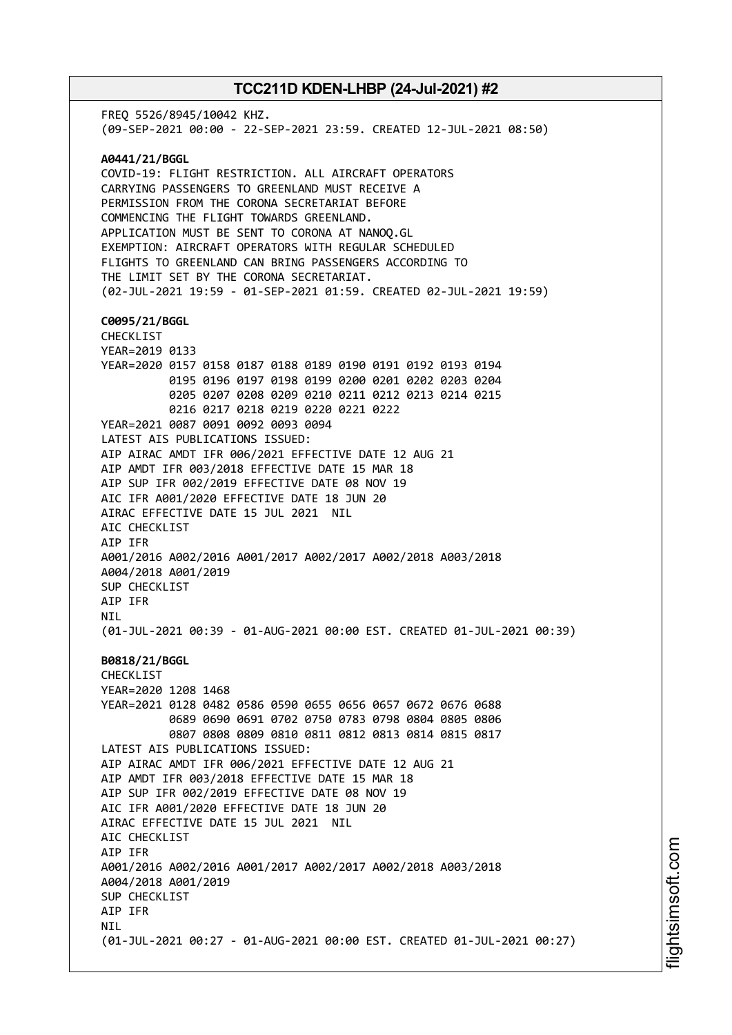FREQ 5526/8945/10042 KHZ.
(09-SEP-2021 00:00 - 22-SEP-2021 23:59. CREATED 12-JUL-2021 08:50)

**A0441/21/BGGL**
COVID-19: FLIGHT RESTRICTION. ALL AIRCRAFT OPERATORS CARRYING PASSENGERS TO GREENLAND MUST RECEIVE A PERMISSION FROM THE CORONA SECRETARIAT BEFORE COMMENCING THE FLIGHT TOWARDS GREENLAND.
APPLICATION MUST BE SENT TO CORONA AT NANOQ.GL
EXEMPTION: AIRCRAFT OPERATORS WITH REGULAR SCHEDULED FLIGHTS TO GREENLAND CAN BRING PASSENGERS ACCORDING TO THE LIMIT SET BY THE CORONA SECRETARIAT.
(02-JUL-2021 19:59 - 01-SEP-2021 01:59. CREATED 02-JUL-2021 19:59)

**C0095/21/BGGL**
CHECKLIST
YEAR=2019 0133
YEAR=2020 0157 0158 0187 0188 0189 0190 0191 0192 0193 0194
0195 0196 0197 0198 0199 0200 0201 0202 0203 0204
0205 0207 0208 0209 0210 0211 0212 0213 0214 0215
0216 0217 0218 0219 0220 0221 0222
YEAR=2021 0087 0091 0092 0093 0094
LATEST AIS PUBLICATIONS ISSUED:
AIP AIRAC AMDT IFR 006/2021 EFFECTIVE DATE 12 AUG 21
AIP AMDT IFR 003/2018 EFFECTIVE DATE 15 MAR 18
AIP SUP IFR 002/2019 EFFECTIVE DATE 08 NOV 19
AIC IFR A001/2020 EFFECTIVE DATE 18 JUN 20
AIRAC EFFECTIVE DATE 15 JUL 2021 NIL
AIC CHECKLIST
AIP IFR
A001/2016 A002/2016 A001/2017 A002/2017 A002/2018 A003/2018
A004/2018 A001/2019
SUP CHECKLIST
AIP IFR
NIL
(01-JUL-2021 00:39 - 01-AUG-2021 00:00 EST. CREATED 01-JUL-2021 00:39)

**B0818/21/BGGL**
CHECKLIST
YEAR=2020 1208 1468
YEAR=2021 0128 0482 0586 0590 0655 0656 0657 0672 0676 0688
0689 0690 0691 0702 0750 0783 0798 0804 0805 0806
0807 0808 0809 0810 0811 0812 0813 0814 0815 0817
LATEST AIS PUBLICATIONS ISSUED:
AIP AIRAC AMDT IFR 006/2021 EFFECTIVE DATE 12 AUG 21
AIP AMDT IFR 003/2018 EFFECTIVE DATE 15 MAR 18
AIP SUP IFR 002/2019 EFFECTIVE DATE 08 NOV 19
AIC IFR A001/2020 EFFECTIVE DATE 18 JUN 20
AIRAC EFFECTIVE DATE 15 JUL 2021 NIL
AIC CHECKLIST
AIP IFR
A001/2016 A002/2016 A001/2017 A002/2017 A002/2018 A003/2018
A004/2018 A001/2019
SUP CHECKLIST
AIP IFR
NIL
(01-JUL-2021 00:27 - 01-AUG-2021 00:00 EST. CREATED 01-JUL-2021 00:27)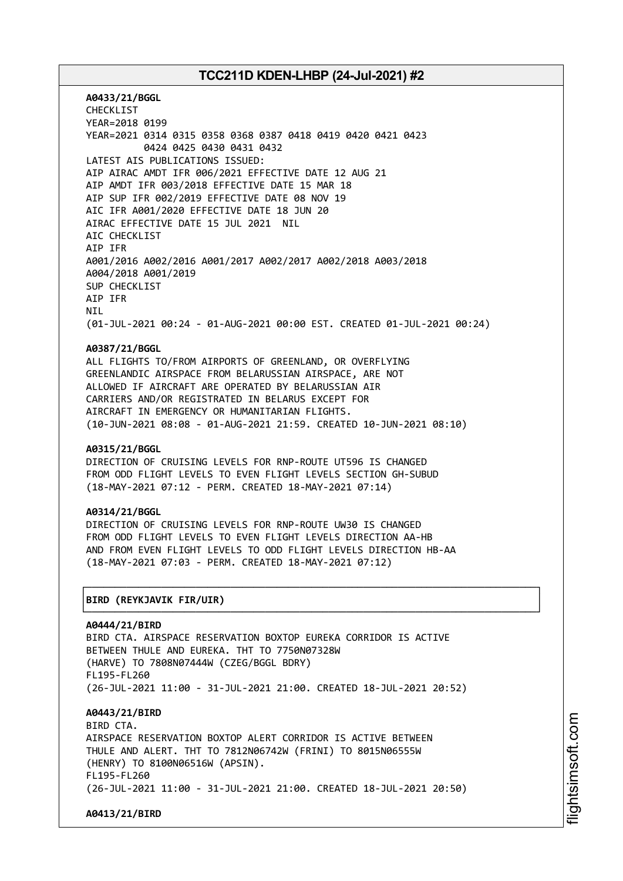**A0433/21/BGGL**
CHECKLIST
YEAR=2018 0199
YEAR=2021 0314 0315 0358 0368 0387 0418 0419 0420 0421 0423
0424 0425 0430 0431 0432
LATEST AIS PUBLICATIONS ISSUED:
AIP AIRAC AMDT IFR 006/2021 EFFECTIVE DATE 12 AUG 21
AIP AMDT IFR 003/2018 EFFECTIVE DATE 15 MAR 18
AIP SUP IFR 002/2019 EFFECTIVE DATE 08 NOV 19
AIC IFR A001/2020 EFFECTIVE DATE 18 JUN 20
AIRAC EFFECTIVE DATE 15 JUL 2021 NIL
AIC CHECKLIST
AIP IFR
A001/2016 A002/2016 A001/2017 A002/2017 A002/2018 A003/2018
A004/2018 A001/2019
SUP CHECKLIST
AIP IFR
NIL
(01-JUL-2021 00:24 - 01-AUG-2021 00:00 EST. CREATED 01-JUL-2021 00:24)

**A0387/21/BGGL**
ALL FLIGHTS TO/FROM AIRPORTS OF GREENLAND, OR OVERFLYING
GREENLANDIC AIRSPACE FROM BELARUSSIAN AIRSPACE, ARE NOT
ALLOWED IF AIRCRAFT ARE OPERATED BY BELARUSSIAN AIR
CARRIERS AND/OR REGISTRATED IN BELARUS EXCEPT FOR
AIRCRAFT IN EMERGENCY OR HUMANITARIAN FLIGHTS.
(10-JUN-2021 08:08 - 01-AUG-2021 21:59. CREATED 10-JUN-2021 08:10)

**A0315/21/BGGL**
DIRECTION OF CRUISING LEVELS FOR RNP-ROUTE UT596 IS CHANGED
FROM ODD FLIGHT LEVELS TO EVEN FLIGHT LEVELS SECTION GH-SUBUD
(18-MAY-2021 07:12 - PERM. CREATED 18-MAY-2021 07:14)

**A0314/21/BGGL**
DIRECTION OF CRUISING LEVELS FOR RNP-ROUTE UW30 IS CHANGED
FROM ODD FLIGHT LEVELS TO EVEN FLIGHT LEVELS DIRECTION AA-HB
AND FROM EVEN FLIGHT LEVELS TO ODD FLIGHT LEVELS DIRECTION HB-AA
(18-MAY-2021 07:03 - PERM. CREATED 18-MAY-2021 07:12)

## BIRD (REYKJAVIK FIR/UIR)

**A0444/21/BIRD**
BIRD CTA. AIRSPACE RESERVATION BOXTOP EUREKA CORRIDOR IS ACTIVE
BETWEEN THULE AND EUREKA. THT TO 7750N07328W
(HARVE) TO 7808N07444W (CZEG/BGGL BDRY)
FL195-FL260
(26-JUL-2021 11:00 - 31-JUL-2021 21:00. CREATED 18-JUL-2021 20:52)

**A0443/21/BIRD**
BIRD CTA.
AIRSPACE RESERVATION BOXTOP ALERT CORRIDOR IS ACTIVE BETWEEN
THULE AND ALERT. THT TO 7812N06742W (FRINI) TO 8015N06555W
(HENRY) TO 8100N06516W (APSIN).
FL195-FL260
(26-JUL-2021 11:00 - 31-JUL-2021 21:00. CREATED 18-JUL-2021 20:50)

**A0413/21/BIRD**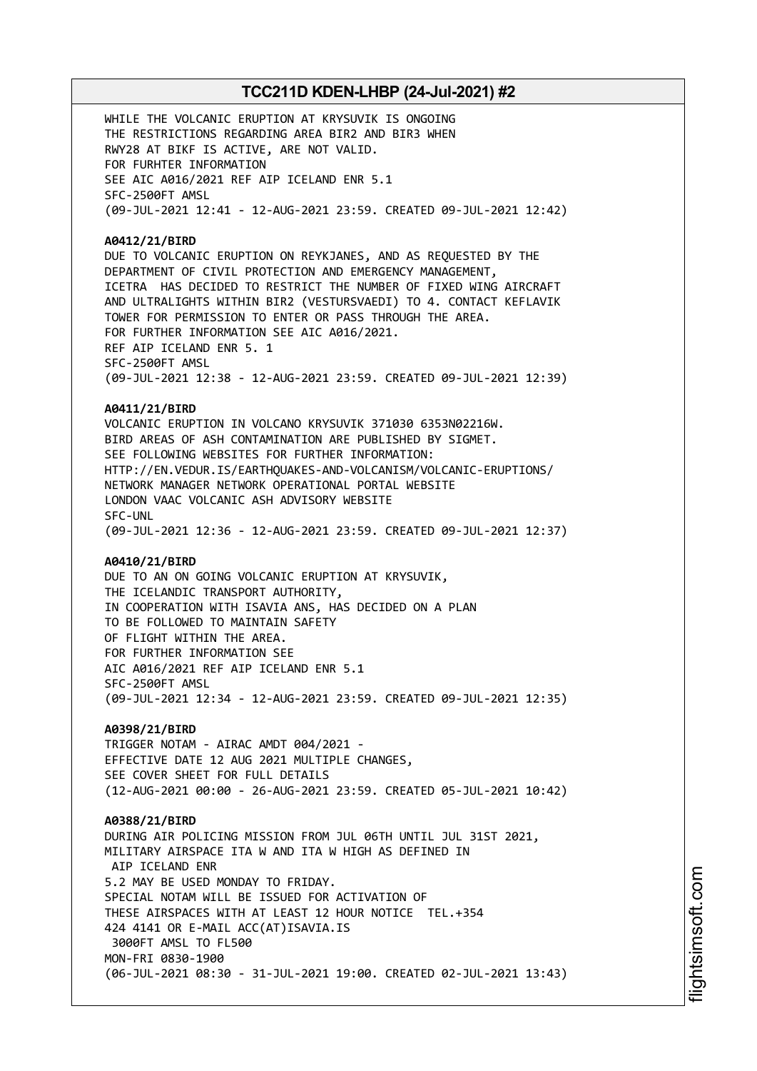WHILE THE VOLCANIC ERUPTION AT KRYSUVIK IS ONGOING
THE RESTRICTIONS REGARDING AREA BIR2 AND BIR3 WHEN
RWY28 AT BIKF IS ACTIVE, ARE NOT VALID.
FOR FURHTER INFORMATION
SEE AIC A016/2021 REF AIP ICELAND ENR 5.1
SFC-2500FT AMSL
(09-JUL-2021 12:41 - 12-AUG-2021 23:59. CREATED 09-JUL-2021 12:42)

**A0412/21/BIRD**
DUE TO VOLCANIC ERUPTION ON REYKJANES, AND AS REQUESTED BY THE
DEPARTMENT OF CIVIL PROTECTION AND EMERGENCY MANAGEMENT,
ICETRA HAS DECIDED TO RESTRICT THE NUMBER OF FIXED WING AIRCRAFT
AND ULTRALIGHTS WITHIN BIR2 (VESTURSVAEDI) TO 4. CONTACT KEFLAVIK
TOWER FOR PERMISSION TO ENTER OR PASS THROUGH THE AREA.
FOR FURTHER INFORMATION SEE AIC A016/2021.
REF AIP ICELAND ENR 5. 1
SFC-2500FT AMSL
(09-JUL-2021 12:38 - 12-AUG-2021 23:59. CREATED 09-JUL-2021 12:39)

**A0411/21/BIRD**
VOLCANIC ERUPTION IN VOLCANO KRYSUVIK 371030 6353N02216W.
BIRD AREAS OF ASH CONTAMINATION ARE PUBLISHED BY SIGMET.
SEE FOLLOWING WEBSITES FOR FURTHER INFORMATION:
HTTP://EN.VEDUR.IS/EARTHQUAKES-AND-VOLCANISM/VOLCANIC-ERUPTIONS/
NETWORK MANAGER NETWORK OPERATIONAL PORTAL WEBSITE
LONDON VAAC VOLCANIC ASH ADVISORY WEBSITE
SFC-UNL
(09-JUL-2021 12:36 - 12-AUG-2021 23:59. CREATED 09-JUL-2021 12:37)

**A0410/21/BIRD**
DUE TO AN ON GOING VOLCANIC ERUPTION AT KRYSUVIK,
THE ICELANDIC TRANSPORT AUTHORITY,
IN COOPERATION WITH ISAVIA ANS, HAS DECIDED ON A PLAN
TO BE FOLLOWED TO MAINTAIN SAFETY
OF FLIGHT WITHIN THE AREA.
FOR FURTHER INFORMATION SEE
AIC A016/2021 REF AIP ICELAND ENR 5.1
SFC-2500FT AMSL
(09-JUL-2021 12:34 - 12-AUG-2021 23:59. CREATED 09-JUL-2021 12:35)

**A0398/21/BIRD**
TRIGGER NOTAM - AIRAC AMDT 004/2021 -
EFFECTIVE DATE 12 AUG 2021 MULTIPLE CHANGES,
SEE COVER SHEET FOR FULL DETAILS
(12-AUG-2021 00:00 - 26-AUG-2021 23:59. CREATED 05-JUL-2021 10:42)

**A0388/21/BIRD**
DURING AIR POLICING MISSION FROM JUL 06TH UNTIL JUL 31ST 2021,
MILITARY AIRSPACE ITA W AND ITA W HIGH AS DEFINED IN
AIP ICELAND ENR
5.2 MAY BE USED MONDAY TO FRIDAY.
SPECIAL NOTAM WILL BE ISSUED FOR ACTIVATION OF
THESE AIRSPACES WITH AT LEAST 12 HOUR NOTICE TEL.+354
424 4141 OR E-MAIL ACC(AT)ISAVIA.IS
3000FT AMSL TO FL500
MON-FRI 0830-1900
(06-JUL-2021 08:30 - 31-JUL-2021 19:00. CREATED 02-JUL-2021 13:43)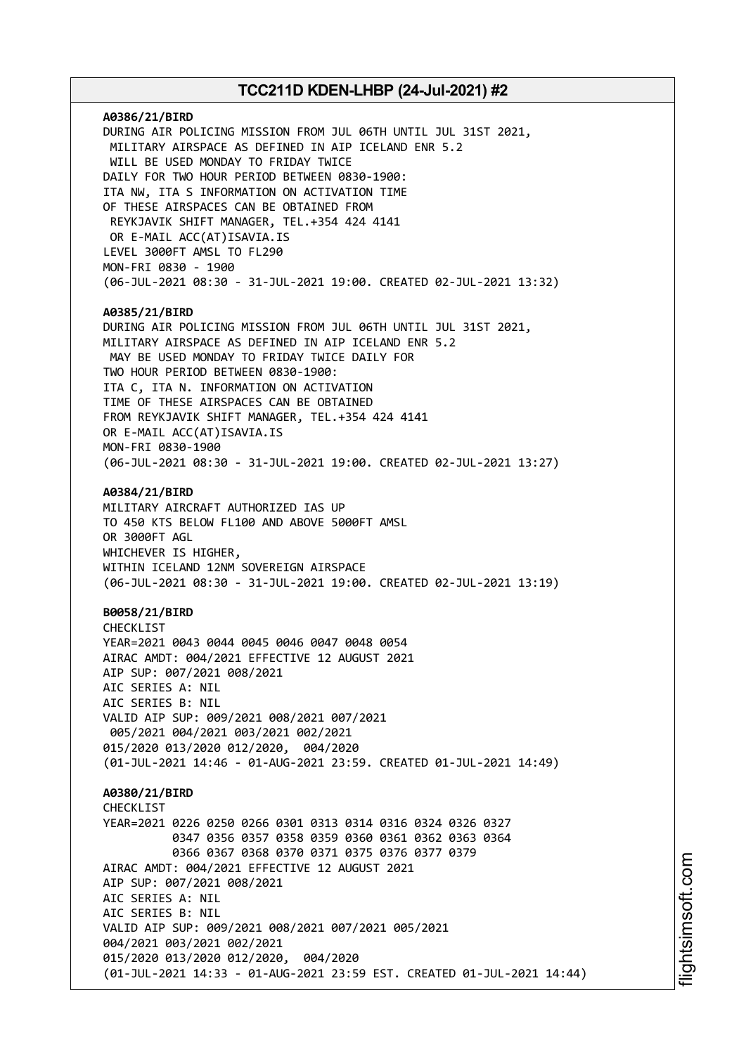**A0386/21/BIRD**
DURING AIR POLICING MISSION FROM JUL 06TH UNTIL JUL 31ST 2021,
MILITARY AIRSPACE AS DEFINED IN AIP ICELAND ENR 5.2
WILL BE USED MONDAY TO FRIDAY TWICE
DAILY FOR TWO HOUR PERIOD BETWEEN 0830-1900:
ITA NW, ITA S INFORMATION ON ACTIVATION TIME
OF THESE AIRSPACES CAN BE OBTAINED FROM
REYKJAVIK SHIFT MANAGER, TEL.+354 424 4141
OR E-MAIL ACC(AT)ISAVIA.IS
LEVEL 3000FT AMSL TO FL290
MON-FRI 0830 - 1900
(06-JUL-2021 08:30 - 31-JUL-2021 19:00. CREATED 02-JUL-2021 13:32)

**A0385/21/BIRD**
DURING AIR POLICING MISSION FROM JUL 06TH UNTIL JUL 31ST 2021,
MILITARY AIRSPACE AS DEFINED IN AIP ICELAND ENR 5.2
MAY BE USED MONDAY TO FRIDAY TWICE DAILY FOR
TWO HOUR PERIOD BETWEEN 0830-1900:
ITA C, ITA N. INFORMATION ON ACTIVATION
TIME OF THESE AIRSPACES CAN BE OBTAINED
FROM REYKJAVIK SHIFT MANAGER, TEL.+354 424 4141
OR E-MAIL ACC(AT)ISAVIA.IS
MON-FRI 0830-1900
(06-JUL-2021 08:30 - 31-JUL-2021 19:00. CREATED 02-JUL-2021 13:27)

**A0384/21/BIRD**
MILITARY AIRCRAFT AUTHORIZED IAS UP
TO 450 KTS BELOW FL100 AND ABOVE 5000FT AMSL
OR 3000FT AGL
WHICHEVER IS HIGHER,
WITHIN ICELAND 12NM SOVEREIGN AIRSPACE
(06-JUL-2021 08:30 - 31-JUL-2021 19:00. CREATED 02-JUL-2021 13:19)

**B0058/21/BIRD**
CHECKLIST
YEAR=2021 0043 0044 0045 0046 0047 0048 0054
AIRAC AMDT: 004/2021 EFFECTIVE 12 AUGUST 2021
AIP SUP: 007/2021 008/2021
AIC SERIES A: NIL
AIC SERIES B: NIL
VALID AIP SUP: 009/2021 008/2021 007/2021
005/2021 004/2021 003/2021 002/2021
015/2020 013/2020 012/2020, 004/2020
(01-JUL-2021 14:46 - 01-AUG-2021 23:59. CREATED 01-JUL-2021 14:49)

**A0380/21/BIRD**
CHECKLIST
YEAR=2021 0226 0250 0266 0301 0313 0314 0316 0324 0326 0327
0347 0356 0357 0358 0359 0360 0361 0362 0363 0364
0366 0367 0368 0370 0371 0375 0376 0377 0379
AIRAC AMDT: 004/2021 EFFECTIVE 12 AUGUST 2021
AIP SUP: 007/2021 008/2021
AIC SERIES A: NIL
AIC SERIES B: NIL
VALID AIP SUP: 009/2021 008/2021 007/2021 005/2021
004/2021 003/2021 002/2021
015/2020 013/2020 012/2020, 004/2020
(01-JUL-2021 14:33 - 01-AUG-2021 23:59 EST. CREATED 01-JUL-2021 14:44)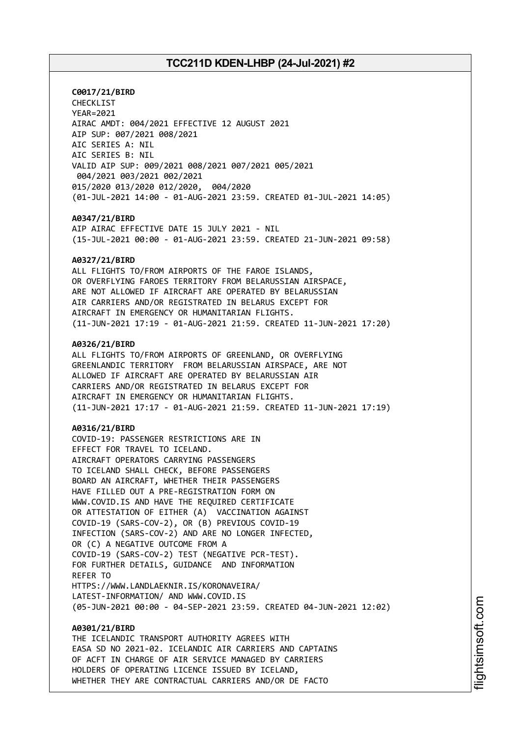**C0017/21/BIRD**
CHECKLIST
YEAR=2021
AIRAC AMDT: 004/2021 EFFECTIVE 12 AUGUST 2021
AIP SUP: 007/2021 008/2021
AIC SERIES A: NIL
AIC SERIES B: NIL
VALID AIP SUP: 009/2021 008/2021 007/2021 005/2021
004/2021 003/2021 002/2021
015/2020 013/2020 012/2020, 004/2020
(01-JUL-2021 14:00 - 01-AUG-2021 23:59. CREATED 01-JUL-2021 14:05)

**A0347/21/BIRD**
AIP AIRAC EFFECTIVE DATE 15 JULY 2021 - NIL
(15-JUL-2021 00:00 - 01-AUG-2021 23:59. CREATED 21-JUN-2021 09:58)

**A0327/21/BIRD**
ALL FLIGHTS TO/FROM AIRPORTS OF THE FAROE ISLANDS,
OR OVERFLYING FAROES TERRITORY FROM BELARUSSIAN AIRSPACE,
ARE NOT ALLOWED IF AIRCRAFT ARE OPERATED BY BELARUSSIAN
AIR CARRIERS AND/OR REGISTRATED IN BELARUS EXCEPT FOR
AIRCRAFT IN EMERGENCY OR HUMANITARIAN FLIGHTS.
(11-JUN-2021 17:19 - 01-AUG-2021 21:59. CREATED 11-JUN-2021 17:20)

**A0326/21/BIRD**
ALL FLIGHTS TO/FROM AIRPORTS OF GREENLAND, OR OVERFLYING
GREENLANDIC TERRITORY FROM BELARUSSIAN AIRSPACE, ARE NOT
ALLOWED IF AIRCRAFT ARE OPERATED BY BELARUSSIAN AIR
CARRIERS AND/OR REGISTRATED IN BELARUS EXCEPT FOR
AIRCRAFT IN EMERGENCY OR HUMANITARIAN FLIGHTS.
(11-JUN-2021 17:17 - 01-AUG-2021 21:59. CREATED 11-JUN-2021 17:19)

**A0316/21/BIRD**
COVID-19: PASSENGER RESTRICTIONS ARE IN
EFFECT FOR TRAVEL TO ICELAND.
AIRCRAFT OPERATORS CARRYING PASSENGERS
TO ICELAND SHALL CHECK, BEFORE PASSENGERS
BOARD AN AIRCRAFT, WHETHER THEIR PASSENGERS
HAVE FILLED OUT A PRE-REGISTRATION FORM ON
WWW.COVID.IS AND HAVE THE REQUIRED CERTIFICATE
OR ATTESTATION OF EITHER (A) VACCINATION AGAINST
COVID-19 (SARS-COV-2), OR (B) PREVIOUS COVID-19
INFECTION (SARS-COV-2) AND ARE NO LONGER INFECTED,
OR (C) A NEGATIVE OUTCOME FROM A
COVID-19 (SARS-COV-2) TEST (NEGATIVE PCR-TEST).
FOR FURTHER DETAILS, GUIDANCE AND INFORMATION
REFER TO
HTTPS://WWW.LANDLAEKNIR.IS/KORONAVEIRA/
LATEST-INFORMATION/ AND WWW.COVID.IS
(05-JUN-2021 00:00 - 04-SEP-2021 23:59. CREATED 04-JUN-2021 12:02)

**A0301/21/BIRD**
THE ICELANDIC TRANSPORT AUTHORITY AGREES WITH
EASA SD NO 2021-02. ICELANDIC AIR CARRIERS AND CAPTAINS
OF ACFT IN CHARGE OF AIR SERVICE MANAGED BY CARRIERS
HOLDERS OF OPERATING LICENCE ISSUED BY ICELAND,
WHETHER THEY ARE CONTRACTUAL CARRIERS AND/OR DE FACTO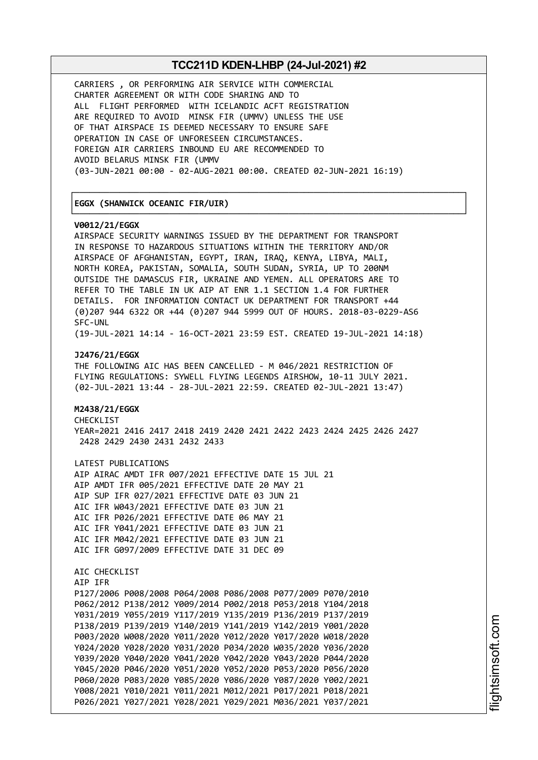CARRIERS , OR PERFORMING AIR SERVICE WITH COMMERCIAL
CHARTER AGREEMENT OR WITH CODE SHARING AND TO
ALL FLIGHT PERFORMED WITH ICELANDIC ACFT REGISTRATION
ARE REQUIRED TO AVOID MINSK FIR (UMMV) UNLESS THE USE
OF THAT AIRSPACE IS DEEMED NECESSARY TO ENSURE SAFE
OPERATION IN CASE OF UNFORESEEN CIRCUMSTANCES.
FOREIGN AIR CARRIERS INBOUND EU ARE RECOMMENDED TO
AVOID BELARUS MINSK FIR (UMMV
(03-JUN-2021 00:00 - 02-AUG-2021 00:00. CREATED 02-JUN-2021 16:19)

**EGGX (SHANWICK OCEANIC FIR/UIR)**

**V0012/21/EGGX**
AIRSPACE SECURITY WARNINGS ISSUED BY THE DEPARTMENT FOR TRANSPORT
IN RESPONSE TO HAZARDOUS SITUATIONS WITHIN THE TERRITORY AND/OR
AIRSPACE OF AFGHANISTAN, EGYPT, IRAN, IRAQ, KENYA, LIBYA, MALI,
NORTH KOREA, PAKISTAN, SOMALIA, SOUTH SUDAN, SYRIA, UP TO 200NM
OUTSIDE THE DAMASCUS FIR, UKRAINE AND YEMEN. ALL OPERATORS ARE TO
REFER TO THE TABLE IN UK AIP AT ENR 1.1 SECTION 1.4 FOR FURTHER
DETAILS. FOR INFORMATION CONTACT UK DEPARTMENT FOR TRANSPORT +44
(0)207 944 6322 OR +44 (0)207 944 5999 OUT OF HOURS. 2018-03-0229-AS6
SFC-UNL
(19-JUL-2021 14:14 - 16-OCT-2021 23:59 EST. CREATED 19-JUL-2021 14:18)

**J2476/21/EGGX**
THE FOLLOWING AIC HAS BEEN CANCELLED - M 046/2021 RESTRICTION OF
FLYING REGULATIONS: SYWELL FLYING LEGENDS AIRSHOW, 10-11 JULY 2021.
(02-JUL-2021 13:44 - 28-JUL-2021 22:59. CREATED 02-JUL-2021 13:47)

**M2438/21/EGGX**
CHECKLIST
YEAR=2021 2416 2417 2418 2419 2420 2421 2422 2423 2424 2425 2426 2427
2428 2429 2430 2431 2432 2433

LATEST PUBLICATIONS
AIP AIRAC AMDT IFR 007/2021 EFFECTIVE DATE 15 JUL 21
AIP AMDT IFR 005/2021 EFFECTIVE DATE 20 MAY 21
AIP SUP IFR 027/2021 EFFECTIVE DATE 03 JUN 21
AIC IFR W043/2021 EFFECTIVE DATE 03 JUN 21
AIC IFR P026/2021 EFFECTIVE DATE 06 MAY 21
AIC IFR Y041/2021 EFFECTIVE DATE 03 JUN 21
AIC IFR M042/2021 EFFECTIVE DATE 03 JUN 21
AIC IFR G097/2009 EFFECTIVE DATE 31 DEC 09

AIC CHECKLIST
AIP IFR
P127/2006 P008/2008 P064/2008 P086/2008 P077/2009 P070/2010
P062/2012 P138/2012 Y009/2014 P002/2018 P053/2018 Y104/2018
Y031/2019 Y055/2019 Y117/2019 Y135/2019 P136/2019 P137/2019
P138/2019 P139/2019 Y140/2019 Y141/2019 Y142/2019 Y001/2020
P003/2020 W008/2020 Y011/2020 Y012/2020 Y017/2020 W018/2020
Y024/2020 Y028/2020 Y031/2020 P034/2020 W035/2020 Y036/2020
Y039/2020 Y040/2020 Y041/2020 Y042/2020 Y043/2020 P044/2020
Y045/2020 P046/2020 Y051/2020 Y052/2020 P053/2020 P056/2020
P060/2020 P083/2020 Y085/2020 Y086/2020 Y087/2020 Y002/2021
Y008/2021 Y010/2021 Y011/2021 M012/2021 P017/2021 P018/2021
P026/2021 Y027/2021 Y028/2021 Y029/2021 M036/2021 Y037/2021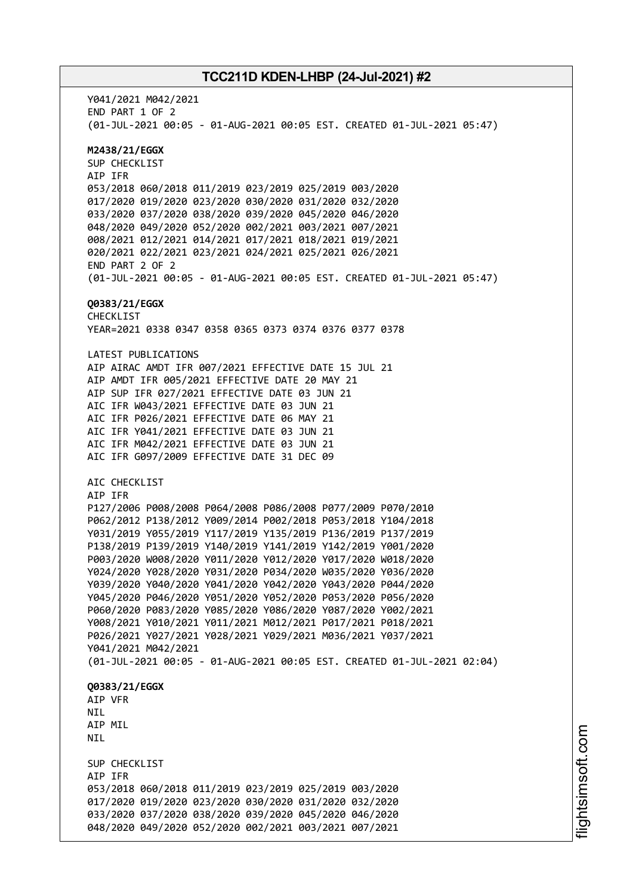Y041/2021 M042/2021
END PART 1 OF 2
(01-JUL-2021 00:05 - 01-AUG-2021 00:05 EST. CREATED 01-JUL-2021 05:47)

**M2438/21/EGGX**
SUP CHECKLIST
AIP IFR
053/2018 060/2018 011/2019 023/2019 025/2019 003/2020
017/2020 019/2020 023/2020 030/2020 031/2020 032/2020
033/2020 037/2020 038/2020 039/2020 045/2020 046/2020
048/2020 049/2020 052/2020 002/2021 003/2021 007/2021
008/2021 012/2021 014/2021 017/2021 018/2021 019/2021
020/2021 022/2021 023/2021 024/2021 025/2021 026/2021
END PART 2 OF 2
(01-JUL-2021 00:05 - 01-AUG-2021 00:05 EST. CREATED 01-JUL-2021 05:47)

**Q0383/21/EGGX**
CHECKLIST
YEAR=2021 0338 0347 0358 0365 0373 0374 0376 0377 0378

LATEST PUBLICATIONS
AIP AIRAC AMDT IFR 007/2021 EFFECTIVE DATE 15 JUL 21
AIP AMDT IFR 005/2021 EFFECTIVE DATE 20 MAY 21
AIP SUP IFR 027/2021 EFFECTIVE DATE 03 JUN 21
AIC IFR W043/2021 EFFECTIVE DATE 03 JUN 21
AIC IFR P026/2021 EFFECTIVE DATE 06 MAY 21
AIC IFR Y041/2021 EFFECTIVE DATE 03 JUN 21
AIC IFR M042/2021 EFFECTIVE DATE 03 JUN 21
AIC IFR G097/2009 EFFECTIVE DATE 31 DEC 09

AIC CHECKLIST
AIP IFR
P127/2006 P008/2008 P064/2008 P086/2008 P077/2009 P070/2010
P062/2012 P138/2012 Y009/2014 P002/2018 P053/2018 Y104/2018
Y031/2019 Y055/2019 Y117/2019 Y135/2019 P136/2019 P137/2019
P138/2019 P139/2019 Y140/2019 Y141/2019 Y142/2019 Y001/2020
P003/2020 W008/2020 Y011/2020 Y012/2020 Y017/2020 W018/2020
Y024/2020 Y028/2020 Y031/2020 P034/2020 W035/2020 Y036/2020
Y039/2020 Y040/2020 Y041/2020 Y042/2020 Y043/2020 P044/2020
Y045/2020 P046/2020 Y051/2020 Y052/2020 P053/2020 P056/2020
P060/2020 P083/2020 Y085/2020 Y086/2020 Y087/2020 Y002/2021
Y008/2021 Y010/2021 Y011/2021 M012/2021 P017/2021 P018/2021
P026/2021 Y027/2021 Y028/2021 Y029/2021 M036/2021 Y037/2021
Y041/2021 M042/2021
(01-JUL-2021 00:05 - 01-AUG-2021 00:05 EST. CREATED 01-JUL-2021 02:04)

**Q0383/21/EGGX**
AIP VFR
NIL
AIP MIL
NIL

SUP CHECKLIST
AIP IFR
053/2018 060/2018 011/2019 023/2019 025/2019 003/2020
017/2020 019/2020 023/2020 030/2020 031/2020 032/2020
033/2020 037/2020 038/2020 039/2020 045/2020 046/2020
048/2020 049/2020 052/2020 002/2021 003/2021 007/2021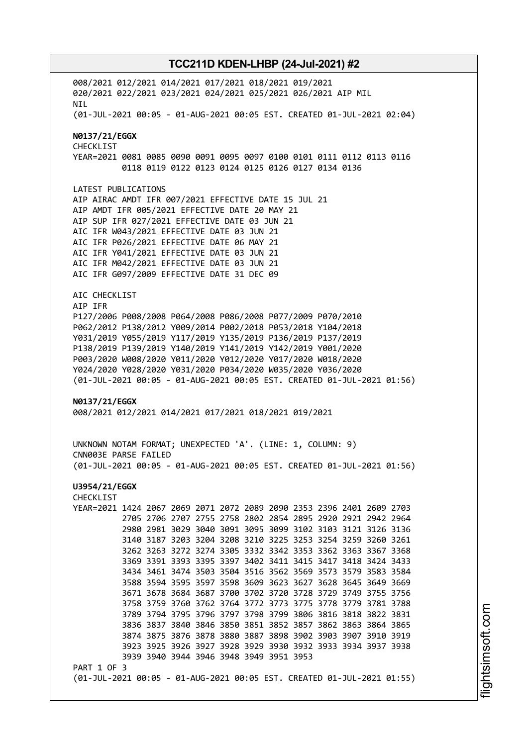008/2021 012/2021 014/2021 017/2021 018/2021 019/2021
020/2021 022/2021 023/2021 024/2021 025/2021 026/2021 AIP MIL
NIL
(01-JUL-2021 00:05 - 01-AUG-2021 00:05 EST. CREATED 01-JUL-2021 02:04)

**N0137/21/EGGX**
CHECKLIST
YEAR=2021 0081 0085 0090 0091 0095 0097 0100 0101 0111 0112 0113 0116
0118 0119 0122 0123 0124 0125 0126 0127 0134 0136

LATEST PUBLICATIONS
AIP AIRAC AMDT IFR 007/2021 EFFECTIVE DATE 15 JUL 21
AIP AMDT IFR 005/2021 EFFECTIVE DATE 20 MAY 21
AIP SUP IFR 027/2021 EFFECTIVE DATE 03 JUN 21
AIC IFR W043/2021 EFFECTIVE DATE 03 JUN 21
AIC IFR P026/2021 EFFECTIVE DATE 06 MAY 21
AIC IFR Y041/2021 EFFECTIVE DATE 03 JUN 21
AIC IFR M042/2021 EFFECTIVE DATE 03 JUN 21
AIC IFR G097/2009 EFFECTIVE DATE 31 DEC 09

AIC CHECKLIST
AIP IFR
P127/2006 P008/2008 P064/2008 P086/2008 P077/2009 P070/2010
P062/2012 P138/2012 Y009/2014 P002/2018 P053/2018 Y104/2018
Y031/2019 Y055/2019 Y117/2019 Y135/2019 P136/2019 P137/2019
P138/2019 P139/2019 Y140/2019 Y141/2019 Y142/2019 Y001/2020
P003/2020 W008/2020 Y011/2020 Y012/2020 Y017/2020 W018/2020
Y024/2020 Y028/2020 Y031/2020 P034/2020 W035/2020 Y036/2020
(01-JUL-2021 00:05 - 01-AUG-2021 00:05 EST. CREATED 01-JUL-2021 01:56)

**N0137/21/EGGX**
008/2021 012/2021 014/2021 017/2021 018/2021 019/2021

UNKNOWN NOTAM FORMAT; UNEXPECTED 'A'. (LINE: 1, COLUMN: 9)
CNN003E PARSE FAILED
(01-JUL-2021 00:05 - 01-AUG-2021 00:05 EST. CREATED 01-JUL-2021 01:56)

**U3954/21/EGGX**
CHECKLIST
YEAR=2021 1424 2067 2069 2071 2072 2089 2090 2353 2396 2401 2609 2703
2705 2706 2707 2755 2758 2802 2854 2895 2920 2921 2942 2964
2980 2981 3029 3040 3091 3095 3099 3102 3103 3121 3126 3136
3140 3187 3203 3204 3208 3210 3225 3253 3254 3259 3260 3261
3262 3263 3272 3274 3305 3332 3342 3353 3362 3363 3367 3368
3369 3391 3393 3395 3397 3402 3411 3415 3417 3418 3424 3433
3434 3461 3474 3503 3504 3516 3562 3569 3573 3579 3583 3584
3588 3594 3595 3597 3598 3609 3623 3627 3628 3645 3649 3669
3671 3678 3684 3687 3700 3702 3720 3728 3729 3749 3755 3756
3758 3759 3760 3762 3764 3772 3773 3775 3778 3779 3781 3788
3789 3794 3795 3796 3797 3798 3799 3806 3816 3818 3822 3831
3836 3837 3840 3846 3850 3851 3852 3857 3862 3863 3864 3865
3874 3875 3876 3878 3880 3887 3898 3902 3903 3907 3910 3919
3923 3925 3926 3927 3928 3929 3930 3932 3933 3934 3937 3938
3939 3940 3944 3946 3948 3949 3951 3953
PART 1 OF 3
(01-JUL-2021 00:05 - 01-AUG-2021 00:05 EST. CREATED 01-JUL-2021 01:55)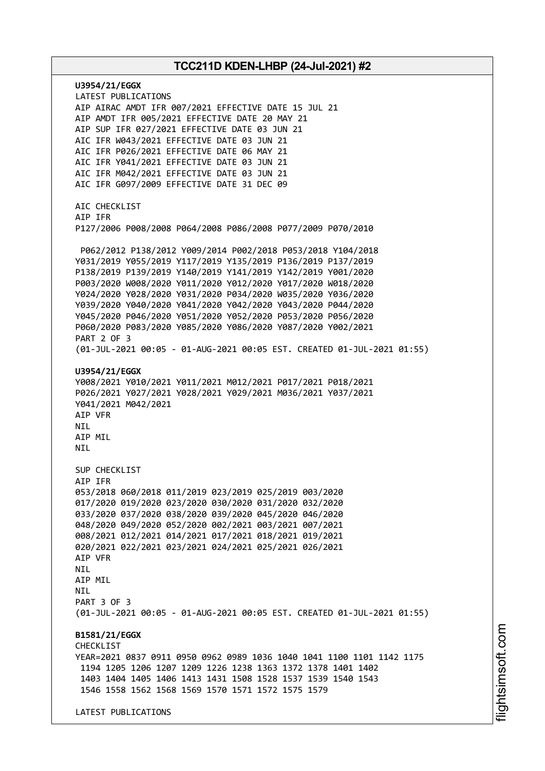**U3954/21/EGGX**
LATEST PUBLICATIONS
AIP AIRAC AMDT IFR 007/2021 EFFECTIVE DATE 15 JUL 21
AIP AMDT IFR 005/2021 EFFECTIVE DATE 20 MAY 21
AIP SUP IFR 027/2021 EFFECTIVE DATE 03 JUN 21
AIC IFR W043/2021 EFFECTIVE DATE 03 JUN 21
AIC IFR P026/2021 EFFECTIVE DATE 06 MAY 21
AIC IFR Y041/2021 EFFECTIVE DATE 03 JUN 21
AIC IFR M042/2021 EFFECTIVE DATE 03 JUN 21
AIC IFR G097/2009 EFFECTIVE DATE 31 DEC 09

AIC CHECKLIST
AIP IFR
P127/2006 P008/2008 P064/2008 P086/2008 P077/2009 P070/2010

P062/2012 P138/2012 Y009/2014 P002/2018 P053/2018 Y104/2018
Y031/2019 Y055/2019 Y117/2019 Y135/2019 P136/2019 P137/2019
P138/2019 P139/2019 Y140/2019 Y141/2019 Y142/2019 Y001/2020
P003/2020 W008/2020 Y011/2020 Y012/2020 Y017/2020 W018/2020
Y024/2020 Y028/2020 Y031/2020 P034/2020 W035/2020 Y036/2020
Y039/2020 Y040/2020 Y041/2020 Y042/2020 Y043/2020 P044/2020
Y045/2020 P046/2020 Y051/2020 Y052/2020 P053/2020 P056/2020
P060/2020 P083/2020 Y085/2020 Y086/2020 Y087/2020 Y002/2021
PART 2 OF 3
(01-JUL-2021 00:05 - 01-AUG-2021 00:05 EST. CREATED 01-JUL-2021 01:55)

**U3954/21/EGGX**
Y008/2021 Y010/2021 Y011/2021 M012/2021 P017/2021 P018/2021
P026/2021 Y027/2021 Y028/2021 Y029/2021 M036/2021 Y037/2021
Y041/2021 M042/2021
AIP VFR
NIL
AIP MIL
NIL

SUP CHECKLIST
AIP IFR
053/2018 060/2018 011/2019 023/2019 025/2019 003/2020
017/2020 019/2020 023/2020 030/2020 031/2020 032/2020
033/2020 037/2020 038/2020 039/2020 045/2020 046/2020
048/2020 049/2020 052/2020 002/2021 003/2021 007/2021
008/2021 012/2021 014/2021 017/2021 018/2021 019/2021
020/2021 022/2021 023/2021 024/2021 025/2021 026/2021
AIP VFR
NIL
AIP MIL
NIL
PART 3 OF 3
(01-JUL-2021 00:05 - 01-AUG-2021 00:05 EST. CREATED 01-JUL-2021 01:55)

**B1581/21/EGGX**
CHECKLIST
YEAR=2021 0837 0911 0950 0962 0989 1036 1040 1041 1100 1101 1142 1175
1194 1205 1206 1207 1209 1226 1238 1363 1372 1378 1401 1402
1403 1404 1405 1406 1413 1431 1508 1528 1537 1539 1540 1543
1546 1558 1562 1568 1569 1570 1571 1572 1575 1579

LATEST PUBLICATIONS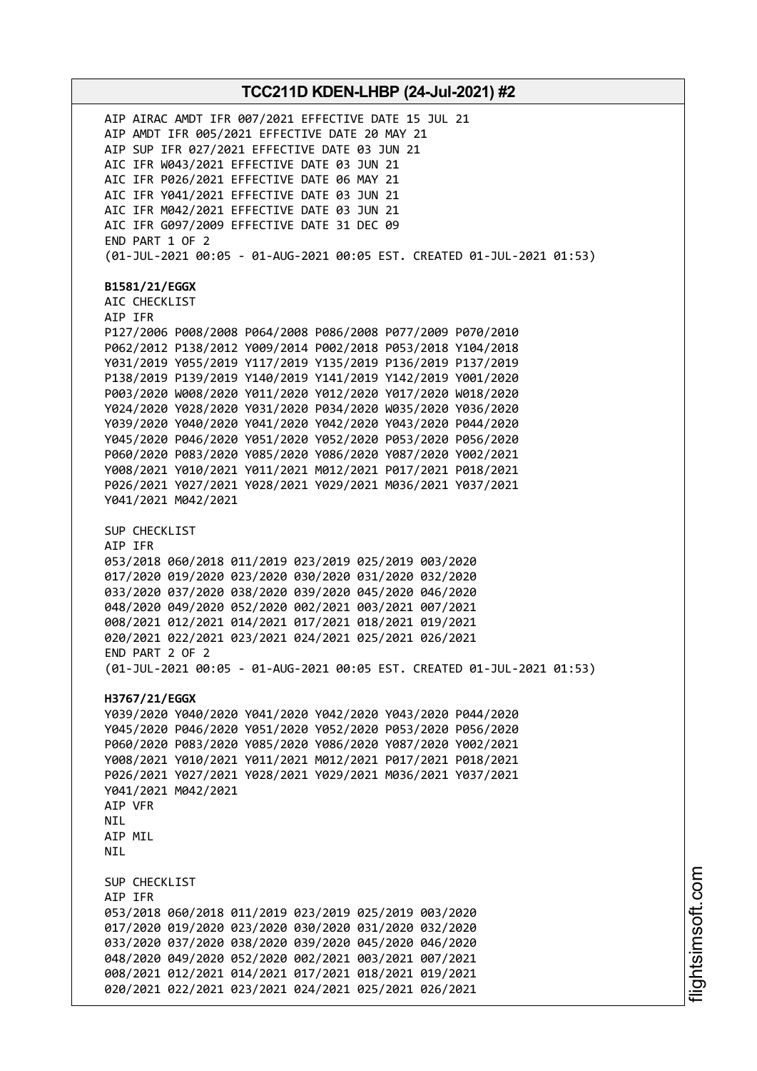AIP AIRAC AMDT IFR 007/2021 EFFECTIVE DATE 15 JUL 21
AIP AMDT IFR 005/2021 EFFECTIVE DATE 20 MAY 21
AIP SUP IFR 027/2021 EFFECTIVE DATE 03 JUN 21
AIC IFR W043/2021 EFFECTIVE DATE 03 JUN 21
AIC IFR P026/2021 EFFECTIVE DATE 06 MAY 21
AIC IFR Y041/2021 EFFECTIVE DATE 03 JUN 21
AIC IFR M042/2021 EFFECTIVE DATE 03 JUN 21
AIC IFR G097/2009 EFFECTIVE DATE 31 DEC 09
END PART 1 OF 2
(01-JUL-2021 00:05 - 01-AUG-2021 00:05 EST. CREATED 01-JUL-2021 01:53)

**B1581/21/EGGX**
AIC CHECKLIST
AIP IFR
P127/2006 P008/2008 P064/2008 P086/2008 P077/2009 P070/2010
P062/2012 P138/2012 Y009/2014 P002/2018 P053/2018 Y104/2018
Y031/2019 Y055/2019 Y117/2019 Y135/2019 P136/2019 P137/2019
P138/2019 P139/2019 Y140/2019 Y141/2019 Y142/2019 Y001/2020
P003/2020 W008/2020 Y011/2020 Y012/2020 Y017/2020 W018/2020
Y024/2020 Y028/2020 Y031/2020 P034/2020 W035/2020 Y036/2020
Y039/2020 Y040/2020 Y041/2020 Y042/2020 Y043/2020 P044/2020
Y045/2020 P046/2020 Y051/2020 Y052/2020 P053/2020 P056/2020
P060/2020 P083/2020 Y085/2020 Y086/2020 Y087/2020 Y002/2021
Y008/2021 Y010/2021 Y011/2021 M012/2021 P017/2021 P018/2021
P026/2021 Y027/2021 Y028/2021 Y029/2021 M036/2021 Y037/2021
Y041/2021 M042/2021

SUP CHECKLIST
AIP IFR
053/2018 060/2018 011/2019 023/2019 025/2019 003/2020
017/2020 019/2020 023/2020 030/2020 031/2020 032/2020
033/2020 037/2020 038/2020 039/2020 045/2020 046/2020
048/2020 049/2020 052/2020 002/2021 003/2021 007/2021
008/2021 012/2021 014/2021 017/2021 018/2021 019/2021
020/2021 022/2021 023/2021 024/2021 025/2021 026/2021
END PART 2 OF 2
(01-JUL-2021 00:05 - 01-AUG-2021 00:05 EST. CREATED 01-JUL-2021 01:53)

**H3767/21/EGGX**
Y039/2020 Y040/2020 Y041/2020 Y042/2020 Y043/2020 P044/2020
Y045/2020 P046/2020 Y051/2020 Y052/2020 P053/2020 P056/2020
P060/2020 P083/2020 Y085/2020 Y086/2020 Y087/2020 Y002/2021
Y008/2021 Y010/2021 Y011/2021 M012/2021 P017/2021 P018/2021
P026/2021 Y027/2021 Y028/2021 Y029/2021 M036/2021 Y037/2021
Y041/2021 M042/2021
AIP VFR
NIL
AIP MIL
NIL

SUP CHECKLIST
AIP IFR
053/2018 060/2018 011/2019 023/2019 025/2019 003/2020
017/2020 019/2020 023/2020 030/2020 031/2020 032/2020
033/2020 037/2020 038/2020 039/2020 045/2020 046/2020
048/2020 049/2020 052/2020 002/2021 003/2021 007/2021
008/2021 012/2021 014/2021 017/2021 018/2021 019/2021
020/2021 022/2021 023/2021 024/2021 025/2021 026/2021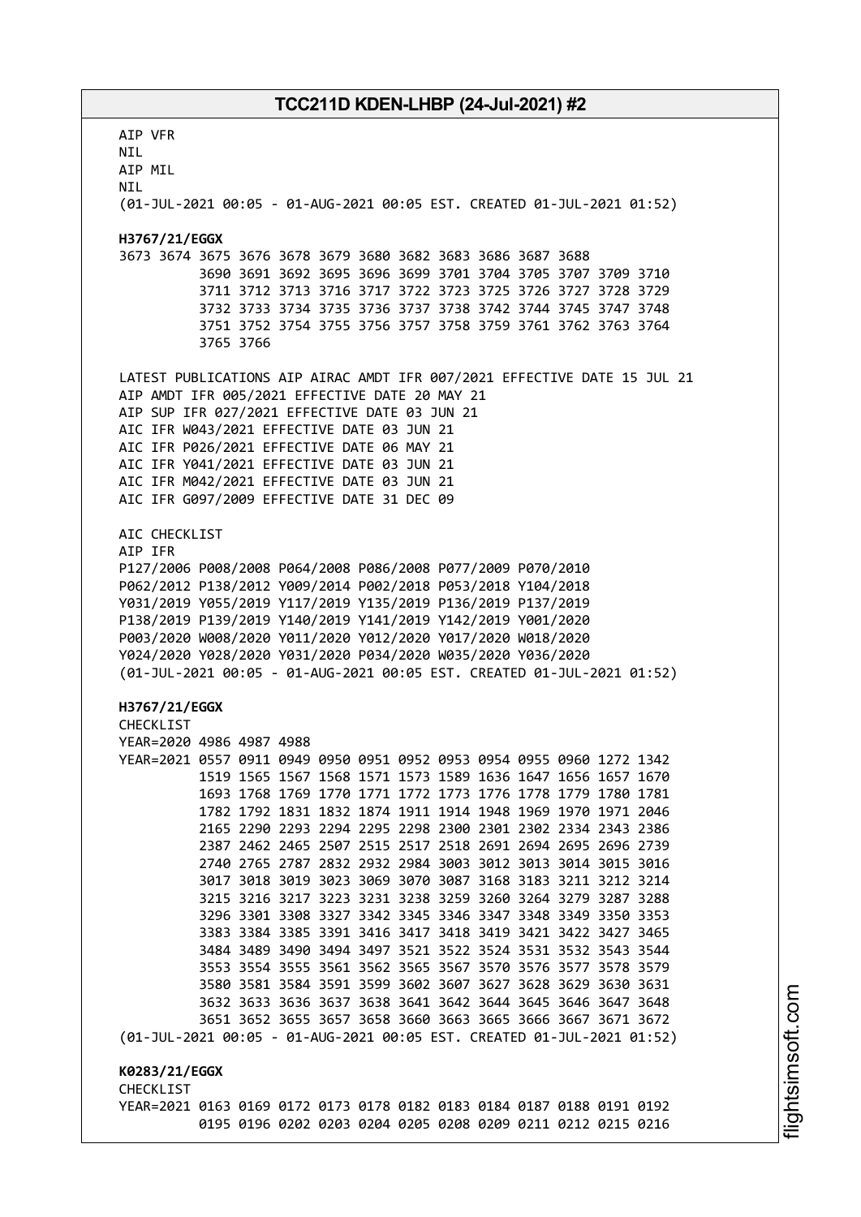AIP VFR
NIL
AIP MIL
NIL
(01-JUL-2021 00:05 - 01-AUG-2021 00:05 EST. CREATED 01-JUL-2021 01:52)

**H3767/21/EGGX**

```
3673 3674 3675 3676 3678 3679 3680 3682 3683 3686 3687 3688
          3690 3691 3692 3695 3696 3699 3701 3704 3705 3707 3709 3710
          3711 3712 3713 3716 3717 3722 3723 3725 3726 3727 3728 3729
          3732 3733 3734 3735 3736 3737 3738 3742 3744 3745 3747 3748
          3751 3752 3754 3755 3756 3757 3758 3759 3761 3762 3763 3764
          3765 3766
```

LATEST PUBLICATIONS AIP AIRAC AMDT IFR 007/2021 EFFECTIVE DATE 15 JUL 21
AIP AMDT IFR 005/2021 EFFECTIVE DATE 20 MAY 21
AIP SUP IFR 027/2021 EFFECTIVE DATE 03 JUN 21
AIC IFR W043/2021 EFFECTIVE DATE 03 JUN 21
AIC IFR P026/2021 EFFECTIVE DATE 06 MAY 21
AIC IFR Y041/2021 EFFECTIVE DATE 03 JUN 21
AIC IFR M042/2021 EFFECTIVE DATE 03 JUN 21
AIC IFR G097/2009 EFFECTIVE DATE 31 DEC 09

AIC CHECKLIST
AIP IFR
P127/2006 P008/2008 P064/2008 P086/2008 P077/2009 P070/2010
P062/2012 P138/2012 Y009/2014 P002/2018 P053/2018 Y104/2018
Y031/2019 Y055/2019 Y117/2019 Y135/2019 P136/2019 P137/2019
P138/2019 P139/2019 Y140/2019 Y141/2019 Y142/2019 Y001/2020
P003/2020 W008/2020 Y011/2020 Y012/2020 Y017/2020 W018/2020
Y024/2020 Y028/2020 Y031/2020 P034/2020 W035/2020 Y036/2020
(01-JUL-2021 00:05 - 01-AUG-2021 00:05 EST. CREATED 01-JUL-2021 01:52)

**H3767/21/EGGX**

CHECKLIST

```
YEAR=2020 4986 4987 4988
YEAR=2021 0557 0911 0949 0950 0951 0952 0953 0954 0955 0960 1272 1342
          1519 1565 1567 1568 1571 1573 1589 1636 1647 1656 1657 1670
          1693 1768 1769 1770 1771 1772 1773 1776 1778 1779 1780 1781
          1782 1792 1831 1832 1874 1911 1914 1948 1969 1970 1971 2046
          2165 2290 2293 2294 2295 2298 2300 2301 2302 2334 2343 2386
          2387 2462 2465 2507 2515 2517 2518 2691 2694 2695 2696 2739
          2740 2765 2787 2832 2932 2984 3003 3012 3013 3014 3015 3016
          3017 3018 3019 3023 3069 3070 3087 3168 3183 3211 3212 3214
          3215 3216 3217 3223 3231 3238 3259 3260 3264 3279 3287 3288
          3296 3301 3308 3327 3342 3345 3346 3347 3348 3349 3350 3353
          3383 3384 3385 3391 3416 3417 3418 3419 3421 3422 3427 3465
          3484 3489 3490 3494 3497 3521 3522 3524 3531 3532 3543 3544
          3553 3554 3555 3561 3562 3565 3567 3570 3576 3577 3578 3579
          3580 3581 3584 3591 3599 3602 3607 3627 3628 3629 3630 3631
          3632 3633 3636 3637 3638 3641 3642 3644 3645 3646 3647 3648
          3651 3652 3655 3657 3658 3660 3663 3665 3666 3667 3671 3672
```

(01-JUL-2021 00:05 - 01-AUG-2021 00:05 EST. CREATED 01-JUL-2021 01:52)

**K0283/21/EGGX**

CHECKLIST

```
YEAR=2021 0163 0169 0172 0173 0178 0182 0183 0184 0187 0188 0191 0192
          0195 0196 0202 0203 0204 0205 0208 0209 0211 0212 0215 0216
```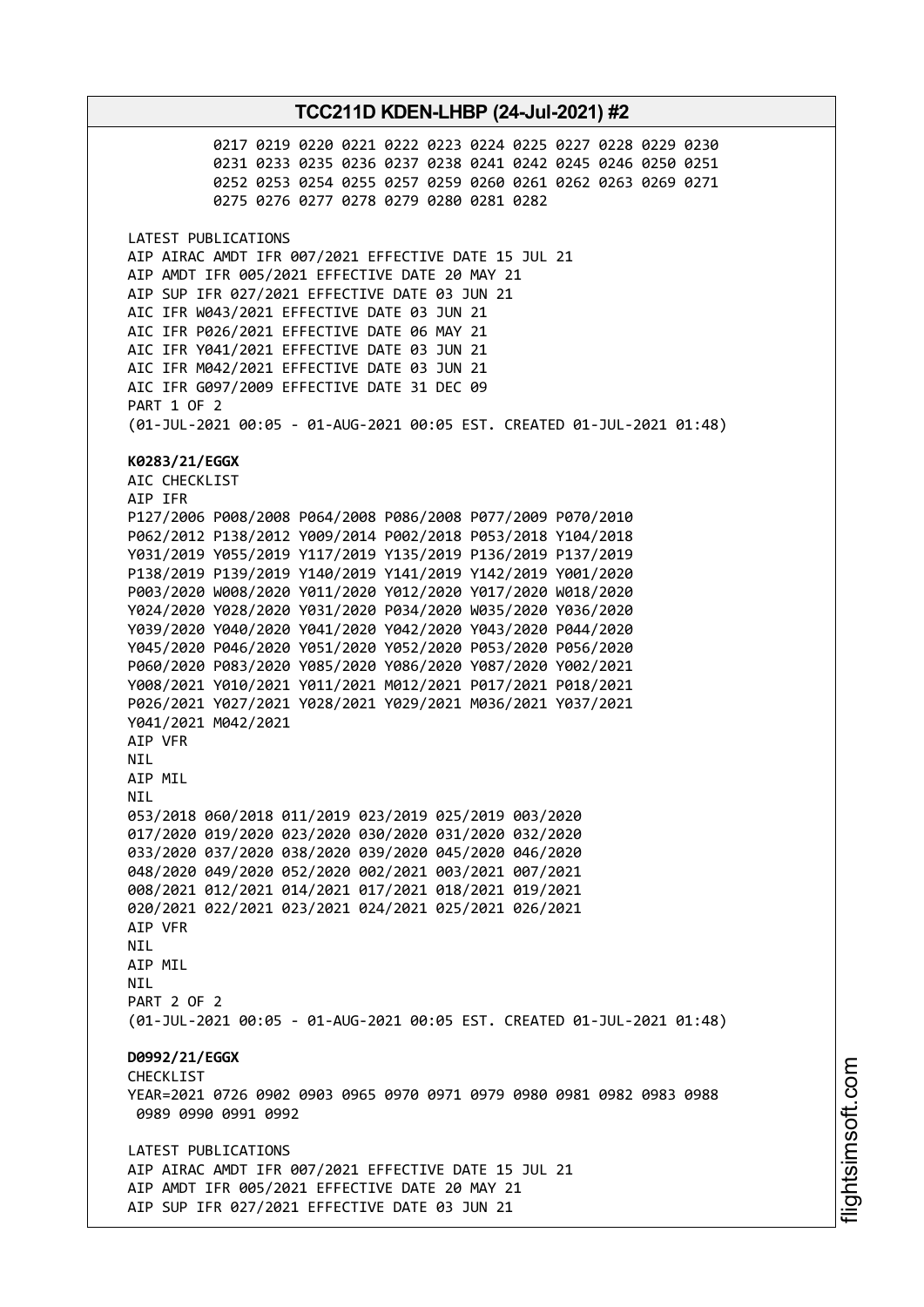0217 0219 0220 0221 0222 0223 0224 0225 0227 0228 0229 0230
0231 0233 0235 0236 0237 0238 0241 0242 0245 0246 0250 0251
0252 0253 0254 0255 0257 0259 0260 0261 0262 0263 0269 0271
0275 0276 0277 0278 0279 0280 0281 0282

LATEST PUBLICATIONS
AIP AIRAC AMDT IFR 007/2021 EFFECTIVE DATE 15 JUL 21
AIP AMDT IFR 005/2021 EFFECTIVE DATE 20 MAY 21
AIP SUP IFR 027/2021 EFFECTIVE DATE 03 JUN 21
AIC IFR W043/2021 EFFECTIVE DATE 03 JUN 21
AIC IFR P026/2021 EFFECTIVE DATE 06 MAY 21
AIC IFR Y041/2021 EFFECTIVE DATE 03 JUN 21
AIC IFR M042/2021 EFFECTIVE DATE 03 JUN 21
AIC IFR G097/2009 EFFECTIVE DATE 31 DEC 09
PART 1 OF 2
(01-JUL-2021 00:05 - 01-AUG-2021 00:05 EST. CREATED 01-JUL-2021 01:48)

**K0283/21/EGGX**
AIC CHECKLIST
AIP IFR
P127/2006 P008/2008 P064/2008 P086/2008 P077/2009 P070/2010
P062/2012 P138/2012 Y009/2014 P002/2018 P053/2018 Y104/2018
Y031/2019 Y055/2019 Y117/2019 Y135/2019 P136/2019 P137/2019
P138/2019 P139/2019 Y140/2019 Y141/2019 Y142/2019 Y001/2020
P003/2020 W008/2020 Y011/2020 Y012/2020 Y017/2020 W018/2020
Y024/2020 Y028/2020 Y031/2020 P034/2020 W035/2020 Y036/2020
Y039/2020 Y040/2020 Y041/2020 Y042/2020 Y043/2020 P044/2020
Y045/2020 P046/2020 Y051/2020 Y052/2020 P053/2020 P056/2020
P060/2020 P083/2020 Y085/2020 Y086/2020 Y087/2020 Y002/2021
Y008/2021 Y010/2021 Y011/2021 M012/2021 P017/2021 P018/2021
P026/2021 Y027/2021 Y028/2021 Y029/2021 M036/2021 Y037/2021
Y041/2021 M042/2021
AIP VFR
NIL
AIP MIL
NIL
053/2018 060/2018 011/2019 023/2019 025/2019 003/2020
017/2020 019/2020 023/2020 030/2020 031/2020 032/2020
033/2020 037/2020 038/2020 039/2020 045/2020 046/2020
048/2020 049/2020 052/2020 002/2021 003/2021 007/2021
008/2021 012/2021 014/2021 017/2021 018/2021 019/2021
020/2021 022/2021 023/2021 024/2021 025/2021 026/2021
AIP VFR
NIL
AIP MIL
NIL
PART 2 OF 2
(01-JUL-2021 00:05 - 01-AUG-2021 00:05 EST. CREATED 01-JUL-2021 01:48)

**D0992/21/EGGX**
CHECKLIST
YEAR=2021 0726 0902 0903 0965 0970 0971 0979 0980 0981 0982 0983 0988
0989 0990 0991 0992

LATEST PUBLICATIONS
AIP AIRAC AMDT IFR 007/2021 EFFECTIVE DATE 15 JUL 21
AIP AMDT IFR 005/2021 EFFECTIVE DATE 20 MAY 21
AIP SUP IFR 027/2021 EFFECTIVE DATE 03 JUN 21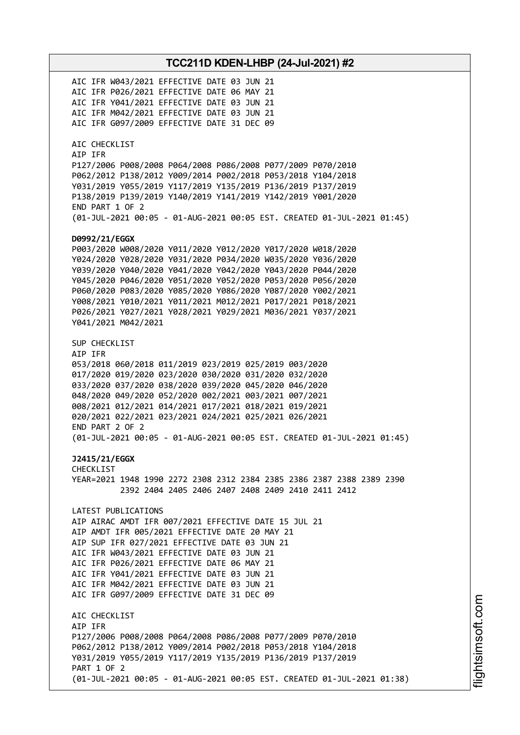AIC IFR W043/2021 EFFECTIVE DATE 03 JUN 21
AIC IFR P026/2021 EFFECTIVE DATE 06 MAY 21
AIC IFR Y041/2021 EFFECTIVE DATE 03 JUN 21
AIC IFR M042/2021 EFFECTIVE DATE 03 JUN 21
AIC IFR G097/2009 EFFECTIVE DATE 31 DEC 09

AIC CHECKLIST
AIP IFR
P127/2006 P008/2008 P064/2008 P086/2008 P077/2009 P070/2010
P062/2012 P138/2012 Y009/2014 P002/2018 P053/2018 Y104/2018
Y031/2019 Y055/2019 Y117/2019 Y135/2019 P136/2019 P137/2019
P138/2019 P139/2019 Y140/2019 Y141/2019 Y142/2019 Y001/2020
END PART 1 OF 2
(01-JUL-2021 00:05 - 01-AUG-2021 00:05 EST. CREATED 01-JUL-2021 01:45)

**D0992/21/EGGX**
P003/2020 W008/2020 Y011/2020 Y012/2020 Y017/2020 W018/2020
Y024/2020 Y028/2020 Y031/2020 P034/2020 W035/2020 Y036/2020
Y039/2020 Y040/2020 Y041/2020 Y042/2020 Y043/2020 P044/2020
Y045/2020 P046/2020 Y051/2020 Y052/2020 P053/2020 P056/2020
P060/2020 P083/2020 Y085/2020 Y086/2020 Y087/2020 Y002/2021
Y008/2021 Y010/2021 Y011/2021 M012/2021 P017/2021 P018/2021
P026/2021 Y027/2021 Y028/2021 Y029/2021 M036/2021 Y037/2021
Y041/2021 M042/2021

SUP CHECKLIST
AIP IFR
053/2018 060/2018 011/2019 023/2019 025/2019 003/2020
017/2020 019/2020 023/2020 030/2020 031/2020 032/2020
033/2020 037/2020 038/2020 039/2020 045/2020 046/2020
048/2020 049/2020 052/2020 002/2021 003/2021 007/2021
008/2021 012/2021 014/2021 017/2021 018/2021 019/2021
020/2021 022/2021 023/2021 024/2021 025/2021 026/2021
END PART 2 OF 2
(01-JUL-2021 00:05 - 01-AUG-2021 00:05 EST. CREATED 01-JUL-2021 01:45)

**J2415/21/EGGX**
CHECKLIST
YEAR=2021 1948 1990 2272 2308 2312 2384 2385 2386 2387 2388 2389 2390
2392 2404 2405 2406 2407 2408 2409 2410 2411 2412

LATEST PUBLICATIONS
AIP AIRAC AMDT IFR 007/2021 EFFECTIVE DATE 15 JUL 21
AIP AMDT IFR 005/2021 EFFECTIVE DATE 20 MAY 21
AIP SUP IFR 027/2021 EFFECTIVE DATE 03 JUN 21
AIC IFR W043/2021 EFFECTIVE DATE 03 JUN 21
AIC IFR P026/2021 EFFECTIVE DATE 06 MAY 21
AIC IFR Y041/2021 EFFECTIVE DATE 03 JUN 21
AIC IFR M042/2021 EFFECTIVE DATE 03 JUN 21
AIC IFR G097/2009 EFFECTIVE DATE 31 DEC 09

AIC CHECKLIST
AIP IFR
P127/2006 P008/2008 P064/2008 P086/2008 P077/2009 P070/2010
P062/2012 P138/2012 Y009/2014 P002/2018 P053/2018 Y104/2018
Y031/2019 Y055/2019 Y117/2019 Y135/2019 P136/2019 P137/2019
PART 1 OF 2
(01-JUL-2021 00:05 - 01-AUG-2021 00:05 EST. CREATED 01-JUL-2021 01:38)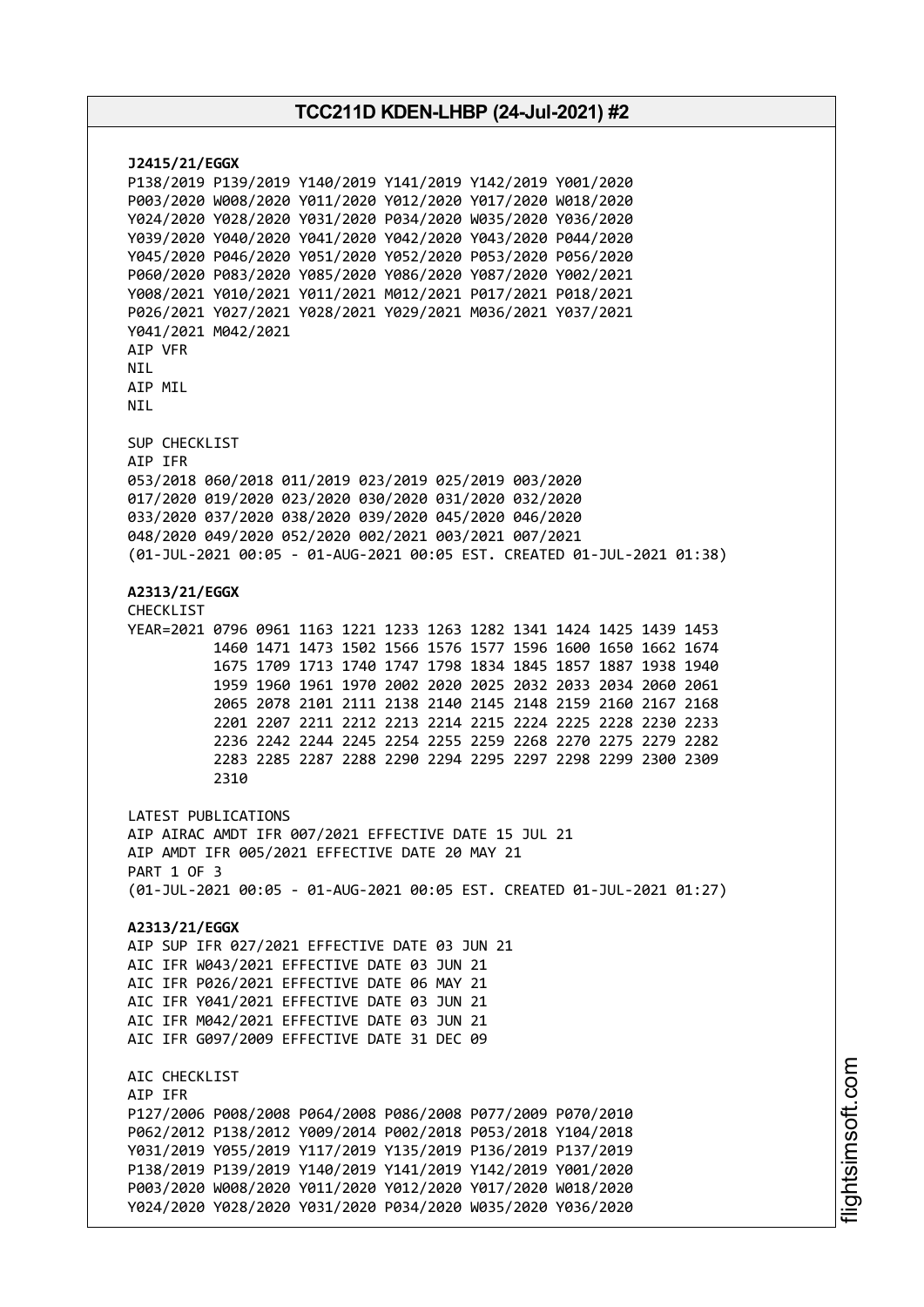**J2415/21/EGGX**
P138/2019 P139/2019 Y140/2019 Y141/2019 Y142/2019 Y001/2020
P003/2020 W008/2020 Y011/2020 Y012/2020 Y017/2020 W018/2020
Y024/2020 Y028/2020 Y031/2020 P034/2020 W035/2020 Y036/2020
Y039/2020 Y040/2020 Y041/2020 Y042/2020 Y043/2020 P044/2020
Y045/2020 P046/2020 Y051/2020 Y052/2020 P053/2020 P056/2020
P060/2020 P083/2020 Y085/2020 Y086/2020 Y087/2020 Y002/2021
Y008/2021 Y010/2021 Y011/2021 M012/2021 P017/2021 P018/2021
P026/2021 Y027/2021 Y028/2021 Y029/2021 M036/2021 Y037/2021
Y041/2021 M042/2021
AIP VFR
NIL
AIP MIL
NIL

SUP CHECKLIST
AIP IFR
053/2018 060/2018 011/2019 023/2019 025/2019 003/2020
017/2020 019/2020 023/2020 030/2020 031/2020 032/2020
033/2020 037/2020 038/2020 039/2020 045/2020 046/2020
048/2020 049/2020 052/2020 002/2021 003/2021 007/2021
(01-JUL-2021 00:05 - 01-AUG-2021 00:05 EST. CREATED 01-JUL-2021 01:38)

**A2313/21/EGGX**
CHECKLIST
YEAR=2021 0796 0961 1163 1221 1233 1263 1282 1341 1424 1425 1439 1453
1460 1471 1473 1502 1566 1576 1577 1596 1600 1650 1662 1674
1675 1709 1713 1740 1747 1798 1834 1845 1857 1887 1938 1940
1959 1960 1961 1970 2002 2020 2025 2032 2033 2034 2060 2061
2065 2078 2101 2111 2138 2140 2145 2148 2159 2160 2167 2168
2201 2207 2211 2212 2213 2214 2215 2224 2225 2228 2230 2233
2236 2242 2244 2245 2254 2255 2259 2268 2270 2275 2279 2282
2283 2285 2287 2288 2290 2294 2295 2297 2298 2299 2300 2309
2310

LATEST PUBLICATIONS
AIP AIRAC AMDT IFR 007/2021 EFFECTIVE DATE 15 JUL 21
AIP AMDT IFR 005/2021 EFFECTIVE DATE 20 MAY 21
PART 1 OF 3
(01-JUL-2021 00:05 - 01-AUG-2021 00:05 EST. CREATED 01-JUL-2021 01:27)

**A2313/21/EGGX**
AIP SUP IFR 027/2021 EFFECTIVE DATE 03 JUN 21
AIC IFR W043/2021 EFFECTIVE DATE 03 JUN 21
AIC IFR P026/2021 EFFECTIVE DATE 06 MAY 21
AIC IFR Y041/2021 EFFECTIVE DATE 03 JUN 21
AIC IFR M042/2021 EFFECTIVE DATE 03 JUN 21
AIC IFR G097/2009 EFFECTIVE DATE 31 DEC 09

AIC CHECKLIST
AIP IFR
P127/2006 P008/2008 P064/2008 P086/2008 P077/2009 P070/2010
P062/2012 P138/2012 Y009/2014 P002/2018 P053/2018 Y104/2018
Y031/2019 Y055/2019 Y117/2019 Y135/2019 P136/2019 P137/2019
P138/2019 P139/2019 Y140/2019 Y141/2019 Y142/2019 Y001/2020
P003/2020 W008/2020 Y011/2020 Y012/2020 Y017/2020 W018/2020
Y024/2020 Y028/2020 Y031/2020 P034/2020 W035/2020 Y036/2020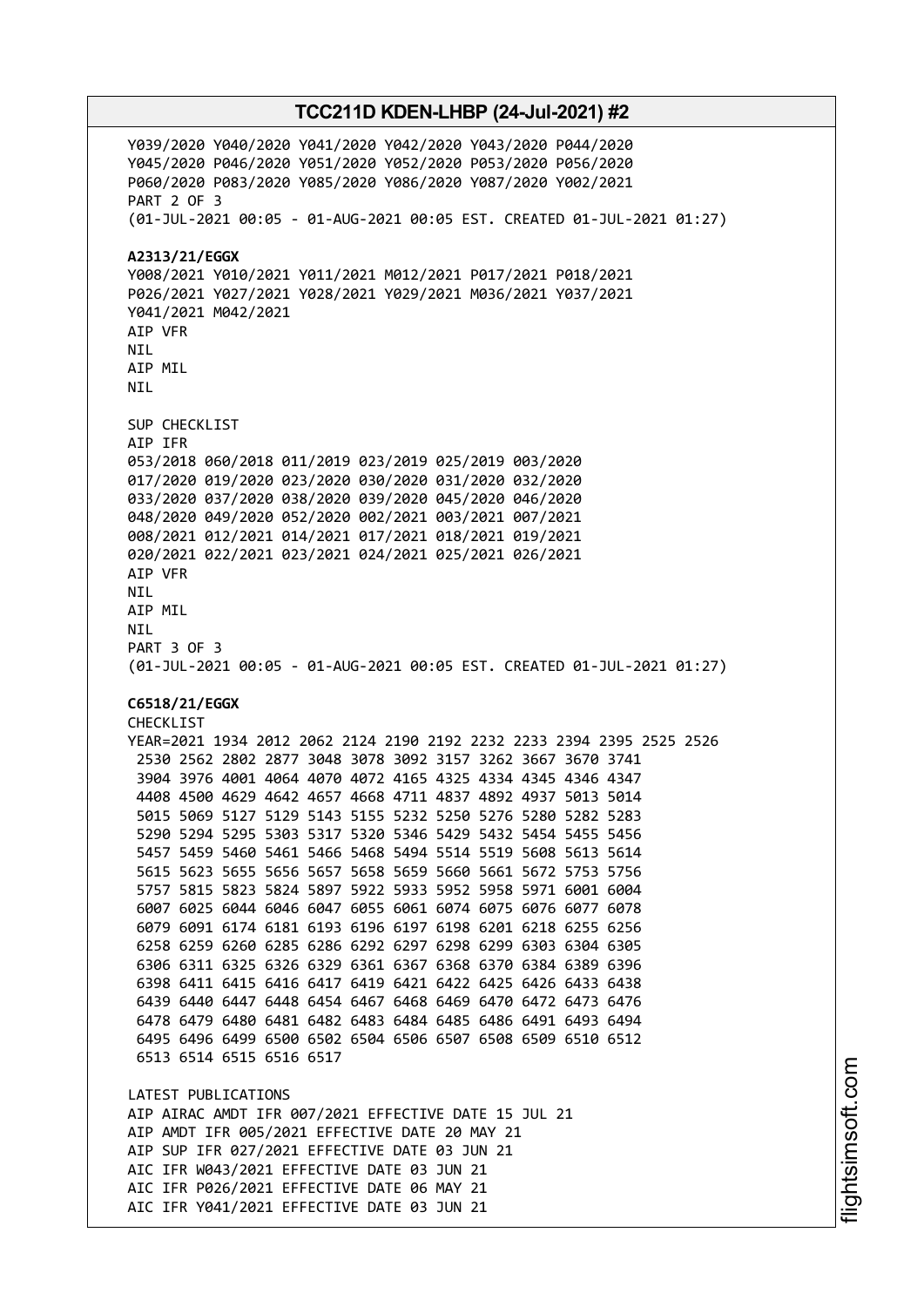Y039/2020 Y040/2020 Y041/2020 Y042/2020 Y043/2020 P044/2020
Y045/2020 P046/2020 Y051/2020 Y052/2020 P053/2020 P056/2020
P060/2020 P083/2020 Y085/2020 Y086/2020 Y087/2020 Y002/2021
PART 2 OF 3
(01-JUL-2021 00:05 - 01-AUG-2021 00:05 EST. CREATED 01-JUL-2021 01:27)

**A2313/21/EGGX**
Y008/2021 Y010/2021 Y011/2021 M012/2021 P017/2021 P018/2021
P026/2021 Y027/2021 Y028/2021 Y029/2021 M036/2021 Y037/2021
Y041/2021 M042/2021
AIP VFR
NIL
AIP MIL
NIL

SUP CHECKLIST
AIP IFR
053/2018 060/2018 011/2019 023/2019 025/2019 003/2020
017/2020 019/2020 023/2020 030/2020 031/2020 032/2020
033/2020 037/2020 038/2020 039/2020 045/2020 046/2020
048/2020 049/2020 052/2020 002/2021 003/2021 007/2021
008/2021 012/2021 014/2021 017/2021 018/2021 019/2021
020/2021 022/2021 023/2021 024/2021 025/2021 026/2021
AIP VFR
NIL
AIP MIL
NIL
PART 3 OF 3
(01-JUL-2021 00:05 - 01-AUG-2021 00:05 EST. CREATED 01-JUL-2021 01:27)

**C6518/21/EGGX**
CHECKLIST
YEAR=2021 1934 2012 2062 2124 2190 2192 2232 2233 2394 2395 2525 2526
2530 2562 2802 2877 3048 3078 3092 3157 3262 3667 3670 3741
3904 3976 4001 4064 4070 4072 4165 4325 4334 4345 4346 4347
4408 4500 4629 4642 4657 4668 4711 4837 4892 4937 5013 5014
5015 5069 5127 5129 5143 5155 5232 5250 5276 5280 5282 5283
5290 5294 5295 5303 5317 5320 5346 5429 5432 5454 5455 5456
5457 5459 5460 5461 5466 5468 5494 5514 5519 5608 5613 5614
5615 5623 5655 5656 5657 5658 5659 5660 5661 5672 5753 5756
5757 5815 5823 5824 5897 5922 5933 5952 5958 5971 6001 6004
6007 6025 6044 6046 6047 6055 6061 6074 6075 6076 6077 6078
6079 6091 6174 6181 6193 6196 6197 6198 6201 6218 6255 6256
6258 6259 6260 6285 6286 6292 6297 6298 6299 6303 6304 6305
6306 6311 6325 6326 6329 6361 6367 6368 6370 6384 6389 6396
6398 6411 6415 6416 6417 6419 6421 6422 6425 6426 6433 6438
6439 6440 6447 6448 6454 6467 6468 6469 6470 6472 6473 6476
6478 6479 6480 6481 6482 6483 6484 6485 6486 6491 6493 6494
6495 6496 6499 6500 6502 6504 6506 6507 6508 6509 6510 6512
6513 6514 6515 6516 6517

LATEST PUBLICATIONS
AIP AIRAC AMDT IFR 007/2021 EFFECTIVE DATE 15 JUL 21
AIP AMDT IFR 005/2021 EFFECTIVE DATE 20 MAY 21
AIP SUP IFR 027/2021 EFFECTIVE DATE 03 JUN 21
AIC IFR W043/2021 EFFECTIVE DATE 03 JUN 21
AIC IFR P026/2021 EFFECTIVE DATE 06 MAY 21
AIC IFR Y041/2021 EFFECTIVE DATE 03 JUN 21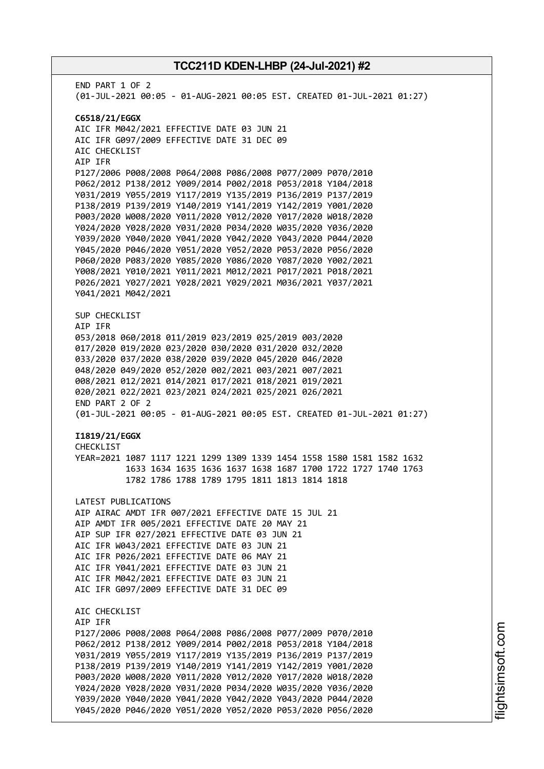END PART 1 OF 2
(01-JUL-2021 00:05 - 01-AUG-2021 00:05 EST. CREATED 01-JUL-2021 01:27)

**C6518/21/EGGX**
AIC IFR M042/2021 EFFECTIVE DATE 03 JUN 21
AIC IFR G097/2009 EFFECTIVE DATE 31 DEC 09
AIC CHECKLIST
AIP IFR
P127/2006 P008/2008 P064/2008 P086/2008 P077/2009 P070/2010
P062/2012 P138/2012 Y009/2014 P002/2018 P053/2018 Y104/2018
Y031/2019 Y055/2019 Y117/2019 Y135/2019 P136/2019 P137/2019
P138/2019 P139/2019 Y140/2019 Y141/2019 Y142/2019 Y001/2020
P003/2020 W008/2020 Y011/2020 Y012/2020 Y017/2020 W018/2020
Y024/2020 Y028/2020 Y031/2020 P034/2020 W035/2020 Y036/2020
Y039/2020 Y040/2020 Y041/2020 Y042/2020 Y043/2020 P044/2020
Y045/2020 P046/2020 Y051/2020 Y052/2020 P053/2020 P056/2020
P060/2020 P083/2020 Y085/2020 Y086/2020 Y087/2020 Y002/2021
Y008/2021 Y010/2021 Y011/2021 M012/2021 P017/2021 P018/2021
P026/2021 Y027/2021 Y028/2021 Y029/2021 M036/2021 Y037/2021
Y041/2021 M042/2021

SUP CHECKLIST
AIP IFR
053/2018 060/2018 011/2019 023/2019 025/2019 003/2020
017/2020 019/2020 023/2020 030/2020 031/2020 032/2020
033/2020 037/2020 038/2020 039/2020 045/2020 046/2020
048/2020 049/2020 052/2020 002/2021 003/2021 007/2021
008/2021 012/2021 014/2021 017/2021 018/2021 019/2021
020/2021 022/2021 023/2021 024/2021 025/2021 026/2021
END PART 2 OF 2
(01-JUL-2021 00:05 - 01-AUG-2021 00:05 EST. CREATED 01-JUL-2021 01:27)

**I1819/21/EGGX**
CHECKLIST
YEAR=2021 1087 1117 1221 1299 1309 1339 1454 1558 1580 1581 1582 1632
1633 1634 1635 1636 1637 1638 1687 1700 1722 1727 1740 1763
1782 1786 1788 1789 1795 1811 1813 1814 1818

LATEST PUBLICATIONS
AIP AIRAC AMDT IFR 007/2021 EFFECTIVE DATE 15 JUL 21
AIP AMDT IFR 005/2021 EFFECTIVE DATE 20 MAY 21
AIP SUP IFR 027/2021 EFFECTIVE DATE 03 JUN 21
AIC IFR W043/2021 EFFECTIVE DATE 03 JUN 21
AIC IFR P026/2021 EFFECTIVE DATE 06 MAY 21
AIC IFR Y041/2021 EFFECTIVE DATE 03 JUN 21
AIC IFR M042/2021 EFFECTIVE DATE 03 JUN 21
AIC IFR G097/2009 EFFECTIVE DATE 31 DEC 09

AIC CHECKLIST
AIP IFR
P127/2006 P008/2008 P064/2008 P086/2008 P077/2009 P070/2010
P062/2012 P138/2012 Y009/2014 P002/2018 P053/2018 Y104/2018
Y031/2019 Y055/2019 Y117/2019 Y135/2019 P136/2019 P137/2019
P138/2019 P139/2019 Y140/2019 Y141/2019 Y142/2019 Y001/2020
P003/2020 W008/2020 Y011/2020 Y012/2020 Y017/2020 W018/2020
Y024/2020 Y028/2020 Y031/2020 P034/2020 W035/2020 Y036/2020
Y039/2020 Y040/2020 Y041/2020 Y042/2020 Y043/2020 P044/2020
Y045/2020 P046/2020 Y051/2020 Y052/2020 P053/2020 P056/2020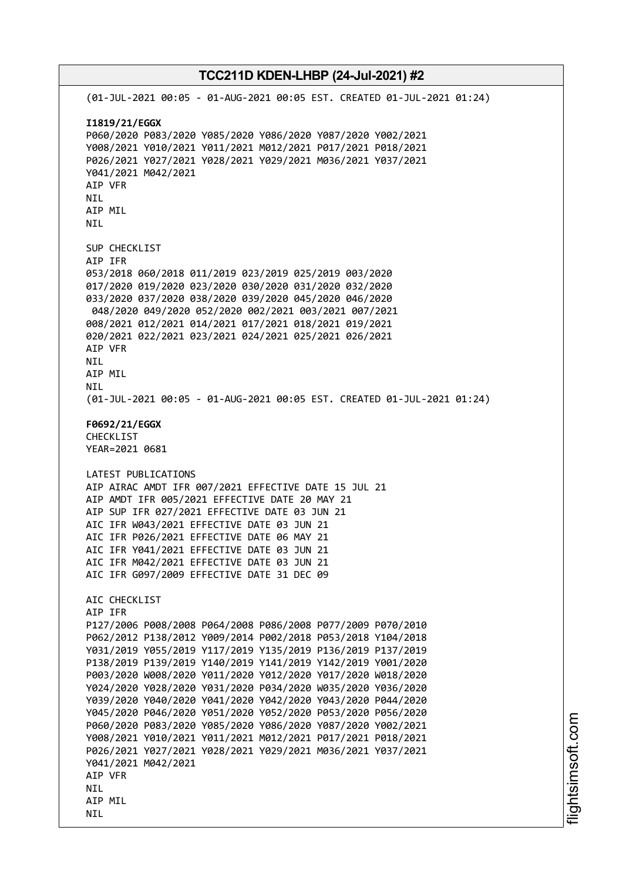(01-JUL-2021 00:05 - 01-AUG-2021 00:05 EST. CREATED 01-JUL-2021 01:24)

**I1819/21/EGGX**
P060/2020 P083/2020 Y085/2020 Y086/2020 Y087/2020 Y002/2021
Y008/2021 Y010/2021 Y011/2021 M012/2021 P017/2021 P018/2021
P026/2021 Y027/2021 Y028/2021 Y029/2021 M036/2021 Y037/2021
Y041/2021 M042/2021
AIP VFR
NIL
AIP MIL
NIL

SUP CHECKLIST
AIP IFR
053/2018 060/2018 011/2019 023/2019 025/2019 003/2020
017/2020 019/2020 023/2020 030/2020 031/2020 032/2020
033/2020 037/2020 038/2020 039/2020 045/2020 046/2020
048/2020 049/2020 052/2020 002/2021 003/2021 007/2021
008/2021 012/2021 014/2021 017/2021 018/2021 019/2021
020/2021 022/2021 023/2021 024/2021 025/2021 026/2021
AIP VFR
NIL
AIP MIL
NIL
(01-JUL-2021 00:05 - 01-AUG-2021 00:05 EST. CREATED 01-JUL-2021 01:24)

**F0692/21/EGGX**
CHECKLIST
YEAR=2021 0681

LATEST PUBLICATIONS
AIP AIRAC AMDT IFR 007/2021 EFFECTIVE DATE 15 JUL 21
AIP AMDT IFR 005/2021 EFFECTIVE DATE 20 MAY 21
AIP SUP IFR 027/2021 EFFECTIVE DATE 03 JUN 21
AIC IFR W043/2021 EFFECTIVE DATE 03 JUN 21
AIC IFR P026/2021 EFFECTIVE DATE 06 MAY 21
AIC IFR Y041/2021 EFFECTIVE DATE 03 JUN 21
AIC IFR M042/2021 EFFECTIVE DATE 03 JUN 21
AIC IFR G097/2009 EFFECTIVE DATE 31 DEC 09

AIC CHECKLIST
AIP IFR
P127/2006 P008/2008 P064/2008 P086/2008 P077/2009 P070/2010
P062/2012 P138/2012 Y009/2014 P002/2018 P053/2018 Y104/2018
Y031/2019 Y055/2019 Y117/2019 Y135/2019 P136/2019 P137/2019
P138/2019 P139/2019 Y140/2019 Y141/2019 Y142/2019 Y001/2020
P003/2020 W008/2020 Y011/2020 Y012/2020 Y017/2020 W018/2020
Y024/2020 Y028/2020 Y031/2020 P034/2020 W035/2020 Y036/2020
Y039/2020 Y040/2020 Y041/2020 Y042/2020 Y043/2020 P044/2020
Y045/2020 P046/2020 Y051/2020 Y052/2020 P053/2020 P056/2020
P060/2020 P083/2020 Y085/2020 Y086/2020 Y087/2020 Y002/2021
Y008/2021 Y010/2021 Y011/2021 M012/2021 P017/2021 P018/2021
P026/2021 Y027/2021 Y028/2021 Y029/2021 M036/2021 Y037/2021
Y041/2021 M042/2021
AIP VFR
NIL
AIP MIL
NIL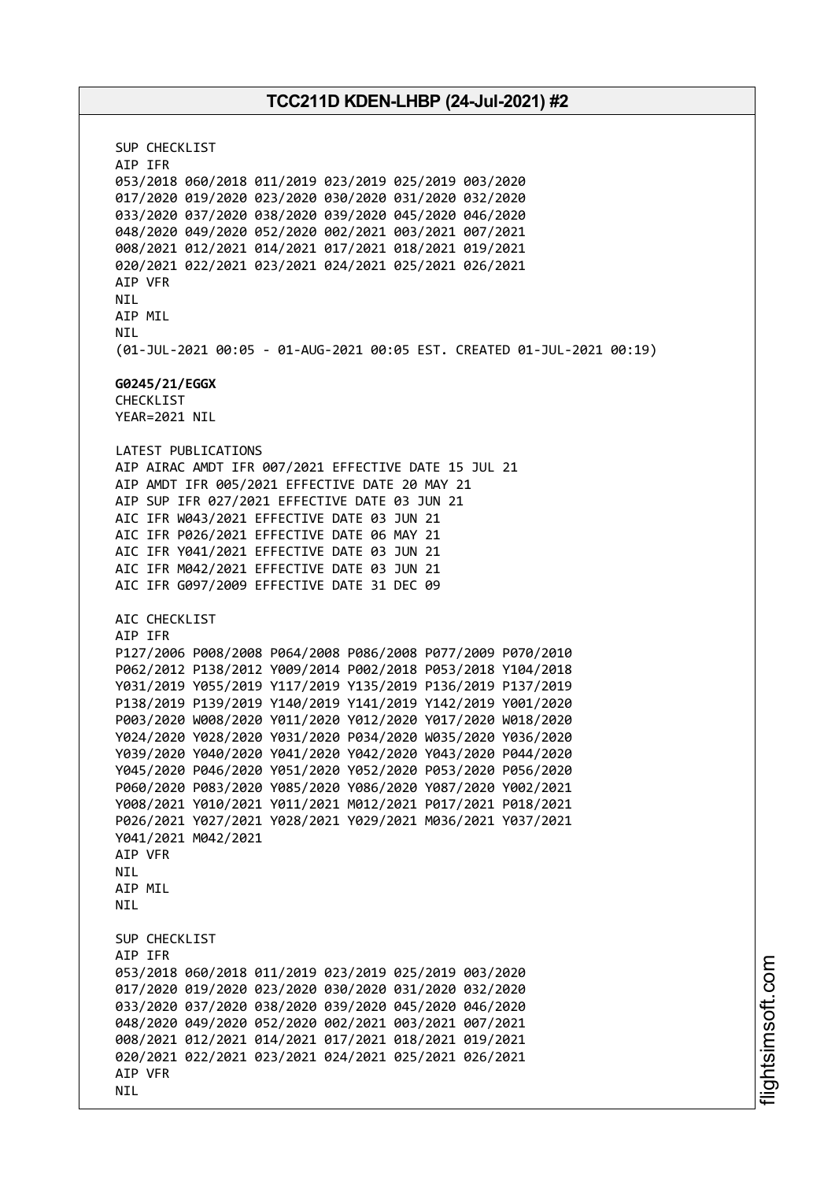SUP CHECKLIST
AIP IFR
053/2018 060/2018 011/2019 023/2019 025/2019 003/2020
017/2020 019/2020 023/2020 030/2020 031/2020 032/2020
033/2020 037/2020 038/2020 039/2020 045/2020 046/2020
048/2020 049/2020 052/2020 002/2021 003/2021 007/2021
008/2021 012/2021 014/2021 017/2021 018/2021 019/2021
020/2021 022/2021 023/2021 024/2021 025/2021 026/2021
AIP VFR
NIL
AIP MIL
NIL
(01-JUL-2021 00:05 - 01-AUG-2021 00:05 EST. CREATED 01-JUL-2021 00:19)

**G0245/21/EGGX**
CHECKLIST
YEAR=2021 NIL

LATEST PUBLICATIONS
AIP AIRAC AMDT IFR 007/2021 EFFECTIVE DATE 15 JUL 21
AIP AMDT IFR 005/2021 EFFECTIVE DATE 20 MAY 21
AIP SUP IFR 027/2021 EFFECTIVE DATE 03 JUN 21
AIC IFR W043/2021 EFFECTIVE DATE 03 JUN 21
AIC IFR P026/2021 EFFECTIVE DATE 06 MAY 21
AIC IFR Y041/2021 EFFECTIVE DATE 03 JUN 21
AIC IFR M042/2021 EFFECTIVE DATE 03 JUN 21
AIC IFR G097/2009 EFFECTIVE DATE 31 DEC 09

AIC CHECKLIST
AIP IFR
P127/2006 P008/2008 P064/2008 P086/2008 P077/2009 P070/2010
P062/2012 P138/2012 Y009/2014 P002/2018 P053/2018 Y104/2018
Y031/2019 Y055/2019 Y117/2019 Y135/2019 P136/2019 P137/2019
P138/2019 P139/2019 Y140/2019 Y141/2019 Y142/2019 Y001/2020
P003/2020 W008/2020 Y011/2020 Y012/2020 Y017/2020 W018/2020
Y024/2020 Y028/2020 Y031/2020 P034/2020 W035/2020 Y036/2020
Y039/2020 Y040/2020 Y041/2020 Y042/2020 Y043/2020 P044/2020
Y045/2020 P046/2020 Y051/2020 Y052/2020 P053/2020 P056/2020
P060/2020 P083/2020 Y085/2020 Y086/2020 Y087/2020 Y002/2021
Y008/2021 Y010/2021 Y011/2021 M012/2021 P017/2021 P018/2021
P026/2021 Y027/2021 Y028/2021 Y029/2021 M036/2021 Y037/2021
Y041/2021 M042/2021
AIP VFR
NIL
AIP MIL
NIL

SUP CHECKLIST
AIP IFR
053/2018 060/2018 011/2019 023/2019 025/2019 003/2020
017/2020 019/2020 023/2020 030/2020 031/2020 032/2020
033/2020 037/2020 038/2020 039/2020 045/2020 046/2020
048/2020 049/2020 052/2020 002/2021 003/2021 007/2021
008/2021 012/2021 014/2021 017/2021 018/2021 019/2021
020/2021 022/2021 023/2021 024/2021 025/2021 026/2021
AIP VFR
NIL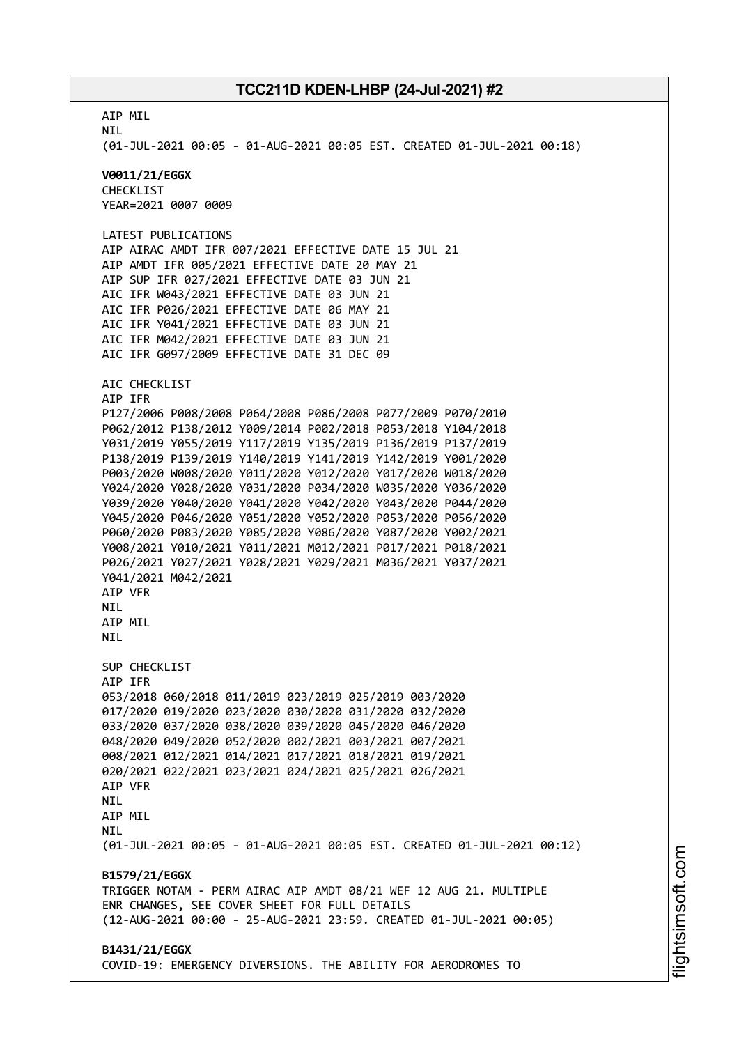AIP MIL
NIL
(01-JUL-2021 00:05 - 01-AUG-2021 00:05 EST. CREATED 01-JUL-2021 00:18)

**V0011/21/EGGX**
CHECKLIST
YEAR=2021 0007 0009

LATEST PUBLICATIONS
AIP AIRAC AMDT IFR 007/2021 EFFECTIVE DATE 15 JUL 21
AIP AMDT IFR 005/2021 EFFECTIVE DATE 20 MAY 21
AIP SUP IFR 027/2021 EFFECTIVE DATE 03 JUN 21
AIC IFR W043/2021 EFFECTIVE DATE 03 JUN 21
AIC IFR P026/2021 EFFECTIVE DATE 06 MAY 21
AIC IFR Y041/2021 EFFECTIVE DATE 03 JUN 21
AIC IFR M042/2021 EFFECTIVE DATE 03 JUN 21
AIC IFR G097/2009 EFFECTIVE DATE 31 DEC 09

AIC CHECKLIST
AIP IFR
P127/2006 P008/2008 P064/2008 P086/2008 P077/2009 P070/2010
P062/2012 P138/2012 Y009/2014 P002/2018 P053/2018 Y104/2018
Y031/2019 Y055/2019 Y117/2019 Y135/2019 P136/2019 P137/2019
P138/2019 P139/2019 Y140/2019 Y141/2019 Y142/2019 Y001/2020
P003/2020 W008/2020 Y011/2020 Y012/2020 Y017/2020 W018/2020
Y024/2020 Y028/2020 Y031/2020 P034/2020 W035/2020 Y036/2020
Y039/2020 Y040/2020 Y041/2020 Y042/2020 Y043/2020 P044/2020
Y045/2020 P046/2020 Y051/2020 Y052/2020 P053/2020 P056/2020
P060/2020 P083/2020 Y085/2020 Y086/2020 Y087/2020 Y002/2021
Y008/2021 Y010/2021 Y011/2021 M012/2021 P017/2021 P018/2021
P026/2021 Y027/2021 Y028/2021 Y029/2021 M036/2021 Y037/2021
Y041/2021 M042/2021
AIP VFR
NIL
AIP MIL
NIL

SUP CHECKLIST
AIP IFR
053/2018 060/2018 011/2019 023/2019 025/2019 003/2020
017/2020 019/2020 023/2020 030/2020 031/2020 032/2020
033/2020 037/2020 038/2020 039/2020 045/2020 046/2020
048/2020 049/2020 052/2020 002/2021 003/2021 007/2021
008/2021 012/2021 014/2021 017/2021 018/2021 019/2021
020/2021 022/2021 023/2021 024/2021 025/2021 026/2021
AIP VFR
NIL
AIP MIL
NIL
(01-JUL-2021 00:05 - 01-AUG-2021 00:05 EST. CREATED 01-JUL-2021 00:12)

**B1579/21/EGGX**
TRIGGER NOTAM - PERM AIRAC AIP AMDT 08/21 WEF 12 AUG 21. MULTIPLE
ENR CHANGES, SEE COVER SHEET FOR FULL DETAILS
(12-AUG-2021 00:00 - 25-AUG-2021 23:59. CREATED 01-JUL-2021 00:05)

**B1431/21/EGGX**
COVID-19: EMERGENCY DIVERSIONS. THE ABILITY FOR AERODROMES TO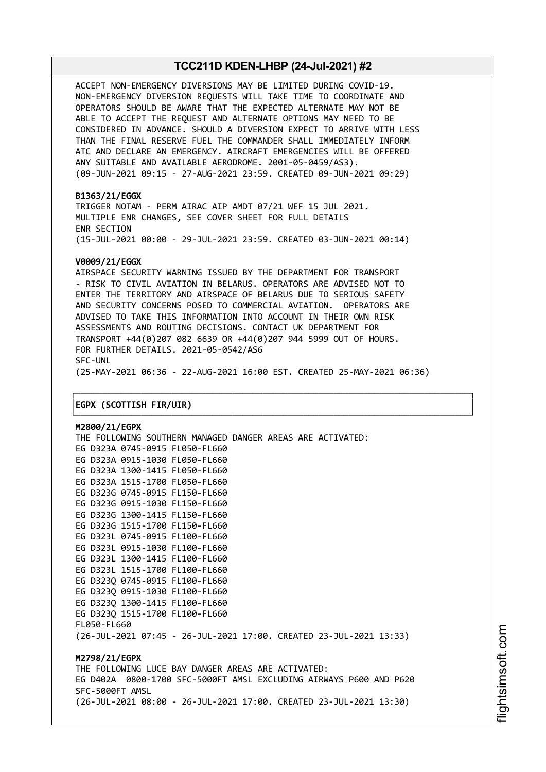ACCEPT NON-EMERGENCY DIVERSIONS MAY BE LIMITED DURING COVID-19. NON-EMERGENCY DIVERSION REQUESTS WILL TAKE TIME TO COORDINATE AND OPERATORS SHOULD BE AWARE THAT THE EXPECTED ALTERNATE MAY NOT BE ABLE TO ACCEPT THE REQUEST AND ALTERNATE OPTIONS MAY NEED TO BE CONSIDERED IN ADVANCE. SHOULD A DIVERSION EXPECT TO ARRIVE WITH LESS THAN THE FINAL RESERVE FUEL THE COMMANDER SHALL IMMEDIATELY INFORM ATC AND DECLARE AN EMERGENCY. AIRCRAFT EMERGENCIES WILL BE OFFERED ANY SUITABLE AND AVAILABLE AERODROME. 2001-05-0459/AS3).
(09-JUN-2021 09:15 - 27-AUG-2021 23:59. CREATED 09-JUN-2021 09:29)

**B1363/21/EGGX**
TRIGGER NOTAM - PERM AIRAC AIP AMDT 07/21 WEF 15 JUL 2021.
MULTIPLE ENR CHANGES, SEE COVER SHEET FOR FULL DETAILS
ENR SECTION
(15-JUL-2021 00:00 - 29-JUL-2021 23:59. CREATED 03-JUN-2021 00:14)

**V0009/21/EGGX**
AIRSPACE SECURITY WARNING ISSUED BY THE DEPARTMENT FOR TRANSPORT - RISK TO CIVIL AVIATION IN BELARUS. OPERATORS ARE ADVISED NOT TO ENTER THE TERRITORY AND AIRSPACE OF BELARUS DUE TO SERIOUS SAFETY AND SECURITY CONCERNS POSED TO COMMERCIAL AVIATION. OPERATORS ARE ADVISED TO TAKE THIS INFORMATION INTO ACCOUNT IN THEIR OWN RISK ASSESSMENTS AND ROUTING DECISIONS. CONTACT UK DEPARTMENT FOR TRANSPORT +44(0)207 082 6639 OR +44(0)207 944 5999 OUT OF HOURS. FOR FURTHER DETAILS. 2021-05-0542/AS6
SFC-UNL
(25-MAY-2021 06:36 - 22-AUG-2021 16:00 EST. CREATED 25-MAY-2021 06:36)

## EGPX (SCOTTISH FIR/UIR)

**M2800/21/EGPX**
THE FOLLOWING SOUTHERN MANAGED DANGER AREAS ARE ACTIVATED:
EG D323A 0745-0915 FL050-FL660
EG D323A 0915-1030 FL050-FL660
EG D323A 1300-1415 FL050-FL660
EG D323A 1515-1700 FL050-FL660
EG D323G 0745-0915 FL150-FL660
EG D323G 0915-1030 FL150-FL660
EG D323G 1300-1415 FL150-FL660
EG D323G 1515-1700 FL150-FL660
EG D323L 0745-0915 FL100-FL660
EG D323L 0915-1030 FL100-FL660
EG D323L 1300-1415 FL100-FL660
EG D323L 1515-1700 FL100-FL660
EG D323Q 0745-0915 FL100-FL660
EG D323Q 0915-1030 FL100-FL660
EG D323Q 1300-1415 FL100-FL660
EG D323Q 1515-1700 FL100-FL660
FL050-FL660
(26-JUL-2021 07:45 - 26-JUL-2021 17:00. CREATED 23-JUL-2021 13:33)

**M2798/21/EGPX**
THE FOLLOWING LUCE BAY DANGER AREAS ARE ACTIVATED:
EG D402A 0800-1700 SFC-5000FT AMSL EXCLUDING AIRWAYS P600 AND P620
SFC-5000FT AMSL
(26-JUL-2021 08:00 - 26-JUL-2021 17:00. CREATED 23-JUL-2021 13:30)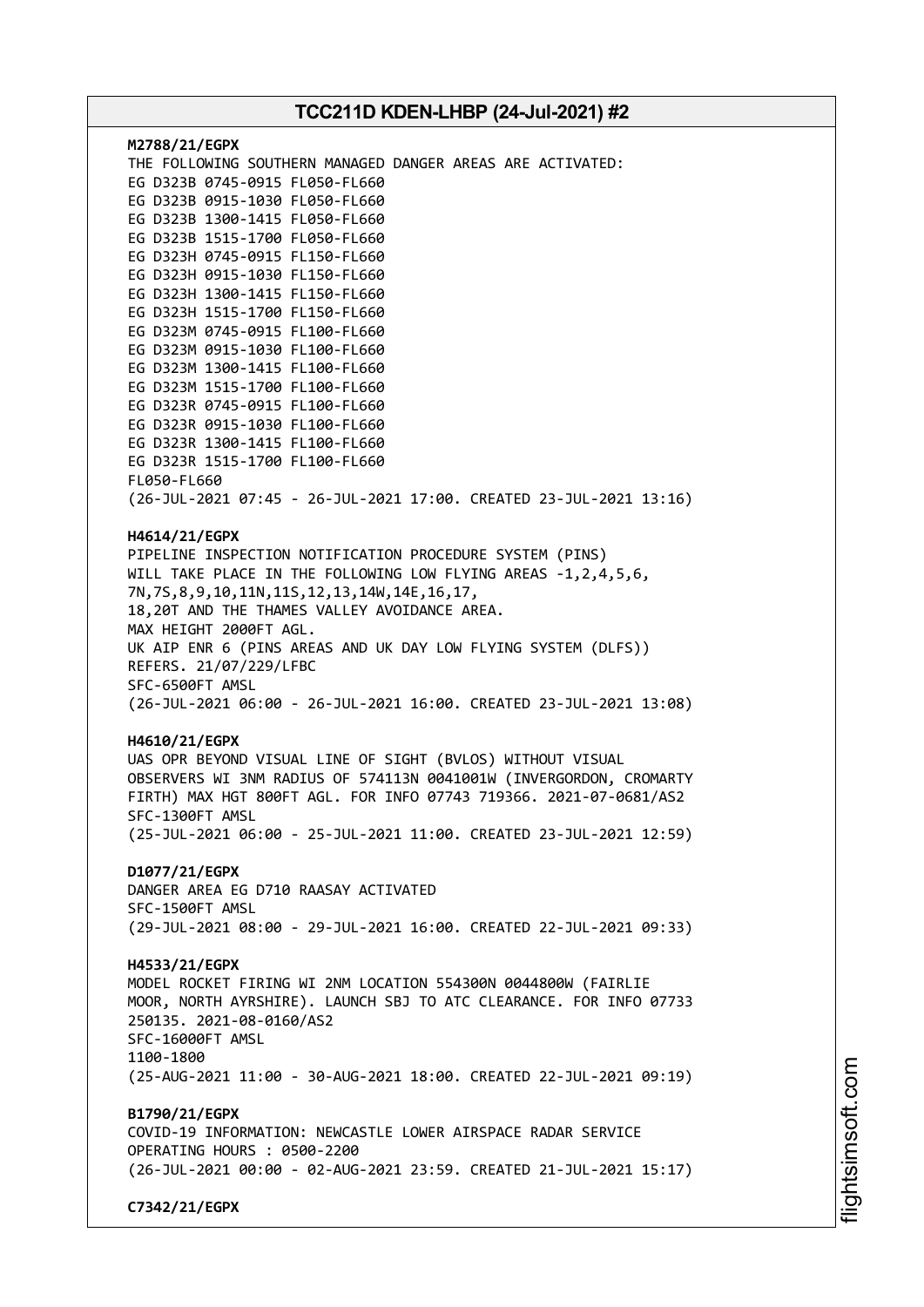**M2788/21/EGPX**
THE FOLLOWING SOUTHERN MANAGED DANGER AREAS ARE ACTIVATED:
EG D323B 0745-0915 FL050-FL660
EG D323B 0915-1030 FL050-FL660
EG D323B 1300-1415 FL050-FL660
EG D323B 1515-1700 FL050-FL660
EG D323H 0745-0915 FL150-FL660
EG D323H 0915-1030 FL150-FL660
EG D323H 1300-1415 FL150-FL660
EG D323H 1515-1700 FL150-FL660
EG D323M 0745-0915 FL100-FL660
EG D323M 0915-1030 FL100-FL660
EG D323M 1300-1415 FL100-FL660
EG D323M 1515-1700 FL100-FL660
EG D323R 0745-0915 FL100-FL660
EG D323R 0915-1030 FL100-FL660
EG D323R 1300-1415 FL100-FL660
EG D323R 1515-1700 FL100-FL660
FL050-FL660
(26-JUL-2021 07:45 - 26-JUL-2021 17:00. CREATED 23-JUL-2021 13:16)

**H4614/21/EGPX**
PIPELINE INSPECTION NOTIFICATION PROCEDURE SYSTEM (PINS)
WILL TAKE PLACE IN THE FOLLOWING LOW FLYING AREAS -1,2,4,5,6,
7N,7S,8,9,10,11N,11S,12,13,14W,14E,16,17,
18,20T AND THE THAMES VALLEY AVOIDANCE AREA.
MAX HEIGHT 2000FT AGL.
UK AIP ENR 6 (PINS AREAS AND UK DAY LOW FLYING SYSTEM (DLFS))
REFERS. 21/07/229/LFBC
SFC-6500FT AMSL
(26-JUL-2021 06:00 - 26-JUL-2021 16:00. CREATED 23-JUL-2021 13:08)

**H4610/21/EGPX**
UAS OPR BEYOND VISUAL LINE OF SIGHT (BVLOS) WITHOUT VISUAL
OBSERVERS WI 3NM RADIUS OF 574113N 0041001W (INVERGORDON, CROMARTY
FIRTH) MAX HGT 800FT AGL. FOR INFO 07743 719366. 2021-07-0681/AS2
SFC-1300FT AMSL
(25-JUL-2021 06:00 - 25-JUL-2021 11:00. CREATED 23-JUL-2021 12:59)

**D1077/21/EGPX**
DANGER AREA EG D710 RAASAY ACTIVATED
SFC-1500FT AMSL
(29-JUL-2021 08:00 - 29-JUL-2021 16:00. CREATED 22-JUL-2021 09:33)

**H4533/21/EGPX**
MODEL ROCKET FIRING WI 2NM LOCATION 554300N 0044800W (FAIRLIE
MOOR, NORTH AYRSHIRE). LAUNCH SBJ TO ATC CLEARANCE. FOR INFO 07733
250135. 2021-08-0160/AS2
SFC-16000FT AMSL
1100-1800
(25-AUG-2021 11:00 - 30-AUG-2021 18:00. CREATED 22-JUL-2021 09:19)

**B1790/21/EGPX**
COVID-19 INFORMATION: NEWCASTLE LOWER AIRSPACE RADAR SERVICE
OPERATING HOURS : 0500-2200
(26-JUL-2021 00:00 - 02-AUG-2021 23:59. CREATED 21-JUL-2021 15:17)

**C7342/21/EGPX**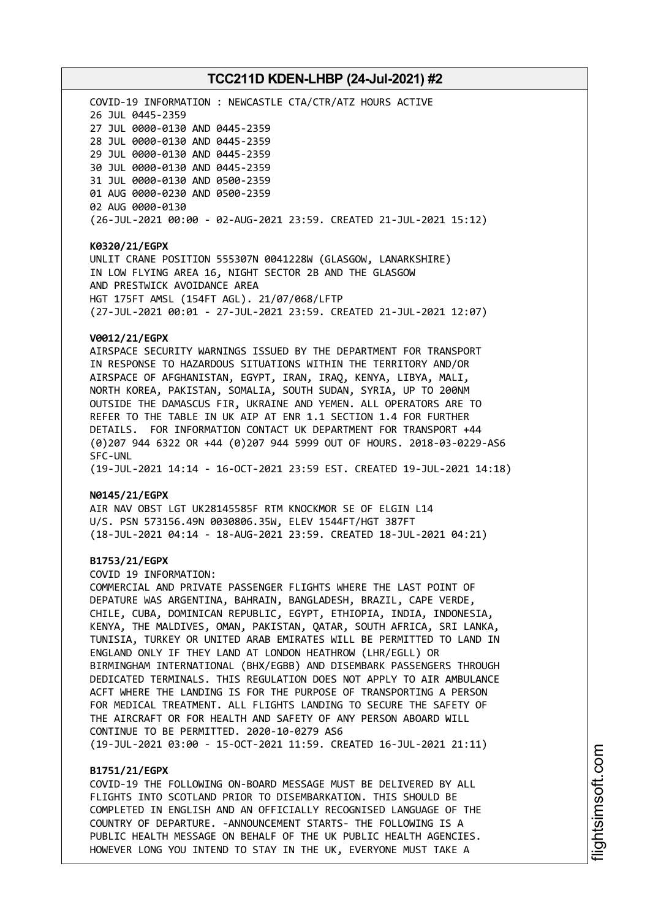COVID-19 INFORMATION : NEWCASTLE CTA/CTR/ATZ HOURS ACTIVE
26 JUL 0445-2359
27 JUL 0000-0130 AND 0445-2359
28 JUL 0000-0130 AND 0445-2359
29 JUL 0000-0130 AND 0445-2359
30 JUL 0000-0130 AND 0445-2359
31 JUL 0000-0130 AND 0500-2359
01 AUG 0000-0230 AND 0500-2359
02 AUG 0000-0130
(26-JUL-2021 00:00 - 02-AUG-2021 23:59. CREATED 21-JUL-2021 15:12)

**K0320/21/EGPX**
UNLIT CRANE POSITION 555307N 0041228W (GLASGOW, LANARKSHIRE)
IN LOW FLYING AREA 16, NIGHT SECTOR 2B AND THE GLASGOW
AND PRESTWICK AVOIDANCE AREA
HGT 175FT AMSL (154FT AGL). 21/07/068/LFTP
(27-JUL-2021 00:01 - 27-JUL-2021 23:59. CREATED 21-JUL-2021 12:07)

**V0012/21/EGPX**
AIRSPACE SECURITY WARNINGS ISSUED BY THE DEPARTMENT FOR TRANSPORT
IN RESPONSE TO HAZARDOUS SITUATIONS WITHIN THE TERRITORY AND/OR
AIRSPACE OF AFGHANISTAN, EGYPT, IRAN, IRAQ, KENYA, LIBYA, MALI,
NORTH KOREA, PAKISTAN, SOMALIA, SOUTH SUDAN, SYRIA, UP TO 200NM
OUTSIDE THE DAMASCUS FIR, UKRAINE AND YEMEN. ALL OPERATORS ARE TO
REFER TO THE TABLE IN UK AIP AT ENR 1.1 SECTION 1.4 FOR FURTHER
DETAILS. FOR INFORMATION CONTACT UK DEPARTMENT FOR TRANSPORT +44
(0)207 944 6322 OR +44 (0)207 944 5999 OUT OF HOURS. 2018-03-0229-AS6
SFC-UNL
(19-JUL-2021 14:14 - 16-OCT-2021 23:59 EST. CREATED 19-JUL-2021 14:18)

**N0145/21/EGPX**
AIR NAV OBST LGT UK28145585F RTM KNOCKMOR SE OF ELGIN L14
U/S. PSN 573156.49N 0030806.35W, ELEV 1544FT/HGT 387FT
(18-JUL-2021 04:14 - 18-AUG-2021 23:59. CREATED 18-JUL-2021 04:21)

**B1753/21/EGPX**
COVID 19 INFORMATION:
COMMERCIAL AND PRIVATE PASSENGER FLIGHTS WHERE THE LAST POINT OF
DEPATURE WAS ARGENTINA, BAHRAIN, BANGLADESH, BRAZIL, CAPE VERDE,
CHILE, CUBA, DOMINICAN REPUBLIC, EGYPT, ETHIOPIA, INDIA, INDONESIA,
KENYA, THE MALDIVES, OMAN, PAKISTAN, QATAR, SOUTH AFRICA, SRI LANKA,
TUNISIA, TURKEY OR UNITED ARAB EMIRATES WILL BE PERMITTED TO LAND IN
ENGLAND ONLY IF THEY LAND AT LONDON HEATHROW (LHR/EGLL) OR
BIRMINGHAM INTERNATIONAL (BHX/EGBB) AND DISEMBARK PASSENGERS THROUGH
DEDICATED TERMINALS. THIS REGULATION DOES NOT APPLY TO AIR AMBULANCE
ACFT WHERE THE LANDING IS FOR THE PURPOSE OF TRANSPORTING A PERSON
FOR MEDICAL TREATMENT. ALL FLIGHTS LANDING TO SECURE THE SAFETY OF
THE AIRCRAFT OR FOR HEALTH AND SAFETY OF ANY PERSON ABOARD WILL
CONTINUE TO BE PERMITTED. 2020-10-0279 AS6
(19-JUL-2021 03:00 - 15-OCT-2021 11:59. CREATED 16-JUL-2021 21:11)

**B1751/21/EGPX**
COVID-19 THE FOLLOWING ON-BOARD MESSAGE MUST BE DELIVERED BY ALL
FLIGHTS INTO SCOTLAND PRIOR TO DISEMBARKATION. THIS SHOULD BE
COMPLETED IN ENGLISH AND AN OFFICIALLY RECOGNISED LANGUAGE OF THE
COUNTRY OF DEPARTURE. -ANNOUNCEMENT STARTS- THE FOLLOWING IS A
PUBLIC HEALTH MESSAGE ON BEHALF OF THE UK PUBLIC HEALTH AGENCIES.
HOWEVER LONG YOU INTEND TO STAY IN THE UK, EVERYONE MUST TAKE A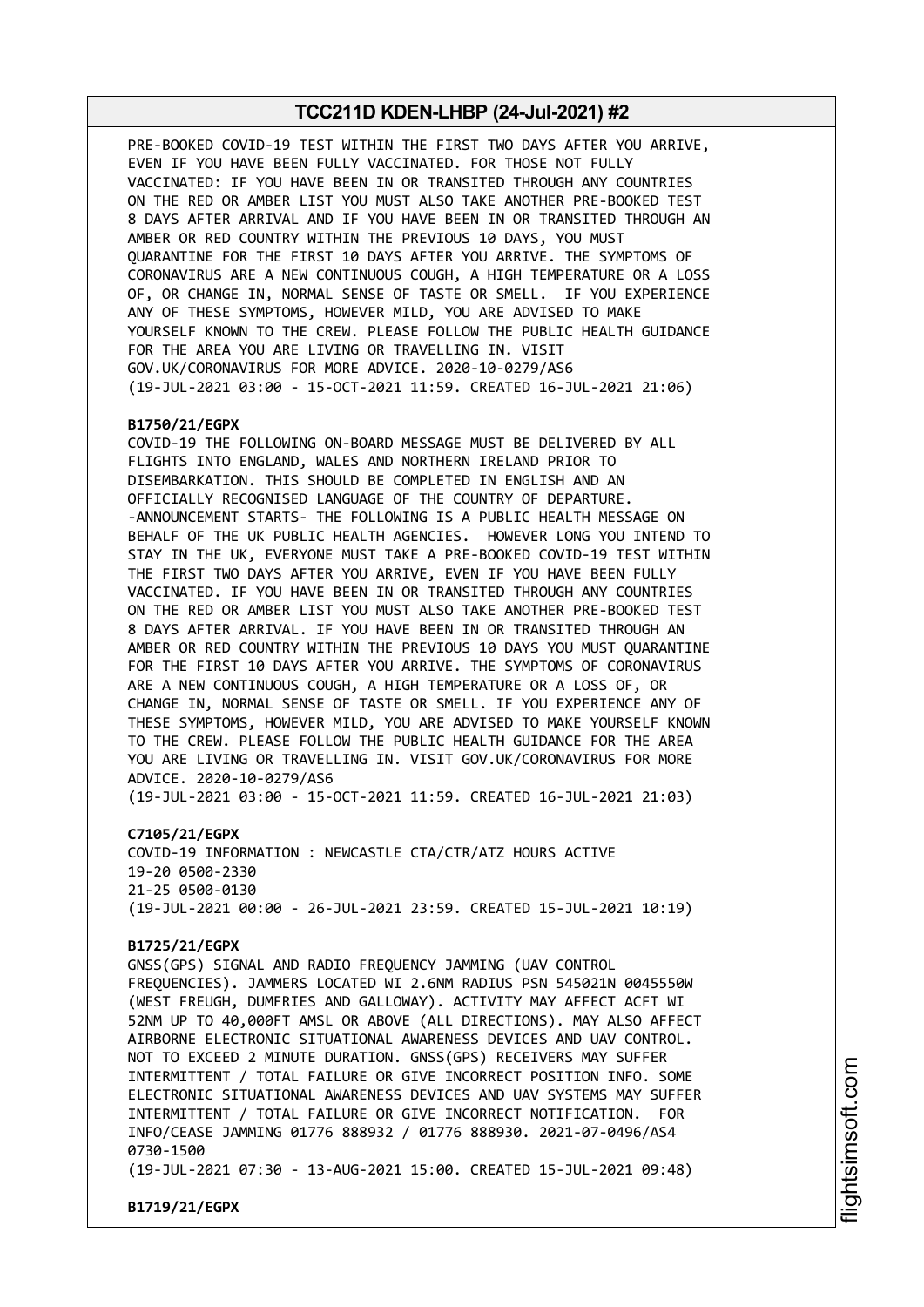PRE-BOOKED COVID-19 TEST WITHIN THE FIRST TWO DAYS AFTER YOU ARRIVE, EVEN IF YOU HAVE BEEN FULLY VACCINATED. FOR THOSE NOT FULLY VACCINATED: IF YOU HAVE BEEN IN OR TRANSITED THROUGH ANY COUNTRIES ON THE RED OR AMBER LIST YOU MUST ALSO TAKE ANOTHER PRE-BOOKED TEST 8 DAYS AFTER ARRIVAL AND IF YOU HAVE BEEN IN OR TRANSITED THROUGH AN AMBER OR RED COUNTRY WITHIN THE PREVIOUS 10 DAYS, YOU MUST QUARANTINE FOR THE FIRST 10 DAYS AFTER YOU ARRIVE. THE SYMPTOMS OF CORONAVIRUS ARE A NEW CONTINUOUS COUGH, A HIGH TEMPERATURE OR A LOSS OF, OR CHANGE IN, NORMAL SENSE OF TASTE OR SMELL. IF YOU EXPERIENCE ANY OF THESE SYMPTOMS, HOWEVER MILD, YOU ARE ADVISED TO MAKE YOURSELF KNOWN TO THE CREW. PLEASE FOLLOW THE PUBLIC HEALTH GUIDANCE FOR THE AREA YOU ARE LIVING OR TRAVELLING IN. VISIT GOV.UK/CORONAVIRUS FOR MORE ADVICE. 2020-10-0279/AS6
(19-JUL-2021 03:00 - 15-OCT-2021 11:59. CREATED 16-JUL-2021 21:06)

**B1750/21/EGPX**
COVID-19 THE FOLLOWING ON-BOARD MESSAGE MUST BE DELIVERED BY ALL FLIGHTS INTO ENGLAND, WALES AND NORTHERN IRELAND PRIOR TO DISEMBARKATION. THIS SHOULD BE COMPLETED IN ENGLISH AND AN OFFICIALLY RECOGNISED LANGUAGE OF THE COUNTRY OF DEPARTURE. -ANNOUNCEMENT STARTS- THE FOLLOWING IS A PUBLIC HEALTH MESSAGE ON BEHALF OF THE UK PUBLIC HEALTH AGENCIES. HOWEVER LONG YOU INTEND TO STAY IN THE UK, EVERYONE MUST TAKE A PRE-BOOKED COVID-19 TEST WITHIN THE FIRST TWO DAYS AFTER YOU ARRIVE, EVEN IF YOU HAVE BEEN FULLY VACCINATED. IF YOU HAVE BEEN IN OR TRANSITED THROUGH ANY COUNTRIES ON THE RED OR AMBER LIST YOU MUST ALSO TAKE ANOTHER PRE-BOOKED TEST 8 DAYS AFTER ARRIVAL. IF YOU HAVE BEEN IN OR TRANSITED THROUGH AN AMBER OR RED COUNTRY WITHIN THE PREVIOUS 10 DAYS YOU MUST QUARANTINE FOR THE FIRST 10 DAYS AFTER YOU ARRIVE. THE SYMPTOMS OF CORONAVIRUS ARE A NEW CONTINUOUS COUGH, A HIGH TEMPERATURE OR A LOSS OF, OR CHANGE IN, NORMAL SENSE OF TASTE OR SMELL. IF YOU EXPERIENCE ANY OF THESE SYMPTOMS, HOWEVER MILD, YOU ARE ADVISED TO MAKE YOURSELF KNOWN TO THE CREW. PLEASE FOLLOW THE PUBLIC HEALTH GUIDANCE FOR THE AREA YOU ARE LIVING OR TRAVELLING IN. VISIT GOV.UK/CORONAVIRUS FOR MORE ADVICE. 2020-10-0279/AS6
(19-JUL-2021 03:00 - 15-OCT-2021 11:59. CREATED 16-JUL-2021 21:03)

**C7105/21/EGPX**
COVID-19 INFORMATION : NEWCASTLE CTA/CTR/ATZ HOURS ACTIVE
19-20 0500-2330
21-25 0500-0130
(19-JUL-2021 00:00 - 26-JUL-2021 23:59. CREATED 15-JUL-2021 10:19)

**B1725/21/EGPX**
GNSS(GPS) SIGNAL AND RADIO FREQUENCY JAMMING (UAV CONTROL FREQUENCIES). JAMMERS LOCATED WI 2.6NM RADIUS PSN 545021N 0045550W (WEST FREUGH, DUMFRIES AND GALLOWAY). ACTIVITY MAY AFFECT ACFT WI 52NM UP TO 40,000FT AMSL OR ABOVE (ALL DIRECTIONS). MAY ALSO AFFECT AIRBORNE ELECTRONIC SITUATIONAL AWARENESS DEVICES AND UAV CONTROL. NOT TO EXCEED 2 MINUTE DURATION. GNSS(GPS) RECEIVERS MAY SUFFER INTERMITTENT / TOTAL FAILURE OR GIVE INCORRECT POSITION INFO. SOME ELECTRONIC SITUATIONAL AWARENESS DEVICES AND UAV SYSTEMS MAY SUFFER INTERMITTENT / TOTAL FAILURE OR GIVE INCORRECT NOTIFICATION. FOR INFO/CEASE JAMMING 01776 888932 / 01776 888930. 2021-07-0496/AS4
0730-1500
(19-JUL-2021 07:30 - 13-AUG-2021 15:00. CREATED 15-JUL-2021 09:48)

**B1719/21/EGPX**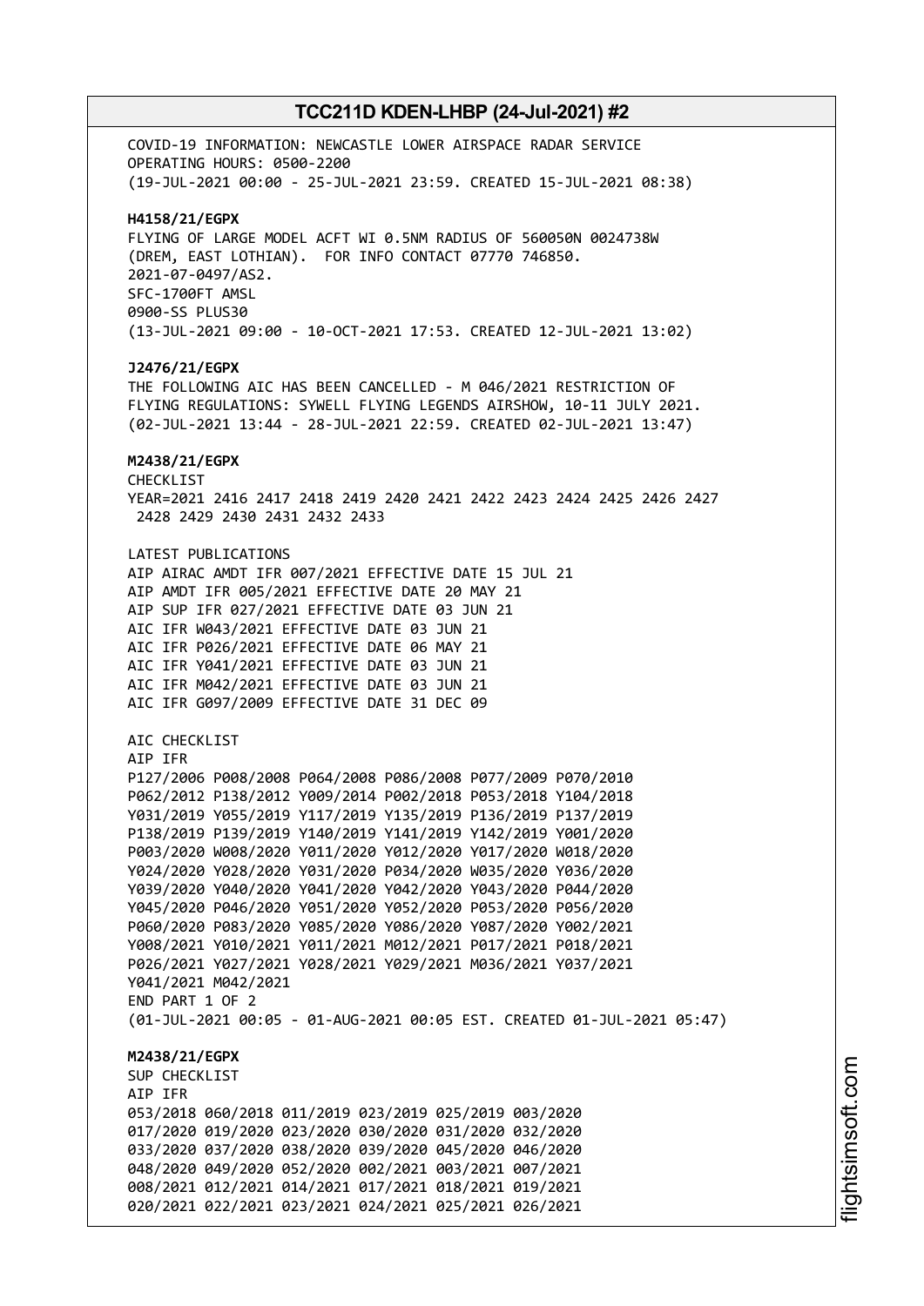COVID-19 INFORMATION: NEWCASTLE LOWER AIRSPACE RADAR SERVICE
OPERATING HOURS: 0500-2200
(19-JUL-2021 00:00 - 25-JUL-2021 23:59. CREATED 15-JUL-2021 08:38)

**H4158/21/EGPX**
FLYING OF LARGE MODEL ACFT WI 0.5NM RADIUS OF 560050N 0024738W
(DREM, EAST LOTHIAN). FOR INFO CONTACT 07770 746850.
2021-07-0497/AS2.
SFC-1700FT AMSL
0900-SS PLUS30
(13-JUL-2021 09:00 - 10-OCT-2021 17:53. CREATED 12-JUL-2021 13:02)

**J2476/21/EGPX**
THE FOLLOWING AIC HAS BEEN CANCELLED - M 046/2021 RESTRICTION OF
FLYING REGULATIONS: SYWELL FLYING LEGENDS AIRSHOW, 10-11 JULY 2021.
(02-JUL-2021 13:44 - 28-JUL-2021 22:59. CREATED 02-JUL-2021 13:47)

**M2438/21/EGPX**
CHECKLIST
YEAR=2021 2416 2417 2418 2419 2420 2421 2422 2423 2424 2425 2426 2427
2428 2429 2430 2431 2432 2433

LATEST PUBLICATIONS
AIP AIRAC AMDT IFR 007/2021 EFFECTIVE DATE 15 JUL 21
AIP AMDT IFR 005/2021 EFFECTIVE DATE 20 MAY 21
AIP SUP IFR 027/2021 EFFECTIVE DATE 03 JUN 21
AIC IFR W043/2021 EFFECTIVE DATE 03 JUN 21
AIC IFR P026/2021 EFFECTIVE DATE 06 MAY 21
AIC IFR Y041/2021 EFFECTIVE DATE 03 JUN 21
AIC IFR M042/2021 EFFECTIVE DATE 03 JUN 21
AIC IFR G097/2009 EFFECTIVE DATE 31 DEC 09

AIC CHECKLIST
AIP IFR
P127/2006 P008/2008 P064/2008 P086/2008 P077/2009 P070/2010
P062/2012 P138/2012 Y009/2014 P002/2018 P053/2018 Y104/2018
Y031/2019 Y055/2019 Y117/2019 Y135/2019 P136/2019 P137/2019
P138/2019 P139/2019 Y140/2019 Y141/2019 Y142/2019 Y001/2020
P003/2020 W008/2020 Y011/2020 Y012/2020 Y017/2020 W018/2020
Y024/2020 Y028/2020 Y031/2020 P034/2020 W035/2020 Y036/2020
Y039/2020 Y040/2020 Y041/2020 Y042/2020 Y043/2020 P044/2020
Y045/2020 P046/2020 Y051/2020 Y052/2020 P053/2020 P056/2020
P060/2020 P083/2020 Y085/2020 Y086/2020 Y087/2020 Y002/2021
Y008/2021 Y010/2021 Y011/2021 M012/2021 P017/2021 P018/2021
P026/2021 Y027/2021 Y028/2021 Y029/2021 M036/2021 Y037/2021
Y041/2021 M042/2021
END PART 1 OF 2
(01-JUL-2021 00:05 - 01-AUG-2021 00:05 EST. CREATED 01-JUL-2021 05:47)

**M2438/21/EGPX**
SUP CHECKLIST
AIP IFR
053/2018 060/2018 011/2019 023/2019 025/2019 003/2020
017/2020 019/2020 023/2020 030/2020 031/2020 032/2020
033/2020 037/2020 038/2020 039/2020 045/2020 046/2020
048/2020 049/2020 052/2020 002/2021 003/2021 007/2021
008/2021 012/2021 014/2021 017/2021 018/2021 019/2021
020/2021 022/2021 023/2021 024/2021 025/2021 026/2021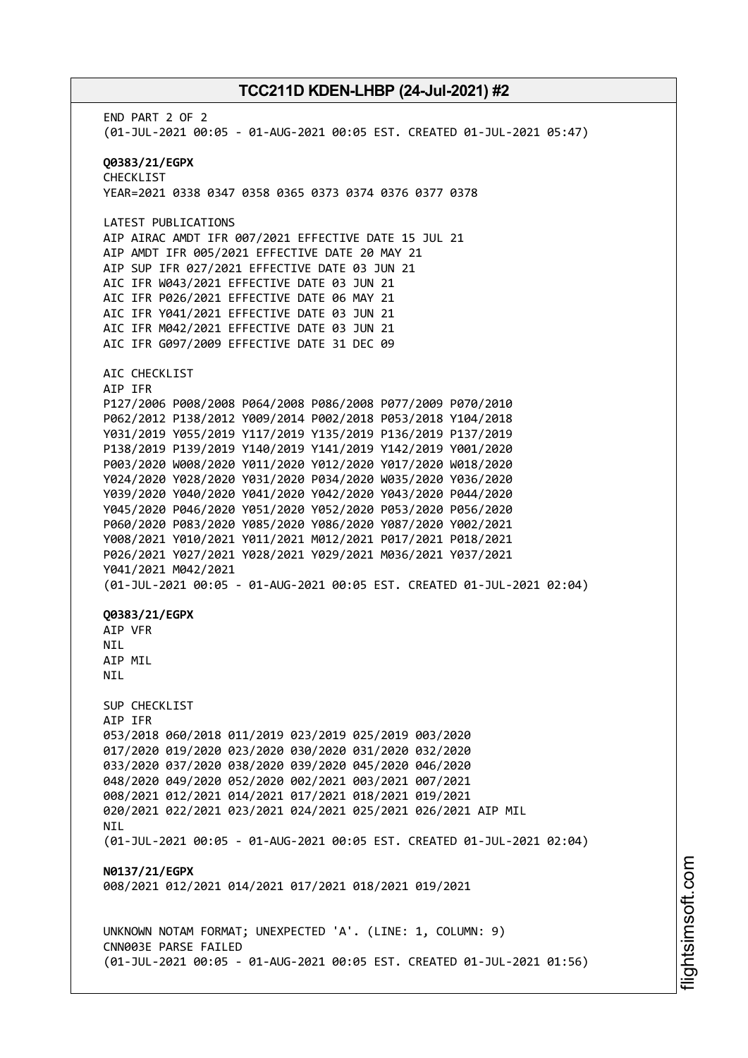END PART 2 OF 2
(01-JUL-2021 00:05 - 01-AUG-2021 00:05 EST. CREATED 01-JUL-2021 05:47)

**Q0383/21/EGPX**
CHECKLIST
YEAR=2021 0338 0347 0358 0365 0373 0374 0376 0377 0378

LATEST PUBLICATIONS
AIP AIRAC AMDT IFR 007/2021 EFFECTIVE DATE 15 JUL 21
AIP AMDT IFR 005/2021 EFFECTIVE DATE 20 MAY 21
AIP SUP IFR 027/2021 EFFECTIVE DATE 03 JUN 21
AIC IFR W043/2021 EFFECTIVE DATE 03 JUN 21
AIC IFR P026/2021 EFFECTIVE DATE 06 MAY 21
AIC IFR Y041/2021 EFFECTIVE DATE 03 JUN 21
AIC IFR M042/2021 EFFECTIVE DATE 03 JUN 21
AIC IFR G097/2009 EFFECTIVE DATE 31 DEC 09

AIC CHECKLIST
AIP IFR
P127/2006 P008/2008 P064/2008 P086/2008 P077/2009 P070/2010
P062/2012 P138/2012 Y009/2014 P002/2018 P053/2018 Y104/2018
Y031/2019 Y055/2019 Y117/2019 Y135/2019 P136/2019 P137/2019
P138/2019 P139/2019 Y140/2019 Y141/2019 Y142/2019 Y001/2020
P003/2020 W008/2020 Y011/2020 Y012/2020 Y017/2020 W018/2020
Y024/2020 Y028/2020 Y031/2020 P034/2020 W035/2020 Y036/2020
Y039/2020 Y040/2020 Y041/2020 Y042/2020 Y043/2020 P044/2020
Y045/2020 P046/2020 Y051/2020 Y052/2020 P053/2020 P056/2020
P060/2020 P083/2020 Y085/2020 Y086/2020 Y087/2020 Y002/2021
Y008/2021 Y010/2021 Y011/2021 M012/2021 P017/2021 P018/2021
P026/2021 Y027/2021 Y028/2021 Y029/2021 M036/2021 Y037/2021
Y041/2021 M042/2021
(01-JUL-2021 00:05 - 01-AUG-2021 00:05 EST. CREATED 01-JUL-2021 02:04)

**Q0383/21/EGPX**
AIP VFR
NIL
AIP MIL
NIL

SUP CHECKLIST
AIP IFR
053/2018 060/2018 011/2019 023/2019 025/2019 003/2020
017/2020 019/2020 023/2020 030/2020 031/2020 032/2020
033/2020 037/2020 038/2020 039/2020 045/2020 046/2020
048/2020 049/2020 052/2020 002/2021 003/2021 007/2021
008/2021 012/2021 014/2021 017/2021 018/2021 019/2021
020/2021 022/2021 023/2021 024/2021 025/2021 026/2021 AIP MIL
NIL
(01-JUL-2021 00:05 - 01-AUG-2021 00:05 EST. CREATED 01-JUL-2021 02:04)

**N0137/21/EGPX**
008/2021 012/2021 014/2021 017/2021 018/2021 019/2021

UNKNOWN NOTAM FORMAT; UNEXPECTED 'A'. (LINE: 1, COLUMN: 9)
CNN003E PARSE FAILED
(01-JUL-2021 00:05 - 01-AUG-2021 00:05 EST. CREATED 01-JUL-2021 01:56)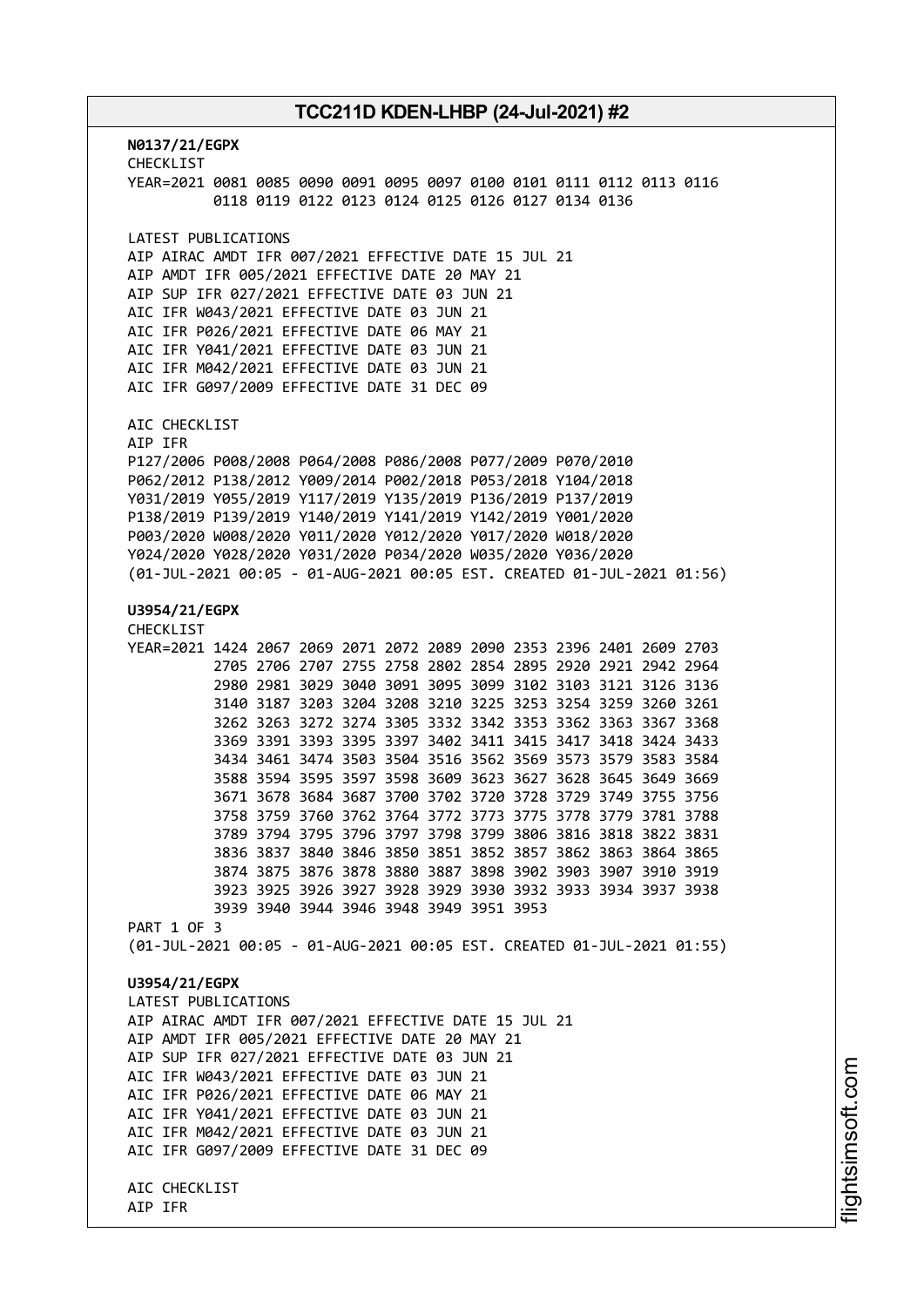**N0137/21/EGPX**
CHECKLIST
YEAR=2021 0081 0085 0090 0091 0095 0097 0100 0101 0111 0112 0113 0116
0118 0119 0122 0123 0124 0125 0126 0127 0134 0136

LATEST PUBLICATIONS
AIP AIRAC AMDT IFR 007/2021 EFFECTIVE DATE 15 JUL 21
AIP AMDT IFR 005/2021 EFFECTIVE DATE 20 MAY 21
AIP SUP IFR 027/2021 EFFECTIVE DATE 03 JUN 21
AIC IFR W043/2021 EFFECTIVE DATE 03 JUN 21
AIC IFR P026/2021 EFFECTIVE DATE 06 MAY 21
AIC IFR Y041/2021 EFFECTIVE DATE 03 JUN 21
AIC IFR M042/2021 EFFECTIVE DATE 03 JUN 21
AIC IFR G097/2009 EFFECTIVE DATE 31 DEC 09

AIC CHECKLIST
AIP IFR
P127/2006 P008/2008 P064/2008 P086/2008 P077/2009 P070/2010
P062/2012 P138/2012 Y009/2014 P002/2018 P053/2018 Y104/2018
Y031/2019 Y055/2019 Y117/2019 Y135/2019 P136/2019 P137/2019
P138/2019 P139/2019 Y140/2019 Y141/2019 Y142/2019 Y001/2020
P003/2020 W008/2020 Y011/2020 Y012/2020 Y017/2020 W018/2020
Y024/2020 Y028/2020 Y031/2020 P034/2020 W035/2020 Y036/2020
(01-JUL-2021 00:05 - 01-AUG-2021 00:05 EST. CREATED 01-JUL-2021 01:56)

**U3954/21/EGPX**
CHECKLIST
YEAR=2021 1424 2067 2069 2071 2072 2089 2090 2353 2396 2401 2609 2703
2705 2706 2707 2755 2758 2802 2854 2895 2920 2921 2942 2964
2980 2981 3029 3040 3091 3095 3099 3102 3103 3121 3126 3136
3140 3187 3203 3204 3208 3210 3225 3253 3254 3259 3260 3261
3262 3263 3272 3274 3305 3332 3342 3353 3362 3363 3367 3368
3369 3391 3393 3395 3397 3402 3411 3415 3417 3418 3424 3433
3434 3461 3474 3503 3504 3516 3562 3569 3573 3579 3583 3584
3588 3594 3595 3597 3598 3609 3623 3627 3628 3645 3649 3669
3671 3678 3684 3687 3700 3702 3720 3728 3729 3749 3755 3756
3758 3759 3760 3762 3764 3772 3773 3775 3778 3779 3781 3788
3789 3794 3795 3796 3797 3798 3799 3806 3816 3818 3822 3831
3836 3837 3840 3846 3850 3851 3852 3857 3862 3863 3864 3865
3874 3875 3876 3878 3880 3887 3898 3902 3903 3907 3910 3919
3923 3925 3926 3927 3928 3929 3930 3932 3933 3934 3937 3938
3939 3940 3944 3946 3948 3949 3951 3953
PART 1 OF 3
(01-JUL-2021 00:05 - 01-AUG-2021 00:05 EST. CREATED 01-JUL-2021 01:55)

**U3954/21/EGPX**
LATEST PUBLICATIONS
AIP AIRAC AMDT IFR 007/2021 EFFECTIVE DATE 15 JUL 21
AIP AMDT IFR 005/2021 EFFECTIVE DATE 20 MAY 21
AIP SUP IFR 027/2021 EFFECTIVE DATE 03 JUN 21
AIC IFR W043/2021 EFFECTIVE DATE 03 JUN 21
AIC IFR P026/2021 EFFECTIVE DATE 06 MAY 21
AIC IFR Y041/2021 EFFECTIVE DATE 03 JUN 21
AIC IFR M042/2021 EFFECTIVE DATE 03 JUN 21
AIC IFR G097/2009 EFFECTIVE DATE 31 DEC 09

AIC CHECKLIST
AIP IFR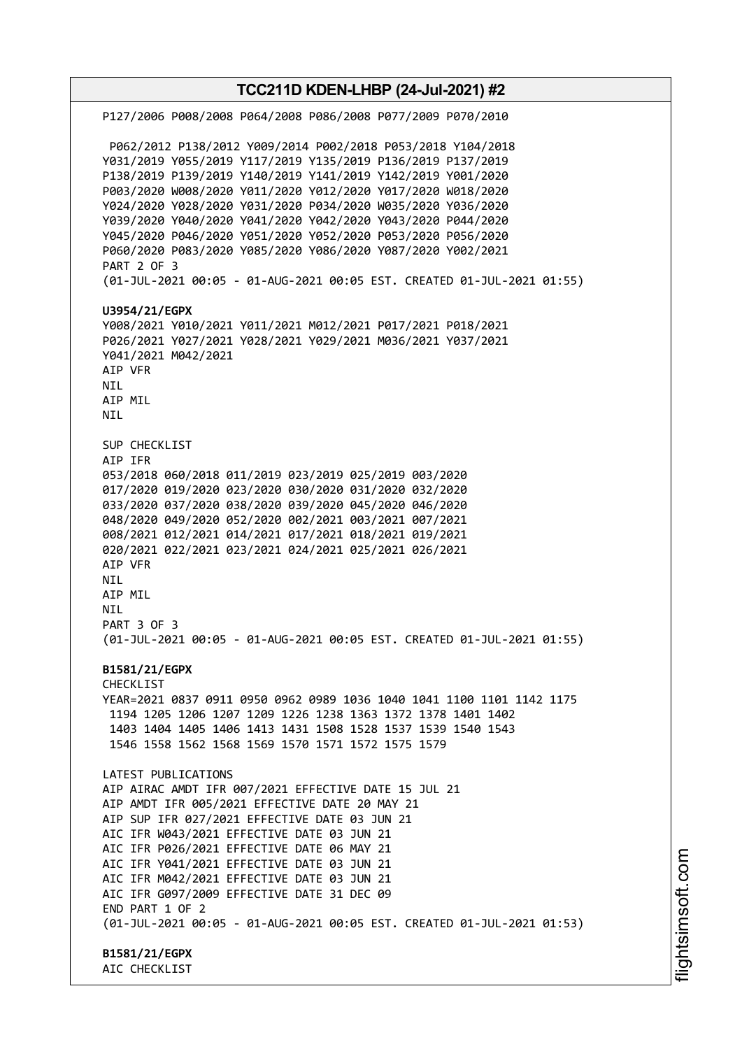P127/2006 P008/2008 P064/2008 P086/2008 P077/2009 P070/2010

P062/2012 P138/2012 Y009/2014 P002/2018 P053/2018 Y104/2018
Y031/2019 Y055/2019 Y117/2019 Y135/2019 P136/2019 P137/2019
P138/2019 P139/2019 Y140/2019 Y141/2019 Y142/2019 Y001/2020
P003/2020 W008/2020 Y011/2020 Y012/2020 Y017/2020 W018/2020
Y024/2020 Y028/2020 Y031/2020 P034/2020 W035/2020 Y036/2020
Y039/2020 Y040/2020 Y041/2020 Y042/2020 Y043/2020 P044/2020
Y045/2020 P046/2020 Y051/2020 Y052/2020 P053/2020 P056/2020
P060/2020 P083/2020 Y085/2020 Y086/2020 Y087/2020 Y002/2021
PART 2 OF 3
(01-JUL-2021 00:05 - 01-AUG-2021 00:05 EST. CREATED 01-JUL-2021 01:55)

**U3954/21/EGPX**
Y008/2021 Y010/2021 Y011/2021 M012/2021 P017/2021 P018/2021
P026/2021 Y027/2021 Y028/2021 Y029/2021 M036/2021 Y037/2021
Y041/2021 M042/2021
AIP VFR
NIL
AIP MIL
NIL

SUP CHECKLIST
AIP IFR
053/2018 060/2018 011/2019 023/2019 025/2019 003/2020
017/2020 019/2020 023/2020 030/2020 031/2020 032/2020
033/2020 037/2020 038/2020 039/2020 045/2020 046/2020
048/2020 049/2020 052/2020 002/2021 003/2021 007/2021
008/2021 012/2021 014/2021 017/2021 018/2021 019/2021
020/2021 022/2021 023/2021 024/2021 025/2021 026/2021
AIP VFR
NIL
AIP MIL
NIL
PART 3 OF 3
(01-JUL-2021 00:05 - 01-AUG-2021 00:05 EST. CREATED 01-JUL-2021 01:55)

**B1581/21/EGPX**
CHECKLIST
YEAR=2021 0837 0911 0950 0962 0989 1036 1040 1041 1100 1101 1142 1175
1194 1205 1206 1207 1209 1226 1238 1363 1372 1378 1401 1402
1403 1404 1405 1406 1413 1431 1508 1528 1537 1539 1540 1543
1546 1558 1562 1568 1569 1570 1571 1572 1575 1579

LATEST PUBLICATIONS
AIP AIRAC AMDT IFR 007/2021 EFFECTIVE DATE 15 JUL 21
AIP AMDT IFR 005/2021 EFFECTIVE DATE 20 MAY 21
AIP SUP IFR 027/2021 EFFECTIVE DATE 03 JUN 21
AIC IFR W043/2021 EFFECTIVE DATE 03 JUN 21
AIC IFR P026/2021 EFFECTIVE DATE 06 MAY 21
AIC IFR Y041/2021 EFFECTIVE DATE 03 JUN 21
AIC IFR M042/2021 EFFECTIVE DATE 03 JUN 21
AIC IFR G097/2009 EFFECTIVE DATE 31 DEC 09
END PART 1 OF 2
(01-JUL-2021 00:05 - 01-AUG-2021 00:05 EST. CREATED 01-JUL-2021 01:53)

**B1581/21/EGPX**
AIC CHECKLIST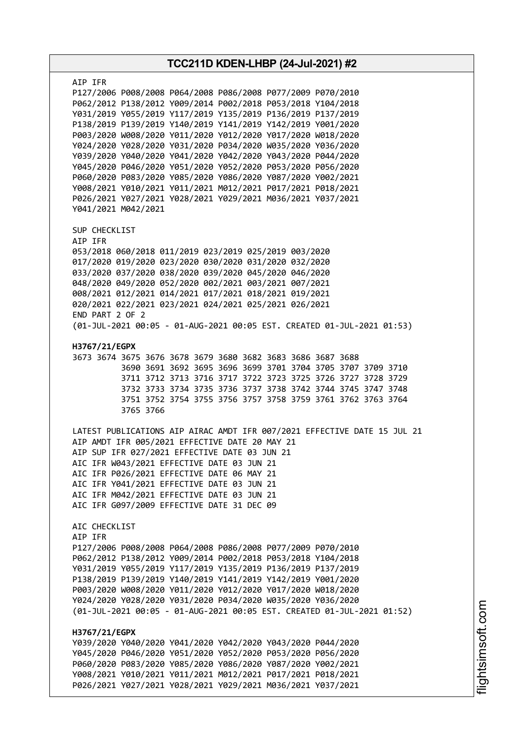AIP IFR
P127/2006 P008/2008 P064/2008 P086/2008 P077/2009 P070/2010
P062/2012 P138/2012 Y009/2014 P002/2018 P053/2018 Y104/2018
Y031/2019 Y055/2019 Y117/2019 Y135/2019 P136/2019 P137/2019
P138/2019 P139/2019 Y140/2019 Y141/2019 Y142/2019 Y001/2020
P003/2020 W008/2020 Y011/2020 Y012/2020 Y017/2020 W018/2020
Y024/2020 Y028/2020 Y031/2020 P034/2020 W035/2020 Y036/2020
Y039/2020 Y040/2020 Y041/2020 Y042/2020 Y043/2020 P044/2020
Y045/2020 P046/2020 Y051/2020 Y052/2020 P053/2020 P056/2020
P060/2020 P083/2020 Y085/2020 Y086/2020 Y087/2020 Y002/2021
Y008/2021 Y010/2021 Y011/2021 M012/2021 P017/2021 P018/2021
P026/2021 Y027/2021 Y028/2021 Y029/2021 M036/2021 Y037/2021
Y041/2021 M042/2021

SUP CHECKLIST
AIP IFR
053/2018 060/2018 011/2019 023/2019 025/2019 003/2020
017/2020 019/2020 023/2020 030/2020 031/2020 032/2020
033/2020 037/2020 038/2020 039/2020 045/2020 046/2020
048/2020 049/2020 052/2020 002/2021 003/2021 007/2021
008/2021 012/2021 014/2021 017/2021 018/2021 019/2021
020/2021 022/2021 023/2021 024/2021 025/2021 026/2021
END PART 2 OF 2
(01-JUL-2021 00:05 - 01-AUG-2021 00:05 EST. CREATED 01-JUL-2021 01:53)

**H3767/21/EGPX**
3673 3674 3675 3676 3678 3679 3680 3682 3683 3686 3687 3688
3690 3691 3692 3695 3696 3699 3701 3704 3705 3707 3709 3710
3711 3712 3713 3716 3717 3722 3723 3725 3726 3727 3728 3729
3732 3733 3734 3735 3736 3737 3738 3742 3744 3745 3747 3748
3751 3752 3754 3755 3756 3757 3758 3759 3761 3762 3763 3764
3765 3766

LATEST PUBLICATIONS AIP AIRAC AMDT IFR 007/2021 EFFECTIVE DATE 15 JUL 21
AIP AMDT IFR 005/2021 EFFECTIVE DATE 20 MAY 21
AIP SUP IFR 027/2021 EFFECTIVE DATE 03 JUN 21
AIC IFR W043/2021 EFFECTIVE DATE 03 JUN 21
AIC IFR P026/2021 EFFECTIVE DATE 06 MAY 21
AIC IFR Y041/2021 EFFECTIVE DATE 03 JUN 21
AIC IFR M042/2021 EFFECTIVE DATE 03 JUN 21
AIC IFR G097/2009 EFFECTIVE DATE 31 DEC 09

AIC CHECKLIST
AIP IFR
P127/2006 P008/2008 P064/2008 P086/2008 P077/2009 P070/2010
P062/2012 P138/2012 Y009/2014 P002/2018 P053/2018 Y104/2018
Y031/2019 Y055/2019 Y117/2019 Y135/2019 P136/2019 P137/2019
P138/2019 P139/2019 Y140/2019 Y141/2019 Y142/2019 Y001/2020
P003/2020 W008/2020 Y011/2020 Y012/2020 Y017/2020 W018/2020
Y024/2020 Y028/2020 Y031/2020 P034/2020 W035/2020 Y036/2020
(01-JUL-2021 00:05 - 01-AUG-2021 00:05 EST. CREATED 01-JUL-2021 01:52)

**H3767/21/EGPX**
Y039/2020 Y040/2020 Y041/2020 Y042/2020 Y043/2020 P044/2020
Y045/2020 P046/2020 Y051/2020 Y052/2020 P053/2020 P056/2020
P060/2020 P083/2020 Y085/2020 Y086/2020 Y087/2020 Y002/2021
Y008/2021 Y010/2021 Y011/2021 M012/2021 P017/2021 P018/2021
P026/2021 Y027/2021 Y028/2021 Y029/2021 M036/2021 Y037/2021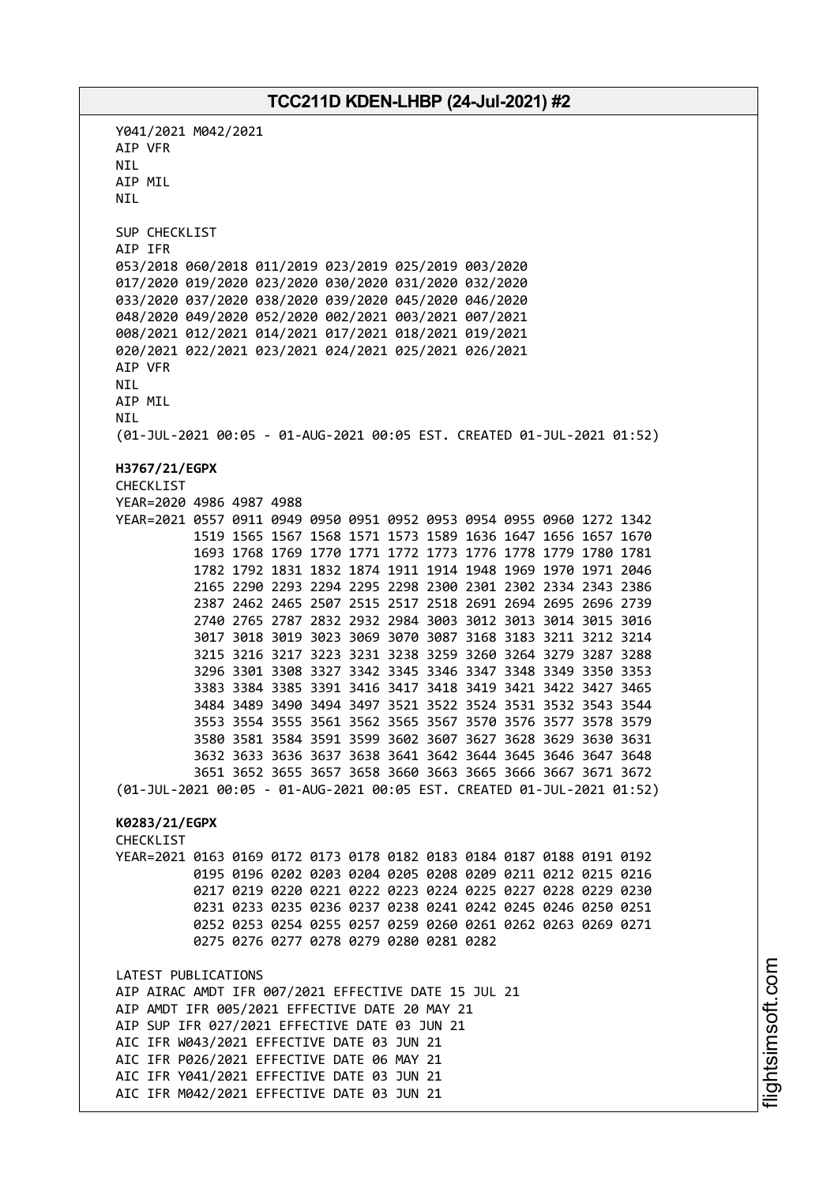Y041/2021 M042/2021
AIP VFR
NIL
AIP MIL
NIL

SUP CHECKLIST
AIP IFR
053/2018 060/2018 011/2019 023/2019 025/2019 003/2020
017/2020 019/2020 023/2020 030/2020 031/2020 032/2020
033/2020 037/2020 038/2020 039/2020 045/2020 046/2020
048/2020 049/2020 052/2020 002/2021 003/2021 007/2021
008/2021 012/2021 014/2021 017/2021 018/2021 019/2021
020/2021 022/2021 023/2021 024/2021 025/2021 026/2021
AIP VFR
NIL
AIP MIL
NIL
(01-JUL-2021 00:05 - 01-AUG-2021 00:05 EST. CREATED 01-JUL-2021 01:52)

**H3767/21/EGPX**
CHECKLIST
YEAR=2020 4986 4987 4988
YEAR=2021 0557 0911 0949 0950 0951 0952 0953 0954 0955 0960 1272 1342
1519 1565 1567 1568 1571 1573 1589 1636 1647 1656 1657 1670
1693 1768 1769 1770 1771 1772 1773 1776 1778 1779 1780 1781
1782 1792 1831 1832 1874 1911 1914 1948 1969 1970 1971 2046
2165 2290 2293 2294 2295 2298 2300 2301 2302 2334 2343 2386
2387 2462 2465 2507 2515 2517 2518 2691 2694 2695 2696 2739
2740 2765 2787 2832 2932 2984 3003 3012 3013 3014 3015 3016
3017 3018 3019 3023 3069 3070 3087 3168 3183 3211 3212 3214
3215 3216 3217 3223 3231 3238 3259 3260 3264 3279 3287 3288
3296 3301 3308 3327 3342 3345 3346 3347 3348 3349 3350 3353
3383 3384 3385 3391 3416 3417 3418 3419 3421 3422 3427 3465
3484 3489 3490 3494 3497 3521 3522 3524 3531 3532 3543 3544
3553 3554 3555 3561 3562 3565 3567 3570 3576 3577 3578 3579
3580 3581 3584 3591 3599 3602 3607 3627 3628 3629 3630 3631
3632 3633 3636 3637 3638 3641 3642 3644 3645 3646 3647 3648
3651 3652 3655 3657 3658 3660 3663 3665 3666 3667 3671 3672
(01-JUL-2021 00:05 - 01-AUG-2021 00:05 EST. CREATED 01-JUL-2021 01:52)

**K0283/21/EGPX**
CHECKLIST
YEAR=2021 0163 0169 0172 0173 0178 0182 0183 0184 0187 0188 0191 0192
0195 0196 0202 0203 0204 0205 0208 0209 0211 0212 0215 0216
0217 0219 0220 0221 0222 0223 0224 0225 0227 0228 0229 0230
0231 0233 0235 0236 0237 0238 0241 0242 0245 0246 0250 0251
0252 0253 0254 0255 0257 0259 0260 0261 0262 0263 0269 0271
0275 0276 0277 0278 0279 0280 0281 0282

LATEST PUBLICATIONS
AIP AIRAC AMDT IFR 007/2021 EFFECTIVE DATE 15 JUL 21
AIP AMDT IFR 005/2021 EFFECTIVE DATE 20 MAY 21
AIP SUP IFR 027/2021 EFFECTIVE DATE 03 JUN 21
AIC IFR W043/2021 EFFECTIVE DATE 03 JUN 21
AIC IFR P026/2021 EFFECTIVE DATE 06 MAY 21
AIC IFR Y041/2021 EFFECTIVE DATE 03 JUN 21
AIC IFR M042/2021 EFFECTIVE DATE 03 JUN 21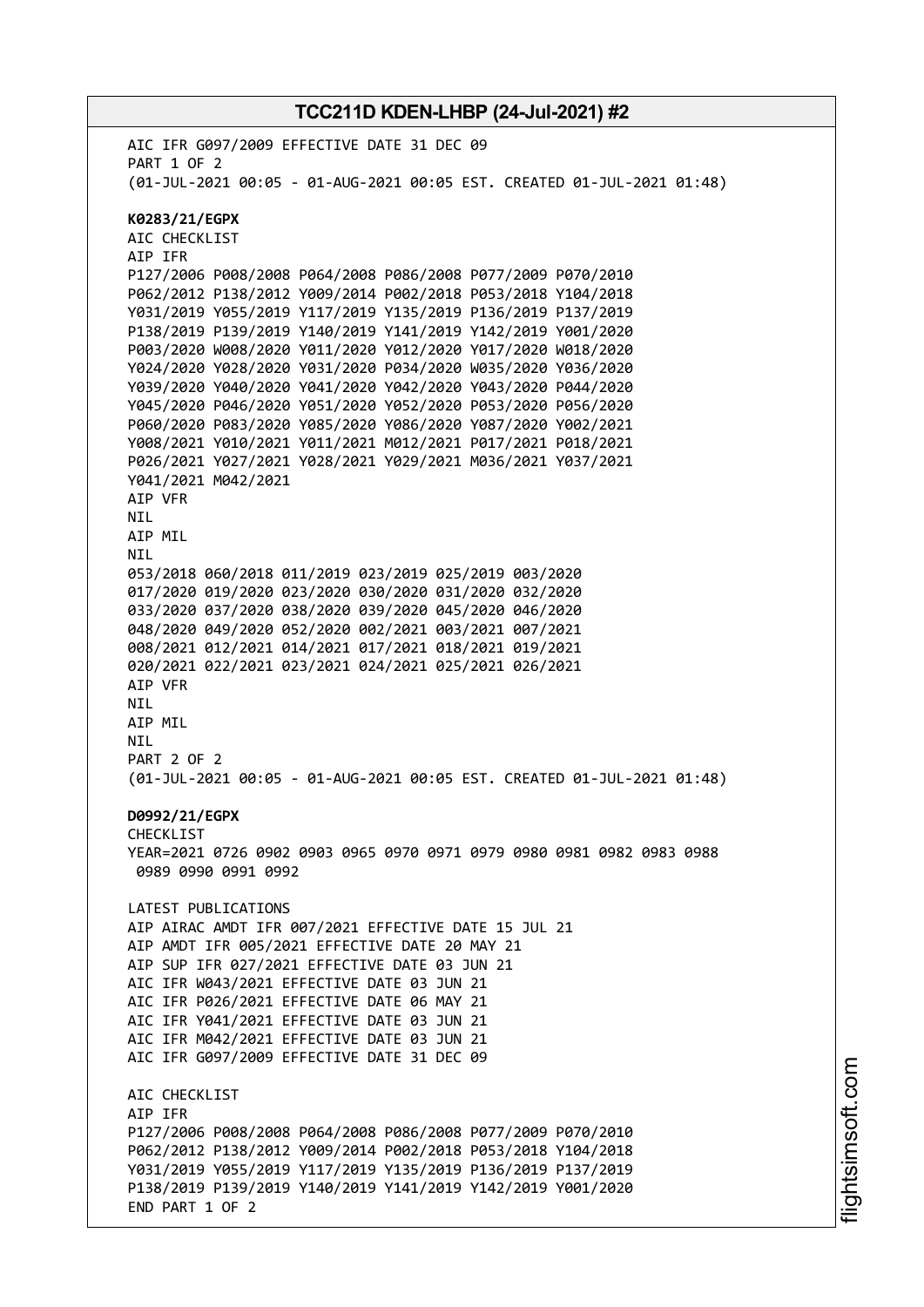AIC IFR G097/2009 EFFECTIVE DATE 31 DEC 09
PART 1 OF 2
(01-JUL-2021 00:05 - 01-AUG-2021 00:05 EST. CREATED 01-JUL-2021 01:48)

**K0283/21/EGPX**
AIC CHECKLIST
AIP IFR
P127/2006 P008/2008 P064/2008 P086/2008 P077/2009 P070/2010
P062/2012 P138/2012 Y009/2014 P002/2018 P053/2018 Y104/2018
Y031/2019 Y055/2019 Y117/2019 Y135/2019 P136/2019 P137/2019
P138/2019 P139/2019 Y140/2019 Y141/2019 Y142/2019 Y001/2020
P003/2020 W008/2020 Y011/2020 Y012/2020 Y017/2020 W018/2020
Y024/2020 Y028/2020 Y031/2020 P034/2020 W035/2020 Y036/2020
Y039/2020 Y040/2020 Y041/2020 Y042/2020 Y043/2020 P044/2020
Y045/2020 P046/2020 Y051/2020 Y052/2020 P053/2020 P056/2020
P060/2020 P083/2020 Y085/2020 Y086/2020 Y087/2020 Y002/2021
Y008/2021 Y010/2021 Y011/2021 M012/2021 P017/2021 P018/2021
P026/2021 Y027/2021 Y028/2021 Y029/2021 M036/2021 Y037/2021
Y041/2021 M042/2021
AIP VFR
NIL
AIP MIL
NIL
053/2018 060/2018 011/2019 023/2019 025/2019 003/2020
017/2020 019/2020 023/2020 030/2020 031/2020 032/2020
033/2020 037/2020 038/2020 039/2020 045/2020 046/2020
048/2020 049/2020 052/2020 002/2021 003/2021 007/2021
008/2021 012/2021 014/2021 017/2021 018/2021 019/2021
020/2021 022/2021 023/2021 024/2021 025/2021 026/2021
AIP VFR
NIL
AIP MIL
NIL
PART 2 OF 2
(01-JUL-2021 00:05 - 01-AUG-2021 00:05 EST. CREATED 01-JUL-2021 01:48)

**D0992/21/EGPX**
CHECKLIST
YEAR=2021 0726 0902 0903 0965 0970 0971 0979 0980 0981 0982 0983 0988
0989 0990 0991 0992

LATEST PUBLICATIONS
AIP AIRAC AMDT IFR 007/2021 EFFECTIVE DATE 15 JUL 21
AIP AMDT IFR 005/2021 EFFECTIVE DATE 20 MAY 21
AIP SUP IFR 027/2021 EFFECTIVE DATE 03 JUN 21
AIC IFR W043/2021 EFFECTIVE DATE 03 JUN 21
AIC IFR P026/2021 EFFECTIVE DATE 06 MAY 21
AIC IFR Y041/2021 EFFECTIVE DATE 03 JUN 21
AIC IFR M042/2021 EFFECTIVE DATE 03 JUN 21
AIC IFR G097/2009 EFFECTIVE DATE 31 DEC 09

AIC CHECKLIST
AIP IFR
P127/2006 P008/2008 P064/2008 P086/2008 P077/2009 P070/2010
P062/2012 P138/2012 Y009/2014 P002/2018 P053/2018 Y104/2018
Y031/2019 Y055/2019 Y117/2019 Y135/2019 P136/2019 P137/2019
P138/2019 P139/2019 Y140/2019 Y141/2019 Y142/2019 Y001/2020
END PART 1 OF 2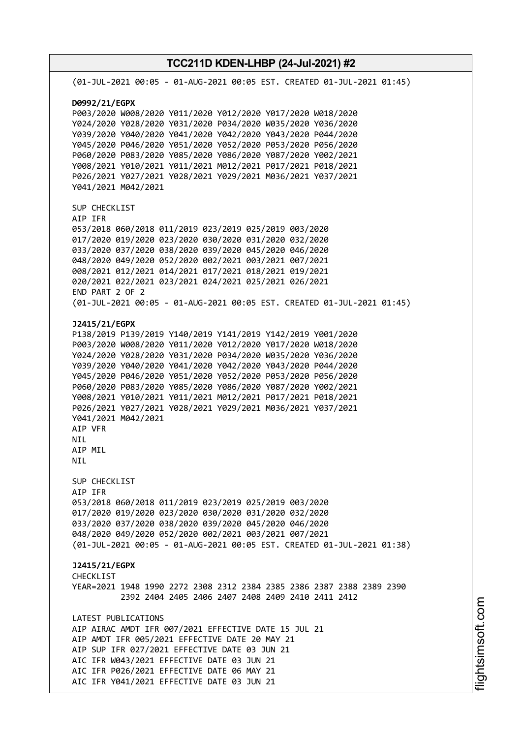(01-JUL-2021 00:05 - 01-AUG-2021 00:05 EST. CREATED 01-JUL-2021 01:45)

**D0992/21/EGPX**

P003/2020 W008/2020 Y011/2020 Y012/2020 Y017/2020 W018/2020
Y024/2020 Y028/2020 Y031/2020 P034/2020 W035/2020 Y036/2020
Y039/2020 Y040/2020 Y041/2020 Y042/2020 Y043/2020 P044/2020
Y045/2020 P046/2020 Y051/2020 Y052/2020 P053/2020 P056/2020
P060/2020 P083/2020 Y085/2020 Y086/2020 Y087/2020 Y002/2021
Y008/2021 Y010/2021 Y011/2021 M012/2021 P017/2021 P018/2021
P026/2021 Y027/2021 Y028/2021 Y029/2021 M036/2021 Y037/2021
Y041/2021 M042/2021

SUP CHECKLIST
AIP IFR
053/2018 060/2018 011/2019 023/2019 025/2019 003/2020
017/2020 019/2020 023/2020 030/2020 031/2020 032/2020
033/2020 037/2020 038/2020 039/2020 045/2020 046/2020
048/2020 049/2020 052/2020 002/2021 003/2021 007/2021
008/2021 012/2021 014/2021 017/2021 018/2021 019/2021
020/2021 022/2021 023/2021 024/2021 025/2021 026/2021
END PART 2 OF 2
(01-JUL-2021 00:05 - 01-AUG-2021 00:05 EST. CREATED 01-JUL-2021 01:45)

**J2415/21/EGPX**

P138/2019 P139/2019 Y140/2019 Y141/2019 Y142/2019 Y001/2020
P003/2020 W008/2020 Y011/2020 Y012/2020 Y017/2020 W018/2020
Y024/2020 Y028/2020 Y031/2020 P034/2020 W035/2020 Y036/2020
Y039/2020 Y040/2020 Y041/2020 Y042/2020 Y043/2020 P044/2020
Y045/2020 P046/2020 Y051/2020 Y052/2020 P053/2020 P056/2020
P060/2020 P083/2020 Y085/2020 Y086/2020 Y087/2020 Y002/2021
Y008/2021 Y010/2021 Y011/2021 M012/2021 P017/2021 P018/2021
P026/2021 Y027/2021 Y028/2021 Y029/2021 M036/2021 Y037/2021
Y041/2021 M042/2021
AIP VFR
NIL
AIP MIL
NIL

SUP CHECKLIST
AIP IFR
053/2018 060/2018 011/2019 023/2019 025/2019 003/2020
017/2020 019/2020 023/2020 030/2020 031/2020 032/2020
033/2020 037/2020 038/2020 039/2020 045/2020 046/2020
048/2020 049/2020 052/2020 002/2021 003/2021 007/2021
(01-JUL-2021 00:05 - 01-AUG-2021 00:05 EST. CREATED 01-JUL-2021 01:38)

**J2415/21/EGPX**

CHECKLIST
YEAR=2021 1948 1990 2272 2308 2312 2384 2385 2386 2387 2388 2389 2390
2392 2404 2405 2406 2407 2408 2409 2410 2411 2412

LATEST PUBLICATIONS
AIP AIRAC AMDT IFR 007/2021 EFFECTIVE DATE 15 JUL 21
AIP AMDT IFR 005/2021 EFFECTIVE DATE 20 MAY 21
AIP SUP IFR 027/2021 EFFECTIVE DATE 03 JUN 21
AIC IFR W043/2021 EFFECTIVE DATE 03 JUN 21
AIC IFR P026/2021 EFFECTIVE DATE 06 MAY 21
AIC IFR Y041/2021 EFFECTIVE DATE 03 JUN 21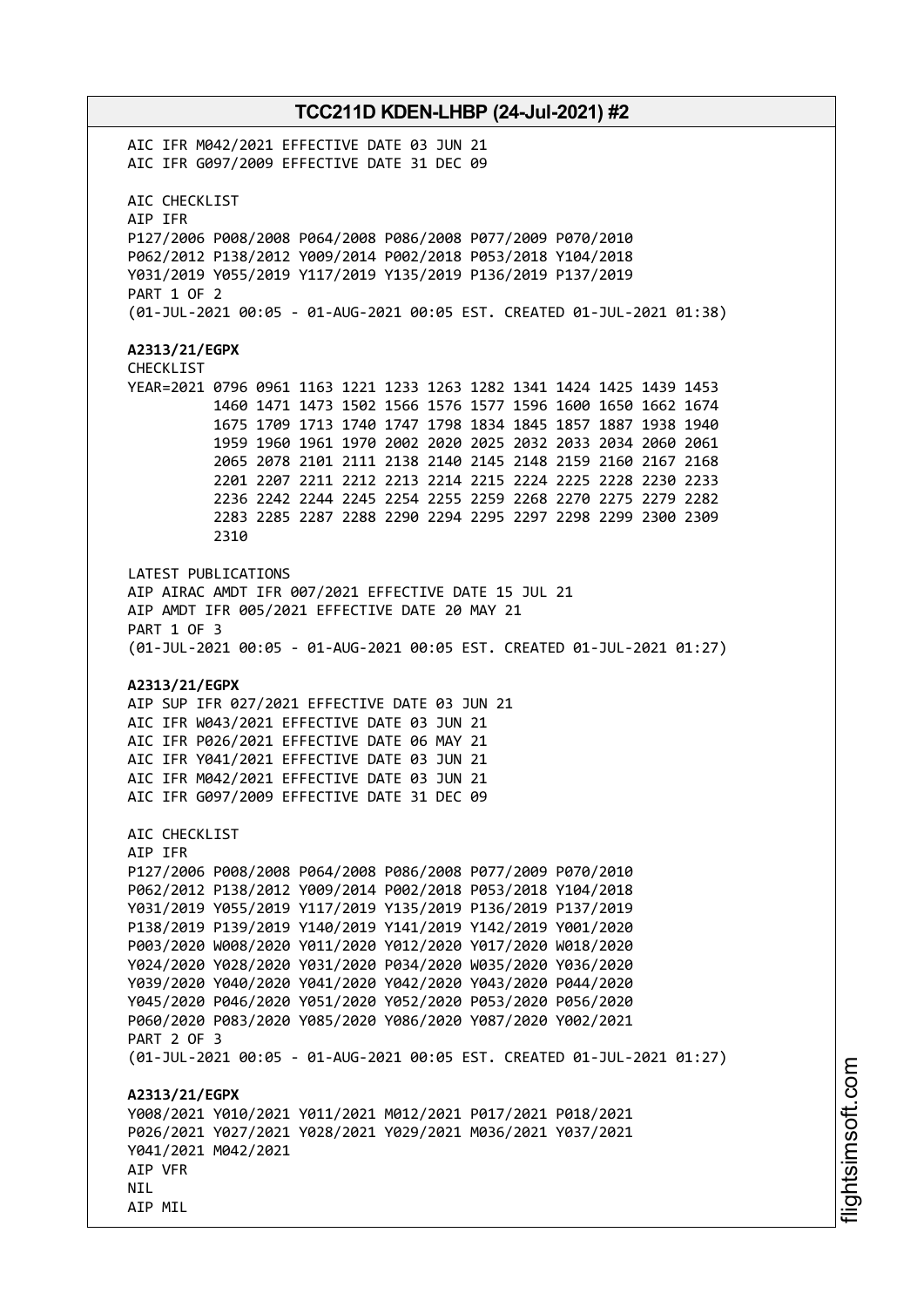AIC IFR M042/2021 EFFECTIVE DATE 03 JUN 21
AIC IFR G097/2009 EFFECTIVE DATE 31 DEC 09

AIC CHECKLIST
AIP IFR
P127/2006 P008/2008 P064/2008 P086/2008 P077/2009 P070/2010
P062/2012 P138/2012 Y009/2014 P002/2018 P053/2018 Y104/2018
Y031/2019 Y055/2019 Y117/2019 Y135/2019 P136/2019 P137/2019
PART 1 OF 2
(01-JUL-2021 00:05 - 01-AUG-2021 00:05 EST. CREATED 01-JUL-2021 01:38)

**A2313/21/EGPX**
CHECKLIST
YEAR=2021 0796 0961 1163 1221 1233 1263 1282 1341 1424 1425 1439 1453
1460 1471 1473 1502 1566 1576 1577 1596 1600 1650 1662 1674
1675 1709 1713 1740 1747 1798 1834 1845 1857 1887 1938 1940
1959 1960 1961 1970 2002 2020 2025 2032 2033 2034 2060 2061
2065 2078 2101 2111 2138 2140 2145 2148 2159 2160 2167 2168
2201 2207 2211 2212 2213 2214 2215 2224 2225 2228 2230 2233
2236 2242 2244 2245 2254 2255 2259 2268 2270 2275 2279 2282
2283 2285 2287 2288 2290 2294 2295 2297 2298 2299 2300 2309
2310

LATEST PUBLICATIONS
AIP AIRAC AMDT IFR 007/2021 EFFECTIVE DATE 15 JUL 21
AIP AMDT IFR 005/2021 EFFECTIVE DATE 20 MAY 21
PART 1 OF 3
(01-JUL-2021 00:05 - 01-AUG-2021 00:05 EST. CREATED 01-JUL-2021 01:27)

**A2313/21/EGPX**
AIP SUP IFR 027/2021 EFFECTIVE DATE 03 JUN 21
AIC IFR W043/2021 EFFECTIVE DATE 03 JUN 21
AIC IFR P026/2021 EFFECTIVE DATE 06 MAY 21
AIC IFR Y041/2021 EFFECTIVE DATE 03 JUN 21
AIC IFR M042/2021 EFFECTIVE DATE 03 JUN 21
AIC IFR G097/2009 EFFECTIVE DATE 31 DEC 09

AIC CHECKLIST
AIP IFR
P127/2006 P008/2008 P064/2008 P086/2008 P077/2009 P070/2010
P062/2012 P138/2012 Y009/2014 P002/2018 P053/2018 Y104/2018
Y031/2019 Y055/2019 Y117/2019 Y135/2019 P136/2019 P137/2019
P138/2019 P139/2019 Y140/2019 Y141/2019 Y142/2019 Y001/2020
P003/2020 W008/2020 Y011/2020 Y012/2020 Y017/2020 W018/2020
Y024/2020 Y028/2020 Y031/2020 P034/2020 W035/2020 Y036/2020
Y039/2020 Y040/2020 Y041/2020 Y042/2020 Y043/2020 P044/2020
Y045/2020 P046/2020 Y051/2020 Y052/2020 P053/2020 P056/2020
P060/2020 P083/2020 Y085/2020 Y086/2020 Y087/2020 Y002/2021
PART 2 OF 3
(01-JUL-2021 00:05 - 01-AUG-2021 00:05 EST. CREATED 01-JUL-2021 01:27)

**A2313/21/EGPX**
Y008/2021 Y010/2021 Y011/2021 M012/2021 P017/2021 P018/2021
P026/2021 Y027/2021 Y028/2021 Y029/2021 M036/2021 Y037/2021
Y041/2021 M042/2021
AIP VFR
NIL
AIP MIL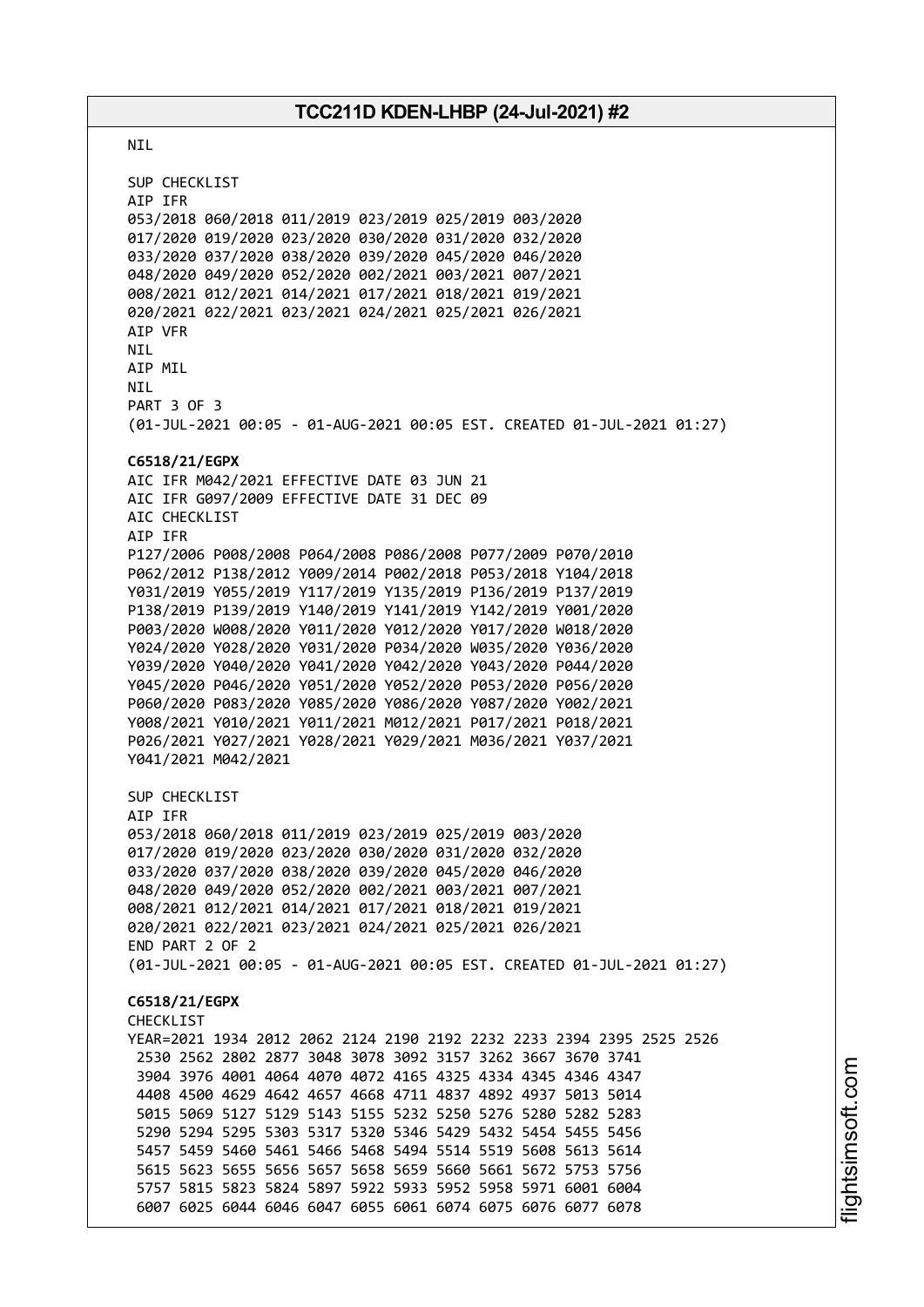NIL

SUP CHECKLIST
AIP IFR
053/2018 060/2018 011/2019 023/2019 025/2019 003/2020
017/2020 019/2020 023/2020 030/2020 031/2020 032/2020
033/2020 037/2020 038/2020 039/2020 045/2020 046/2020
048/2020 049/2020 052/2020 002/2021 003/2021 007/2021
008/2021 012/2021 014/2021 017/2021 018/2021 019/2021
020/2021 022/2021 023/2021 024/2021 025/2021 026/2021
AIP VFR
NIL
AIP MIL
NIL
PART 3 OF 3
(01-JUL-2021 00:05 - 01-AUG-2021 00:05 EST. CREATED 01-JUL-2021 01:27)

**C6518/21/EGPX**
AIC IFR M042/2021 EFFECTIVE DATE 03 JUN 21
AIC IFR G097/2009 EFFECTIVE DATE 31 DEC 09
AIC CHECKLIST
AIP IFR
P127/2006 P008/2008 P064/2008 P086/2008 P077/2009 P070/2010
P062/2012 P138/2012 Y009/2014 P002/2018 P053/2018 Y104/2018
Y031/2019 Y055/2019 Y117/2019 Y135/2019 P136/2019 P137/2019
P138/2019 P139/2019 Y140/2019 Y141/2019 Y142/2019 Y001/2020
P003/2020 W008/2020 Y011/2020 Y012/2020 Y017/2020 W018/2020
Y024/2020 Y028/2020 Y031/2020 P034/2020 W035/2020 Y036/2020
Y039/2020 Y040/2020 Y041/2020 Y042/2020 Y043/2020 P044/2020
Y045/2020 P046/2020 Y051/2020 Y052/2020 P053/2020 P056/2020
P060/2020 P083/2020 Y085/2020 Y086/2020 Y087/2020 Y002/2021
Y008/2021 Y010/2021 Y011/2021 M012/2021 P017/2021 P018/2021
P026/2021 Y027/2021 Y028/2021 Y029/2021 M036/2021 Y037/2021
Y041/2021 M042/2021

SUP CHECKLIST
AIP IFR
053/2018 060/2018 011/2019 023/2019 025/2019 003/2020
017/2020 019/2020 023/2020 030/2020 031/2020 032/2020
033/2020 037/2020 038/2020 039/2020 045/2020 046/2020
048/2020 049/2020 052/2020 002/2021 003/2021 007/2021
008/2021 012/2021 014/2021 017/2021 018/2021 019/2021
020/2021 022/2021 023/2021 024/2021 025/2021 026/2021
END PART 2 OF 2
(01-JUL-2021 00:05 - 01-AUG-2021 00:05 EST. CREATED 01-JUL-2021 01:27)

**C6518/21/EGPX**
CHECKLIST
YEAR=2021 1934 2012 2062 2124 2190 2192 2232 2233 2394 2395 2525 2526
2530 2562 2802 2877 3048 3078 3092 3157 3262 3667 3670 3741
3904 3976 4001 4064 4070 4072 4165 4325 4334 4345 4346 4347
4408 4500 4629 4642 4657 4668 4711 4837 4892 4937 5013 5014
5015 5069 5127 5129 5143 5155 5232 5250 5276 5280 5282 5283
5290 5294 5295 5303 5317 5320 5346 5429 5432 5454 5455 5456
5457 5459 5460 5461 5466 5468 5494 5514 5519 5608 5613 5614
5615 5623 5655 5656 5657 5658 5659 5660 5661 5672 5753 5756
5757 5815 5823 5824 5897 5922 5933 5952 5958 5971 6001 6004
6007 6025 6044 6046 6047 6055 6061 6074 6075 6076 6077 6078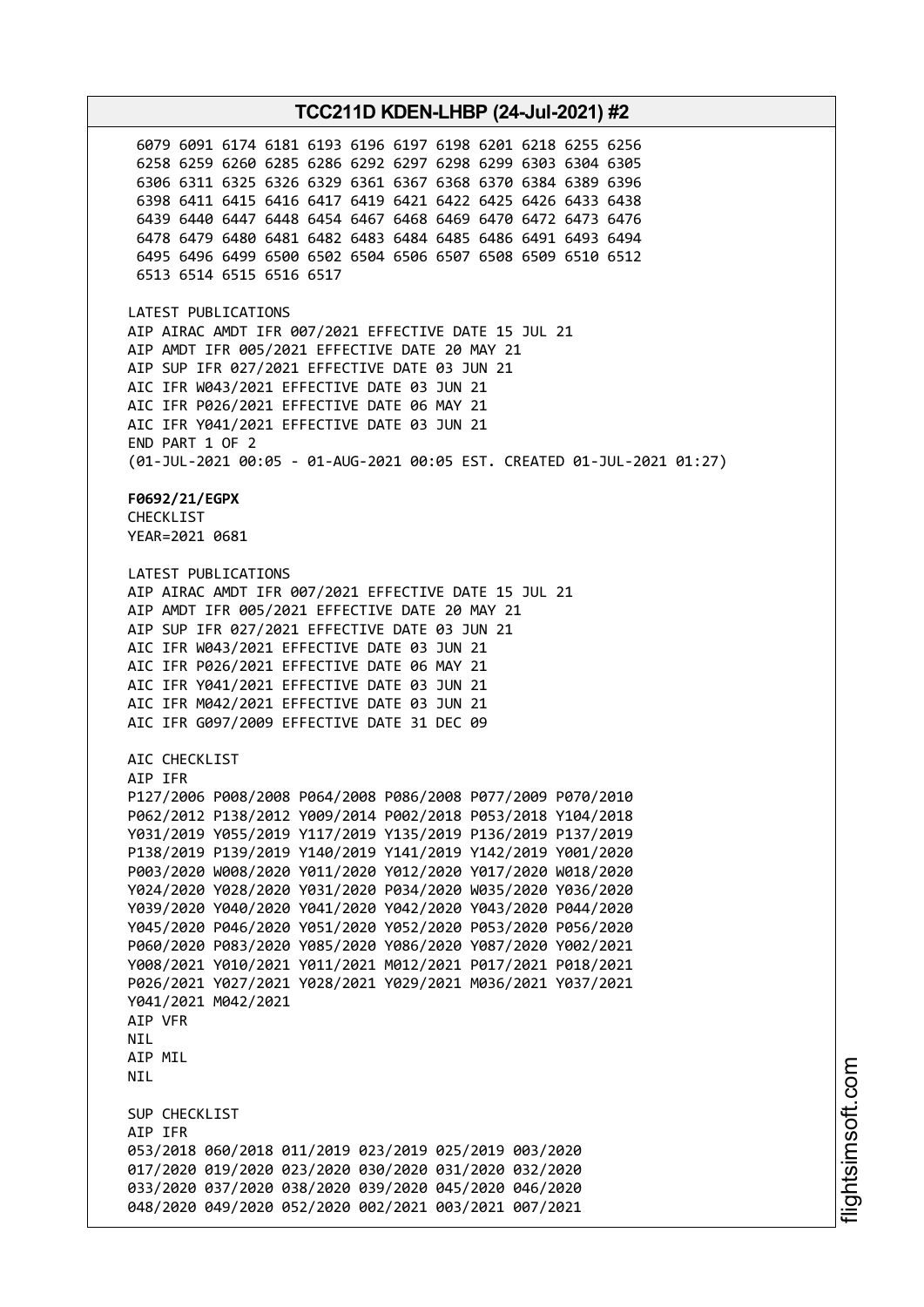6079 6091 6174 6181 6193 6196 6197 6198 6201 6218 6255 6256
6258 6259 6260 6285 6286 6292 6297 6298 6299 6303 6304 6305
6306 6311 6325 6326 6329 6361 6367 6368 6370 6384 6389 6396
6398 6411 6415 6416 6417 6419 6421 6422 6425 6426 6433 6438
6439 6440 6447 6448 6454 6467 6468 6469 6470 6472 6473 6476
6478 6479 6480 6481 6482 6483 6484 6485 6486 6491 6493 6494
6495 6496 6499 6500 6502 6504 6506 6507 6508 6509 6510 6512
6513 6514 6515 6516 6517

LATEST PUBLICATIONS
AIP AIRAC AMDT IFR 007/2021 EFFECTIVE DATE 15 JUL 21
AIP AMDT IFR 005/2021 EFFECTIVE DATE 20 MAY 21
AIP SUP IFR 027/2021 EFFECTIVE DATE 03 JUN 21
AIC IFR W043/2021 EFFECTIVE DATE 03 JUN 21
AIC IFR P026/2021 EFFECTIVE DATE 06 MAY 21
AIC IFR Y041/2021 EFFECTIVE DATE 03 JUN 21
END PART 1 OF 2
(01-JUL-2021 00:05 - 01-AUG-2021 00:05 EST. CREATED 01-JUL-2021 01:27)

**F0692/21/EGPX**
CHECKLIST
YEAR=2021 0681

LATEST PUBLICATIONS
AIP AIRAC AMDT IFR 007/2021 EFFECTIVE DATE 15 JUL 21
AIP AMDT IFR 005/2021 EFFECTIVE DATE 20 MAY 21
AIP SUP IFR 027/2021 EFFECTIVE DATE 03 JUN 21
AIC IFR W043/2021 EFFECTIVE DATE 03 JUN 21
AIC IFR P026/2021 EFFECTIVE DATE 06 MAY 21
AIC IFR Y041/2021 EFFECTIVE DATE 03 JUN 21
AIC IFR M042/2021 EFFECTIVE DATE 03 JUN 21
AIC IFR G097/2009 EFFECTIVE DATE 31 DEC 09

AIC CHECKLIST
AIP IFR
P127/2006 P008/2008 P064/2008 P086/2008 P077/2009 P070/2010
P062/2012 P138/2012 Y009/2014 P002/2018 P053/2018 Y104/2018
Y031/2019 Y055/2019 Y117/2019 Y135/2019 P136/2019 P137/2019
P138/2019 P139/2019 Y140/2019 Y141/2019 Y142/2019 Y001/2020
P003/2020 W008/2020 Y011/2020 Y012/2020 Y017/2020 W018/2020
Y024/2020 Y028/2020 Y031/2020 P034/2020 W035/2020 Y036/2020
Y039/2020 Y040/2020 Y041/2020 Y042/2020 Y043/2020 P044/2020
Y045/2020 P046/2020 Y051/2020 Y052/2020 P053/2020 P056/2020
P060/2020 P083/2020 Y085/2020 Y086/2020 Y087/2020 Y002/2021
Y008/2021 Y010/2021 Y011/2021 M012/2021 P017/2021 P018/2021
P026/2021 Y027/2021 Y028/2021 Y029/2021 M036/2021 Y037/2021
Y041/2021 M042/2021
AIP VFR
NIL
AIP MIL
NIL

SUP CHECKLIST
AIP IFR
053/2018 060/2018 011/2019 023/2019 025/2019 003/2020
017/2020 019/2020 023/2020 030/2020 031/2020 032/2020
033/2020 037/2020 038/2020 039/2020 045/2020 046/2020
048/2020 049/2020 052/2020 002/2021 003/2021 007/2021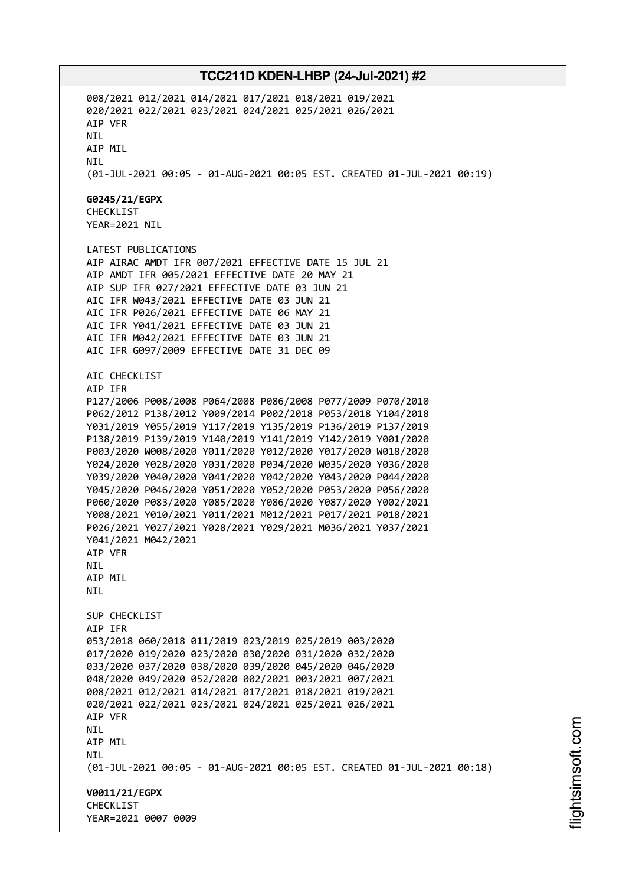008/2021 012/2021 014/2021 017/2021 018/2021 019/2021
020/2021 022/2021 023/2021 024/2021 025/2021 026/2021
AIP VFR
NIL
AIP MIL
NIL
(01-JUL-2021 00:05 - 01-AUG-2021 00:05 EST. CREATED 01-JUL-2021 00:19)

**G0245/21/EGPX**
CHECKLIST
YEAR=2021 NIL

LATEST PUBLICATIONS
AIP AIRAC AMDT IFR 007/2021 EFFECTIVE DATE 15 JUL 21
AIP AMDT IFR 005/2021 EFFECTIVE DATE 20 MAY 21
AIP SUP IFR 027/2021 EFFECTIVE DATE 03 JUN 21
AIC IFR W043/2021 EFFECTIVE DATE 03 JUN 21
AIC IFR P026/2021 EFFECTIVE DATE 06 MAY 21
AIC IFR Y041/2021 EFFECTIVE DATE 03 JUN 21
AIC IFR M042/2021 EFFECTIVE DATE 03 JUN 21
AIC IFR G097/2009 EFFECTIVE DATE 31 DEC 09

AIC CHECKLIST
AIP IFR
P127/2006 P008/2008 P064/2008 P086/2008 P077/2009 P070/2010
P062/2012 P138/2012 Y009/2014 P002/2018 P053/2018 Y104/2018
Y031/2019 Y055/2019 Y117/2019 Y135/2019 P136/2019 P137/2019
P138/2019 P139/2019 Y140/2019 Y141/2019 Y142/2019 Y001/2020
P003/2020 W008/2020 Y011/2020 Y012/2020 Y017/2020 W018/2020
Y024/2020 Y028/2020 Y031/2020 P034/2020 W035/2020 Y036/2020
Y039/2020 Y040/2020 Y041/2020 Y042/2020 Y043/2020 P044/2020
Y045/2020 P046/2020 Y051/2020 Y052/2020 P053/2020 P056/2020
P060/2020 P083/2020 Y085/2020 Y086/2020 Y087/2020 Y002/2021
Y008/2021 Y010/2021 Y011/2021 M012/2021 P017/2021 P018/2021
P026/2021 Y027/2021 Y028/2021 Y029/2021 M036/2021 Y037/2021
Y041/2021 M042/2021
AIP VFR
NIL
AIP MIL
NIL

SUP CHECKLIST
AIP IFR
053/2018 060/2018 011/2019 023/2019 025/2019 003/2020
017/2020 019/2020 023/2020 030/2020 031/2020 032/2020
033/2020 037/2020 038/2020 039/2020 045/2020 046/2020
048/2020 049/2020 052/2020 002/2021 003/2021 007/2021
008/2021 012/2021 014/2021 017/2021 018/2021 019/2021
020/2021 022/2021 023/2021 024/2021 025/2021 026/2021
AIP VFR
NIL
AIP MIL
NIL
(01-JUL-2021 00:05 - 01-AUG-2021 00:05 EST. CREATED 01-JUL-2021 00:18)

**V0011/21/EGPX**
CHECKLIST
YEAR=2021 0007 0009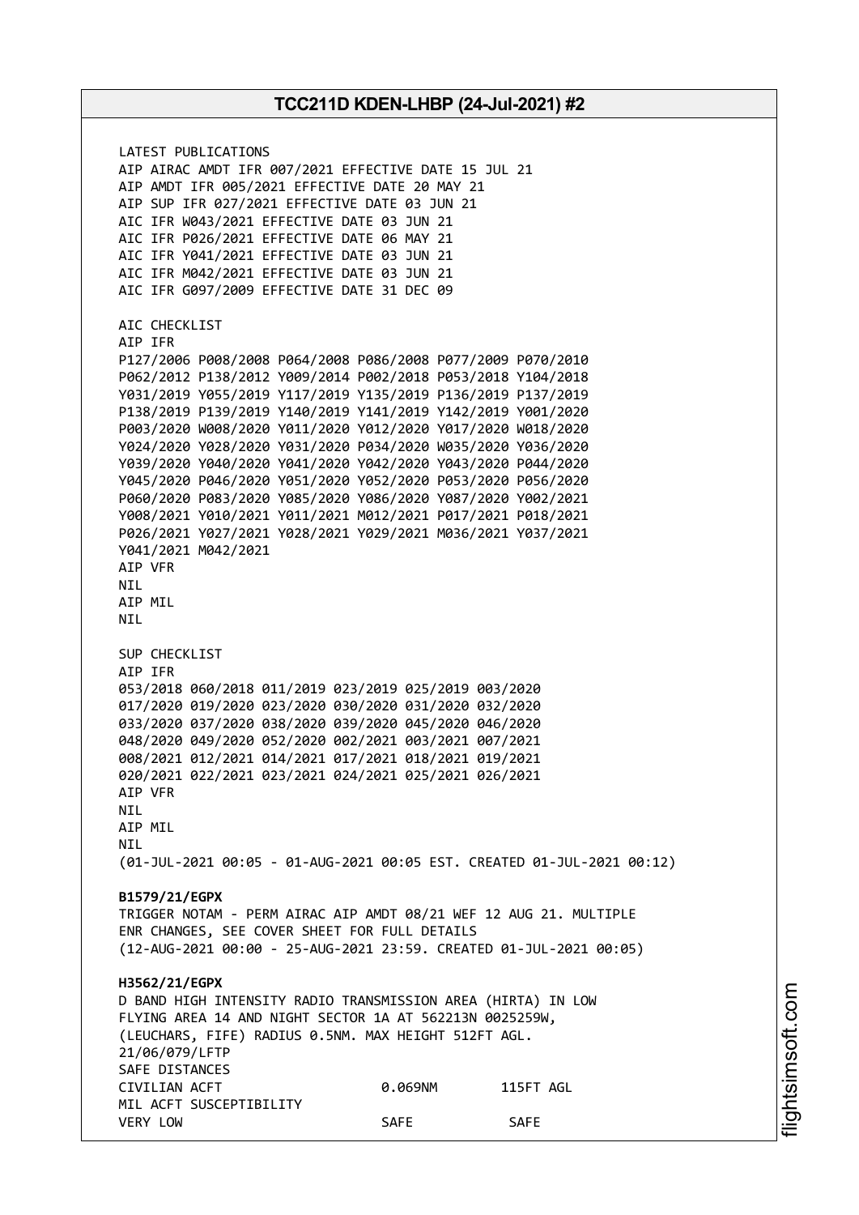LATEST PUBLICATIONS
AIP AIRAC AMDT IFR 007/2021 EFFECTIVE DATE 15 JUL 21
AIP AMDT IFR 005/2021 EFFECTIVE DATE 20 MAY 21
AIP SUP IFR 027/2021 EFFECTIVE DATE 03 JUN 21
AIC IFR W043/2021 EFFECTIVE DATE 03 JUN 21
AIC IFR P026/2021 EFFECTIVE DATE 06 MAY 21
AIC IFR Y041/2021 EFFECTIVE DATE 03 JUN 21
AIC IFR M042/2021 EFFECTIVE DATE 03 JUN 21
AIC IFR G097/2009 EFFECTIVE DATE 31 DEC 09

AIC CHECKLIST
AIP IFR
P127/2006 P008/2008 P064/2008 P086/2008 P077/2009 P070/2010
P062/2012 P138/2012 Y009/2014 P002/2018 P053/2018 Y104/2018
Y031/2019 Y055/2019 Y117/2019 Y135/2019 P136/2019 P137/2019
P138/2019 P139/2019 Y140/2019 Y141/2019 Y142/2019 Y001/2020
P003/2020 W008/2020 Y011/2020 Y012/2020 Y017/2020 W018/2020
Y024/2020 Y028/2020 Y031/2020 P034/2020 W035/2020 Y036/2020
Y039/2020 Y040/2020 Y041/2020 Y042/2020 Y043/2020 P044/2020
Y045/2020 P046/2020 Y051/2020 Y052/2020 P053/2020 P056/2020
P060/2020 P083/2020 Y085/2020 Y086/2020 Y087/2020 Y002/2021
Y008/2021 Y010/2021 Y011/2021 M012/2021 P017/2021 P018/2021
P026/2021 Y027/2021 Y028/2021 Y029/2021 M036/2021 Y037/2021
Y041/2021 M042/2021
AIP VFR
NIL
AIP MIL
NIL

SUP CHECKLIST
AIP IFR
053/2018 060/2018 011/2019 023/2019 025/2019 003/2020
017/2020 019/2020 023/2020 030/2020 031/2020 032/2020
033/2020 037/2020 038/2020 039/2020 045/2020 046/2020
048/2020 049/2020 052/2020 002/2021 003/2021 007/2021
008/2021 012/2021 014/2021 017/2021 018/2021 019/2021
020/2021 022/2021 023/2021 024/2021 025/2021 026/2021
AIP VFR
NIL
AIP MIL
NIL
(01-JUL-2021 00:05 - 01-AUG-2021 00:05 EST. CREATED 01-JUL-2021 00:12)

**B1579/21/EGPX**
TRIGGER NOTAM - PERM AIRAC AIP AMDT 08/21 WEF 12 AUG 21. MULTIPLE
ENR CHANGES, SEE COVER SHEET FOR FULL DETAILS
(12-AUG-2021 00:00 - 25-AUG-2021 23:59. CREATED 01-JUL-2021 00:05)

**H3562/21/EGPX**
D BAND HIGH INTENSITY RADIO TRANSMISSION AREA (HIRTA) IN LOW
FLYING AREA 14 AND NIGHT SECTOR 1A AT 562213N 0025259W,
(LEUCHARS, FIFE) RADIUS 0.5NM. MAX HEIGHT 512FT AGL.
21/06/079/LFTP
SAFE DISTANCES
CIVILIAN ACFT 0.069NM 115FT AGL
MIL ACFT SUSCEPTIBILITY
VERY LOW SAFE SAFE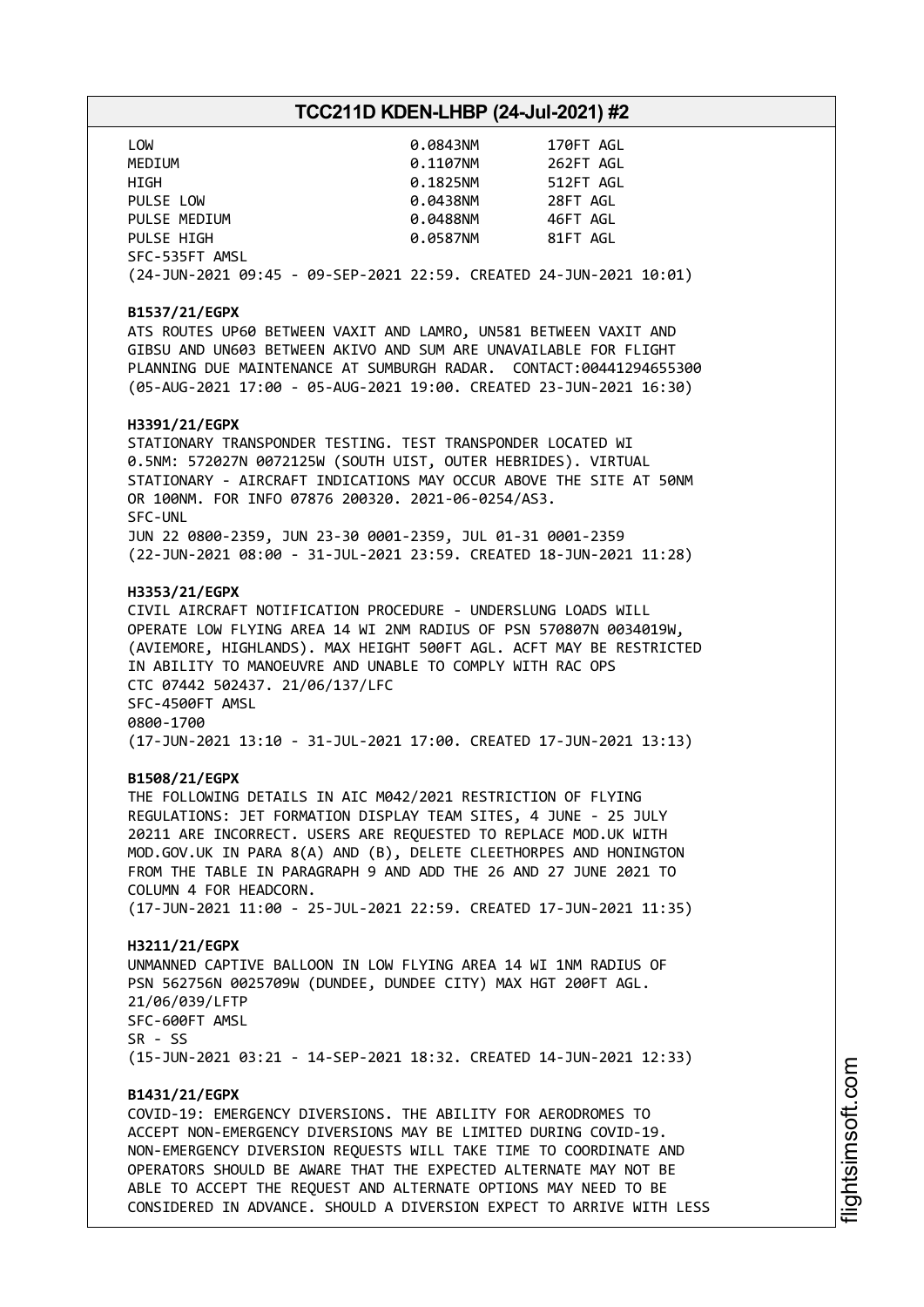| | | |
|---|---|---|
| LOW | 0.0843NM | 170FT AGL |
| MEDIUM | 0.1107NM | 262FT AGL |
| HIGH | 0.1825NM | 512FT AGL |
| PULSE LOW | 0.0438NM | 28FT AGL |
| PULSE MEDIUM | 0.0488NM | 46FT AGL |
| PULSE HIGH | 0.0587NM | 81FT AGL |

SFC-535FT AMSL
(24-JUN-2021 09:45 - 09-SEP-2021 22:59. CREATED 24-JUN-2021 10:01)

**B1537/21/EGPX**
ATS ROUTES UP60 BETWEEN VAXIT AND LAMRO, UN581 BETWEEN VAXIT AND GIBSU AND UN603 BETWEEN AKIVO AND SUM ARE UNAVAILABLE FOR FLIGHT PLANNING DUE MAINTENANCE AT SUMBURGH RADAR. CONTACT:00441294655300
(05-AUG-2021 17:00 - 05-AUG-2021 19:00. CREATED 23-JUN-2021 16:30)

**H3391/21/EGPX**
STATIONARY TRANSPONDER TESTING. TEST TRANSPONDER LOCATED WI 0.5NM: 572027N 0072125W (SOUTH UIST, OUTER HEBRIDES). VIRTUAL STATIONARY - AIRCRAFT INDICATIONS MAY OCCUR ABOVE THE SITE AT 50NM OR 100NM. FOR INFO 07876 200320. 2021-06-0254/AS3.
SFC-UNL
JUN 22 0800-2359, JUN 23-30 0001-2359, JUL 01-31 0001-2359
(22-JUN-2021 08:00 - 31-JUL-2021 23:59. CREATED 18-JUN-2021 11:28)

**H3353/21/EGPX**
CIVIL AIRCRAFT NOTIFICATION PROCEDURE - UNDERSLUNG LOADS WILL OPERATE LOW FLYING AREA 14 WI 2NM RADIUS OF PSN 570807N 0034019W, (AVIEMORE, HIGHLANDS). MAX HEIGHT 500FT AGL. ACFT MAY BE RESTRICTED IN ABILITY TO MANOEUVRE AND UNABLE TO COMPLY WITH RAC OPS
CTC 07442 502437. 21/06/137/LFC
SFC-4500FT AMSL
0800-1700
(17-JUN-2021 13:10 - 31-JUL-2021 17:00. CREATED 17-JUN-2021 13:13)

**B1508/21/EGPX**
THE FOLLOWING DETAILS IN AIC M042/2021 RESTRICTION OF FLYING REGULATIONS: JET FORMATION DISPLAY TEAM SITES, 4 JUNE - 25 JULY 20211 ARE INCORRECT. USERS ARE REQUESTED TO REPLACE MOD.UK WITH MOD.GOV.UK IN PARA 8(A) AND (B), DELETE CLEETHORPES AND HONINGTON FROM THE TABLE IN PARAGRAPH 9 AND ADD THE 26 AND 27 JUNE 2021 TO COLUMN 4 FOR HEADCORN.
(17-JUN-2021 11:00 - 25-JUL-2021 22:59. CREATED 17-JUN-2021 11:35)

**H3211/21/EGPX**
UNMANNED CAPTIVE BALLOON IN LOW FLYING AREA 14 WI 1NM RADIUS OF PSN 562756N 0025709W (DUNDEE, DUNDEE CITY) MAX HGT 200FT AGL.
21/06/039/LFTP
SFC-600FT AMSL
SR - SS
(15-JUN-2021 03:21 - 14-SEP-2021 18:32. CREATED 14-JUN-2021 12:33)

**B1431/21/EGPX**
COVID-19: EMERGENCY DIVERSIONS. THE ABILITY FOR AERODROMES TO ACCEPT NON-EMERGENCY DIVERSIONS MAY BE LIMITED DURING COVID-19. NON-EMERGENCY DIVERSION REQUESTS WILL TAKE TIME TO COORDINATE AND OPERATORS SHOULD BE AWARE THAT THE EXPECTED ALTERNATE MAY NOT BE ABLE TO ACCEPT THE REQUEST AND ALTERNATE OPTIONS MAY NEED TO BE CONSIDERED IN ADVANCE. SHOULD A DIVERSION EXPECT TO ARRIVE WITH LESS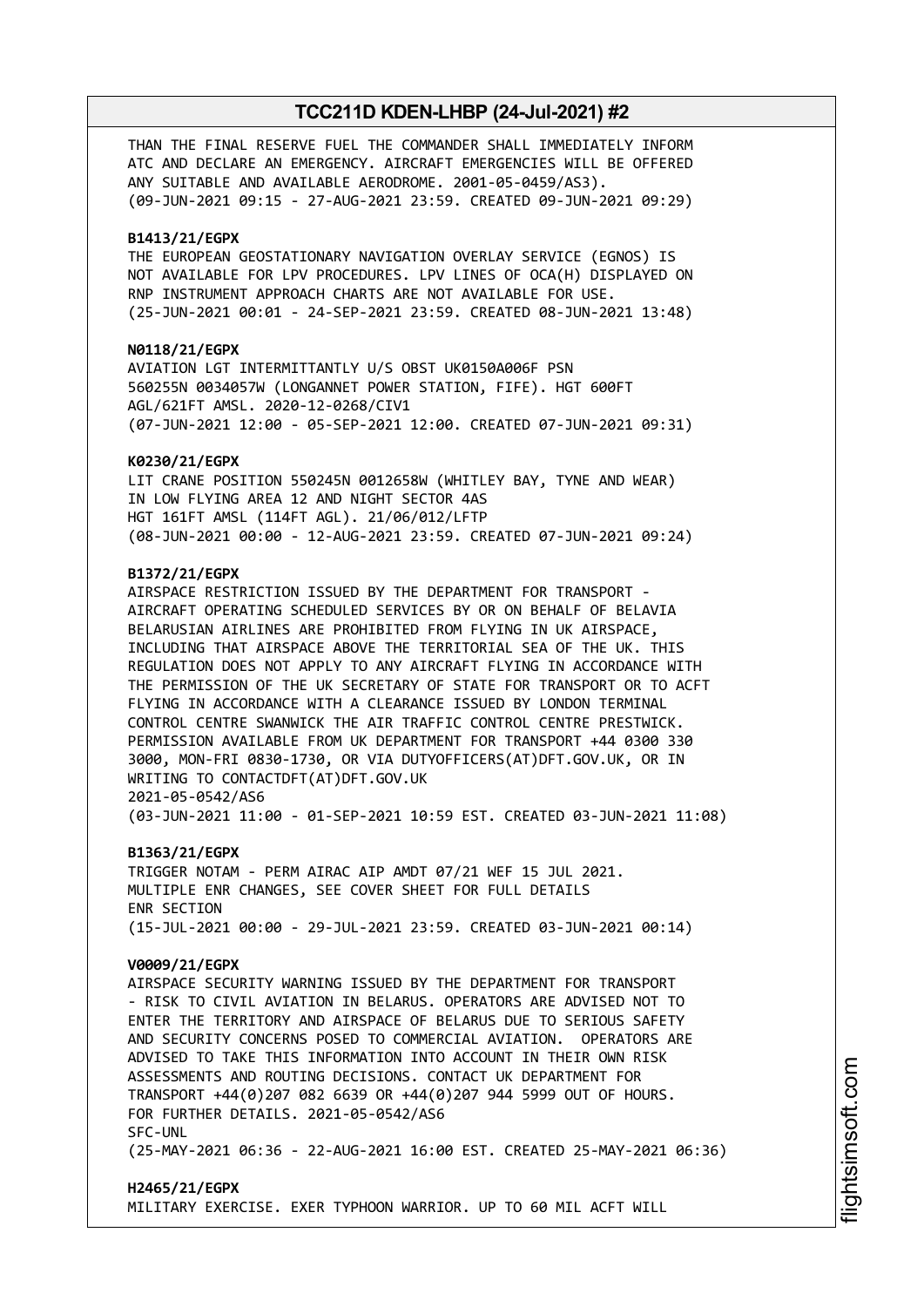THAN THE FINAL RESERVE FUEL THE COMMANDER SHALL IMMEDIATELY INFORM ATC AND DECLARE AN EMERGENCY. AIRCRAFT EMERGENCIES WILL BE OFFERED ANY SUITABLE AND AVAILABLE AERODROME. 2001-05-0459/AS3).
(09-JUN-2021 09:15 - 27-AUG-2021 23:59. CREATED 09-JUN-2021 09:29)

**B1413/21/EGPX**
THE EUROPEAN GEOSTATIONARY NAVIGATION OVERLAY SERVICE (EGNOS) IS NOT AVAILABLE FOR LPV PROCEDURES. LPV LINES OF OCA(H) DISPLAYED ON RNP INSTRUMENT APPROACH CHARTS ARE NOT AVAILABLE FOR USE.
(25-JUN-2021 00:01 - 24-SEP-2021 23:59. CREATED 08-JUN-2021 13:48)

**N0118/21/EGPX**
AVIATION LGT INTERMITTANTLY U/S OBST UK0150A006F PSN 560255N 0034057W (LONGANNET POWER STATION, FIFE). HGT 600FT AGL/621FT AMSL. 2020-12-0268/CIV1
(07-JUN-2021 12:00 - 05-SEP-2021 12:00. CREATED 07-JUN-2021 09:31)

**K0230/21/EGPX**
LIT CRANE POSITION 550245N 0012658W (WHITLEY BAY, TYNE AND WEAR) IN LOW FLYING AREA 12 AND NIGHT SECTOR 4AS
HGT 161FT AMSL (114FT AGL). 21/06/012/LFTP
(08-JUN-2021 00:00 - 12-AUG-2021 23:59. CREATED 07-JUN-2021 09:24)

**B1372/21/EGPX**
AIRSPACE RESTRICTION ISSUED BY THE DEPARTMENT FOR TRANSPORT - AIRCRAFT OPERATING SCHEDULED SERVICES BY OR ON BEHALF OF BELAVIA BELARUSIAN AIRLINES ARE PROHIBITED FROM FLYING IN UK AIRSPACE, INCLUDING THAT AIRSPACE ABOVE THE TERRITORIAL SEA OF THE UK. THIS REGULATION DOES NOT APPLY TO ANY AIRCRAFT FLYING IN ACCORDANCE WITH THE PERMISSION OF THE UK SECRETARY OF STATE FOR TRANSPORT OR TO ACFT FLYING IN ACCORDANCE WITH A CLEARANCE ISSUED BY LONDON TERMINAL CONTROL CENTRE SWANWICK THE AIR TRAFFIC CONTROL CENTRE PRESTWICK. PERMISSION AVAILABLE FROM UK DEPARTMENT FOR TRANSPORT +44 0300 330 3000, MON-FRI 0830-1730, OR VIA DUTYOFFICERS(AT)DFT.GOV.UK, OR IN WRITING TO CONTACTDFT(AT)DFT.GOV.UK
2021-05-0542/AS6
(03-JUN-2021 11:00 - 01-SEP-2021 10:59 EST. CREATED 03-JUN-2021 11:08)

**B1363/21/EGPX**
TRIGGER NOTAM - PERM AIRAC AIP AMDT 07/21 WEF 15 JUL 2021.
MULTIPLE ENR CHANGES, SEE COVER SHEET FOR FULL DETAILS
ENR SECTION
(15-JUL-2021 00:00 - 29-JUL-2021 23:59. CREATED 03-JUN-2021 00:14)

**V0009/21/EGPX**
AIRSPACE SECURITY WARNING ISSUED BY THE DEPARTMENT FOR TRANSPORT - RISK TO CIVIL AVIATION IN BELARUS. OPERATORS ARE ADVISED NOT TO ENTER THE TERRITORY AND AIRSPACE OF BELARUS DUE TO SERIOUS SAFETY AND SECURITY CONCERNS POSED TO COMMERCIAL AVIATION. OPERATORS ARE ADVISED TO TAKE THIS INFORMATION INTO ACCOUNT IN THEIR OWN RISK ASSESSMENTS AND ROUTING DECISIONS. CONTACT UK DEPARTMENT FOR TRANSPORT +44(0)207 082 6639 OR +44(0)207 944 5999 OUT OF HOURS. FOR FURTHER DETAILS. 2021-05-0542/AS6
SFC-UNL
(25-MAY-2021 06:36 - 22-AUG-2021 16:00 EST. CREATED 25-MAY-2021 06:36)

**H2465/21/EGPX**
MILITARY EXERCISE. EXER TYPHOON WARRIOR. UP TO 60 MIL ACFT WILL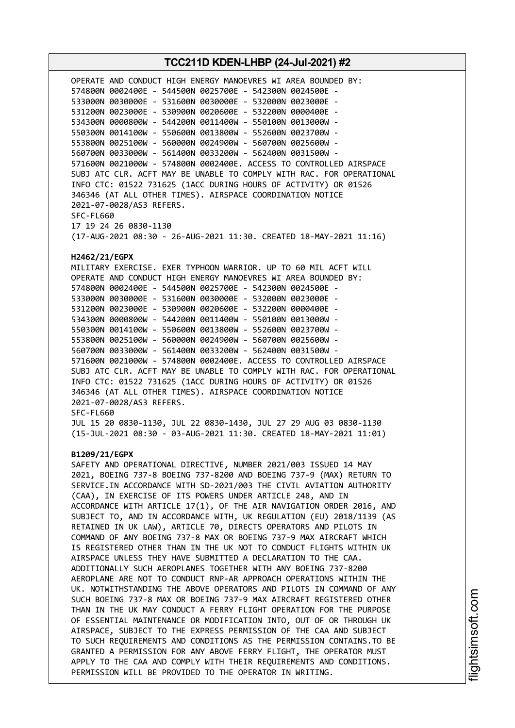OPERATE AND CONDUCT HIGH ENERGY MANOEVRES WI AREA BOUNDED BY:
574800N 0002400E - 544500N 0025700E - 542300N 0024500E -
533000N 0030000E - 531600N 0030000E - 532000N 0023000E -
531200N 0023000E - 530900N 0020600E - 532200N 0000400E -
534300N 0000800W - 544200N 0011400W - 550100N 0013000W -
550300N 0014100W - 550600N 0013800W - 552600N 0023700W -
553800N 0025100W - 560000N 0024900W - 560700N 0025600W -
560700N 0033000W - 561400N 0033200W - 562400N 0031500W -
571600N 0021000W - 574800N 0002400E. ACCESS TO CONTROLLED AIRSPACE
SUBJ ATC CLR. ACFT MAY BE UNABLE TO COMPLY WITH RAC. FOR OPERATIONAL
INFO CTC: 01522 731625 (1ACC DURING HOURS OF ACTIVITY) OR 01526
346346 (AT ALL OTHER TIMES). AIRSPACE COORDINATION NOTICE
2021-07-0028/AS3 REFERS.
SFC-FL660
17 19 24 26 0830-1130
(17-AUG-2021 08:30 - 26-AUG-2021 11:30. CREATED 18-MAY-2021 11:16)

**H2462/21/EGPX**
MILITARY EXERCISE. EXER TYPHOON WARRIOR. UP TO 60 MIL ACFT WILL
OPERATE AND CONDUCT HIGH ENERGY MANOEVRES WI AREA BOUNDED BY:
574800N 0002400E - 544500N 0025700E - 542300N 0024500E -
533000N 0030000E - 531600N 0030000E - 532000N 0023000E -
531200N 0023000E - 530900N 0020600E - 532200N 0000400E -
534300N 0000800W - 544200N 0011400W - 550100N 0013000W -
550300N 0014100W - 550600N 0013800W - 552600N 0023700W -
553800N 0025100W - 560000N 0024900W - 560700N 0025600W -
560700N 0033000W - 561400N 0033200W - 562400N 0031500W -
571600N 0021000W - 574800N 0002400E. ACCESS TO CONTROLLED AIRSPACE
SUBJ ATC CLR. ACFT MAY BE UNABLE TO COMPLY WITH RAC. FOR OPERATIONAL
INFO CTC: 01522 731625 (1ACC DURING HOURS OF ACTIVITY) OR 01526
346346 (AT ALL OTHER TIMES). AIRSPACE COORDINATION NOTICE
2021-07-0028/AS3 REFERS.
SFC-FL660
JUL 15 20 0830-1130, JUL 22 0830-1430, JUL 27 29 AUG 03 0830-1130
(15-JUL-2021 08:30 - 03-AUG-2021 11:30. CREATED 18-MAY-2021 11:01)

**B1209/21/EGPX**
SAFETY AND OPERATIONAL DIRECTIVE, NUMBER 2021/003 ISSUED 14 MAY
2021, BOEING 737-8 BOEING 737-8200 AND BOEING 737-9 (MAX) RETURN TO
SERVICE.IN ACCORDANCE WITH SD-2021/003 THE CIVIL AVIATION AUTHORITY
(CAA), IN EXERCISE OF ITS POWERS UNDER ARTICLE 248, AND IN
ACCORDANCE WITH ARTICLE 17(1), OF THE AIR NAVIGATION ORDER 2016, AND
SUBJECT TO, AND IN ACCORDANCE WITH, UK REGULATION (EU) 2018/1139 (AS
RETAINED IN UK LAW), ARTICLE 70, DIRECTS OPERATORS AND PILOTS IN
COMMAND OF ANY BOEING 737-8 MAX OR BOEING 737-9 MAX AIRCRAFT WHICH
IS REGISTERED OTHER THAN IN THE UK NOT TO CONDUCT FLIGHTS WITHIN UK
AIRSPACE UNLESS THEY HAVE SUBMITTED A DECLARATION TO THE CAA.
ADDITIONALLY SUCH AEROPLANES TOGETHER WITH ANY BOEING 737-8200
AEROPLANE ARE NOT TO CONDUCT RNP-AR APPROACH OPERATIONS WITHIN THE
UK. NOTWITHSTANDING THE ABOVE OPERATORS AND PILOTS IN COMMAND OF ANY
SUCH BOEING 737-8 MAX OR BOEING 737-9 MAX AIRCRAFT REGISTERED OTHER
THAN IN THE UK MAY CONDUCT A FERRY FLIGHT OPERATION FOR THE PURPOSE
OF ESSENTIAL MAINTENANCE OR MODIFICATION INTO, OUT OF OR THROUGH UK
AIRSPACE, SUBJECT TO THE EXPRESS PERMISSION OF THE CAA AND SUBJECT
TO SUCH REQUIREMENTS AND CONDITIONS AS THE PERMISSION CONTAINS.TO BE
GRANTED A PERMISSION FOR ANY ABOVE FERRY FLIGHT, THE OPERATOR MUST
APPLY TO THE CAA AND COMPLY WITH THEIR REQUIREMENTS AND CONDITIONS.
PERMISSION WILL BE PROVIDED TO THE OPERATOR IN WRITING.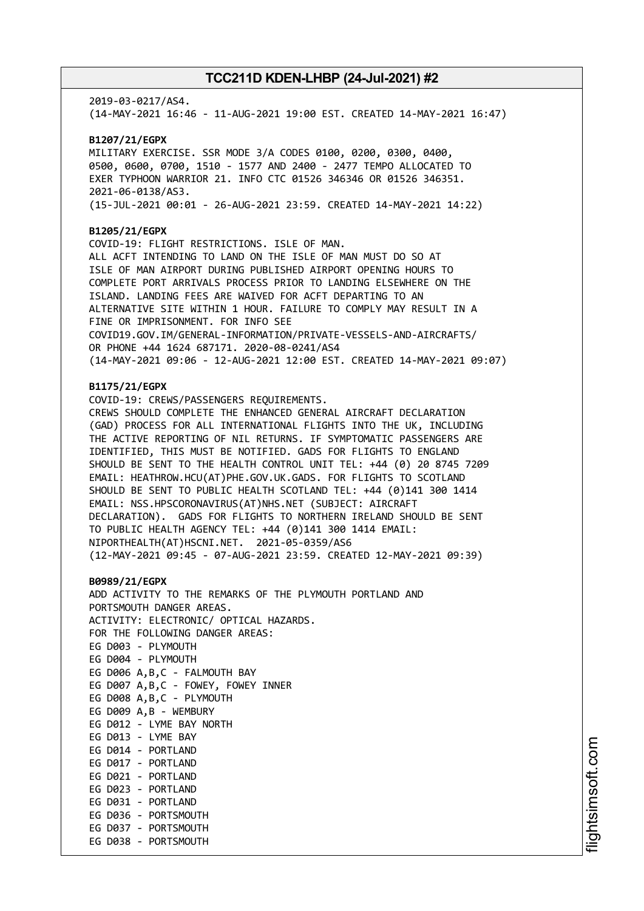2019-03-0217/AS4.
(14-MAY-2021 16:46 - 11-AUG-2021 19:00 EST. CREATED 14-MAY-2021 16:47)

**B1207/21/EGPX**
MILITARY EXERCISE. SSR MODE 3/A CODES 0100, 0200, 0300, 0400,
0500, 0600, 0700, 1510 - 1577 AND 2400 - 2477 TEMPO ALLOCATED TO
EXER TYPHOON WARRIOR 21. INFO CTC 01526 346346 OR 01526 346351.
2021-06-0138/AS3.
(15-JUL-2021 00:01 - 26-AUG-2021 23:59. CREATED 14-MAY-2021 14:22)

**B1205/21/EGPX**
COVID-19: FLIGHT RESTRICTIONS. ISLE OF MAN.
ALL ACFT INTENDING TO LAND ON THE ISLE OF MAN MUST DO SO AT
ISLE OF MAN AIRPORT DURING PUBLISHED AIRPORT OPENING HOURS TO
COMPLETE PORT ARRIVALS PROCESS PRIOR TO LANDING ELSEWHERE ON THE
ISLAND. LANDING FEES ARE WAIVED FOR ACFT DEPARTING TO AN
ALTERNATIVE SITE WITHIN 1 HOUR. FAILURE TO COMPLY MAY RESULT IN A
FINE OR IMPRISONMENT. FOR INFO SEE
COVID19.GOV.IM/GENERAL-INFORMATION/PRIVATE-VESSELS-AND-AIRCRAFTS/
OR PHONE +44 1624 687171. 2020-08-0241/AS4
(14-MAY-2021 09:06 - 12-AUG-2021 12:00 EST. CREATED 14-MAY-2021 09:07)

**B1175/21/EGPX**
COVID-19: CREWS/PASSENGERS REQUIREMENTS.
CREWS SHOULD COMPLETE THE ENHANCED GENERAL AIRCRAFT DECLARATION
(GAD) PROCESS FOR ALL INTERNATIONAL FLIGHTS INTO THE UK, INCLUDING
THE ACTIVE REPORTING OF NIL RETURNS. IF SYMPTOMATIC PASSENGERS ARE
IDENTIFIED, THIS MUST BE NOTIFIED. GADS FOR FLIGHTS TO ENGLAND
SHOULD BE SENT TO THE HEALTH CONTROL UNIT TEL: +44 (0) 20 8745 7209
EMAIL: HEATHROW.HCU(AT)PHE.GOV.UK.GADS. FOR FLIGHTS TO SCOTLAND
SHOULD BE SENT TO PUBLIC HEALTH SCOTLAND TEL: +44 (0)141 300 1414
EMAIL: NSS.HPSCORONAVIRUS(AT)NHS.NET (SUBJECT: AIRCRAFT
DECLARATION). GADS FOR FLIGHTS TO NORTHERN IRELAND SHOULD BE SENT
TO PUBLIC HEALTH AGENCY TEL: +44 (0)141 300 1414 EMAIL:
NIPORTHEALTH(AT)HSCNI.NET. 2021-05-0359/AS6
(12-MAY-2021 09:45 - 07-AUG-2021 23:59. CREATED 12-MAY-2021 09:39)

**B0989/21/EGPX**
ADD ACTIVITY TO THE REMARKS OF THE PLYMOUTH PORTLAND AND
PORTSMOUTH DANGER AREAS.
ACTIVITY: ELECTRONIC/ OPTICAL HAZARDS.
FOR THE FOLLOWING DANGER AREAS:
EG D003 - PLYMOUTH
EG D004 - PLYMOUTH
EG D006 A,B,C - FALMOUTH BAY
EG D007 A,B,C - FOWEY, FOWEY INNER
EG D008 A,B,C - PLYMOUTH
EG D009 A,B - WEMBURY
EG D012 - LYME BAY NORTH
EG D013 - LYME BAY
EG D014 - PORTLAND
EG D017 - PORTLAND
EG D021 - PORTLAND
EG D023 - PORTLAND
EG D031 - PORTLAND
EG D036 - PORTSMOUTH
EG D037 - PORTSMOUTH
EG D038 - PORTSMOUTH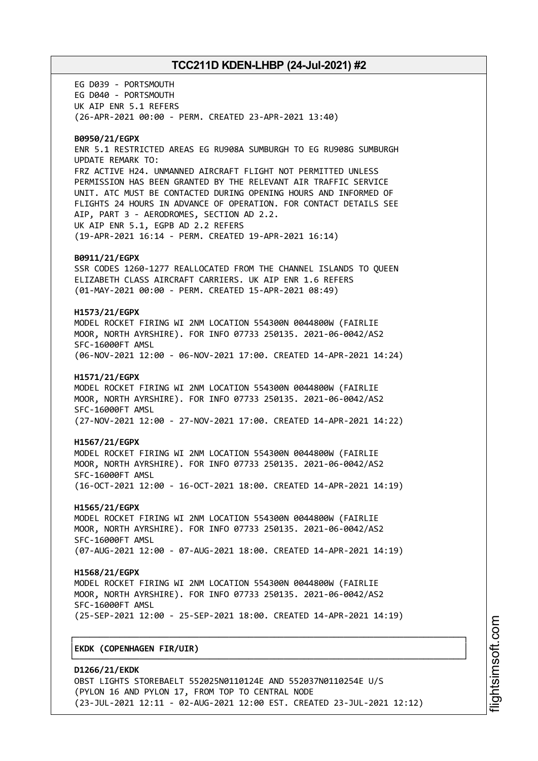EG D039 - PORTSMOUTH
EG D040 - PORTSMOUTH
UK AIP ENR 5.1 REFERS
(26-APR-2021 00:00 - PERM. CREATED 23-APR-2021 13:40)

**B0950/21/EGPX**
ENR 5.1 RESTRICTED AREAS EG RU908A SUMBURGH TO EG RU908G SUMBURGH
UPDATE REMARK TO:
FRZ ACTIVE H24. UNMANNED AIRCRAFT FLIGHT NOT PERMITTED UNLESS PERMISSION HAS BEEN GRANTED BY THE RELEVANT AIR TRAFFIC SERVICE UNIT. ATC MUST BE CONTACTED DURING OPENING HOURS AND INFORMED OF FLIGHTS 24 HOURS IN ADVANCE OF OPERATION. FOR CONTACT DETAILS SEE AIP, PART 3 - AERODROMES, SECTION AD 2.2.
UK AIP ENR 5.1, EGPB AD 2.2 REFERS
(19-APR-2021 16:14 - PERM. CREATED 19-APR-2021 16:14)

**B0911/21/EGPX**
SSR CODES 1260-1277 REALLOCATED FROM THE CHANNEL ISLANDS TO QUEEN ELIZABETH CLASS AIRCRAFT CARRIERS. UK AIP ENR 1.6 REFERS
(01-MAY-2021 00:00 - PERM. CREATED 15-APR-2021 08:49)

**H1573/21/EGPX**
MODEL ROCKET FIRING WI 2NM LOCATION 554300N 0044800W (FAIRLIE MOOR, NORTH AYRSHIRE). FOR INFO 07733 250135. 2021-06-0042/AS2
SFC-16000FT AMSL
(06-NOV-2021 12:00 - 06-NOV-2021 17:00. CREATED 14-APR-2021 14:24)

**H1571/21/EGPX**
MODEL ROCKET FIRING WI 2NM LOCATION 554300N 0044800W (FAIRLIE MOOR, NORTH AYRSHIRE). FOR INFO 07733 250135. 2021-06-0042/AS2
SFC-16000FT AMSL
(27-NOV-2021 12:00 - 27-NOV-2021 17:00. CREATED 14-APR-2021 14:22)

**H1567/21/EGPX**
MODEL ROCKET FIRING WI 2NM LOCATION 554300N 0044800W (FAIRLIE MOOR, NORTH AYRSHIRE). FOR INFO 07733 250135. 2021-06-0042/AS2
SFC-16000FT AMSL
(16-OCT-2021 12:00 - 16-OCT-2021 18:00. CREATED 14-APR-2021 14:19)

**H1565/21/EGPX**
MODEL ROCKET FIRING WI 2NM LOCATION 554300N 0044800W (FAIRLIE MOOR, NORTH AYRSHIRE). FOR INFO 07733 250135. 2021-06-0042/AS2
SFC-16000FT AMSL
(07-AUG-2021 12:00 - 07-AUG-2021 18:00. CREATED 14-APR-2021 14:19)

**H1568/21/EGPX**
MODEL ROCKET FIRING WI 2NM LOCATION 554300N 0044800W (FAIRLIE MOOR, NORTH AYRSHIRE). FOR INFO 07733 250135. 2021-06-0042/AS2
SFC-16000FT AMSL
(25-SEP-2021 12:00 - 25-SEP-2021 18:00. CREATED 14-APR-2021 14:19)

## EKDK (COPENHAGEN FIR/UIR)

**D1266/21/EKDK**
OBST LIGHTS STOREBAELT 552025N0110124E AND 552037N0110254E U/S
(PYLON 16 AND PYLON 17, FROM TOP TO CENTRAL NODE
(23-JUL-2021 12:11 - 02-AUG-2021 12:00 EST. CREATED 23-JUL-2021 12:12)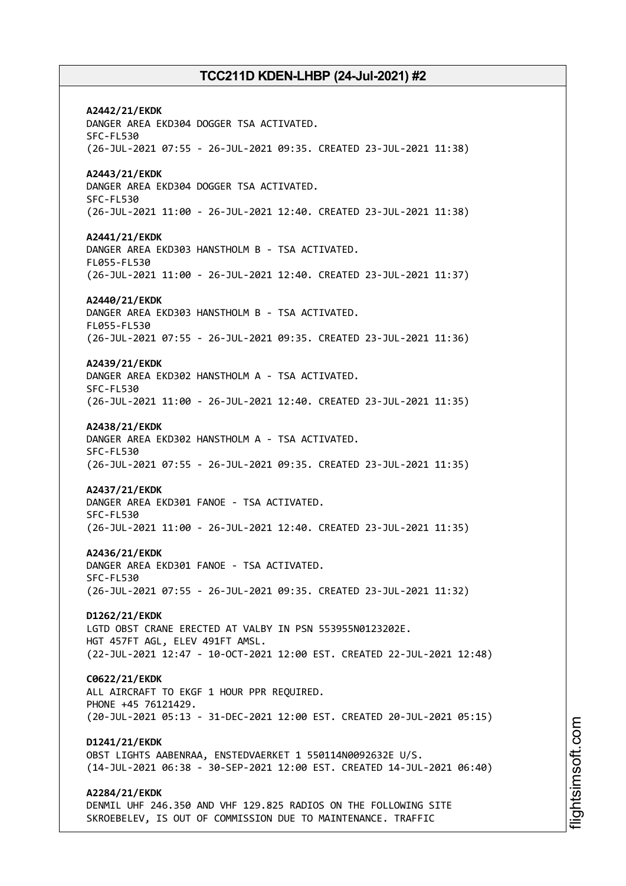**A2442/21/EKDK**
DANGER AREA EKD304 DOGGER TSA ACTIVATED.
SFC-FL530
(26-JUL-2021 07:55 - 26-JUL-2021 09:35. CREATED 23-JUL-2021 11:38)

**A2443/21/EKDK**
DANGER AREA EKD304 DOGGER TSA ACTIVATED.
SFC-FL530
(26-JUL-2021 11:00 - 26-JUL-2021 12:40. CREATED 23-JUL-2021 11:38)

**A2441/21/EKDK**
DANGER AREA EKD303 HANSTHOLM B - TSA ACTIVATED.
FL055-FL530
(26-JUL-2021 11:00 - 26-JUL-2021 12:40. CREATED 23-JUL-2021 11:37)

**A2440/21/EKDK**
DANGER AREA EKD303 HANSTHOLM B - TSA ACTIVATED.
FL055-FL530
(26-JUL-2021 07:55 - 26-JUL-2021 09:35. CREATED 23-JUL-2021 11:36)

**A2439/21/EKDK**
DANGER AREA EKD302 HANSTHOLM A - TSA ACTIVATED.
SFC-FL530
(26-JUL-2021 11:00 - 26-JUL-2021 12:40. CREATED 23-JUL-2021 11:35)

**A2438/21/EKDK**
DANGER AREA EKD302 HANSTHOLM A - TSA ACTIVATED.
SFC-FL530
(26-JUL-2021 07:55 - 26-JUL-2021 09:35. CREATED 23-JUL-2021 11:35)

**A2437/21/EKDK**
DANGER AREA EKD301 FANOE - TSA ACTIVATED.
SFC-FL530
(26-JUL-2021 11:00 - 26-JUL-2021 12:40. CREATED 23-JUL-2021 11:35)

**A2436/21/EKDK**
DANGER AREA EKD301 FANOE - TSA ACTIVATED.
SFC-FL530
(26-JUL-2021 07:55 - 26-JUL-2021 09:35. CREATED 23-JUL-2021 11:32)

**D1262/21/EKDK**
LGTD OBST CRANE ERECTED AT VALBY IN PSN 553955N0123202E.
HGT 457FT AGL, ELEV 491FT AMSL.
(22-JUL-2021 12:47 - 10-OCT-2021 12:00 EST. CREATED 22-JUL-2021 12:48)

**C0622/21/EKDK**
ALL AIRCRAFT TO EKGF 1 HOUR PPR REQUIRED.
PHONE +45 76121429.
(20-JUL-2021 05:13 - 31-DEC-2021 12:00 EST. CREATED 20-JUL-2021 05:15)

**D1241/21/EKDK**
OBST LIGHTS AABENRAA, ENSTEDVAERKET 1 550114N0092632E U/S.
(14-JUL-2021 06:38 - 30-SEP-2021 12:00 EST. CREATED 14-JUL-2021 06:40)

**A2284/21/EKDK**
DENMIL UHF 246.350 AND VHF 129.825 RADIOS ON THE FOLLOWING SITE
SKROEBELEV, IS OUT OF COMMISSION DUE TO MAINTENANCE. TRAFFIC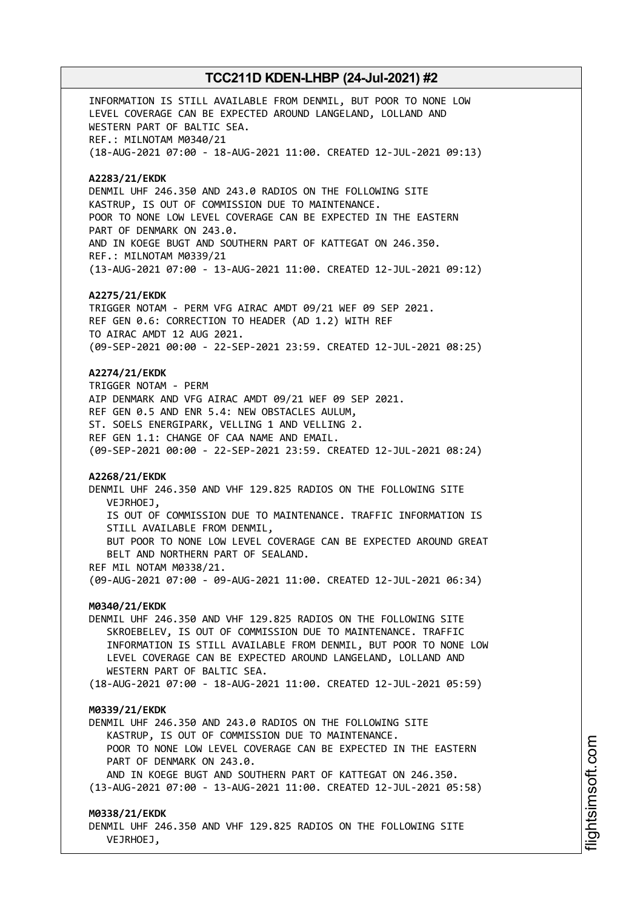INFORMATION IS STILL AVAILABLE FROM DENMIL, BUT POOR TO NONE LOW LEVEL COVERAGE CAN BE EXPECTED AROUND LANGELAND, LOLLAND AND WESTERN PART OF BALTIC SEA.
REF.: MILNOTAM M0340/21
(18-AUG-2021 07:00 - 18-AUG-2021 11:00. CREATED 12-JUL-2021 09:13)

**A2283/21/EKDK**
DENMIL UHF 246.350 AND 243.0 RADIOS ON THE FOLLOWING SITE KASTRUP, IS OUT OF COMMISSION DUE TO MAINTENANCE.
POOR TO NONE LOW LEVEL COVERAGE CAN BE EXPECTED IN THE EASTERN PART OF DENMARK ON 243.0.
AND IN KOEGE BUGT AND SOUTHERN PART OF KATTEGAT ON 246.350.
REF.: MILNOTAM M0339/21
(13-AUG-2021 07:00 - 13-AUG-2021 11:00. CREATED 12-JUL-2021 09:12)

**A2275/21/EKDK**
TRIGGER NOTAM - PERM VFG AIRAC AMDT 09/21 WEF 09 SEP 2021.
REF GEN 0.6: CORRECTION TO HEADER (AD 1.2) WITH REF TO AIRAC AMDT 12 AUG 2021.
(09-SEP-2021 00:00 - 22-SEP-2021 23:59. CREATED 12-JUL-2021 08:25)

**A2274/21/EKDK**
TRIGGER NOTAM - PERM
AIP DENMARK AND VFG AIRAC AMDT 09/21 WEF 09 SEP 2021.
REF GEN 0.5 AND ENR 5.4: NEW OBSTACLES AULUM, ST. SOELS ENERGIPARK, VELLING 1 AND VELLING 2.
REF GEN 1.1: CHANGE OF CAA NAME AND EMAIL.
(09-SEP-2021 00:00 - 22-SEP-2021 23:59. CREATED 12-JUL-2021 08:24)

**A2268/21/EKDK**
DENMIL UHF 246.350 AND VHF 129.825 RADIOS ON THE FOLLOWING SITE VEJRHOEJ,
IS OUT OF COMMISSION DUE TO MAINTENANCE. TRAFFIC INFORMATION IS STILL AVAILABLE FROM DENMIL,
BUT POOR TO NONE LOW LEVEL COVERAGE CAN BE EXPECTED AROUND GREAT BELT AND NORTHERN PART OF SEALAND.
REF MIL NOTAM M0338/21.
(09-AUG-2021 07:00 - 09-AUG-2021 11:00. CREATED 12-JUL-2021 06:34)

**M0340/21/EKDK**
DENMIL UHF 246.350 AND VHF 129.825 RADIOS ON THE FOLLOWING SITE SKROEBELEV, IS OUT OF COMMISSION DUE TO MAINTENANCE. TRAFFIC INFORMATION IS STILL AVAILABLE FROM DENMIL, BUT POOR TO NONE LOW LEVEL COVERAGE CAN BE EXPECTED AROUND LANGELAND, LOLLAND AND WESTERN PART OF BALTIC SEA.
(18-AUG-2021 07:00 - 18-AUG-2021 11:00. CREATED 12-JUL-2021 05:59)

**M0339/21/EKDK**
DENMIL UHF 246.350 AND 243.0 RADIOS ON THE FOLLOWING SITE KASTRUP, IS OUT OF COMMISSION DUE TO MAINTENANCE.
POOR TO NONE LOW LEVEL COVERAGE CAN BE EXPECTED IN THE EASTERN PART OF DENMARK ON 243.0.
AND IN KOEGE BUGT AND SOUTHERN PART OF KATTEGAT ON 246.350.
(13-AUG-2021 07:00 - 13-AUG-2021 11:00. CREATED 12-JUL-2021 05:58)

**M0338/21/EKDK**
DENMIL UHF 246.350 AND VHF 129.825 RADIOS ON THE FOLLOWING SITE VEJRHOEJ,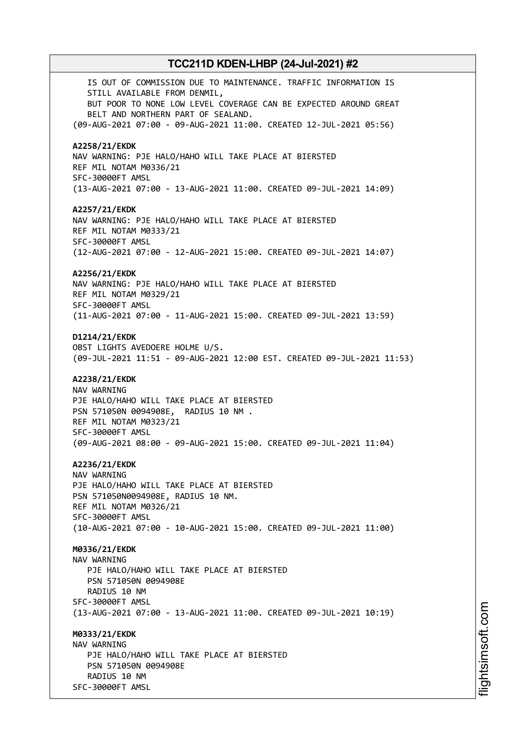IS OUT OF COMMISSION DUE TO MAINTENANCE. TRAFFIC INFORMATION IS
STILL AVAILABLE FROM DENMIL,
BUT POOR TO NONE LOW LEVEL COVERAGE CAN BE EXPECTED AROUND GREAT
BELT AND NORTHERN PART OF SEALAND.
(09-AUG-2021 07:00 - 09-AUG-2021 11:00. CREATED 12-JUL-2021 05:56)

**A2258/21/EKDK**
NAV WARNING: PJE HALO/HAHO WILL TAKE PLACE AT BIERSTED
REF MIL NOTAM M0336/21
SFC-30000FT AMSL
(13-AUG-2021 07:00 - 13-AUG-2021 11:00. CREATED 09-JUL-2021 14:09)

**A2257/21/EKDK**
NAV WARNING: PJE HALO/HAHO WILL TAKE PLACE AT BIERSTED
REF MIL NOTAM M0333/21
SFC-30000FT AMSL
(12-AUG-2021 07:00 - 12-AUG-2021 15:00. CREATED 09-JUL-2021 14:07)

**A2256/21/EKDK**
NAV WARNING: PJE HALO/HAHO WILL TAKE PLACE AT BIERSTED
REF MIL NOTAM M0329/21
SFC-30000FT AMSL
(11-AUG-2021 07:00 - 11-AUG-2021 15:00. CREATED 09-JUL-2021 13:59)

**D1214/21/EKDK**
OBST LIGHTS AVEDOERE HOLME U/S.
(09-JUL-2021 11:51 - 09-AUG-2021 12:00 EST. CREATED 09-JUL-2021 11:53)

**A2238/21/EKDK**
NAV WARNING
PJE HALO/HAHO WILL TAKE PLACE AT BIERSTED
PSN 571050N 0094908E, RADIUS 10 NM .
REF MIL NOTAM M0323/21
SFC-30000FT AMSL
(09-AUG-2021 08:00 - 09-AUG-2021 15:00. CREATED 09-JUL-2021 11:04)

**A2236/21/EKDK**
NAV WARNING
PJE HALO/HAHO WILL TAKE PLACE AT BIERSTED
PSN 571050N0094908E, RADIUS 10 NM.
REF MIL NOTAM M0326/21
SFC-30000FT AMSL
(10-AUG-2021 07:00 - 10-AUG-2021 15:00. CREATED 09-JUL-2021 11:00)

**M0336/21/EKDK**
NAV WARNING
PJE HALO/HAHO WILL TAKE PLACE AT BIERSTED
PSN 571050N 0094908E
RADIUS 10 NM
SFC-30000FT AMSL
(13-AUG-2021 07:00 - 13-AUG-2021 11:00. CREATED 09-JUL-2021 10:19)

**M0333/21/EKDK**
NAV WARNING
PJE HALO/HAHO WILL TAKE PLACE AT BIERSTED
PSN 571050N 0094908E
RADIUS 10 NM
SFC-30000FT AMSL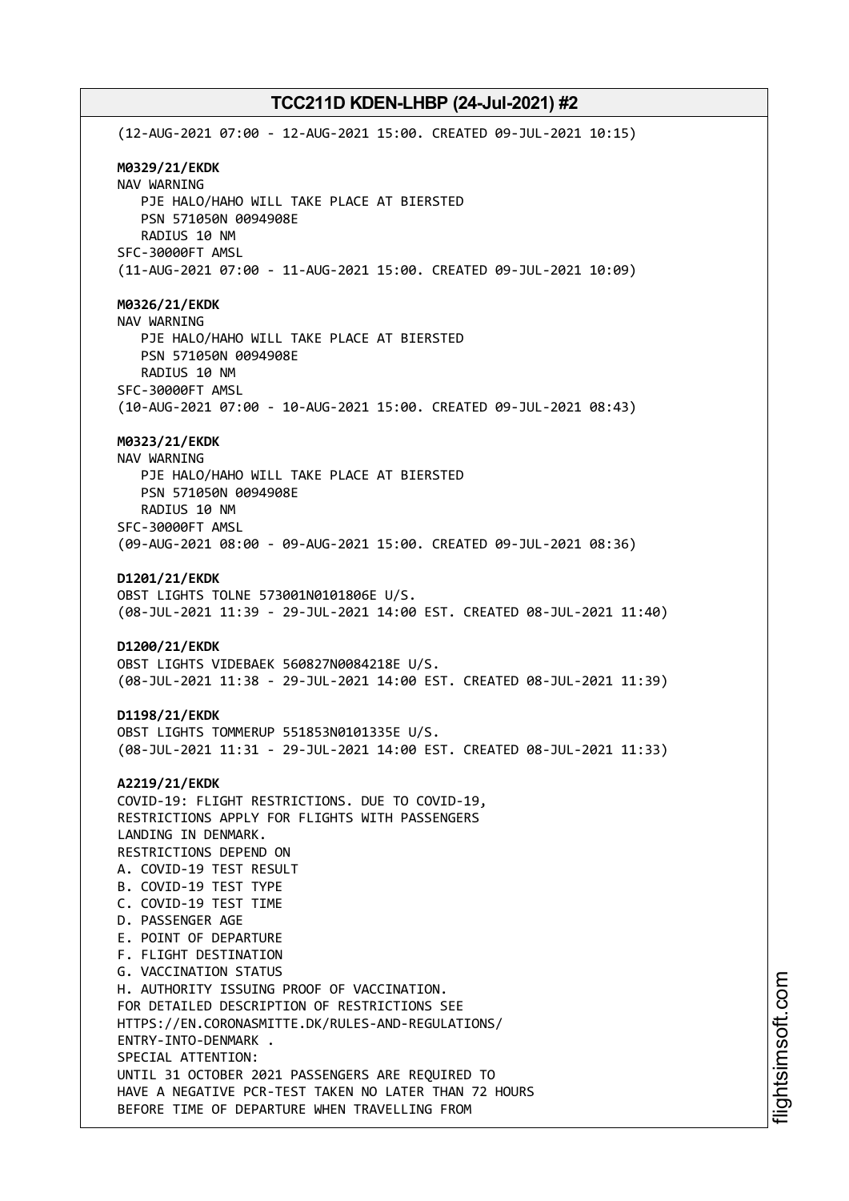(12-AUG-2021 07:00 - 12-AUG-2021 15:00. CREATED 09-JUL-2021 10:15)

**M0329/21/EKDK**
NAV WARNING
PJE HALO/HAHO WILL TAKE PLACE AT BIERSTED
PSN 571050N 0094908E
RADIUS 10 NM
SFC-30000FT AMSL
(11-AUG-2021 07:00 - 11-AUG-2021 15:00. CREATED 09-JUL-2021 10:09)

**M0326/21/EKDK**
NAV WARNING
PJE HALO/HAHO WILL TAKE PLACE AT BIERSTED
PSN 571050N 0094908E
RADIUS 10 NM
SFC-30000FT AMSL
(10-AUG-2021 07:00 - 10-AUG-2021 15:00. CREATED 09-JUL-2021 08:43)

**M0323/21/EKDK**
NAV WARNING
PJE HALO/HAHO WILL TAKE PLACE AT BIERSTED
PSN 571050N 0094908E
RADIUS 10 NM
SFC-30000FT AMSL
(09-AUG-2021 08:00 - 09-AUG-2021 15:00. CREATED 09-JUL-2021 08:36)

**D1201/21/EKDK**
OBST LIGHTS TOLNE 573001N0101806E U/S.
(08-JUL-2021 11:39 - 29-JUL-2021 14:00 EST. CREATED 08-JUL-2021 11:40)

**D1200/21/EKDK**
OBST LIGHTS VIDEBAEK 560827N0084218E U/S.
(08-JUL-2021 11:38 - 29-JUL-2021 14:00 EST. CREATED 08-JUL-2021 11:39)

**D1198/21/EKDK**
OBST LIGHTS TOMMERUP 551853N0101335E U/S.
(08-JUL-2021 11:31 - 29-JUL-2021 14:00 EST. CREATED 08-JUL-2021 11:33)

**A2219/21/EKDK**
COVID-19: FLIGHT RESTRICTIONS. DUE TO COVID-19,
RESTRICTIONS APPLY FOR FLIGHTS WITH PASSENGERS
LANDING IN DENMARK.
RESTRICTIONS DEPEND ON
A. COVID-19 TEST RESULT
B. COVID-19 TEST TYPE
C. COVID-19 TEST TIME
D. PASSENGER AGE
E. POINT OF DEPARTURE
F. FLIGHT DESTINATION
G. VACCINATION STATUS
H. AUTHORITY ISSUING PROOF OF VACCINATION.
FOR DETAILED DESCRIPTION OF RESTRICTIONS SEE
HTTPS://EN.CORONASMITTE.DK/RULES-AND-REGULATIONS/
ENTRY-INTO-DENMARK .
SPECIAL ATTENTION:
UNTIL 31 OCTOBER 2021 PASSENGERS ARE REQUIRED TO
HAVE A NEGATIVE PCR-TEST TAKEN NO LATER THAN 72 HOURS
BEFORE TIME OF DEPARTURE WHEN TRAVELLING FROM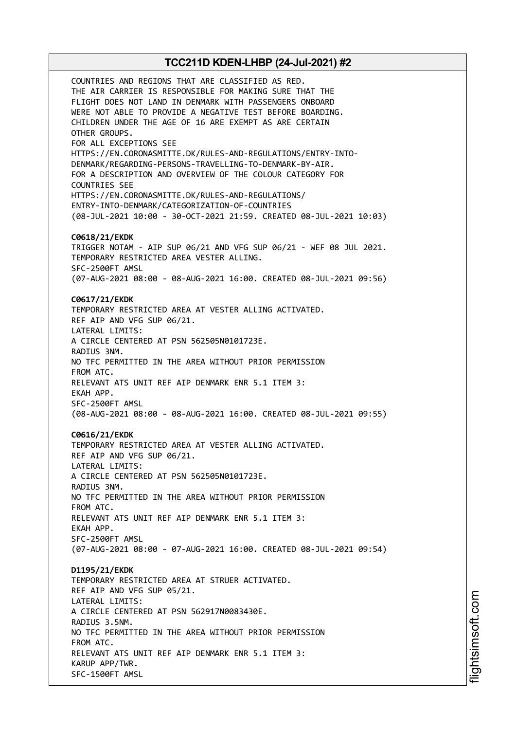COUNTRIES AND REGIONS THAT ARE CLASSIFIED AS RED.
THE AIR CARRIER IS RESPONSIBLE FOR MAKING SURE THAT THE
FLIGHT DOES NOT LAND IN DENMARK WITH PASSENGERS ONBOARD
WERE NOT ABLE TO PROVIDE A NEGATIVE TEST BEFORE BOARDING.
CHILDREN UNDER THE AGE OF 16 ARE EXEMPT AS ARE CERTAIN
OTHER GROUPS.
FOR ALL EXCEPTIONS SEE
HTTPS://EN.CORONASMITTE.DK/RULES-AND-REGULATIONS/ENTRY-INTO-
DENMARK/REGARDING-PERSONS-TRAVELLING-TO-DENMARK-BY-AIR.
FOR A DESCRIPTION AND OVERVIEW OF THE COLOUR CATEGORY FOR
COUNTRIES SEE
HTTPS://EN.CORONASMITTE.DK/RULES-AND-REGULATIONS/
ENTRY-INTO-DENMARK/CATEGORIZATION-OF-COUNTRIES
(08-JUL-2021 10:00 - 30-OCT-2021 21:59. CREATED 08-JUL-2021 10:03)

**C0618/21/EKDK**
TRIGGER NOTAM - AIP SUP 06/21 AND VFG SUP 06/21 - WEF 08 JUL 2021.
TEMPORARY RESTRICTED AREA VESTER ALLING.
SFC-2500FT AMSL
(07-AUG-2021 08:00 - 08-AUG-2021 16:00. CREATED 08-JUL-2021 09:56)

**C0617/21/EKDK**
TEMPORARY RESTRICTED AREA AT VESTER ALLING ACTIVATED.
REF AIP AND VFG SUP 06/21.
LATERAL LIMITS:
A CIRCLE CENTERED AT PSN 562505N0101723E.
RADIUS 3NM.
NO TFC PERMITTED IN THE AREA WITHOUT PRIOR PERMISSION
FROM ATC.
RELEVANT ATS UNIT REF AIP DENMARK ENR 5.1 ITEM 3:
EKAH APP.
SFC-2500FT AMSL
(08-AUG-2021 08:00 - 08-AUG-2021 16:00. CREATED 08-JUL-2021 09:55)

**C0616/21/EKDK**
TEMPORARY RESTRICTED AREA AT VESTER ALLING ACTIVATED.
REF AIP AND VFG SUP 06/21.
LATERAL LIMITS:
A CIRCLE CENTERED AT PSN 562505N0101723E.
RADIUS 3NM.
NO TFC PERMITTED IN THE AREA WITHOUT PRIOR PERMISSION
FROM ATC.
RELEVANT ATS UNIT REF AIP DENMARK ENR 5.1 ITEM 3:
EKAH APP.
SFC-2500FT AMSL
(07-AUG-2021 08:00 - 07-AUG-2021 16:00. CREATED 08-JUL-2021 09:54)

**D1195/21/EKDK**
TEMPORARY RESTRICTED AREA AT STRUER ACTIVATED.
REF AIP AND VFG SUP 05/21.
LATERAL LIMITS:
A CIRCLE CENTERED AT PSN 562917N0083430E.
RADIUS 3.5NM.
NO TFC PERMITTED IN THE AREA WITHOUT PRIOR PERMISSION
FROM ATC.
RELEVANT ATS UNIT REF AIP DENMARK ENR 5.1 ITEM 3:
KARUP APP/TWR.
SFC-1500FT AMSL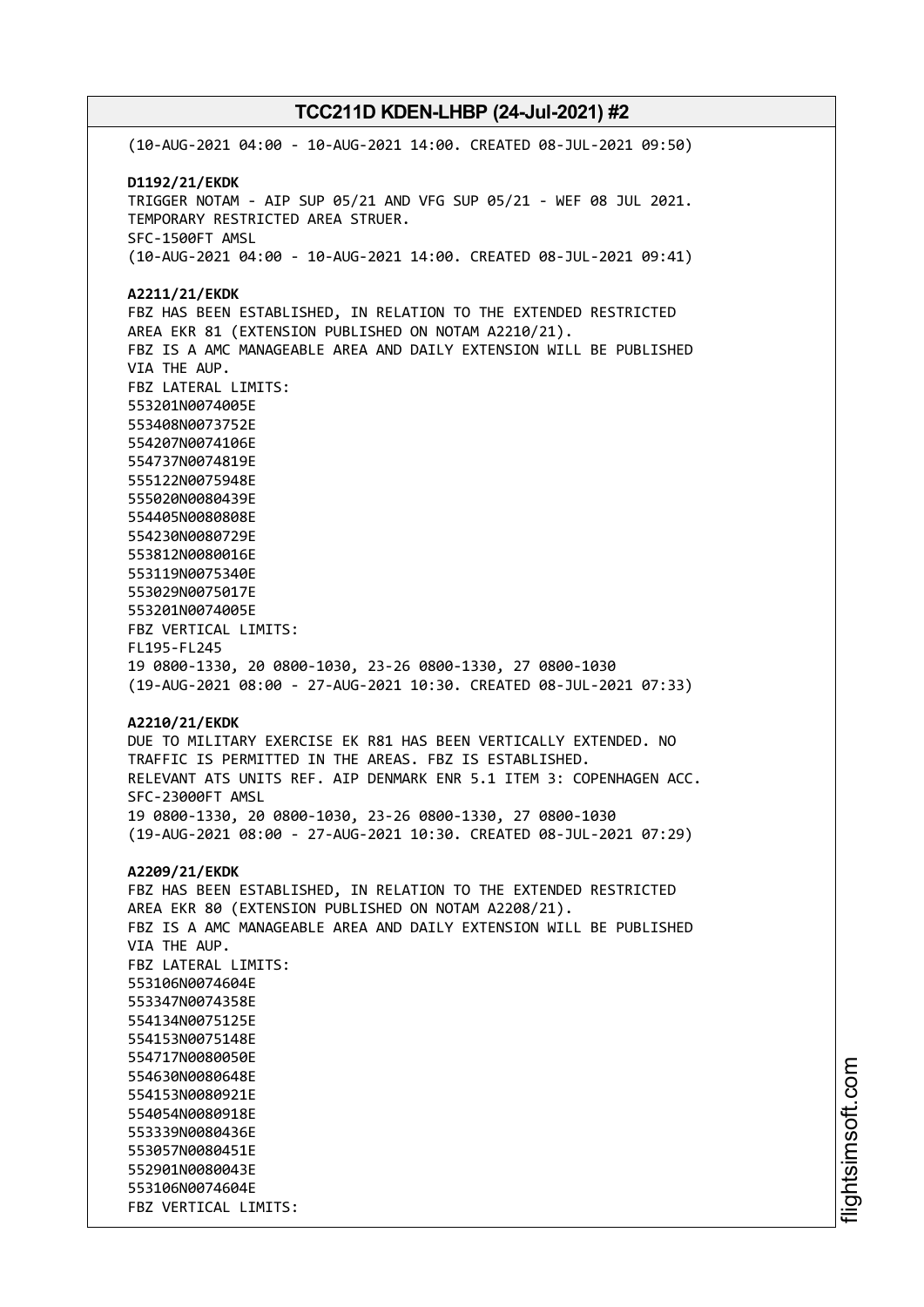(10-AUG-2021 04:00 - 10-AUG-2021 14:00. CREATED 08-JUL-2021 09:50)

**D1192/21/EKDK**
TRIGGER NOTAM - AIP SUP 05/21 AND VFG SUP 05/21 - WEF 08 JUL 2021.
TEMPORARY RESTRICTED AREA STRUER.
SFC-1500FT AMSL
(10-AUG-2021 04:00 - 10-AUG-2021 14:00. CREATED 08-JUL-2021 09:41)

**A2211/21/EKDK**
FBZ HAS BEEN ESTABLISHED, IN RELATION TO THE EXTENDED RESTRICTED AREA EKR 81 (EXTENSION PUBLISHED ON NOTAM A2210/21).
FBZ IS A AMC MANAGEABLE AREA AND DAILY EXTENSION WILL BE PUBLISHED VIA THE AUP.
FBZ LATERAL LIMITS:
553201N0074005E
553408N0073752E
554207N0074106E
554737N0074819E
555122N0075948E
555020N0080439E
554405N0080808E
554230N0080729E
553812N0080016E
553119N0075340E
553029N0075017E
553201N0074005E
FBZ VERTICAL LIMITS:
FL195-FL245
19 0800-1330, 20 0800-1030, 23-26 0800-1330, 27 0800-1030
(19-AUG-2021 08:00 - 27-AUG-2021 10:30. CREATED 08-JUL-2021 07:33)

**A2210/21/EKDK**
DUE TO MILITARY EXERCISE EK R81 HAS BEEN VERTICALLY EXTENDED. NO TRAFFIC IS PERMITTED IN THE AREAS. FBZ IS ESTABLISHED.
RELEVANT ATS UNITS REF. AIP DENMARK ENR 5.1 ITEM 3: COPENHAGEN ACC.
SFC-23000FT AMSL
19 0800-1330, 20 0800-1030, 23-26 0800-1330, 27 0800-1030
(19-AUG-2021 08:00 - 27-AUG-2021 10:30. CREATED 08-JUL-2021 07:29)

**A2209/21/EKDK**
FBZ HAS BEEN ESTABLISHED, IN RELATION TO THE EXTENDED RESTRICTED AREA EKR 80 (EXTENSION PUBLISHED ON NOTAM A2208/21).
FBZ IS A AMC MANAGEABLE AREA AND DAILY EXTENSION WILL BE PUBLISHED VIA THE AUP.
FBZ LATERAL LIMITS:
553106N0074604E
553347N0074358E
554134N0075125E
554153N0075148E
554717N0080050E
554630N0080648E
554153N0080921E
554054N0080918E
553339N0080436E
553057N0080451E
552901N0080043E
553106N0074604E
FBZ VERTICAL LIMITS: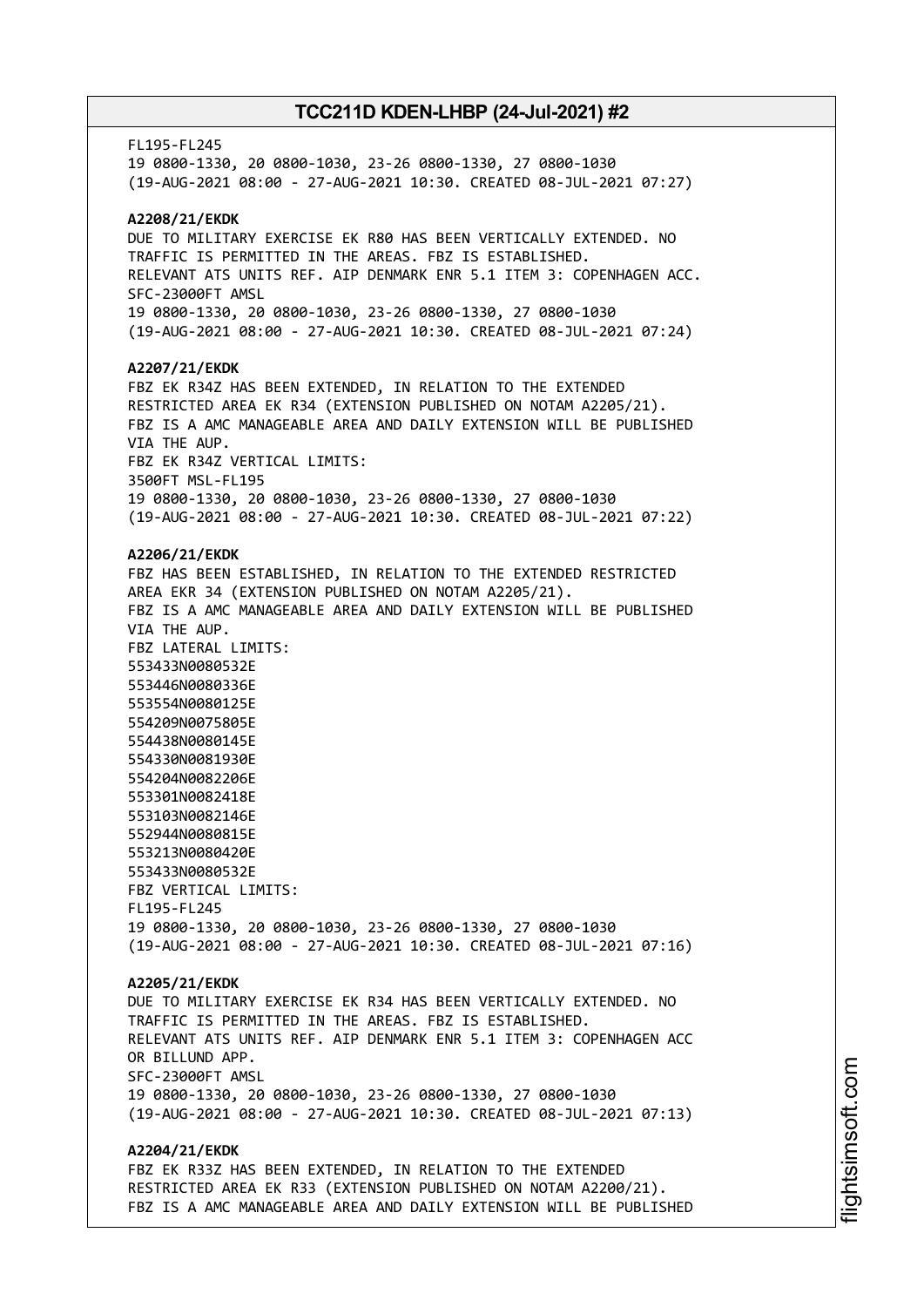FL195-FL245
19 0800-1330, 20 0800-1030, 23-26 0800-1330, 27 0800-1030
(19-AUG-2021 08:00 - 27-AUG-2021 10:30. CREATED 08-JUL-2021 07:27)

**A2208/21/EKDK**
DUE TO MILITARY EXERCISE EK R80 HAS BEEN VERTICALLY EXTENDED. NO TRAFFIC IS PERMITTED IN THE AREAS. FBZ IS ESTABLISHED.
RELEVANT ATS UNITS REF. AIP DENMARK ENR 5.1 ITEM 3: COPENHAGEN ACC.
SFC-23000FT AMSL
19 0800-1330, 20 0800-1030, 23-26 0800-1330, 27 0800-1030
(19-AUG-2021 08:00 - 27-AUG-2021 10:30. CREATED 08-JUL-2021 07:24)

**A2207/21/EKDK**
FBZ EK R34Z HAS BEEN EXTENDED, IN RELATION TO THE EXTENDED RESTRICTED AREA EK R34 (EXTENSION PUBLISHED ON NOTAM A2205/21).
FBZ IS A AMC MANAGEABLE AREA AND DAILY EXTENSION WILL BE PUBLISHED VIA THE AUP.
FBZ EK R34Z VERTICAL LIMITS:
3500FT MSL-FL195
19 0800-1330, 20 0800-1030, 23-26 0800-1330, 27 0800-1030
(19-AUG-2021 08:00 - 27-AUG-2021 10:30. CREATED 08-JUL-2021 07:22)

**A2206/21/EKDK**
FBZ HAS BEEN ESTABLISHED, IN RELATION TO THE EXTENDED RESTRICTED AREA EKR 34 (EXTENSION PUBLISHED ON NOTAM A2205/21).
FBZ IS A AMC MANAGEABLE AREA AND DAILY EXTENSION WILL BE PUBLISHED VIA THE AUP.
FBZ LATERAL LIMITS:
553433N0080532E
553446N0080336E
553554N0080125E
554209N0075805E
554438N0080145E
554330N0081930E
554204N0082206E
553301N0082418E
553103N0082146E
552944N0080815E
553213N0080420E
553433N0080532E
FBZ VERTICAL LIMITS:
FL195-FL245
19 0800-1330, 20 0800-1030, 23-26 0800-1330, 27 0800-1030
(19-AUG-2021 08:00 - 27-AUG-2021 10:30. CREATED 08-JUL-2021 07:16)

**A2205/21/EKDK**
DUE TO MILITARY EXERCISE EK R34 HAS BEEN VERTICALLY EXTENDED. NO TRAFFIC IS PERMITTED IN THE AREAS. FBZ IS ESTABLISHED.
RELEVANT ATS UNITS REF. AIP DENMARK ENR 5.1 ITEM 3: COPENHAGEN ACC OR BILLUND APP.
SFC-23000FT AMSL
19 0800-1330, 20 0800-1030, 23-26 0800-1330, 27 0800-1030
(19-AUG-2021 08:00 - 27-AUG-2021 10:30. CREATED 08-JUL-2021 07:13)

**A2204/21/EKDK**
FBZ EK R33Z HAS BEEN EXTENDED, IN RELATION TO THE EXTENDED RESTRICTED AREA EK R33 (EXTENSION PUBLISHED ON NOTAM A2200/21).
FBZ IS A AMC MANAGEABLE AREA AND DAILY EXTENSION WILL BE PUBLISHED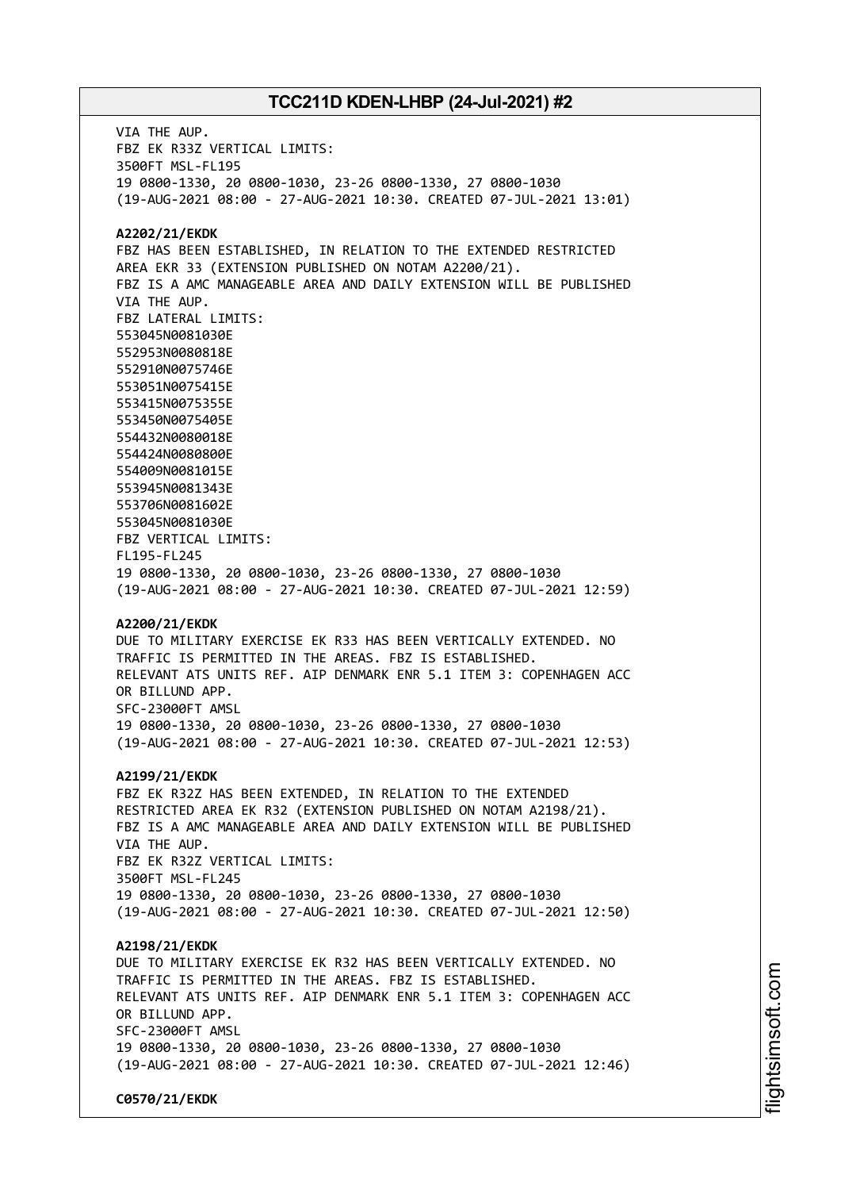VIA THE AUP.
FBZ EK R33Z VERTICAL LIMITS:
3500FT MSL-FL195
19 0800-1330, 20 0800-1030, 23-26 0800-1330, 27 0800-1030
(19-AUG-2021 08:00 - 27-AUG-2021 10:30. CREATED 07-JUL-2021 13:01)

**A2202/21/EKDK**
FBZ HAS BEEN ESTABLISHED, IN RELATION TO THE EXTENDED RESTRICTED AREA EKR 33 (EXTENSION PUBLISHED ON NOTAM A2200/21).
FBZ IS A AMC MANAGEABLE AREA AND DAILY EXTENSION WILL BE PUBLISHED VIA THE AUP.
FBZ LATERAL LIMITS:
553045N0081030E
552953N0080818E
552910N0075746E
553051N0075415E
553415N0075355E
553450N0075405E
554432N0080018E
554424N0080800E
554009N0081015E
553945N0081343E
553706N0081602E
553045N0081030E
FBZ VERTICAL LIMITS:
FL195-FL245
19 0800-1330, 20 0800-1030, 23-26 0800-1330, 27 0800-1030
(19-AUG-2021 08:00 - 27-AUG-2021 10:30. CREATED 07-JUL-2021 12:59)

**A2200/21/EKDK**
DUE TO MILITARY EXERCISE EK R33 HAS BEEN VERTICALLY EXTENDED. NO TRAFFIC IS PERMITTED IN THE AREAS. FBZ IS ESTABLISHED.
RELEVANT ATS UNITS REF. AIP DENMARK ENR 5.1 ITEM 3: COPENHAGEN ACC OR BILLUND APP.
SFC-23000FT AMSL
19 0800-1330, 20 0800-1030, 23-26 0800-1330, 27 0800-1030
(19-AUG-2021 08:00 - 27-AUG-2021 10:30. CREATED 07-JUL-2021 12:53)

**A2199/21/EKDK**
FBZ EK R32Z HAS BEEN EXTENDED, IN RELATION TO THE EXTENDED RESTRICTED AREA EK R32 (EXTENSION PUBLISHED ON NOTAM A2198/21).
FBZ IS A AMC MANAGEABLE AREA AND DAILY EXTENSION WILL BE PUBLISHED VIA THE AUP.
FBZ EK R32Z VERTICAL LIMITS:
3500FT MSL-FL245
19 0800-1330, 20 0800-1030, 23-26 0800-1330, 27 0800-1030
(19-AUG-2021 08:00 - 27-AUG-2021 10:30. CREATED 07-JUL-2021 12:50)

**A2198/21/EKDK**
DUE TO MILITARY EXERCISE EK R32 HAS BEEN VERTICALLY EXTENDED. NO TRAFFIC IS PERMITTED IN THE AREAS. FBZ IS ESTABLISHED.
RELEVANT ATS UNITS REF. AIP DENMARK ENR 5.1 ITEM 3: COPENHAGEN ACC OR BILLUND APP.
SFC-23000FT AMSL
19 0800-1330, 20 0800-1030, 23-26 0800-1330, 27 0800-1030
(19-AUG-2021 08:00 - 27-AUG-2021 10:30. CREATED 07-JUL-2021 12:46)

**C0570/21/EKDK**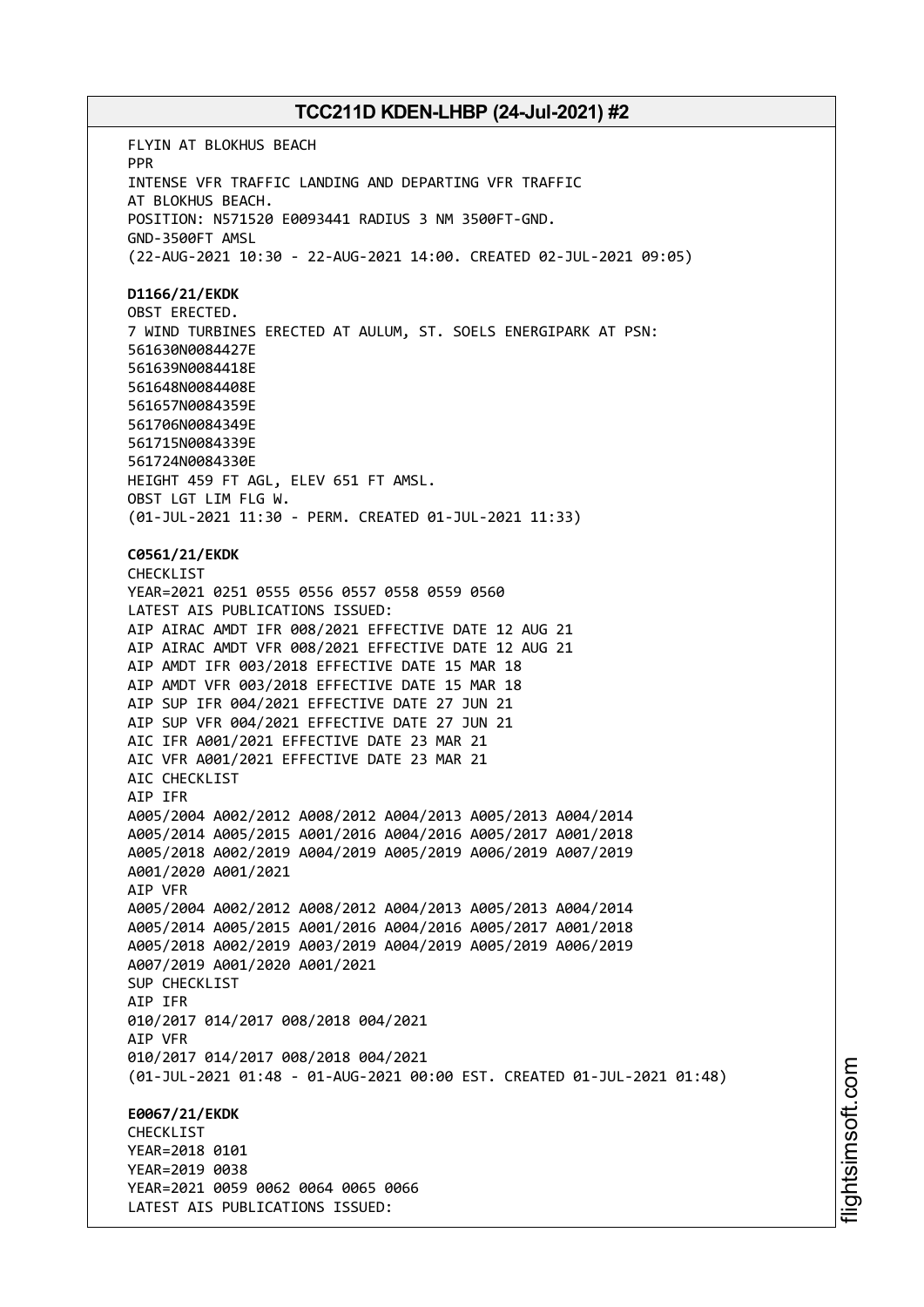FLYIN AT BLOKHUS BEACH
PPR
INTENSE VFR TRAFFIC LANDING AND DEPARTING VFR TRAFFIC
AT BLOKHUS BEACH.
POSITION: N571520 E0093441 RADIUS 3 NM 3500FT-GND.
GND-3500FT AMSL
(22-AUG-2021 10:30 - 22-AUG-2021 14:00. CREATED 02-JUL-2021 09:05)

**D1166/21/EKDK**
OBST ERECTED.
7 WIND TURBINES ERECTED AT AULUM, ST. SOELS ENERGIPARK AT PSN:
561630N0084427E
561639N0084418E
561648N0084408E
561657N0084359E
561706N0084349E
561715N0084339E
561724N0084330E
HEIGHT 459 FT AGL, ELEV 651 FT AMSL.
OBST LGT LIM FLG W.
(01-JUL-2021 11:30 - PERM. CREATED 01-JUL-2021 11:33)

**C0561/21/EKDK**
CHECKLIST
YEAR=2021 0251 0555 0556 0557 0558 0559 0560
LATEST AIS PUBLICATIONS ISSUED:
AIP AIRAC AMDT IFR 008/2021 EFFECTIVE DATE 12 AUG 21
AIP AIRAC AMDT VFR 008/2021 EFFECTIVE DATE 12 AUG 21
AIP AMDT IFR 003/2018 EFFECTIVE DATE 15 MAR 18
AIP AMDT VFR 003/2018 EFFECTIVE DATE 15 MAR 18
AIP SUP IFR 004/2021 EFFECTIVE DATE 27 JUN 21
AIP SUP VFR 004/2021 EFFECTIVE DATE 27 JUN 21
AIC IFR A001/2021 EFFECTIVE DATE 23 MAR 21
AIC VFR A001/2021 EFFECTIVE DATE 23 MAR 21
AIC CHECKLIST
AIP IFR
A005/2004 A002/2012 A008/2012 A004/2013 A005/2013 A004/2014
A005/2014 A005/2015 A001/2016 A004/2016 A005/2017 A001/2018
A005/2018 A002/2019 A004/2019 A005/2019 A006/2019 A007/2019
A001/2020 A001/2021
AIP VFR
A005/2004 A002/2012 A008/2012 A004/2013 A005/2013 A004/2014
A005/2014 A005/2015 A001/2016 A004/2016 A005/2017 A001/2018
A005/2018 A002/2019 A003/2019 A004/2019 A005/2019 A006/2019
A007/2019 A001/2020 A001/2021
SUP CHECKLIST
AIP IFR
010/2017 014/2017 008/2018 004/2021
AIP VFR
010/2017 014/2017 008/2018 004/2021
(01-JUL-2021 01:48 - 01-AUG-2021 00:00 EST. CREATED 01-JUL-2021 01:48)

**E0067/21/EKDK**
CHECKLIST
YEAR=2018 0101
YEAR=2019 0038
YEAR=2021 0059 0062 0064 0065 0066
LATEST AIS PUBLICATIONS ISSUED: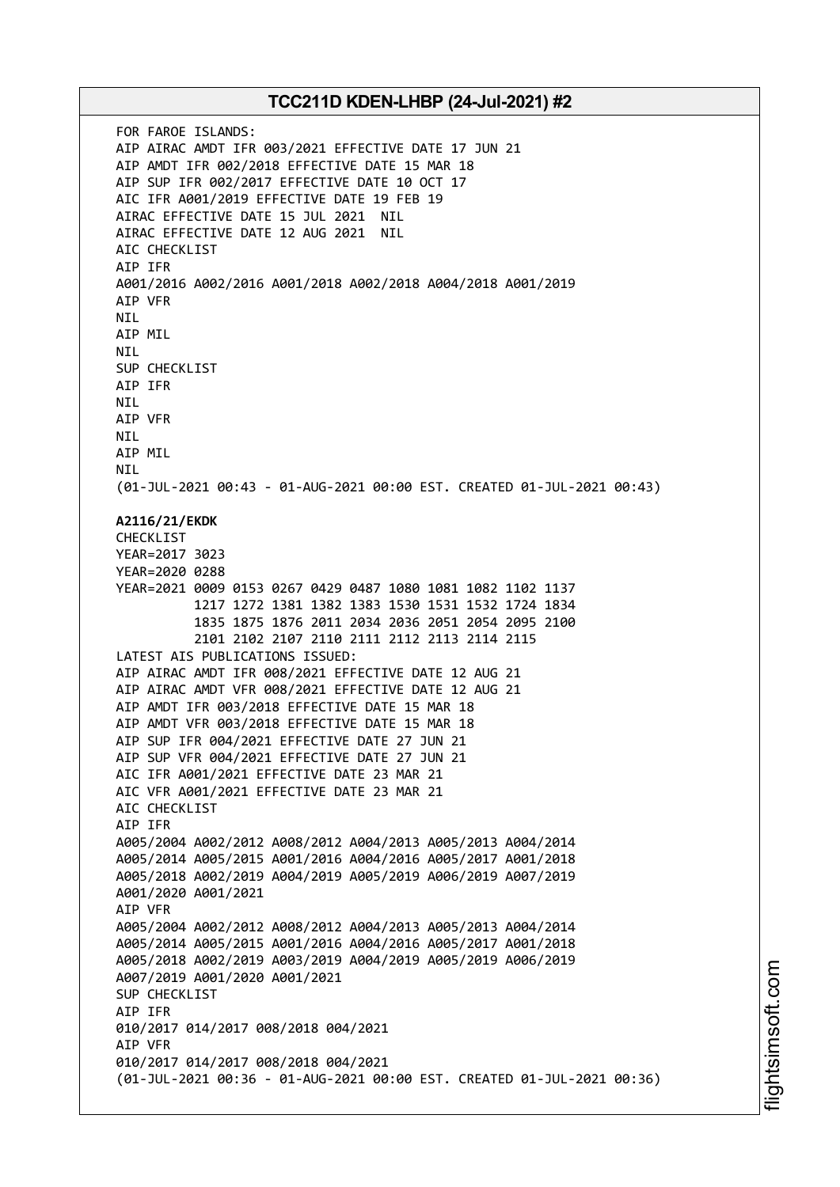FOR FAROE ISLANDS:
AIP AIRAC AMDT IFR 003/2021 EFFECTIVE DATE 17 JUN 21
AIP AMDT IFR 002/2018 EFFECTIVE DATE 15 MAR 18
AIP SUP IFR 002/2017 EFFECTIVE DATE 10 OCT 17
AIC IFR A001/2019 EFFECTIVE DATE 19 FEB 19
AIRAC EFFECTIVE DATE 15 JUL 2021 NIL
AIRAC EFFECTIVE DATE 12 AUG 2021 NIL
AIC CHECKLIST
AIP IFR
A001/2016 A002/2016 A001/2018 A002/2018 A004/2018 A001/2019
AIP VFR
NIL
AIP MIL
NIL
SUP CHECKLIST
AIP IFR
NIL
AIP VFR
NIL
AIP MIL
NIL
(01-JUL-2021 00:43 - 01-AUG-2021 00:00 EST. CREATED 01-JUL-2021 00:43)

**A2116/21/EKDK**
CHECKLIST
YEAR=2017 3023
YEAR=2020 0288
YEAR=2021 0009 0153 0267 0429 0487 1080 1081 1082 1102 1137
1217 1272 1381 1382 1383 1530 1531 1532 1724 1834
1835 1875 1876 2011 2034 2036 2051 2054 2095 2100
2101 2102 2107 2110 2111 2112 2113 2114 2115
LATEST AIS PUBLICATIONS ISSUED:
AIP AIRAC AMDT IFR 008/2021 EFFECTIVE DATE 12 AUG 21
AIP AIRAC AMDT VFR 008/2021 EFFECTIVE DATE 12 AUG 21
AIP AMDT IFR 003/2018 EFFECTIVE DATE 15 MAR 18
AIP AMDT VFR 003/2018 EFFECTIVE DATE 15 MAR 18
AIP SUP IFR 004/2021 EFFECTIVE DATE 27 JUN 21
AIP SUP VFR 004/2021 EFFECTIVE DATE 27 JUN 21
AIC IFR A001/2021 EFFECTIVE DATE 23 MAR 21
AIC VFR A001/2021 EFFECTIVE DATE 23 MAR 21
AIC CHECKLIST
AIP IFR
A005/2004 A002/2012 A008/2012 A004/2013 A005/2013 A004/2014
A005/2014 A005/2015 A001/2016 A004/2016 A005/2017 A001/2018
A005/2018 A002/2019 A004/2019 A005/2019 A006/2019 A007/2019
A001/2020 A001/2021
AIP VFR
A005/2004 A002/2012 A008/2012 A004/2013 A005/2013 A004/2014
A005/2014 A005/2015 A001/2016 A004/2016 A005/2017 A001/2018
A005/2018 A002/2019 A003/2019 A004/2019 A005/2019 A006/2019
A007/2019 A001/2020 A001/2021
SUP CHECKLIST
AIP IFR
010/2017 014/2017 008/2018 004/2021
AIP VFR
010/2017 014/2017 008/2018 004/2021
(01-JUL-2021 00:36 - 01-AUG-2021 00:00 EST. CREATED 01-JUL-2021 00:36)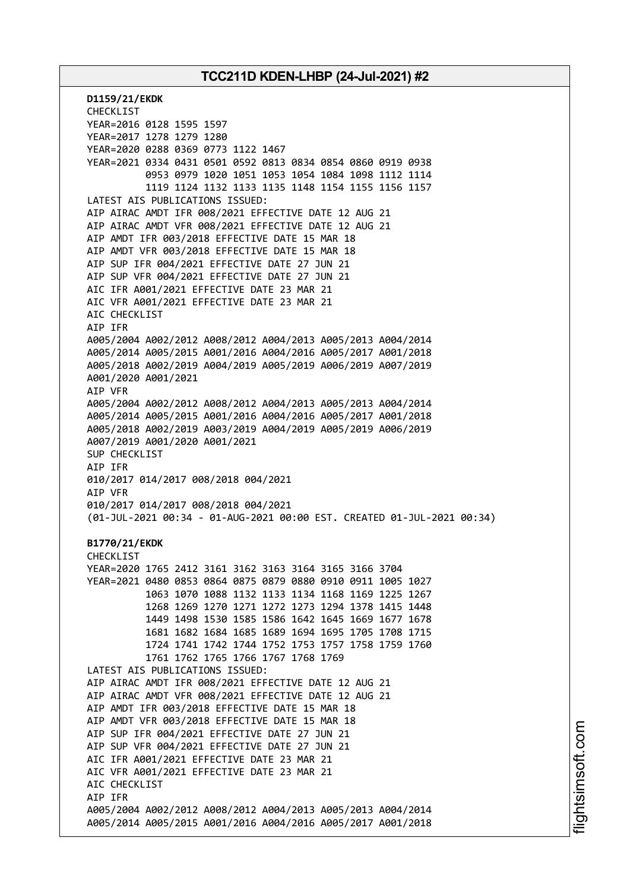**D1159/21/EKDK**
CHECKLIST
YEAR=2016 0128 1595 1597
YEAR=2017 1278 1279 1280
YEAR=2020 0288 0369 0773 1122 1467
YEAR=2021 0334 0431 0501 0592 0813 0834 0854 0860 0919 0938
0953 0979 1020 1051 1053 1054 1084 1098 1112 1114
1119 1124 1132 1133 1135 1148 1154 1155 1156 1157
LATEST AIS PUBLICATIONS ISSUED:
AIP AIRAC AMDT IFR 008/2021 EFFECTIVE DATE 12 AUG 21
AIP AIRAC AMDT VFR 008/2021 EFFECTIVE DATE 12 AUG 21
AIP AMDT IFR 003/2018 EFFECTIVE DATE 15 MAR 18
AIP AMDT VFR 003/2018 EFFECTIVE DATE 15 MAR 18
AIP SUP IFR 004/2021 EFFECTIVE DATE 27 JUN 21
AIP SUP VFR 004/2021 EFFECTIVE DATE 27 JUN 21
AIC IFR A001/2021 EFFECTIVE DATE 23 MAR 21
AIC VFR A001/2021 EFFECTIVE DATE 23 MAR 21
AIC CHECKLIST
AIP IFR
A005/2004 A002/2012 A008/2012 A004/2013 A005/2013 A004/2014
A005/2014 A005/2015 A001/2016 A004/2016 A005/2017 A001/2018
A005/2018 A002/2019 A004/2019 A005/2019 A006/2019 A007/2019
A001/2020 A001/2021
AIP VFR
A005/2004 A002/2012 A008/2012 A004/2013 A005/2013 A004/2014
A005/2014 A005/2015 A001/2016 A004/2016 A005/2017 A001/2018
A005/2018 A002/2019 A003/2019 A004/2019 A005/2019 A006/2019
A007/2019 A001/2020 A001/2021
SUP CHECKLIST
AIP IFR
010/2017 014/2017 008/2018 004/2021
AIP VFR
010/2017 014/2017 008/2018 004/2021
(01-JUL-2021 00:34 - 01-AUG-2021 00:00 EST. CREATED 01-JUL-2021 00:34)

**B1770/21/EKDK**
CHECKLIST
YEAR=2020 1765 2412 3161 3162 3163 3164 3165 3166 3704
YEAR=2021 0480 0853 0864 0875 0879 0880 0910 0911 1005 1027
1063 1070 1088 1132 1133 1134 1168 1169 1225 1267
1268 1269 1270 1271 1272 1273 1294 1378 1415 1448
1449 1498 1530 1585 1586 1642 1645 1669 1677 1678
1681 1682 1684 1685 1689 1694 1695 1705 1708 1715
1724 1741 1742 1744 1752 1753 1757 1758 1759 1760
1761 1762 1765 1766 1767 1768 1769
LATEST AIS PUBLICATIONS ISSUED:
AIP AIRAC AMDT IFR 008/2021 EFFECTIVE DATE 12 AUG 21
AIP AIRAC AMDT VFR 008/2021 EFFECTIVE DATE 12 AUG 21
AIP AMDT IFR 003/2018 EFFECTIVE DATE 15 MAR 18
AIP AMDT VFR 003/2018 EFFECTIVE DATE 15 MAR 18
AIP SUP IFR 004/2021 EFFECTIVE DATE 27 JUN 21
AIP SUP VFR 004/2021 EFFECTIVE DATE 27 JUN 21
AIC IFR A001/2021 EFFECTIVE DATE 23 MAR 21
AIC VFR A001/2021 EFFECTIVE DATE 23 MAR 21
AIC CHECKLIST
AIP IFR
A005/2004 A002/2012 A008/2012 A004/2013 A005/2013 A004/2014
A005/2014 A005/2015 A001/2016 A004/2016 A005/2017 A001/2018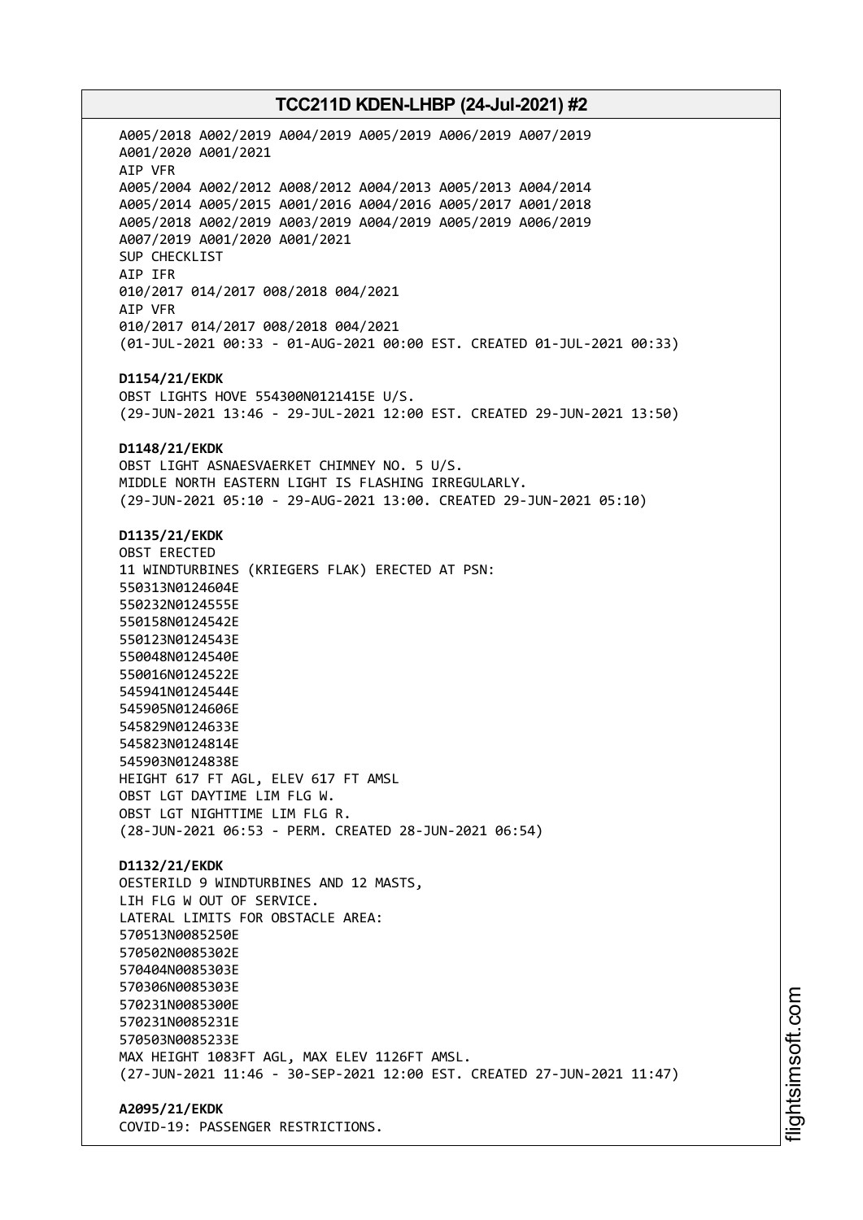A005/2018 A002/2019 A004/2019 A005/2019 A006/2019 A007/2019
A001/2020 A001/2021
AIP VFR
A005/2004 A002/2012 A008/2012 A004/2013 A005/2013 A004/2014
A005/2014 A005/2015 A001/2016 A004/2016 A005/2017 A001/2018
A005/2018 A002/2019 A003/2019 A004/2019 A005/2019 A006/2019
A007/2019 A001/2020 A001/2021
SUP CHECKLIST
AIP IFR
010/2017 014/2017 008/2018 004/2021
AIP VFR
010/2017 014/2017 008/2018 004/2021
(01-JUL-2021 00:33 - 01-AUG-2021 00:00 EST. CREATED 01-JUL-2021 00:33)

**D1154/21/EKDK**
OBST LIGHTS HOVE 554300N0121415E U/S.
(29-JUN-2021 13:46 - 29-JUL-2021 12:00 EST. CREATED 29-JUN-2021 13:50)

**D1148/21/EKDK**
OBST LIGHT ASNAESVAERKET CHIMNEY NO. 5 U/S.
MIDDLE NORTH EASTERN LIGHT IS FLASHING IRREGULARLY.
(29-JUN-2021 05:10 - 29-AUG-2021 13:00. CREATED 29-JUN-2021 05:10)

**D1135/21/EKDK**
OBST ERECTED
11 WINDTURBINES (KRIEGERS FLAK) ERECTED AT PSN:
550313N0124604E
550232N0124555E
550158N0124542E
550123N0124543E
550048N0124540E
550016N0124522E
545941N0124544E
545905N0124606E
545829N0124633E
545823N0124814E
545903N0124838E
HEIGHT 617 FT AGL, ELEV 617 FT AMSL
OBST LGT DAYTIME LIM FLG W.
OBST LGT NIGHTTIME LIM FLG R.
(28-JUN-2021 06:53 - PERM. CREATED 28-JUN-2021 06:54)

**D1132/21/EKDK**
OESTERILD 9 WINDTURBINES AND 12 MASTS,
LIH FLG W OUT OF SERVICE.
LATERAL LIMITS FOR OBSTACLE AREA:
570513N0085250E
570502N0085302E
570404N0085303E
570306N0085303E
570231N0085300E
570231N0085231E
570503N0085233E
MAX HEIGHT 1083FT AGL, MAX ELEV 1126FT AMSL.
(27-JUN-2021 11:46 - 30-SEP-2021 12:00 EST. CREATED 27-JUN-2021 11:47)

**A2095/21/EKDK**
COVID-19: PASSENGER RESTRICTIONS.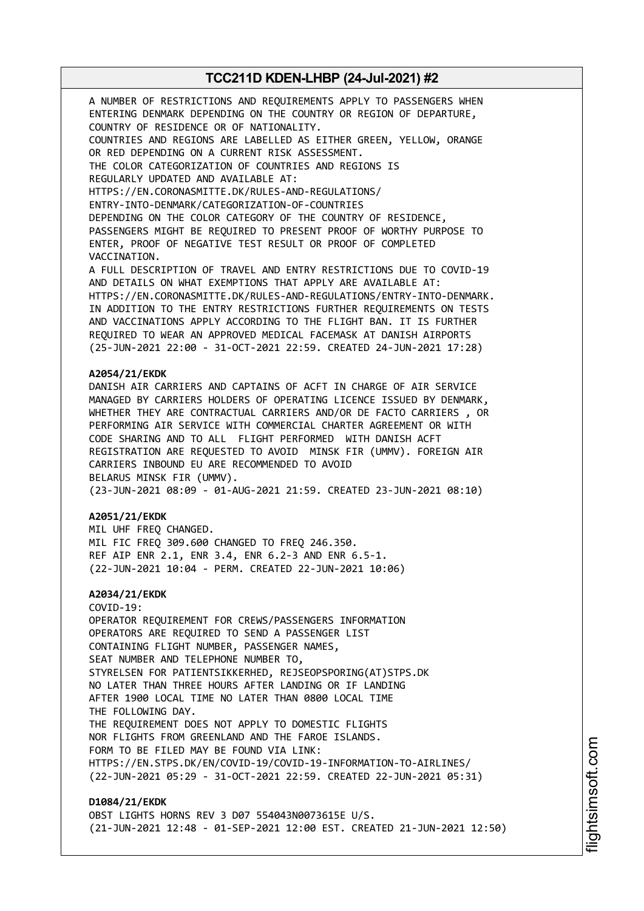A NUMBER OF RESTRICTIONS AND REQUIREMENTS APPLY TO PASSENGERS WHEN ENTERING DENMARK DEPENDING ON THE COUNTRY OR REGION OF DEPARTURE, COUNTRY OF RESIDENCE OR OF NATIONALITY.
COUNTRIES AND REGIONS ARE LABELLED AS EITHER GREEN, YELLOW, ORANGE OR RED DEPENDING ON A CURRENT RISK ASSESSMENT.
THE COLOR CATEGORIZATION OF COUNTRIES AND REGIONS IS REGULARLY UPDATED AND AVAILABLE AT:
HTTPS://EN.CORONASMITTE.DK/RULES-AND-REGULATIONS/ENTRY-INTO-DENMARK/CATEGORIZATION-OF-COUNTRIES
DEPENDING ON THE COLOR CATEGORY OF THE COUNTRY OF RESIDENCE, PASSENGERS MIGHT BE REQUIRED TO PRESENT PROOF OF WORTHY PURPOSE TO ENTER, PROOF OF NEGATIVE TEST RESULT OR PROOF OF COMPLETED VACCINATION.
A FULL DESCRIPTION OF TRAVEL AND ENTRY RESTRICTIONS DUE TO COVID-19 AND DETAILS ON WHAT EXEMPTIONS THAT APPLY ARE AVAILABLE AT:
HTTPS://EN.CORONASMITTE.DK/RULES-AND-REGULATIONS/ENTRY-INTO-DENMARK.
IN ADDITION TO THE ENTRY RESTRICTIONS FURTHER REQUIREMENTS ON TESTS AND VACCINATIONS APPLY ACCORDING TO THE FLIGHT BAN. IT IS FURTHER REQUIRED TO WEAR AN APPROVED MEDICAL FACEMASK AT DANISH AIRPORTS
(25-JUN-2021 22:00 - 31-OCT-2021 22:59. CREATED 24-JUN-2021 17:28)

**A2054/21/EKDK**
DANISH AIR CARRIERS AND CAPTAINS OF ACFT IN CHARGE OF AIR SERVICE MANAGED BY CARRIERS HOLDERS OF OPERATING LICENCE ISSUED BY DENMARK, WHETHER THEY ARE CONTRACTUAL CARRIERS AND/OR DE FACTO CARRIERS , OR PERFORMING AIR SERVICE WITH COMMERCIAL CHARTER AGREEMENT OR WITH CODE SHARING AND TO ALL FLIGHT PERFORMED WITH DANISH ACFT REGISTRATION ARE REQUESTED TO AVOID MINSK FIR (UMMV). FOREIGN AIR CARRIERS INBOUND EU ARE RECOMMENDED TO AVOID
BELARUS MINSK FIR (UMMV).
(23-JUN-2021 08:09 - 01-AUG-2021 21:59. CREATED 23-JUN-2021 08:10)

**A2051/21/EKDK**
MIL UHF FREQ CHANGED.
MIL FIC FREQ 309.600 CHANGED TO FREQ 246.350.
REF AIP ENR 2.1, ENR 3.4, ENR 6.2-3 AND ENR 6.5-1.
(22-JUN-2021 10:04 - PERM. CREATED 22-JUN-2021 10:06)

**A2034/21/EKDK**
COVID-19:
OPERATOR REQUIREMENT FOR CREWS/PASSENGERS INFORMATION
OPERATORS ARE REQUIRED TO SEND A PASSENGER LIST CONTAINING FLIGHT NUMBER, PASSENGER NAMES, SEAT NUMBER AND TELEPHONE NUMBER TO,
STYRELSEN FOR PATIENTSIKKERHED, REJSEOPSPORING(AT)STPS.DK
NO LATER THAN THREE HOURS AFTER LANDING OR IF LANDING AFTER 1900 LOCAL TIME NO LATER THAN 0800 LOCAL TIME THE FOLLOWING DAY.
THE REQUIREMENT DOES NOT APPLY TO DOMESTIC FLIGHTS NOR FLIGHTS FROM GREENLAND AND THE FAROE ISLANDS.
FORM TO BE FILED MAY BE FOUND VIA LINK:
HTTPS://EN.STPS.DK/EN/COVID-19/COVID-19-INFORMATION-TO-AIRLINES/
(22-JUN-2021 05:29 - 31-OCT-2021 22:59. CREATED 22-JUN-2021 05:31)

**D1084/21/EKDK**
OBST LIGHTS HORNS REV 3 D07 554043N0073615E U/S.
(21-JUN-2021 12:48 - 01-SEP-2021 12:00 EST. CREATED 21-JUN-2021 12:50)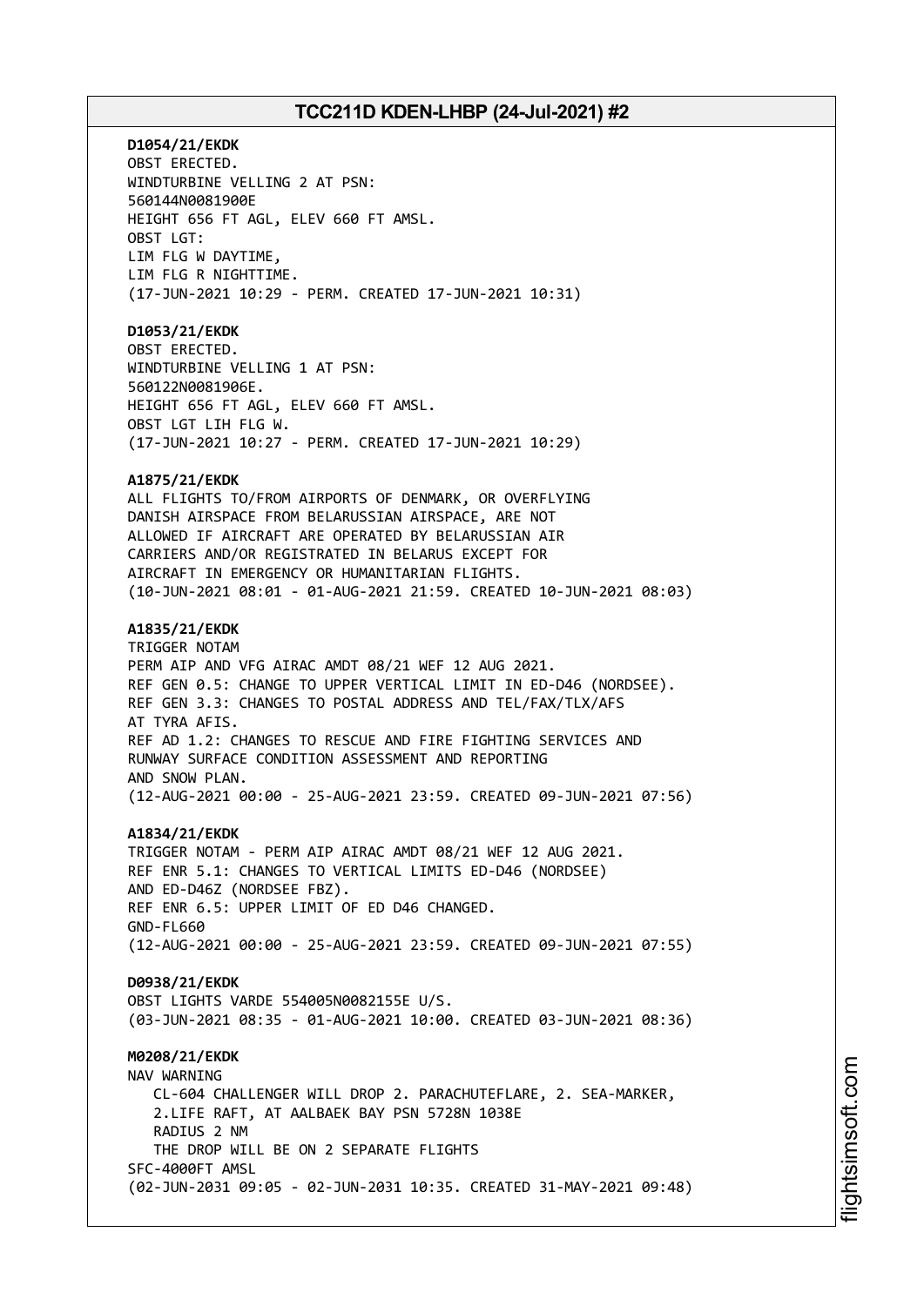**D1054/21/EKDK**
OBST ERECTED.
WINDTURBINE VELLING 2 AT PSN:
560144N0081900E
HEIGHT 656 FT AGL, ELEV 660 FT AMSL.
OBST LGT:
LIM FLG W DAYTIME,
LIM FLG R NIGHTTIME.
(17-JUN-2021 10:29 - PERM. CREATED 17-JUN-2021 10:31)

**D1053/21/EKDK**
OBST ERECTED.
WINDTURBINE VELLING 1 AT PSN:
560122N0081906E.
HEIGHT 656 FT AGL, ELEV 660 FT AMSL.
OBST LGT LIH FLG W.
(17-JUN-2021 10:27 - PERM. CREATED 17-JUN-2021 10:29)

**A1875/21/EKDK**
ALL FLIGHTS TO/FROM AIRPORTS OF DENMARK, OR OVERFLYING
DANISH AIRSPACE FROM BELARUSSIAN AIRSPACE, ARE NOT
ALLOWED IF AIRCRAFT ARE OPERATED BY BELARUSSIAN AIR
CARRIERS AND/OR REGISTRATED IN BELARUS EXCEPT FOR
AIRCRAFT IN EMERGENCY OR HUMANITARIAN FLIGHTS.
(10-JUN-2021 08:01 - 01-AUG-2021 21:59. CREATED 10-JUN-2021 08:03)

**A1835/21/EKDK**
TRIGGER NOTAM
PERM AIP AND VFG AIRAC AMDT 08/21 WEF 12 AUG 2021.
REF GEN 0.5: CHANGE TO UPPER VERTICAL LIMIT IN ED-D46 (NORDSEE).
REF GEN 3.3: CHANGES TO POSTAL ADDRESS AND TEL/FAX/TLX/AFS
AT TYRA AFIS.
REF AD 1.2: CHANGES TO RESCUE AND FIRE FIGHTING SERVICES AND
RUNWAY SURFACE CONDITION ASSESSMENT AND REPORTING
AND SNOW PLAN.
(12-AUG-2021 00:00 - 25-AUG-2021 23:59. CREATED 09-JUN-2021 07:56)

**A1834/21/EKDK**
TRIGGER NOTAM - PERM AIP AIRAC AMDT 08/21 WEF 12 AUG 2021.
REF ENR 5.1: CHANGES TO VERTICAL LIMITS ED-D46 (NORDSEE)
AND ED-D46Z (NORDSEE FBZ).
REF ENR 6.5: UPPER LIMIT OF ED D46 CHANGED.
GND-FL660
(12-AUG-2021 00:00 - 25-AUG-2021 23:59. CREATED 09-JUN-2021 07:55)

**D0938/21/EKDK**
OBST LIGHTS VARDE 554005N0082155E U/S.
(03-JUN-2021 08:35 - 01-AUG-2021 10:00. CREATED 03-JUN-2021 08:36)

**M0208/21/EKDK**
NAV WARNING
CL-604 CHALLENGER WILL DROP 2. PARACHUTEFLARE, 2. SEA-MARKER,
2.LIFE RAFT, AT AALBAEK BAY PSN 5728N 1038E
RADIUS 2 NM
THE DROP WILL BE ON 2 SEPARATE FLIGHTS
SFC-4000FT AMSL
(02-JUN-2031 09:05 - 02-JUN-2031 10:35. CREATED 31-MAY-2021 09:48)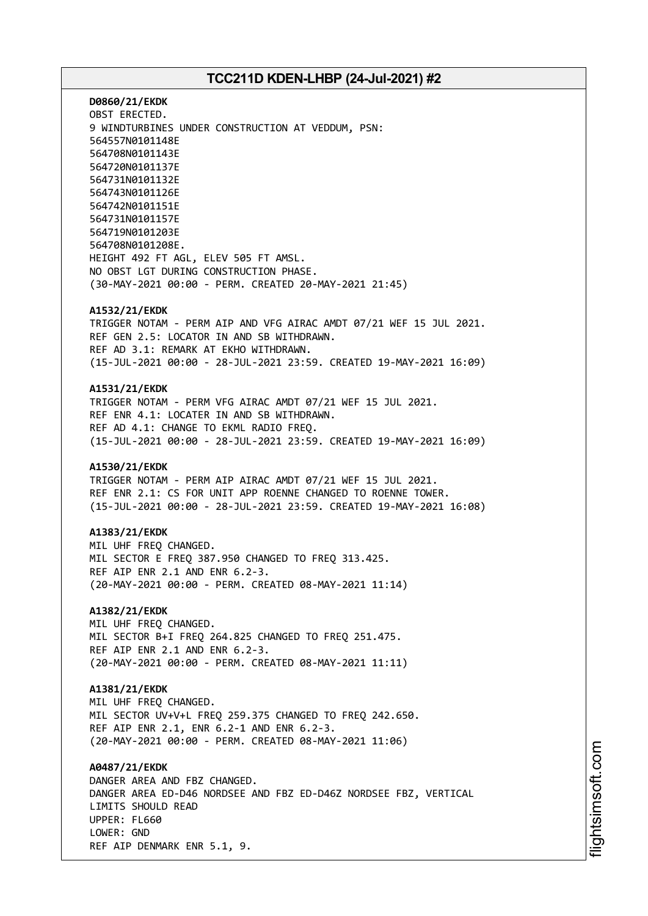**D0860/21/EKDK**
OBST ERECTED.
9 WINDTURBINES UNDER CONSTRUCTION AT VEDDUM, PSN:
564557N0101148E
564708N0101143E
564720N0101137E
564731N0101132E
564743N0101126E
564742N0101151E
564731N0101157E
564719N0101203E
564708N0101208E.
HEIGHT 492 FT AGL, ELEV 505 FT AMSL.
NO OBST LGT DURING CONSTRUCTION PHASE.
(30-MAY-2021 00:00 - PERM. CREATED 20-MAY-2021 21:45)

**A1532/21/EKDK**
TRIGGER NOTAM - PERM AIP AND VFG AIRAC AMDT 07/21 WEF 15 JUL 2021.
REF GEN 2.5: LOCATOR IN AND SB WITHDRAWN.
REF AD 3.1: REMARK AT EKHO WITHDRAWN.
(15-JUL-2021 00:00 - 28-JUL-2021 23:59. CREATED 19-MAY-2021 16:09)

**A1531/21/EKDK**
TRIGGER NOTAM - PERM VFG AIRAC AMDT 07/21 WEF 15 JUL 2021.
REF ENR 4.1: LOCATER IN AND SB WITHDRAWN.
REF AD 4.1: CHANGE TO EKML RADIO FREQ.
(15-JUL-2021 00:00 - 28-JUL-2021 23:59. CREATED 19-MAY-2021 16:09)

**A1530/21/EKDK**
TRIGGER NOTAM - PERM AIP AIRAC AMDT 07/21 WEF 15 JUL 2021.
REF ENR 2.1: CS FOR UNIT APP ROENNE CHANGED TO ROENNE TOWER.
(15-JUL-2021 00:00 - 28-JUL-2021 23:59. CREATED 19-MAY-2021 16:08)

**A1383/21/EKDK**
MIL UHF FREQ CHANGED.
MIL SECTOR E FREQ 387.950 CHANGED TO FREQ 313.425.
REF AIP ENR 2.1 AND ENR 6.2-3.
(20-MAY-2021 00:00 - PERM. CREATED 08-MAY-2021 11:14)

**A1382/21/EKDK**
MIL UHF FREQ CHANGED.
MIL SECTOR B+I FREQ 264.825 CHANGED TO FREQ 251.475.
REF AIP ENR 2.1 AND ENR 6.2-3.
(20-MAY-2021 00:00 - PERM. CREATED 08-MAY-2021 11:11)

**A1381/21/EKDK**
MIL UHF FREQ CHANGED.
MIL SECTOR UV+V+L FREQ 259.375 CHANGED TO FREQ 242.650.
REF AIP ENR 2.1, ENR 6.2-1 AND ENR 6.2-3.
(20-MAY-2021 00:00 - PERM. CREATED 08-MAY-2021 11:06)

**A0487/21/EKDK**
DANGER AREA AND FBZ CHANGED.
DANGER AREA ED-D46 NORDSEE AND FBZ ED-D46Z NORDSEE FBZ, VERTICAL
LIMITS SHOULD READ
UPPER: FL660
LOWER: GND
REF AIP DENMARK ENR 5.1, 9.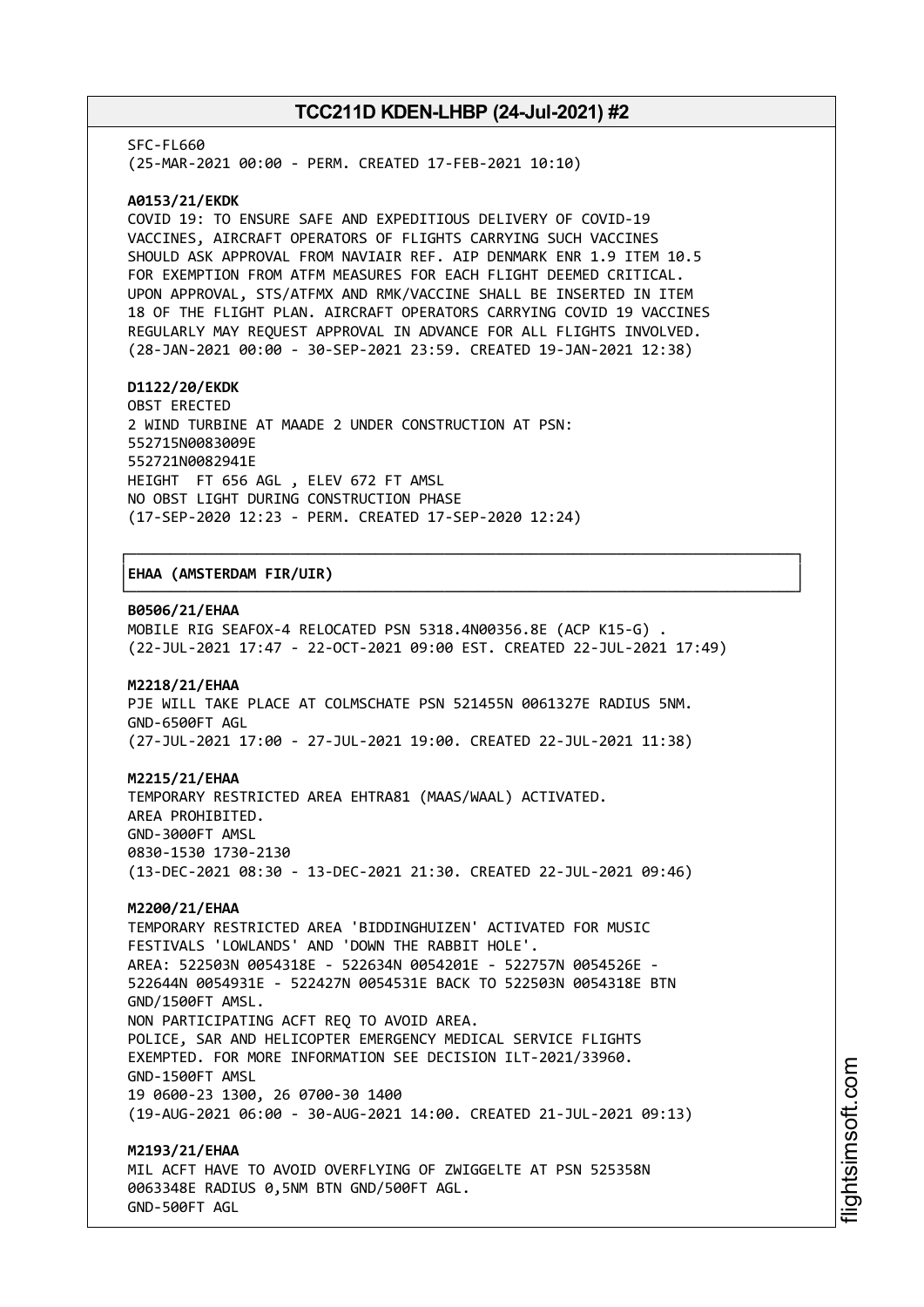SFC-FL660
(25-MAR-2021 00:00 - PERM. CREATED 17-FEB-2021 10:10)

**A0153/21/EKDK**
COVID 19: TO ENSURE SAFE AND EXPEDITIOUS DELIVERY OF COVID-19 VACCINES, AIRCRAFT OPERATORS OF FLIGHTS CARRYING SUCH VACCINES SHOULD ASK APPROVAL FROM NAVIAIR REF. AIP DENMARK ENR 1.9 ITEM 10.5 FOR EXEMPTION FROM ATFM MEASURES FOR EACH FLIGHT DEEMED CRITICAL. UPON APPROVAL, STS/ATFMX AND RMK/VACCINE SHALL BE INSERTED IN ITEM 18 OF THE FLIGHT PLAN. AIRCRAFT OPERATORS CARRYING COVID 19 VACCINES REGULARLY MAY REQUEST APPROVAL IN ADVANCE FOR ALL FLIGHTS INVOLVED.
(28-JAN-2021 00:00 - 30-SEP-2021 23:59. CREATED 19-JAN-2021 12:38)

**D1122/20/EKDK**
OBST ERECTED
2 WIND TURBINE AT MAADE 2 UNDER CONSTRUCTION AT PSN:
552715N0083009E
552721N0082941E
HEIGHT FT 656 AGL , ELEV 672 FT AMSL
NO OBST LIGHT DURING CONSTRUCTION PHASE
(17-SEP-2020 12:23 - PERM. CREATED 17-SEP-2020 12:24)

## EHAA (AMSTERDAM FIR/UIR)

**B0506/21/EHAA**
MOBILE RIG SEAFOX-4 RELOCATED PSN 5318.4N00356.8E (ACP K15-G) .
(22-JUL-2021 17:47 - 22-OCT-2021 09:00 EST. CREATED 22-JUL-2021 17:49)

**M2218/21/EHAA**
PJE WILL TAKE PLACE AT COLMSCHATE PSN 521455N 0061327E RADIUS 5NM.
GND-6500FT AGL
(27-JUL-2021 17:00 - 27-JUL-2021 19:00. CREATED 22-JUL-2021 11:38)

**M2215/21/EHAA**
TEMPORARY RESTRICTED AREA EHTRA81 (MAAS/WAAL) ACTIVATED.
AREA PROHIBITED.
GND-3000FT AMSL
0830-1530 1730-2130
(13-DEC-2021 08:30 - 13-DEC-2021 21:30. CREATED 22-JUL-2021 09:46)

**M2200/21/EHAA**
TEMPORARY RESTRICTED AREA 'BIDDINGHUIZEN' ACTIVATED FOR MUSIC FESTIVALS 'LOWLANDS' AND 'DOWN THE RABBIT HOLE'.
AREA: 522503N 0054318E - 522634N 0054201E - 522757N 0054526E - 522644N 0054931E - 522427N 0054531E BACK TO 522503N 0054318E BTN GND/1500FT AMSL.
NON PARTICIPATING ACFT REQ TO AVOID AREA.
POLICE, SAR AND HELICOPTER EMERGENCY MEDICAL SERVICE FLIGHTS EXEMPTED. FOR MORE INFORMATION SEE DECISION ILT-2021/33960.
GND-1500FT AMSL
19 0600-23 1300, 26 0700-30 1400
(19-AUG-2021 06:00 - 30-AUG-2021 14:00. CREATED 21-JUL-2021 09:13)

**M2193/21/EHAA**
MIL ACFT HAVE TO AVOID OVERFLYING OF ZWIGGELTE AT PSN 525358N 0063348E RADIUS 0,5NM BTN GND/500FT AGL.
GND-500FT AGL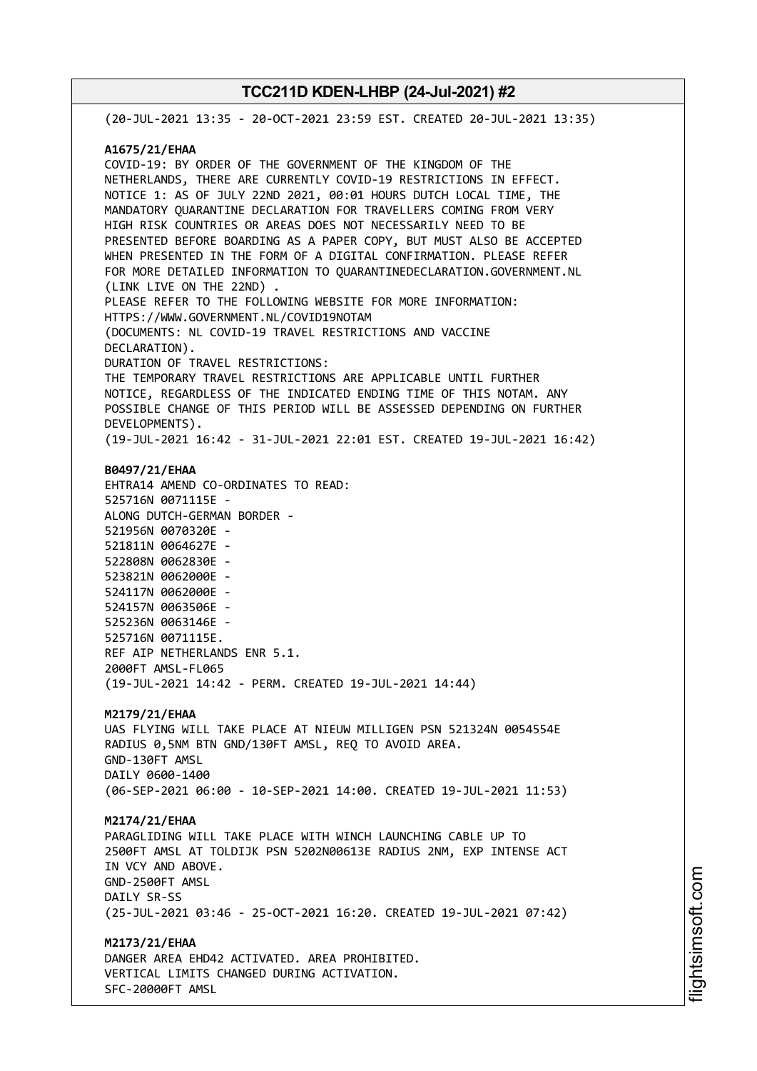(20-JUL-2021 13:35 - 20-OCT-2021 23:59 EST. CREATED 20-JUL-2021 13:35)

**A1675/21/EHAA**
COVID-19: BY ORDER OF THE GOVERNMENT OF THE KINGDOM OF THE NETHERLANDS, THERE ARE CURRENTLY COVID-19 RESTRICTIONS IN EFFECT.
NOTICE 1: AS OF JULY 22ND 2021, 00:01 HOURS DUTCH LOCAL TIME, THE MANDATORY QUARANTINE DECLARATION FOR TRAVELLERS COMING FROM VERY HIGH RISK COUNTRIES OR AREAS DOES NOT NECESSARILY NEED TO BE PRESENTED BEFORE BOARDING AS A PAPER COPY, BUT MUST ALSO BE ACCEPTED WHEN PRESENTED IN THE FORM OF A DIGITAL CONFIRMATION. PLEASE REFER FOR MORE DETAILED INFORMATION TO QUARANTINEDECLARATION.GOVERNMENT.NL (LINK LIVE ON THE 22ND) .
PLEASE REFER TO THE FOLLOWING WEBSITE FOR MORE INFORMATION:
HTTPS://WWW.GOVERNMENT.NL/COVID19NOTAM
(DOCUMENTS: NL COVID-19 TRAVEL RESTRICTIONS AND VACCINE DECLARATION).
DURATION OF TRAVEL RESTRICTIONS:
THE TEMPORARY TRAVEL RESTRICTIONS ARE APPLICABLE UNTIL FURTHER NOTICE, REGARDLESS OF THE INDICATED ENDING TIME OF THIS NOTAM. ANY POSSIBLE CHANGE OF THIS PERIOD WILL BE ASSESSED DEPENDING ON FURTHER DEVELOPMENTS).
(19-JUL-2021 16:42 - 31-JUL-2021 22:01 EST. CREATED 19-JUL-2021 16:42)

**B0497/21/EHAA**
EHTRA14 AMEND CO-ORDINATES TO READ:
525716N 0071115E -
ALONG DUTCH-GERMAN BORDER -
521956N 0070320E -
521811N 0064627E -
522808N 0062830E -
523821N 0062000E -
524117N 0062000E -
524157N 0063506E -
525236N 0063146E -
525716N 0071115E.
REF AIP NETHERLANDS ENR 5.1.
2000FT AMSL-FL065
(19-JUL-2021 14:42 - PERM. CREATED 19-JUL-2021 14:44)

**M2179/21/EHAA**
UAS FLYING WILL TAKE PLACE AT NIEUW MILLIGEN PSN 521324N 0054554E RADIUS 0,5NM BTN GND/130FT AMSL, REQ TO AVOID AREA.
GND-130FT AMSL
DAILY 0600-1400
(06-SEP-2021 06:00 - 10-SEP-2021 14:00. CREATED 19-JUL-2021 11:53)

**M2174/21/EHAA**
PARAGLIDING WILL TAKE PLACE WITH WINCH LAUNCHING CABLE UP TO 2500FT AMSL AT TOLDIJK PSN 5202N00613E RADIUS 2NM, EXP INTENSE ACT IN VCY AND ABOVE.
GND-2500FT AMSL
DAILY SR-SS
(25-JUL-2021 03:46 - 25-OCT-2021 16:20. CREATED 19-JUL-2021 07:42)

**M2173/21/EHAA**
DANGER AREA EHD42 ACTIVATED. AREA PROHIBITED.
VERTICAL LIMITS CHANGED DURING ACTIVATION.
SFC-20000FT AMSL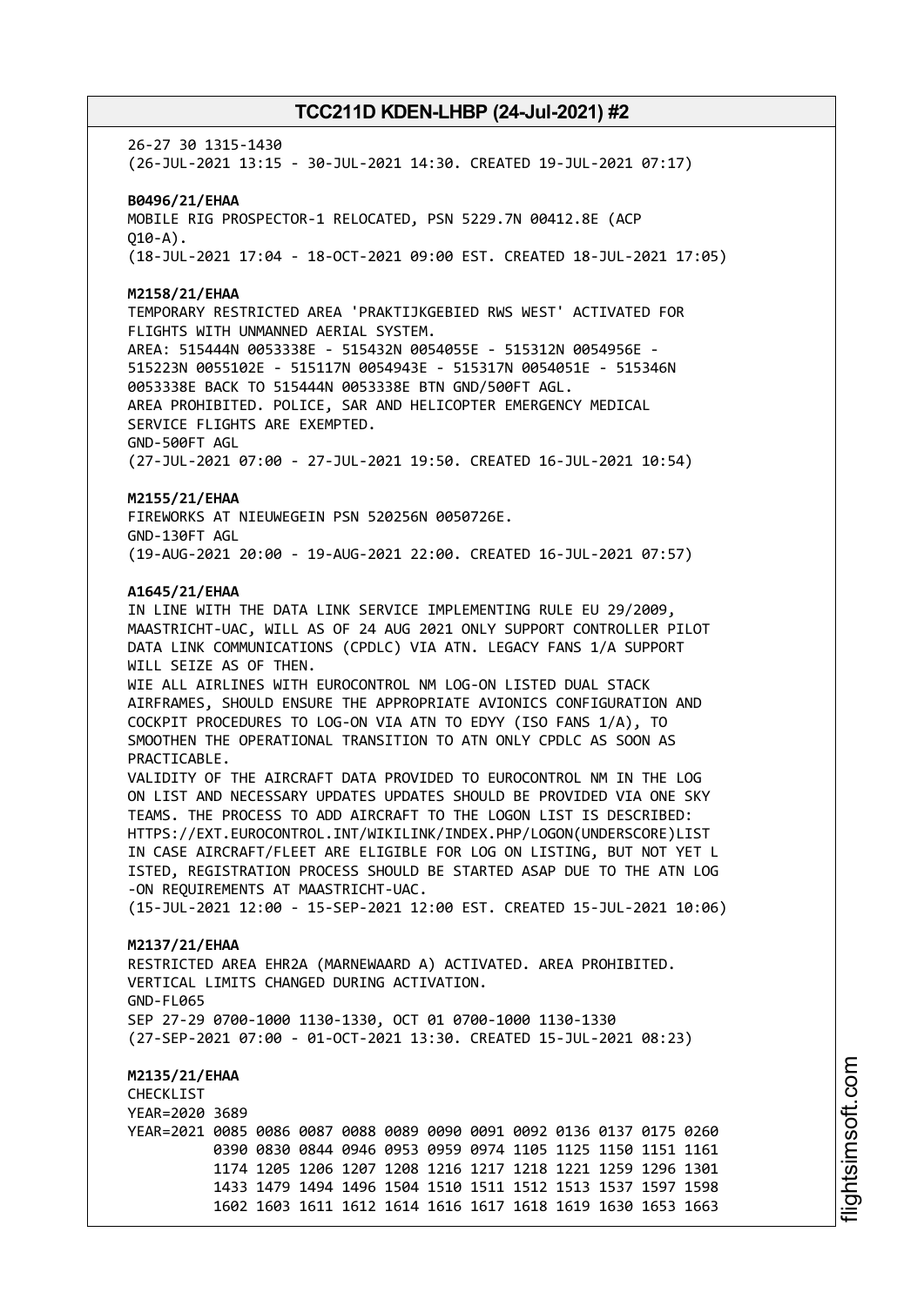26-27 30 1315-1430
(26-JUL-2021 13:15 - 30-JUL-2021 14:30. CREATED 19-JUL-2021 07:17)

**B0496/21/EHAA**
MOBILE RIG PROSPECTOR-1 RELOCATED, PSN 5229.7N 00412.8E (ACP Q10-A).
(18-JUL-2021 17:04 - 18-OCT-2021 09:00 EST. CREATED 18-JUL-2021 17:05)

**M2158/21/EHAA**
TEMPORARY RESTRICTED AREA 'PRAKTIJKGEBIED RWS WEST' ACTIVATED FOR FLIGHTS WITH UNMANNED AERIAL SYSTEM.
AREA: 515444N 0053338E - 515432N 0054055E - 515312N 0054956E - 515223N 0055102E - 515117N 0054943E - 515317N 0054051E - 515346N 0053338E BACK TO 515444N 0053338E BTN GND/500FT AGL.
AREA PROHIBITED. POLICE, SAR AND HELICOPTER EMERGENCY MEDICAL SERVICE FLIGHTS ARE EXEMPTED.
GND-500FT AGL
(27-JUL-2021 07:00 - 27-JUL-2021 19:50. CREATED 16-JUL-2021 10:54)

**M2155/21/EHAA**
FIREWORKS AT NIEUWEGEIN PSN 520256N 0050726E.
GND-130FT AGL
(19-AUG-2021 20:00 - 19-AUG-2021 22:00. CREATED 16-JUL-2021 07:57)

**A1645/21/EHAA**
IN LINE WITH THE DATA LINK SERVICE IMPLEMENTING RULE EU 29/2009, MAASTRICHT-UAC, WILL AS OF 24 AUG 2021 ONLY SUPPORT CONTROLLER PILOT DATA LINK COMMUNICATIONS (CPDLC) VIA ATN. LEGACY FANS 1/A SUPPORT WILL SEIZE AS OF THEN.
WIE ALL AIRLINES WITH EUROCONTROL NM LOG-ON LISTED DUAL STACK AIRFRAMES, SHOULD ENSURE THE APPROPRIATE AVIONICS CONFIGURATION AND COCKPIT PROCEDURES TO LOG-ON VIA ATN TO EDYY (ISO FANS 1/A), TO SMOOTHEN THE OPERATIONAL TRANSITION TO ATN ONLY CPDLC AS SOON AS PRACTICABLE.
VALIDITY OF THE AIRCRAFT DATA PROVIDED TO EUROCONTROL NM IN THE LOG ON LIST AND NECESSARY UPDATES UPDATES SHOULD BE PROVIDED VIA ONE SKY TEAMS. THE PROCESS TO ADD AIRCRAFT TO THE LOGON LIST IS DESCRIBED: HTTPS://EXT.EUROCONTROL.INT/WIKILINK/INDEX.PHP/LOGON(UNDERSCORE)LIST IN CASE AIRCRAFT/FLEET ARE ELIGIBLE FOR LOG ON LISTING, BUT NOT YET L ISTED, REGISTRATION PROCESS SHOULD BE STARTED ASAP DUE TO THE ATN LOG -ON REQUIREMENTS AT MAASTRICHT-UAC.
(15-JUL-2021 12:00 - 15-SEP-2021 12:00 EST. CREATED 15-JUL-2021 10:06)

**M2137/21/EHAA**
RESTRICTED AREA EHR2A (MARNEWAARD A) ACTIVATED. AREA PROHIBITED.
VERTICAL LIMITS CHANGED DURING ACTIVATION.
GND-FL065
SEP 27-29 0700-1000 1130-1330, OCT 01 0700-1000 1130-1330
(27-SEP-2021 07:00 - 01-OCT-2021 13:30. CREATED 15-JUL-2021 08:23)

**M2135/21/EHAA**
CHECKLIST
YEAR=2020 3689
YEAR=2021 0085 0086 0087 0088 0089 0090 0091 0092 0136 0137 0175 0260
0390 0830 0844 0946 0953 0959 0974 1105 1125 1150 1151 1161
1174 1205 1206 1207 1208 1216 1217 1218 1221 1259 1296 1301
1433 1479 1494 1496 1504 1510 1511 1512 1513 1537 1597 1598
1602 1603 1611 1612 1614 1616 1617 1618 1619 1630 1653 1663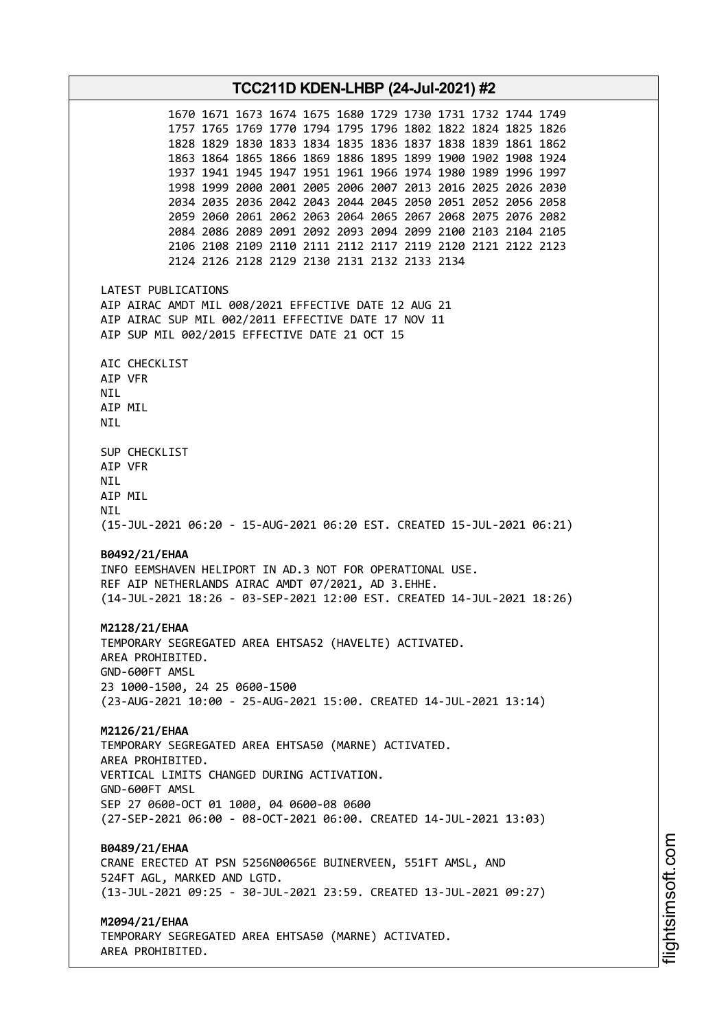1670 1671 1673 1674 1675 1680 1729 1730 1731 1732 1744 1749
1757 1765 1769 1770 1794 1795 1796 1802 1822 1824 1825 1826
1828 1829 1830 1833 1834 1835 1836 1837 1838 1839 1861 1862
1863 1864 1865 1866 1869 1886 1895 1899 1900 1902 1908 1924
1937 1941 1945 1947 1951 1961 1966 1974 1980 1989 1996 1997
1998 1999 2000 2001 2005 2006 2007 2013 2016 2025 2026 2030
2034 2035 2036 2042 2043 2044 2045 2050 2051 2052 2056 2058
2059 2060 2061 2062 2063 2064 2065 2067 2068 2075 2076 2082
2084 2086 2089 2091 2092 2093 2094 2099 2100 2103 2104 2105
2106 2108 2109 2110 2111 2112 2117 2119 2120 2121 2122 2123
2124 2126 2128 2129 2130 2131 2132 2133 2134

LATEST PUBLICATIONS
AIP AIRAC AMDT MIL 008/2021 EFFECTIVE DATE 12 AUG 21
AIP AIRAC SUP MIL 002/2011 EFFECTIVE DATE 17 NOV 11
AIP SUP MIL 002/2015 EFFECTIVE DATE 21 OCT 15

AIC CHECKLIST
AIP VFR
NIL
AIP MIL
NIL

SUP CHECKLIST
AIP VFR
NIL
AIP MIL
NIL
(15-JUL-2021 06:20 - 15-AUG-2021 06:20 EST. CREATED 15-JUL-2021 06:21)

**B0492/21/EHAA**
INFO EEMSHAVEN HELIPORT IN AD.3 NOT FOR OPERATIONAL USE.
REF AIP NETHERLANDS AIRAC AMDT 07/2021, AD 3.EHHE.
(14-JUL-2021 18:26 - 03-SEP-2021 12:00 EST. CREATED 14-JUL-2021 18:26)

**M2128/21/EHAA**
TEMPORARY SEGREGATED AREA EHTSA52 (HAVELTE) ACTIVATED.
AREA PROHIBITED.
GND-600FT AMSL
23 1000-1500, 24 25 0600-1500
(23-AUG-2021 10:00 - 25-AUG-2021 15:00. CREATED 14-JUL-2021 13:14)

**M2126/21/EHAA**
TEMPORARY SEGREGATED AREA EHTSA50 (MARNE) ACTIVATED.
AREA PROHIBITED.
VERTICAL LIMITS CHANGED DURING ACTIVATION.
GND-600FT AMSL
SEP 27 0600-OCT 01 1000, 04 0600-08 0600
(27-SEP-2021 06:00 - 08-OCT-2021 06:00. CREATED 14-JUL-2021 13:03)

**B0489/21/EHAA**
CRANE ERECTED AT PSN 5256N00656E BUINERVEEN, 551FT AMSL, AND
524FT AGL, MARKED AND LGTD.
(13-JUL-2021 09:25 - 30-JUL-2021 23:59. CREATED 13-JUL-2021 09:27)

**M2094/21/EHAA**
TEMPORARY SEGREGATED AREA EHTSA50 (MARNE) ACTIVATED.
AREA PROHIBITED.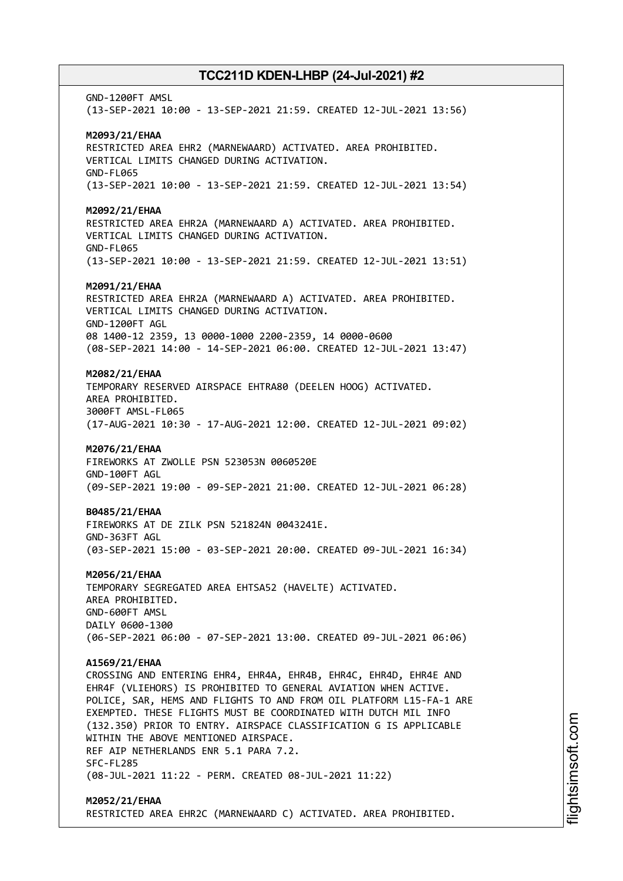GND-1200FT AMSL
(13-SEP-2021 10:00 - 13-SEP-2021 21:59. CREATED 12-JUL-2021 13:56)

**M2093/21/EHAA**
RESTRICTED AREA EHR2 (MARNEWAARD) ACTIVATED. AREA PROHIBITED.
VERTICAL LIMITS CHANGED DURING ACTIVATION.
GND-FL065
(13-SEP-2021 10:00 - 13-SEP-2021 21:59. CREATED 12-JUL-2021 13:54)

**M2092/21/EHAA**
RESTRICTED AREA EHR2A (MARNEWAARD A) ACTIVATED. AREA PROHIBITED.
VERTICAL LIMITS CHANGED DURING ACTIVATION.
GND-FL065
(13-SEP-2021 10:00 - 13-SEP-2021 21:59. CREATED 12-JUL-2021 13:51)

**M2091/21/EHAA**
RESTRICTED AREA EHR2A (MARNEWAARD A) ACTIVATED. AREA PROHIBITED.
VERTICAL LIMITS CHANGED DURING ACTIVATION.
GND-1200FT AGL
08 1400-12 2359, 13 0000-1000 2200-2359, 14 0000-0600
(08-SEP-2021 14:00 - 14-SEP-2021 06:00. CREATED 12-JUL-2021 13:47)

**M2082/21/EHAA**
TEMPORARY RESERVED AIRSPACE EHTRA80 (DEELEN HOOG) ACTIVATED.
AREA PROHIBITED.
3000FT AMSL-FL065
(17-AUG-2021 10:30 - 17-AUG-2021 12:00. CREATED 12-JUL-2021 09:02)

**M2076/21/EHAA**
FIREWORKS AT ZWOLLE PSN 523053N 0060520E
GND-100FT AGL
(09-SEP-2021 19:00 - 09-SEP-2021 21:00. CREATED 12-JUL-2021 06:28)

**B0485/21/EHAA**
FIREWORKS AT DE ZILK PSN 521824N 0043241E.
GND-363FT AGL
(03-SEP-2021 15:00 - 03-SEP-2021 20:00. CREATED 09-JUL-2021 16:34)

**M2056/21/EHAA**
TEMPORARY SEGREGATED AREA EHTSA52 (HAVELTE) ACTIVATED.
AREA PROHIBITED.
GND-600FT AMSL
DAILY 0600-1300
(06-SEP-2021 06:00 - 07-SEP-2021 13:00. CREATED 09-JUL-2021 06:06)

**A1569/21/EHAA**
CROSSING AND ENTERING EHR4, EHR4A, EHR4B, EHR4C, EHR4D, EHR4E AND
EHR4F (VLIEHORS) IS PROHIBITED TO GENERAL AVIATION WHEN ACTIVE.
POLICE, SAR, HEMS AND FLIGHTS TO AND FROM OIL PLATFORM L15-FA-1 ARE
EXEMPTED. THESE FLIGHTS MUST BE COORDINATED WITH DUTCH MIL INFO
(132.350) PRIOR TO ENTRY. AIRSPACE CLASSIFICATION G IS APPLICABLE
WITHIN THE ABOVE MENTIONED AIRSPACE.
REF AIP NETHERLANDS ENR 5.1 PARA 7.2.
SFC-FL285
(08-JUL-2021 11:22 - PERM. CREATED 08-JUL-2021 11:22)

**M2052/21/EHAA**
RESTRICTED AREA EHR2C (MARNEWAARD C) ACTIVATED. AREA PROHIBITED.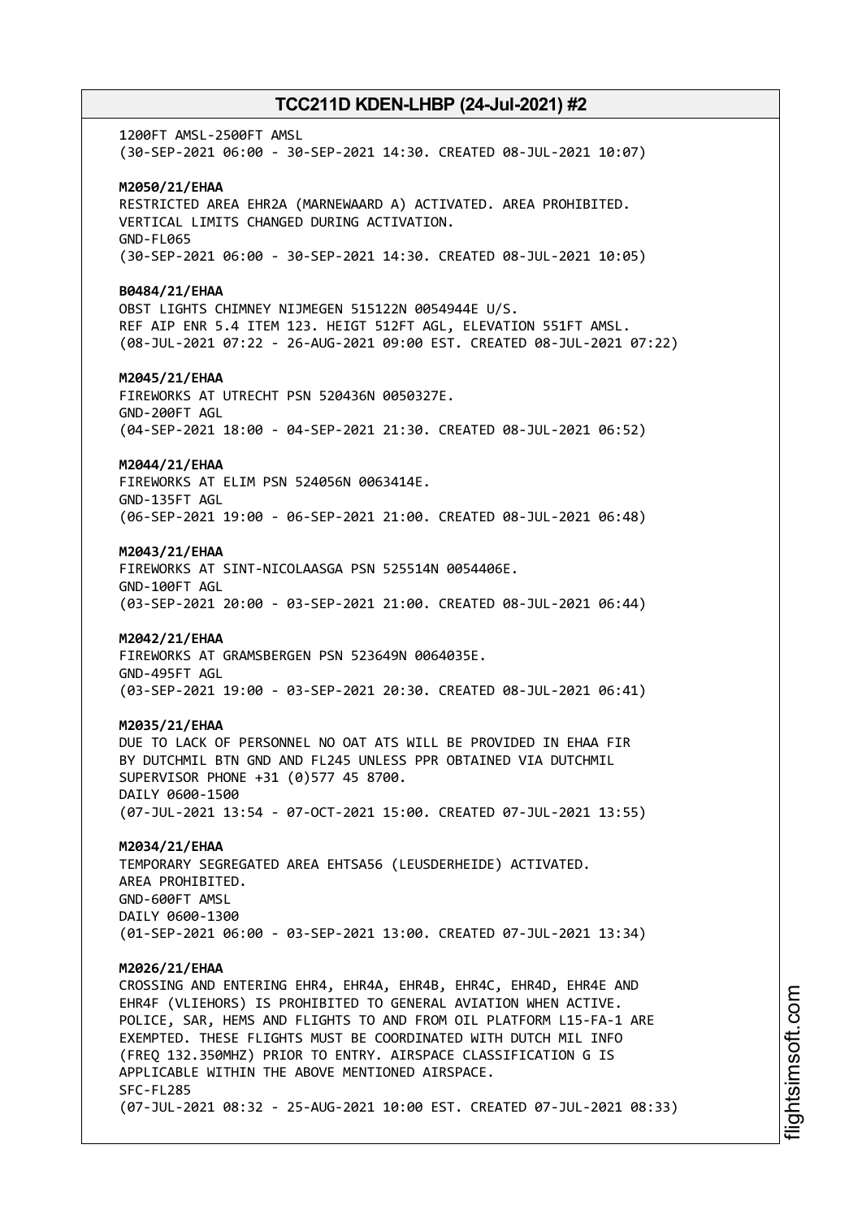1200FT AMSL-2500FT AMSL
(30-SEP-2021 06:00 - 30-SEP-2021 14:30. CREATED 08-JUL-2021 10:07)

**M2050/21/EHAA**
RESTRICTED AREA EHR2A (MARNEWAARD A) ACTIVATED. AREA PROHIBITED.
VERTICAL LIMITS CHANGED DURING ACTIVATION.
GND-FL065
(30-SEP-2021 06:00 - 30-SEP-2021 14:30. CREATED 08-JUL-2021 10:05)

**B0484/21/EHAA**
OBST LIGHTS CHIMNEY NIJMEGEN 515122N 0054944E U/S.
REF AIP ENR 5.4 ITEM 123. HEIGT 512FT AGL, ELEVATION 551FT AMSL.
(08-JUL-2021 07:22 - 26-AUG-2021 09:00 EST. CREATED 08-JUL-2021 07:22)

**M2045/21/EHAA**
FIREWORKS AT UTRECHT PSN 520436N 0050327E.
GND-200FT AGL
(04-SEP-2021 18:00 - 04-SEP-2021 21:30. CREATED 08-JUL-2021 06:52)

**M2044/21/EHAA**
FIREWORKS AT ELIM PSN 524056N 0063414E.
GND-135FT AGL
(06-SEP-2021 19:00 - 06-SEP-2021 21:00. CREATED 08-JUL-2021 06:48)

**M2043/21/EHAA**
FIREWORKS AT SINT-NICOLAASGA PSN 525514N 0054406E.
GND-100FT AGL
(03-SEP-2021 20:00 - 03-SEP-2021 21:00. CREATED 08-JUL-2021 06:44)

**M2042/21/EHAA**
FIREWORKS AT GRAMSBERGEN PSN 523649N 0064035E.
GND-495FT AGL
(03-SEP-2021 19:00 - 03-SEP-2021 20:30. CREATED 08-JUL-2021 06:41)

**M2035/21/EHAA**
DUE TO LACK OF PERSONNEL NO OAT ATS WILL BE PROVIDED IN EHAA FIR
BY DUTCHMIL BTN GND AND FL245 UNLESS PPR OBTAINED VIA DUTCHMIL
SUPERVISOR PHONE +31 (0)577 45 8700.
DAILY 0600-1500
(07-JUL-2021 13:54 - 07-OCT-2021 15:00. CREATED 07-JUL-2021 13:55)

**M2034/21/EHAA**
TEMPORARY SEGREGATED AREA EHTSA56 (LEUSDERHEIDE) ACTIVATED.
AREA PROHIBITED.
GND-600FT AMSL
DAILY 0600-1300
(01-SEP-2021 06:00 - 03-SEP-2021 13:00. CREATED 07-JUL-2021 13:34)

**M2026/21/EHAA**
CROSSING AND ENTERING EHR4, EHR4A, EHR4B, EHR4C, EHR4D, EHR4E AND
EHR4F (VLIEHORS) IS PROHIBITED TO GENERAL AVIATION WHEN ACTIVE.
POLICE, SAR, HEMS AND FLIGHTS TO AND FROM OIL PLATFORM L15-FA-1 ARE
EXEMPTED. THESE FLIGHTS MUST BE COORDINATED WITH DUTCH MIL INFO
(FREQ 132.350MHZ) PRIOR TO ENTRY. AIRSPACE CLASSIFICATION G IS
APPLICABLE WITHIN THE ABOVE MENTIONED AIRSPACE.
SFC-FL285
(07-JUL-2021 08:32 - 25-AUG-2021 10:00 EST. CREATED 07-JUL-2021 08:33)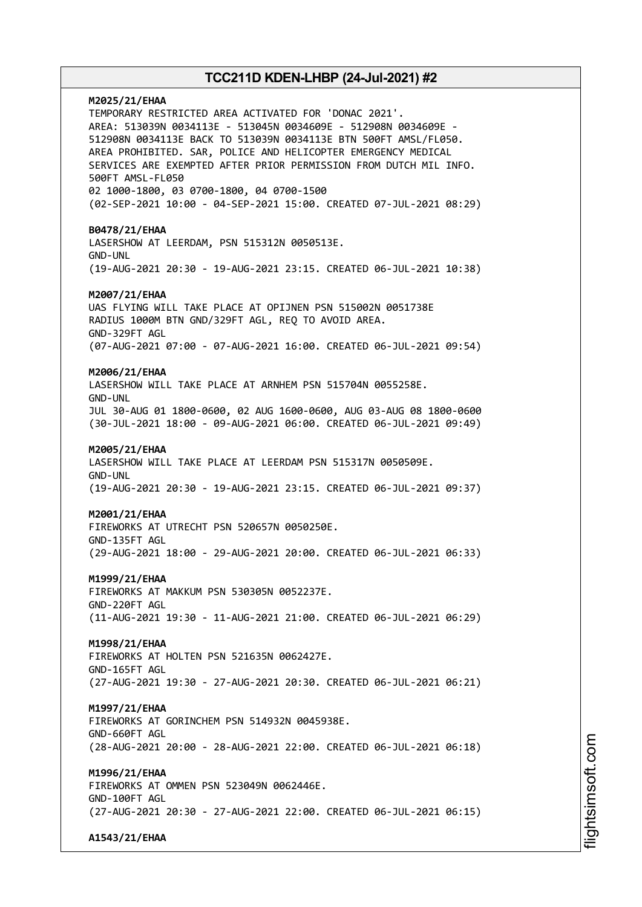**M2025/21/EHAA**
TEMPORARY RESTRICTED AREA ACTIVATED FOR 'DONAC 2021'.
AREA: 513039N 0034113E - 513045N 0034609E - 512908N 0034609E -
512908N 0034113E BACK TO 513039N 0034113E BTN 500FT AMSL/FL050.
AREA PROHIBITED. SAR, POLICE AND HELICOPTER EMERGENCY MEDICAL
SERVICES ARE EXEMPTED AFTER PRIOR PERMISSION FROM DUTCH MIL INFO.
500FT AMSL-FL050
02 1000-1800, 03 0700-1800, 04 0700-1500
(02-SEP-2021 10:00 - 04-SEP-2021 15:00. CREATED 07-JUL-2021 08:29)

**B0478/21/EHAA**
LASERSHOW AT LEERDAM, PSN 515312N 0050513E.
GND-UNL
(19-AUG-2021 20:30 - 19-AUG-2021 23:15. CREATED 06-JUL-2021 10:38)

**M2007/21/EHAA**
UAS FLYING WILL TAKE PLACE AT OPIJNEN PSN 515002N 0051738E
RADIUS 1000M BTN GND/329FT AGL, REQ TO AVOID AREA.
GND-329FT AGL
(07-AUG-2021 07:00 - 07-AUG-2021 16:00. CREATED 06-JUL-2021 09:54)

**M2006/21/EHAA**
LASERSHOW WILL TAKE PLACE AT ARNHEM PSN 515704N 0055258E.
GND-UNL
JUL 30-AUG 01 1800-0600, 02 AUG 1600-0600, AUG 03-AUG 08 1800-0600
(30-JUL-2021 18:00 - 09-AUG-2021 06:00. CREATED 06-JUL-2021 09:49)

**M2005/21/EHAA**
LASERSHOW WILL TAKE PLACE AT LEERDAM PSN 515317N 0050509E.
GND-UNL
(19-AUG-2021 20:30 - 19-AUG-2021 23:15. CREATED 06-JUL-2021 09:37)

**M2001/21/EHAA**
FIREWORKS AT UTRECHT PSN 520657N 0050250E.
GND-135FT AGL
(29-AUG-2021 18:00 - 29-AUG-2021 20:00. CREATED 06-JUL-2021 06:33)

**M1999/21/EHAA**
FIREWORKS AT MAKKUM PSN 530305N 0052237E.
GND-220FT AGL
(11-AUG-2021 19:30 - 11-AUG-2021 21:00. CREATED 06-JUL-2021 06:29)

**M1998/21/EHAA**
FIREWORKS AT HOLTEN PSN 521635N 0062427E.
GND-165FT AGL
(27-AUG-2021 19:30 - 27-AUG-2021 20:30. CREATED 06-JUL-2021 06:21)

**M1997/21/EHAA**
FIREWORKS AT GORINCHEM PSN 514932N 0045938E.
GND-660FT AGL
(28-AUG-2021 20:00 - 28-AUG-2021 22:00. CREATED 06-JUL-2021 06:18)

**M1996/21/EHAA**
FIREWORKS AT OMMEN PSN 523049N 0062446E.
GND-100FT AGL
(27-AUG-2021 20:30 - 27-AUG-2021 22:00. CREATED 06-JUL-2021 06:15)

**A1543/21/EHAA**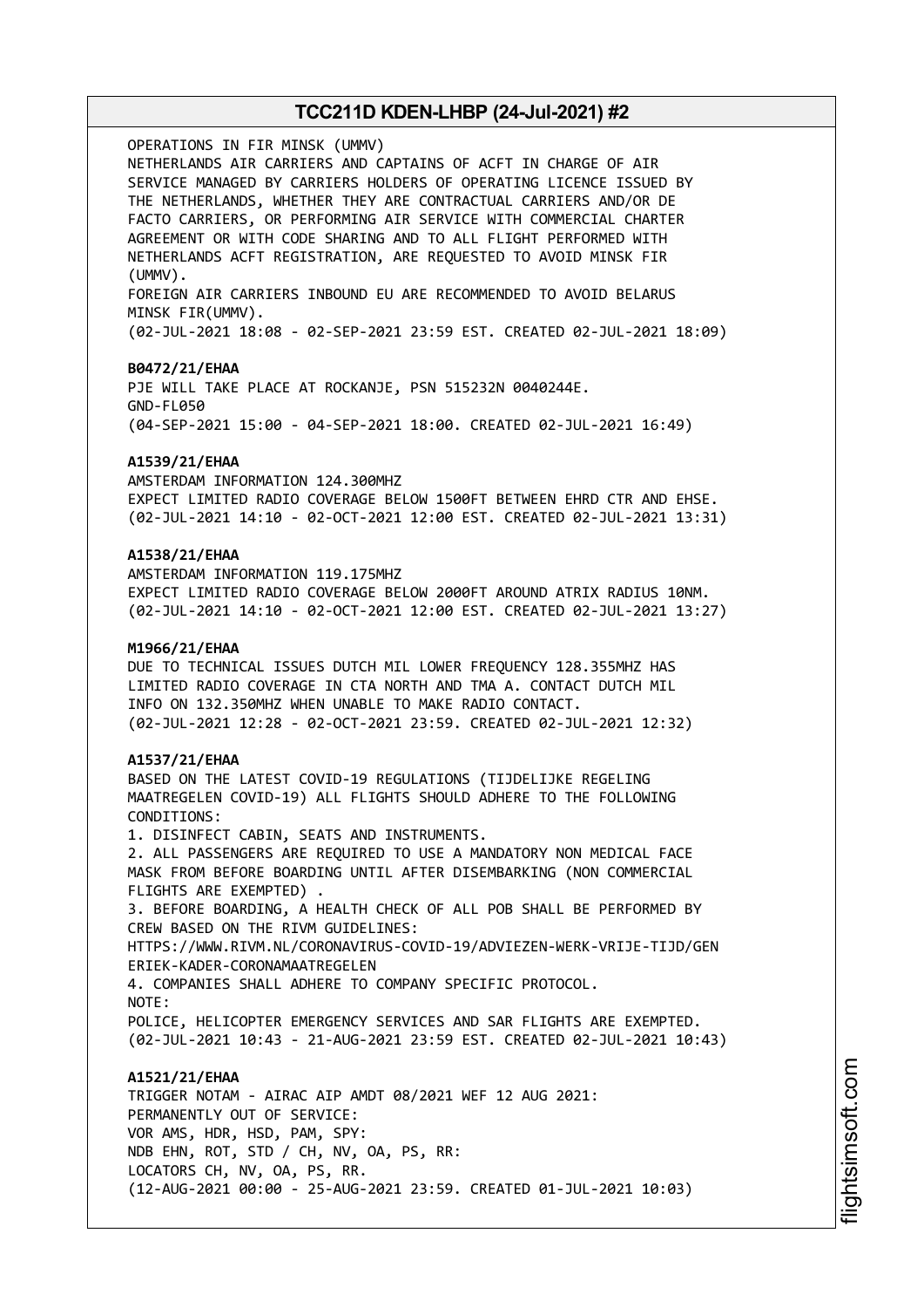OPERATIONS IN FIR MINSK (UMMV)
NETHERLANDS AIR CARRIERS AND CAPTAINS OF ACFT IN CHARGE OF AIR SERVICE MANAGED BY CARRIERS HOLDERS OF OPERATING LICENCE ISSUED BY THE NETHERLANDS, WHETHER THEY ARE CONTRACTUAL CARRIERS AND/OR DE FACTO CARRIERS, OR PERFORMING AIR SERVICE WITH COMMERCIAL CHARTER AGREEMENT OR WITH CODE SHARING AND TO ALL FLIGHT PERFORMED WITH NETHERLANDS ACFT REGISTRATION, ARE REQUESTED TO AVOID MINSK FIR (UMMV).
FOREIGN AIR CARRIERS INBOUND EU ARE RECOMMENDED TO AVOID BELARUS MINSK FIR(UMMV).
(02-JUL-2021 18:08 - 02-SEP-2021 23:59 EST. CREATED 02-JUL-2021 18:09)

**B0472/21/EHAA**
PJE WILL TAKE PLACE AT ROCKANJE, PSN 515232N 0040244E.
GND-FL050
(04-SEP-2021 15:00 - 04-SEP-2021 18:00. CREATED 02-JUL-2021 16:49)

**A1539/21/EHAA**
AMSTERDAM INFORMATION 124.300MHZ
EXPECT LIMITED RADIO COVERAGE BELOW 1500FT BETWEEN EHRD CTR AND EHSE.
(02-JUL-2021 14:10 - 02-OCT-2021 12:00 EST. CREATED 02-JUL-2021 13:31)

**A1538/21/EHAA**
AMSTERDAM INFORMATION 119.175MHZ
EXPECT LIMITED RADIO COVERAGE BELOW 2000FT AROUND ATRIX RADIUS 10NM.
(02-JUL-2021 14:10 - 02-OCT-2021 12:00 EST. CREATED 02-JUL-2021 13:27)

**M1966/21/EHAA**
DUE TO TECHNICAL ISSUES DUTCH MIL LOWER FREQUENCY 128.355MHZ HAS LIMITED RADIO COVERAGE IN CTA NORTH AND TMA A. CONTACT DUTCH MIL INFO ON 132.350MHZ WHEN UNABLE TO MAKE RADIO CONTACT.
(02-JUL-2021 12:28 - 02-OCT-2021 23:59. CREATED 02-JUL-2021 12:32)

**A1537/21/EHAA**
BASED ON THE LATEST COVID-19 REGULATIONS (TIJDELIJKE REGELING MAATREGELEN COVID-19) ALL FLIGHTS SHOULD ADHERE TO THE FOLLOWING CONDITIONS:
1. DISINFECT CABIN, SEATS AND INSTRUMENTS.
2. ALL PASSENGERS ARE REQUIRED TO USE A MANDATORY NON MEDICAL FACE MASK FROM BEFORE BOARDING UNTIL AFTER DISEMBARKING (NON COMMERCIAL FLIGHTS ARE EXEMPTED) .
3. BEFORE BOARDING, A HEALTH CHECK OF ALL POB SHALL BE PERFORMED BY CREW BASED ON THE RIVM GUIDELINES:
HTTPS://WWW.RIVM.NL/CORONAVIRUS-COVID-19/ADVIEZEN-WERK-VRIJE-TIJD/GENERIEK-KADER-CORONAMAATREGELEN
4. COMPANIES SHALL ADHERE TO COMPANY SPECIFIC PROTOCOL.
NOTE:
POLICE, HELICOPTER EMERGENCY SERVICES AND SAR FLIGHTS ARE EXEMPTED.
(02-JUL-2021 10:43 - 21-AUG-2021 23:59 EST. CREATED 02-JUL-2021 10:43)

**A1521/21/EHAA**
TRIGGER NOTAM - AIRAC AIP AMDT 08/2021 WEF 12 AUG 2021:
PERMANENTLY OUT OF SERVICE:
VOR AMS, HDR, HSD, PAM, SPY:
NDB EHN, ROT, STD / CH, NV, OA, PS, RR:
LOCATORS CH, NV, OA, PS, RR.
(12-AUG-2021 00:00 - 25-AUG-2021 23:59. CREATED 01-JUL-2021 10:03)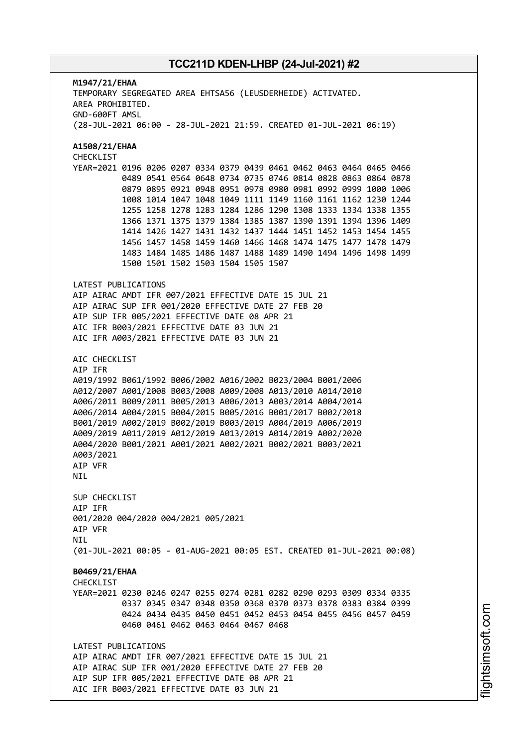**M1947/21/EHAA**
TEMPORARY SEGREGATED AREA EHTSA56 (LEUSDERHEIDE) ACTIVATED.
AREA PROHIBITED.
GND-600FT AMSL
(28-JUL-2021 06:00 - 28-JUL-2021 21:59. CREATED 01-JUL-2021 06:19)

**A1508/21/EHAA**
CHECKLIST

```
YEAR=2021 0196 0206 0207 0334 0379 0439 0461 0462 0463 0464 0465 0466
          0489 0541 0564 0648 0734 0735 0746 0814 0828 0863 0864 0878
          0879 0895 0921 0948 0951 0978 0980 0981 0992 0999 1000 1006
          1008 1014 1047 1048 1049 1111 1149 1160 1161 1162 1230 1244
          1255 1258 1278 1283 1284 1286 1290 1308 1333 1334 1338 1355
          1366 1371 1375 1379 1384 1385 1387 1390 1391 1394 1396 1409
          1414 1426 1427 1431 1432 1437 1444 1451 1452 1453 1454 1455
          1456 1457 1458 1459 1460 1466 1468 1474 1475 1477 1478 1479
          1483 1484 1485 1486 1487 1488 1489 1490 1494 1496 1498 1499
          1500 1501 1502 1503 1504 1505 1507
```

LATEST PUBLICATIONS
AIP AIRAC AMDT IFR 007/2021 EFFECTIVE DATE 15 JUL 21
AIP AIRAC SUP IFR 001/2020 EFFECTIVE DATE 27 FEB 20
AIP SUP IFR 005/2021 EFFECTIVE DATE 08 APR 21
AIC IFR B003/2021 EFFECTIVE DATE 03 JUN 21
AIC IFR A003/2021 EFFECTIVE DATE 03 JUN 21

AIC CHECKLIST
AIP IFR
A019/1992 B061/1992 B006/2002 A016/2002 B023/2004 B001/2006
A012/2007 A001/2008 B003/2008 A009/2008 A013/2010 A014/2010
A006/2011 B009/2011 B005/2013 A006/2013 A003/2014 A004/2014
A006/2014 A004/2015 B004/2015 B005/2016 B001/2017 B002/2018
B001/2019 A002/2019 B002/2019 B003/2019 A004/2019 A006/2019
A009/2019 A011/2019 A012/2019 A013/2019 A014/2019 A002/2020
A004/2020 B001/2021 A001/2021 A002/2021 B002/2021 B003/2021
A003/2021
AIP VFR
NIL

SUP CHECKLIST
AIP IFR
001/2020 004/2020 004/2021 005/2021
AIP VFR
NIL
(01-JUL-2021 00:05 - 01-AUG-2021 00:05 EST. CREATED 01-JUL-2021 00:08)

**B0469/21/EHAA**
CHECKLIST

```
YEAR=2021 0230 0246 0247 0255 0274 0281 0282 0290 0293 0309 0334 0335
          0337 0345 0347 0348 0350 0368 0370 0373 0378 0383 0384 0399
          0424 0434 0435 0450 0451 0452 0453 0454 0455 0456 0457 0459
          0460 0461 0462 0463 0464 0467 0468
```

LATEST PUBLICATIONS
AIP AIRAC AMDT IFR 007/2021 EFFECTIVE DATE 15 JUL 21
AIP AIRAC SUP IFR 001/2020 EFFECTIVE DATE 27 FEB 20
AIP SUP IFR 005/2021 EFFECTIVE DATE 08 APR 21
AIC IFR B003/2021 EFFECTIVE DATE 03 JUN 21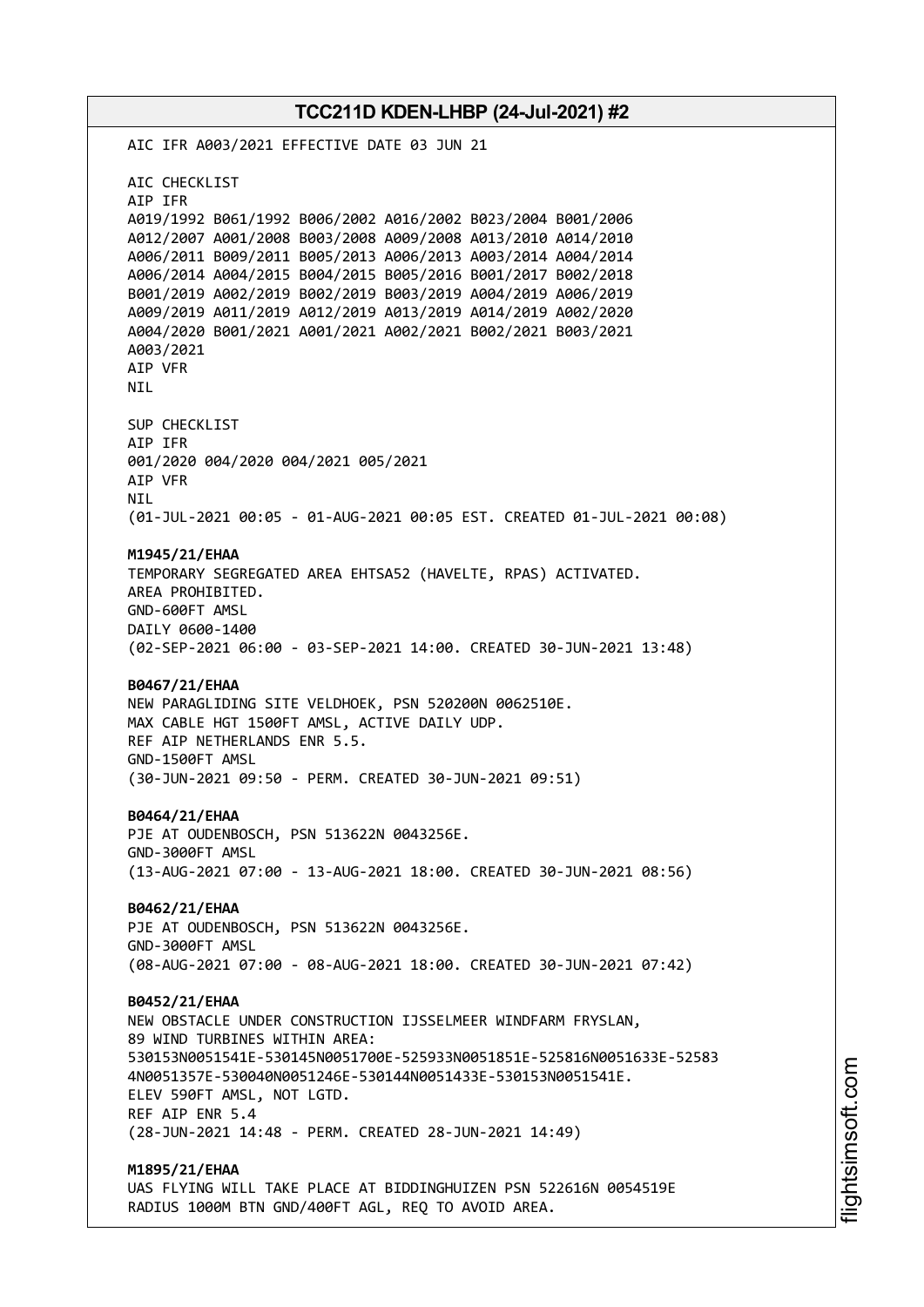AIC IFR A003/2021 EFFECTIVE DATE 03 JUN 21

AIC CHECKLIST
AIP IFR
A019/1992 B061/1992 B006/2002 A016/2002 B023/2004 B001/2006
A012/2007 A001/2008 B003/2008 A009/2008 A013/2010 A014/2010
A006/2011 B009/2011 B005/2013 A006/2013 A003/2014 A004/2014
A006/2014 A004/2015 B004/2015 B005/2016 B001/2017 B002/2018
B001/2019 A002/2019 B002/2019 B003/2019 A004/2019 A006/2019
A009/2019 A011/2019 A012/2019 A013/2019 A014/2019 A002/2020
A004/2020 B001/2021 A001/2021 A002/2021 B002/2021 B003/2021
A003/2021
AIP VFR
NIL

SUP CHECKLIST
AIP IFR
001/2020 004/2020 004/2021 005/2021
AIP VFR
NIL
(01-JUL-2021 00:05 - 01-AUG-2021 00:05 EST. CREATED 01-JUL-2021 00:08)

**M1945/21/EHAA**
TEMPORARY SEGREGATED AREA EHTSA52 (HAVELTE, RPAS) ACTIVATED.
AREA PROHIBITED.
GND-600FT AMSL
DAILY 0600-1400
(02-SEP-2021 06:00 - 03-SEP-2021 14:00. CREATED 30-JUN-2021 13:48)

**B0467/21/EHAA**
NEW PARAGLIDING SITE VELDHOEK, PSN 520200N 0062510E.
MAX CABLE HGT 1500FT AMSL, ACTIVE DAILY UDP.
REF AIP NETHERLANDS ENR 5.5.
GND-1500FT AMSL
(30-JUN-2021 09:50 - PERM. CREATED 30-JUN-2021 09:51)

**B0464/21/EHAA**
PJE AT OUDENBOSCH, PSN 513622N 0043256E.
GND-3000FT AMSL
(13-AUG-2021 07:00 - 13-AUG-2021 18:00. CREATED 30-JUN-2021 08:56)

**B0462/21/EHAA**
PJE AT OUDENBOSCH, PSN 513622N 0043256E.
GND-3000FT AMSL
(08-AUG-2021 07:00 - 08-AUG-2021 18:00. CREATED 30-JUN-2021 07:42)

**B0452/21/EHAA**
NEW OBSTACLE UNDER CONSTRUCTION IJSSELMEER WINDFARM FRYSLAN,
89 WIND TURBINES WITHIN AREA:
530153N0051541E-530145N0051700E-525933N0051851E-525816N0051633E-52583
4N0051357E-530040N0051246E-530144N0051433E-530153N0051541E.
ELEV 590FT AMSL, NOT LGTD.
REF AIP ENR 5.4
(28-JUN-2021 14:48 - PERM. CREATED 28-JUN-2021 14:49)

**M1895/21/EHAA**
UAS FLYING WILL TAKE PLACE AT BIDDINGHUIZEN PSN 522616N 0054519E
RADIUS 1000M BTN GND/400FT AGL, REQ TO AVOID AREA.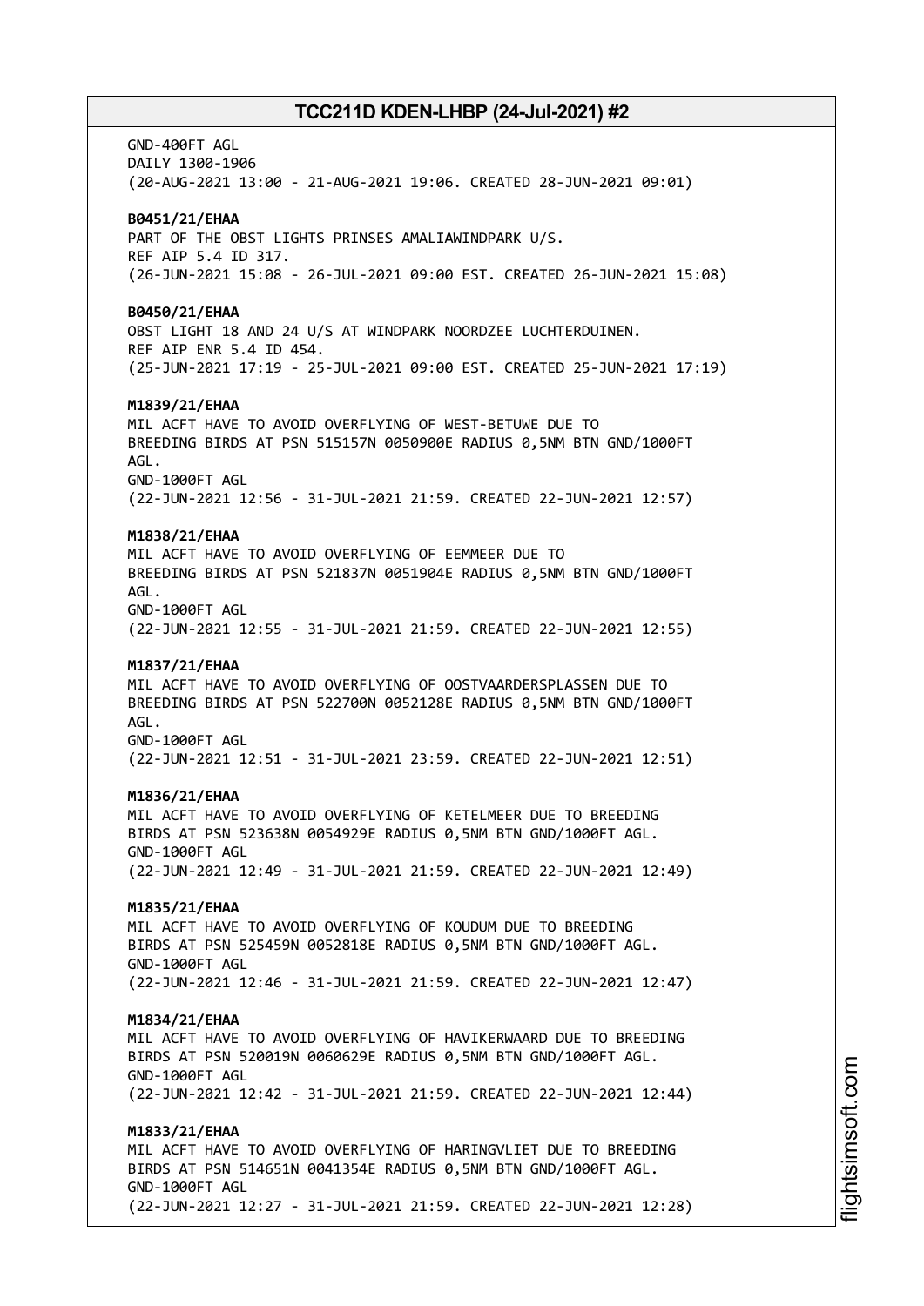GND-400FT AGL
DAILY 1300-1906
(20-AUG-2021 13:00 - 21-AUG-2021 19:06. CREATED 28-JUN-2021 09:01)

**B0451/21/EHAA**
PART OF THE OBST LIGHTS PRINSES AMALIAWINDPARK U/S.
REF AIP 5.4 ID 317.
(26-JUN-2021 15:08 - 26-JUL-2021 09:00 EST. CREATED 26-JUN-2021 15:08)

**B0450/21/EHAA**
OBST LIGHT 18 AND 24 U/S AT WINDPARK NOORDZEE LUCHTERDUINEN.
REF AIP ENR 5.4 ID 454.
(25-JUN-2021 17:19 - 25-JUL-2021 09:00 EST. CREATED 25-JUN-2021 17:19)

**M1839/21/EHAA**
MIL ACFT HAVE TO AVOID OVERFLYING OF WEST-BETUWE DUE TO
BREEDING BIRDS AT PSN 515157N 0050900E RADIUS 0,5NM BTN GND/1000FT
AGL.
GND-1000FT AGL
(22-JUN-2021 12:56 - 31-JUL-2021 21:59. CREATED 22-JUN-2021 12:57)

**M1838/21/EHAA**
MIL ACFT HAVE TO AVOID OVERFLYING OF EEMMEER DUE TO
BREEDING BIRDS AT PSN 521837N 0051904E RADIUS 0,5NM BTN GND/1000FT
AGL.
GND-1000FT AGL
(22-JUN-2021 12:55 - 31-JUL-2021 21:59. CREATED 22-JUN-2021 12:55)

**M1837/21/EHAA**
MIL ACFT HAVE TO AVOID OVERFLYING OF OOSTVAARDERSPLASSEN DUE TO
BREEDING BIRDS AT PSN 522700N 0052128E RADIUS 0,5NM BTN GND/1000FT
AGL.
GND-1000FT AGL
(22-JUN-2021 12:51 - 31-JUL-2021 23:59. CREATED 22-JUN-2021 12:51)

**M1836/21/EHAA**
MIL ACFT HAVE TO AVOID OVERFLYING OF KETELMEER DUE TO BREEDING
BIRDS AT PSN 523638N 0054929E RADIUS 0,5NM BTN GND/1000FT AGL.
GND-1000FT AGL
(22-JUN-2021 12:49 - 31-JUL-2021 21:59. CREATED 22-JUN-2021 12:49)

**M1835/21/EHAA**
MIL ACFT HAVE TO AVOID OVERFLYING OF KOUDUM DUE TO BREEDING
BIRDS AT PSN 525459N 0052818E RADIUS 0,5NM BTN GND/1000FT AGL.
GND-1000FT AGL
(22-JUN-2021 12:46 - 31-JUL-2021 21:59. CREATED 22-JUN-2021 12:47)

**M1834/21/EHAA**
MIL ACFT HAVE TO AVOID OVERFLYING OF HAVIKERWAARD DUE TO BREEDING
BIRDS AT PSN 520019N 0060629E RADIUS 0,5NM BTN GND/1000FT AGL.
GND-1000FT AGL
(22-JUN-2021 12:42 - 31-JUL-2021 21:59. CREATED 22-JUN-2021 12:44)

**M1833/21/EHAA**
MIL ACFT HAVE TO AVOID OVERFLYING OF HARINGVLIET DUE TO BREEDING
BIRDS AT PSN 514651N 0041354E RADIUS 0,5NM BTN GND/1000FT AGL.
GND-1000FT AGL
(22-JUN-2021 12:27 - 31-JUL-2021 21:59. CREATED 22-JUN-2021 12:28)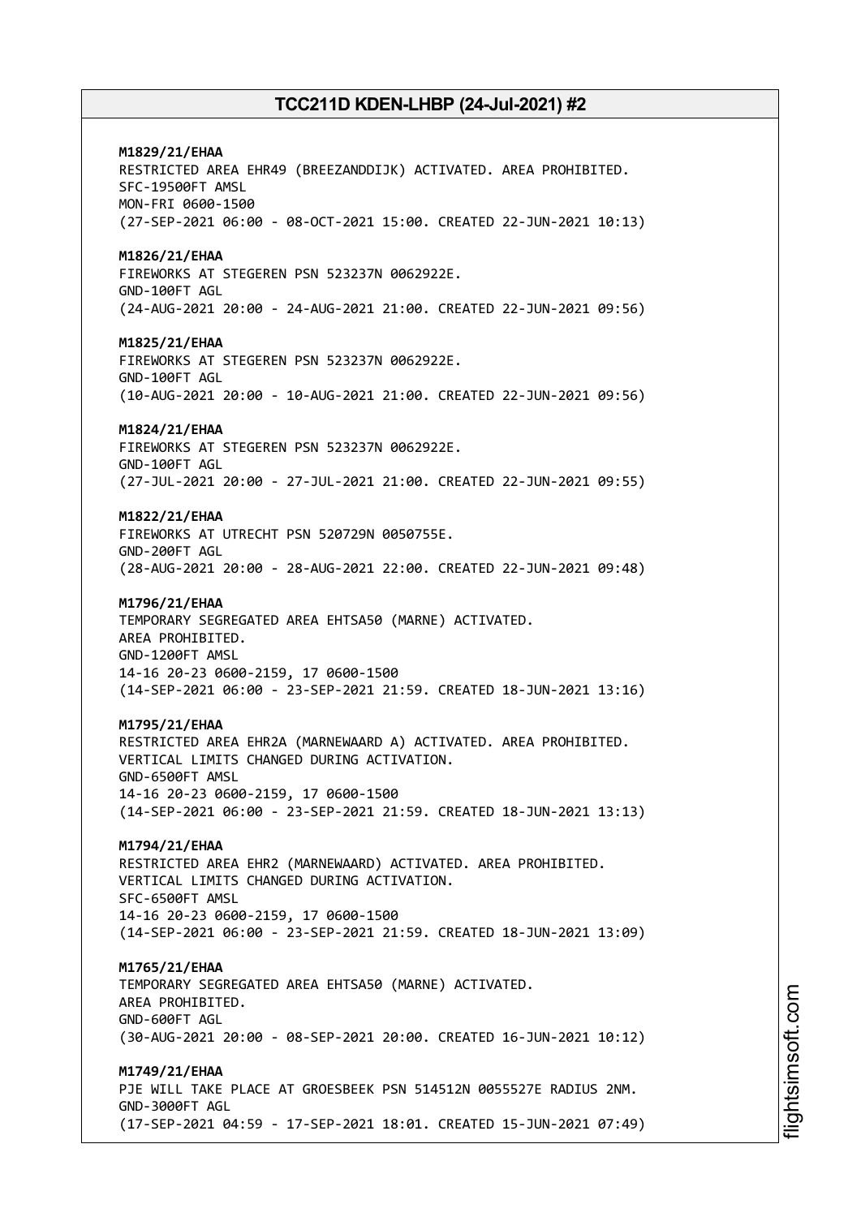**M1829/21/EHAA**
RESTRICTED AREA EHR49 (BREEZANDDIJK) ACTIVATED. AREA PROHIBITED.
SFC-19500FT AMSL
MON-FRI 0600-1500
(27-SEP-2021 06:00 - 08-OCT-2021 15:00. CREATED 22-JUN-2021 10:13)

**M1826/21/EHAA**
FIREWORKS AT STEGEREN PSN 523237N 0062922E.
GND-100FT AGL
(24-AUG-2021 20:00 - 24-AUG-2021 21:00. CREATED 22-JUN-2021 09:56)

**M1825/21/EHAA**
FIREWORKS AT STEGEREN PSN 523237N 0062922E.
GND-100FT AGL
(10-AUG-2021 20:00 - 10-AUG-2021 21:00. CREATED 22-JUN-2021 09:56)

**M1824/21/EHAA**
FIREWORKS AT STEGEREN PSN 523237N 0062922E.
GND-100FT AGL
(27-JUL-2021 20:00 - 27-JUL-2021 21:00. CREATED 22-JUN-2021 09:55)

**M1822/21/EHAA**
FIREWORKS AT UTRECHT PSN 520729N 0050755E.
GND-200FT AGL
(28-AUG-2021 20:00 - 28-AUG-2021 22:00. CREATED 22-JUN-2021 09:48)

**M1796/21/EHAA**
TEMPORARY SEGREGATED AREA EHTSA50 (MARNE) ACTIVATED.
AREA PROHIBITED.
GND-1200FT AMSL
14-16 20-23 0600-2159, 17 0600-1500
(14-SEP-2021 06:00 - 23-SEP-2021 21:59. CREATED 18-JUN-2021 13:16)

**M1795/21/EHAA**
RESTRICTED AREA EHR2A (MARNEWAARD A) ACTIVATED. AREA PROHIBITED.
VERTICAL LIMITS CHANGED DURING ACTIVATION.
GND-6500FT AMSL
14-16 20-23 0600-2159, 17 0600-1500
(14-SEP-2021 06:00 - 23-SEP-2021 21:59. CREATED 18-JUN-2021 13:13)

**M1794/21/EHAA**
RESTRICTED AREA EHR2 (MARNEWAARD) ACTIVATED. AREA PROHIBITED.
VERTICAL LIMITS CHANGED DURING ACTIVATION.
SFC-6500FT AMSL
14-16 20-23 0600-2159, 17 0600-1500
(14-SEP-2021 06:00 - 23-SEP-2021 21:59. CREATED 18-JUN-2021 13:09)

**M1765/21/EHAA**
TEMPORARY SEGREGATED AREA EHTSA50 (MARNE) ACTIVATED.
AREA PROHIBITED.
GND-600FT AGL
(30-AUG-2021 20:00 - 08-SEP-2021 20:00. CREATED 16-JUN-2021 10:12)

**M1749/21/EHAA**
PJE WILL TAKE PLACE AT GROESBEEK PSN 514512N 0055527E RADIUS 2NM.
GND-3000FT AGL
(17-SEP-2021 04:59 - 17-SEP-2021 18:01. CREATED 15-JUN-2021 07:49)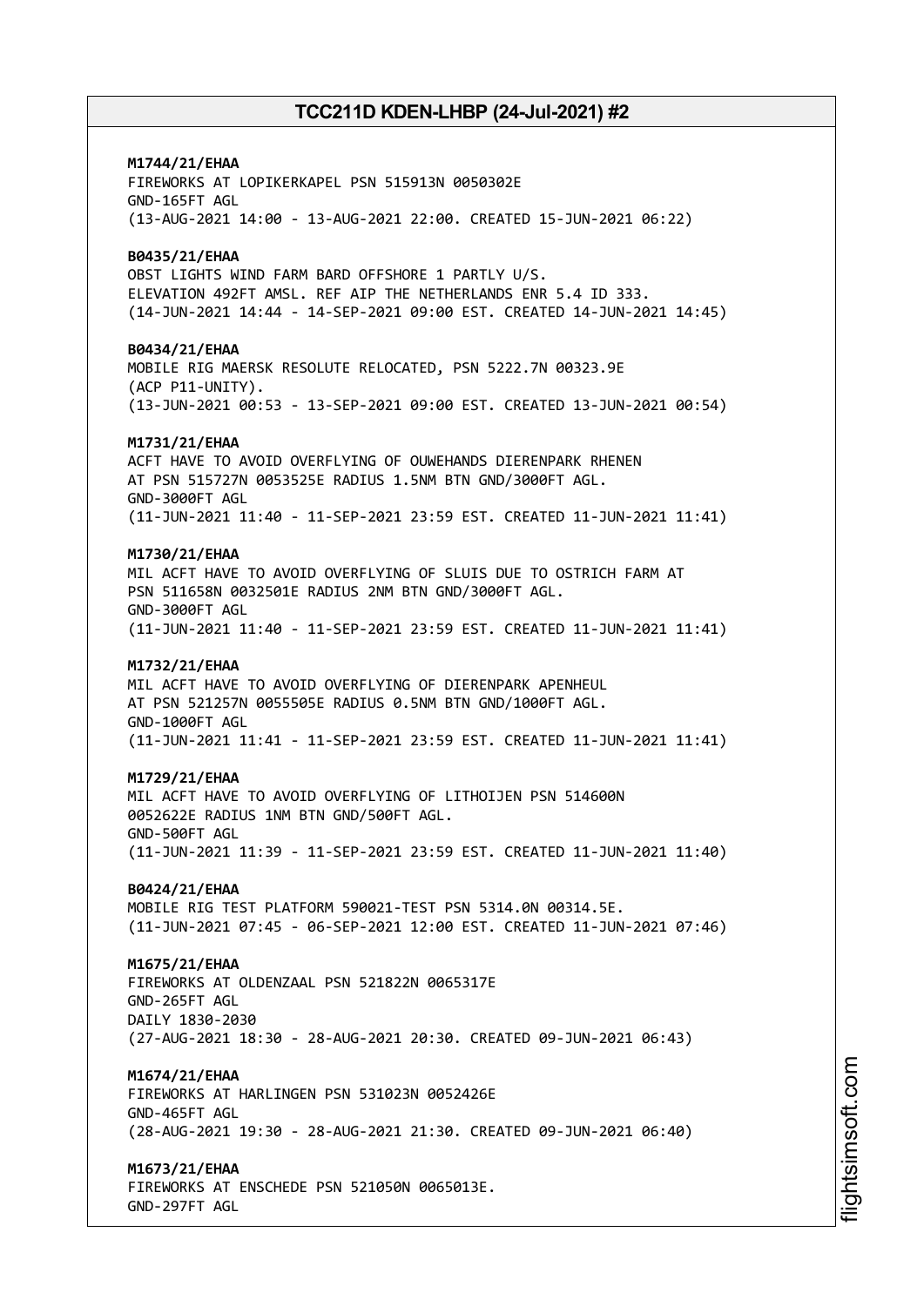**M1744/21/EHAA**
FIREWORKS AT LOPIKERKAPEL PSN 515913N 0050302E
GND-165FT AGL
(13-AUG-2021 14:00 - 13-AUG-2021 22:00. CREATED 15-JUN-2021 06:22)

**B0435/21/EHAA**
OBST LIGHTS WIND FARM BARD OFFSHORE 1 PARTLY U/S.
ELEVATION 492FT AMSL. REF AIP THE NETHERLANDS ENR 5.4 ID 333.
(14-JUN-2021 14:44 - 14-SEP-2021 09:00 EST. CREATED 14-JUN-2021 14:45)

**B0434/21/EHAA**
MOBILE RIG MAERSK RESOLUTE RELOCATED, PSN 5222.7N 00323.9E
(ACP P11-UNITY).
(13-JUN-2021 00:53 - 13-SEP-2021 09:00 EST. CREATED 13-JUN-2021 00:54)

**M1731/21/EHAA**
ACFT HAVE TO AVOID OVERFLYING OF OUWEHANDS DIERENPARK RHENEN
AT PSN 515727N 0053525E RADIUS 1.5NM BTN GND/3000FT AGL.
GND-3000FT AGL
(11-JUN-2021 11:40 - 11-SEP-2021 23:59 EST. CREATED 11-JUN-2021 11:41)

**M1730/21/EHAA**
MIL ACFT HAVE TO AVOID OVERFLYING OF SLUIS DUE TO OSTRICH FARM AT
PSN 511658N 0032501E RADIUS 2NM BTN GND/3000FT AGL.
GND-3000FT AGL
(11-JUN-2021 11:40 - 11-SEP-2021 23:59 EST. CREATED 11-JUN-2021 11:41)

**M1732/21/EHAA**
MIL ACFT HAVE TO AVOID OVERFLYING OF DIERENPARK APENHEUL
AT PSN 521257N 0055505E RADIUS 0.5NM BTN GND/1000FT AGL.
GND-1000FT AGL
(11-JUN-2021 11:41 - 11-SEP-2021 23:59 EST. CREATED 11-JUN-2021 11:41)

**M1729/21/EHAA**
MIL ACFT HAVE TO AVOID OVERFLYING OF LITHOIJEN PSN 514600N
0052622E RADIUS 1NM BTN GND/500FT AGL.
GND-500FT AGL
(11-JUN-2021 11:39 - 11-SEP-2021 23:59 EST. CREATED 11-JUN-2021 11:40)

**B0424/21/EHAA**
MOBILE RIG TEST PLATFORM 590021-TEST PSN 5314.0N 00314.5E.
(11-JUN-2021 07:45 - 06-SEP-2021 12:00 EST. CREATED 11-JUN-2021 07:46)

**M1675/21/EHAA**
FIREWORKS AT OLDENZAAL PSN 521822N 0065317E
GND-265FT AGL
DAILY 1830-2030
(27-AUG-2021 18:30 - 28-AUG-2021 20:30. CREATED 09-JUN-2021 06:43)

**M1674/21/EHAA**
FIREWORKS AT HARLINGEN PSN 531023N 0052426E
GND-465FT AGL
(28-AUG-2021 19:30 - 28-AUG-2021 21:30. CREATED 09-JUN-2021 06:40)

**M1673/21/EHAA**
FIREWORKS AT ENSCHEDE PSN 521050N 0065013E.
GND-297FT AGL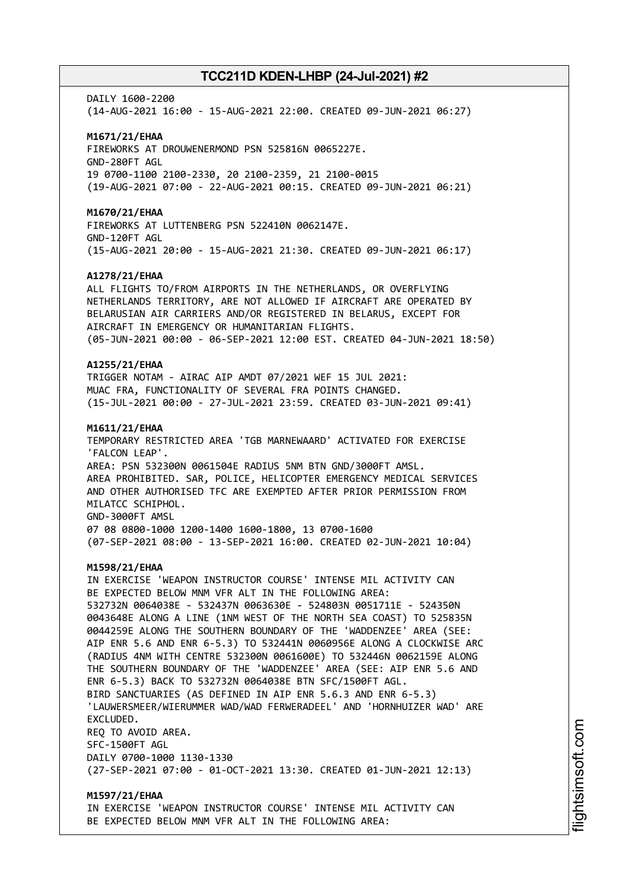DAILY 1600-2200
(14-AUG-2021 16:00 - 15-AUG-2021 22:00. CREATED 09-JUN-2021 06:27)

**M1671/21/EHAA**
FIREWORKS AT DROUWENERMOND PSN 525816N 0065227E.
GND-280FT AGL
19 0700-1100 2100-2330, 20 2100-2359, 21 2100-0015
(19-AUG-2021 07:00 - 22-AUG-2021 00:15. CREATED 09-JUN-2021 06:21)

**M1670/21/EHAA**
FIREWORKS AT LUTTENBERG PSN 522410N 0062147E.
GND-120FT AGL
(15-AUG-2021 20:00 - 15-AUG-2021 21:30. CREATED 09-JUN-2021 06:17)

**A1278/21/EHAA**
ALL FLIGHTS TO/FROM AIRPORTS IN THE NETHERLANDS, OR OVERFLYING NETHERLANDS TERRITORY, ARE NOT ALLOWED IF AIRCRAFT ARE OPERATED BY BELARUSIAN AIR CARRIERS AND/OR REGISTERED IN BELARUS, EXCEPT FOR AIRCRAFT IN EMERGENCY OR HUMANITARIAN FLIGHTS.
(05-JUN-2021 00:00 - 06-SEP-2021 12:00 EST. CREATED 04-JUN-2021 18:50)

**A1255/21/EHAA**
TRIGGER NOTAM - AIRAC AIP AMDT 07/2021 WEF 15 JUL 2021:
MUAC FRA, FUNCTIONALITY OF SEVERAL FRA POINTS CHANGED.
(15-JUL-2021 00:00 - 27-JUL-2021 23:59. CREATED 03-JUN-2021 09:41)

**M1611/21/EHAA**
TEMPORARY RESTRICTED AREA 'TGB MARNEWAARD' ACTIVATED FOR EXERCISE 'FALCON LEAP'.
AREA: PSN 532300N 0061504E RADIUS 5NM BTN GND/3000FT AMSL.
AREA PROHIBITED. SAR, POLICE, HELICOPTER EMERGENCY MEDICAL SERVICES AND OTHER AUTHORISED TFC ARE EXEMPTED AFTER PRIOR PERMISSION FROM MILATCC SCHIPHOL.
GND-3000FT AMSL
07 08 0800-1000 1200-1400 1600-1800, 13 0700-1600
(07-SEP-2021 08:00 - 13-SEP-2021 16:00. CREATED 02-JUN-2021 10:04)

**M1598/21/EHAA**
IN EXERCISE 'WEAPON INSTRUCTOR COURSE' INTENSE MIL ACTIVITY CAN BE EXPECTED BELOW MNM VFR ALT IN THE FOLLOWING AREA:
532732N 0064038E - 532437N 0063630E - 524803N 0051711E - 524350N 0043648E ALONG A LINE (1NM WEST OF THE NORTH SEA COAST) TO 525835N 0044259E ALONG THE SOUTHERN BOUNDARY OF THE 'WADDENZEE' AREA (SEE: AIP ENR 5.6 AND ENR 6-5.3) TO 532441N 0060956E ALONG A CLOCKWISE ARC (RADIUS 4NM WITH CENTRE 532300N 0061600E) TO 532446N 0062159E ALONG THE SOUTHERN BOUNDARY OF THE 'WADDENZEE' AREA (SEE: AIP ENR 5.6 AND ENR 6-5.3) BACK TO 532732N 0064038E BTN SFC/1500FT AGL.
BIRD SANCTUARIES (AS DEFINED IN AIP ENR 5.6.3 AND ENR 6-5.3) 'LAUWERSMEER/WIERUMMER WAD/WAD FERWERADEEL' AND 'HORNHUIZER WAD' ARE EXCLUDED.
REQ TO AVOID AREA.
SFC-1500FT AGL
DAILY 0700-1000 1130-1330
(27-SEP-2021 07:00 - 01-OCT-2021 13:30. CREATED 01-JUN-2021 12:13)

**M1597/21/EHAA**
IN EXERCISE 'WEAPON INSTRUCTOR COURSE' INTENSE MIL ACTIVITY CAN BE EXPECTED BELOW MNM VFR ALT IN THE FOLLOWING AREA: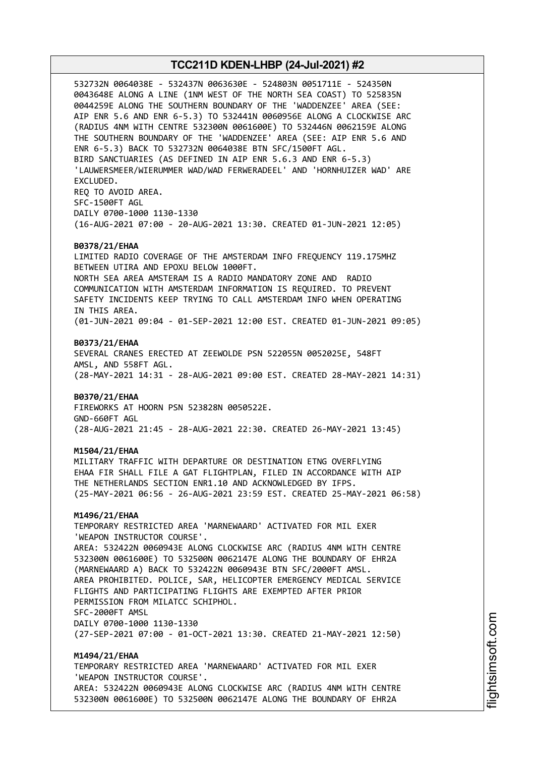532732N 0064038E - 532437N 0063630E - 524803N 0051711E - 524350N 0043648E ALONG A LINE (1NM WEST OF THE NORTH SEA COAST) TO 525835N 0044259E ALONG THE SOUTHERN BOUNDARY OF THE 'WADDENZEE' AREA (SEE: AIP ENR 5.6 AND ENR 6-5.3) TO 532441N 0060956E ALONG A CLOCKWISE ARC (RADIUS 4NM WITH CENTRE 532300N 0061600E) TO 532446N 0062159E ALONG THE SOUTHERN BOUNDARY OF THE 'WADDENZEE' AREA (SEE: AIP ENR 5.6 AND ENR 6-5.3) BACK TO 532732N 0064038E BTN SFC/1500FT AGL.
BIRD SANCTUARIES (AS DEFINED IN AIP ENR 5.6.3 AND ENR 6-5.3) 'LAUWERSMEER/WIERUMMER WAD/WAD FERWERADEEL' AND 'HORNHUIZER WAD' ARE EXCLUDED.
REQ TO AVOID AREA.
SFC-1500FT AGL
DAILY 0700-1000 1130-1330
(16-AUG-2021 07:00 - 20-AUG-2021 13:30. CREATED 01-JUN-2021 12:05)

**B0378/21/EHAA**
LIMITED RADIO COVERAGE OF THE AMSTERDAM INFO FREQUENCY 119.175MHZ BETWEEN UTIRA AND EPOXU BELOW 1000FT.
NORTH SEA AREA AMSTERAM IS A RADIO MANDATORY ZONE AND RADIO COMMUNICATION WITH AMSTERDAM INFORMATION IS REQUIRED. TO PREVENT SAFETY INCIDENTS KEEP TRYING TO CALL AMSTERDAM INFO WHEN OPERATING IN THIS AREA.
(01-JUN-2021 09:04 - 01-SEP-2021 12:00 EST. CREATED 01-JUN-2021 09:05)

**B0373/21/EHAA**
SEVERAL CRANES ERECTED AT ZEEWOLDE PSN 522055N 0052025E, 548FT AMSL, AND 558FT AGL.
(28-MAY-2021 14:31 - 28-AUG-2021 09:00 EST. CREATED 28-MAY-2021 14:31)

**B0370/21/EHAA**
FIREWORKS AT HOORN PSN 523828N 0050522E.
GND-660FT AGL
(28-AUG-2021 21:45 - 28-AUG-2021 22:30. CREATED 26-MAY-2021 13:45)

**M1504/21/EHAA**
MILITARY TRAFFIC WITH DEPARTURE OR DESTINATION ETNG OVERFLYING EHAA FIR SHALL FILE A GAT FLIGHTPLAN, FILED IN ACCORDANCE WITH AIP THE NETHERLANDS SECTION ENR1.10 AND ACKNOWLEDGED BY IFPS.
(25-MAY-2021 06:56 - 26-AUG-2021 23:59 EST. CREATED 25-MAY-2021 06:58)

**M1496/21/EHAA**
TEMPORARY RESTRICTED AREA 'MARNEWAARD' ACTIVATED FOR MIL EXER 'WEAPON INSTRUCTOR COURSE'.
AREA: 532422N 0060943E ALONG CLOCKWISE ARC (RADIUS 4NM WITH CENTRE 532300N 0061600E) TO 532500N 0062147E ALONG THE BOUNDARY OF EHR2A (MARNEWAARD A) BACK TO 532422N 0060943E BTN SFC/2000FT AMSL.
AREA PROHIBITED. POLICE, SAR, HELICOPTER EMERGENCY MEDICAL SERVICE FLIGHTS AND PARTICIPATING FLIGHTS ARE EXEMPTED AFTER PRIOR PERMISSION FROM MILATCC SCHIPHOL.
SFC-2000FT AMSL
DAILY 0700-1000 1130-1330
(27-SEP-2021 07:00 - 01-OCT-2021 13:30. CREATED 21-MAY-2021 12:50)

**M1494/21/EHAA**
TEMPORARY RESTRICTED AREA 'MARNEWAARD' ACTIVATED FOR MIL EXER 'WEAPON INSTRUCTOR COURSE'.
AREA: 532422N 0060943E ALONG CLOCKWISE ARC (RADIUS 4NM WITH CENTRE 532300N 0061600E) TO 532500N 0062147E ALONG THE BOUNDARY OF EHR2A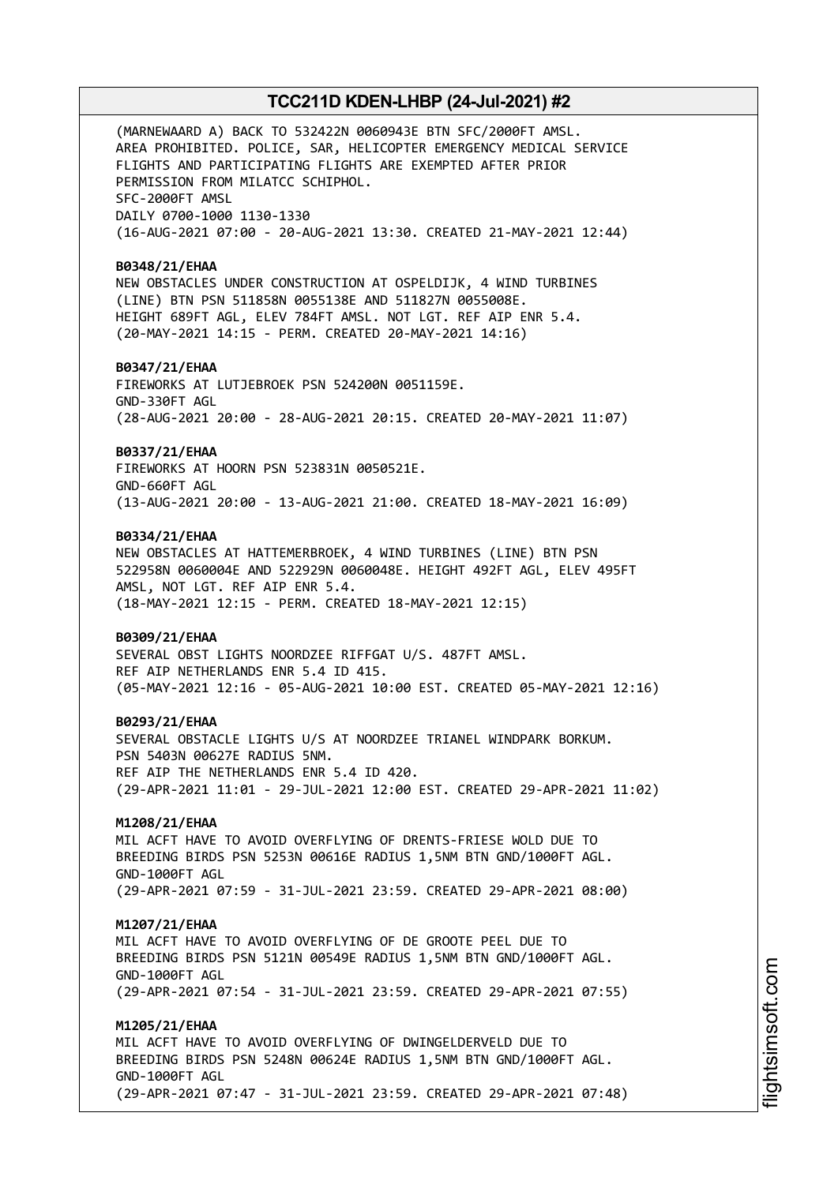(MARNEWAARD A) BACK TO 532422N 0060943E BTN SFC/2000FT AMSL.
AREA PROHIBITED. POLICE, SAR, HELICOPTER EMERGENCY MEDICAL SERVICE
FLIGHTS AND PARTICIPATING FLIGHTS ARE EXEMPTED AFTER PRIOR
PERMISSION FROM MILATCC SCHIPHOL.
SFC-2000FT AMSL
DAILY 0700-1000 1130-1330
(16-AUG-2021 07:00 - 20-AUG-2021 13:30. CREATED 21-MAY-2021 12:44)

**B0348/21/EHAA**
NEW OBSTACLES UNDER CONSTRUCTION AT OSPELDIJK, 4 WIND TURBINES
(LINE) BTN PSN 511858N 0055138E AND 511827N 0055008E.
HEIGHT 689FT AGL, ELEV 784FT AMSL. NOT LGT. REF AIP ENR 5.4.
(20-MAY-2021 14:15 - PERM. CREATED 20-MAY-2021 14:16)

**B0347/21/EHAA**
FIREWORKS AT LUTJEBROEK PSN 524200N 0051159E.
GND-330FT AGL
(28-AUG-2021 20:00 - 28-AUG-2021 20:15. CREATED 20-MAY-2021 11:07)

**B0337/21/EHAA**
FIREWORKS AT HOORN PSN 523831N 0050521E.
GND-660FT AGL
(13-AUG-2021 20:00 - 13-AUG-2021 21:00. CREATED 18-MAY-2021 16:09)

**B0334/21/EHAA**
NEW OBSTACLES AT HATTEMERBROEK, 4 WIND TURBINES (LINE) BTN PSN
522958N 0060004E AND 522929N 0060048E. HEIGHT 492FT AGL, ELEV 495FT
AMSL, NOT LGT. REF AIP ENR 5.4.
(18-MAY-2021 12:15 - PERM. CREATED 18-MAY-2021 12:15)

**B0309/21/EHAA**
SEVERAL OBST LIGHTS NOORDZEE RIFFGAT U/S. 487FT AMSL.
REF AIP NETHERLANDS ENR 5.4 ID 415.
(05-MAY-2021 12:16 - 05-AUG-2021 10:00 EST. CREATED 05-MAY-2021 12:16)

**B0293/21/EHAA**
SEVERAL OBSTACLE LIGHTS U/S AT NOORDZEE TRIANEL WINDPARK BORKUM.
PSN 5403N 00627E RADIUS 5NM.
REF AIP THE NETHERLANDS ENR 5.4 ID 420.
(29-APR-2021 11:01 - 29-JUL-2021 12:00 EST. CREATED 29-APR-2021 11:02)

**M1208/21/EHAA**
MIL ACFT HAVE TO AVOID OVERFLYING OF DRENTS-FRIESE WOLD DUE TO
BREEDING BIRDS PSN 5253N 00616E RADIUS 1,5NM BTN GND/1000FT AGL.
GND-1000FT AGL
(29-APR-2021 07:59 - 31-JUL-2021 23:59. CREATED 29-APR-2021 08:00)

**M1207/21/EHAA**
MIL ACFT HAVE TO AVOID OVERFLYING OF DE GROOTE PEEL DUE TO
BREEDING BIRDS PSN 5121N 00549E RADIUS 1,5NM BTN GND/1000FT AGL.
GND-1000FT AGL
(29-APR-2021 07:54 - 31-JUL-2021 23:59. CREATED 29-APR-2021 07:55)

**M1205/21/EHAA**
MIL ACFT HAVE TO AVOID OVERFLYING OF DWINGELDERVELD DUE TO
BREEDING BIRDS PSN 5248N 00624E RADIUS 1,5NM BTN GND/1000FT AGL.
GND-1000FT AGL
(29-APR-2021 07:47 - 31-JUL-2021 23:59. CREATED 29-APR-2021 07:48)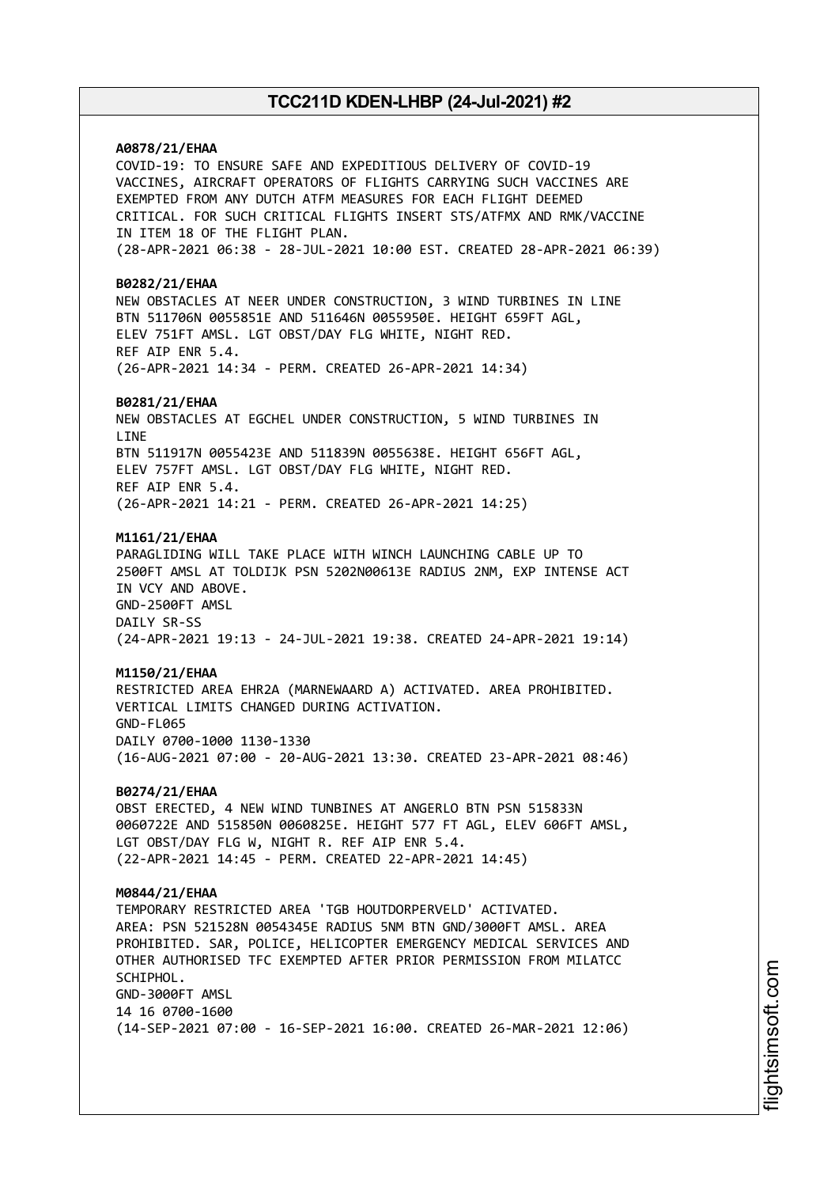**A0878/21/EHAA**
COVID-19: TO ENSURE SAFE AND EXPEDITIOUS DELIVERY OF COVID-19 VACCINES, AIRCRAFT OPERATORS OF FLIGHTS CARRYING SUCH VACCINES ARE EXEMPTED FROM ANY DUTCH ATFM MEASURES FOR EACH FLIGHT DEEMED CRITICAL. FOR SUCH CRITICAL FLIGHTS INSERT STS/ATFMX AND RMK/VACCINE IN ITEM 18 OF THE FLIGHT PLAN.
(28-APR-2021 06:38 - 28-JUL-2021 10:00 EST. CREATED 28-APR-2021 06:39)

**B0282/21/EHAA**
NEW OBSTACLES AT NEER UNDER CONSTRUCTION, 3 WIND TURBINES IN LINE BTN 511706N 0055851E AND 511646N 0055950E. HEIGHT 659FT AGL, ELEV 751FT AMSL. LGT OBST/DAY FLG WHITE, NIGHT RED.
REF AIP ENR 5.4.
(26-APR-2021 14:34 - PERM. CREATED 26-APR-2021 14:34)

**B0281/21/EHAA**
NEW OBSTACLES AT EGCHEL UNDER CONSTRUCTION, 5 WIND TURBINES IN LINE
BTN 511917N 0055423E AND 511839N 0055638E. HEIGHT 656FT AGL, ELEV 757FT AMSL. LGT OBST/DAY FLG WHITE, NIGHT RED.
REF AIP ENR 5.4.
(26-APR-2021 14:21 - PERM. CREATED 26-APR-2021 14:25)

**M1161/21/EHAA**
PARAGLIDING WILL TAKE PLACE WITH WINCH LAUNCHING CABLE UP TO 2500FT AMSL AT TOLDIJK PSN 5202N00613E RADIUS 2NM, EXP INTENSE ACT IN VCY AND ABOVE.
GND-2500FT AMSL
DAILY SR-SS
(24-APR-2021 19:13 - 24-JUL-2021 19:38. CREATED 24-APR-2021 19:14)

**M1150/21/EHAA**
RESTRICTED AREA EHR2A (MARNEWAARD A) ACTIVATED. AREA PROHIBITED. VERTICAL LIMITS CHANGED DURING ACTIVATION.
GND-FL065
DAILY 0700-1000 1130-1330
(16-AUG-2021 07:00 - 20-AUG-2021 13:30. CREATED 23-APR-2021 08:46)

**B0274/21/EHAA**
OBST ERECTED, 4 NEW WIND TUNBINES AT ANGERLO BTN PSN 515833N 0060722E AND 515850N 0060825E. HEIGHT 577 FT AGL, ELEV 606FT AMSL, LGT OBST/DAY FLG W, NIGHT R. REF AIP ENR 5.4.
(22-APR-2021 14:45 - PERM. CREATED 22-APR-2021 14:45)

**M0844/21/EHAA**
TEMPORARY RESTRICTED AREA 'TGB HOUTDORPERVELD' ACTIVATED.
AREA: PSN 521528N 0054345E RADIUS 5NM BTN GND/3000FT AMSL. AREA PROHIBITED. SAR, POLICE, HELICOPTER EMERGENCY MEDICAL SERVICES AND OTHER AUTHORISED TFC EXEMPTED AFTER PRIOR PERMISSION FROM MILATCC SCHIPHOL.
GND-3000FT AMSL
14 16 0700-1600
(14-SEP-2021 07:00 - 16-SEP-2021 16:00. CREATED 26-MAR-2021 12:06)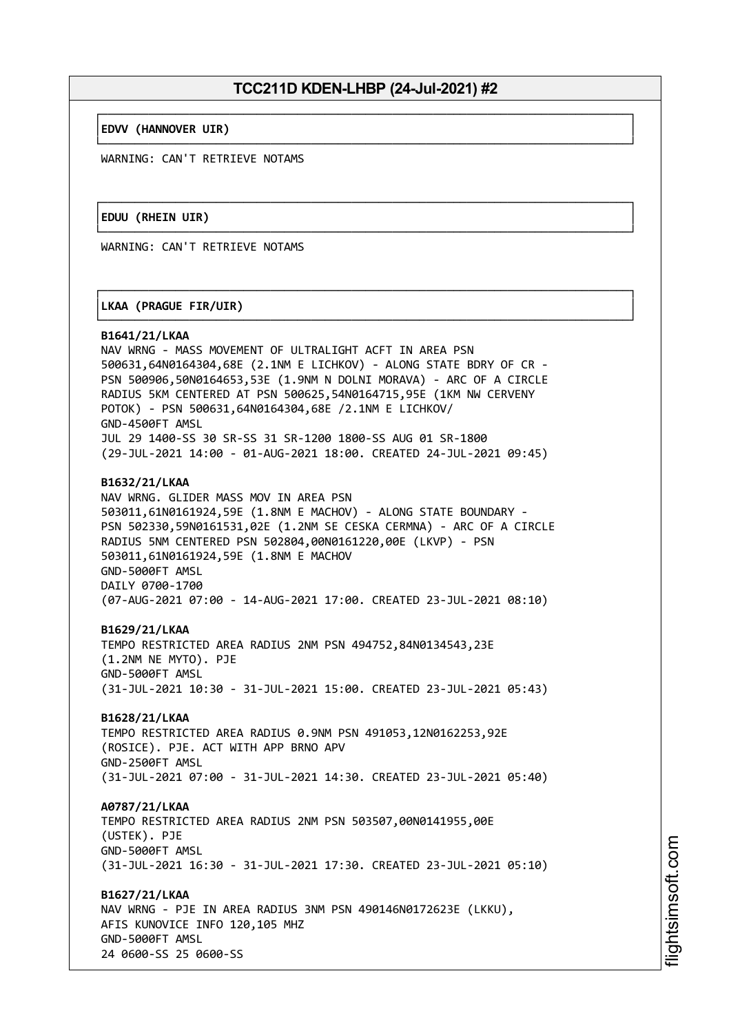**EDVV (HANNOVER UIR)**

WARNING: CAN'T RETRIEVE NOTAMS

**EDUU (RHEIN UIR)**

WARNING: CAN'T RETRIEVE NOTAMS

**LKAA (PRAGUE FIR/UIR)**

**B1641/21/LKAA**
NAV WRNG - MASS MOVEMENT OF ULTRALIGHT ACFT IN AREA PSN
500631,64N0164304,68E (2.1NM E LICHKOV) - ALONG STATE BDRY OF CR -
PSN 500906,50N0164653,53E (1.9NM N DOLNI MORAVA) - ARC OF A CIRCLE
RADIUS 5KM CENTERED AT PSN 500625,54N0164715,95E (1KM NW CERVENY
POTOK) - PSN 500631,64N0164304,68E /2.1NM E LICHKOV/
GND-4500FT AMSL
JUL 29 1400-SS 30 SR-SS 31 SR-1200 1800-SS AUG 01 SR-1800
(29-JUL-2021 14:00 - 01-AUG-2021 18:00. CREATED 24-JUL-2021 09:45)

**B1632/21/LKAA**
NAV WRNG. GLIDER MASS MOV IN AREA PSN
503011,61N0161924,59E (1.8NM E MACHOV) - ALONG STATE BOUNDARY -
PSN 502330,59N0161531,02E (1.2NM SE CESKA CERMNA) - ARC OF A CIRCLE
RADIUS 5NM CENTERED PSN 502804,00N0161220,00E (LKVP) - PSN
503011,61N0161924,59E (1.8NM E MACHOV
GND-5000FT AMSL
DAILY 0700-1700
(07-AUG-2021 07:00 - 14-AUG-2021 17:00. CREATED 23-JUL-2021 08:10)

**B1629/21/LKAA**
TEMPO RESTRICTED AREA RADIUS 2NM PSN 494752,84N0134543,23E
(1.2NM NE MYTO). PJE
GND-5000FT AMSL
(31-JUL-2021 10:30 - 31-JUL-2021 15:00. CREATED 23-JUL-2021 05:43)

**B1628/21/LKAA**
TEMPO RESTRICTED AREA RADIUS 0.9NM PSN 491053,12N0162253,92E
(ROSICE). PJE. ACT WITH APP BRNO APV
GND-2500FT AMSL
(31-JUL-2021 07:00 - 31-JUL-2021 14:30. CREATED 23-JUL-2021 05:40)

**A0787/21/LKAA**
TEMPO RESTRICTED AREA RADIUS 2NM PSN 503507,00N0141955,00E
(USTEK). PJE
GND-5000FT AMSL
(31-JUL-2021 16:30 - 31-JUL-2021 17:30. CREATED 23-JUL-2021 05:10)

**B1627/21/LKAA**
NAV WRNG - PJE IN AREA RADIUS 3NM PSN 490146N0172623E (LKKU),
AFIS KUNOVICE INFO 120,105 MHZ
GND-5000FT AMSL
24 0600-SS 25 0600-SS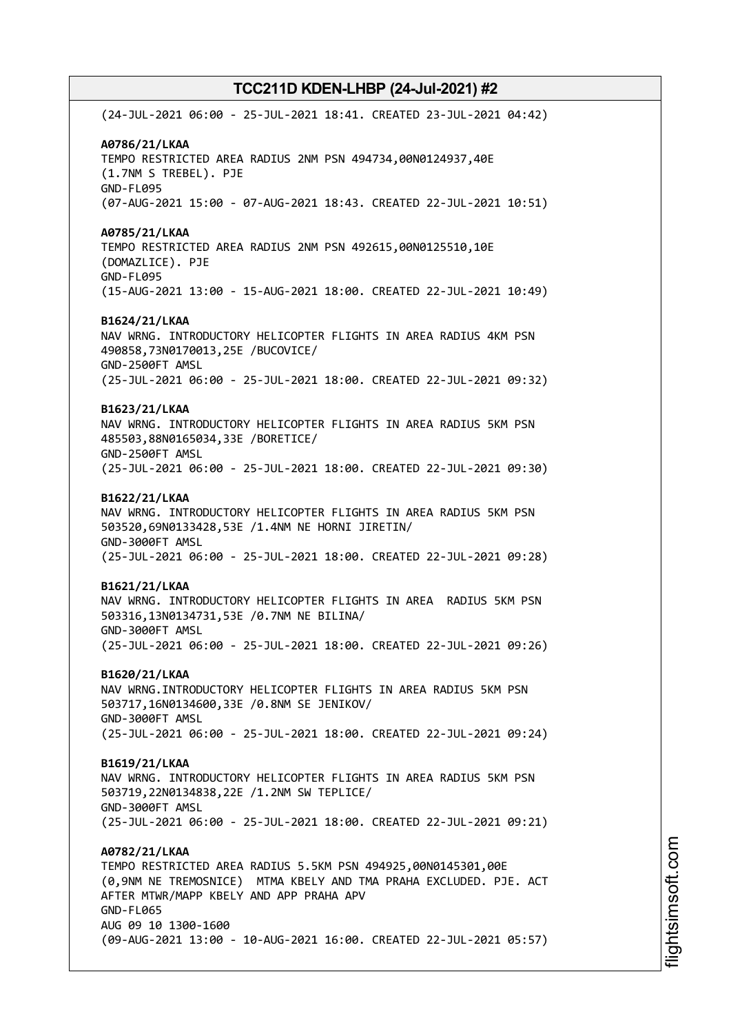(24-JUL-2021 06:00 - 25-JUL-2021 18:41. CREATED 23-JUL-2021 04:42)

**A0786/21/LKAA**
TEMPO RESTRICTED AREA RADIUS 2NM PSN 494734,00N0124937,40E
(1.7NM S TREBEL). PJE
GND-FL095
(07-AUG-2021 15:00 - 07-AUG-2021 18:43. CREATED 22-JUL-2021 10:51)

**A0785/21/LKAA**
TEMPO RESTRICTED AREA RADIUS 2NM PSN 492615,00N0125510,10E
(DOMAZLICE). PJE
GND-FL095
(15-AUG-2021 13:00 - 15-AUG-2021 18:00. CREATED 22-JUL-2021 10:49)

**B1624/21/LKAA**
NAV WRNG. INTRODUCTORY HELICOPTER FLIGHTS IN AREA RADIUS 4KM PSN
490858,73N0170013,25E /BUCOVICE/
GND-2500FT AMSL
(25-JUL-2021 06:00 - 25-JUL-2021 18:00. CREATED 22-JUL-2021 09:32)

**B1623/21/LKAA**
NAV WRNG. INTRODUCTORY HELICOPTER FLIGHTS IN AREA RADIUS 5KM PSN
485503,88N0165034,33E /BORETICE/
GND-2500FT AMSL
(25-JUL-2021 06:00 - 25-JUL-2021 18:00. CREATED 22-JUL-2021 09:30)

**B1622/21/LKAA**
NAV WRNG. INTRODUCTORY HELICOPTER FLIGHTS IN AREA RADIUS 5KM PSN
503520,69N0133428,53E /1.4NM NE HORNI JIRETIN/
GND-3000FT AMSL
(25-JUL-2021 06:00 - 25-JUL-2021 18:00. CREATED 22-JUL-2021 09:28)

**B1621/21/LKAA**
NAV WRNG. INTRODUCTORY HELICOPTER FLIGHTS IN AREA  RADIUS 5KM PSN
503316,13N0134731,53E /0.7NM NE BILINA/
GND-3000FT AMSL
(25-JUL-2021 06:00 - 25-JUL-2021 18:00. CREATED 22-JUL-2021 09:26)

**B1620/21/LKAA**
NAV WRNG.INTRODUCTORY HELICOPTER FLIGHTS IN AREA RADIUS 5KM PSN
503717,16N0134600,33E /0.8NM SE JENIKOV/
GND-3000FT AMSL
(25-JUL-2021 06:00 - 25-JUL-2021 18:00. CREATED 22-JUL-2021 09:24)

**B1619/21/LKAA**
NAV WRNG. INTRODUCTORY HELICOPTER FLIGHTS IN AREA RADIUS 5KM PSN
503719,22N0134838,22E /1.2NM SW TEPLICE/
GND-3000FT AMSL
(25-JUL-2021 06:00 - 25-JUL-2021 18:00. CREATED 22-JUL-2021 09:21)

**A0782/21/LKAA**
TEMPO RESTRICTED AREA RADIUS 5.5KM PSN 494925,00N0145301,00E
(0,9NM NE TREMOSNICE)  MTMA KBELY AND TMA PRAHA EXCLUDED. PJE. ACT
AFTER MTWR/MAPP KBELY AND APP PRAHA APV
GND-FL065
AUG 09 10 1300-1600
(09-AUG-2021 13:00 - 10-AUG-2021 16:00. CREATED 22-JUL-2021 05:57)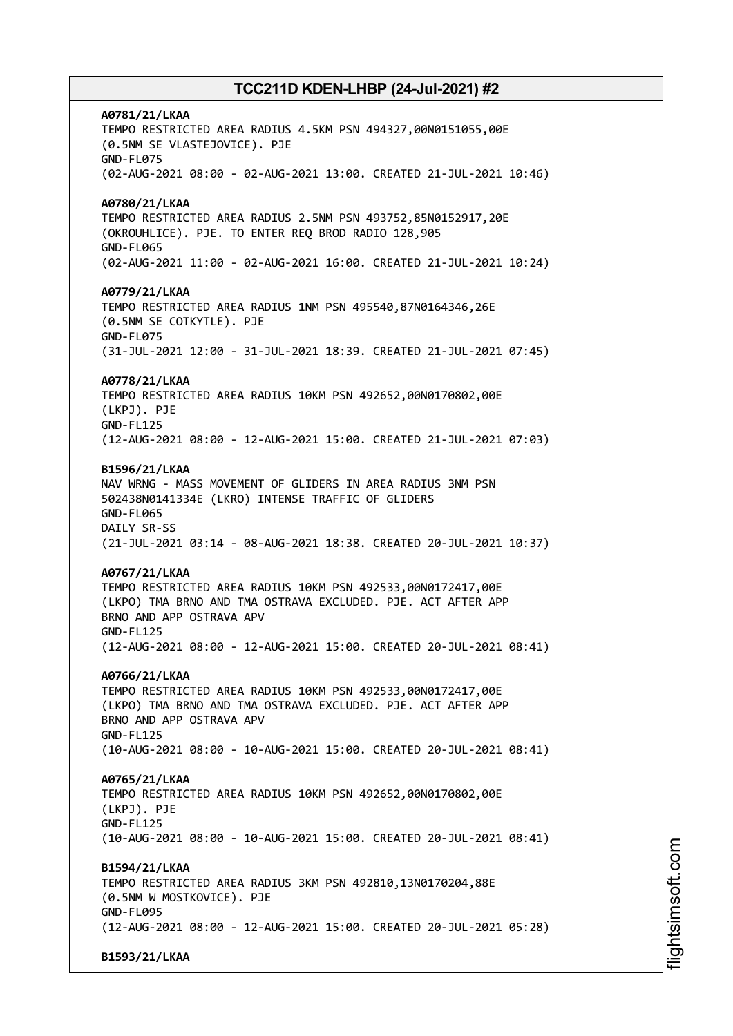**A0781/21/LKAA**
TEMPO RESTRICTED AREA RADIUS 4.5KM PSN 494327,00N0151055,00E
(0.5NM SE VLASTEJOVICE). PJE
GND-FL075
(02-AUG-2021 08:00 - 02-AUG-2021 13:00. CREATED 21-JUL-2021 10:46)

**A0780/21/LKAA**
TEMPO RESTRICTED AREA RADIUS 2.5NM PSN 493752,85N0152917,20E
(OKROUHLICE). PJE. TO ENTER REQ BROD RADIO 128,905
GND-FL065
(02-AUG-2021 11:00 - 02-AUG-2021 16:00. CREATED 21-JUL-2021 10:24)

**A0779/21/LKAA**
TEMPO RESTRICTED AREA RADIUS 1NM PSN 495540,87N0164346,26E
(0.5NM SE COTKYTLE). PJE
GND-FL075
(31-JUL-2021 12:00 - 31-JUL-2021 18:39. CREATED 21-JUL-2021 07:45)

**A0778/21/LKAA**
TEMPO RESTRICTED AREA RADIUS 10KM PSN 492652,00N0170802,00E
(LKPJ). PJE
GND-FL125
(12-AUG-2021 08:00 - 12-AUG-2021 15:00. CREATED 21-JUL-2021 07:03)

**B1596/21/LKAA**
NAV WRNG - MASS MOVEMENT OF GLIDERS IN AREA RADIUS 3NM PSN
502438N0141334E (LKRO) INTENSE TRAFFIC OF GLIDERS
GND-FL065
DAILY SR-SS
(21-JUL-2021 03:14 - 08-AUG-2021 18:38. CREATED 20-JUL-2021 10:37)

**A0767/21/LKAA**
TEMPO RESTRICTED AREA RADIUS 10KM PSN 492533,00N0172417,00E
(LKPO) TMA BRNO AND TMA OSTRAVA EXCLUDED. PJE. ACT AFTER APP
BRNO AND APP OSTRAVA APV
GND-FL125
(12-AUG-2021 08:00 - 12-AUG-2021 15:00. CREATED 20-JUL-2021 08:41)

**A0766/21/LKAA**
TEMPO RESTRICTED AREA RADIUS 10KM PSN 492533,00N0172417,00E
(LKPO) TMA BRNO AND TMA OSTRAVA EXCLUDED. PJE. ACT AFTER APP
BRNO AND APP OSTRAVA APV
GND-FL125
(10-AUG-2021 08:00 - 10-AUG-2021 15:00. CREATED 20-JUL-2021 08:41)

**A0765/21/LKAA**
TEMPO RESTRICTED AREA RADIUS 10KM PSN 492652,00N0170802,00E
(LKPJ). PJE
GND-FL125
(10-AUG-2021 08:00 - 10-AUG-2021 15:00. CREATED 20-JUL-2021 08:41)

**B1594/21/LKAA**
TEMPO RESTRICTED AREA RADIUS 3KM PSN 492810,13N0170204,88E
(0.5NM W MOSTKOVICE). PJE
GND-FL095
(12-AUG-2021 08:00 - 12-AUG-2021 15:00. CREATED 20-JUL-2021 05:28)

**B1593/21/LKAA**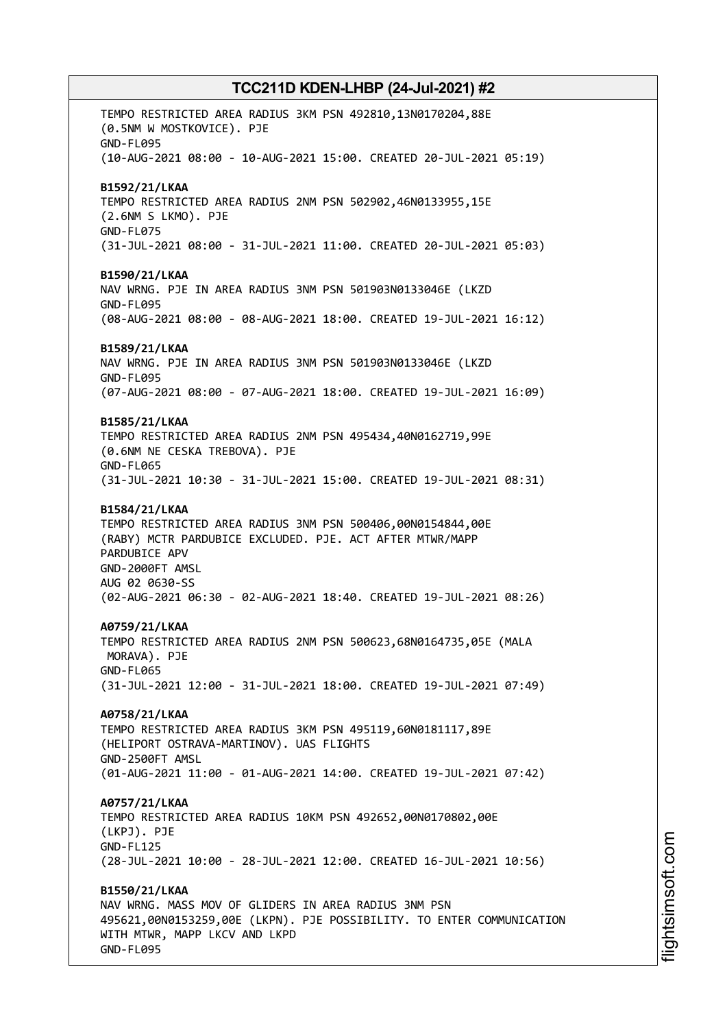TEMPO RESTRICTED AREA RADIUS 3KM PSN 492810,13N0170204,88E
(0.5NM W MOSTKOVICE). PJE
GND-FL095
(10-AUG-2021 08:00 - 10-AUG-2021 15:00. CREATED 20-JUL-2021 05:19)

**B1592/21/LKAA**
TEMPO RESTRICTED AREA RADIUS 2NM PSN 502902,46N0133955,15E
(2.6NM S LKMO). PJE
GND-FL075
(31-JUL-2021 08:00 - 31-JUL-2021 11:00. CREATED 20-JUL-2021 05:03)

**B1590/21/LKAA**
NAV WRNG. PJE IN AREA RADIUS 3NM PSN 501903N0133046E (LKZD
GND-FL095
(08-AUG-2021 08:00 - 08-AUG-2021 18:00. CREATED 19-JUL-2021 16:12)

**B1589/21/LKAA**
NAV WRNG. PJE IN AREA RADIUS 3NM PSN 501903N0133046E (LKZD
GND-FL095
(07-AUG-2021 08:00 - 07-AUG-2021 18:00. CREATED 19-JUL-2021 16:09)

**B1585/21/LKAA**
TEMPO RESTRICTED AREA RADIUS 2NM PSN 495434,40N0162719,99E
(0.6NM NE CESKA TREBOVA). PJE
GND-FL065
(31-JUL-2021 10:30 - 31-JUL-2021 15:00. CREATED 19-JUL-2021 08:31)

**B1584/21/LKAA**
TEMPO RESTRICTED AREA RADIUS 3NM PSN 500406,00N0154844,00E
(RABY) MCTR PARDUBICE EXCLUDED. PJE. ACT AFTER MTWR/MAPP
PARDUBICE APV
GND-2000FT AMSL
AUG 02 0630-SS
(02-AUG-2021 06:30 - 02-AUG-2021 18:40. CREATED 19-JUL-2021 08:26)

**A0759/21/LKAA**
TEMPO RESTRICTED AREA RADIUS 2NM PSN 500623,68N0164735,05E (MALA
MORAVA). PJE
GND-FL065
(31-JUL-2021 12:00 - 31-JUL-2021 18:00. CREATED 19-JUL-2021 07:49)

**A0758/21/LKAA**
TEMPO RESTRICTED AREA RADIUS 3KM PSN 495119,60N0181117,89E
(HELIPORT OSTRAVA-MARTINOV). UAS FLIGHTS
GND-2500FT AMSL
(01-AUG-2021 11:00 - 01-AUG-2021 14:00. CREATED 19-JUL-2021 07:42)

**A0757/21/LKAA**
TEMPO RESTRICTED AREA RADIUS 10KM PSN 492652,00N0170802,00E
(LKPJ). PJE
GND-FL125
(28-JUL-2021 10:00 - 28-JUL-2021 12:00. CREATED 16-JUL-2021 10:56)

**B1550/21/LKAA**
NAV WRNG. MASS MOV OF GLIDERS IN AREA RADIUS 3NM PSN
495621,00N0153259,00E (LKPN). PJE POSSIBILITY. TO ENTER COMMUNICATION
WITH MTWR, MAPP LKCV AND LKPD
GND-FL095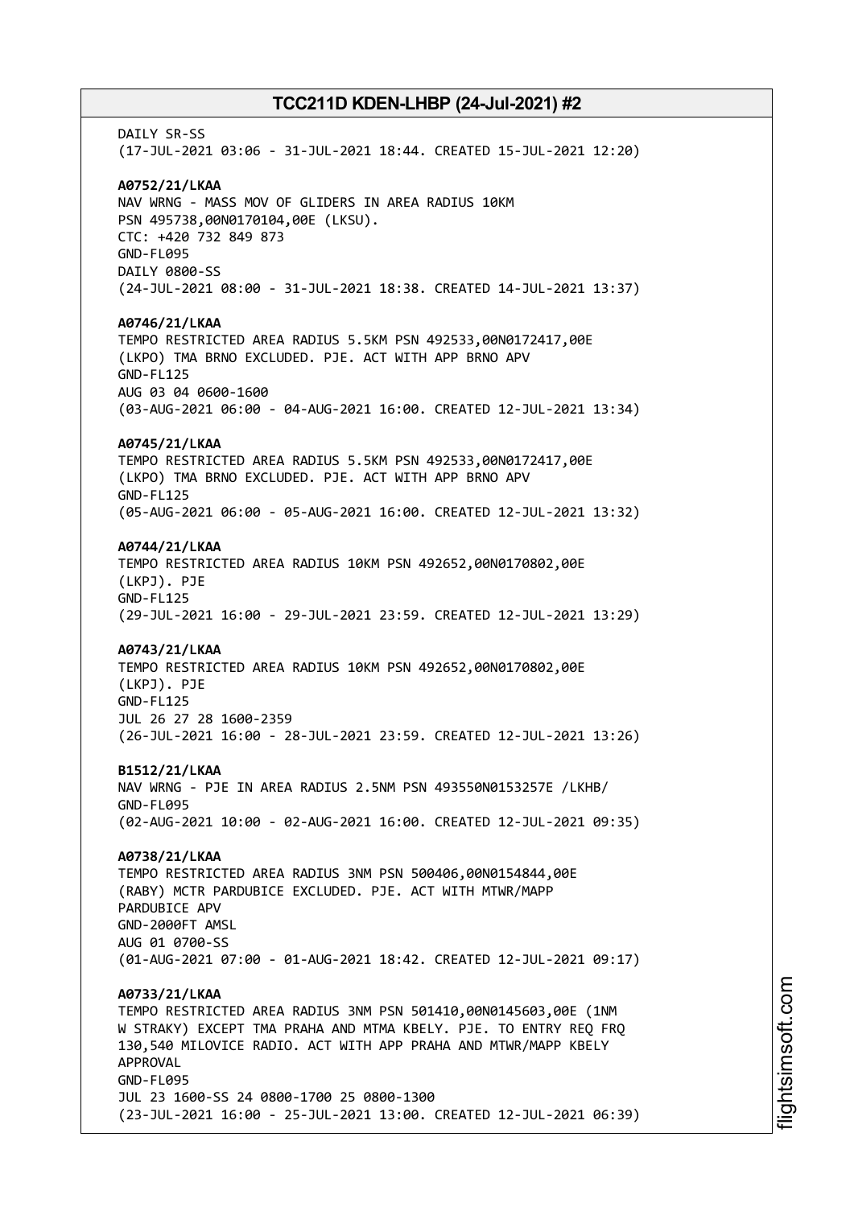DAILY SR-SS
(17-JUL-2021 03:06 - 31-JUL-2021 18:44. CREATED 15-JUL-2021 12:20)

**A0752/21/LKAA**
NAV WRNG - MASS MOV OF GLIDERS IN AREA RADIUS 10KM
PSN 495738,00N0170104,00E (LKSU).
CTC: +420 732 849 873
GND-FL095
DAILY 0800-SS
(24-JUL-2021 08:00 - 31-JUL-2021 18:38. CREATED 14-JUL-2021 13:37)

**A0746/21/LKAA**
TEMPO RESTRICTED AREA RADIUS 5.5KM PSN 492533,00N0172417,00E
(LKPO) TMA BRNO EXCLUDED. PJE. ACT WITH APP BRNO APV
GND-FL125
AUG 03 04 0600-1600
(03-AUG-2021 06:00 - 04-AUG-2021 16:00. CREATED 12-JUL-2021 13:34)

**A0745/21/LKAA**
TEMPO RESTRICTED AREA RADIUS 5.5KM PSN 492533,00N0172417,00E
(LKPO) TMA BRNO EXCLUDED. PJE. ACT WITH APP BRNO APV
GND-FL125
(05-AUG-2021 06:00 - 05-AUG-2021 16:00. CREATED 12-JUL-2021 13:32)

**A0744/21/LKAA**
TEMPO RESTRICTED AREA RADIUS 10KM PSN 492652,00N0170802,00E
(LKPJ). PJE
GND-FL125
(29-JUL-2021 16:00 - 29-JUL-2021 23:59. CREATED 12-JUL-2021 13:29)

**A0743/21/LKAA**
TEMPO RESTRICTED AREA RADIUS 10KM PSN 492652,00N0170802,00E
(LKPJ). PJE
GND-FL125
JUL 26 27 28 1600-2359
(26-JUL-2021 16:00 - 28-JUL-2021 23:59. CREATED 12-JUL-2021 13:26)

**B1512/21/LKAA**
NAV WRNG - PJE IN AREA RADIUS 2.5NM PSN 493550N0153257E /LKHB/
GND-FL095
(02-AUG-2021 10:00 - 02-AUG-2021 16:00. CREATED 12-JUL-2021 09:35)

**A0738/21/LKAA**
TEMPO RESTRICTED AREA RADIUS 3NM PSN 500406,00N0154844,00E
(RABY) MCTR PARDUBICE EXCLUDED. PJE. ACT WITH MTWR/MAPP
PARDUBICE APV
GND-2000FT AMSL
AUG 01 0700-SS
(01-AUG-2021 07:00 - 01-AUG-2021 18:42. CREATED 12-JUL-2021 09:17)

**A0733/21/LKAA**
TEMPO RESTRICTED AREA RADIUS 3NM PSN 501410,00N0145603,00E (1NM
W STRAKY) EXCEPT TMA PRAHA AND MTMA KBELY. PJE. TO ENTRY REQ FRQ
130,540 MILOVICE RADIO. ACT WITH APP PRAHA AND MTWR/MAPP KBELY
APPROVAL
GND-FL095
JUL 23 1600-SS 24 0800-1700 25 0800-1300
(23-JUL-2021 16:00 - 25-JUL-2021 13:00. CREATED 12-JUL-2021 06:39)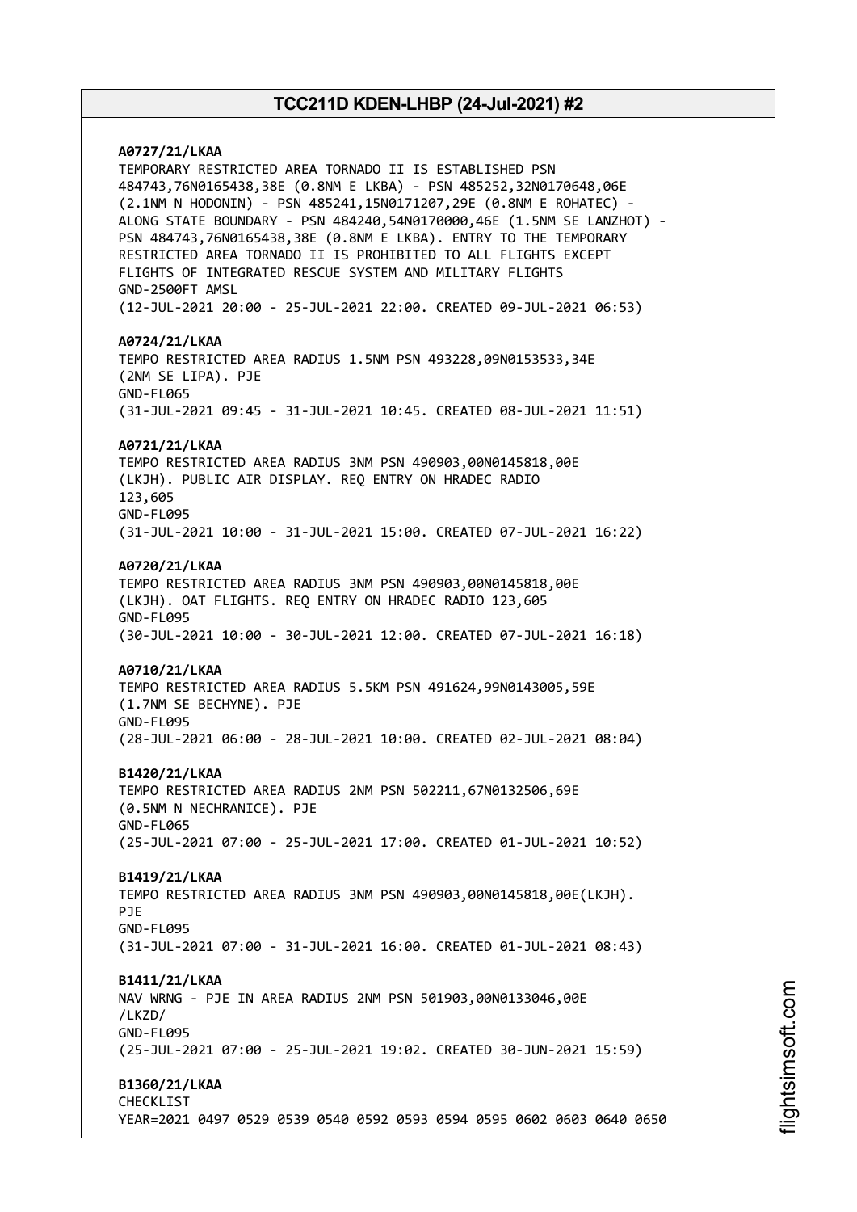**A0727/21/LKAA**
TEMPORARY RESTRICTED AREA TORNADO II IS ESTABLISHED PSN 484743,76N0165438,38E (0.8NM E LKBA) - PSN 485252,32N0170648,06E (2.1NM N HODONIN) - PSN 485241,15N0171207,29E (0.8NM E ROHATEC) - ALONG STATE BOUNDARY - PSN 484240,54N0170000,46E (1.5NM SE LANZHOT) - PSN 484743,76N0165438,38E (0.8NM E LKBA). ENTRY TO THE TEMPORARY RESTRICTED AREA TORNADO II IS PROHIBITED TO ALL FLIGHTS EXCEPT FLIGHTS OF INTEGRATED RESCUE SYSTEM AND MILITARY FLIGHTS
GND-2500FT AMSL
(12-JUL-2021 20:00 - 25-JUL-2021 22:00. CREATED 09-JUL-2021 06:53)

**A0724/21/LKAA**
TEMPO RESTRICTED AREA RADIUS 1.5NM PSN 493228,09N0153533,34E (2NM SE LIPA). PJE
GND-FL065
(31-JUL-2021 09:45 - 31-JUL-2021 10:45. CREATED 08-JUL-2021 11:51)

**A0721/21/LKAA**
TEMPO RESTRICTED AREA RADIUS 3NM PSN 490903,00N0145818,00E (LKJH). PUBLIC AIR DISPLAY. REQ ENTRY ON HRADEC RADIO 123,605
GND-FL095
(31-JUL-2021 10:00 - 31-JUL-2021 15:00. CREATED 07-JUL-2021 16:22)

**A0720/21/LKAA**
TEMPO RESTRICTED AREA RADIUS 3NM PSN 490903,00N0145818,00E (LKJH). OAT FLIGHTS. REQ ENTRY ON HRADEC RADIO 123,605
GND-FL095
(30-JUL-2021 10:00 - 30-JUL-2021 12:00. CREATED 07-JUL-2021 16:18)

**A0710/21/LKAA**
TEMPO RESTRICTED AREA RADIUS 5.5KM PSN 491624,99N0143005,59E (1.7NM SE BECHYNE). PJE
GND-FL095
(28-JUL-2021 06:00 - 28-JUL-2021 10:00. CREATED 02-JUL-2021 08:04)

**B1420/21/LKAA**
TEMPO RESTRICTED AREA RADIUS 2NM PSN 502211,67N0132506,69E (0.5NM N NECHRANICE). PJE
GND-FL065
(25-JUL-2021 07:00 - 25-JUL-2021 17:00. CREATED 01-JUL-2021 10:52)

**B1419/21/LKAA**
TEMPO RESTRICTED AREA RADIUS 3NM PSN 490903,00N0145818,00E(LKJH). PJE
GND-FL095
(31-JUL-2021 07:00 - 31-JUL-2021 16:00. CREATED 01-JUL-2021 08:43)

**B1411/21/LKAA**
NAV WRNG - PJE IN AREA RADIUS 2NM PSN 501903,00N0133046,00E /LKZD/
GND-FL095
(25-JUL-2021 07:00 - 25-JUL-2021 19:02. CREATED 30-JUN-2021 15:59)

**B1360/21/LKAA**
CHECKLIST
YEAR=2021 0497 0529 0539 0540 0592 0593 0594 0595 0602 0603 0640 0650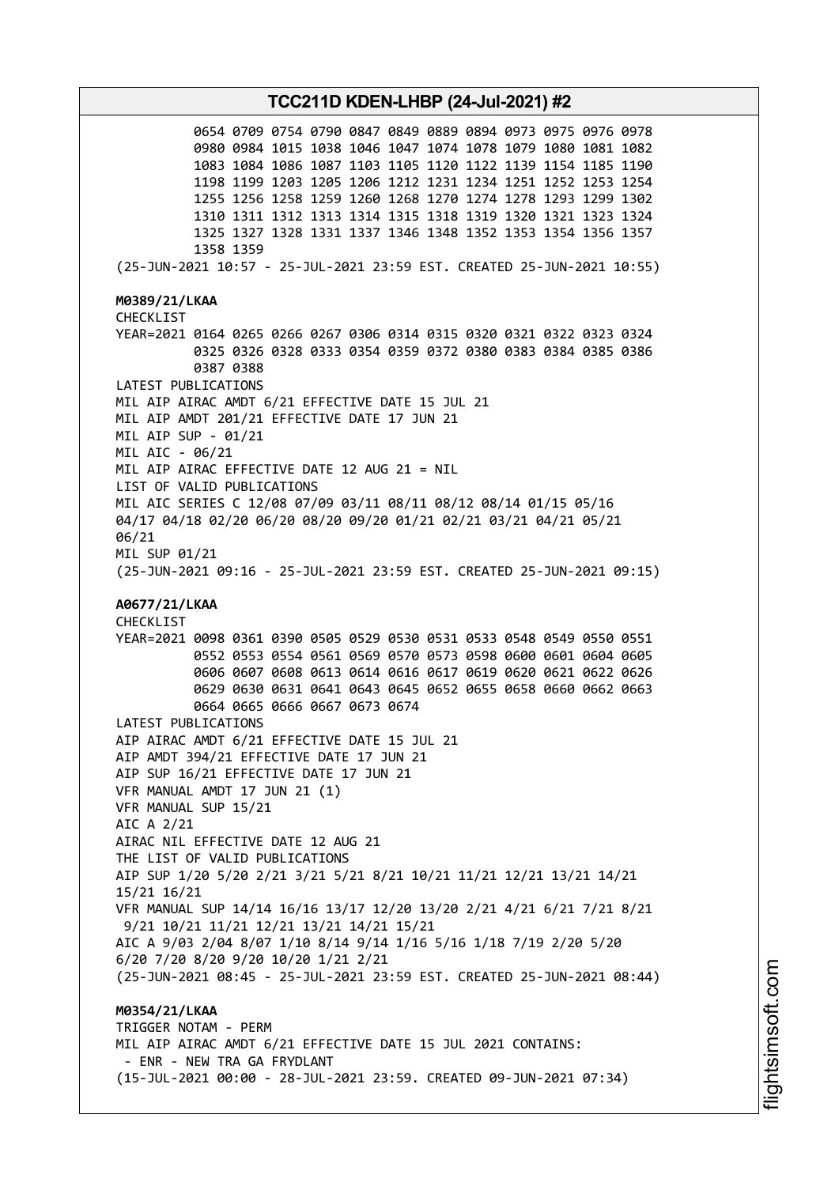0654 0709 0754 0790 0847 0849 0889 0894 0973 0975 0976 0978
0980 0984 1015 1038 1046 1047 1074 1078 1079 1080 1081 1082
1083 1084 1086 1087 1103 1105 1120 1122 1139 1154 1185 1190
1198 1199 1203 1205 1206 1212 1231 1234 1251 1252 1253 1254
1255 1256 1258 1259 1260 1268 1270 1274 1278 1293 1299 1302
1310 1311 1312 1313 1314 1315 1318 1319 1320 1321 1323 1324
1325 1327 1328 1331 1337 1346 1348 1352 1353 1354 1356 1357
1358 1359
(25-JUN-2021 10:57 - 25-JUL-2021 23:59 EST. CREATED 25-JUN-2021 10:55)

**M0389/21/LKAA**
CHECKLIST
YEAR=2021 0164 0265 0266 0267 0306 0314 0315 0320 0321 0322 0323 0324
0325 0326 0328 0333 0354 0359 0372 0380 0383 0384 0385 0386
0387 0388
LATEST PUBLICATIONS
MIL AIP AIRAC AMDT 6/21 EFFECTIVE DATE 15 JUL 21
MIL AIP AMDT 201/21 EFFECTIVE DATE 17 JUN 21
MIL AIP SUP - 01/21
MIL AIC - 06/21
MIL AIP AIRAC EFFECTIVE DATE 12 AUG 21 = NIL
LIST OF VALID PUBLICATIONS
MIL AIC SERIES C 12/08 07/09 03/11 08/11 08/12 08/14 01/15 05/16
04/17 04/18 02/20 06/20 08/20 09/20 01/21 02/21 03/21 04/21 05/21
06/21
MIL SUP 01/21
(25-JUN-2021 09:16 - 25-JUL-2021 23:59 EST. CREATED 25-JUN-2021 09:15)

**A0677/21/LKAA**
CHECKLIST
YEAR=2021 0098 0361 0390 0505 0529 0530 0531 0533 0548 0549 0550 0551
0552 0553 0554 0561 0569 0570 0573 0598 0600 0601 0604 0605
0606 0607 0608 0613 0614 0616 0617 0619 0620 0621 0622 0626
0629 0630 0631 0641 0643 0645 0652 0655 0658 0660 0662 0663
0664 0665 0666 0667 0673 0674
LATEST PUBLICATIONS
AIP AIRAC AMDT 6/21 EFFECTIVE DATE 15 JUL 21
AIP AMDT 394/21 EFFECTIVE DATE 17 JUN 21
AIP SUP 16/21 EFFECTIVE DATE 17 JUN 21
VFR MANUAL AMDT 17 JUN 21 (1)
VFR MANUAL SUP 15/21
AIC A 2/21
AIRAC NIL EFFECTIVE DATE 12 AUG 21
THE LIST OF VALID PUBLICATIONS
AIP SUP 1/20 5/20 2/21 3/21 5/21 8/21 10/21 11/21 12/21 13/21 14/21
15/21 16/21
VFR MANUAL SUP 14/14 16/16 13/17 12/20 13/20 2/21 4/21 6/21 7/21 8/21
9/21 10/21 11/21 12/21 13/21 14/21 15/21
AIC A 9/03 2/04 8/07 1/10 8/14 9/14 1/16 5/16 1/18 7/19 2/20 5/20
6/20 7/20 8/20 9/20 10/20 1/21 2/21
(25-JUN-2021 08:45 - 25-JUL-2021 23:59 EST. CREATED 25-JUN-2021 08:44)

**M0354/21/LKAA**
TRIGGER NOTAM - PERM
MIL AIP AIRAC AMDT 6/21 EFFECTIVE DATE 15 JUL 2021 CONTAINS:
- ENR - NEW TRA GA FRYDLANT
(15-JUL-2021 00:00 - 28-JUL-2021 23:59. CREATED 09-JUN-2021 07:34)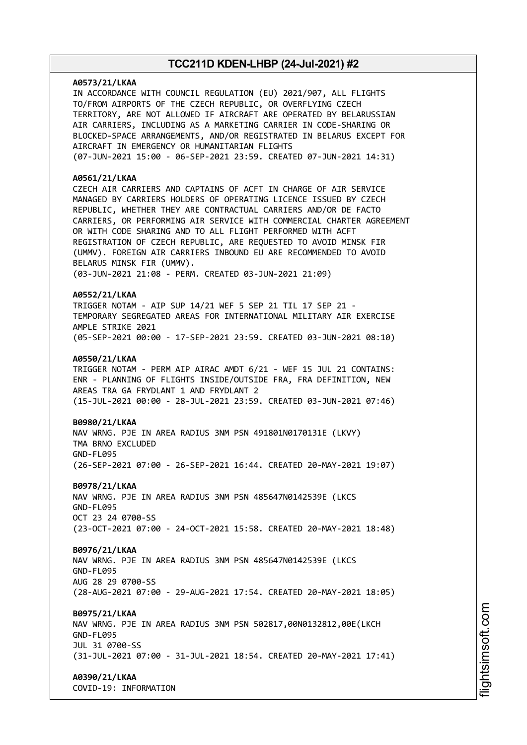**A0573/21/LKAA**
IN ACCORDANCE WITH COUNCIL REGULATION (EU) 2021/907, ALL FLIGHTS TO/FROM AIRPORTS OF THE CZECH REPUBLIC, OR OVERFLYING CZECH TERRITORY, ARE NOT ALLOWED IF AIRCRAFT ARE OPERATED BY BELARUSSIAN AIR CARRIERS, INCLUDING AS A MARKETING CARRIER IN CODE-SHARING OR BLOCKED-SPACE ARRANGEMENTS, AND/OR REGISTRATED IN BELARUS EXCEPT FOR AIRCRAFT IN EMERGENCY OR HUMANITARIAN FLIGHTS
(07-JUN-2021 15:00 - 06-SEP-2021 23:59. CREATED 07-JUN-2021 14:31)

**A0561/21/LKAA**
CZECH AIR CARRIERS AND CAPTAINS OF ACFT IN CHARGE OF AIR SERVICE MANAGED BY CARRIERS HOLDERS OF OPERATING LICENCE ISSUED BY CZECH REPUBLIC, WHETHER THEY ARE CONTRACTUAL CARRIERS AND/OR DE FACTO CARRIERS, OR PERFORMING AIR SERVICE WITH COMMERCIAL CHARTER AGREEMENT OR WITH CODE SHARING AND TO ALL FLIGHT PERFORMED WITH ACFT REGISTRATION OF CZECH REPUBLIC, ARE REQUESTED TO AVOID MINSK FIR (UMMV). FOREIGN AIR CARRIERS INBOUND EU ARE RECOMMENDED TO AVOID BELARUS MINSK FIR (UMMV).
(03-JUN-2021 21:08 - PERM. CREATED 03-JUN-2021 21:09)

**A0552/21/LKAA**
TRIGGER NOTAM - AIP SUP 14/21 WEF 5 SEP 21 TIL 17 SEP 21 - TEMPORARY SEGREGATED AREAS FOR INTERNATIONAL MILITARY AIR EXERCISE AMPLE STRIKE 2021
(05-SEP-2021 00:00 - 17-SEP-2021 23:59. CREATED 03-JUN-2021 08:10)

**A0550/21/LKAA**
TRIGGER NOTAM - PERM AIP AIRAC AMDT 6/21 - WEF 15 JUL 21 CONTAINS: ENR - PLANNING OF FLIGHTS INSIDE/OUTSIDE FRA, FRA DEFINITION, NEW AREAS TRA GA FRYDLANT 1 AND FRYDLANT 2
(15-JUL-2021 00:00 - 28-JUL-2021 23:59. CREATED 03-JUN-2021 07:46)

**B0980/21/LKAA**
NAV WRNG. PJE IN AREA RADIUS 3NM PSN 491801N0170131E (LKVY)
TMA BRNO EXCLUDED
GND-FL095
(26-SEP-2021 07:00 - 26-SEP-2021 16:44. CREATED 20-MAY-2021 19:07)

**B0978/21/LKAA**
NAV WRNG. PJE IN AREA RADIUS 3NM PSN 485647N0142539E (LKCS
GND-FL095
OCT 23 24 0700-SS
(23-OCT-2021 07:00 - 24-OCT-2021 15:58. CREATED 20-MAY-2021 18:48)

**B0976/21/LKAA**
NAV WRNG. PJE IN AREA RADIUS 3NM PSN 485647N0142539E (LKCS
GND-FL095
AUG 28 29 0700-SS
(28-AUG-2021 07:00 - 29-AUG-2021 17:54. CREATED 20-MAY-2021 18:05)

**B0975/21/LKAA**
NAV WRNG. PJE IN AREA RADIUS 3NM PSN 502817,00N0132812,00E(LKCH
GND-FL095
JUL 31 0700-SS
(31-JUL-2021 07:00 - 31-JUL-2021 18:54. CREATED 20-MAY-2021 17:41)

**A0390/21/LKAA**
COVID-19: INFORMATION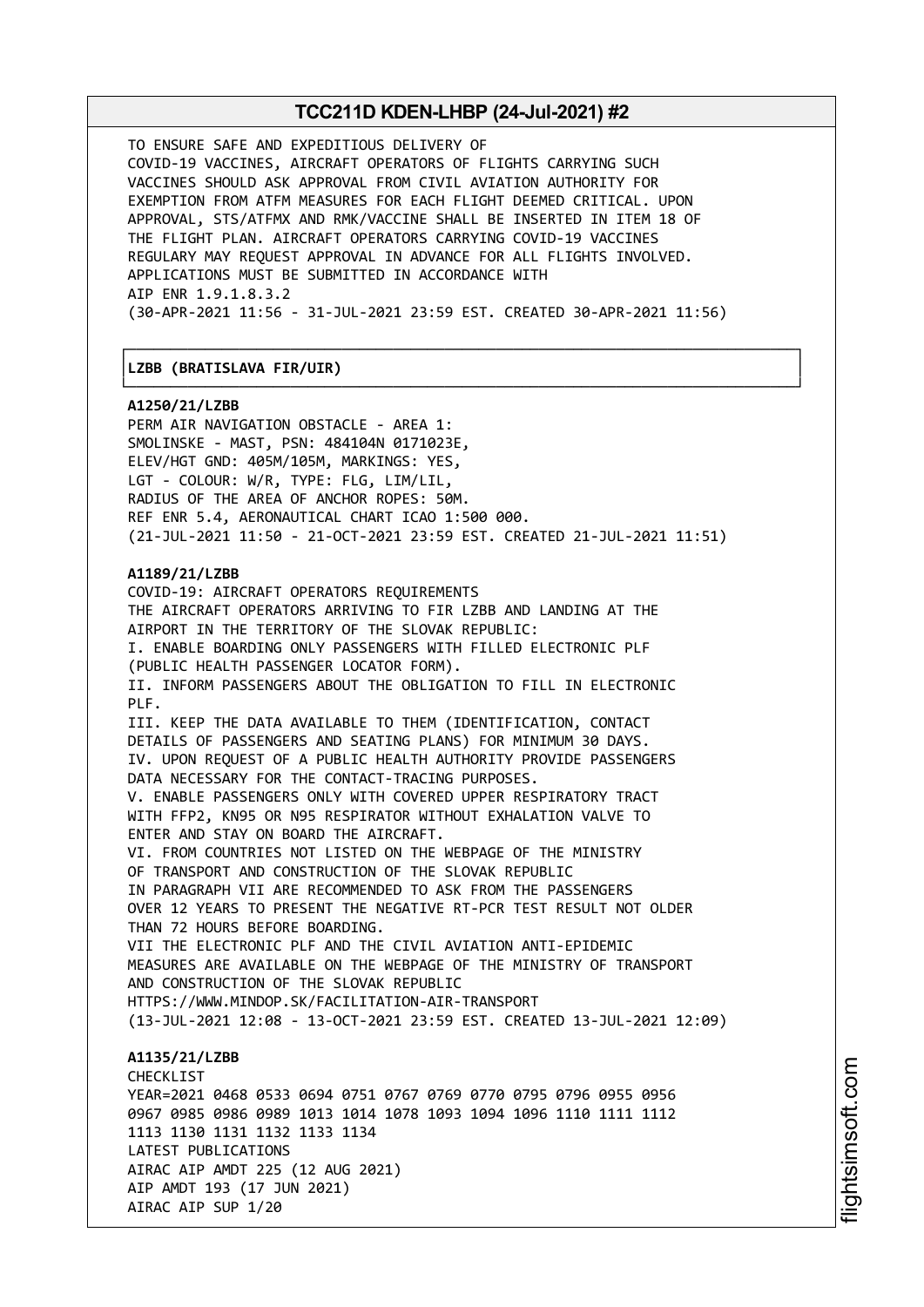TO ENSURE SAFE AND EXPEDITIOUS DELIVERY OF
COVID-19 VACCINES, AIRCRAFT OPERATORS OF FLIGHTS CARRYING SUCH
VACCINES SHOULD ASK APPROVAL FROM CIVIL AVIATION AUTHORITY FOR
EXEMPTION FROM ATFM MEASURES FOR EACH FLIGHT DEEMED CRITICAL. UPON
APPROVAL, STS/ATFMX AND RMK/VACCINE SHALL BE INSERTED IN ITEM 18 OF
THE FLIGHT PLAN. AIRCRAFT OPERATORS CARRYING COVID-19 VACCINES
REGULARY MAY REQUEST APPROVAL IN ADVANCE FOR ALL FLIGHTS INVOLVED.
APPLICATIONS MUST BE SUBMITTED IN ACCORDANCE WITH
AIP ENR 1.9.1.8.3.2
(30-APR-2021 11:56 - 31-JUL-2021 23:59 EST. CREATED 30-APR-2021 11:56)

**LZBB (BRATISLAVA FIR/UIR)**

**A1250/21/LZBB**
PERM AIR NAVIGATION OBSTACLE - AREA 1:
SMOLINSKE - MAST, PSN: 484104N 0171023E,
ELEV/HGT GND: 405M/105M, MARKINGS: YES,
LGT - COLOUR: W/R, TYPE: FLG, LIM/LIL,
RADIUS OF THE AREA OF ANCHOR ROPES: 50M.
REF ENR 5.4, AERONAUTICAL CHART ICAO 1:500 000.
(21-JUL-2021 11:50 - 21-OCT-2021 23:59 EST. CREATED 21-JUL-2021 11:51)

**A1189/21/LZBB**
COVID-19: AIRCRAFT OPERATORS REQUIREMENTS
THE AIRCRAFT OPERATORS ARRIVING TO FIR LZBB AND LANDING AT THE
AIRPORT IN THE TERRITORY OF THE SLOVAK REPUBLIC:
I. ENABLE BOARDING ONLY PASSENGERS WITH FILLED ELECTRONIC PLF
(PUBLIC HEALTH PASSENGER LOCATOR FORM).
II. INFORM PASSENGERS ABOUT THE OBLIGATION TO FILL IN ELECTRONIC
PLF.
III. KEEP THE DATA AVAILABLE TO THEM (IDENTIFICATION, CONTACT
DETAILS OF PASSENGERS AND SEATING PLANS) FOR MINIMUM 30 DAYS.
IV. UPON REQUEST OF A PUBLIC HEALTH AUTHORITY PROVIDE PASSENGERS
DATA NECESSARY FOR THE CONTACT-TRACING PURPOSES.
V. ENABLE PASSENGERS ONLY WITH COVERED UPPER RESPIRATORY TRACT
WITH FFP2, KN95 OR N95 RESPIRATOR WITHOUT EXHALATION VALVE TO
ENTER AND STAY ON BOARD THE AIRCRAFT.
VI. FROM COUNTRIES NOT LISTED ON THE WEBPAGE OF THE MINISTRY
OF TRANSPORT AND CONSTRUCTION OF THE SLOVAK REPUBLIC
IN PARAGRAPH VII ARE RECOMMENDED TO ASK FROM THE PASSENGERS
OVER 12 YEARS TO PRESENT THE NEGATIVE RT-PCR TEST RESULT NOT OLDER
THAN 72 HOURS BEFORE BOARDING.
VII THE ELECTRONIC PLF AND THE CIVIL AVIATION ANTI-EPIDEMIC
MEASURES ARE AVAILABLE ON THE WEBPAGE OF THE MINISTRY OF TRANSPORT
AND CONSTRUCTION OF THE SLOVAK REPUBLIC
HTTPS://WWW.MINDOP.SK/FACILITATION-AIR-TRANSPORT
(13-JUL-2021 12:08 - 13-OCT-2021 23:59 EST. CREATED 13-JUL-2021 12:09)

**A1135/21/LZBB**
CHECKLIST
YEAR=2021 0468 0533 0694 0751 0767 0769 0770 0795 0796 0955 0956
0967 0985 0986 0989 1013 1014 1078 1093 1094 1096 1110 1111 1112
1113 1130 1131 1132 1133 1134
LATEST PUBLICATIONS
AIRAC AIP AMDT 225 (12 AUG 2021)
AIP AMDT 193 (17 JUN 2021)
AIRAC AIP SUP 1/20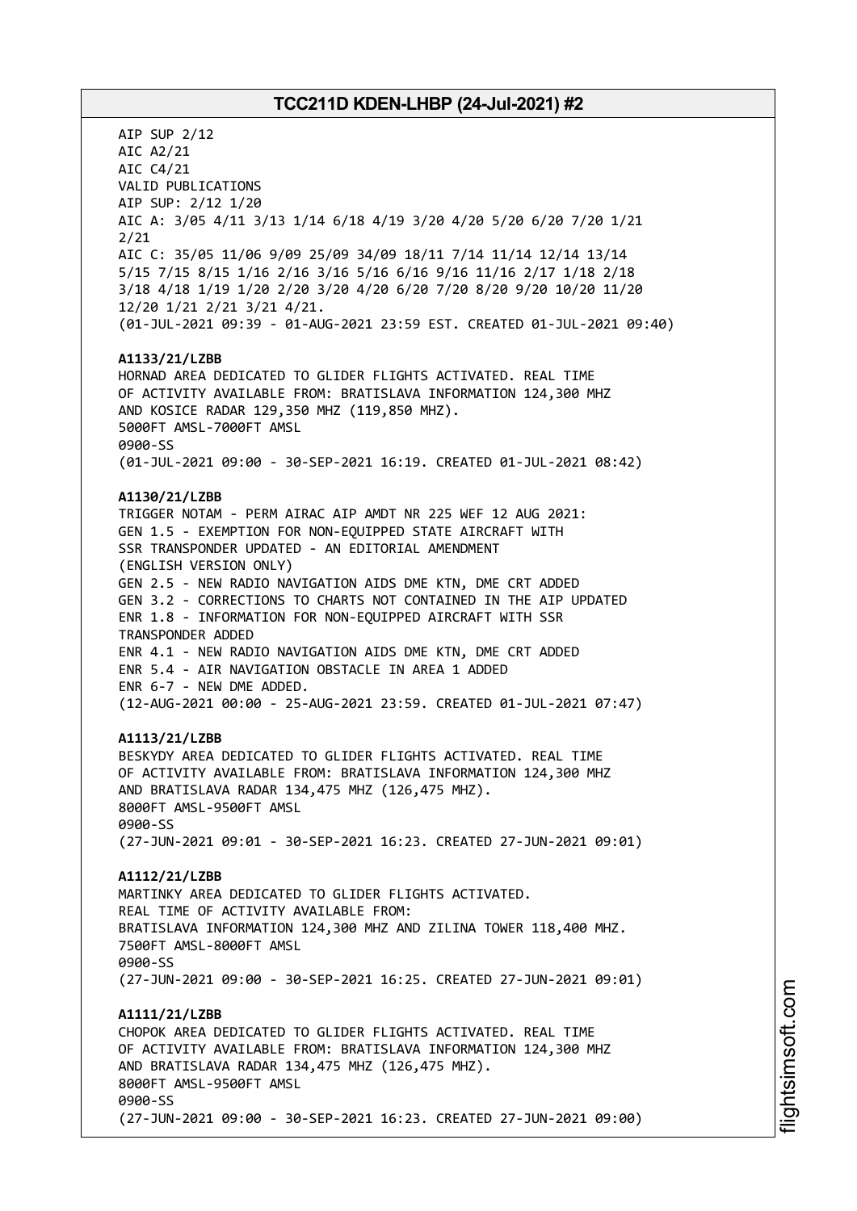AIP SUP 2/12
AIC A2/21
AIC C4/21
VALID PUBLICATIONS
AIP SUP: 2/12 1/20
AIC A: 3/05 4/11 3/13 1/14 6/18 4/19 3/20 4/20 5/20 6/20 7/20 1/21
2/21
AIC C: 35/05 11/06 9/09 25/09 34/09 18/11 7/14 11/14 12/14 13/14
5/15 7/15 8/15 1/16 2/16 3/16 5/16 6/16 9/16 11/16 2/17 1/18 2/18
3/18 4/18 1/19 1/20 2/20 3/20 4/20 6/20 7/20 8/20 9/20 10/20 11/20
12/20 1/21 2/21 3/21 4/21.
(01-JUL-2021 09:39 - 01-AUG-2021 23:59 EST. CREATED 01-JUL-2021 09:40)

**A1133/21/LZBB**
HORNAD AREA DEDICATED TO GLIDER FLIGHTS ACTIVATED. REAL TIME
OF ACTIVITY AVAILABLE FROM: BRATISLAVA INFORMATION 124,300 MHZ
AND KOSICE RADAR 129,350 MHZ (119,850 MHZ).
5000FT AMSL-7000FT AMSL
0900-SS
(01-JUL-2021 09:00 - 30-SEP-2021 16:19. CREATED 01-JUL-2021 08:42)

**A1130/21/LZBB**
TRIGGER NOTAM - PERM AIRAC AIP AMDT NR 225 WEF 12 AUG 2021:
GEN 1.5 - EXEMPTION FOR NON-EQUIPPED STATE AIRCRAFT WITH
SSR TRANSPONDER UPDATED - AN EDITORIAL AMENDMENT
(ENGLISH VERSION ONLY)
GEN 2.5 - NEW RADIO NAVIGATION AIDS DME KTN, DME CRT ADDED
GEN 3.2 - CORRECTIONS TO CHARTS NOT CONTAINED IN THE AIP UPDATED
ENR 1.8 - INFORMATION FOR NON-EQUIPPED AIRCRAFT WITH SSR
TRANSPONDER ADDED
ENR 4.1 - NEW RADIO NAVIGATION AIDS DME KTN, DME CRT ADDED
ENR 5.4 - AIR NAVIGATION OBSTACLE IN AREA 1 ADDED
ENR 6-7 - NEW DME ADDED.
(12-AUG-2021 00:00 - 25-AUG-2021 23:59. CREATED 01-JUL-2021 07:47)

**A1113/21/LZBB**
BESKYDY AREA DEDICATED TO GLIDER FLIGHTS ACTIVATED. REAL TIME
OF ACTIVITY AVAILABLE FROM: BRATISLAVA INFORMATION 124,300 MHZ
AND BRATISLAVA RADAR 134,475 MHZ (126,475 MHZ).
8000FT AMSL-9500FT AMSL
0900-SS
(27-JUN-2021 09:01 - 30-SEP-2021 16:23. CREATED 27-JUN-2021 09:01)

**A1112/21/LZBB**
MARTINKY AREA DEDICATED TO GLIDER FLIGHTS ACTIVATED.
REAL TIME OF ACTIVITY AVAILABLE FROM:
BRATISLAVA INFORMATION 124,300 MHZ AND ZILINA TOWER 118,400 MHZ.
7500FT AMSL-8000FT AMSL
0900-SS
(27-JUN-2021 09:00 - 30-SEP-2021 16:25. CREATED 27-JUN-2021 09:01)

**A1111/21/LZBB**
CHOPOK AREA DEDICATED TO GLIDER FLIGHTS ACTIVATED. REAL TIME
OF ACTIVITY AVAILABLE FROM: BRATISLAVA INFORMATION 124,300 MHZ
AND BRATISLAVA RADAR 134,475 MHZ (126,475 MHZ).
8000FT AMSL-9500FT AMSL
0900-SS
(27-JUN-2021 09:00 - 30-SEP-2021 16:23. CREATED 27-JUN-2021 09:00)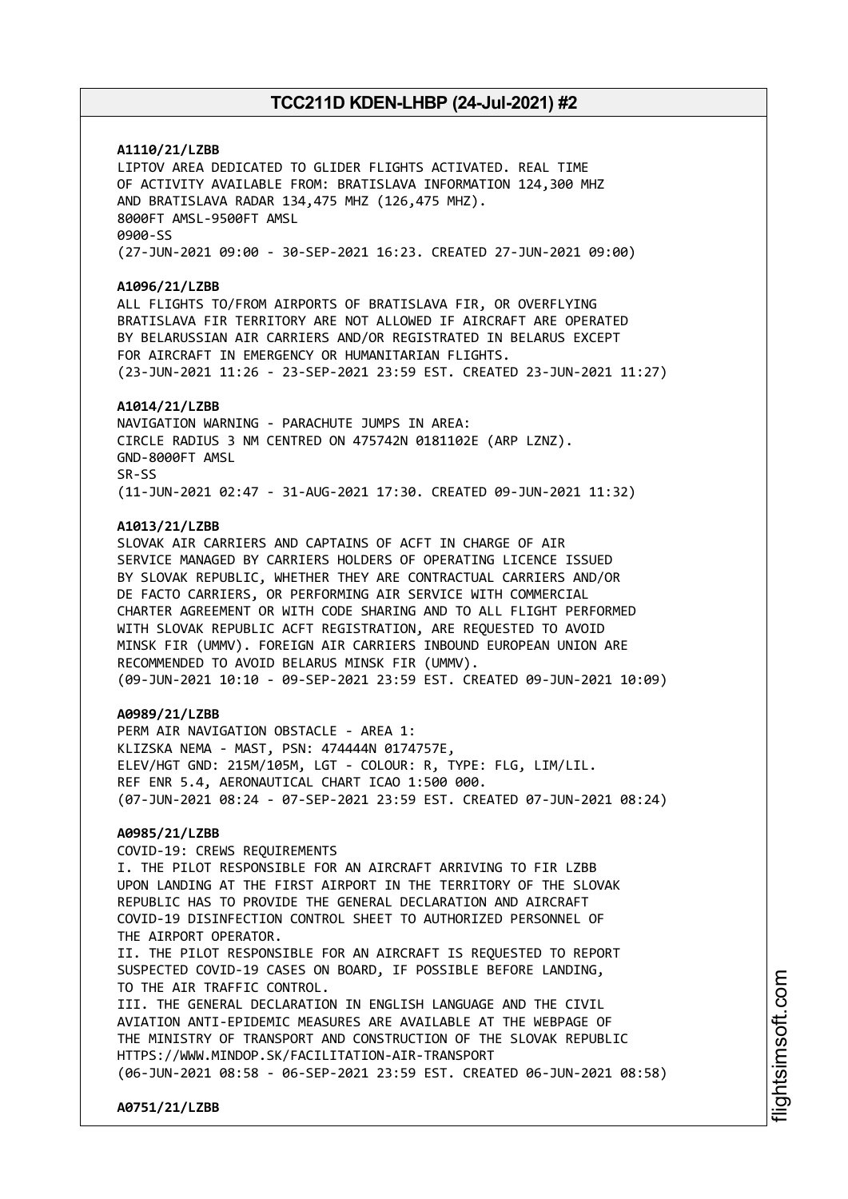**A1110/21/LZBB**
LIPTOV AREA DEDICATED TO GLIDER FLIGHTS ACTIVATED. REAL TIME
OF ACTIVITY AVAILABLE FROM: BRATISLAVA INFORMATION 124,300 MHZ
AND BRATISLAVA RADAR 134,475 MHZ (126,475 MHZ).
8000FT AMSL-9500FT AMSL
0900-SS
(27-JUN-2021 09:00 - 30-SEP-2021 16:23. CREATED 27-JUN-2021 09:00)

**A1096/21/LZBB**
ALL FLIGHTS TO/FROM AIRPORTS OF BRATISLAVA FIR, OR OVERFLYING
BRATISLAVA FIR TERRITORY ARE NOT ALLOWED IF AIRCRAFT ARE OPERATED
BY BELARUSSIAN AIR CARRIERS AND/OR REGISTRATED IN BELARUS EXCEPT
FOR AIRCRAFT IN EMERGENCY OR HUMANITARIAN FLIGHTS.
(23-JUN-2021 11:26 - 23-SEP-2021 23:59 EST. CREATED 23-JUN-2021 11:27)

**A1014/21/LZBB**
NAVIGATION WARNING - PARACHUTE JUMPS IN AREA:
CIRCLE RADIUS 3 NM CENTRED ON 475742N 0181102E (ARP LZNZ).
GND-8000FT AMSL
SR-SS
(11-JUN-2021 02:47 - 31-AUG-2021 17:30. CREATED 09-JUN-2021 11:32)

**A1013/21/LZBB**
SLOVAK AIR CARRIERS AND CAPTAINS OF ACFT IN CHARGE OF AIR
SERVICE MANAGED BY CARRIERS HOLDERS OF OPERATING LICENCE ISSUED
BY SLOVAK REPUBLIC, WHETHER THEY ARE CONTRACTUAL CARRIERS AND/OR
DE FACTO CARRIERS, OR PERFORMING AIR SERVICE WITH COMMERCIAL
CHARTER AGREEMENT OR WITH CODE SHARING AND TO ALL FLIGHT PERFORMED
WITH SLOVAK REPUBLIC ACFT REGISTRATION, ARE REQUESTED TO AVOID
MINSK FIR (UMMV). FOREIGN AIR CARRIERS INBOUND EUROPEAN UNION ARE
RECOMMENDED TO AVOID BELARUS MINSK FIR (UMMV).
(09-JUN-2021 10:10 - 09-SEP-2021 23:59 EST. CREATED 09-JUN-2021 10:09)

**A0989/21/LZBB**
PERM AIR NAVIGATION OBSTACLE - AREA 1:
KLIZSKA NEMA - MAST, PSN: 474444N 0174757E,
ELEV/HGT GND: 215M/105M, LGT - COLOUR: R, TYPE: FLG, LIM/LIL.
REF ENR 5.4, AERONAUTICAL CHART ICAO 1:500 000.
(07-JUN-2021 08:24 - 07-SEP-2021 23:59 EST. CREATED 07-JUN-2021 08:24)

**A0985/21/LZBB**
COVID-19: CREWS REQUIREMENTS
I. THE PILOT RESPONSIBLE FOR AN AIRCRAFT ARRIVING TO FIR LZBB
UPON LANDING AT THE FIRST AIRPORT IN THE TERRITORY OF THE SLOVAK
REPUBLIC HAS TO PROVIDE THE GENERAL DECLARATION AND AIRCRAFT
COVID-19 DISINFECTION CONTROL SHEET TO AUTHORIZED PERSONNEL OF
THE AIRPORT OPERATOR.
II. THE PILOT RESPONSIBLE FOR AN AIRCRAFT IS REQUESTED TO REPORT
SUSPECTED COVID-19 CASES ON BOARD, IF POSSIBLE BEFORE LANDING,
TO THE AIR TRAFFIC CONTROL.
III. THE GENERAL DECLARATION IN ENGLISH LANGUAGE AND THE CIVIL
AVIATION ANTI-EPIDEMIC MEASURES ARE AVAILABLE AT THE WEBPAGE OF
THE MINISTRY OF TRANSPORT AND CONSTRUCTION OF THE SLOVAK REPUBLIC
HTTPS://WWW.MINDOP.SK/FACILITATION-AIR-TRANSPORT
(06-JUN-2021 08:58 - 06-SEP-2021 23:59 EST. CREATED 06-JUN-2021 08:58)

**A0751/21/LZBB**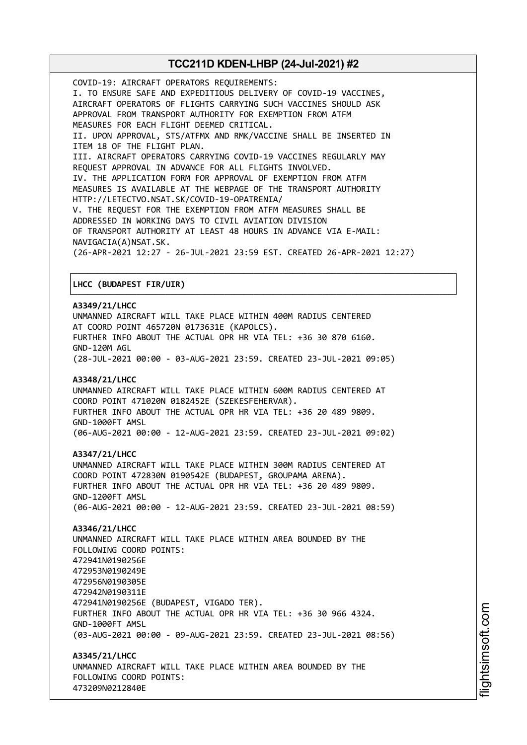COVID-19: AIRCRAFT OPERATORS REQUIREMENTS:
I. TO ENSURE SAFE AND EXPEDITIOUS DELIVERY OF COVID-19 VACCINES, AIRCRAFT OPERATORS OF FLIGHTS CARRYING SUCH VACCINES SHOULD ASK APPROVAL FROM TRANSPORT AUTHORITY FOR EXEMPTION FROM ATFM MEASURES FOR EACH FLIGHT DEEMED CRITICAL.
II. UPON APPROVAL, STS/ATFMX AND RMK/VACCINE SHALL BE INSERTED IN ITEM 18 OF THE FLIGHT PLAN.
III. AIRCRAFT OPERATORS CARRYING COVID-19 VACCINES REGULARLY MAY REQUEST APPROVAL IN ADVANCE FOR ALL FLIGHTS INVOLVED.
IV. THE APPLICATION FORM FOR APPROVAL OF EXEMPTION FROM ATFM MEASURES IS AVAILABLE AT THE WEBPAGE OF THE TRANSPORT AUTHORITY HTTP://LETECTVO.NSAT.SK/COVID-19-OPATRENIA/
V. THE REQUEST FOR THE EXEMPTION FROM ATFM MEASURES SHALL BE ADDRESSED IN WORKING DAYS TO CIVIL AVIATION DIVISION OF TRANSPORT AUTHORITY AT LEAST 48 HOURS IN ADVANCE VIA E-MAIL: NAVIGACIA(A)NSAT.SK.
(26-APR-2021 12:27 - 26-JUL-2021 23:59 EST. CREATED 26-APR-2021 12:27)

**LHCC (BUDAPEST FIR/UIR)**

**A3349/21/LHCC**
UNMANNED AIRCRAFT WILL TAKE PLACE WITHIN 400M RADIUS CENTERED AT COORD POINT 465720N 0173631E (KAPOLCS).
FURTHER INFO ABOUT THE ACTUAL OPR HR VIA TEL: +36 30 870 6160.
GND-120M AGL
(28-JUL-2021 00:00 - 03-AUG-2021 23:59. CREATED 23-JUL-2021 09:05)

**A3348/21/LHCC**
UNMANNED AIRCRAFT WILL TAKE PLACE WITHIN 600M RADIUS CENTERED AT COORD POINT 471020N 0182452E (SZEKESFEHERVAR).
FURTHER INFO ABOUT THE ACTUAL OPR HR VIA TEL: +36 20 489 9809.
GND-1000FT AMSL
(06-AUG-2021 00:00 - 12-AUG-2021 23:59. CREATED 23-JUL-2021 09:02)

**A3347/21/LHCC**
UNMANNED AIRCRAFT WILL TAKE PLACE WITHIN 300M RADIUS CENTERED AT COORD POINT 472830N 0190542E (BUDAPEST, GROUPAMA ARENA).
FURTHER INFO ABOUT THE ACTUAL OPR HR VIA TEL: +36 20 489 9809.
GND-1200FT AMSL
(06-AUG-2021 00:00 - 12-AUG-2021 23:59. CREATED 23-JUL-2021 08:59)

**A3346/21/LHCC**
UNMANNED AIRCRAFT WILL TAKE PLACE WITHIN AREA BOUNDED BY THE FOLLOWING COORD POINTS:
472941N0190256E
472953N0190249E
472956N0190305E
472942N0190311E
472941N0190256E (BUDAPEST, VIGADO TER).
FURTHER INFO ABOUT THE ACTUAL OPR HR VIA TEL: +36 30 966 4324.
GND-1000FT AMSL
(03-AUG-2021 00:00 - 09-AUG-2021 23:59. CREATED 23-JUL-2021 08:56)

**A3345/21/LHCC**
UNMANNED AIRCRAFT WILL TAKE PLACE WITHIN AREA BOUNDED BY THE FOLLOWING COORD POINTS:
473209N0212840E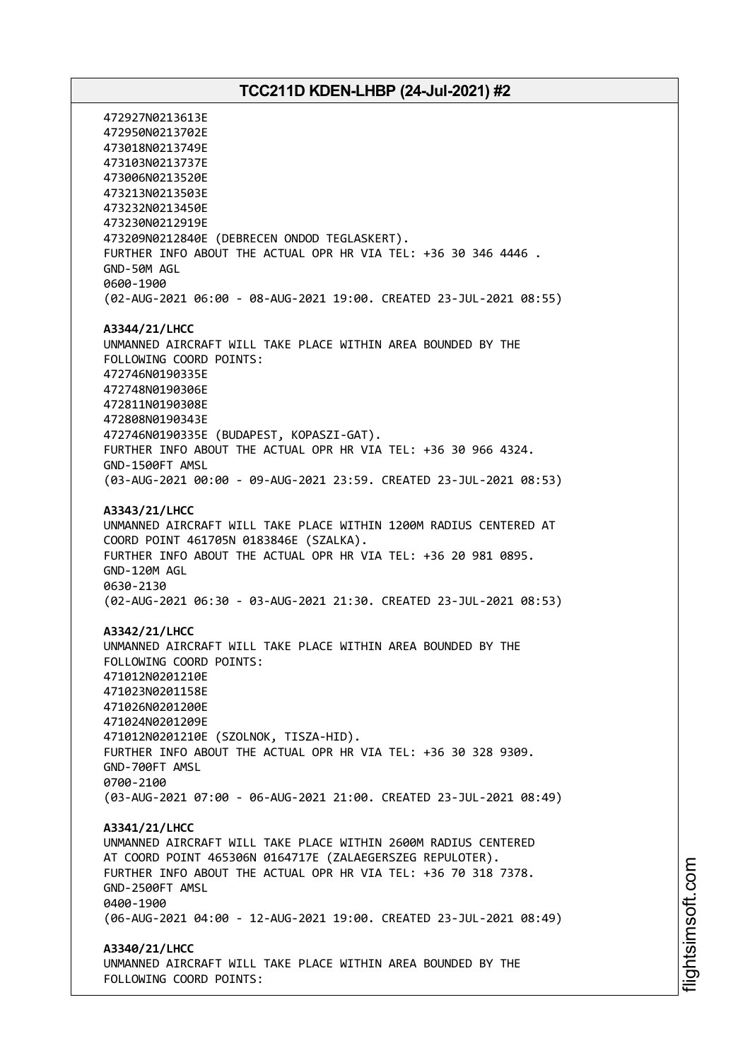472927N0213613E
472950N0213702E
473018N0213749E
473103N0213737E
473006N0213520E
473213N0213503E
473232N0213450E
473230N0212919E
473209N0212840E (DEBRECEN ONDOD TEGLASKERT).
FURTHER INFO ABOUT THE ACTUAL OPR HR VIA TEL: +36 30 346 4446 .
GND-50M AGL
0600-1900
(02-AUG-2021 06:00 - 08-AUG-2021 19:00. CREATED 23-JUL-2021 08:55)

**A3344/21/LHCC**
UNMANNED AIRCRAFT WILL TAKE PLACE WITHIN AREA BOUNDED BY THE FOLLOWING COORD POINTS:
472746N0190335E
472748N0190306E
472811N0190308E
472808N0190343E
472746N0190335E (BUDAPEST, KOPASZI-GAT).
FURTHER INFO ABOUT THE ACTUAL OPR HR VIA TEL: +36 30 966 4324.
GND-1500FT AMSL
(03-AUG-2021 00:00 - 09-AUG-2021 23:59. CREATED 23-JUL-2021 08:53)

**A3343/21/LHCC**
UNMANNED AIRCRAFT WILL TAKE PLACE WITHIN 1200M RADIUS CENTERED AT COORD POINT 461705N 0183846E (SZALKA).
FURTHER INFO ABOUT THE ACTUAL OPR HR VIA TEL: +36 20 981 0895.
GND-120M AGL
0630-2130
(02-AUG-2021 06:30 - 03-AUG-2021 21:30. CREATED 23-JUL-2021 08:53)

**A3342/21/LHCC**
UNMANNED AIRCRAFT WILL TAKE PLACE WITHIN AREA BOUNDED BY THE FOLLOWING COORD POINTS:
471012N0201210E
471023N0201158E
471026N0201200E
471024N0201209E
471012N0201210E (SZOLNOK, TISZA-HID).
FURTHER INFO ABOUT THE ACTUAL OPR HR VIA TEL: +36 30 328 9309.
GND-700FT AMSL
0700-2100
(03-AUG-2021 07:00 - 06-AUG-2021 21:00. CREATED 23-JUL-2021 08:49)

**A3341/21/LHCC**
UNMANNED AIRCRAFT WILL TAKE PLACE WITHIN 2600M RADIUS CENTERED AT COORD POINT 465306N 0164717E (ZALAEGERSZEG REPULOTER).
FURTHER INFO ABOUT THE ACTUAL OPR HR VIA TEL: +36 70 318 7378.
GND-2500FT AMSL
0400-1900
(06-AUG-2021 04:00 - 12-AUG-2021 19:00. CREATED 23-JUL-2021 08:49)

**A3340/21/LHCC**
UNMANNED AIRCRAFT WILL TAKE PLACE WITHIN AREA BOUNDED BY THE FOLLOWING COORD POINTS: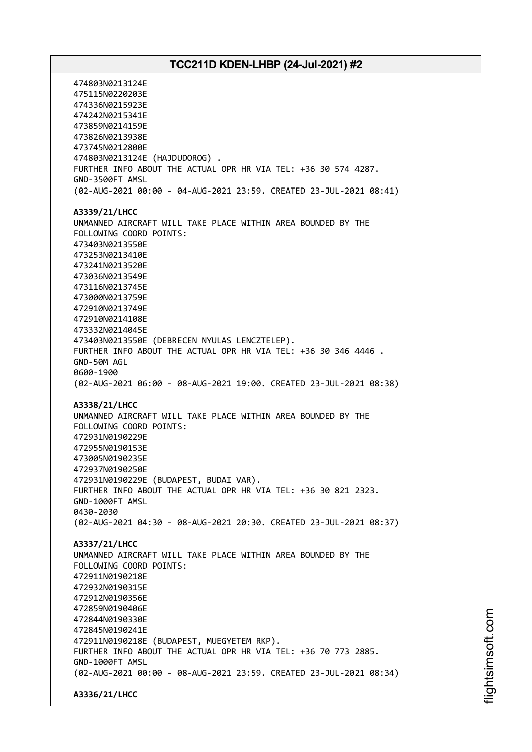474803N0213124E
475115N0220203E
474336N0215923E
474242N0215341E
473859N0214159E
473826N0213938E
473745N0212800E
474803N0213124E (HAJDUDOROG) .
FURTHER INFO ABOUT THE ACTUAL OPR HR VIA TEL: +36 30 574 4287.
GND-3500FT AMSL
(02-AUG-2021 00:00 - 04-AUG-2021 23:59. CREATED 23-JUL-2021 08:41)

**A3339/21/LHCC**
UNMANNED AIRCRAFT WILL TAKE PLACE WITHIN AREA BOUNDED BY THE
FOLLOWING COORD POINTS:
473403N0213550E
473253N0213410E
473241N0213520E
473036N0213549E
473116N0213745E
473000N0213759E
472910N0213749E
472910N0214108E
473332N0214045E
473403N0213550E (DEBRECEN NYULAS LENCZTELEP).
FURTHER INFO ABOUT THE ACTUAL OPR HR VIA TEL: +36 30 346 4446 .
GND-50M AGL
0600-1900
(02-AUG-2021 06:00 - 08-AUG-2021 19:00. CREATED 23-JUL-2021 08:38)

**A3338/21/LHCC**
UNMANNED AIRCRAFT WILL TAKE PLACE WITHIN AREA BOUNDED BY THE
FOLLOWING COORD POINTS:
472931N0190229E
472955N0190153E
473005N0190235E
472937N0190250E
472931N0190229E (BUDAPEST, BUDAI VAR).
FURTHER INFO ABOUT THE ACTUAL OPR HR VIA TEL: +36 30 821 2323.
GND-1000FT AMSL
0430-2030
(02-AUG-2021 04:30 - 08-AUG-2021 20:30. CREATED 23-JUL-2021 08:37)

**A3337/21/LHCC**
UNMANNED AIRCRAFT WILL TAKE PLACE WITHIN AREA BOUNDED BY THE
FOLLOWING COORD POINTS:
472911N0190218E
472932N0190315E
472912N0190356E
472859N0190406E
472844N0190330E
472845N0190241E
472911N0190218E (BUDAPEST, MUEGYETEM RKP).
FURTHER INFO ABOUT THE ACTUAL OPR HR VIA TEL: +36 70 773 2885.
GND-1000FT AMSL
(02-AUG-2021 00:00 - 08-AUG-2021 23:59. CREATED 23-JUL-2021 08:34)

**A3336/21/LHCC**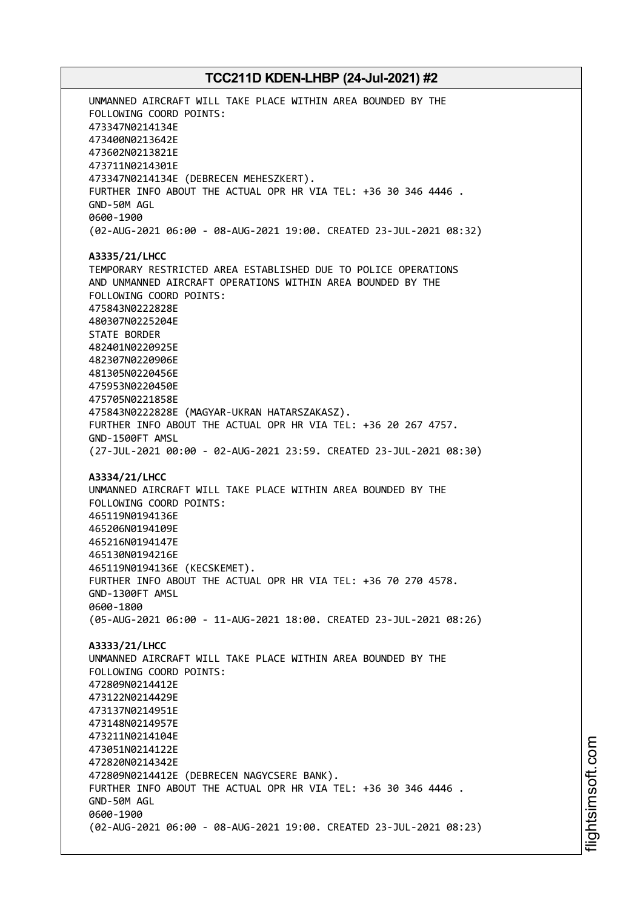UNMANNED AIRCRAFT WILL TAKE PLACE WITHIN AREA BOUNDED BY THE
FOLLOWING COORD POINTS:
473347N0214134E
473400N0213642E
473602N0213821E
473711N0214301E
473347N0214134E (DEBRECEN MEHESZKERT).
FURTHER INFO ABOUT THE ACTUAL OPR HR VIA TEL: +36 30 346 4446 .
GND-50M AGL
0600-1900
(02-AUG-2021 06:00 - 08-AUG-2021 19:00. CREATED 23-JUL-2021 08:32)

**A3335/21/LHCC**
TEMPORARY RESTRICTED AREA ESTABLISHED DUE TO POLICE OPERATIONS
AND UNMANNED AIRCRAFT OPERATIONS WITHIN AREA BOUNDED BY THE
FOLLOWING COORD POINTS:
475843N0222828E
480307N0225204E
STATE BORDER
482401N0220925E
482307N0220906E
481305N0220456E
475953N0220450E
475705N0221858E
475843N0222828E (MAGYAR-UKRAN HATARSZAKASZ).
FURTHER INFO ABOUT THE ACTUAL OPR HR VIA TEL: +36 20 267 4757.
GND-1500FT AMSL
(27-JUL-2021 00:00 - 02-AUG-2021 23:59. CREATED 23-JUL-2021 08:30)

**A3334/21/LHCC**
UNMANNED AIRCRAFT WILL TAKE PLACE WITHIN AREA BOUNDED BY THE
FOLLOWING COORD POINTS:
465119N0194136E
465206N0194109E
465216N0194147E
465130N0194216E
465119N0194136E (KECSKEMET).
FURTHER INFO ABOUT THE ACTUAL OPR HR VIA TEL: +36 70 270 4578.
GND-1300FT AMSL
0600-1800
(05-AUG-2021 06:00 - 11-AUG-2021 18:00. CREATED 23-JUL-2021 08:26)

**A3333/21/LHCC**
UNMANNED AIRCRAFT WILL TAKE PLACE WITHIN AREA BOUNDED BY THE
FOLLOWING COORD POINTS:
472809N0214412E
473122N0214429E
473137N0214951E
473148N0214957E
473211N0214104E
473051N0214122E
472820N0214342E
472809N0214412E (DEBRECEN NAGYCSERE BANK).
FURTHER INFO ABOUT THE ACTUAL OPR HR VIA TEL: +36 30 346 4446 .
GND-50M AGL
0600-1900
(02-AUG-2021 06:00 - 08-AUG-2021 19:00. CREATED 23-JUL-2021 08:23)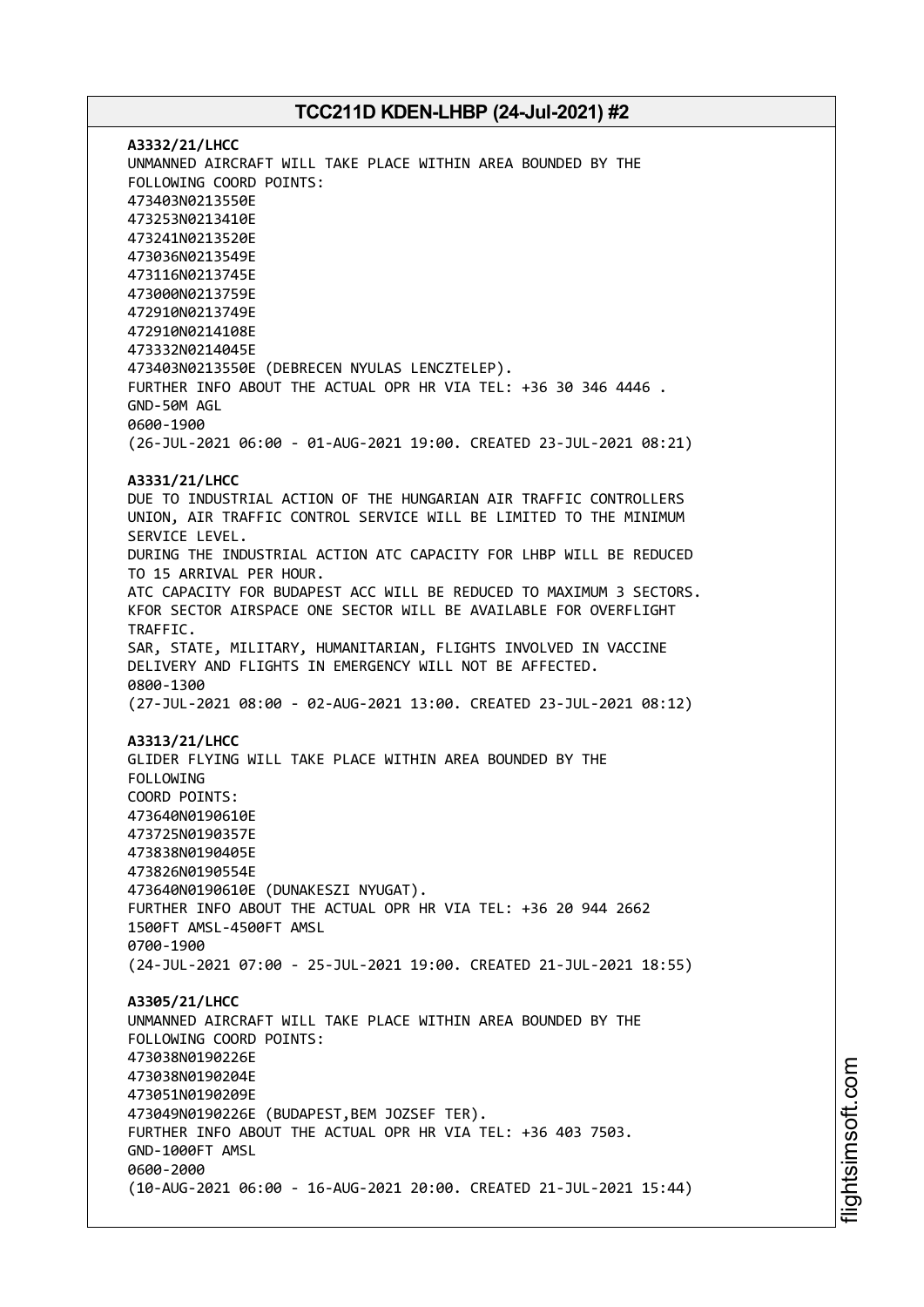**A3332/21/LHCC**
UNMANNED AIRCRAFT WILL TAKE PLACE WITHIN AREA BOUNDED BY THE FOLLOWING COORD POINTS:
473403N0213550E
473253N0213410E
473241N0213520E
473036N0213549E
473116N0213745E
473000N0213759E
472910N0213749E
472910N0214108E
473332N0214045E
473403N0213550E (DEBRECEN NYULAS LENCZTELEP).
FURTHER INFO ABOUT THE ACTUAL OPR HR VIA TEL: +36 30 346 4446 .
GND-50M AGL
0600-1900
(26-JUL-2021 06:00 - 01-AUG-2021 19:00. CREATED 23-JUL-2021 08:21)

**A3331/21/LHCC**
DUE TO INDUSTRIAL ACTION OF THE HUNGARIAN AIR TRAFFIC CONTROLLERS UNION, AIR TRAFFIC CONTROL SERVICE WILL BE LIMITED TO THE MINIMUM SERVICE LEVEL.
DURING THE INDUSTRIAL ACTION ATC CAPACITY FOR LHBP WILL BE REDUCED TO 15 ARRIVAL PER HOUR.
ATC CAPACITY FOR BUDAPEST ACC WILL BE REDUCED TO MAXIMUM 3 SECTORS.
KFOR SECTOR AIRSPACE ONE SECTOR WILL BE AVAILABLE FOR OVERFLIGHT TRAFFIC.
SAR, STATE, MILITARY, HUMANITARIAN, FLIGHTS INVOLVED IN VACCINE DELIVERY AND FLIGHTS IN EMERGENCY WILL NOT BE AFFECTED.
0800-1300
(27-JUL-2021 08:00 - 02-AUG-2021 13:00. CREATED 23-JUL-2021 08:12)

**A3313/21/LHCC**
GLIDER FLYING WILL TAKE PLACE WITHIN AREA BOUNDED BY THE FOLLOWING
COORD POINTS:
473640N0190610E
473725N0190357E
473838N0190405E
473826N0190554E
473640N0190610E (DUNAKESZI NYUGAT).
FURTHER INFO ABOUT THE ACTUAL OPR HR VIA TEL: +36 20 944 2662
1500FT AMSL-4500FT AMSL
0700-1900
(24-JUL-2021 07:00 - 25-JUL-2021 19:00. CREATED 21-JUL-2021 18:55)

**A3305/21/LHCC**
UNMANNED AIRCRAFT WILL TAKE PLACE WITHIN AREA BOUNDED BY THE FOLLOWING COORD POINTS:
473038N0190226E
473038N0190204E
473051N0190209E
473049N0190226E (BUDAPEST,BEM JOZSEF TER).
FURTHER INFO ABOUT THE ACTUAL OPR HR VIA TEL: +36 403 7503.
GND-1000FT AMSL
0600-2000
(10-AUG-2021 06:00 - 16-AUG-2021 20:00. CREATED 21-JUL-2021 15:44)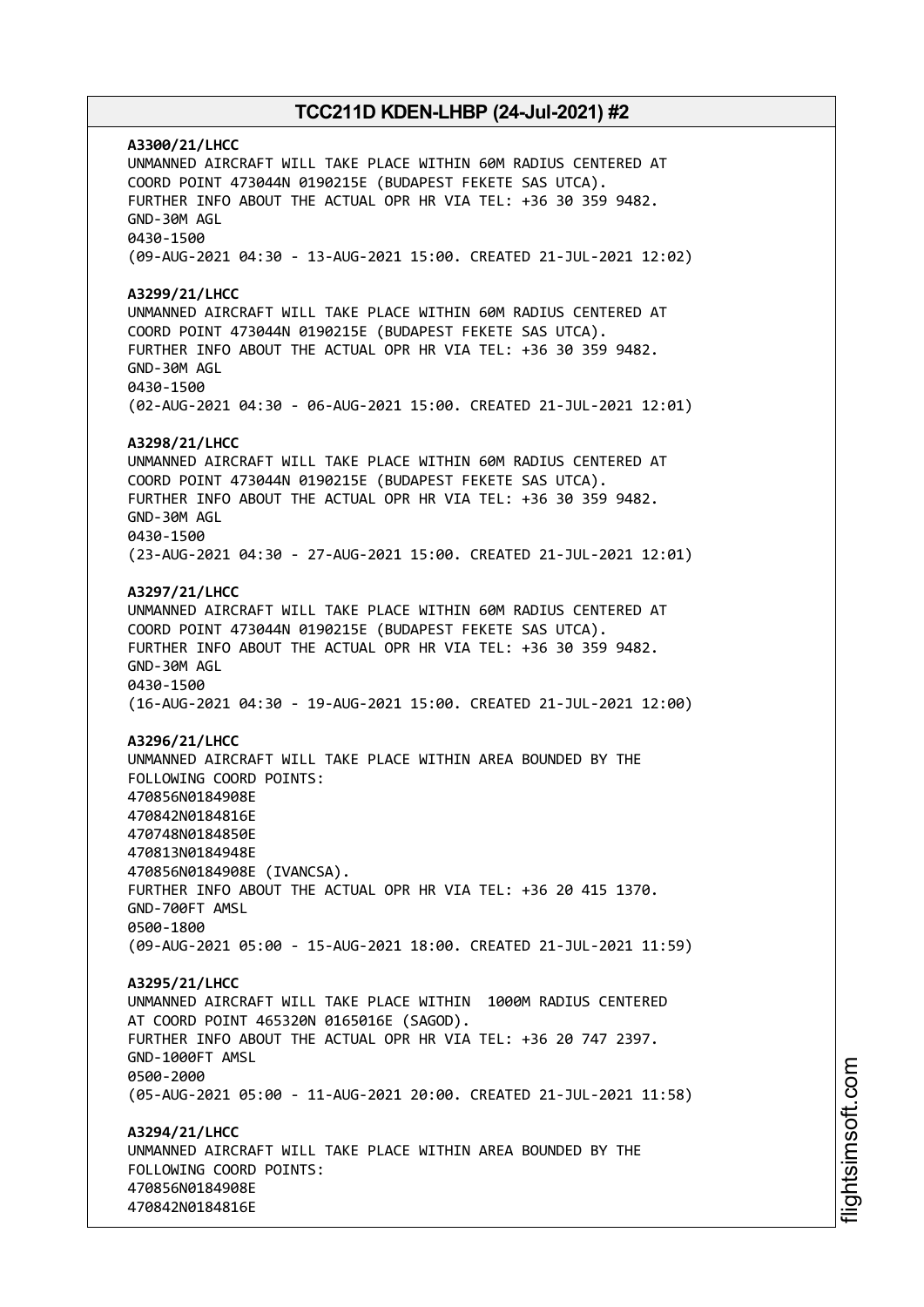**A3300/21/LHCC**
UNMANNED AIRCRAFT WILL TAKE PLACE WITHIN 60M RADIUS CENTERED AT COORD POINT 473044N 0190215E (BUDAPEST FEKETE SAS UTCA).
FURTHER INFO ABOUT THE ACTUAL OPR HR VIA TEL: +36 30 359 9482.
GND-30M AGL
0430-1500
(09-AUG-2021 04:30 - 13-AUG-2021 15:00. CREATED 21-JUL-2021 12:02)

**A3299/21/LHCC**
UNMANNED AIRCRAFT WILL TAKE PLACE WITHIN 60M RADIUS CENTERED AT COORD POINT 473044N 0190215E (BUDAPEST FEKETE SAS UTCA).
FURTHER INFO ABOUT THE ACTUAL OPR HR VIA TEL: +36 30 359 9482.
GND-30M AGL
0430-1500
(02-AUG-2021 04:30 - 06-AUG-2021 15:00. CREATED 21-JUL-2021 12:01)

**A3298/21/LHCC**
UNMANNED AIRCRAFT WILL TAKE PLACE WITHIN 60M RADIUS CENTERED AT COORD POINT 473044N 0190215E (BUDAPEST FEKETE SAS UTCA).
FURTHER INFO ABOUT THE ACTUAL OPR HR VIA TEL: +36 30 359 9482.
GND-30M AGL
0430-1500
(23-AUG-2021 04:30 - 27-AUG-2021 15:00. CREATED 21-JUL-2021 12:01)

**A3297/21/LHCC**
UNMANNED AIRCRAFT WILL TAKE PLACE WITHIN 60M RADIUS CENTERED AT COORD POINT 473044N 0190215E (BUDAPEST FEKETE SAS UTCA).
FURTHER INFO ABOUT THE ACTUAL OPR HR VIA TEL: +36 30 359 9482.
GND-30M AGL
0430-1500
(16-AUG-2021 04:30 - 19-AUG-2021 15:00. CREATED 21-JUL-2021 12:00)

**A3296/21/LHCC**
UNMANNED AIRCRAFT WILL TAKE PLACE WITHIN AREA BOUNDED BY THE FOLLOWING COORD POINTS:
470856N0184908E
470842N0184816E
470748N0184850E
470813N0184948E
470856N0184908E (IVANCSA).
FURTHER INFO ABOUT THE ACTUAL OPR HR VIA TEL: +36 20 415 1370.
GND-700FT AMSL
0500-1800
(09-AUG-2021 05:00 - 15-AUG-2021 18:00. CREATED 21-JUL-2021 11:59)

**A3295/21/LHCC**
UNMANNED AIRCRAFT WILL TAKE PLACE WITHIN 1000M RADIUS CENTERED AT COORD POINT 465320N 0165016E (SAGOD).
FURTHER INFO ABOUT THE ACTUAL OPR HR VIA TEL: +36 20 747 2397.
GND-1000FT AMSL
0500-2000
(05-AUG-2021 05:00 - 11-AUG-2021 20:00. CREATED 21-JUL-2021 11:58)

**A3294/21/LHCC**
UNMANNED AIRCRAFT WILL TAKE PLACE WITHIN AREA BOUNDED BY THE FOLLOWING COORD POINTS:
470856N0184908E
470842N0184816E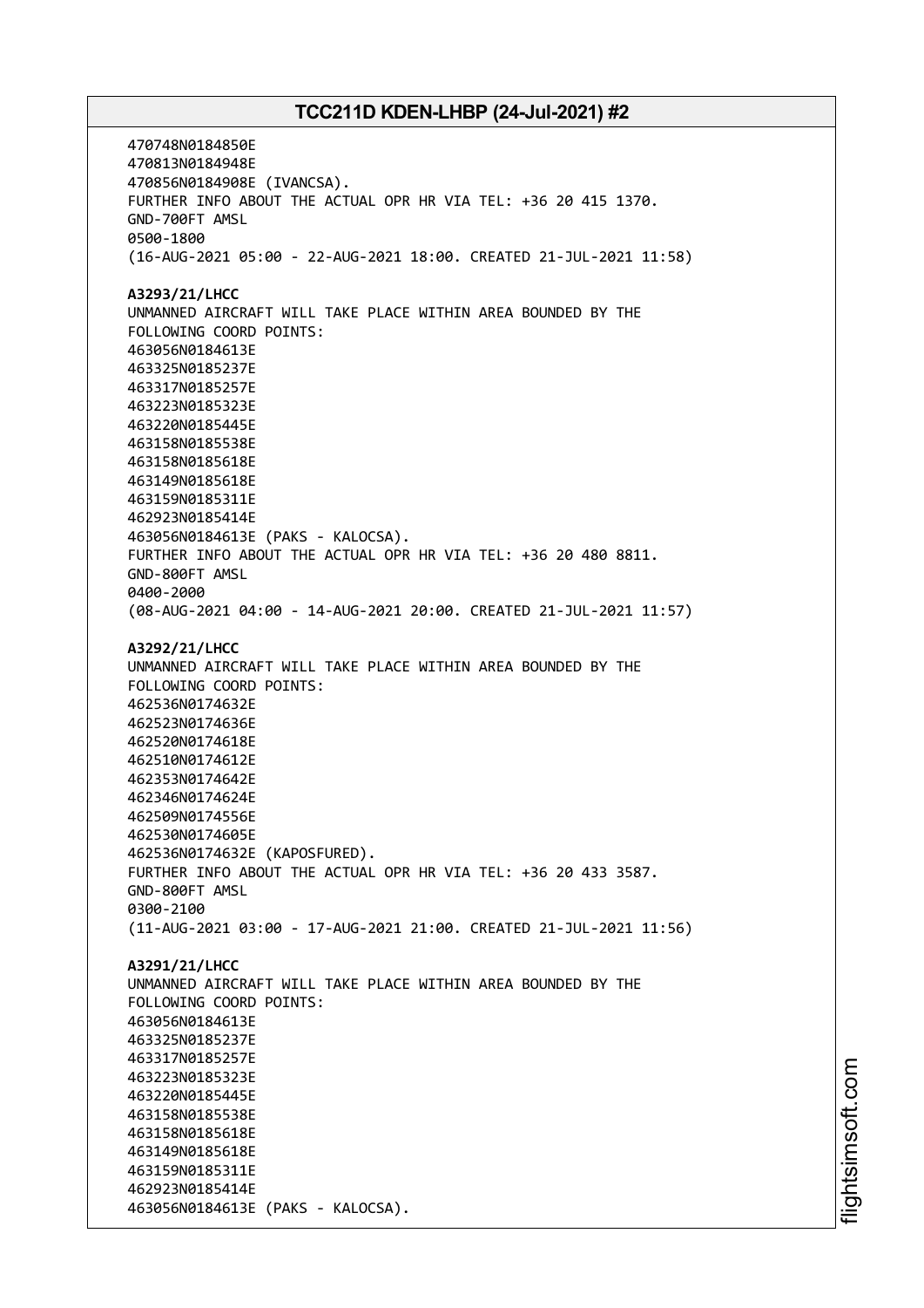470748N0184850E
470813N0184948E
470856N0184908E (IVANCSA).
FURTHER INFO ABOUT THE ACTUAL OPR HR VIA TEL: +36 20 415 1370.
GND-700FT AMSL
0500-1800
(16-AUG-2021 05:00 - 22-AUG-2021 18:00. CREATED 21-JUL-2021 11:58)

**A3293/21/LHCC**
UNMANNED AIRCRAFT WILL TAKE PLACE WITHIN AREA BOUNDED BY THE
FOLLOWING COORD POINTS:
463056N0184613E
463325N0185237E
463317N0185257E
463223N0185323E
463220N0185445E
463158N0185538E
463158N0185618E
463149N0185618E
463159N0185311E
462923N0185414E
463056N0184613E (PAKS - KALOCSA).
FURTHER INFO ABOUT THE ACTUAL OPR HR VIA TEL: +36 20 480 8811.
GND-800FT AMSL
0400-2000
(08-AUG-2021 04:00 - 14-AUG-2021 20:00. CREATED 21-JUL-2021 11:57)

**A3292/21/LHCC**
UNMANNED AIRCRAFT WILL TAKE PLACE WITHIN AREA BOUNDED BY THE
FOLLOWING COORD POINTS:
462536N0174632E
462523N0174636E
462520N0174618E
462510N0174612E
462353N0174642E
462346N0174624E
462509N0174556E
462530N0174605E
462536N0174632E (KAPOSFURED).
FURTHER INFO ABOUT THE ACTUAL OPR HR VIA TEL: +36 20 433 3587.
GND-800FT AMSL
0300-2100
(11-AUG-2021 03:00 - 17-AUG-2021 21:00. CREATED 21-JUL-2021 11:56)

**A3291/21/LHCC**
UNMANNED AIRCRAFT WILL TAKE PLACE WITHIN AREA BOUNDED BY THE
FOLLOWING COORD POINTS:
463056N0184613E
463325N0185237E
463317N0185257E
463223N0185323E
463220N0185445E
463158N0185538E
463158N0185618E
463149N0185618E
463159N0185311E
462923N0185414E
463056N0184613E (PAKS - KALOCSA).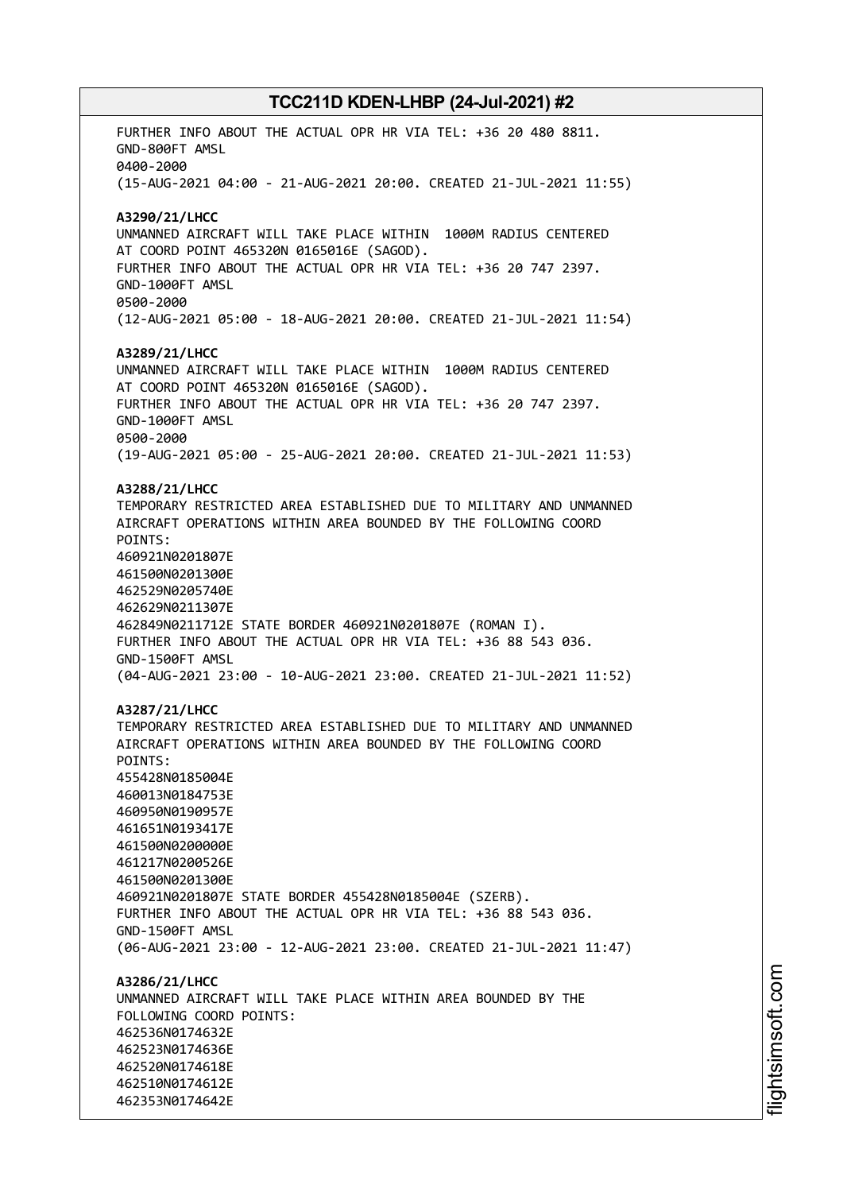FURTHER INFO ABOUT THE ACTUAL OPR HR VIA TEL: +36 20 480 8811.
GND-800FT AMSL
0400-2000
(15-AUG-2021 04:00 - 21-AUG-2021 20:00. CREATED 21-JUL-2021 11:55)

**A3290/21/LHCC**
UNMANNED AIRCRAFT WILL TAKE PLACE WITHIN 1000M RADIUS CENTERED AT COORD POINT 465320N 0165016E (SAGOD).
FURTHER INFO ABOUT THE ACTUAL OPR HR VIA TEL: +36 20 747 2397.
GND-1000FT AMSL
0500-2000
(12-AUG-2021 05:00 - 18-AUG-2021 20:00. CREATED 21-JUL-2021 11:54)

**A3289/21/LHCC**
UNMANNED AIRCRAFT WILL TAKE PLACE WITHIN 1000M RADIUS CENTERED AT COORD POINT 465320N 0165016E (SAGOD).
FURTHER INFO ABOUT THE ACTUAL OPR HR VIA TEL: +36 20 747 2397.
GND-1000FT AMSL
0500-2000
(19-AUG-2021 05:00 - 25-AUG-2021 20:00. CREATED 21-JUL-2021 11:53)

**A3288/21/LHCC**
TEMPORARY RESTRICTED AREA ESTABLISHED DUE TO MILITARY AND UNMANNED AIRCRAFT OPERATIONS WITHIN AREA BOUNDED BY THE FOLLOWING COORD POINTS:
460921N0201807E
461500N0201300E
462529N0205740E
462629N0211307E
462849N0211712E STATE BORDER 460921N0201807E (ROMAN I).
FURTHER INFO ABOUT THE ACTUAL OPR HR VIA TEL: +36 88 543 036.
GND-1500FT AMSL
(04-AUG-2021 23:00 - 10-AUG-2021 23:00. CREATED 21-JUL-2021 11:52)

**A3287/21/LHCC**
TEMPORARY RESTRICTED AREA ESTABLISHED DUE TO MILITARY AND UNMANNED AIRCRAFT OPERATIONS WITHIN AREA BOUNDED BY THE FOLLOWING COORD POINTS:
455428N0185004E
460013N0184753E
460950N0190957E
461651N0193417E
461500N0200000E
461217N0200526E
461500N0201300E
460921N0201807E STATE BORDER 455428N0185004E (SZERB).
FURTHER INFO ABOUT THE ACTUAL OPR HR VIA TEL: +36 88 543 036.
GND-1500FT AMSL
(06-AUG-2021 23:00 - 12-AUG-2021 23:00. CREATED 21-JUL-2021 11:47)

**A3286/21/LHCC**
UNMANNED AIRCRAFT WILL TAKE PLACE WITHIN AREA BOUNDED BY THE FOLLOWING COORD POINTS:
462536N0174632E
462523N0174636E
462520N0174618E
462510N0174612E
462353N0174642E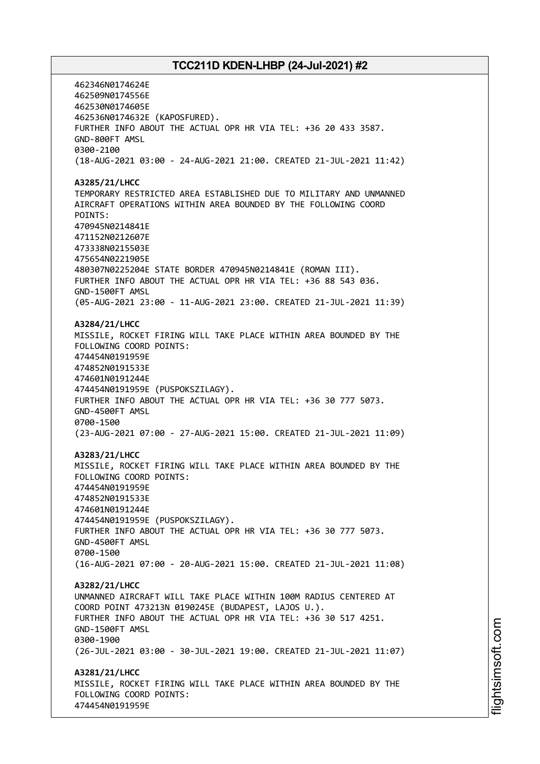462346N0174624E
462509N0174556E
462530N0174605E
462536N0174632E (KAPOSFURED).
FURTHER INFO ABOUT THE ACTUAL OPR HR VIA TEL: +36 20 433 3587.
GND-800FT AMSL
0300-2100
(18-AUG-2021 03:00 - 24-AUG-2021 21:00. CREATED 21-JUL-2021 11:42)

**A3285/21/LHCC**
TEMPORARY RESTRICTED AREA ESTABLISHED DUE TO MILITARY AND UNMANNED AIRCRAFT OPERATIONS WITHIN AREA BOUNDED BY THE FOLLOWING COORD POINTS:
470945N0214841E
471152N0212607E
473338N0215503E
475654N0221905E
480307N0225204E STATE BORDER 470945N0214841E (ROMAN III).
FURTHER INFO ABOUT THE ACTUAL OPR HR VIA TEL: +36 88 543 036.
GND-1500FT AMSL
(05-AUG-2021 23:00 - 11-AUG-2021 23:00. CREATED 21-JUL-2021 11:39)

**A3284/21/LHCC**
MISSILE, ROCKET FIRING WILL TAKE PLACE WITHIN AREA BOUNDED BY THE FOLLOWING COORD POINTS:
474454N0191959E
474852N0191533E
474601N0191244E
474454N0191959E (PUSPOKSZILAGY).
FURTHER INFO ABOUT THE ACTUAL OPR HR VIA TEL: +36 30 777 5073.
GND-4500FT AMSL
0700-1500
(23-AUG-2021 07:00 - 27-AUG-2021 15:00. CREATED 21-JUL-2021 11:09)

**A3283/21/LHCC**
MISSILE, ROCKET FIRING WILL TAKE PLACE WITHIN AREA BOUNDED BY THE FOLLOWING COORD POINTS:
474454N0191959E
474852N0191533E
474601N0191244E
474454N0191959E (PUSPOKSZILAGY).
FURTHER INFO ABOUT THE ACTUAL OPR HR VIA TEL: +36 30 777 5073.
GND-4500FT AMSL
0700-1500
(16-AUG-2021 07:00 - 20-AUG-2021 15:00. CREATED 21-JUL-2021 11:08)

**A3282/21/LHCC**
UNMANNED AIRCRAFT WILL TAKE PLACE WITHIN 100M RADIUS CENTERED AT COORD POINT 473213N 0190245E (BUDAPEST, LAJOS U.).
FURTHER INFO ABOUT THE ACTUAL OPR HR VIA TEL: +36 30 517 4251.
GND-1500FT AMSL
0300-1900
(26-JUL-2021 03:00 - 30-JUL-2021 19:00. CREATED 21-JUL-2021 11:07)

**A3281/21/LHCC**
MISSILE, ROCKET FIRING WILL TAKE PLACE WITHIN AREA BOUNDED BY THE FOLLOWING COORD POINTS:
474454N0191959E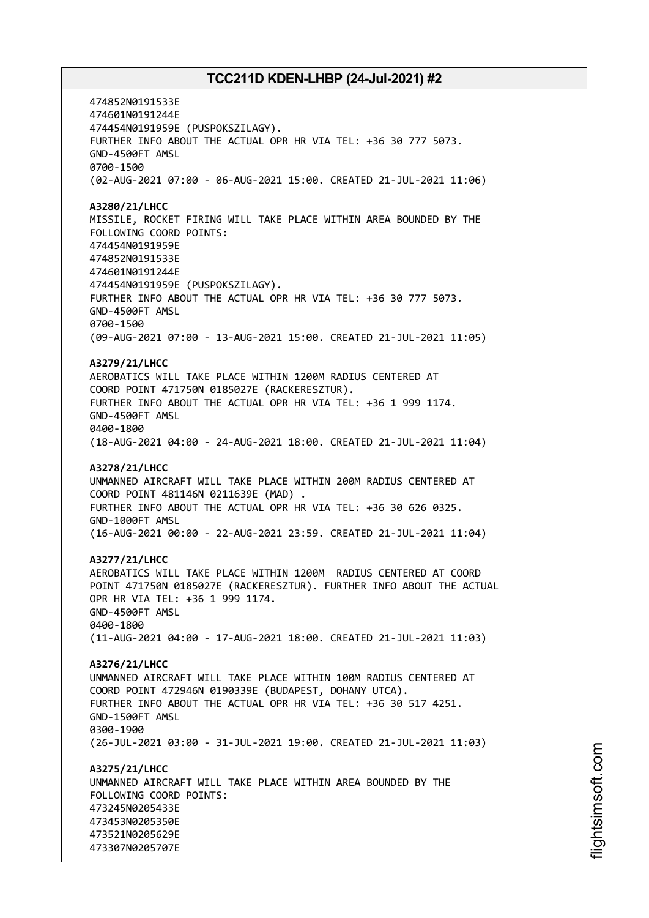474852N0191533E
474601N0191244E
474454N0191959E (PUSPOKSZILAGY).
FURTHER INFO ABOUT THE ACTUAL OPR HR VIA TEL: +36 30 777 5073.
GND-4500FT AMSL
0700-1500
(02-AUG-2021 07:00 - 06-AUG-2021 15:00. CREATED 21-JUL-2021 11:06)

**A3280/21/LHCC**
MISSILE, ROCKET FIRING WILL TAKE PLACE WITHIN AREA BOUNDED BY THE FOLLOWING COORD POINTS:
474454N0191959E
474852N0191533E
474601N0191244E
474454N0191959E (PUSPOKSZILAGY).
FURTHER INFO ABOUT THE ACTUAL OPR HR VIA TEL: +36 30 777 5073.
GND-4500FT AMSL
0700-1500
(09-AUG-2021 07:00 - 13-AUG-2021 15:00. CREATED 21-JUL-2021 11:05)

**A3279/21/LHCC**
AEROBATICS WILL TAKE PLACE WITHIN 1200M RADIUS CENTERED AT COORD POINT 471750N 0185027E (RACKERESZTUR).
FURTHER INFO ABOUT THE ACTUAL OPR HR VIA TEL: +36 1 999 1174.
GND-4500FT AMSL
0400-1800
(18-AUG-2021 04:00 - 24-AUG-2021 18:00. CREATED 21-JUL-2021 11:04)

**A3278/21/LHCC**
UNMANNED AIRCRAFT WILL TAKE PLACE WITHIN 200M RADIUS CENTERED AT COORD POINT 481146N 0211639E (MAD) .
FURTHER INFO ABOUT THE ACTUAL OPR HR VIA TEL: +36 30 626 0325.
GND-1000FT AMSL
(16-AUG-2021 00:00 - 22-AUG-2021 23:59. CREATED 21-JUL-2021 11:04)

**A3277/21/LHCC**
AEROBATICS WILL TAKE PLACE WITHIN 1200M RADIUS CENTERED AT COORD POINT 471750N 0185027E (RACKERESZTUR). FURTHER INFO ABOUT THE ACTUAL OPR HR VIA TEL: +36 1 999 1174.
GND-4500FT AMSL
0400-1800
(11-AUG-2021 04:00 - 17-AUG-2021 18:00. CREATED 21-JUL-2021 11:03)

**A3276/21/LHCC**
UNMANNED AIRCRAFT WILL TAKE PLACE WITHIN 100M RADIUS CENTERED AT COORD POINT 472946N 0190339E (BUDAPEST, DOHANY UTCA).
FURTHER INFO ABOUT THE ACTUAL OPR HR VIA TEL: +36 30 517 4251.
GND-1500FT AMSL
0300-1900
(26-JUL-2021 03:00 - 31-JUL-2021 19:00. CREATED 21-JUL-2021 11:03)

**A3275/21/LHCC**
UNMANNED AIRCRAFT WILL TAKE PLACE WITHIN AREA BOUNDED BY THE FOLLOWING COORD POINTS:
473245N0205433E
473453N0205350E
473521N0205629E
473307N0205707E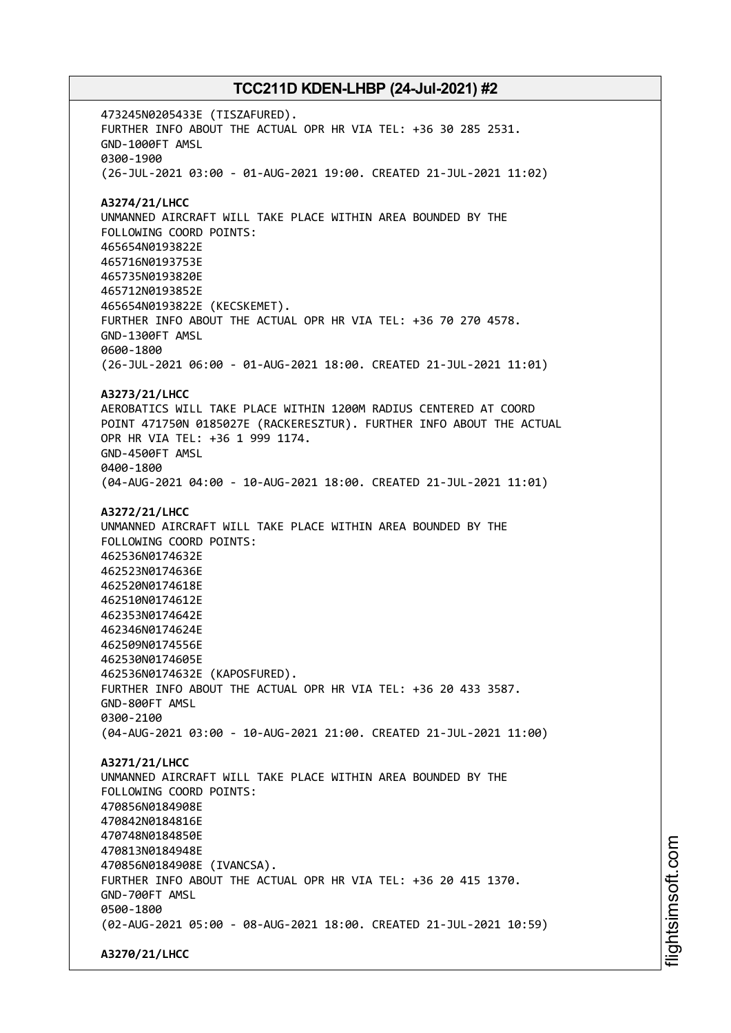473245N0205433E (TISZAFURED).
FURTHER INFO ABOUT THE ACTUAL OPR HR VIA TEL: +36 30 285 2531.
GND-1000FT AMSL
0300-1900
(26-JUL-2021 03:00 - 01-AUG-2021 19:00. CREATED 21-JUL-2021 11:02)

**A3274/21/LHCC**
UNMANNED AIRCRAFT WILL TAKE PLACE WITHIN AREA BOUNDED BY THE
FOLLOWING COORD POINTS:
465654N0193822E
465716N0193753E
465735N0193820E
465712N0193852E
465654N0193822E (KECSKEMET).
FURTHER INFO ABOUT THE ACTUAL OPR HR VIA TEL: +36 70 270 4578.
GND-1300FT AMSL
0600-1800
(26-JUL-2021 06:00 - 01-AUG-2021 18:00. CREATED 21-JUL-2021 11:01)

**A3273/21/LHCC**
AEROBATICS WILL TAKE PLACE WITHIN 1200M RADIUS CENTERED AT COORD
POINT 471750N 0185027E (RACKERESZTUR). FURTHER INFO ABOUT THE ACTUAL
OPR HR VIA TEL: +36 1 999 1174.
GND-4500FT AMSL
0400-1800
(04-AUG-2021 04:00 - 10-AUG-2021 18:00. CREATED 21-JUL-2021 11:01)

**A3272/21/LHCC**
UNMANNED AIRCRAFT WILL TAKE PLACE WITHIN AREA BOUNDED BY THE
FOLLOWING COORD POINTS:
462536N0174632E
462523N0174636E
462520N0174618E
462510N0174612E
462353N0174642E
462346N0174624E
462509N0174556E
462530N0174605E
462536N0174632E (KAPOSFURED).
FURTHER INFO ABOUT THE ACTUAL OPR HR VIA TEL: +36 20 433 3587.
GND-800FT AMSL
0300-2100
(04-AUG-2021 03:00 - 10-AUG-2021 21:00. CREATED 21-JUL-2021 11:00)

**A3271/21/LHCC**
UNMANNED AIRCRAFT WILL TAKE PLACE WITHIN AREA BOUNDED BY THE
FOLLOWING COORD POINTS:
470856N0184908E
470842N0184816E
470748N0184850E
470813N0184948E
470856N0184908E (IVANCSA).
FURTHER INFO ABOUT THE ACTUAL OPR HR VIA TEL: +36 20 415 1370.
GND-700FT AMSL
0500-1800
(02-AUG-2021 05:00 - 08-AUG-2021 18:00. CREATED 21-JUL-2021 10:59)

**A3270/21/LHCC**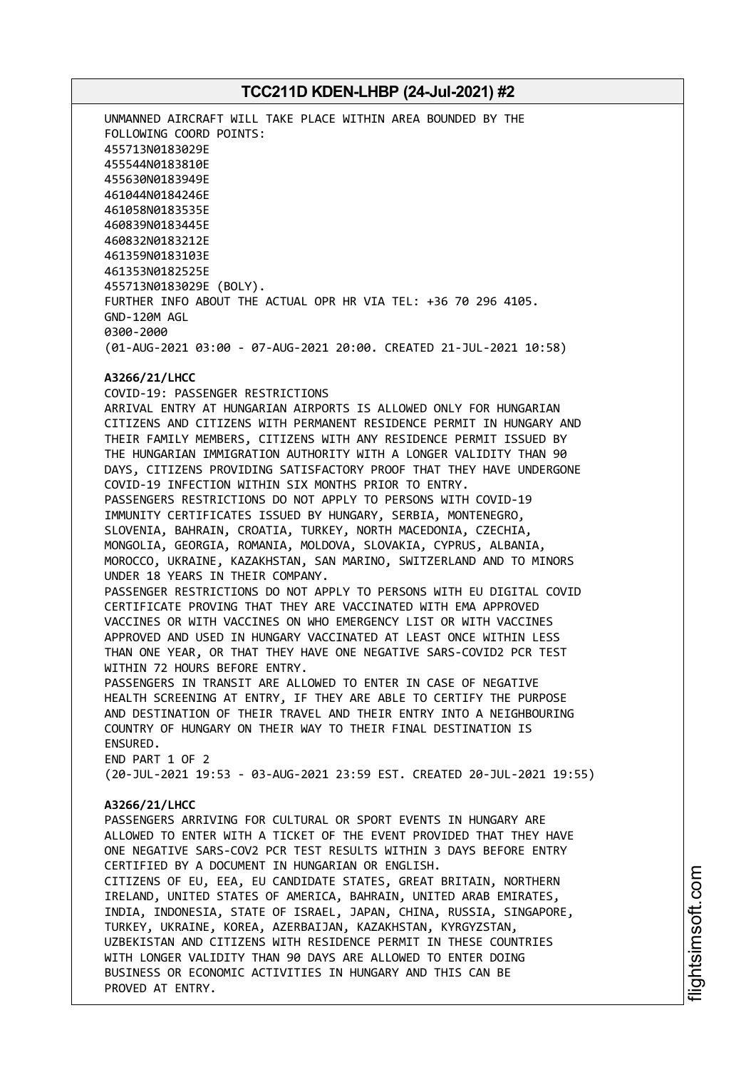UNMANNED AIRCRAFT WILL TAKE PLACE WITHIN AREA BOUNDED BY THE FOLLOWING COORD POINTS:
455713N0183029E
455544N0183810E
455630N0183949E
461044N0184246E
461058N0183535E
460839N0183445E
460832N0183212E
461359N0183103E
461353N0182525E
455713N0183029E (BOLY).
FURTHER INFO ABOUT THE ACTUAL OPR HR VIA TEL: +36 70 296 4105.
GND-120M AGL
0300-2000
(01-AUG-2021 03:00 - 07-AUG-2021 20:00. CREATED 21-JUL-2021 10:58)

**A3266/21/LHCC**
COVID-19: PASSENGER RESTRICTIONS
ARRIVAL ENTRY AT HUNGARIAN AIRPORTS IS ALLOWED ONLY FOR HUNGARIAN CITIZENS AND CITIZENS WITH PERMANENT RESIDENCE PERMIT IN HUNGARY AND THEIR FAMILY MEMBERS, CITIZENS WITH ANY RESIDENCE PERMIT ISSUED BY THE HUNGARIAN IMMIGRATION AUTHORITY WITH A LONGER VALIDITY THAN 90 DAYS, CITIZENS PROVIDING SATISFACTORY PROOF THAT THEY HAVE UNDERGONE COVID-19 INFECTION WITHIN SIX MONTHS PRIOR TO ENTRY.
PASSENGERS RESTRICTIONS DO NOT APPLY TO PERSONS WITH COVID-19 IMMUNITY CERTIFICATES ISSUED BY HUNGARY, SERBIA, MONTENEGRO, SLOVENIA, BAHRAIN, CROATIA, TURKEY, NORTH MACEDONIA, CZECHIA, MONGOLIA, GEORGIA, ROMANIA, MOLDOVA, SLOVAKIA, CYPRUS, ALBANIA, MOROCCO, UKRAINE, KAZAKHSTAN, SAN MARINO, SWITZERLAND AND TO MINORS UNDER 18 YEARS IN THEIR COMPANY.
PASSENGER RESTRICTIONS DO NOT APPLY TO PERSONS WITH EU DIGITAL COVID CERTIFICATE PROVING THAT THEY ARE VACCINATED WITH EMA APPROVED VACCINES OR WITH VACCINES ON WHO EMERGENCY LIST OR WITH VACCINES APPROVED AND USED IN HUNGARY VACCINATED AT LEAST ONCE WITHIN LESS THAN ONE YEAR, OR THAT THEY HAVE ONE NEGATIVE SARS-COVID2 PCR TEST WITHIN 72 HOURS BEFORE ENTRY.
PASSENGERS IN TRANSIT ARE ALLOWED TO ENTER IN CASE OF NEGATIVE HEALTH SCREENING AT ENTRY, IF THEY ARE ABLE TO CERTIFY THE PURPOSE AND DESTINATION OF THEIR TRAVEL AND THEIR ENTRY INTO A NEIGHBOURING COUNTRY OF HUNGARY ON THEIR WAY TO THEIR FINAL DESTINATION IS ENSURED.
END PART 1 OF 2
(20-JUL-2021 19:53 - 03-AUG-2021 23:59 EST. CREATED 20-JUL-2021 19:55)

**A3266/21/LHCC**
PASSENGERS ARRIVING FOR CULTURAL OR SPORT EVENTS IN HUNGARY ARE ALLOWED TO ENTER WITH A TICKET OF THE EVENT PROVIDED THAT THEY HAVE ONE NEGATIVE SARS-COV2 PCR TEST RESULTS WITHIN 3 DAYS BEFORE ENTRY CERTIFIED BY A DOCUMENT IN HUNGARIAN OR ENGLISH.
CITIZENS OF EU, EEA, EU CANDIDATE STATES, GREAT BRITAIN, NORTHERN IRELAND, UNITED STATES OF AMERICA, BAHRAIN, UNITED ARAB EMIRATES, INDIA, INDONESIA, STATE OF ISRAEL, JAPAN, CHINA, RUSSIA, SINGAPORE, TURKEY, UKRAINE, KOREA, AZERBAIJAN, KAZAKHSTAN, KYRGYZSTAN, UZBEKISTAN AND CITIZENS WITH RESIDENCE PERMIT IN THESE COUNTRIES WITH LONGER VALIDITY THAN 90 DAYS ARE ALLOWED TO ENTER DOING BUSINESS OR ECONOMIC ACTIVITIES IN HUNGARY AND THIS CAN BE PROVED AT ENTRY.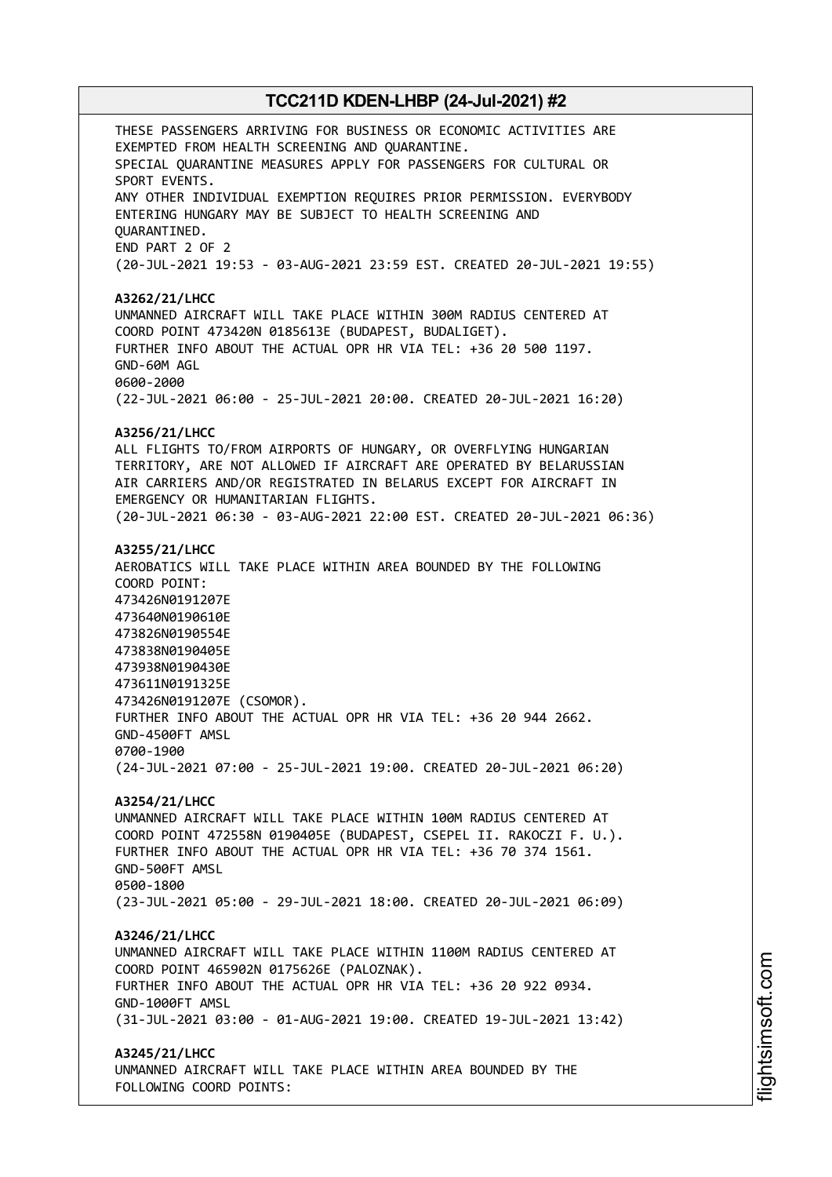THESE PASSENGERS ARRIVING FOR BUSINESS OR ECONOMIC ACTIVITIES ARE EXEMPTED FROM HEALTH SCREENING AND QUARANTINE.
SPECIAL QUARANTINE MEASURES APPLY FOR PASSENGERS FOR CULTURAL OR SPORT EVENTS.
ANY OTHER INDIVIDUAL EXEMPTION REQUIRES PRIOR PERMISSION. EVERYBODY ENTERING HUNGARY MAY BE SUBJECT TO HEALTH SCREENING AND QUARANTINED.
END PART 2 OF 2
(20-JUL-2021 19:53 - 03-AUG-2021 23:59 EST. CREATED 20-JUL-2021 19:55)

**A3262/21/LHCC**
UNMANNED AIRCRAFT WILL TAKE PLACE WITHIN 300M RADIUS CENTERED AT COORD POINT 473420N 0185613E (BUDAPEST, BUDALIGET).
FURTHER INFO ABOUT THE ACTUAL OPR HR VIA TEL: +36 20 500 1197.
GND-60M AGL
0600-2000
(22-JUL-2021 06:00 - 25-JUL-2021 20:00. CREATED 20-JUL-2021 16:20)

**A3256/21/LHCC**
ALL FLIGHTS TO/FROM AIRPORTS OF HUNGARY, OR OVERFLYING HUNGARIAN TERRITORY, ARE NOT ALLOWED IF AIRCRAFT ARE OPERATED BY BELARUSSIAN AIR CARRIERS AND/OR REGISTRATED IN BELARUS EXCEPT FOR AIRCRAFT IN EMERGENCY OR HUMANITARIAN FLIGHTS.
(20-JUL-2021 06:30 - 03-AUG-2021 22:00 EST. CREATED 20-JUL-2021 06:36)

**A3255/21/LHCC**
AEROBATICS WILL TAKE PLACE WITHIN AREA BOUNDED BY THE FOLLOWING COORD POINT:
473426N0191207E
473640N0190610E
473826N0190554E
473838N0190405E
473938N0190430E
473611N0191325E
473426N0191207E (CSOMOR).
FURTHER INFO ABOUT THE ACTUAL OPR HR VIA TEL: +36 20 944 2662.
GND-4500FT AMSL
0700-1900
(24-JUL-2021 07:00 - 25-JUL-2021 19:00. CREATED 20-JUL-2021 06:20)

**A3254/21/LHCC**
UNMANNED AIRCRAFT WILL TAKE PLACE WITHIN 100M RADIUS CENTERED AT COORD POINT 472558N 0190405E (BUDAPEST, CSEPEL II. RAKOCZI F. U.).
FURTHER INFO ABOUT THE ACTUAL OPR HR VIA TEL: +36 70 374 1561.
GND-500FT AMSL
0500-1800
(23-JUL-2021 05:00 - 29-JUL-2021 18:00. CREATED 20-JUL-2021 06:09)

**A3246/21/LHCC**
UNMANNED AIRCRAFT WILL TAKE PLACE WITHIN 1100M RADIUS CENTERED AT COORD POINT 465902N 0175626E (PALOZNAK).
FURTHER INFO ABOUT THE ACTUAL OPR HR VIA TEL: +36 20 922 0934.
GND-1000FT AMSL
(31-JUL-2021 03:00 - 01-AUG-2021 19:00. CREATED 19-JUL-2021 13:42)

**A3245/21/LHCC**
UNMANNED AIRCRAFT WILL TAKE PLACE WITHIN AREA BOUNDED BY THE FOLLOWING COORD POINTS: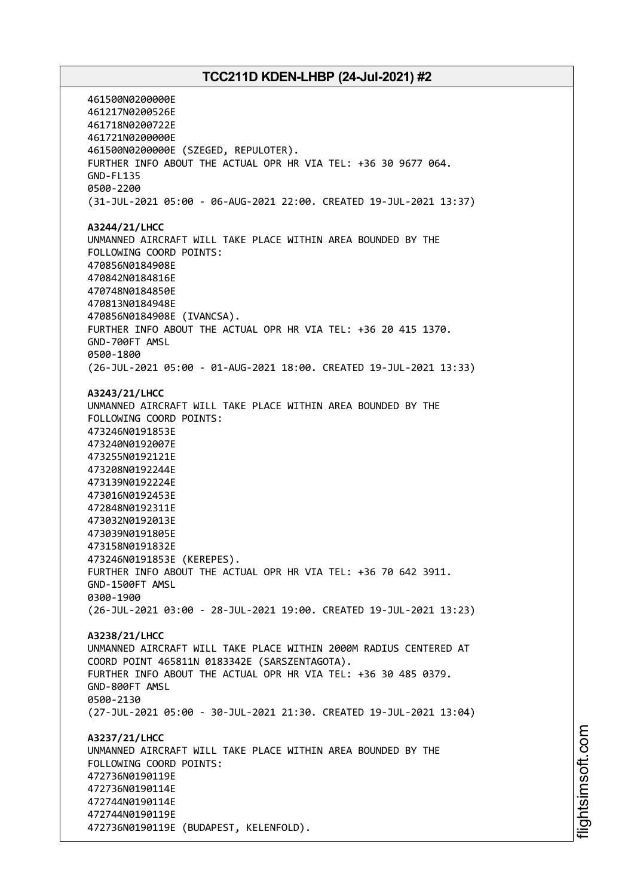461500N0200000E
461217N0200526E
461718N0200722E
461721N0200000E
461500N0200000E (SZEGED, REPULOTER).
FURTHER INFO ABOUT THE ACTUAL OPR HR VIA TEL: +36 30 9677 064.
GND-FL135
0500-2200
(31-JUL-2021 05:00 - 06-AUG-2021 22:00. CREATED 19-JUL-2021 13:37)

**A3244/21/LHCC**
UNMANNED AIRCRAFT WILL TAKE PLACE WITHIN AREA BOUNDED BY THE
FOLLOWING COORD POINTS:
470856N0184908E
470842N0184816E
470748N0184850E
470813N0184948E
470856N0184908E (IVANCSA).
FURTHER INFO ABOUT THE ACTUAL OPR HR VIA TEL: +36 20 415 1370.
GND-700FT AMSL
0500-1800
(26-JUL-2021 05:00 - 01-AUG-2021 18:00. CREATED 19-JUL-2021 13:33)

**A3243/21/LHCC**
UNMANNED AIRCRAFT WILL TAKE PLACE WITHIN AREA BOUNDED BY THE
FOLLOWING COORD POINTS:
473246N0191853E
473240N0192007E
473255N0192121E
473208N0192244E
473139N0192224E
473016N0192453E
472848N0192311E
473032N0192013E
473039N0191805E
473158N0191832E
473246N0191853E (KEREPES).
FURTHER INFO ABOUT THE ACTUAL OPR HR VIA TEL: +36 70 642 3911.
GND-1500FT AMSL
0300-1900
(26-JUL-2021 03:00 - 28-JUL-2021 19:00. CREATED 19-JUL-2021 13:23)

**A3238/21/LHCC**
UNMANNED AIRCRAFT WILL TAKE PLACE WITHIN 2000M RADIUS CENTERED AT
COORD POINT 465811N 0183342E (SARSZENTAGOTA).
FURTHER INFO ABOUT THE ACTUAL OPR HR VIA TEL: +36 30 485 0379.
GND-800FT AMSL
0500-2130
(27-JUL-2021 05:00 - 30-JUL-2021 21:30. CREATED 19-JUL-2021 13:04)

**A3237/21/LHCC**
UNMANNED AIRCRAFT WILL TAKE PLACE WITHIN AREA BOUNDED BY THE
FOLLOWING COORD POINTS:
472736N0190119E
472736N0190114E
472744N0190114E
472744N0190119E
472736N0190119E (BUDAPEST, KELENFOLD).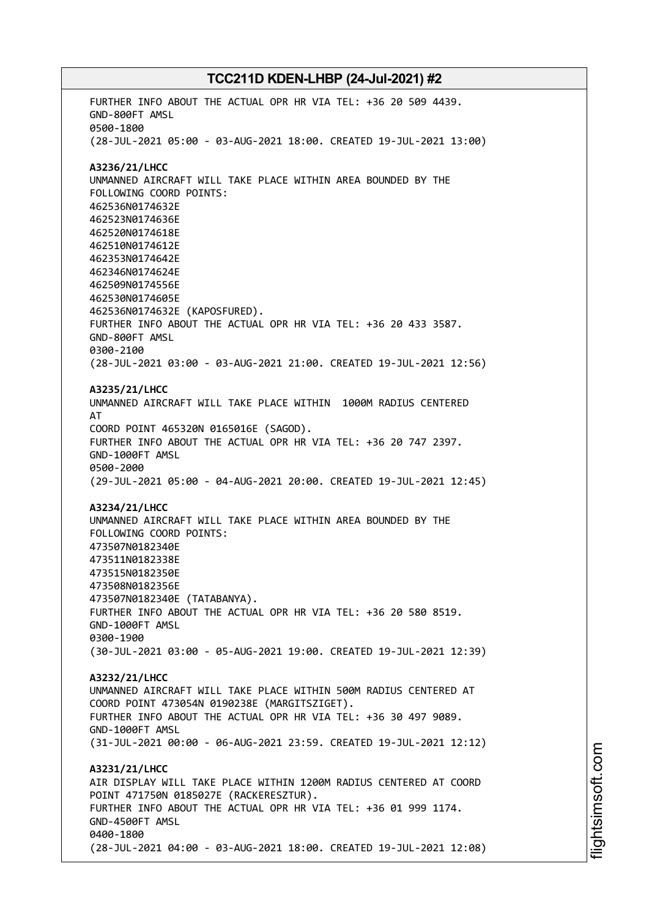FURTHER INFO ABOUT THE ACTUAL OPR HR VIA TEL: +36 20 509 4439.
GND-800FT AMSL
0500-1800
(28-JUL-2021 05:00 - 03-AUG-2021 18:00. CREATED 19-JUL-2021 13:00)

**A3236/21/LHCC**
UNMANNED AIRCRAFT WILL TAKE PLACE WITHIN AREA BOUNDED BY THE FOLLOWING COORD POINTS:
462536N0174632E
462523N0174636E
462520N0174618E
462510N0174612E
462353N0174642E
462346N0174624E
462509N0174556E
462530N0174605E
462536N0174632E (KAPOSFURED).
FURTHER INFO ABOUT THE ACTUAL OPR HR VIA TEL: +36 20 433 3587.
GND-800FT AMSL
0300-2100
(28-JUL-2021 03:00 - 03-AUG-2021 21:00. CREATED 19-JUL-2021 12:56)

**A3235/21/LHCC**
UNMANNED AIRCRAFT WILL TAKE PLACE WITHIN 1000M RADIUS CENTERED AT
COORD POINT 465320N 0165016E (SAGOD).
FURTHER INFO ABOUT THE ACTUAL OPR HR VIA TEL: +36 20 747 2397.
GND-1000FT AMSL
0500-2000
(29-JUL-2021 05:00 - 04-AUG-2021 20:00. CREATED 19-JUL-2021 12:45)

**A3234/21/LHCC**
UNMANNED AIRCRAFT WILL TAKE PLACE WITHIN AREA BOUNDED BY THE FOLLOWING COORD POINTS:
473507N0182340E
473511N0182338E
473515N0182350E
473508N0182356E
473507N0182340E (TATABANYA).
FURTHER INFO ABOUT THE ACTUAL OPR HR VIA TEL: +36 20 580 8519.
GND-1000FT AMSL
0300-1900
(30-JUL-2021 03:00 - 05-AUG-2021 19:00. CREATED 19-JUL-2021 12:39)

**A3232/21/LHCC**
UNMANNED AIRCRAFT WILL TAKE PLACE WITHIN 500M RADIUS CENTERED AT COORD POINT 473054N 0190238E (MARGITSZIGET).
FURTHER INFO ABOUT THE ACTUAL OPR HR VIA TEL: +36 30 497 9089.
GND-1000FT AMSL
(31-JUL-2021 00:00 - 06-AUG-2021 23:59. CREATED 19-JUL-2021 12:12)

**A3231/21/LHCC**
AIR DISPLAY WILL TAKE PLACE WITHIN 1200M RADIUS CENTERED AT COORD POINT 471750N 0185027E (RACKERESZTUR).
FURTHER INFO ABOUT THE ACTUAL OPR HR VIA TEL: +36 01 999 1174.
GND-4500FT AMSL
0400-1800
(28-JUL-2021 04:00 - 03-AUG-2021 18:00. CREATED 19-JUL-2021 12:08)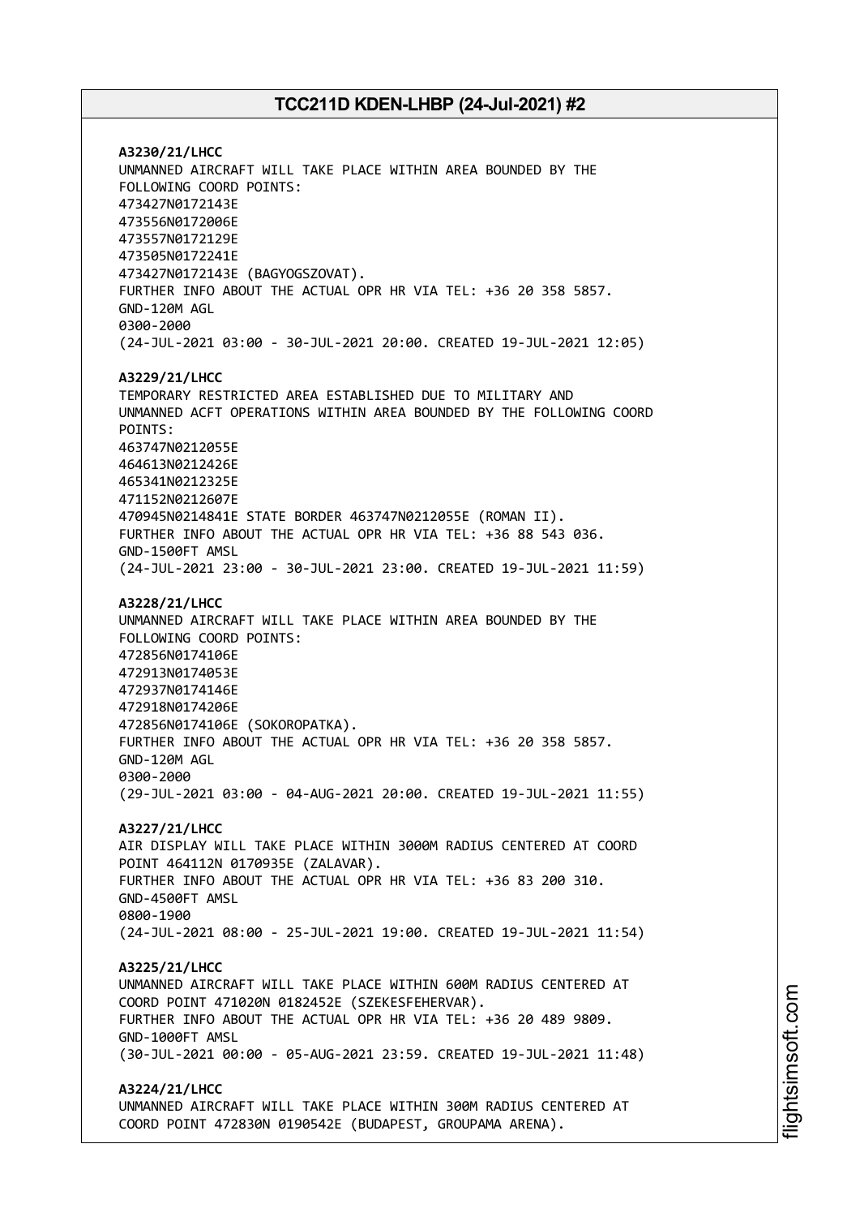**A3230/21/LHCC**
UNMANNED AIRCRAFT WILL TAKE PLACE WITHIN AREA BOUNDED BY THE FOLLOWING COORD POINTS:
473427N0172143E
473556N0172006E
473557N0172129E
473505N0172241E
473427N0172143E (BAGYOGSZOVAT).
FURTHER INFO ABOUT THE ACTUAL OPR HR VIA TEL: +36 20 358 5857.
GND-120M AGL
0300-2000
(24-JUL-2021 03:00 - 30-JUL-2021 20:00. CREATED 19-JUL-2021 12:05)

**A3229/21/LHCC**
TEMPORARY RESTRICTED AREA ESTABLISHED DUE TO MILITARY AND UNMANNED ACFT OPERATIONS WITHIN AREA BOUNDED BY THE FOLLOWING COORD POINTS:
463747N0212055E
464613N0212426E
465341N0212325E
471152N0212607E
470945N0214841E STATE BORDER 463747N0212055E (ROMAN II).
FURTHER INFO ABOUT THE ACTUAL OPR HR VIA TEL: +36 88 543 036.
GND-1500FT AMSL
(24-JUL-2021 23:00 - 30-JUL-2021 23:00. CREATED 19-JUL-2021 11:59)

**A3228/21/LHCC**
UNMANNED AIRCRAFT WILL TAKE PLACE WITHIN AREA BOUNDED BY THE FOLLOWING COORD POINTS:
472856N0174106E
472913N0174053E
472937N0174146E
472918N0174206E
472856N0174106E (SOKOROPATKA).
FURTHER INFO ABOUT THE ACTUAL OPR HR VIA TEL: +36 20 358 5857.
GND-120M AGL
0300-2000
(29-JUL-2021 03:00 - 04-AUG-2021 20:00. CREATED 19-JUL-2021 11:55)

**A3227/21/LHCC**
AIR DISPLAY WILL TAKE PLACE WITHIN 3000M RADIUS CENTERED AT COORD POINT 464112N 0170935E (ZALAVAR).
FURTHER INFO ABOUT THE ACTUAL OPR HR VIA TEL: +36 83 200 310.
GND-4500FT AMSL
0800-1900
(24-JUL-2021 08:00 - 25-JUL-2021 19:00. CREATED 19-JUL-2021 11:54)

**A3225/21/LHCC**
UNMANNED AIRCRAFT WILL TAKE PLACE WITHIN 600M RADIUS CENTERED AT COORD POINT 471020N 0182452E (SZEKESFEHERVAR).
FURTHER INFO ABOUT THE ACTUAL OPR HR VIA TEL: +36 20 489 9809.
GND-1000FT AMSL
(30-JUL-2021 00:00 - 05-AUG-2021 23:59. CREATED 19-JUL-2021 11:48)

**A3224/21/LHCC**
UNMANNED AIRCRAFT WILL TAKE PLACE WITHIN 300M RADIUS CENTERED AT COORD POINT 472830N 0190542E (BUDAPEST, GROUPAMA ARENA).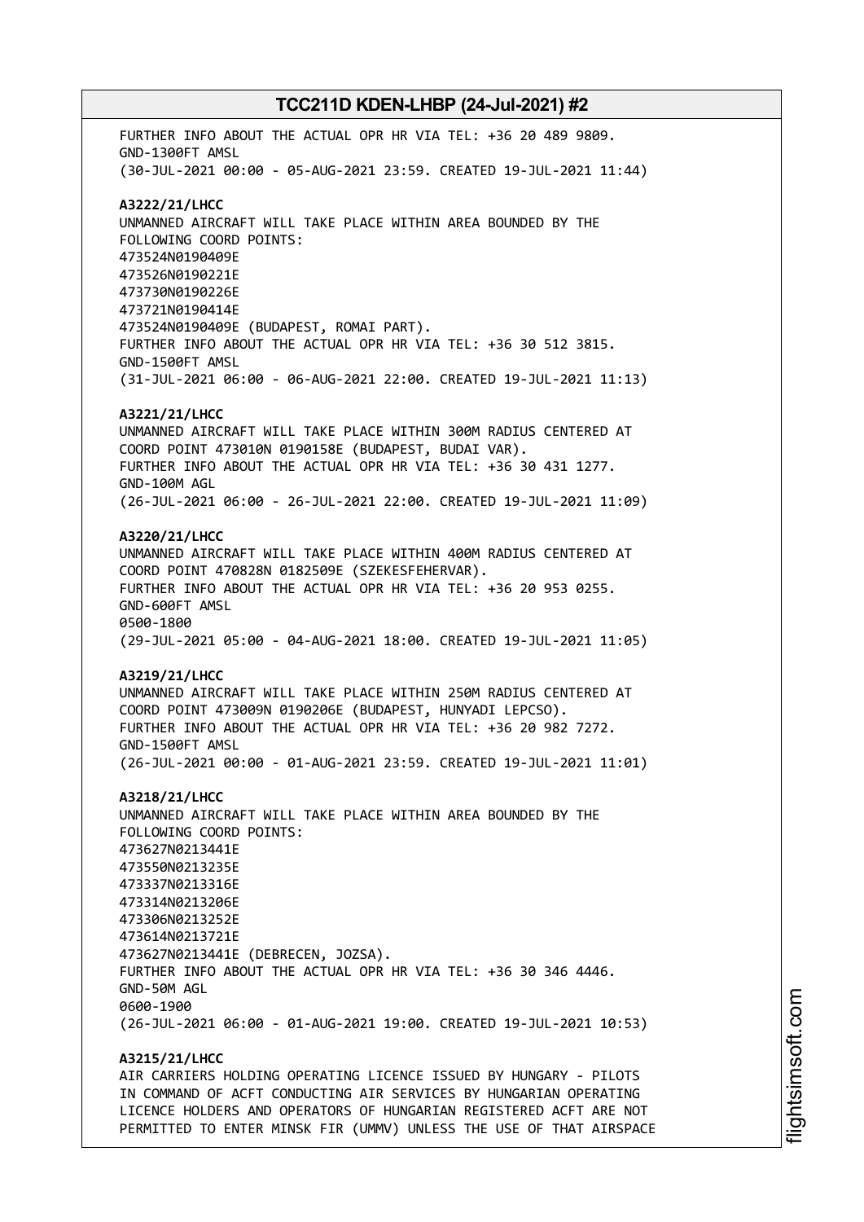FURTHER INFO ABOUT THE ACTUAL OPR HR VIA TEL: +36 20 489 9809.
GND-1300FT AMSL
(30-JUL-2021 00:00 - 05-AUG-2021 23:59. CREATED 19-JUL-2021 11:44)

**A3222/21/LHCC**
UNMANNED AIRCRAFT WILL TAKE PLACE WITHIN AREA BOUNDED BY THE FOLLOWING COORD POINTS:
473524N0190409E
473526N0190221E
473730N0190226E
473721N0190414E
473524N0190409E (BUDAPEST, ROMAI PART).
FURTHER INFO ABOUT THE ACTUAL OPR HR VIA TEL: +36 30 512 3815.
GND-1500FT AMSL
(31-JUL-2021 06:00 - 06-AUG-2021 22:00. CREATED 19-JUL-2021 11:13)

**A3221/21/LHCC**
UNMANNED AIRCRAFT WILL TAKE PLACE WITHIN 300M RADIUS CENTERED AT COORD POINT 473010N 0190158E (BUDAPEST, BUDAI VAR).
FURTHER INFO ABOUT THE ACTUAL OPR HR VIA TEL: +36 30 431 1277.
GND-100M AGL
(26-JUL-2021 06:00 - 26-JUL-2021 22:00. CREATED 19-JUL-2021 11:09)

**A3220/21/LHCC**
UNMANNED AIRCRAFT WILL TAKE PLACE WITHIN 400M RADIUS CENTERED AT COORD POINT 470828N 0182509E (SZEKESFEHERVAR).
FURTHER INFO ABOUT THE ACTUAL OPR HR VIA TEL: +36 20 953 0255.
GND-600FT AMSL
0500-1800
(29-JUL-2021 05:00 - 04-AUG-2021 18:00. CREATED 19-JUL-2021 11:05)

**A3219/21/LHCC**
UNMANNED AIRCRAFT WILL TAKE PLACE WITHIN 250M RADIUS CENTERED AT COORD POINT 473009N 0190206E (BUDAPEST, HUNYADI LEPCSO).
FURTHER INFO ABOUT THE ACTUAL OPR HR VIA TEL: +36 20 982 7272.
GND-1500FT AMSL
(26-JUL-2021 00:00 - 01-AUG-2021 23:59. CREATED 19-JUL-2021 11:01)

**A3218/21/LHCC**
UNMANNED AIRCRAFT WILL TAKE PLACE WITHIN AREA BOUNDED BY THE FOLLOWING COORD POINTS:
473627N0213441E
473550N0213235E
473337N0213316E
473314N0213206E
473306N0213252E
473614N0213721E
473627N0213441E (DEBRECEN, JOZSA).
FURTHER INFO ABOUT THE ACTUAL OPR HR VIA TEL: +36 30 346 4446.
GND-50M AGL
0600-1900
(26-JUL-2021 06:00 - 01-AUG-2021 19:00. CREATED 19-JUL-2021 10:53)

**A3215/21/LHCC**
AIR CARRIERS HOLDING OPERATING LICENCE ISSUED BY HUNGARY - PILOTS IN COMMAND OF ACFT CONDUCTING AIR SERVICES BY HUNGARIAN OPERATING LICENCE HOLDERS AND OPERATORS OF HUNGARIAN REGISTERED ACFT ARE NOT PERMITTED TO ENTER MINSK FIR (UMMV) UNLESS THE USE OF THAT AIRSPACE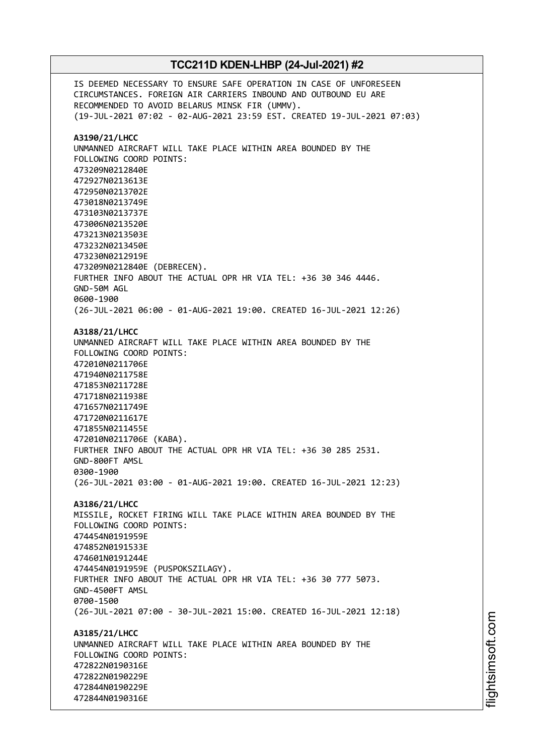IS DEEMED NECESSARY TO ENSURE SAFE OPERATION IN CASE OF UNFORESEEN CIRCUMSTANCES. FOREIGN AIR CARRIERS INBOUND AND OUTBOUND EU ARE RECOMMENDED TO AVOID BELARUS MINSK FIR (UMMV).
(19-JUL-2021 07:02 - 02-AUG-2021 23:59 EST. CREATED 19-JUL-2021 07:03)

**A3190/21/LHCC**
UNMANNED AIRCRAFT WILL TAKE PLACE WITHIN AREA BOUNDED BY THE FOLLOWING COORD POINTS:
473209N0212840E
472927N0213613E
472950N0213702E
473018N0213749E
473103N0213737E
473006N0213520E
473213N0213503E
473232N0213450E
473230N0212919E
473209N0212840E (DEBRECEN).
FURTHER INFO ABOUT THE ACTUAL OPR HR VIA TEL: +36 30 346 4446.
GND-50M AGL
0600-1900
(26-JUL-2021 06:00 - 01-AUG-2021 19:00. CREATED 16-JUL-2021 12:26)

**A3188/21/LHCC**
UNMANNED AIRCRAFT WILL TAKE PLACE WITHIN AREA BOUNDED BY THE FOLLOWING COORD POINTS:
472010N0211706E
471940N0211758E
471853N0211728E
471718N0211938E
471657N0211749E
471720N0211617E
471855N0211455E
472010N0211706E (KABA).
FURTHER INFO ABOUT THE ACTUAL OPR HR VIA TEL: +36 30 285 2531.
GND-800FT AMSL
0300-1900
(26-JUL-2021 03:00 - 01-AUG-2021 19:00. CREATED 16-JUL-2021 12:23)

**A3186/21/LHCC**
MISSILE, ROCKET FIRING WILL TAKE PLACE WITHIN AREA BOUNDED BY THE FOLLOWING COORD POINTS:
474454N0191959E
474852N0191533E
474601N0191244E
474454N0191959E (PUSPOKSZILAGY).
FURTHER INFO ABOUT THE ACTUAL OPR HR VIA TEL: +36 30 777 5073.
GND-4500FT AMSL
0700-1500
(26-JUL-2021 07:00 - 30-JUL-2021 15:00. CREATED 16-JUL-2021 12:18)

**A3185/21/LHCC**
UNMANNED AIRCRAFT WILL TAKE PLACE WITHIN AREA BOUNDED BY THE FOLLOWING COORD POINTS:
472822N0190316E
472822N0190229E
472844N0190229E
472844N0190316E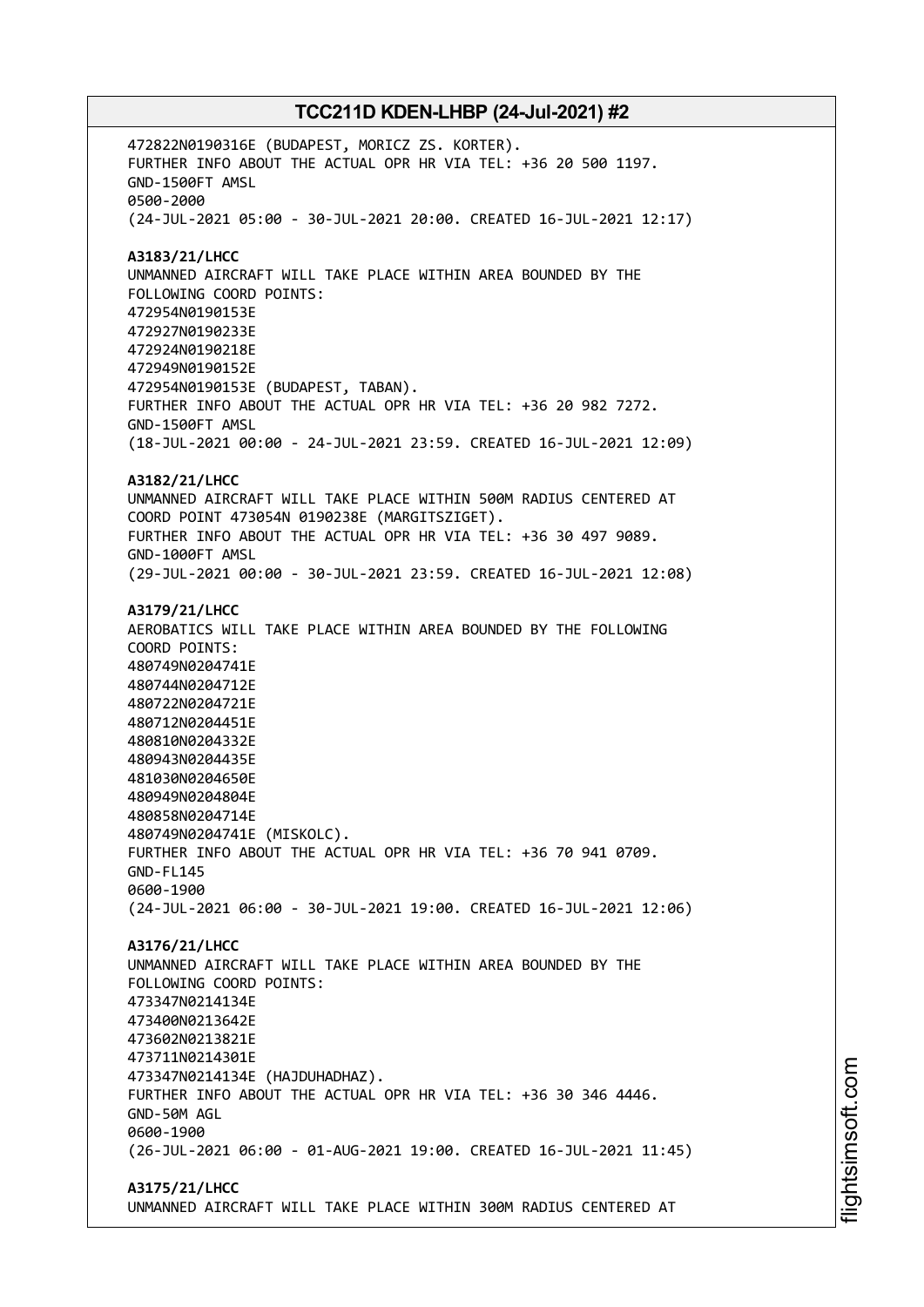472822N0190316E (BUDAPEST, MORICZ ZS. KORTER).
FURTHER INFO ABOUT THE ACTUAL OPR HR VIA TEL: +36 20 500 1197.
GND-1500FT AMSL
0500-2000
(24-JUL-2021 05:00 - 30-JUL-2021 20:00. CREATED 16-JUL-2021 12:17)

**A3183/21/LHCC**
UNMANNED AIRCRAFT WILL TAKE PLACE WITHIN AREA BOUNDED BY THE
FOLLOWING COORD POINTS:
472954N0190153E
472927N0190233E
472924N0190218E
472949N0190152E
472954N0190153E (BUDAPEST, TABAN).
FURTHER INFO ABOUT THE ACTUAL OPR HR VIA TEL: +36 20 982 7272.
GND-1500FT AMSL
(18-JUL-2021 00:00 - 24-JUL-2021 23:59. CREATED 16-JUL-2021 12:09)

**A3182/21/LHCC**
UNMANNED AIRCRAFT WILL TAKE PLACE WITHIN 500M RADIUS CENTERED AT
COORD POINT 473054N 0190238E (MARGITSZIGET).
FURTHER INFO ABOUT THE ACTUAL OPR HR VIA TEL: +36 30 497 9089.
GND-1000FT AMSL
(29-JUL-2021 00:00 - 30-JUL-2021 23:59. CREATED 16-JUL-2021 12:08)

**A3179/21/LHCC**
AEROBATICS WILL TAKE PLACE WITHIN AREA BOUNDED BY THE FOLLOWING
COORD POINTS:
480749N0204741E
480744N0204712E
480722N0204721E
480712N0204451E
480810N0204332E
480943N0204435E
481030N0204650E
480949N0204804E
480858N0204714E
480749N0204741E (MISKOLC).
FURTHER INFO ABOUT THE ACTUAL OPR HR VIA TEL: +36 70 941 0709.
GND-FL145
0600-1900
(24-JUL-2021 06:00 - 30-JUL-2021 19:00. CREATED 16-JUL-2021 12:06)

**A3176/21/LHCC**
UNMANNED AIRCRAFT WILL TAKE PLACE WITHIN AREA BOUNDED BY THE
FOLLOWING COORD POINTS:
473347N0214134E
473400N0213642E
473602N0213821E
473711N0214301E
473347N0214134E (HAJDUHADHAZ).
FURTHER INFO ABOUT THE ACTUAL OPR HR VIA TEL: +36 30 346 4446.
GND-50M AGL
0600-1900
(26-JUL-2021 06:00 - 01-AUG-2021 19:00. CREATED 16-JUL-2021 11:45)

**A3175/21/LHCC**
UNMANNED AIRCRAFT WILL TAKE PLACE WITHIN 300M RADIUS CENTERED AT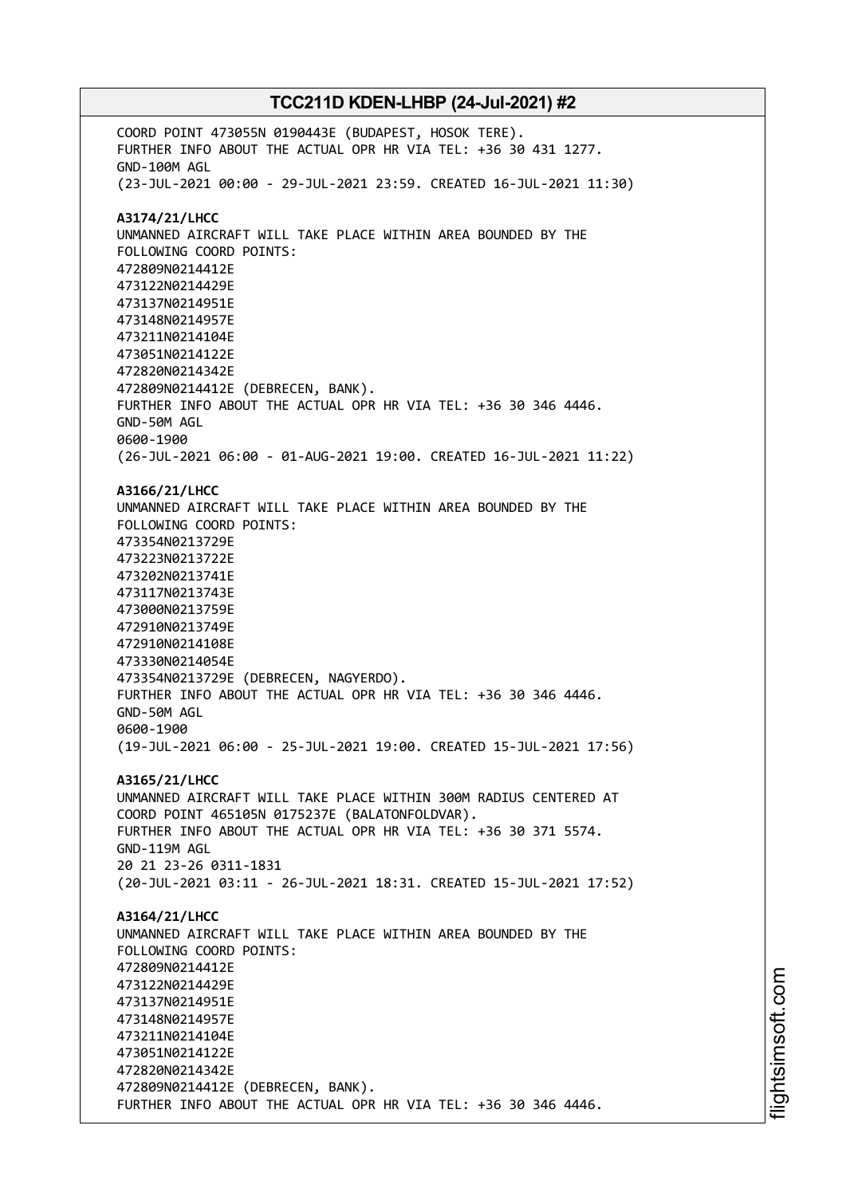COORD POINT 473055N 0190443E (BUDAPEST, HOSOK TERE).
FURTHER INFO ABOUT THE ACTUAL OPR HR VIA TEL: +36 30 431 1277.
GND-100M AGL
(23-JUL-2021 00:00 - 29-JUL-2021 23:59. CREATED 16-JUL-2021 11:30)

**A3174/21/LHCC**
UNMANNED AIRCRAFT WILL TAKE PLACE WITHIN AREA BOUNDED BY THE
FOLLOWING COORD POINTS:
472809N0214412E
473122N0214429E
473137N0214951E
473148N0214957E
473211N0214104E
473051N0214122E
472820N0214342E
472809N0214412E (DEBRECEN, BANK).
FURTHER INFO ABOUT THE ACTUAL OPR HR VIA TEL: +36 30 346 4446.
GND-50M AGL
0600-1900
(26-JUL-2021 06:00 - 01-AUG-2021 19:00. CREATED 16-JUL-2021 11:22)

**A3166/21/LHCC**
UNMANNED AIRCRAFT WILL TAKE PLACE WITHIN AREA BOUNDED BY THE
FOLLOWING COORD POINTS:
473354N0213729E
473223N0213722E
473202N0213741E
473117N0213743E
473000N0213759E
472910N0213749E
472910N0214108E
473330N0214054E
473354N0213729E (DEBRECEN, NAGYERDO).
FURTHER INFO ABOUT THE ACTUAL OPR HR VIA TEL: +36 30 346 4446.
GND-50M AGL
0600-1900
(19-JUL-2021 06:00 - 25-JUL-2021 19:00. CREATED 15-JUL-2021 17:56)

**A3165/21/LHCC**
UNMANNED AIRCRAFT WILL TAKE PLACE WITHIN 300M RADIUS CENTERED AT
COORD POINT 465105N 0175237E (BALATONFOLDVAR).
FURTHER INFO ABOUT THE ACTUAL OPR HR VIA TEL: +36 30 371 5574.
GND-119M AGL
20 21 23-26 0311-1831
(20-JUL-2021 03:11 - 26-JUL-2021 18:31. CREATED 15-JUL-2021 17:52)

**A3164/21/LHCC**
UNMANNED AIRCRAFT WILL TAKE PLACE WITHIN AREA BOUNDED BY THE
FOLLOWING COORD POINTS:
472809N0214412E
473122N0214429E
473137N0214951E
473148N0214957E
473211N0214104E
473051N0214122E
472820N0214342E
472809N0214412E (DEBRECEN, BANK).
FURTHER INFO ABOUT THE ACTUAL OPR HR VIA TEL: +36 30 346 4446.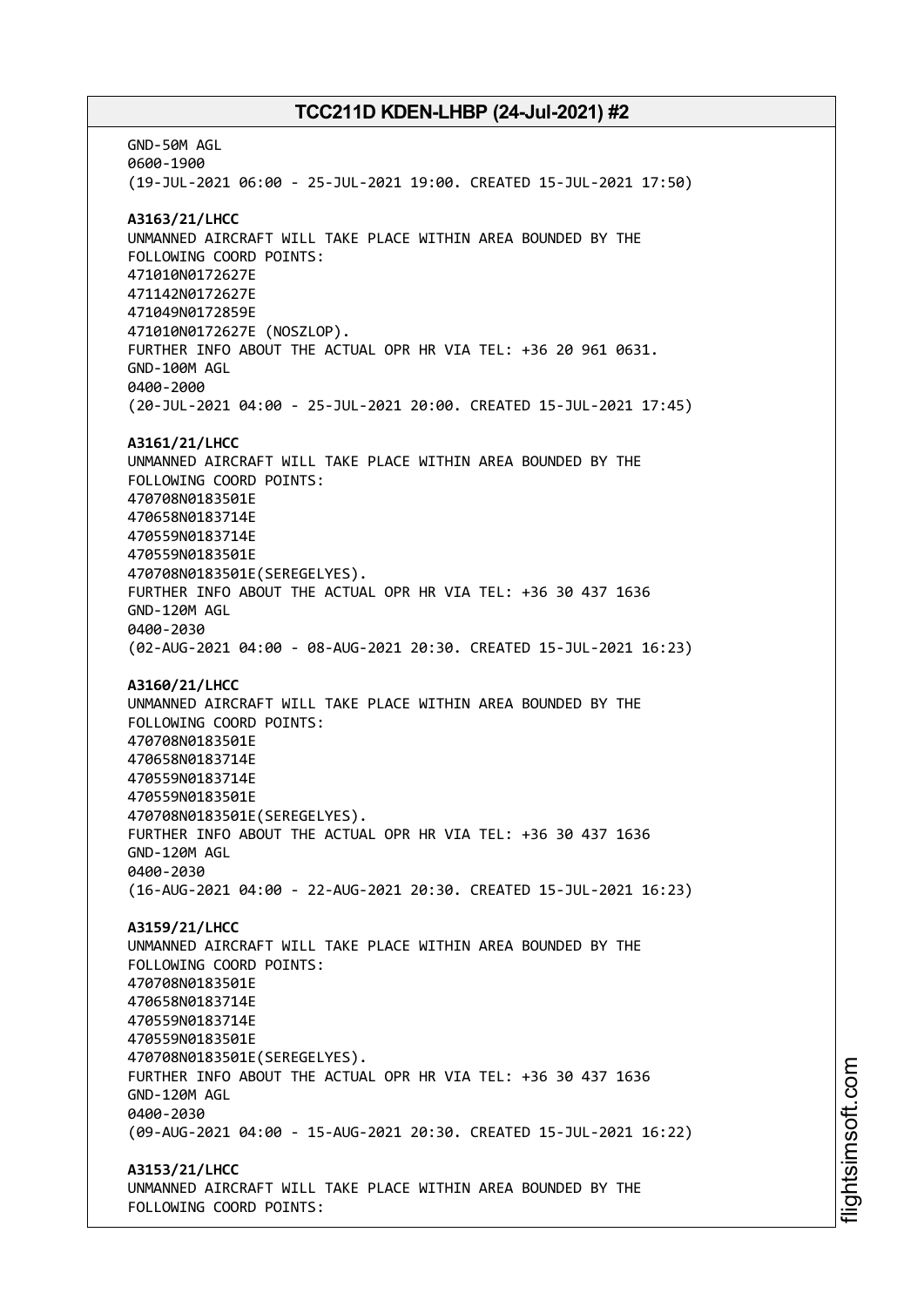GND-50M AGL
0600-1900
(19-JUL-2021 06:00 - 25-JUL-2021 19:00. CREATED 15-JUL-2021 17:50)

**A3163/21/LHCC**
UNMANNED AIRCRAFT WILL TAKE PLACE WITHIN AREA BOUNDED BY THE FOLLOWING COORD POINTS:
471010N0172627E
471142N0172627E
471049N0172859E
471010N0172627E (NOSZLOP).
FURTHER INFO ABOUT THE ACTUAL OPR HR VIA TEL: +36 20 961 0631.
GND-100M AGL
0400-2000
(20-JUL-2021 04:00 - 25-JUL-2021 20:00. CREATED 15-JUL-2021 17:45)

**A3161/21/LHCC**
UNMANNED AIRCRAFT WILL TAKE PLACE WITHIN AREA BOUNDED BY THE FOLLOWING COORD POINTS:
470708N0183501E
470658N0183714E
470559N0183714E
470559N0183501E
470708N0183501E(SEREGELYES).
FURTHER INFO ABOUT THE ACTUAL OPR HR VIA TEL: +36 30 437 1636
GND-120M AGL
0400-2030
(02-AUG-2021 04:00 - 08-AUG-2021 20:30. CREATED 15-JUL-2021 16:23)

**A3160/21/LHCC**
UNMANNED AIRCRAFT WILL TAKE PLACE WITHIN AREA BOUNDED BY THE FOLLOWING COORD POINTS:
470708N0183501E
470658N0183714E
470559N0183714E
470559N0183501E
470708N0183501E(SEREGELYES).
FURTHER INFO ABOUT THE ACTUAL OPR HR VIA TEL: +36 30 437 1636
GND-120M AGL
0400-2030
(16-AUG-2021 04:00 - 22-AUG-2021 20:30. CREATED 15-JUL-2021 16:23)

**A3159/21/LHCC**
UNMANNED AIRCRAFT WILL TAKE PLACE WITHIN AREA BOUNDED BY THE FOLLOWING COORD POINTS:
470708N0183501E
470658N0183714E
470559N0183714E
470559N0183501E
470708N0183501E(SEREGELYES).
FURTHER INFO ABOUT THE ACTUAL OPR HR VIA TEL: +36 30 437 1636
GND-120M AGL
0400-2030
(09-AUG-2021 04:00 - 15-AUG-2021 20:30. CREATED 15-JUL-2021 16:22)

**A3153/21/LHCC**
UNMANNED AIRCRAFT WILL TAKE PLACE WITHIN AREA BOUNDED BY THE FOLLOWING COORD POINTS: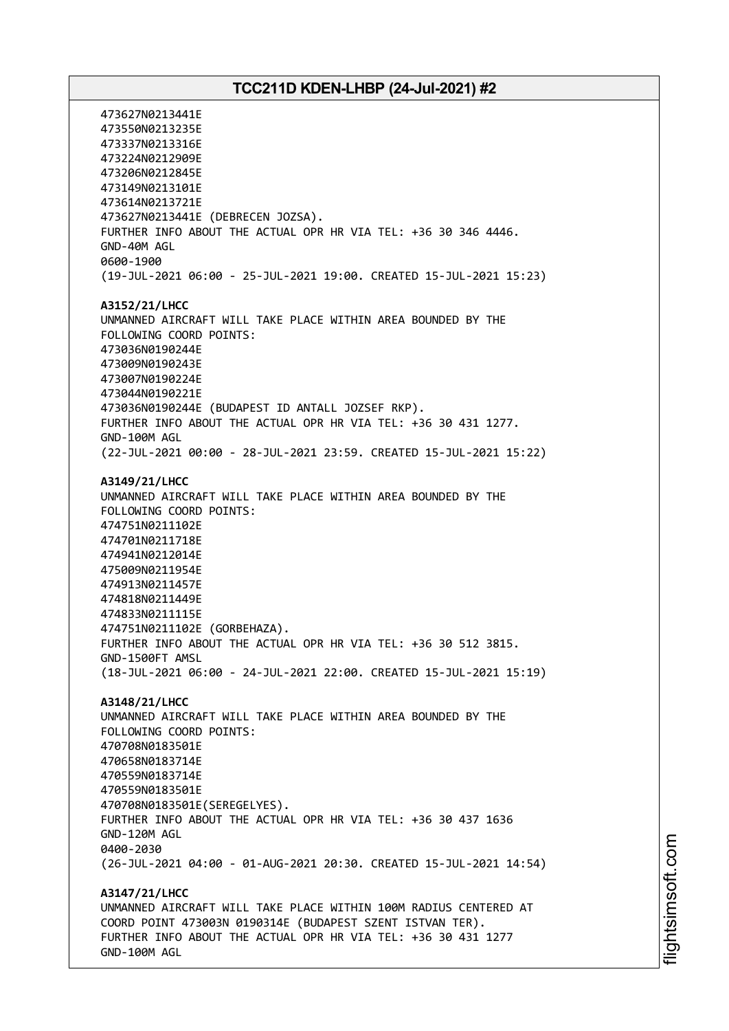473627N0213441E
473550N0213235E
473337N0213316E
473224N0212909E
473206N0212845E
473149N0213101E
473614N0213721E
473627N0213441E (DEBRECEN JOZSA).
FURTHER INFO ABOUT THE ACTUAL OPR HR VIA TEL: +36 30 346 4446.
GND-40M AGL
0600-1900
(19-JUL-2021 06:00 - 25-JUL-2021 19:00. CREATED 15-JUL-2021 15:23)

**A3152/21/LHCC**
UNMANNED AIRCRAFT WILL TAKE PLACE WITHIN AREA BOUNDED BY THE FOLLOWING COORD POINTS:
473036N0190244E
473009N0190243E
473007N0190224E
473044N0190221E
473036N0190244E (BUDAPEST ID ANTALL JOZSEF RKP).
FURTHER INFO ABOUT THE ACTUAL OPR HR VIA TEL: +36 30 431 1277.
GND-100M AGL
(22-JUL-2021 00:00 - 28-JUL-2021 23:59. CREATED 15-JUL-2021 15:22)

**A3149/21/LHCC**
UNMANNED AIRCRAFT WILL TAKE PLACE WITHIN AREA BOUNDED BY THE FOLLOWING COORD POINTS:
474751N0211102E
474701N0211718E
474941N0212014E
475009N0211954E
474913N0211457E
474818N0211449E
474833N0211115E
474751N0211102E (GORBEHAZA).
FURTHER INFO ABOUT THE ACTUAL OPR HR VIA TEL: +36 30 512 3815.
GND-1500FT AMSL
(18-JUL-2021 06:00 - 24-JUL-2021 22:00. CREATED 15-JUL-2021 15:19)

**A3148/21/LHCC**
UNMANNED AIRCRAFT WILL TAKE PLACE WITHIN AREA BOUNDED BY THE FOLLOWING COORD POINTS:
470708N0183501E
470658N0183714E
470559N0183714E
470559N0183501E
470708N0183501E(SEREGELYES).
FURTHER INFO ABOUT THE ACTUAL OPR HR VIA TEL: +36 30 437 1636
GND-120M AGL
0400-2030
(26-JUL-2021 04:00 - 01-AUG-2021 20:30. CREATED 15-JUL-2021 14:54)

**A3147/21/LHCC**
UNMANNED AIRCRAFT WILL TAKE PLACE WITHIN 100M RADIUS CENTERED AT COORD POINT 473003N 0190314E (BUDAPEST SZENT ISTVAN TER).
FURTHER INFO ABOUT THE ACTUAL OPR HR VIA TEL: +36 30 431 1277
GND-100M AGL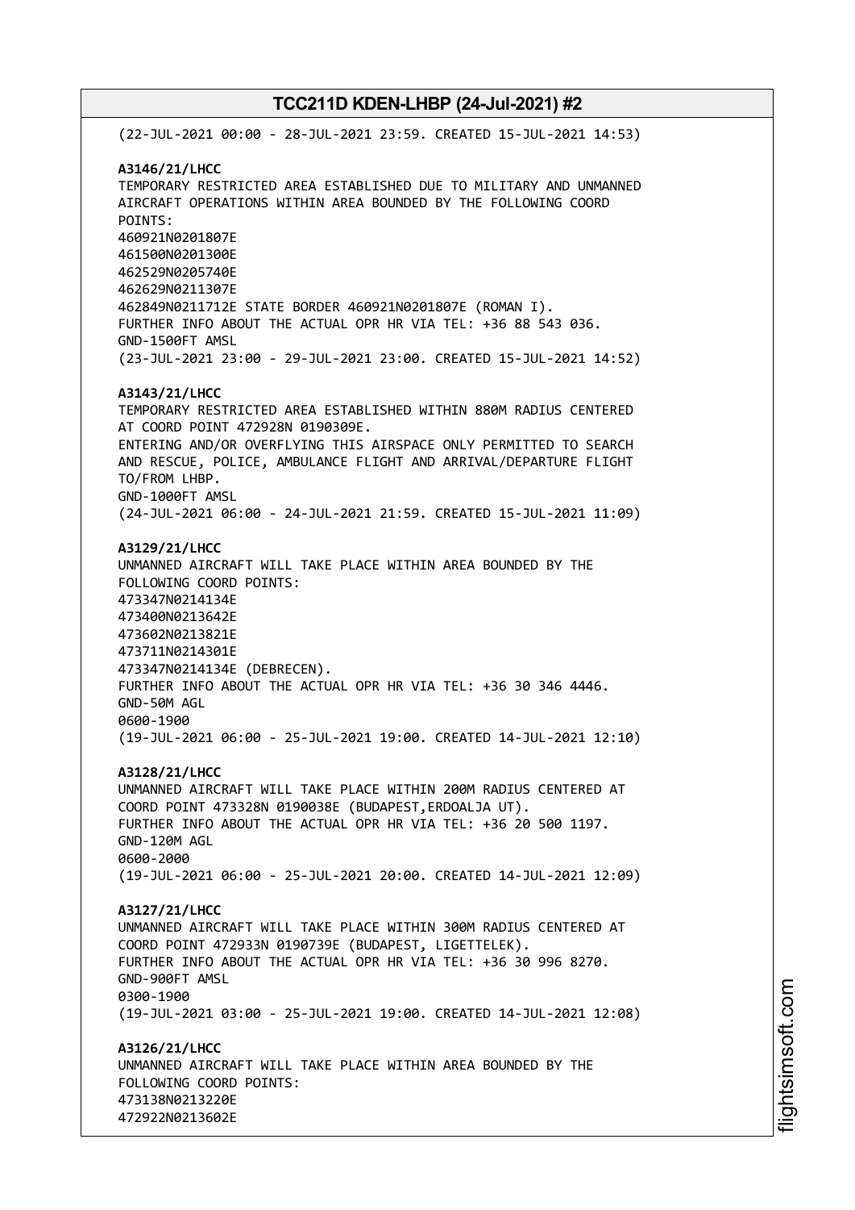(22-JUL-2021 00:00 - 28-JUL-2021 23:59. CREATED 15-JUL-2021 14:53)

**A3146/21/LHCC**
TEMPORARY RESTRICTED AREA ESTABLISHED DUE TO MILITARY AND UNMANNED AIRCRAFT OPERATIONS WITHIN AREA BOUNDED BY THE FOLLOWING COORD POINTS:
460921N0201807E
461500N0201300E
462529N0205740E
462629N0211307E
462849N0211712E STATE BORDER 460921N0201807E (ROMAN I).
FURTHER INFO ABOUT THE ACTUAL OPR HR VIA TEL: +36 88 543 036.
GND-1500FT AMSL
(23-JUL-2021 23:00 - 29-JUL-2021 23:00. CREATED 15-JUL-2021 14:52)

**A3143/21/LHCC**
TEMPORARY RESTRICTED AREA ESTABLISHED WITHIN 880M RADIUS CENTERED AT COORD POINT 472928N 0190309E.
ENTERING AND/OR OVERFLYING THIS AIRSPACE ONLY PERMITTED TO SEARCH AND RESCUE, POLICE, AMBULANCE FLIGHT AND ARRIVAL/DEPARTURE FLIGHT TO/FROM LHBP.
GND-1000FT AMSL
(24-JUL-2021 06:00 - 24-JUL-2021 21:59. CREATED 15-JUL-2021 11:09)

**A3129/21/LHCC**
UNMANNED AIRCRAFT WILL TAKE PLACE WITHIN AREA BOUNDED BY THE FOLLOWING COORD POINTS:
473347N0214134E
473400N0213642E
473602N0213821E
473711N0214301E
473347N0214134E (DEBRECEN).
FURTHER INFO ABOUT THE ACTUAL OPR HR VIA TEL: +36 30 346 4446.
GND-50M AGL
0600-1900
(19-JUL-2021 06:00 - 25-JUL-2021 19:00. CREATED 14-JUL-2021 12:10)

**A3128/21/LHCC**
UNMANNED AIRCRAFT WILL TAKE PLACE WITHIN 200M RADIUS CENTERED AT COORD POINT 473328N 0190038E (BUDAPEST,ERDOALJA UT).
FURTHER INFO ABOUT THE ACTUAL OPR HR VIA TEL: +36 20 500 1197.
GND-120M AGL
0600-2000
(19-JUL-2021 06:00 - 25-JUL-2021 20:00. CREATED 14-JUL-2021 12:09)

**A3127/21/LHCC**
UNMANNED AIRCRAFT WILL TAKE PLACE WITHIN 300M RADIUS CENTERED AT COORD POINT 472933N 0190739E (BUDAPEST, LIGETTELEK).
FURTHER INFO ABOUT THE ACTUAL OPR HR VIA TEL: +36 30 996 8270.
GND-900FT AMSL
0300-1900
(19-JUL-2021 03:00 - 25-JUL-2021 19:00. CREATED 14-JUL-2021 12:08)

**A3126/21/LHCC**
UNMANNED AIRCRAFT WILL TAKE PLACE WITHIN AREA BOUNDED BY THE FOLLOWING COORD POINTS:
473138N0213220E
472922N0213602E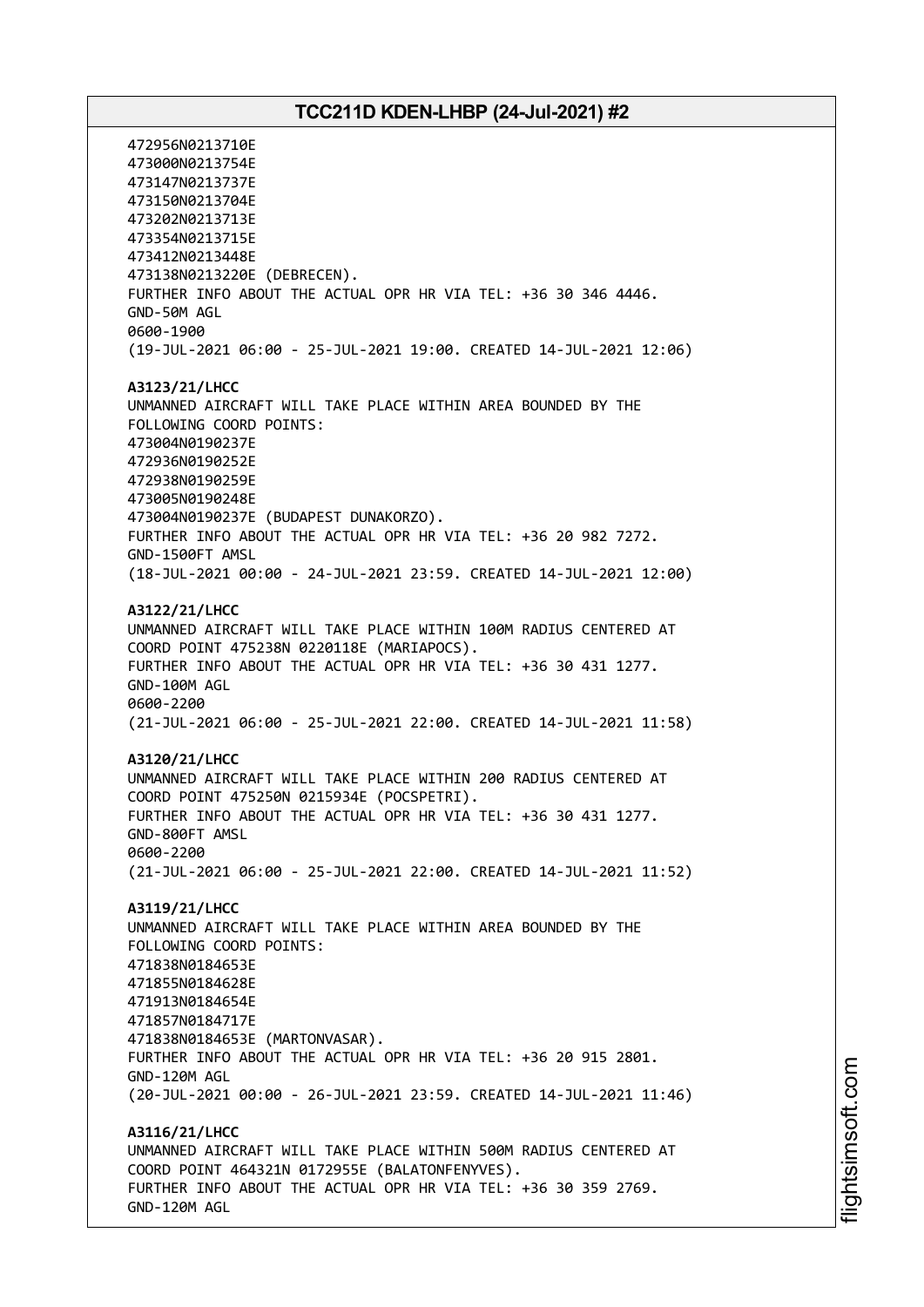472956N0213710E
473000N0213754E
473147N0213737E
473150N0213704E
473202N0213713E
473354N0213715E
473412N0213448E
473138N0213220E (DEBRECEN).
FURTHER INFO ABOUT THE ACTUAL OPR HR VIA TEL: +36 30 346 4446.
GND-50M AGL
0600-1900
(19-JUL-2021 06:00 - 25-JUL-2021 19:00. CREATED 14-JUL-2021 12:06)

**A3123/21/LHCC**
UNMANNED AIRCRAFT WILL TAKE PLACE WITHIN AREA BOUNDED BY THE FOLLOWING COORD POINTS:
473004N0190237E
472936N0190252E
472938N0190259E
473005N0190248E
473004N0190237E (BUDAPEST DUNAKORZO).
FURTHER INFO ABOUT THE ACTUAL OPR HR VIA TEL: +36 20 982 7272.
GND-1500FT AMSL
(18-JUL-2021 00:00 - 24-JUL-2021 23:59. CREATED 14-JUL-2021 12:00)

**A3122/21/LHCC**
UNMANNED AIRCRAFT WILL TAKE PLACE WITHIN 100M RADIUS CENTERED AT COORD POINT 475238N 0220118E (MARIAPOCS).
FURTHER INFO ABOUT THE ACTUAL OPR HR VIA TEL: +36 30 431 1277.
GND-100M AGL
0600-2200
(21-JUL-2021 06:00 - 25-JUL-2021 22:00. CREATED 14-JUL-2021 11:58)

**A3120/21/LHCC**
UNMANNED AIRCRAFT WILL TAKE PLACE WITHIN 200 RADIUS CENTERED AT COORD POINT 475250N 0215934E (POCSPETRI).
FURTHER INFO ABOUT THE ACTUAL OPR HR VIA TEL: +36 30 431 1277.
GND-800FT AMSL
0600-2200
(21-JUL-2021 06:00 - 25-JUL-2021 22:00. CREATED 14-JUL-2021 11:52)

**A3119/21/LHCC**
UNMANNED AIRCRAFT WILL TAKE PLACE WITHIN AREA BOUNDED BY THE FOLLOWING COORD POINTS:
471838N0184653E
471855N0184628E
471913N0184654E
471857N0184717E
471838N0184653E (MARTONVASAR).
FURTHER INFO ABOUT THE ACTUAL OPR HR VIA TEL: +36 20 915 2801.
GND-120M AGL
(20-JUL-2021 00:00 - 26-JUL-2021 23:59. CREATED 14-JUL-2021 11:46)

**A3116/21/LHCC**
UNMANNED AIRCRAFT WILL TAKE PLACE WITHIN 500M RADIUS CENTERED AT COORD POINT 464321N 0172955E (BALATONFENYVES).
FURTHER INFO ABOUT THE ACTUAL OPR HR VIA TEL: +36 30 359 2769.
GND-120M AGL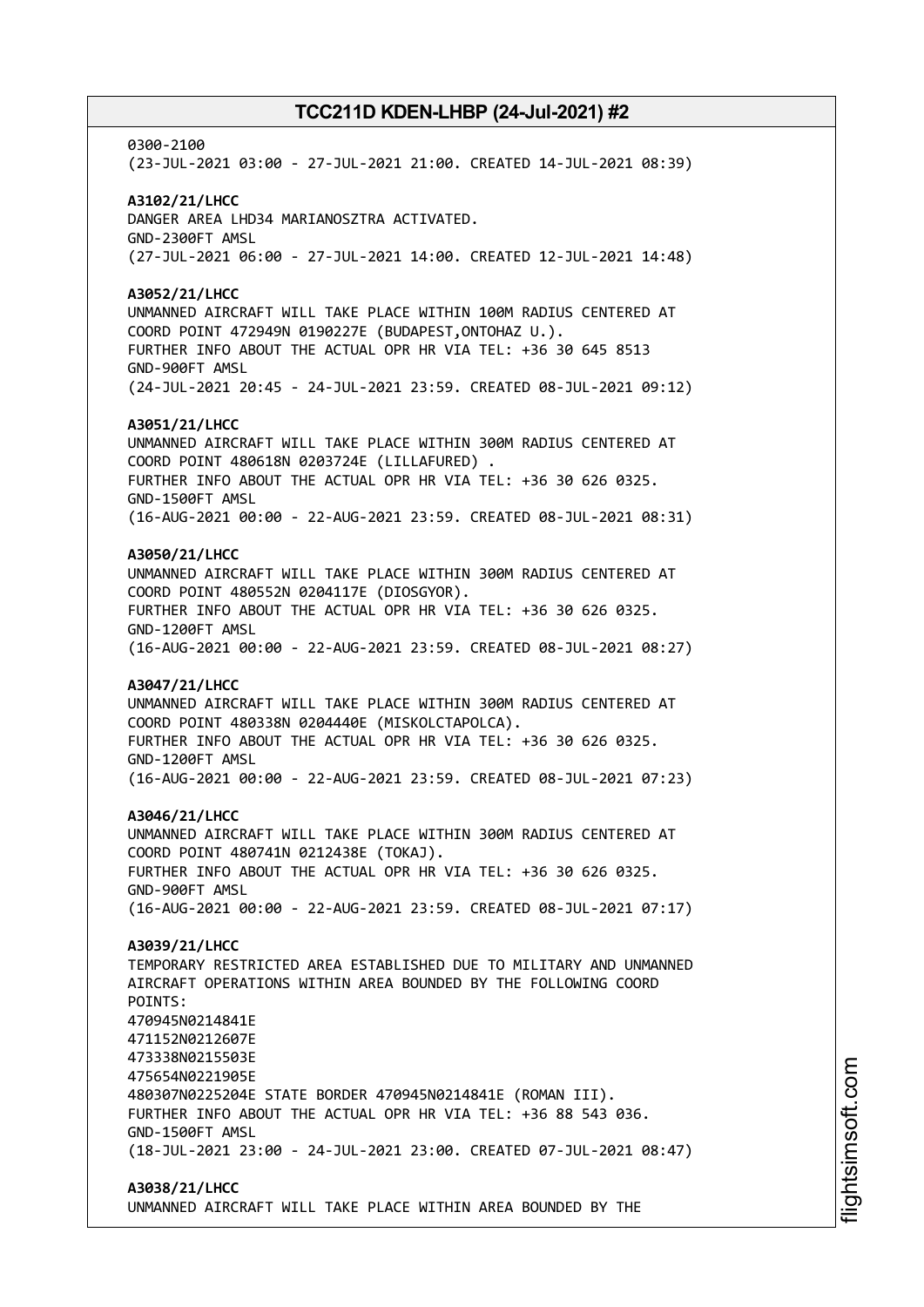0300-2100
(23-JUL-2021 03:00 - 27-JUL-2021 21:00. CREATED 14-JUL-2021 08:39)

**A3102/21/LHCC**
DANGER AREA LHD34 MARIANOSZTRA ACTIVATED.
GND-2300FT AMSL
(27-JUL-2021 06:00 - 27-JUL-2021 14:00. CREATED 12-JUL-2021 14:48)

**A3052/21/LHCC**
UNMANNED AIRCRAFT WILL TAKE PLACE WITHIN 100M RADIUS CENTERED AT COORD POINT 472949N 0190227E (BUDAPEST,ONTOHAZ U.).
FURTHER INFO ABOUT THE ACTUAL OPR HR VIA TEL: +36 30 645 8513
GND-900FT AMSL
(24-JUL-2021 20:45 - 24-JUL-2021 23:59. CREATED 08-JUL-2021 09:12)

**A3051/21/LHCC**
UNMANNED AIRCRAFT WILL TAKE PLACE WITHIN 300M RADIUS CENTERED AT COORD POINT 480618N 0203724E (LILLAFURED) .
FURTHER INFO ABOUT THE ACTUAL OPR HR VIA TEL: +36 30 626 0325.
GND-1500FT AMSL
(16-AUG-2021 00:00 - 22-AUG-2021 23:59. CREATED 08-JUL-2021 08:31)

**A3050/21/LHCC**
UNMANNED AIRCRAFT WILL TAKE PLACE WITHIN 300M RADIUS CENTERED AT COORD POINT 480552N 0204117E (DIOSGYOR).
FURTHER INFO ABOUT THE ACTUAL OPR HR VIA TEL: +36 30 626 0325.
GND-1200FT AMSL
(16-AUG-2021 00:00 - 22-AUG-2021 23:59. CREATED 08-JUL-2021 08:27)

**A3047/21/LHCC**
UNMANNED AIRCRAFT WILL TAKE PLACE WITHIN 300M RADIUS CENTERED AT COORD POINT 480338N 0204440E (MISKOLCTAPOLCA).
FURTHER INFO ABOUT THE ACTUAL OPR HR VIA TEL: +36 30 626 0325.
GND-1200FT AMSL
(16-AUG-2021 00:00 - 22-AUG-2021 23:59. CREATED 08-JUL-2021 07:23)

**A3046/21/LHCC**
UNMANNED AIRCRAFT WILL TAKE PLACE WITHIN 300M RADIUS CENTERED AT COORD POINT 480741N 0212438E (TOKAJ).
FURTHER INFO ABOUT THE ACTUAL OPR HR VIA TEL: +36 30 626 0325.
GND-900FT AMSL
(16-AUG-2021 00:00 - 22-AUG-2021 23:59. CREATED 08-JUL-2021 07:17)

**A3039/21/LHCC**
TEMPORARY RESTRICTED AREA ESTABLISHED DUE TO MILITARY AND UNMANNED AIRCRAFT OPERATIONS WITHIN AREA BOUNDED BY THE FOLLOWING COORD POINTS:
470945N0214841E
471152N0212607E
473338N0215503E
475654N0221905E
480307N0225204E STATE BORDER 470945N0214841E (ROMAN III).
FURTHER INFO ABOUT THE ACTUAL OPR HR VIA TEL: +36 88 543 036.
GND-1500FT AMSL
(18-JUL-2021 23:00 - 24-JUL-2021 23:00. CREATED 07-JUL-2021 08:47)

**A3038/21/LHCC**
UNMANNED AIRCRAFT WILL TAKE PLACE WITHIN AREA BOUNDED BY THE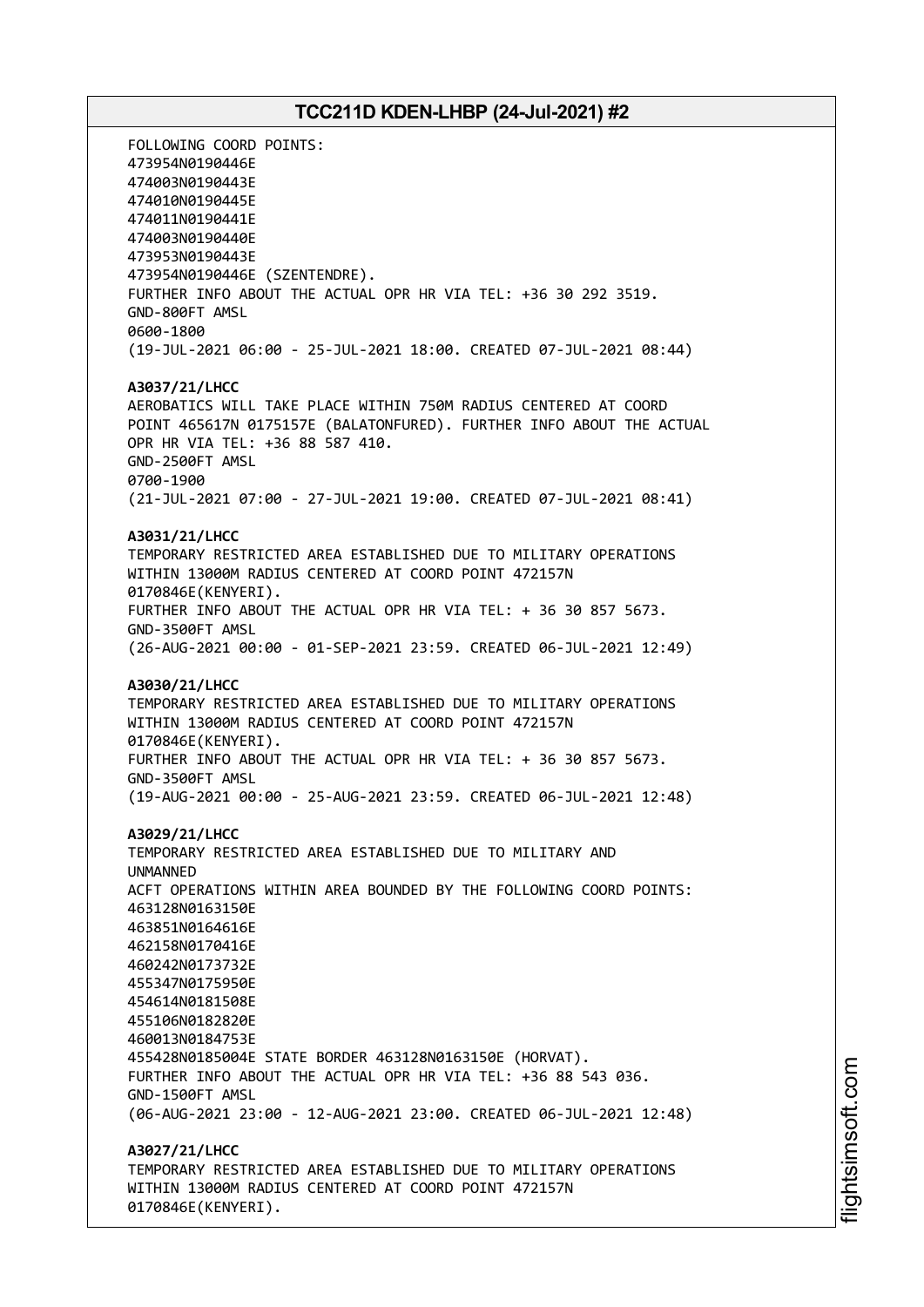FOLLOWING COORD POINTS:
473954N0190446E
474003N0190443E
474010N0190445E
474011N0190441E
474003N0190440E
473953N0190443E
473954N0190446E (SZENTENDRE).
FURTHER INFO ABOUT THE ACTUAL OPR HR VIA TEL: +36 30 292 3519.
GND-800FT AMSL
0600-1800
(19-JUL-2021 06:00 - 25-JUL-2021 18:00. CREATED 07-JUL-2021 08:44)

**A3037/21/LHCC**
AEROBATICS WILL TAKE PLACE WITHIN 750M RADIUS CENTERED AT COORD POINT 465617N 0175157E (BALATONFURED). FURTHER INFO ABOUT THE ACTUAL OPR HR VIA TEL: +36 88 587 410.
GND-2500FT AMSL
0700-1900
(21-JUL-2021 07:00 - 27-JUL-2021 19:00. CREATED 07-JUL-2021 08:41)

**A3031/21/LHCC**
TEMPORARY RESTRICTED AREA ESTABLISHED DUE TO MILITARY OPERATIONS WITHIN 13000M RADIUS CENTERED AT COORD POINT 472157N 0170846E(KENYERI).
FURTHER INFO ABOUT THE ACTUAL OPR HR VIA TEL: + 36 30 857 5673.
GND-3500FT AMSL
(26-AUG-2021 00:00 - 01-SEP-2021 23:59. CREATED 06-JUL-2021 12:49)

**A3030/21/LHCC**
TEMPORARY RESTRICTED AREA ESTABLISHED DUE TO MILITARY OPERATIONS WITHIN 13000M RADIUS CENTERED AT COORD POINT 472157N 0170846E(KENYERI).
FURTHER INFO ABOUT THE ACTUAL OPR HR VIA TEL: + 36 30 857 5673.
GND-3500FT AMSL
(19-AUG-2021 00:00 - 25-AUG-2021 23:59. CREATED 06-JUL-2021 12:48)

**A3029/21/LHCC**
TEMPORARY RESTRICTED AREA ESTABLISHED DUE TO MILITARY AND UNMANNED
ACFT OPERATIONS WITHIN AREA BOUNDED BY THE FOLLOWING COORD POINTS:
463128N0163150E
463851N0164616E
462158N0170416E
460242N0173732E
455347N0175950E
454614N0181508E
455106N0182820E
460013N0184753E
455428N0185004E STATE BORDER 463128N0163150E (HORVAT).
FURTHER INFO ABOUT THE ACTUAL OPR HR VIA TEL: +36 88 543 036.
GND-1500FT AMSL
(06-AUG-2021 23:00 - 12-AUG-2021 23:00. CREATED 06-JUL-2021 12:48)

**A3027/21/LHCC**
TEMPORARY RESTRICTED AREA ESTABLISHED DUE TO MILITARY OPERATIONS WITHIN 13000M RADIUS CENTERED AT COORD POINT 472157N 0170846E(KENYERI).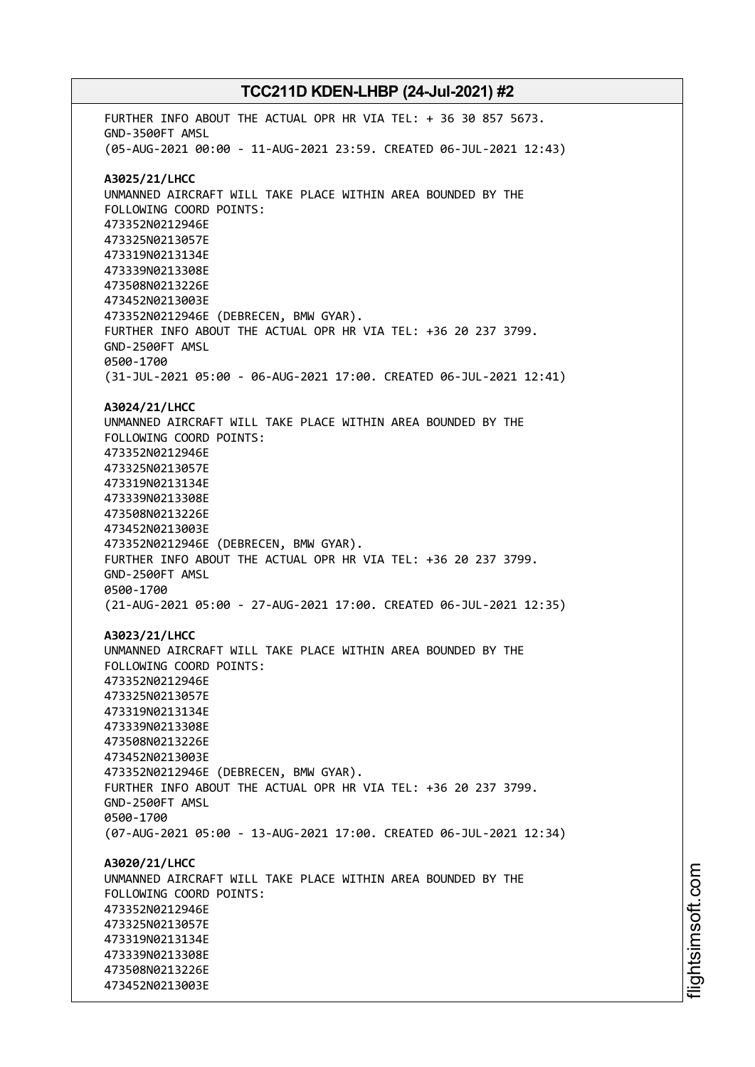FURTHER INFO ABOUT THE ACTUAL OPR HR VIA TEL: + 36 30 857 5673.
GND-3500FT AMSL
(05-AUG-2021 00:00 - 11-AUG-2021 23:59. CREATED 06-JUL-2021 12:43)

**A3025/21/LHCC**
UNMANNED AIRCRAFT WILL TAKE PLACE WITHIN AREA BOUNDED BY THE
FOLLOWING COORD POINTS:
473352N0212946E
473325N0213057E
473319N0213134E
473339N0213308E
473508N0213226E
473452N0213003E
473352N0212946E (DEBRECEN, BMW GYAR).
FURTHER INFO ABOUT THE ACTUAL OPR HR VIA TEL: +36 20 237 3799.
GND-2500FT AMSL
0500-1700
(31-JUL-2021 05:00 - 06-AUG-2021 17:00. CREATED 06-JUL-2021 12:41)

**A3024/21/LHCC**
UNMANNED AIRCRAFT WILL TAKE PLACE WITHIN AREA BOUNDED BY THE
FOLLOWING COORD POINTS:
473352N0212946E
473325N0213057E
473319N0213134E
473339N0213308E
473508N0213226E
473452N0213003E
473352N0212946E (DEBRECEN, BMW GYAR).
FURTHER INFO ABOUT THE ACTUAL OPR HR VIA TEL: +36 20 237 3799.
GND-2500FT AMSL
0500-1700
(21-AUG-2021 05:00 - 27-AUG-2021 17:00. CREATED 06-JUL-2021 12:35)

**A3023/21/LHCC**
UNMANNED AIRCRAFT WILL TAKE PLACE WITHIN AREA BOUNDED BY THE
FOLLOWING COORD POINTS:
473352N0212946E
473325N0213057E
473319N0213134E
473339N0213308E
473508N0213226E
473452N0213003E
473352N0212946E (DEBRECEN, BMW GYAR).
FURTHER INFO ABOUT THE ACTUAL OPR HR VIA TEL: +36 20 237 3799.
GND-2500FT AMSL
0500-1700
(07-AUG-2021 05:00 - 13-AUG-2021 17:00. CREATED 06-JUL-2021 12:34)

**A3020/21/LHCC**
UNMANNED AIRCRAFT WILL TAKE PLACE WITHIN AREA BOUNDED BY THE
FOLLOWING COORD POINTS:
473352N0212946E
473325N0213057E
473319N0213134E
473339N0213308E
473508N0213226E
473452N0213003E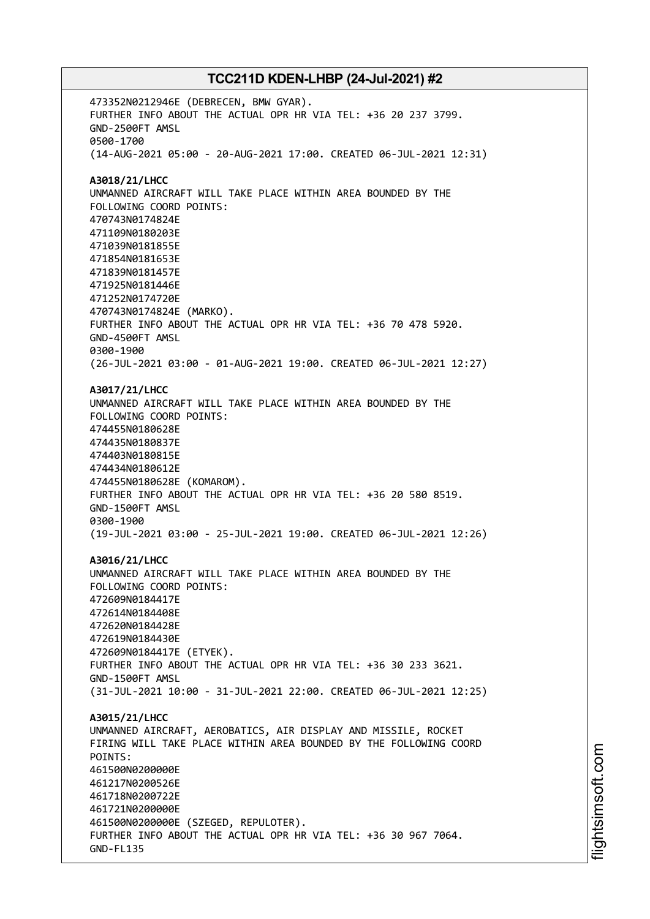473352N0212946E (DEBRECEN, BMW GYAR).
FURTHER INFO ABOUT THE ACTUAL OPR HR VIA TEL: +36 20 237 3799.
GND-2500FT AMSL
0500-1700
(14-AUG-2021 05:00 - 20-AUG-2021 17:00. CREATED 06-JUL-2021 12:31)

**A3018/21/LHCC**
UNMANNED AIRCRAFT WILL TAKE PLACE WITHIN AREA BOUNDED BY THE
FOLLOWING COORD POINTS:
470743N0174824E
471109N0180203E
471039N0181855E
471854N0181653E
471839N0181457E
471925N0181446E
471252N0174720E
470743N0174824E (MARKO).
FURTHER INFO ABOUT THE ACTUAL OPR HR VIA TEL: +36 70 478 5920.
GND-4500FT AMSL
0300-1900
(26-JUL-2021 03:00 - 01-AUG-2021 19:00. CREATED 06-JUL-2021 12:27)

**A3017/21/LHCC**
UNMANNED AIRCRAFT WILL TAKE PLACE WITHIN AREA BOUNDED BY THE
FOLLOWING COORD POINTS:
474455N0180628E
474435N0180837E
474403N0180815E
474434N0180612E
474455N0180628E (KOMAROM).
FURTHER INFO ABOUT THE ACTUAL OPR HR VIA TEL: +36 20 580 8519.
GND-1500FT AMSL
0300-1900
(19-JUL-2021 03:00 - 25-JUL-2021 19:00. CREATED 06-JUL-2021 12:26)

**A3016/21/LHCC**
UNMANNED AIRCRAFT WILL TAKE PLACE WITHIN AREA BOUNDED BY THE
FOLLOWING COORD POINTS:
472609N0184417E
472614N0184408E
472620N0184428E
472619N0184430E
472609N0184417E (ETYEK).
FURTHER INFO ABOUT THE ACTUAL OPR HR VIA TEL: +36 30 233 3621.
GND-1500FT AMSL
(31-JUL-2021 10:00 - 31-JUL-2021 22:00. CREATED 06-JUL-2021 12:25)

**A3015/21/LHCC**
UNMANNED AIRCRAFT, AEROBATICS, AIR DISPLAY AND MISSILE, ROCKET
FIRING WILL TAKE PLACE WITHIN AREA BOUNDED BY THE FOLLOWING COORD
POINTS:
461500N0200000E
461217N0200526E
461718N0200722E
461721N0200000E
461500N0200000E (SZEGED, REPULOTER).
FURTHER INFO ABOUT THE ACTUAL OPR HR VIA TEL: +36 30 967 7064.
GND-FL135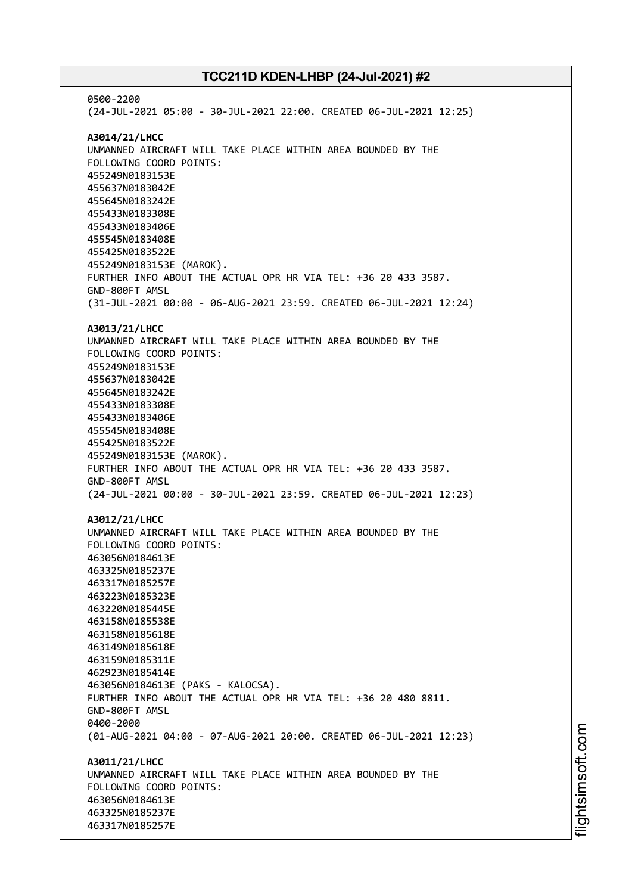0500-2200
(24-JUL-2021 05:00 - 30-JUL-2021 22:00. CREATED 06-JUL-2021 12:25)

**A3014/21/LHCC**
UNMANNED AIRCRAFT WILL TAKE PLACE WITHIN AREA BOUNDED BY THE FOLLOWING COORD POINTS:
455249N0183153E
455637N0183042E
455645N0183242E
455433N0183308E
455433N0183406E
455545N0183408E
455425N0183522E
455249N0183153E (MAROK).
FURTHER INFO ABOUT THE ACTUAL OPR HR VIA TEL: +36 20 433 3587.
GND-800FT AMSL
(31-JUL-2021 00:00 - 06-AUG-2021 23:59. CREATED 06-JUL-2021 12:24)

**A3013/21/LHCC**
UNMANNED AIRCRAFT WILL TAKE PLACE WITHIN AREA BOUNDED BY THE FOLLOWING COORD POINTS:
455249N0183153E
455637N0183042E
455645N0183242E
455433N0183308E
455433N0183406E
455545N0183408E
455425N0183522E
455249N0183153E (MAROK).
FURTHER INFO ABOUT THE ACTUAL OPR HR VIA TEL: +36 20 433 3587.
GND-800FT AMSL
(24-JUL-2021 00:00 - 30-JUL-2021 23:59. CREATED 06-JUL-2021 12:23)

**A3012/21/LHCC**
UNMANNED AIRCRAFT WILL TAKE PLACE WITHIN AREA BOUNDED BY THE FOLLOWING COORD POINTS:
463056N0184613E
463325N0185237E
463317N0185257E
463223N0185323E
463220N0185445E
463158N0185538E
463158N0185618E
463149N0185618E
463159N0185311E
462923N0185414E
463056N0184613E (PAKS - KALOCSA).
FURTHER INFO ABOUT THE ACTUAL OPR HR VIA TEL: +36 20 480 8811.
GND-800FT AMSL
0400-2000
(01-AUG-2021 04:00 - 07-AUG-2021 20:00. CREATED 06-JUL-2021 12:23)

**A3011/21/LHCC**
UNMANNED AIRCRAFT WILL TAKE PLACE WITHIN AREA BOUNDED BY THE FOLLOWING COORD POINTS:
463056N0184613E
463325N0185237E
463317N0185257E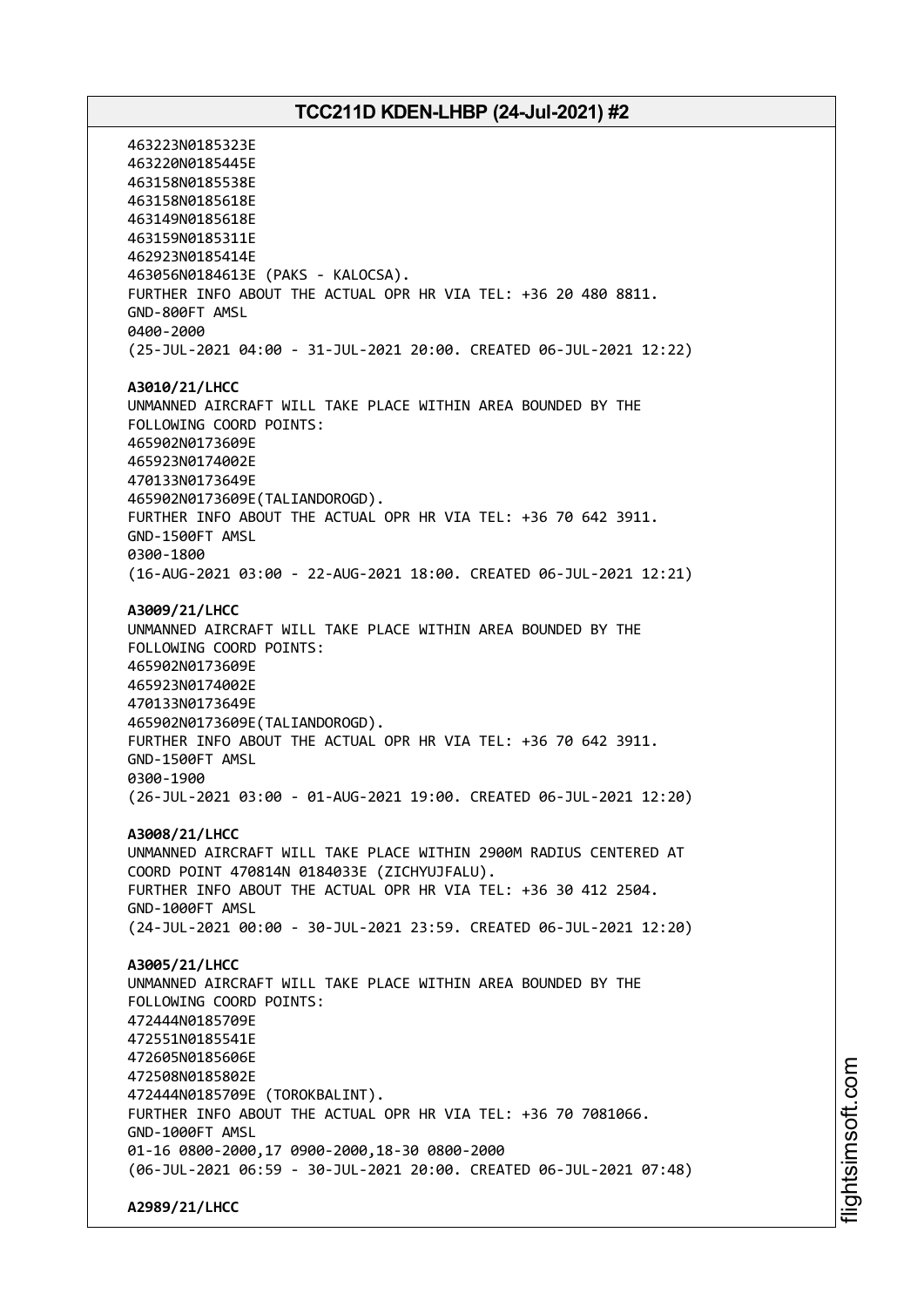463223N0185323E
463220N0185445E
463158N0185538E
463158N0185618E
463149N0185618E
463159N0185311E
462923N0185414E
463056N0184613E (PAKS - KALOCSA).
FURTHER INFO ABOUT THE ACTUAL OPR HR VIA TEL: +36 20 480 8811.
GND-800FT AMSL
0400-2000
(25-JUL-2021 04:00 - 31-JUL-2021 20:00. CREATED 06-JUL-2021 12:22)

**A3010/21/LHCC**
UNMANNED AIRCRAFT WILL TAKE PLACE WITHIN AREA BOUNDED BY THE
FOLLOWING COORD POINTS:
465902N0173609E
465923N0174002E
470133N0173649E
465902N0173609E(TALIANDOROGD).
FURTHER INFO ABOUT THE ACTUAL OPR HR VIA TEL: +36 70 642 3911.
GND-1500FT AMSL
0300-1800
(16-AUG-2021 03:00 - 22-AUG-2021 18:00. CREATED 06-JUL-2021 12:21)

**A3009/21/LHCC**
UNMANNED AIRCRAFT WILL TAKE PLACE WITHIN AREA BOUNDED BY THE
FOLLOWING COORD POINTS:
465902N0173609E
465923N0174002E
470133N0173649E
465902N0173609E(TALIANDOROGD).
FURTHER INFO ABOUT THE ACTUAL OPR HR VIA TEL: +36 70 642 3911.
GND-1500FT AMSL
0300-1900
(26-JUL-2021 03:00 - 01-AUG-2021 19:00. CREATED 06-JUL-2021 12:20)

**A3008/21/LHCC**
UNMANNED AIRCRAFT WILL TAKE PLACE WITHIN 2900M RADIUS CENTERED AT
COORD POINT 470814N 0184033E (ZICHYUJFALU).
FURTHER INFO ABOUT THE ACTUAL OPR HR VIA TEL: +36 30 412 2504.
GND-1000FT AMSL
(24-JUL-2021 00:00 - 30-JUL-2021 23:59. CREATED 06-JUL-2021 12:20)

**A3005/21/LHCC**
UNMANNED AIRCRAFT WILL TAKE PLACE WITHIN AREA BOUNDED BY THE
FOLLOWING COORD POINTS:
472444N0185709E
472551N0185541E
472605N0185606E
472508N0185802E
472444N0185709E (TOROKBALINT).
FURTHER INFO ABOUT THE ACTUAL OPR HR VIA TEL: +36 70 7081066.
GND-1000FT AMSL
01-16 0800-2000,17 0900-2000,18-30 0800-2000
(06-JUL-2021 06:59 - 30-JUL-2021 20:00. CREATED 06-JUL-2021 07:48)

**A2989/21/LHCC**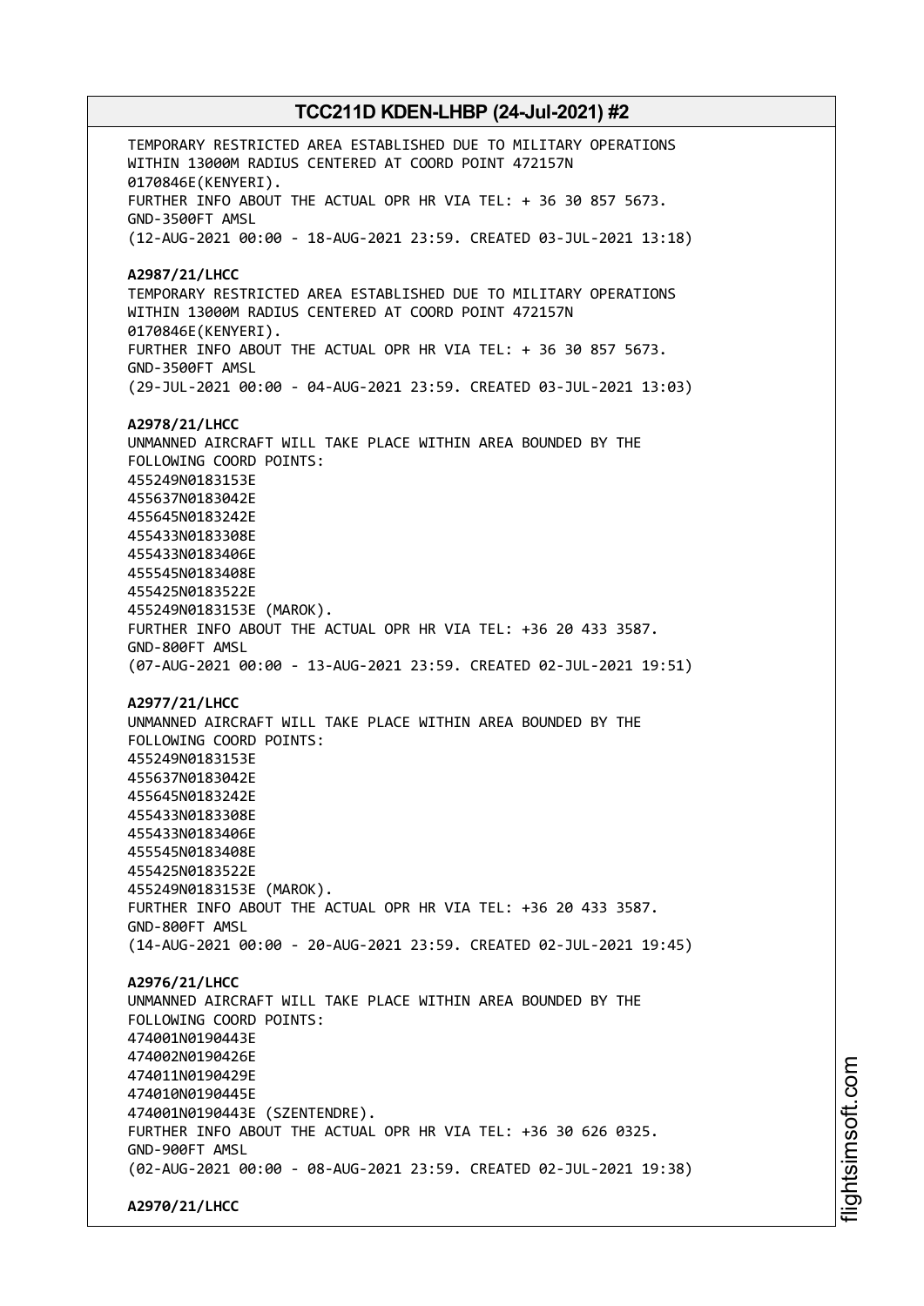TEMPORARY RESTRICTED AREA ESTABLISHED DUE TO MILITARY OPERATIONS
WITHIN 13000M RADIUS CENTERED AT COORD POINT 472157N
0170846E(KENYERI).
FURTHER INFO ABOUT THE ACTUAL OPR HR VIA TEL: + 36 30 857 5673.
GND-3500FT AMSL
(12-AUG-2021 00:00 - 18-AUG-2021 23:59. CREATED 03-JUL-2021 13:18)

**A2987/21/LHCC**
TEMPORARY RESTRICTED AREA ESTABLISHED DUE TO MILITARY OPERATIONS
WITHIN 13000M RADIUS CENTERED AT COORD POINT 472157N
0170846E(KENYERI).
FURTHER INFO ABOUT THE ACTUAL OPR HR VIA TEL: + 36 30 857 5673.
GND-3500FT AMSL
(29-JUL-2021 00:00 - 04-AUG-2021 23:59. CREATED 03-JUL-2021 13:03)

**A2978/21/LHCC**
UNMANNED AIRCRAFT WILL TAKE PLACE WITHIN AREA BOUNDED BY THE
FOLLOWING COORD POINTS:
455249N0183153E
455637N0183042E
455645N0183242E
455433N0183308E
455433N0183406E
455545N0183408E
455425N0183522E
455249N0183153E (MAROK).
FURTHER INFO ABOUT THE ACTUAL OPR HR VIA TEL: +36 20 433 3587.
GND-800FT AMSL
(07-AUG-2021 00:00 - 13-AUG-2021 23:59. CREATED 02-JUL-2021 19:51)

**A2977/21/LHCC**
UNMANNED AIRCRAFT WILL TAKE PLACE WITHIN AREA BOUNDED BY THE
FOLLOWING COORD POINTS:
455249N0183153E
455637N0183042E
455645N0183242E
455433N0183308E
455433N0183406E
455545N0183408E
455425N0183522E
455249N0183153E (MAROK).
FURTHER INFO ABOUT THE ACTUAL OPR HR VIA TEL: +36 20 433 3587.
GND-800FT AMSL
(14-AUG-2021 00:00 - 20-AUG-2021 23:59. CREATED 02-JUL-2021 19:45)

**A2976/21/LHCC**
UNMANNED AIRCRAFT WILL TAKE PLACE WITHIN AREA BOUNDED BY THE
FOLLOWING COORD POINTS:
474001N0190443E
474002N0190426E
474011N0190429E
474010N0190445E
474001N0190443E (SZENTENDRE).
FURTHER INFO ABOUT THE ACTUAL OPR HR VIA TEL: +36 30 626 0325.
GND-900FT AMSL
(02-AUG-2021 00:00 - 08-AUG-2021 23:59. CREATED 02-JUL-2021 19:38)

**A2970/21/LHCC**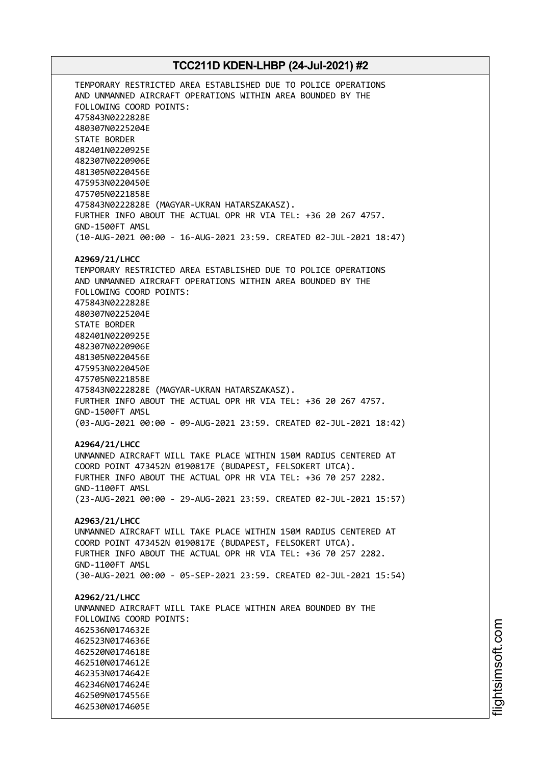TEMPORARY RESTRICTED AREA ESTABLISHED DUE TO POLICE OPERATIONS
AND UNMANNED AIRCRAFT OPERATIONS WITHIN AREA BOUNDED BY THE
FOLLOWING COORD POINTS:
475843N0222828E
480307N0225204E
STATE BORDER
482401N0220925E
482307N0220906E
481305N0220456E
475953N0220450E
475705N0221858E
475843N0222828E (MAGYAR-UKRAN HATARSZAKASZ).
FURTHER INFO ABOUT THE ACTUAL OPR HR VIA TEL: +36 20 267 4757.
GND-1500FT AMSL
(10-AUG-2021 00:00 - 16-AUG-2021 23:59. CREATED 02-JUL-2021 18:47)

**A2969/21/LHCC**
TEMPORARY RESTRICTED AREA ESTABLISHED DUE TO POLICE OPERATIONS
AND UNMANNED AIRCRAFT OPERATIONS WITHIN AREA BOUNDED BY THE
FOLLOWING COORD POINTS:
475843N0222828E
480307N0225204E
STATE BORDER
482401N0220925E
482307N0220906E
481305N0220456E
475953N0220450E
475705N0221858E
475843N0222828E (MAGYAR-UKRAN HATARSZAKASZ).
FURTHER INFO ABOUT THE ACTUAL OPR HR VIA TEL: +36 20 267 4757.
GND-1500FT AMSL
(03-AUG-2021 00:00 - 09-AUG-2021 23:59. CREATED 02-JUL-2021 18:42)

**A2964/21/LHCC**
UNMANNED AIRCRAFT WILL TAKE PLACE WITHIN 150M RADIUS CENTERED AT
COORD POINT 473452N 0190817E (BUDAPEST, FELSOKERT UTCA).
FURTHER INFO ABOUT THE ACTUAL OPR HR VIA TEL: +36 70 257 2282.
GND-1100FT AMSL
(23-AUG-2021 00:00 - 29-AUG-2021 23:59. CREATED 02-JUL-2021 15:57)

**A2963/21/LHCC**
UNMANNED AIRCRAFT WILL TAKE PLACE WITHIN 150M RADIUS CENTERED AT
COORD POINT 473452N 0190817E (BUDAPEST, FELSOKERT UTCA).
FURTHER INFO ABOUT THE ACTUAL OPR HR VIA TEL: +36 70 257 2282.
GND-1100FT AMSL
(30-AUG-2021 00:00 - 05-SEP-2021 23:59. CREATED 02-JUL-2021 15:54)

**A2962/21/LHCC**
UNMANNED AIRCRAFT WILL TAKE PLACE WITHIN AREA BOUNDED BY THE
FOLLOWING COORD POINTS:
462536N0174632E
462523N0174636E
462520N0174618E
462510N0174612E
462353N0174642E
462346N0174624E
462509N0174556E
462530N0174605E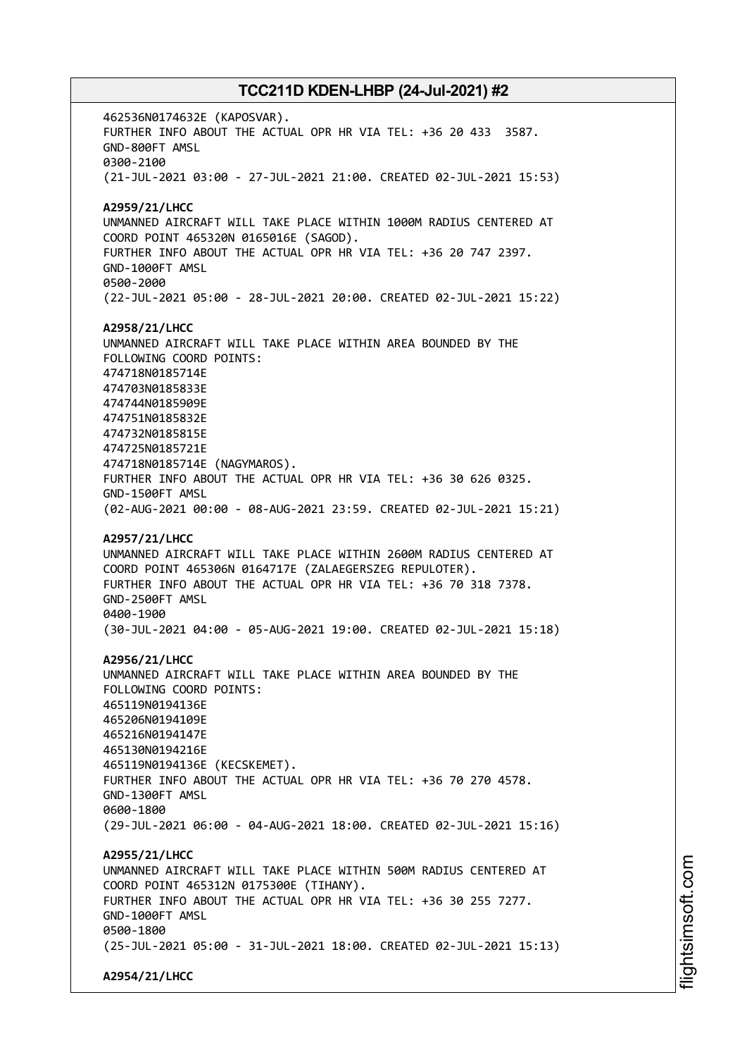462536N0174632E (KAPOSVAR).
FURTHER INFO ABOUT THE ACTUAL OPR HR VIA TEL: +36 20 433  3587.
GND-800FT AMSL
0300-2100
(21-JUL-2021 03:00 - 27-JUL-2021 21:00. CREATED 02-JUL-2021 15:53)

**A2959/21/LHCC**
UNMANNED AIRCRAFT WILL TAKE PLACE WITHIN 1000M RADIUS CENTERED AT COORD POINT 465320N 0165016E (SAGOD).
FURTHER INFO ABOUT THE ACTUAL OPR HR VIA TEL: +36 20 747 2397.
GND-1000FT AMSL
0500-2000
(22-JUL-2021 05:00 - 28-JUL-2021 20:00. CREATED 02-JUL-2021 15:22)

**A2958/21/LHCC**
UNMANNED AIRCRAFT WILL TAKE PLACE WITHIN AREA BOUNDED BY THE FOLLOWING COORD POINTS:
474718N0185714E
474703N0185833E
474744N0185909E
474751N0185832E
474732N0185815E
474725N0185721E
474718N0185714E (NAGYMAROS).
FURTHER INFO ABOUT THE ACTUAL OPR HR VIA TEL: +36 30 626 0325.
GND-1500FT AMSL
(02-AUG-2021 00:00 - 08-AUG-2021 23:59. CREATED 02-JUL-2021 15:21)

**A2957/21/LHCC**
UNMANNED AIRCRAFT WILL TAKE PLACE WITHIN 2600M RADIUS CENTERED AT COORD POINT 465306N 0164717E (ZALAEGERSZEG REPULOTER).
FURTHER INFO ABOUT THE ACTUAL OPR HR VIA TEL: +36 70 318 7378.
GND-2500FT AMSL
0400-1900
(30-JUL-2021 04:00 - 05-AUG-2021 19:00. CREATED 02-JUL-2021 15:18)

**A2956/21/LHCC**
UNMANNED AIRCRAFT WILL TAKE PLACE WITHIN AREA BOUNDED BY THE FOLLOWING COORD POINTS:
465119N0194136E
465206N0194109E
465216N0194147E
465130N0194216E
465119N0194136E (KECSKEMET).
FURTHER INFO ABOUT THE ACTUAL OPR HR VIA TEL: +36 70 270 4578.
GND-1300FT AMSL
0600-1800
(29-JUL-2021 06:00 - 04-AUG-2021 18:00. CREATED 02-JUL-2021 15:16)

**A2955/21/LHCC**
UNMANNED AIRCRAFT WILL TAKE PLACE WITHIN 500M RADIUS CENTERED AT COORD POINT 465312N 0175300E (TIHANY).
FURTHER INFO ABOUT THE ACTUAL OPR HR VIA TEL: +36 30 255 7277.
GND-1000FT AMSL
0500-1800
(25-JUL-2021 05:00 - 31-JUL-2021 18:00. CREATED 02-JUL-2021 15:13)

**A2954/21/LHCC**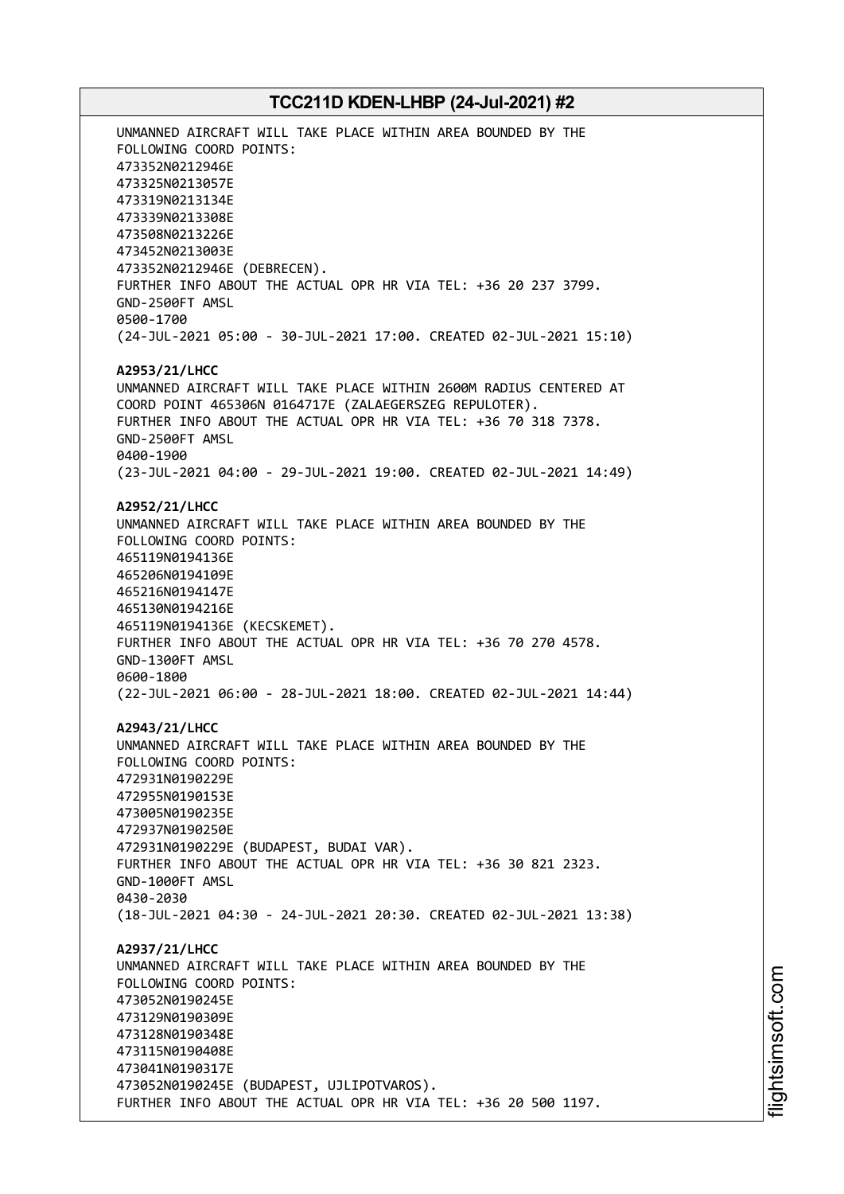UNMANNED AIRCRAFT WILL TAKE PLACE WITHIN AREA BOUNDED BY THE FOLLOWING COORD POINTS:
473352N0212946E
473325N0213057E
473319N0213134E
473339N0213308E
473508N0213226E
473452N0213003E
473352N0212946E (DEBRECEN).
FURTHER INFO ABOUT THE ACTUAL OPR HR VIA TEL: +36 20 237 3799.
GND-2500FT AMSL
0500-1700
(24-JUL-2021 05:00 - 30-JUL-2021 17:00. CREATED 02-JUL-2021 15:10)

**A2953/21/LHCC**
UNMANNED AIRCRAFT WILL TAKE PLACE WITHIN 2600M RADIUS CENTERED AT COORD POINT 465306N 0164717E (ZALAEGERSZEG REPULOTER).
FURTHER INFO ABOUT THE ACTUAL OPR HR VIA TEL: +36 70 318 7378.
GND-2500FT AMSL
0400-1900
(23-JUL-2021 04:00 - 29-JUL-2021 19:00. CREATED 02-JUL-2021 14:49)

**A2952/21/LHCC**
UNMANNED AIRCRAFT WILL TAKE PLACE WITHIN AREA BOUNDED BY THE FOLLOWING COORD POINTS:
465119N0194136E
465206N0194109E
465216N0194147E
465130N0194216E
465119N0194136E (KECSKEMET).
FURTHER INFO ABOUT THE ACTUAL OPR HR VIA TEL: +36 70 270 4578.
GND-1300FT AMSL
0600-1800
(22-JUL-2021 06:00 - 28-JUL-2021 18:00. CREATED 02-JUL-2021 14:44)

**A2943/21/LHCC**
UNMANNED AIRCRAFT WILL TAKE PLACE WITHIN AREA BOUNDED BY THE FOLLOWING COORD POINTS:
472931N0190229E
472955N0190153E
473005N0190235E
472937N0190250E
472931N0190229E (BUDAPEST, BUDAI VAR).
FURTHER INFO ABOUT THE ACTUAL OPR HR VIA TEL: +36 30 821 2323.
GND-1000FT AMSL
0430-2030
(18-JUL-2021 04:30 - 24-JUL-2021 20:30. CREATED 02-JUL-2021 13:38)

**A2937/21/LHCC**
UNMANNED AIRCRAFT WILL TAKE PLACE WITHIN AREA BOUNDED BY THE FOLLOWING COORD POINTS:
473052N0190245E
473129N0190309E
473128N0190348E
473115N0190408E
473041N0190317E
473052N0190245E (BUDAPEST, UJLIPOTVAROS).
FURTHER INFO ABOUT THE ACTUAL OPR HR VIA TEL: +36 20 500 1197.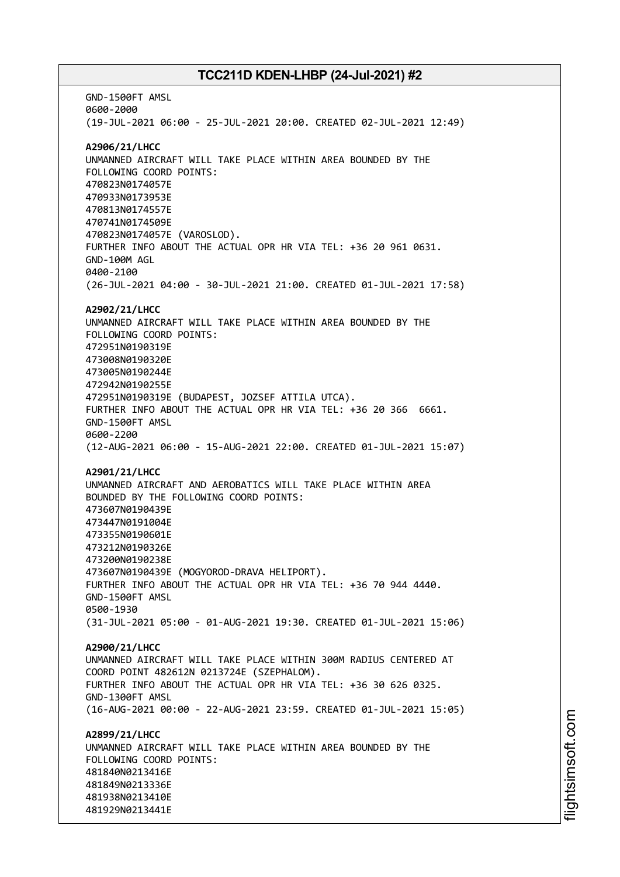GND-1500FT AMSL
0600-2000
(19-JUL-2021 06:00 - 25-JUL-2021 20:00. CREATED 02-JUL-2021 12:49)

**A2906/21/LHCC**
UNMANNED AIRCRAFT WILL TAKE PLACE WITHIN AREA BOUNDED BY THE
FOLLOWING COORD POINTS:
470823N0174057E
470933N0173953E
470813N0174557E
470741N0174509E
470823N0174057E (VAROSLOD).
FURTHER INFO ABOUT THE ACTUAL OPR HR VIA TEL: +36 20 961 0631.
GND-100M AGL
0400-2100
(26-JUL-2021 04:00 - 30-JUL-2021 21:00. CREATED 01-JUL-2021 17:58)

**A2902/21/LHCC**
UNMANNED AIRCRAFT WILL TAKE PLACE WITHIN AREA BOUNDED BY THE
FOLLOWING COORD POINTS:
472951N0190319E
473008N0190320E
473005N0190244E
472942N0190255E
472951N0190319E (BUDAPEST, JOZSEF ATTILA UTCA).
FURTHER INFO ABOUT THE ACTUAL OPR HR VIA TEL: +36 20 366 6661.
GND-1500FT AMSL
0600-2200
(12-AUG-2021 06:00 - 15-AUG-2021 22:00. CREATED 01-JUL-2021 15:07)

**A2901/21/LHCC**
UNMANNED AIRCRAFT AND AEROBATICS WILL TAKE PLACE WITHIN AREA
BOUNDED BY THE FOLLOWING COORD POINTS:
473607N0190439E
473447N0191004E
473355N0190601E
473212N0190326E
473200N0190238E
473607N0190439E (MOGYOROD-DRAVA HELIPORT).
FURTHER INFO ABOUT THE ACTUAL OPR HR VIA TEL: +36 70 944 4440.
GND-1500FT AMSL
0500-1930
(31-JUL-2021 05:00 - 01-AUG-2021 19:30. CREATED 01-JUL-2021 15:06)

**A2900/21/LHCC**
UNMANNED AIRCRAFT WILL TAKE PLACE WITHIN 300M RADIUS CENTERED AT
COORD POINT 482612N 0213724E (SZEPHALOM).
FURTHER INFO ABOUT THE ACTUAL OPR HR VIA TEL: +36 30 626 0325.
GND-1300FT AMSL
(16-AUG-2021 00:00 - 22-AUG-2021 23:59. CREATED 01-JUL-2021 15:05)

**A2899/21/LHCC**
UNMANNED AIRCRAFT WILL TAKE PLACE WITHIN AREA BOUNDED BY THE
FOLLOWING COORD POINTS:
481840N0213416E
481849N0213336E
481938N0213410E
481929N0213441E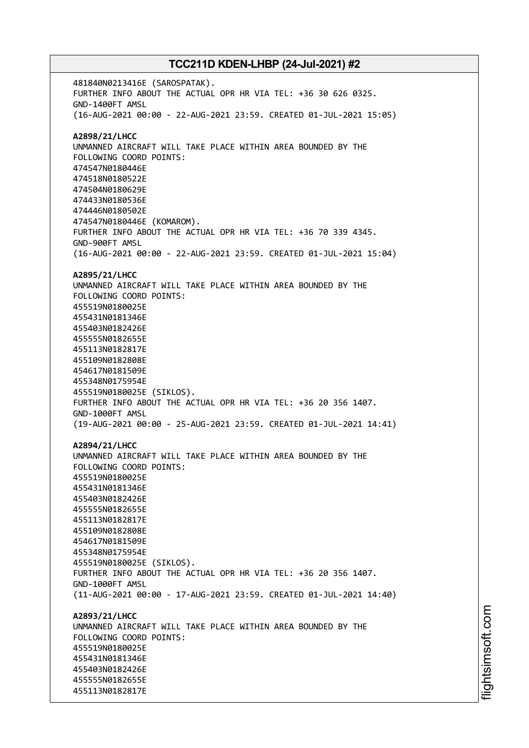481840N0213416E (SAROSPATAK).
FURTHER INFO ABOUT THE ACTUAL OPR HR VIA TEL: +36 30 626 0325.
GND-1400FT AMSL
(16-AUG-2021 00:00 - 22-AUG-2021 23:59. CREATED 01-JUL-2021 15:05)

**A2898/21/LHCC**
UNMANNED AIRCRAFT WILL TAKE PLACE WITHIN AREA BOUNDED BY THE
FOLLOWING COORD POINTS:
474547N0180446E
474518N0180522E
474504N0180629E
474433N0180536E
474446N0180502E
474547N0180446E (KOMAROM).
FURTHER INFO ABOUT THE ACTUAL OPR HR VIA TEL: +36 70 339 4345.
GND-900FT AMSL
(16-AUG-2021 00:00 - 22-AUG-2021 23:59. CREATED 01-JUL-2021 15:04)

**A2895/21/LHCC**
UNMANNED AIRCRAFT WILL TAKE PLACE WITHIN AREA BOUNDED BY THE
FOLLOWING COORD POINTS:
455519N0180025E
455431N0181346E
455403N0182426E
455555N0182655E
455113N0182817E
455109N0182808E
454617N0181509E
455348N0175954E
455519N0180025E (SIKLOS).
FURTHER INFO ABOUT THE ACTUAL OPR HR VIA TEL: +36 20 356 1407.
GND-1000FT AMSL
(19-AUG-2021 00:00 - 25-AUG-2021 23:59. CREATED 01-JUL-2021 14:41)

**A2894/21/LHCC**
UNMANNED AIRCRAFT WILL TAKE PLACE WITHIN AREA BOUNDED BY THE
FOLLOWING COORD POINTS:
455519N0180025E
455431N0181346E
455403N0182426E
455555N0182655E
455113N0182817E
455109N0182808E
454617N0181509E
455348N0175954E
455519N0180025E (SIKLOS).
FURTHER INFO ABOUT THE ACTUAL OPR HR VIA TEL: +36 20 356 1407.
GND-1000FT AMSL
(11-AUG-2021 00:00 - 17-AUG-2021 23:59. CREATED 01-JUL-2021 14:40)

**A2893/21/LHCC**
UNMANNED AIRCRAFT WILL TAKE PLACE WITHIN AREA BOUNDED BY THE
FOLLOWING COORD POINTS:
455519N0180025E
455431N0181346E
455403N0182426E
455555N0182655E
455113N0182817E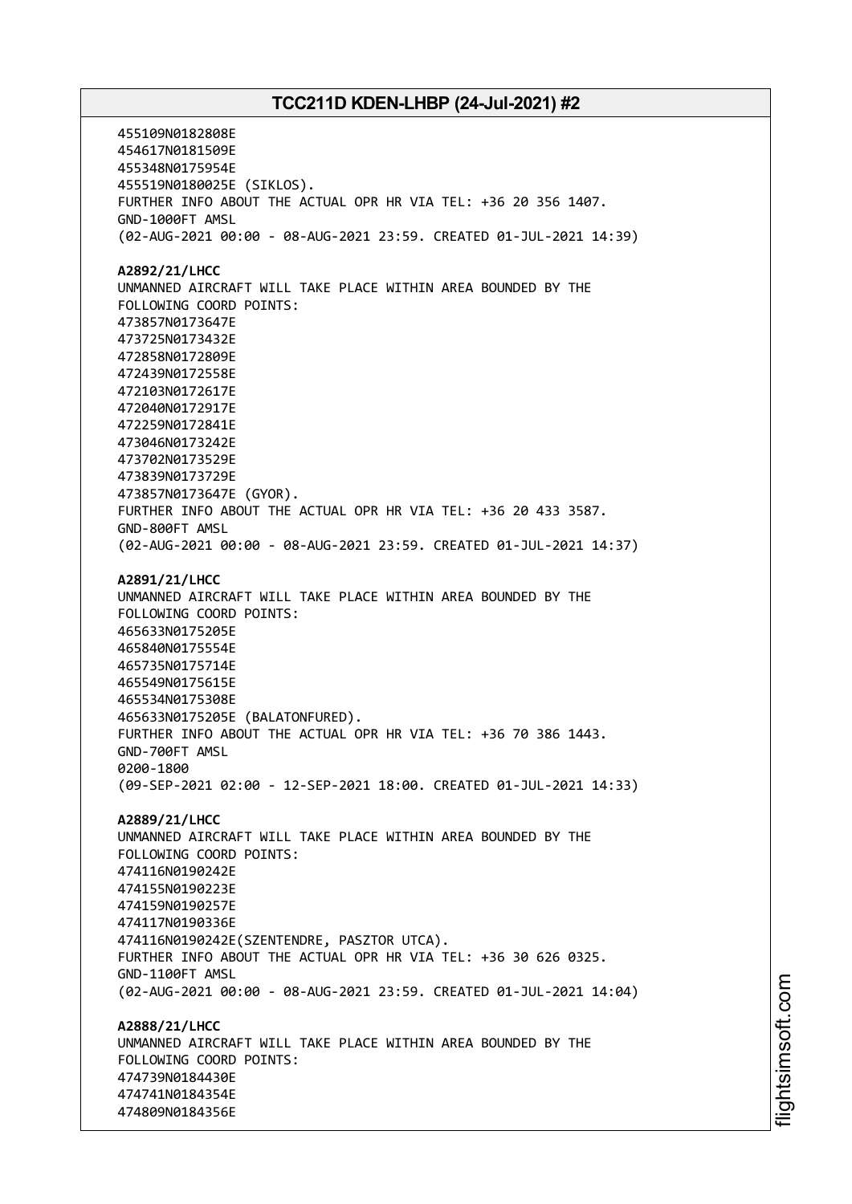455109N0182808E
454617N0181509E
455348N0175954E
455519N0180025E (SIKLOS).
FURTHER INFO ABOUT THE ACTUAL OPR HR VIA TEL: +36 20 356 1407.
GND-1000FT AMSL
(02-AUG-2021 00:00 - 08-AUG-2021 23:59. CREATED 01-JUL-2021 14:39)

**A2892/21/LHCC**
UNMANNED AIRCRAFT WILL TAKE PLACE WITHIN AREA BOUNDED BY THE
FOLLOWING COORD POINTS:
473857N0173647E
473725N0173432E
472858N0172809E
472439N0172558E
472103N0172617E
472040N0172917E
472259N0172841E
473046N0173242E
473702N0173529E
473839N0173729E
473857N0173647E (GYOR).
FURTHER INFO ABOUT THE ACTUAL OPR HR VIA TEL: +36 20 433 3587.
GND-800FT AMSL
(02-AUG-2021 00:00 - 08-AUG-2021 23:59. CREATED 01-JUL-2021 14:37)

**A2891/21/LHCC**
UNMANNED AIRCRAFT WILL TAKE PLACE WITHIN AREA BOUNDED BY THE
FOLLOWING COORD POINTS:
465633N0175205E
465840N0175554E
465735N0175714E
465549N0175615E
465534N0175308E
465633N0175205E (BALATONFURED).
FURTHER INFO ABOUT THE ACTUAL OPR HR VIA TEL: +36 70 386 1443.
GND-700FT AMSL
0200-1800
(09-SEP-2021 02:00 - 12-SEP-2021 18:00. CREATED 01-JUL-2021 14:33)

**A2889/21/LHCC**
UNMANNED AIRCRAFT WILL TAKE PLACE WITHIN AREA BOUNDED BY THE
FOLLOWING COORD POINTS:
474116N0190242E
474155N0190223E
474159N0190257E
474117N0190336E
474116N0190242E(SZENTENDRE, PASZTOR UTCA).
FURTHER INFO ABOUT THE ACTUAL OPR HR VIA TEL: +36 30 626 0325.
GND-1100FT AMSL
(02-AUG-2021 00:00 - 08-AUG-2021 23:59. CREATED 01-JUL-2021 14:04)

**A2888/21/LHCC**
UNMANNED AIRCRAFT WILL TAKE PLACE WITHIN AREA BOUNDED BY THE
FOLLOWING COORD POINTS:
474739N0184430E
474741N0184354E
474809N0184356E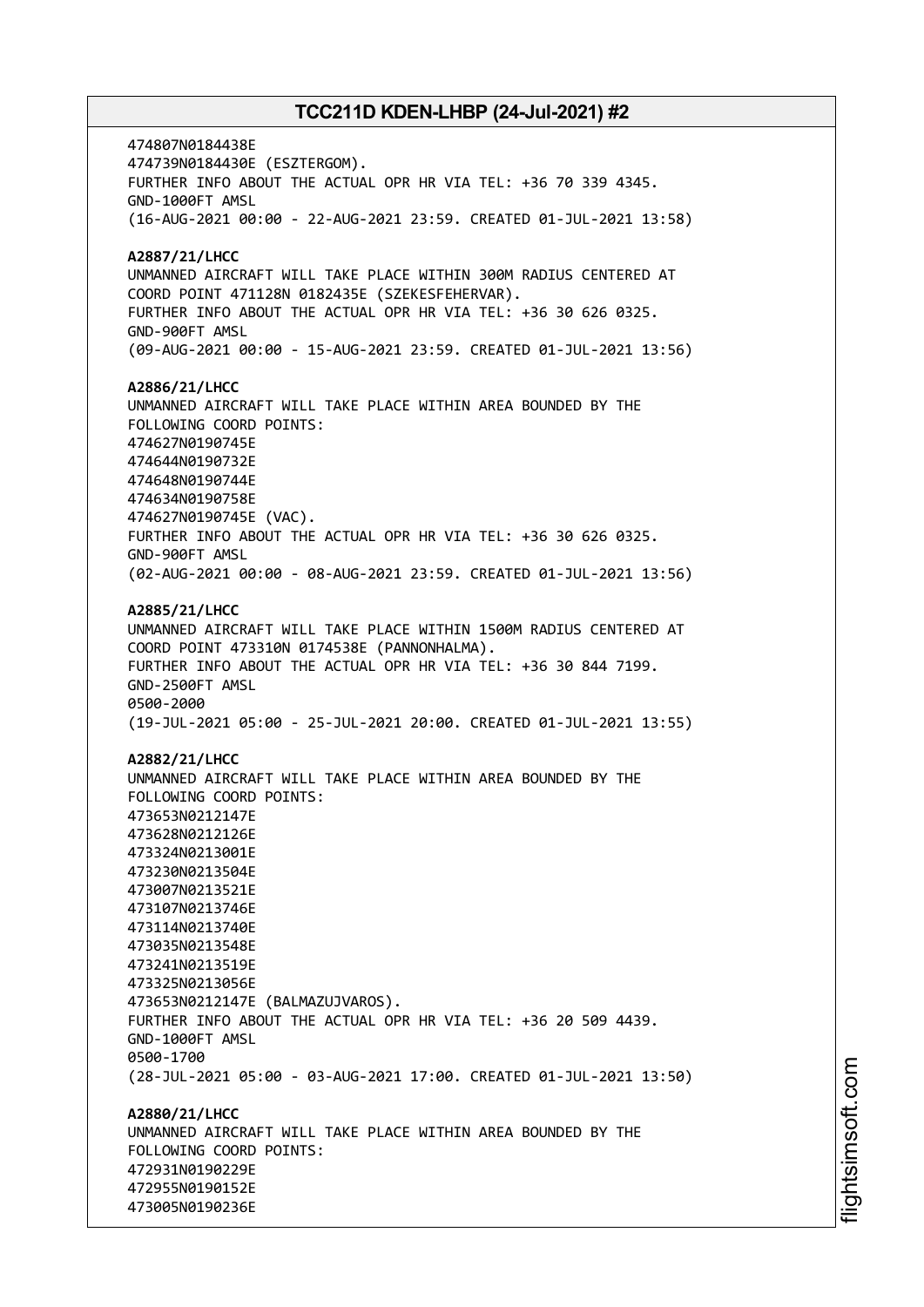474807N0184438E
474739N0184430E (ESZTERGOM).
FURTHER INFO ABOUT THE ACTUAL OPR HR VIA TEL: +36 70 339 4345.
GND-1000FT AMSL
(16-AUG-2021 00:00 - 22-AUG-2021 23:59. CREATED 01-JUL-2021 13:58)

**A2887/21/LHCC**
UNMANNED AIRCRAFT WILL TAKE PLACE WITHIN 300M RADIUS CENTERED AT
COORD POINT 471128N 0182435E (SZEKESFEHERVAR).
FURTHER INFO ABOUT THE ACTUAL OPR HR VIA TEL: +36 30 626 0325.
GND-900FT AMSL
(09-AUG-2021 00:00 - 15-AUG-2021 23:59. CREATED 01-JUL-2021 13:56)

**A2886/21/LHCC**
UNMANNED AIRCRAFT WILL TAKE PLACE WITHIN AREA BOUNDED BY THE
FOLLOWING COORD POINTS:
474627N0190745E
474644N0190732E
474648N0190744E
474634N0190758E
474627N0190745E (VAC).
FURTHER INFO ABOUT THE ACTUAL OPR HR VIA TEL: +36 30 626 0325.
GND-900FT AMSL
(02-AUG-2021 00:00 - 08-AUG-2021 23:59. CREATED 01-JUL-2021 13:56)

**A2885/21/LHCC**
UNMANNED AIRCRAFT WILL TAKE PLACE WITHIN 1500M RADIUS CENTERED AT
COORD POINT 473310N 0174538E (PANNONHALMA).
FURTHER INFO ABOUT THE ACTUAL OPR HR VIA TEL: +36 30 844 7199.
GND-2500FT AMSL
0500-2000
(19-JUL-2021 05:00 - 25-JUL-2021 20:00. CREATED 01-JUL-2021 13:55)

**A2882/21/LHCC**
UNMANNED AIRCRAFT WILL TAKE PLACE WITHIN AREA BOUNDED BY THE
FOLLOWING COORD POINTS:
473653N0212147E
473628N0212126E
473324N0213001E
473230N0213504E
473007N0213521E
473107N0213746E
473114N0213740E
473035N0213548E
473241N0213519E
473325N0213056E
473653N0212147E (BALMAZUJVAROS).
FURTHER INFO ABOUT THE ACTUAL OPR HR VIA TEL: +36 20 509 4439.
GND-1000FT AMSL
0500-1700
(28-JUL-2021 05:00 - 03-AUG-2021 17:00. CREATED 01-JUL-2021 13:50)

**A2880/21/LHCC**
UNMANNED AIRCRAFT WILL TAKE PLACE WITHIN AREA BOUNDED BY THE
FOLLOWING COORD POINTS:
472931N0190229E
472955N0190152E
473005N0190236E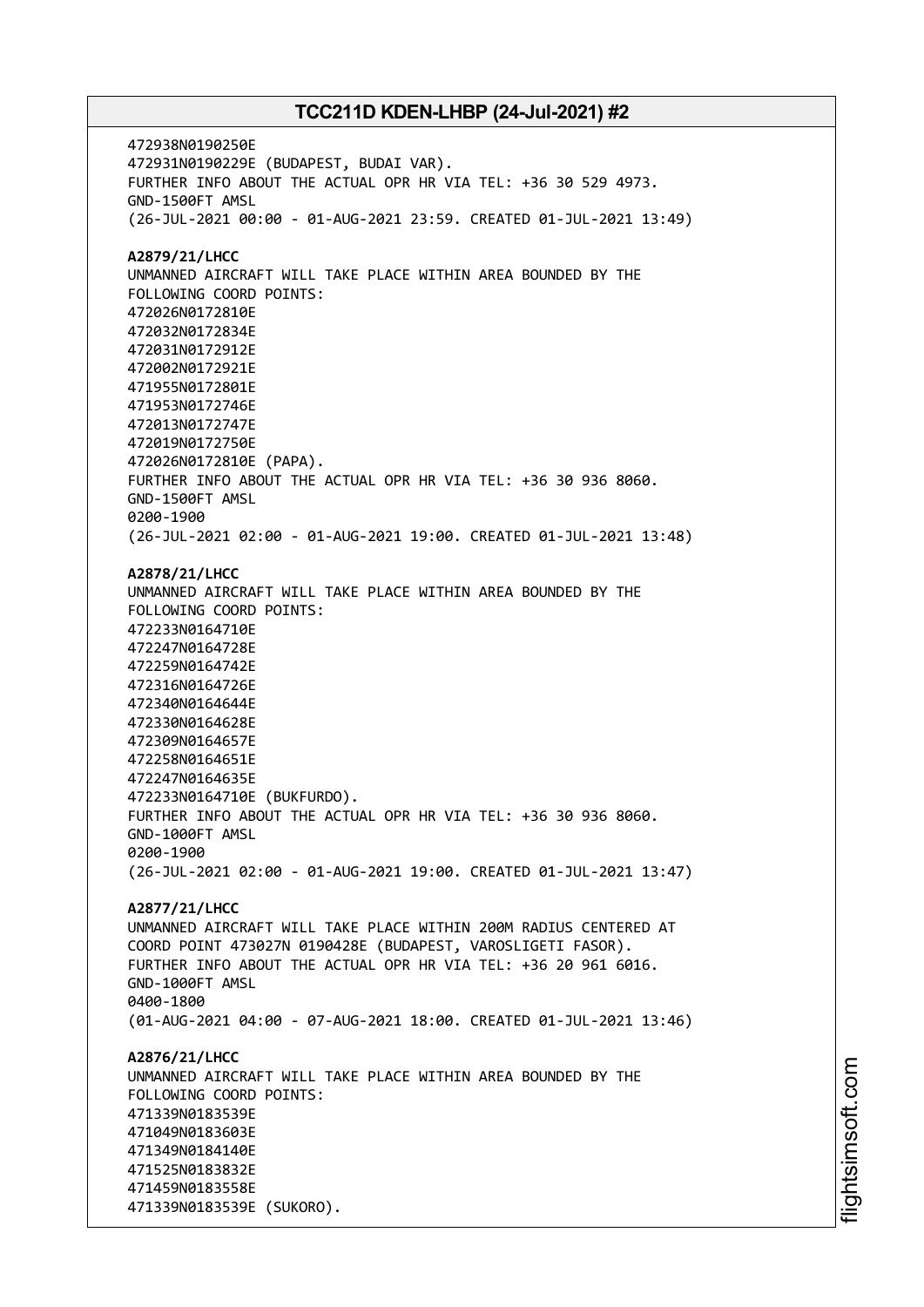472938N0190250E
472931N0190229E (BUDAPEST, BUDAI VAR).
FURTHER INFO ABOUT THE ACTUAL OPR HR VIA TEL: +36 30 529 4973.
GND-1500FT AMSL
(26-JUL-2021 00:00 - 01-AUG-2021 23:59. CREATED 01-JUL-2021 13:49)

**A2879/21/LHCC**
UNMANNED AIRCRAFT WILL TAKE PLACE WITHIN AREA BOUNDED BY THE
FOLLOWING COORD POINTS:
472026N0172810E
472032N0172834E
472031N0172912E
472002N0172921E
471955N0172801E
471953N0172746E
472013N0172747E
472019N0172750E
472026N0172810E (PAPA).
FURTHER INFO ABOUT THE ACTUAL OPR HR VIA TEL: +36 30 936 8060.
GND-1500FT AMSL
0200-1900
(26-JUL-2021 02:00 - 01-AUG-2021 19:00. CREATED 01-JUL-2021 13:48)

**A2878/21/LHCC**
UNMANNED AIRCRAFT WILL TAKE PLACE WITHIN AREA BOUNDED BY THE
FOLLOWING COORD POINTS:
472233N0164710E
472247N0164728E
472259N0164742E
472316N0164726E
472340N0164644E
472330N0164628E
472309N0164657E
472258N0164651E
472247N0164635E
472233N0164710E (BUKFURDO).
FURTHER INFO ABOUT THE ACTUAL OPR HR VIA TEL: +36 30 936 8060.
GND-1000FT AMSL
0200-1900
(26-JUL-2021 02:00 - 01-AUG-2021 19:00. CREATED 01-JUL-2021 13:47)

**A2877/21/LHCC**
UNMANNED AIRCRAFT WILL TAKE PLACE WITHIN 200M RADIUS CENTERED AT
COORD POINT 473027N 0190428E (BUDAPEST, VAROSLIGETI FASOR).
FURTHER INFO ABOUT THE ACTUAL OPR HR VIA TEL: +36 20 961 6016.
GND-1000FT AMSL
0400-1800
(01-AUG-2021 04:00 - 07-AUG-2021 18:00. CREATED 01-JUL-2021 13:46)

**A2876/21/LHCC**
UNMANNED AIRCRAFT WILL TAKE PLACE WITHIN AREA BOUNDED BY THE
FOLLOWING COORD POINTS:
471339N0183539E
471049N0183603E
471349N0184140E
471525N0183832E
471459N0183558E
471339N0183539E (SUKORO).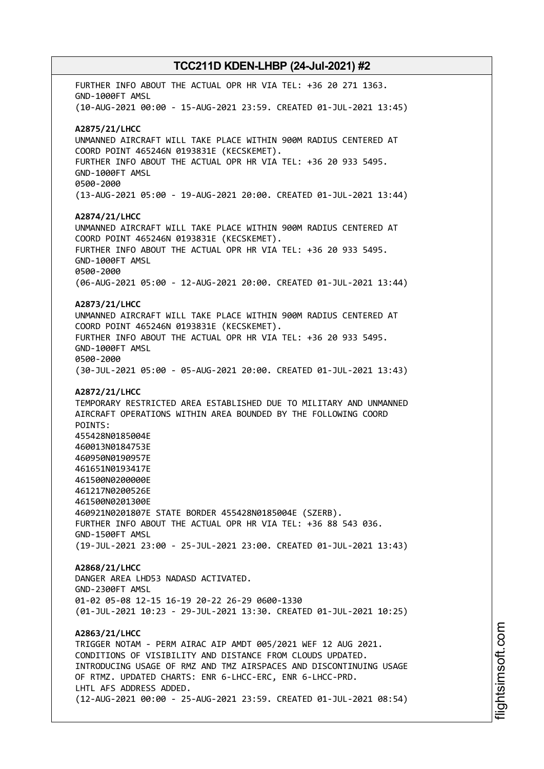FURTHER INFO ABOUT THE ACTUAL OPR HR VIA TEL: +36 20 271 1363.
GND-1000FT AMSL
(10-AUG-2021 00:00 - 15-AUG-2021 23:59. CREATED 01-JUL-2021 13:45)

**A2875/21/LHCC**
UNMANNED AIRCRAFT WILL TAKE PLACE WITHIN 900M RADIUS CENTERED AT COORD POINT 465246N 0193831E (KECSKEMET).
FURTHER INFO ABOUT THE ACTUAL OPR HR VIA TEL: +36 20 933 5495.
GND-1000FT AMSL
0500-2000
(13-AUG-2021 05:00 - 19-AUG-2021 20:00. CREATED 01-JUL-2021 13:44)

**A2874/21/LHCC**
UNMANNED AIRCRAFT WILL TAKE PLACE WITHIN 900M RADIUS CENTERED AT COORD POINT 465246N 0193831E (KECSKEMET).
FURTHER INFO ABOUT THE ACTUAL OPR HR VIA TEL: +36 20 933 5495.
GND-1000FT AMSL
0500-2000
(06-AUG-2021 05:00 - 12-AUG-2021 20:00. CREATED 01-JUL-2021 13:44)

**A2873/21/LHCC**
UNMANNED AIRCRAFT WILL TAKE PLACE WITHIN 900M RADIUS CENTERED AT COORD POINT 465246N 0193831E (KECSKEMET).
FURTHER INFO ABOUT THE ACTUAL OPR HR VIA TEL: +36 20 933 5495.
GND-1000FT AMSL
0500-2000
(30-JUL-2021 05:00 - 05-AUG-2021 20:00. CREATED 01-JUL-2021 13:43)

**A2872/21/LHCC**
TEMPORARY RESTRICTED AREA ESTABLISHED DUE TO MILITARY AND UNMANNED AIRCRAFT OPERATIONS WITHIN AREA BOUNDED BY THE FOLLOWING COORD POINTS:
455428N0185004E
460013N0184753E
460950N0190957E
461651N0193417E
461500N0200000E
461217N0200526E
461500N0201300E
460921N0201807E STATE BORDER 455428N0185004E (SZERB).
FURTHER INFO ABOUT THE ACTUAL OPR HR VIA TEL: +36 88 543 036.
GND-1500FT AMSL
(19-JUL-2021 23:00 - 25-JUL-2021 23:00. CREATED 01-JUL-2021 13:43)

**A2868/21/LHCC**
DANGER AREA LHD53 NADASD ACTIVATED.
GND-2300FT AMSL
01-02 05-08 12-15 16-19 20-22 26-29 0600-1330
(01-JUL-2021 10:23 - 29-JUL-2021 13:30. CREATED 01-JUL-2021 10:25)

**A2863/21/LHCC**
TRIGGER NOTAM - PERM AIRAC AIP AMDT 005/2021 WEF 12 AUG 2021.
CONDITIONS OF VISIBILITY AND DISTANCE FROM CLOUDS UPDATED.
INTRODUCING USAGE OF RMZ AND TMZ AIRSPACES AND DISCONTINUING USAGE OF RTMZ. UPDATED CHARTS: ENR 6-LHCC-ERC, ENR 6-LHCC-PRD.
LHTL AFS ADDRESS ADDED.
(12-AUG-2021 00:00 - 25-AUG-2021 23:59. CREATED 01-JUL-2021 08:54)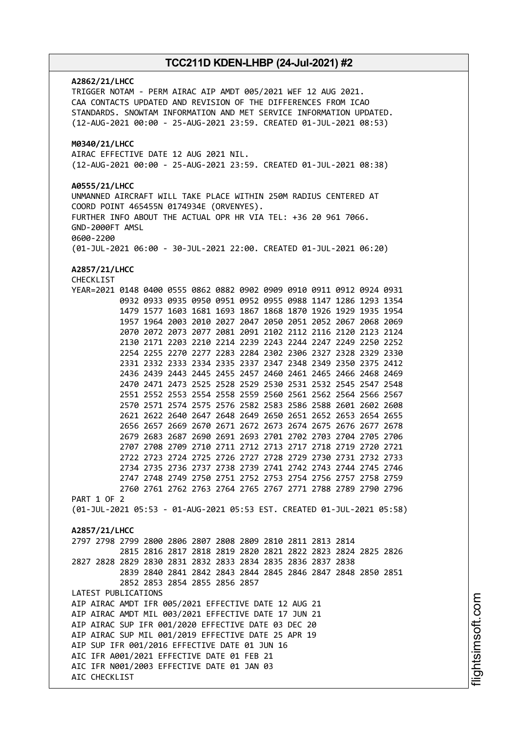**A2862/21/LHCC**
TRIGGER NOTAM - PERM AIRAC AIP AMDT 005/2021 WEF 12 AUG 2021.
CAA CONTACTS UPDATED AND REVISION OF THE DIFFERENCES FROM ICAO
STANDARDS. SNOWTAM INFORMATION AND MET SERVICE INFORMATION UPDATED.
(12-AUG-2021 00:00 - 25-AUG-2021 23:59. CREATED 01-JUL-2021 08:53)

**M0340/21/LHCC**
AIRAC EFFECTIVE DATE 12 AUG 2021 NIL.
(12-AUG-2021 00:00 - 25-AUG-2021 23:59. CREATED 01-JUL-2021 08:38)

**A0555/21/LHCC**
UNMANNED AIRCRAFT WILL TAKE PLACE WITHIN 250M RADIUS CENTERED AT
COORD POINT 465455N 0174934E (ORVENYES).
FURTHER INFO ABOUT THE ACTUAL OPR HR VIA TEL: +36 20 961 7066.
GND-2000FT AMSL
0600-2200
(01-JUL-2021 06:00 - 30-JUL-2021 22:00. CREATED 01-JUL-2021 06:20)

**A2857/21/LHCC**
CHECKLIST
YEAR=2021 0148 0400 0555 0862 0882 0902 0909 0910 0911 0912 0924 0931
0932 0933 0935 0950 0951 0952 0955 0988 1147 1286 1293 1354
1479 1577 1603 1681 1693 1867 1868 1870 1926 1929 1935 1954
1957 1964 2003 2010 2027 2047 2050 2051 2052 2067 2068 2069
2070 2072 2073 2077 2081 2091 2102 2112 2116 2120 2123 2124
2130 2171 2203 2210 2214 2239 2243 2244 2247 2249 2250 2252
2254 2255 2270 2277 2283 2284 2302 2306 2327 2328 2329 2330
2331 2332 2333 2334 2335 2337 2347 2348 2349 2350 2375 2412
2436 2439 2443 2445 2455 2457 2460 2461 2465 2466 2468 2469
2470 2471 2473 2525 2528 2529 2530 2531 2532 2545 2547 2548
2551 2552 2553 2554 2558 2559 2560 2561 2562 2564 2566 2567
2570 2571 2574 2575 2576 2582 2583 2586 2588 2601 2602 2608
2621 2622 2640 2647 2648 2649 2650 2651 2652 2653 2654 2655
2656 2657 2669 2670 2671 2672 2673 2674 2675 2676 2677 2678
2679 2683 2687 2690 2691 2693 2701 2702 2703 2704 2705 2706
2707 2708 2709 2710 2711 2712 2713 2717 2718 2719 2720 2721
2722 2723 2724 2725 2726 2727 2728 2729 2730 2731 2732 2733
2734 2735 2736 2737 2738 2739 2741 2742 2743 2744 2745 2746
2747 2748 2749 2750 2751 2752 2753 2754 2756 2757 2758 2759
2760 2761 2762 2763 2764 2765 2767 2771 2788 2789 2790 2796
PART 1 OF 2
(01-JUL-2021 05:53 - 01-AUG-2021 05:53 EST. CREATED 01-JUL-2021 05:58)

**A2857/21/LHCC**
2797 2798 2799 2800 2806 2807 2808 2809 2810 2811 2813 2814
2815 2816 2817 2818 2819 2820 2821 2822 2823 2824 2825 2826
2827 2828 2829 2830 2831 2832 2833 2834 2835 2836 2837 2838
2839 2840 2841 2842 2843 2844 2845 2846 2847 2848 2850 2851
2852 2853 2854 2855 2856 2857
LATEST PUBLICATIONS
AIP AIRAC AMDT IFR 005/2021 EFFECTIVE DATE 12 AUG 21
AIP AIRAC AMDT MIL 003/2021 EFFECTIVE DATE 17 JUN 21
AIP AIRAC SUP IFR 001/2020 EFFECTIVE DATE 03 DEC 20
AIP AIRAC SUP MIL 001/2019 EFFECTIVE DATE 25 APR 19
AIP SUP IFR 001/2016 EFFECTIVE DATE 01 JUN 16
AIC IFR A001/2021 EFFECTIVE DATE 01 FEB 21
AIC IFR N001/2003 EFFECTIVE DATE 01 JAN 03
AIC CHECKLIST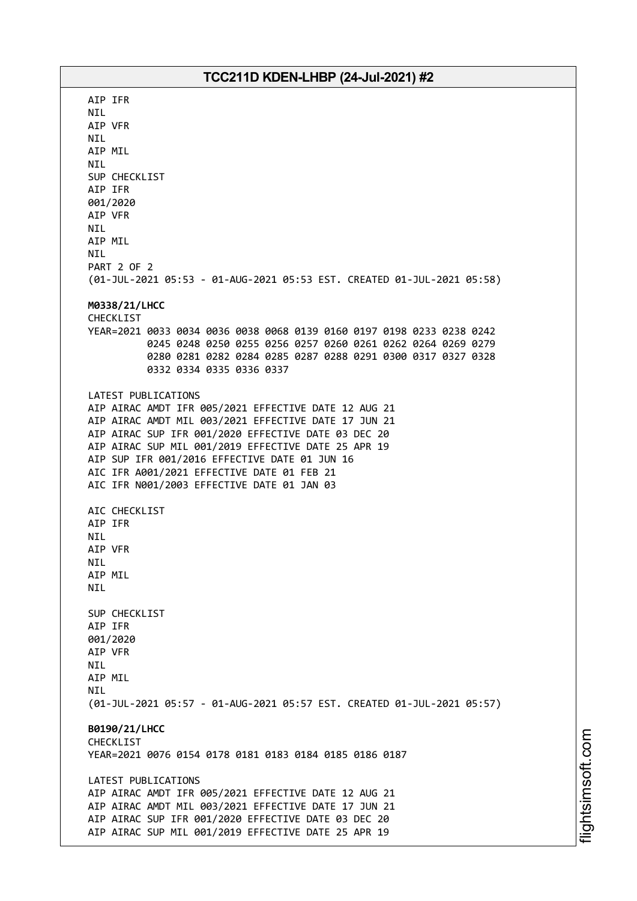AIP IFR
NIL
AIP VFR
NIL
AIP MIL
NIL
SUP CHECKLIST
AIP IFR
001/2020
AIP VFR
NIL
AIP MIL
NIL
PART 2 OF 2
(01-JUL-2021 05:53 - 01-AUG-2021 05:53 EST. CREATED 01-JUL-2021 05:58)

**M0338/21/LHCC**
CHECKLIST
YEAR=2021 0033 0034 0036 0038 0068 0139 0160 0197 0198 0233 0238 0242
0245 0248 0250 0255 0256 0257 0260 0261 0262 0264 0269 0279
0280 0281 0282 0284 0285 0287 0288 0291 0300 0317 0327 0328
0332 0334 0335 0336 0337

LATEST PUBLICATIONS
AIP AIRAC AMDT IFR 005/2021 EFFECTIVE DATE 12 AUG 21
AIP AIRAC AMDT MIL 003/2021 EFFECTIVE DATE 17 JUN 21
AIP AIRAC SUP IFR 001/2020 EFFECTIVE DATE 03 DEC 20
AIP AIRAC SUP MIL 001/2019 EFFECTIVE DATE 25 APR 19
AIP SUP IFR 001/2016 EFFECTIVE DATE 01 JUN 16
AIC IFR A001/2021 EFFECTIVE DATE 01 FEB 21
AIC IFR N001/2003 EFFECTIVE DATE 01 JAN 03

AIC CHECKLIST
AIP IFR
NIL
AIP VFR
NIL
AIP MIL
NIL

SUP CHECKLIST
AIP IFR
001/2020
AIP VFR
NIL
AIP MIL
NIL
(01-JUL-2021 05:57 - 01-AUG-2021 05:57 EST. CREATED 01-JUL-2021 05:57)

**B0190/21/LHCC**
CHECKLIST
YEAR=2021 0076 0154 0178 0181 0183 0184 0185 0186 0187

LATEST PUBLICATIONS
AIP AIRAC AMDT IFR 005/2021 EFFECTIVE DATE 12 AUG 21
AIP AIRAC AMDT MIL 003/2021 EFFECTIVE DATE 17 JUN 21
AIP AIRAC SUP IFR 001/2020 EFFECTIVE DATE 03 DEC 20
AIP AIRAC SUP MIL 001/2019 EFFECTIVE DATE 25 APR 19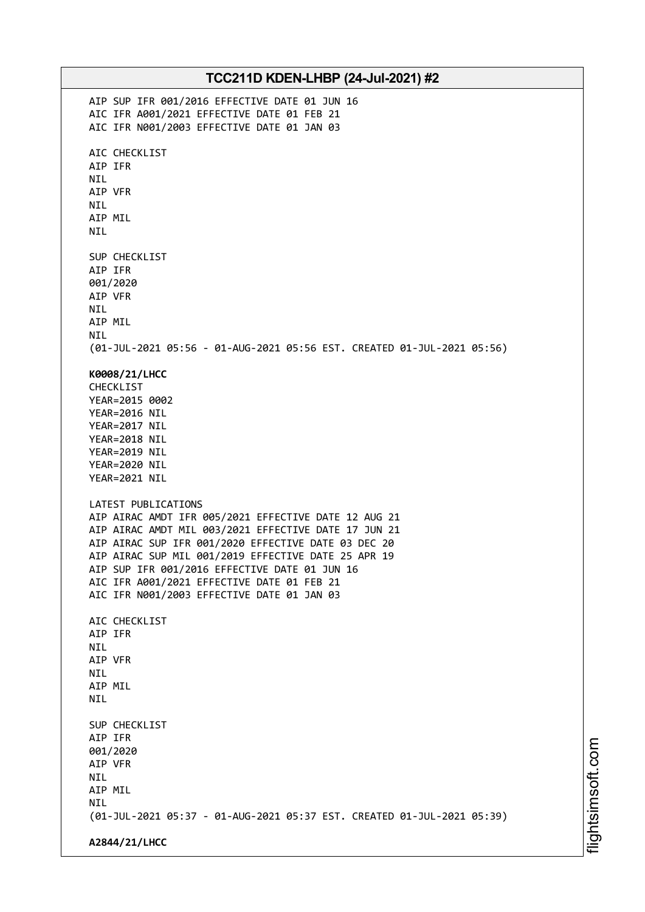AIP SUP IFR 001/2016 EFFECTIVE DATE 01 JUN 16
AIC IFR A001/2021 EFFECTIVE DATE 01 FEB 21
AIC IFR N001/2003 EFFECTIVE DATE 01 JAN 03

AIC CHECKLIST
AIP IFR
NIL
AIP VFR
NIL
AIP MIL
NIL

SUP CHECKLIST
AIP IFR
001/2020
AIP VFR
NIL
AIP MIL
NIL
(01-JUL-2021 05:56 - 01-AUG-2021 05:56 EST. CREATED 01-JUL-2021 05:56)

**K0008/21/LHCC**
CHECKLIST
YEAR=2015 0002
YEAR=2016 NIL
YEAR=2017 NIL
YEAR=2018 NIL
YEAR=2019 NIL
YEAR=2020 NIL
YEAR=2021 NIL

LATEST PUBLICATIONS
AIP AIRAC AMDT IFR 005/2021 EFFECTIVE DATE 12 AUG 21
AIP AIRAC AMDT MIL 003/2021 EFFECTIVE DATE 17 JUN 21
AIP AIRAC SUP IFR 001/2020 EFFECTIVE DATE 03 DEC 20
AIP AIRAC SUP MIL 001/2019 EFFECTIVE DATE 25 APR 19
AIP SUP IFR 001/2016 EFFECTIVE DATE 01 JUN 16
AIC IFR A001/2021 EFFECTIVE DATE 01 FEB 21
AIC IFR N001/2003 EFFECTIVE DATE 01 JAN 03

AIC CHECKLIST
AIP IFR
NIL
AIP VFR
NIL
AIP MIL
NIL

SUP CHECKLIST
AIP IFR
001/2020
AIP VFR
NIL
AIP MIL
NIL
(01-JUL-2021 05:37 - 01-AUG-2021 05:37 EST. CREATED 01-JUL-2021 05:39)

**A2844/21/LHCC**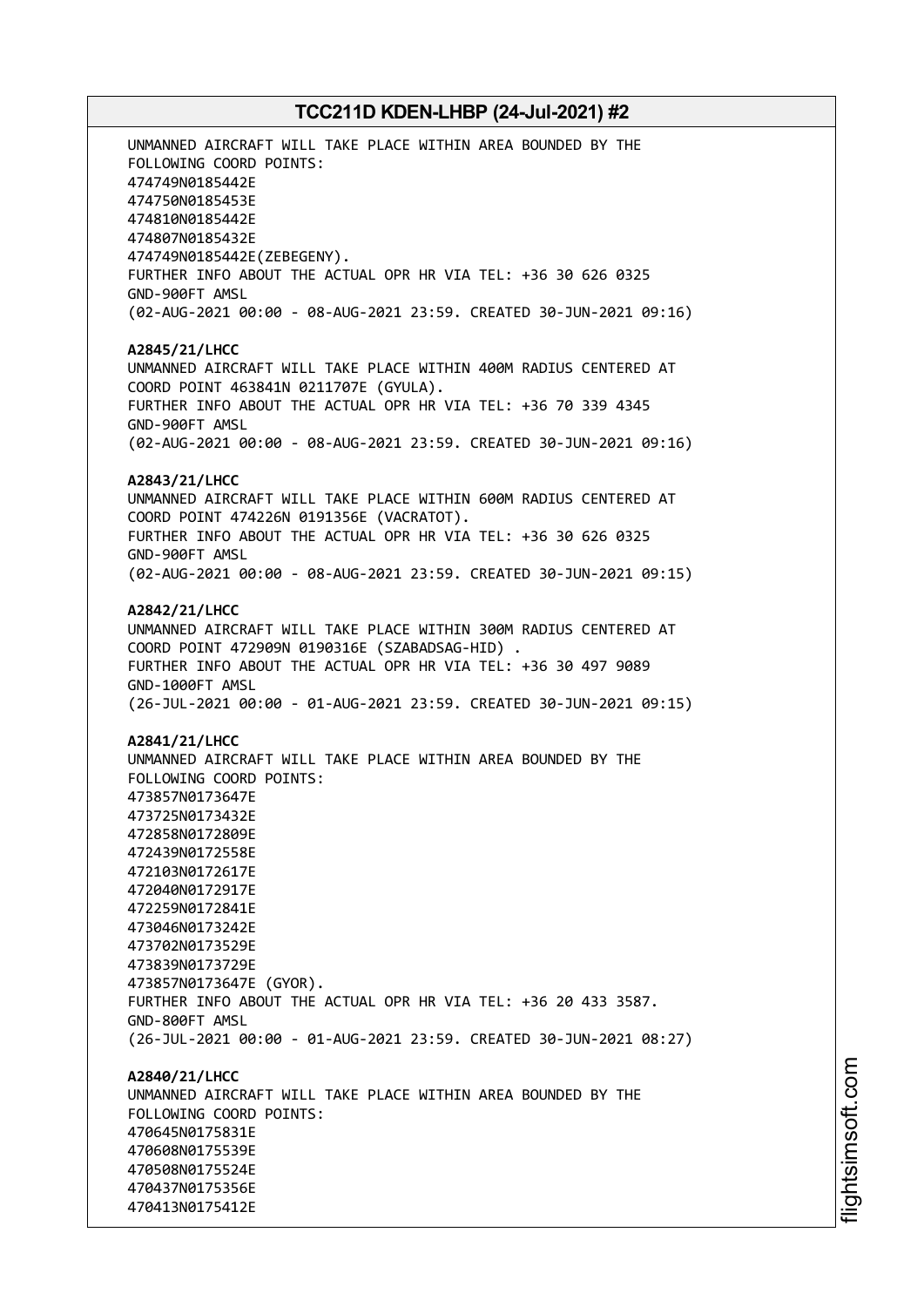UNMANNED AIRCRAFT WILL TAKE PLACE WITHIN AREA BOUNDED BY THE
FOLLOWING COORD POINTS:
474749N0185442E
474750N0185453E
474810N0185442E
474807N0185432E
474749N0185442E(ZEBEGENY).
FURTHER INFO ABOUT THE ACTUAL OPR HR VIA TEL: +36 30 626 0325
GND-900FT AMSL
(02-AUG-2021 00:00 - 08-AUG-2021 23:59. CREATED 30-JUN-2021 09:16)

**A2845/21/LHCC**
UNMANNED AIRCRAFT WILL TAKE PLACE WITHIN 400M RADIUS CENTERED AT
COORD POINT 463841N 0211707E (GYULA).
FURTHER INFO ABOUT THE ACTUAL OPR HR VIA TEL: +36 70 339 4345
GND-900FT AMSL
(02-AUG-2021 00:00 - 08-AUG-2021 23:59. CREATED 30-JUN-2021 09:16)

**A2843/21/LHCC**
UNMANNED AIRCRAFT WILL TAKE PLACE WITHIN 600M RADIUS CENTERED AT
COORD POINT 474226N 0191356E (VACRATOT).
FURTHER INFO ABOUT THE ACTUAL OPR HR VIA TEL: +36 30 626 0325
GND-900FT AMSL
(02-AUG-2021 00:00 - 08-AUG-2021 23:59. CREATED 30-JUN-2021 09:15)

**A2842/21/LHCC**
UNMANNED AIRCRAFT WILL TAKE PLACE WITHIN 300M RADIUS CENTERED AT
COORD POINT 472909N 0190316E (SZABADSAG-HID) .
FURTHER INFO ABOUT THE ACTUAL OPR HR VIA TEL: +36 30 497 9089
GND-1000FT AMSL
(26-JUL-2021 00:00 - 01-AUG-2021 23:59. CREATED 30-JUN-2021 09:15)

**A2841/21/LHCC**
UNMANNED AIRCRAFT WILL TAKE PLACE WITHIN AREA BOUNDED BY THE
FOLLOWING COORD POINTS:
473857N0173647E
473725N0173432E
472858N0172809E
472439N0172558E
472103N0172617E
472040N0172917E
472259N0172841E
473046N0173242E
473702N0173529E
473839N0173729E
473857N0173647E (GYOR).
FURTHER INFO ABOUT THE ACTUAL OPR HR VIA TEL: +36 20 433 3587.
GND-800FT AMSL
(26-JUL-2021 00:00 - 01-AUG-2021 23:59. CREATED 30-JUN-2021 08:27)

**A2840/21/LHCC**
UNMANNED AIRCRAFT WILL TAKE PLACE WITHIN AREA BOUNDED BY THE
FOLLOWING COORD POINTS:
470645N0175831E
470608N0175539E
470508N0175524E
470437N0175356E
470413N0175412E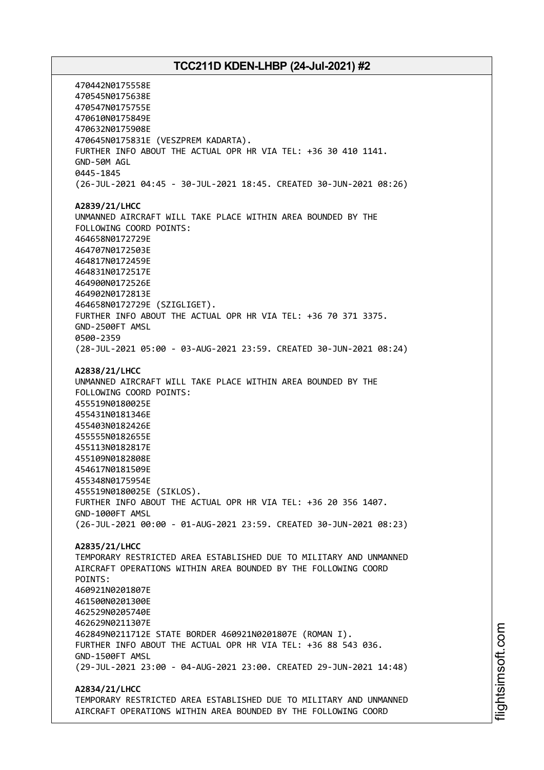470442N0175558E
470545N0175638E
470547N0175755E
470610N0175849E
470632N0175908E
470645N0175831E (VESZPREM KADARTA).
FURTHER INFO ABOUT THE ACTUAL OPR HR VIA TEL: +36 30 410 1141.
GND-50M AGL
0445-1845
(26-JUL-2021 04:45 - 30-JUL-2021 18:45. CREATED 30-JUN-2021 08:26)

**A2839/21/LHCC**
UNMANNED AIRCRAFT WILL TAKE PLACE WITHIN AREA BOUNDED BY THE FOLLOWING COORD POINTS:
464658N0172729E
464707N0172503E
464817N0172459E
464831N0172517E
464900N0172526E
464902N0172813E
464658N0172729E (SZIGLIGET).
FURTHER INFO ABOUT THE ACTUAL OPR HR VIA TEL: +36 70 371 3375.
GND-2500FT AMSL
0500-2359
(28-JUL-2021 05:00 - 03-AUG-2021 23:59. CREATED 30-JUN-2021 08:24)

**A2838/21/LHCC**
UNMANNED AIRCRAFT WILL TAKE PLACE WITHIN AREA BOUNDED BY THE FOLLOWING COORD POINTS:
455519N0180025E
455431N0181346E
455403N0182426E
455555N0182655E
455113N0182817E
455109N0182808E
454617N0181509E
455348N0175954E
455519N0180025E (SIKLOS).
FURTHER INFO ABOUT THE ACTUAL OPR HR VIA TEL: +36 20 356 1407.
GND-1000FT AMSL
(26-JUL-2021 00:00 - 01-AUG-2021 23:59. CREATED 30-JUN-2021 08:23)

**A2835/21/LHCC**
TEMPORARY RESTRICTED AREA ESTABLISHED DUE TO MILITARY AND UNMANNED AIRCRAFT OPERATIONS WITHIN AREA BOUNDED BY THE FOLLOWING COORD POINTS:
460921N0201807E
461500N0201300E
462529N0205740E
462629N0211307E
462849N0211712E STATE BORDER 460921N0201807E (ROMAN I).
FURTHER INFO ABOUT THE ACTUAL OPR HR VIA TEL: +36 88 543 036.
GND-1500FT AMSL
(29-JUL-2021 23:00 - 04-AUG-2021 23:00. CREATED 29-JUN-2021 14:48)

**A2834/21/LHCC**
TEMPORARY RESTRICTED AREA ESTABLISHED DUE TO MILITARY AND UNMANNED AIRCRAFT OPERATIONS WITHIN AREA BOUNDED BY THE FOLLOWING COORD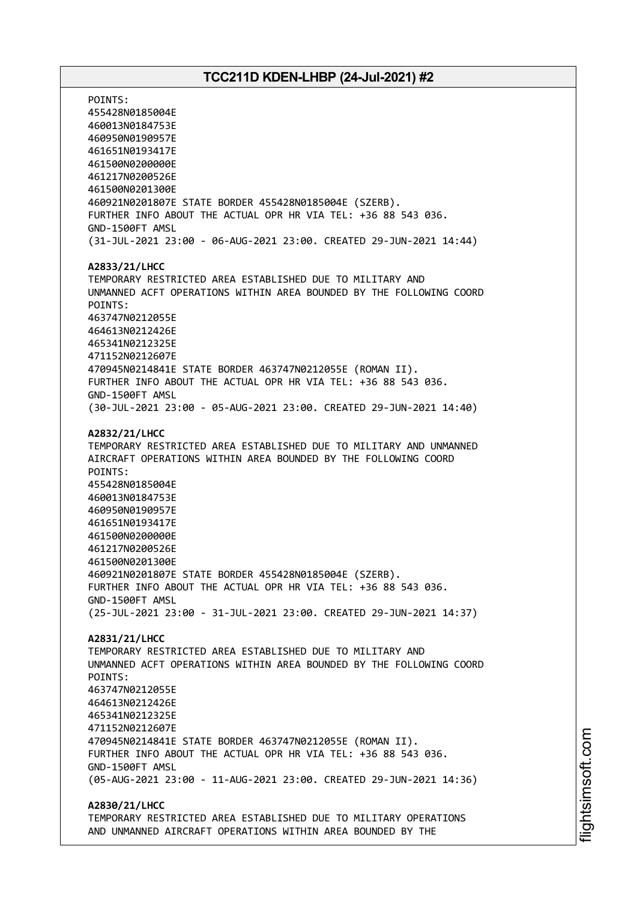POINTS:
455428N0185004E
460013N0184753E
460950N0190957E
461651N0193417E
461500N0200000E
461217N0200526E
461500N0201300E
460921N0201807E STATE BORDER 455428N0185004E (SZERB).
FURTHER INFO ABOUT THE ACTUAL OPR HR VIA TEL: +36 88 543 036.
GND-1500FT AMSL
(31-JUL-2021 23:00 - 06-AUG-2021 23:00. CREATED 29-JUN-2021 14:44)

**A2833/21/LHCC**
TEMPORARY RESTRICTED AREA ESTABLISHED DUE TO MILITARY AND
UNMANNED ACFT OPERATIONS WITHIN AREA BOUNDED BY THE FOLLOWING COORD
POINTS:
463747N0212055E
464613N0212426E
465341N0212325E
471152N0212607E
470945N0214841E STATE BORDER 463747N0212055E (ROMAN II).
FURTHER INFO ABOUT THE ACTUAL OPR HR VIA TEL: +36 88 543 036.
GND-1500FT AMSL
(30-JUL-2021 23:00 - 05-AUG-2021 23:00. CREATED 29-JUN-2021 14:40)

**A2832/21/LHCC**
TEMPORARY RESTRICTED AREA ESTABLISHED DUE TO MILITARY AND UNMANNED
AIRCRAFT OPERATIONS WITHIN AREA BOUNDED BY THE FOLLOWING COORD
POINTS:
455428N0185004E
460013N0184753E
460950N0190957E
461651N0193417E
461500N0200000E
461217N0200526E
461500N0201300E
460921N0201807E STATE BORDER 455428N0185004E (SZERB).
FURTHER INFO ABOUT THE ACTUAL OPR HR VIA TEL: +36 88 543 036.
GND-1500FT AMSL
(25-JUL-2021 23:00 - 31-JUL-2021 23:00. CREATED 29-JUN-2021 14:37)

**A2831/21/LHCC**
TEMPORARY RESTRICTED AREA ESTABLISHED DUE TO MILITARY AND
UNMANNED ACFT OPERATIONS WITHIN AREA BOUNDED BY THE FOLLOWING COORD
POINTS:
463747N0212055E
464613N0212426E
465341N0212325E
471152N0212607E
470945N0214841E STATE BORDER 463747N0212055E (ROMAN II).
FURTHER INFO ABOUT THE ACTUAL OPR HR VIA TEL: +36 88 543 036.
GND-1500FT AMSL
(05-AUG-2021 23:00 - 11-AUG-2021 23:00. CREATED 29-JUN-2021 14:36)

**A2830/21/LHCC**
TEMPORARY RESTRICTED AREA ESTABLISHED DUE TO MILITARY OPERATIONS
AND UNMANNED AIRCRAFT OPERATIONS WITHIN AREA BOUNDED BY THE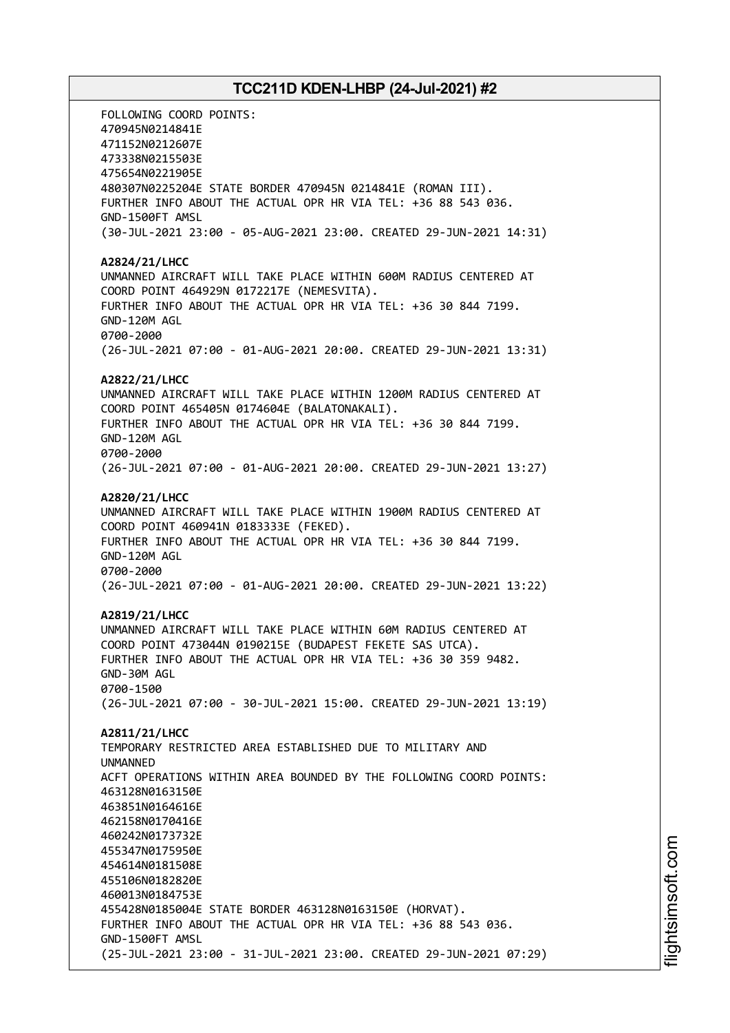FOLLOWING COORD POINTS:
470945N0214841E
471152N0212607E
473338N0215503E
475654N0221905E
480307N0225204E STATE BORDER 470945N 0214841E (ROMAN III).
FURTHER INFO ABOUT THE ACTUAL OPR HR VIA TEL: +36 88 543 036.
GND-1500FT AMSL
(30-JUL-2021 23:00 - 05-AUG-2021 23:00. CREATED 29-JUN-2021 14:31)

**A2824/21/LHCC**
UNMANNED AIRCRAFT WILL TAKE PLACE WITHIN 600M RADIUS CENTERED AT
COORD POINT 464929N 0172217E (NEMESVITA).
FURTHER INFO ABOUT THE ACTUAL OPR HR VIA TEL: +36 30 844 7199.
GND-120M AGL
0700-2000
(26-JUL-2021 07:00 - 01-AUG-2021 20:00. CREATED 29-JUN-2021 13:31)

**A2822/21/LHCC**
UNMANNED AIRCRAFT WILL TAKE PLACE WITHIN 1200M RADIUS CENTERED AT
COORD POINT 465405N 0174604E (BALATONAKALI).
FURTHER INFO ABOUT THE ACTUAL OPR HR VIA TEL: +36 30 844 7199.
GND-120M AGL
0700-2000
(26-JUL-2021 07:00 - 01-AUG-2021 20:00. CREATED 29-JUN-2021 13:27)

**A2820/21/LHCC**
UNMANNED AIRCRAFT WILL TAKE PLACE WITHIN 1900M RADIUS CENTERED AT
COORD POINT 460941N 0183333E (FEKED).
FURTHER INFO ABOUT THE ACTUAL OPR HR VIA TEL: +36 30 844 7199.
GND-120M AGL
0700-2000
(26-JUL-2021 07:00 - 01-AUG-2021 20:00. CREATED 29-JUN-2021 13:22)

**A2819/21/LHCC**
UNMANNED AIRCRAFT WILL TAKE PLACE WITHIN 60M RADIUS CENTERED AT
COORD POINT 473044N 0190215E (BUDAPEST FEKETE SAS UTCA).
FURTHER INFO ABOUT THE ACTUAL OPR HR VIA TEL: +36 30 359 9482.
GND-30M AGL
0700-1500
(26-JUL-2021 07:00 - 30-JUL-2021 15:00. CREATED 29-JUN-2021 13:19)

**A2811/21/LHCC**
TEMPORARY RESTRICTED AREA ESTABLISHED DUE TO MILITARY AND
UNMANNED
ACFT OPERATIONS WITHIN AREA BOUNDED BY THE FOLLOWING COORD POINTS:
463128N0163150E
463851N0164616E
462158N0170416E
460242N0173732E
455347N0175950E
454614N0181508E
455106N0182820E
460013N0184753E
455428N0185004E STATE BORDER 463128N0163150E (HORVAT).
FURTHER INFO ABOUT THE ACTUAL OPR HR VIA TEL: +36 88 543 036.
GND-1500FT AMSL
(25-JUL-2021 23:00 - 31-JUL-2021 23:00. CREATED 29-JUN-2021 07:29)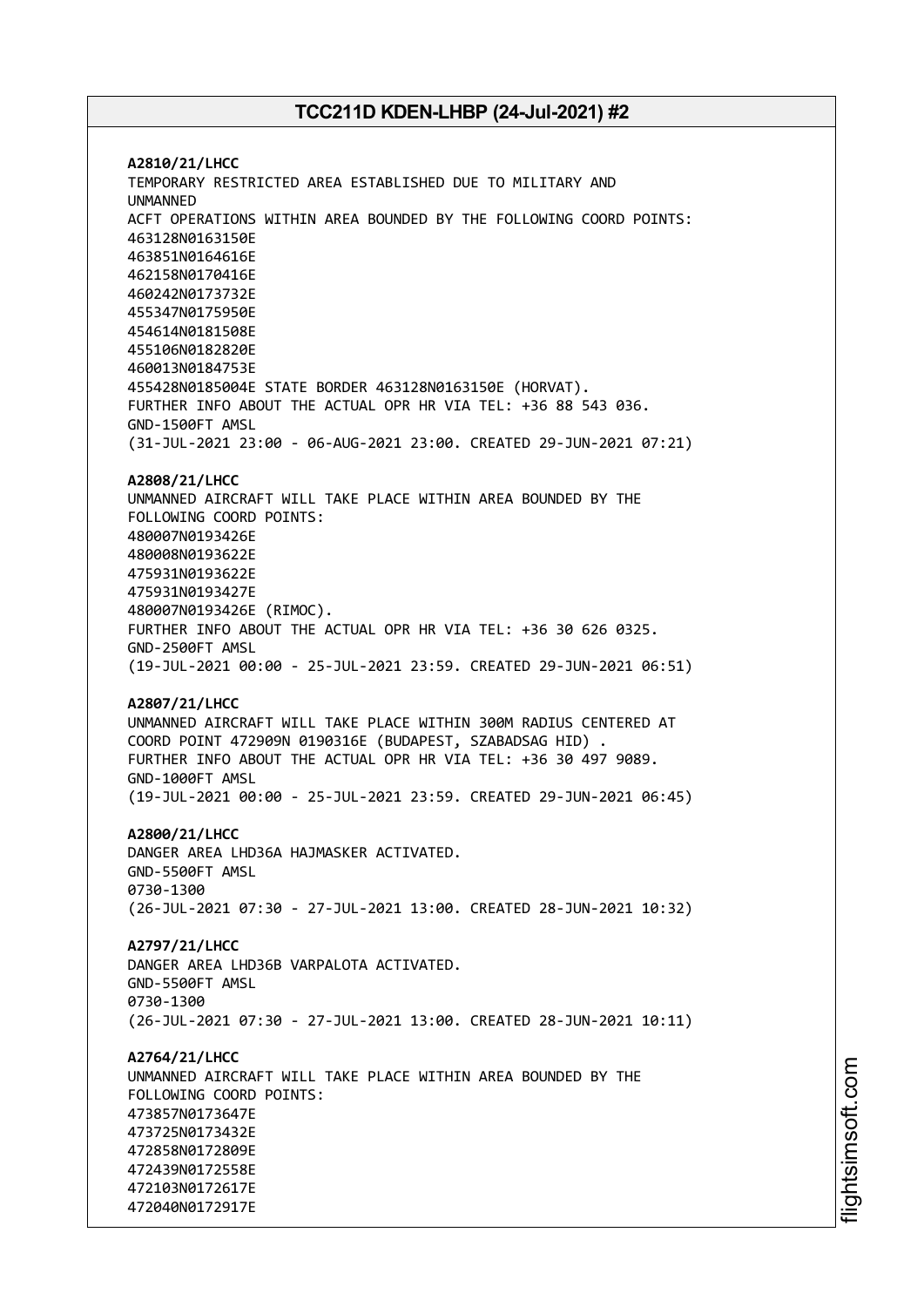**A2810/21/LHCC**
TEMPORARY RESTRICTED AREA ESTABLISHED DUE TO MILITARY AND
UNMANNED
ACFT OPERATIONS WITHIN AREA BOUNDED BY THE FOLLOWING COORD POINTS:
463128N0163150E
463851N0164616E
462158N0170416E
460242N0173732E
455347N0175950E
454614N0181508E
455106N0182820E
460013N0184753E
455428N0185004E STATE BORDER 463128N0163150E (HORVAT).
FURTHER INFO ABOUT THE ACTUAL OPR HR VIA TEL: +36 88 543 036.
GND-1500FT AMSL
(31-JUL-2021 23:00 - 06-AUG-2021 23:00. CREATED 29-JUN-2021 07:21)

**A2808/21/LHCC**
UNMANNED AIRCRAFT WILL TAKE PLACE WITHIN AREA BOUNDED BY THE
FOLLOWING COORD POINTS:
480007N0193426E
480008N0193622E
475931N0193622E
475931N0193427E
480007N0193426E (RIMOC).
FURTHER INFO ABOUT THE ACTUAL OPR HR VIA TEL: +36 30 626 0325.
GND-2500FT AMSL
(19-JUL-2021 00:00 - 25-JUL-2021 23:59. CREATED 29-JUN-2021 06:51)

**A2807/21/LHCC**
UNMANNED AIRCRAFT WILL TAKE PLACE WITHIN 300M RADIUS CENTERED AT
COORD POINT 472909N 0190316E (BUDAPEST, SZABADSAG HID) .
FURTHER INFO ABOUT THE ACTUAL OPR HR VIA TEL: +36 30 497 9089.
GND-1000FT AMSL
(19-JUL-2021 00:00 - 25-JUL-2021 23:59. CREATED 29-JUN-2021 06:45)

**A2800/21/LHCC**
DANGER AREA LHD36A HAJMASKER ACTIVATED.
GND-5500FT AMSL
0730-1300
(26-JUL-2021 07:30 - 27-JUL-2021 13:00. CREATED 28-JUN-2021 10:32)

**A2797/21/LHCC**
DANGER AREA LHD36B VARPALOTA ACTIVATED.
GND-5500FT AMSL
0730-1300
(26-JUL-2021 07:30 - 27-JUL-2021 13:00. CREATED 28-JUN-2021 10:11)

**A2764/21/LHCC**
UNMANNED AIRCRAFT WILL TAKE PLACE WITHIN AREA BOUNDED BY THE
FOLLOWING COORD POINTS:
473857N0173647E
473725N0173432E
472858N0172809E
472439N0172558E
472103N0172617E
472040N0172917E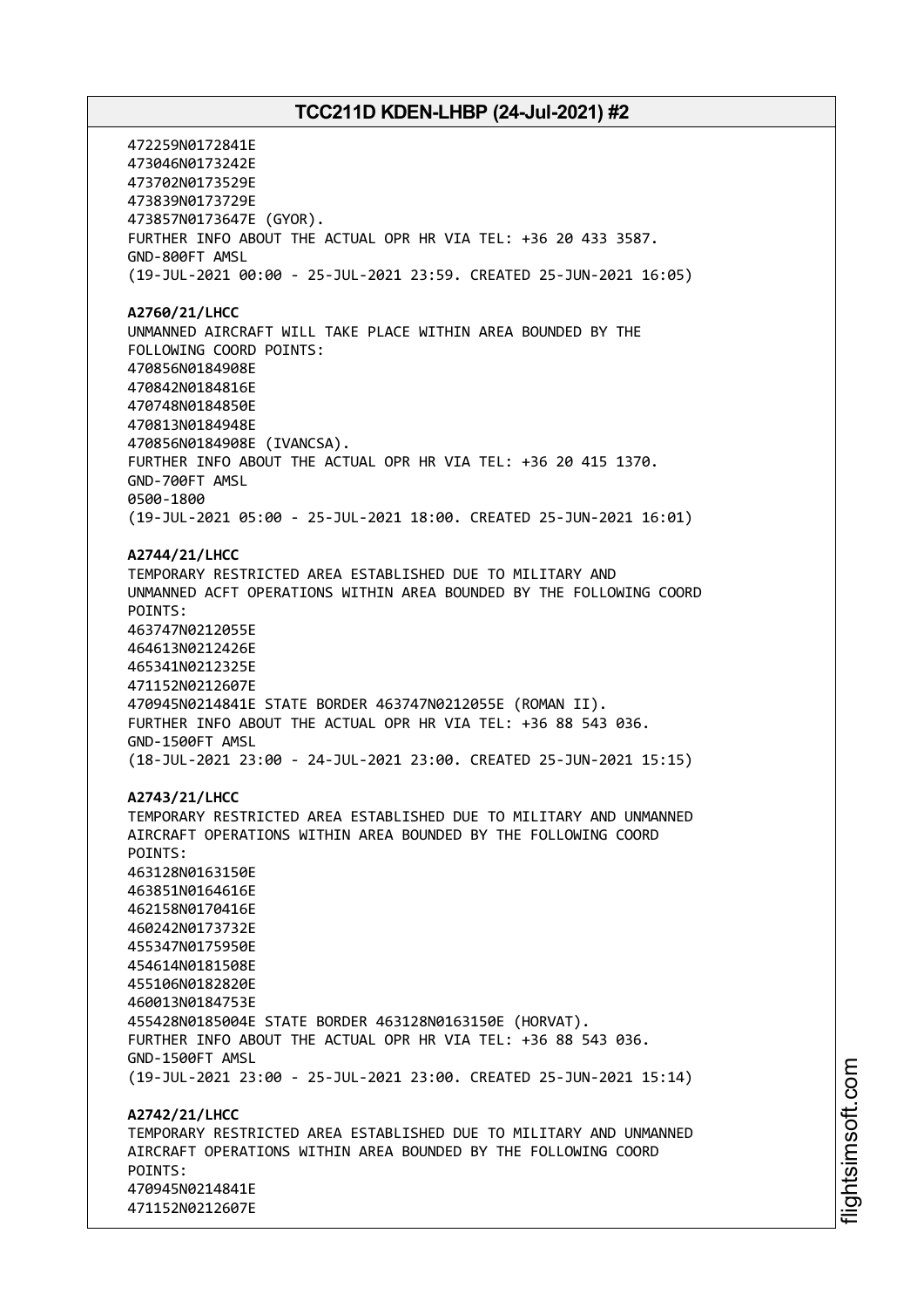472259N0172841E
473046N0173242E
473702N0173529E
473839N0173729E
473857N0173647E (GYOR).
FURTHER INFO ABOUT THE ACTUAL OPR HR VIA TEL: +36 20 433 3587.
GND-800FT AMSL
(19-JUL-2021 00:00 - 25-JUL-2021 23:59. CREATED 25-JUN-2021 16:05)

**A2760/21/LHCC**
UNMANNED AIRCRAFT WILL TAKE PLACE WITHIN AREA BOUNDED BY THE FOLLOWING COORD POINTS:
470856N0184908E
470842N0184816E
470748N0184850E
470813N0184948E
470856N0184908E (IVANCSA).
FURTHER INFO ABOUT THE ACTUAL OPR HR VIA TEL: +36 20 415 1370.
GND-700FT AMSL
0500-1800
(19-JUL-2021 05:00 - 25-JUL-2021 18:00. CREATED 25-JUN-2021 16:01)

**A2744/21/LHCC**
TEMPORARY RESTRICTED AREA ESTABLISHED DUE TO MILITARY AND UNMANNED ACFT OPERATIONS WITHIN AREA BOUNDED BY THE FOLLOWING COORD POINTS:
463747N0212055E
464613N0212426E
465341N0212325E
471152N0212607E
470945N0214841E STATE BORDER 463747N0212055E (ROMAN II).
FURTHER INFO ABOUT THE ACTUAL OPR HR VIA TEL: +36 88 543 036.
GND-1500FT AMSL
(18-JUL-2021 23:00 - 24-JUL-2021 23:00. CREATED 25-JUN-2021 15:15)

**A2743/21/LHCC**
TEMPORARY RESTRICTED AREA ESTABLISHED DUE TO MILITARY AND UNMANNED AIRCRAFT OPERATIONS WITHIN AREA BOUNDED BY THE FOLLOWING COORD POINTS:
463128N0163150E
463851N0164616E
462158N0170416E
460242N0173732E
455347N0175950E
454614N0181508E
455106N0182820E
460013N0184753E
455428N0185004E STATE BORDER 463128N0163150E (HORVAT).
FURTHER INFO ABOUT THE ACTUAL OPR HR VIA TEL: +36 88 543 036.
GND-1500FT AMSL
(19-JUL-2021 23:00 - 25-JUL-2021 23:00. CREATED 25-JUN-2021 15:14)

**A2742/21/LHCC**
TEMPORARY RESTRICTED AREA ESTABLISHED DUE TO MILITARY AND UNMANNED AIRCRAFT OPERATIONS WITHIN AREA BOUNDED BY THE FOLLOWING COORD POINTS:
470945N0214841E
471152N0212607E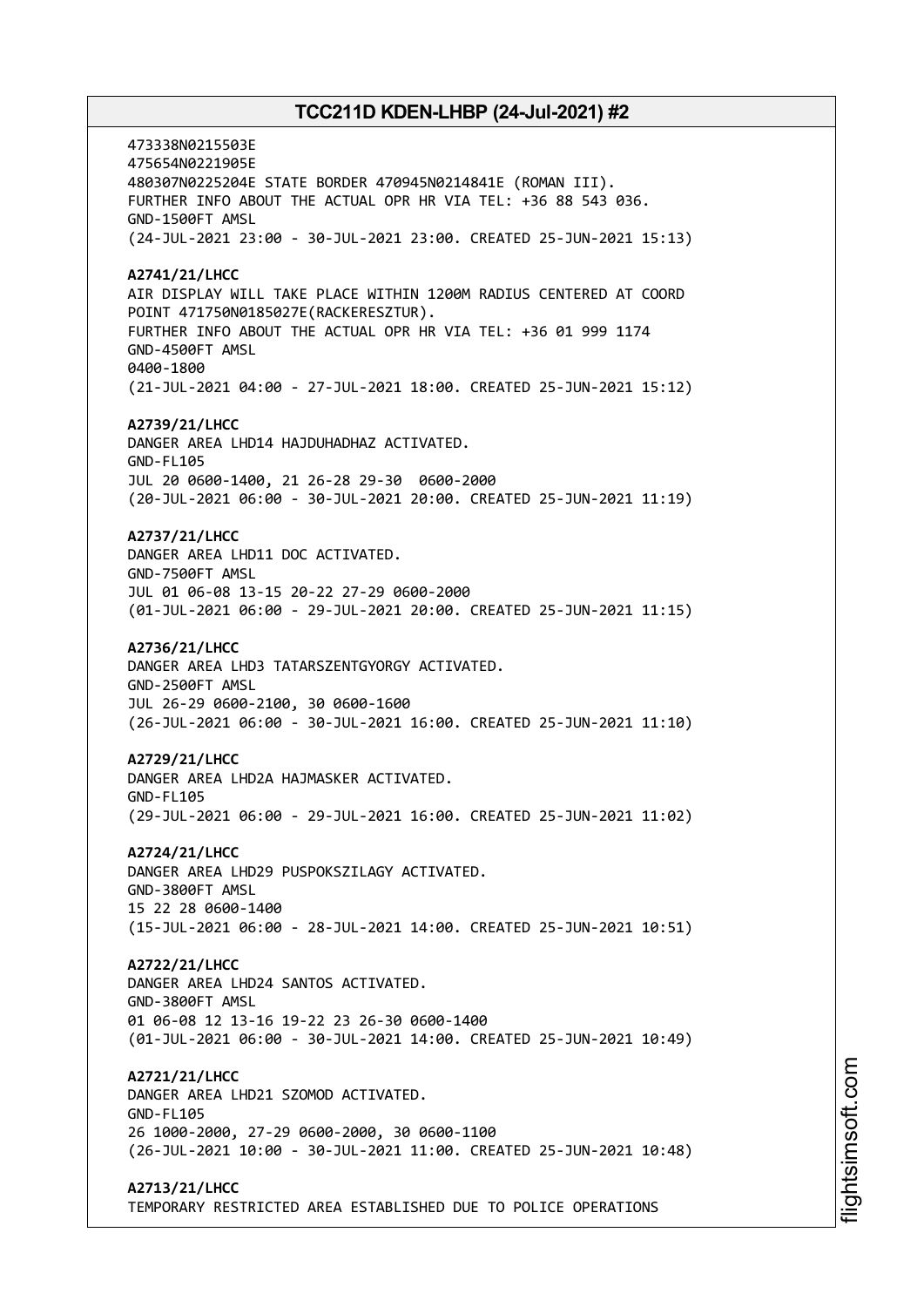473338N0215503E
475654N0221905E
480307N0225204E STATE BORDER 470945N0214841E (ROMAN III).
FURTHER INFO ABOUT THE ACTUAL OPR HR VIA TEL: +36 88 543 036.
GND-1500FT AMSL
(24-JUL-2021 23:00 - 30-JUL-2021 23:00. CREATED 25-JUN-2021 15:13)

**A2741/21/LHCC**
AIR DISPLAY WILL TAKE PLACE WITHIN 1200M RADIUS CENTERED AT COORD POINT 471750N0185027E(RACKERESZTUR).
FURTHER INFO ABOUT THE ACTUAL OPR HR VIA TEL: +36 01 999 1174
GND-4500FT AMSL
0400-1800
(21-JUL-2021 04:00 - 27-JUL-2021 18:00. CREATED 25-JUN-2021 15:12)

**A2739/21/LHCC**
DANGER AREA LHD14 HAJDUHADHAZ ACTIVATED.
GND-FL105
JUL 20 0600-1400, 21 26-28 29-30 0600-2000
(20-JUL-2021 06:00 - 30-JUL-2021 20:00. CREATED 25-JUN-2021 11:19)

**A2737/21/LHCC**
DANGER AREA LHD11 DOC ACTIVATED.
GND-7500FT AMSL
JUL 01 06-08 13-15 20-22 27-29 0600-2000
(01-JUL-2021 06:00 - 29-JUL-2021 20:00. CREATED 25-JUN-2021 11:15)

**A2736/21/LHCC**
DANGER AREA LHD3 TATARSZENTGYORGY ACTIVATED.
GND-2500FT AMSL
JUL 26-29 0600-2100, 30 0600-1600
(26-JUL-2021 06:00 - 30-JUL-2021 16:00. CREATED 25-JUN-2021 11:10)

**A2729/21/LHCC**
DANGER AREA LHD2A HAJMASKER ACTIVATED.
GND-FL105
(29-JUL-2021 06:00 - 29-JUL-2021 16:00. CREATED 25-JUN-2021 11:02)

**A2724/21/LHCC**
DANGER AREA LHD29 PUSPOKSZILAGY ACTIVATED.
GND-3800FT AMSL
15 22 28 0600-1400
(15-JUL-2021 06:00 - 28-JUL-2021 14:00. CREATED 25-JUN-2021 10:51)

**A2722/21/LHCC**
DANGER AREA LHD24 SANTOS ACTIVATED.
GND-3800FT AMSL
01 06-08 12 13-16 19-22 23 26-30 0600-1400
(01-JUL-2021 06:00 - 30-JUL-2021 14:00. CREATED 25-JUN-2021 10:49)

**A2721/21/LHCC**
DANGER AREA LHD21 SZOMOD ACTIVATED.
GND-FL105
26 1000-2000, 27-29 0600-2000, 30 0600-1100
(26-JUL-2021 10:00 - 30-JUL-2021 11:00. CREATED 25-JUN-2021 10:48)

**A2713/21/LHCC**
TEMPORARY RESTRICTED AREA ESTABLISHED DUE TO POLICE OPERATIONS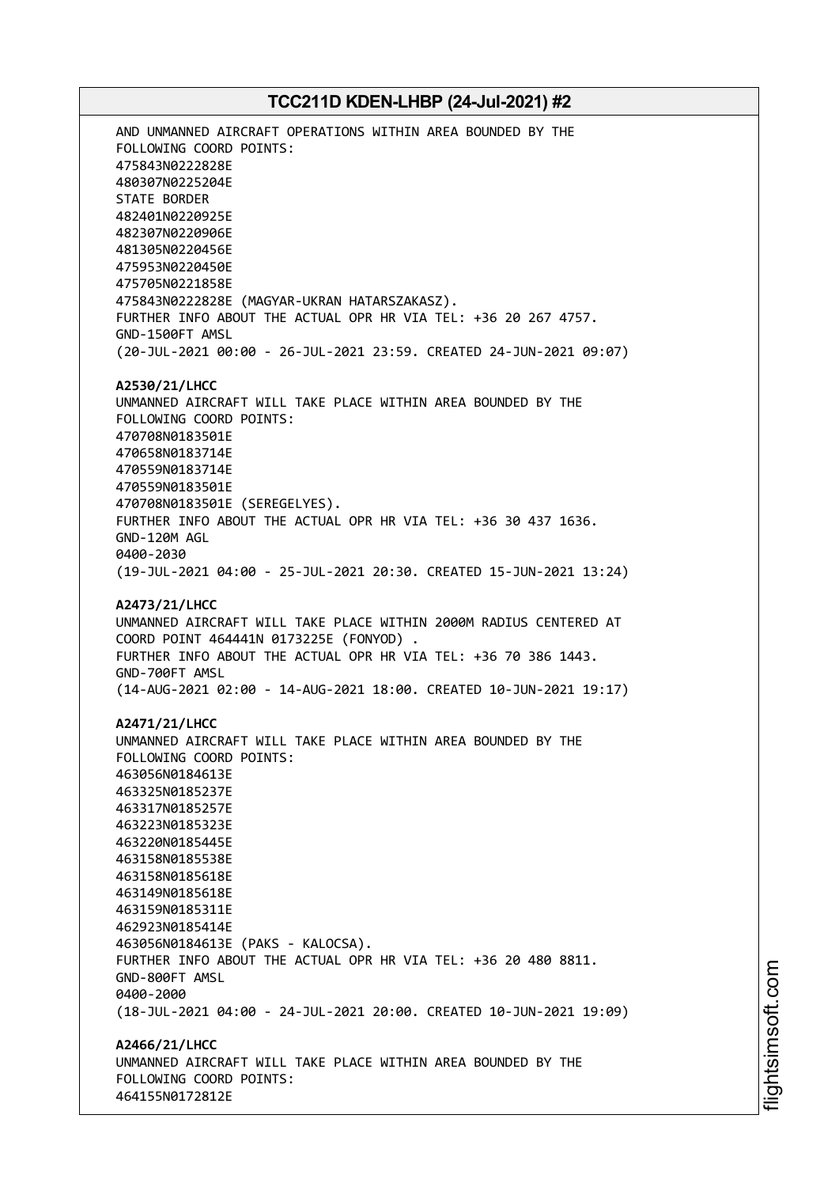AND UNMANNED AIRCRAFT OPERATIONS WITHIN AREA BOUNDED BY THE
FOLLOWING COORD POINTS:
475843N0222828E
480307N0225204E
STATE BORDER
482401N0220925E
482307N0220906E
481305N0220456E
475953N0220450E
475705N0221858E
475843N0222828E (MAGYAR-UKRAN HATARSZAKASZ).
FURTHER INFO ABOUT THE ACTUAL OPR HR VIA TEL: +36 20 267 4757.
GND-1500FT AMSL
(20-JUL-2021 00:00 - 26-JUL-2021 23:59. CREATED 24-JUN-2021 09:07)

**A2530/21/LHCC**
UNMANNED AIRCRAFT WILL TAKE PLACE WITHIN AREA BOUNDED BY THE
FOLLOWING COORD POINTS:
470708N0183501E
470658N0183714E
470559N0183714E
470559N0183501E
470708N0183501E (SEREGELYES).
FURTHER INFO ABOUT THE ACTUAL OPR HR VIA TEL: +36 30 437 1636.
GND-120M AGL
0400-2030
(19-JUL-2021 04:00 - 25-JUL-2021 20:30. CREATED 15-JUN-2021 13:24)

**A2473/21/LHCC**
UNMANNED AIRCRAFT WILL TAKE PLACE WITHIN 2000M RADIUS CENTERED AT
COORD POINT 464441N 0173225E (FONYOD) .
FURTHER INFO ABOUT THE ACTUAL OPR HR VIA TEL: +36 70 386 1443.
GND-700FT AMSL
(14-AUG-2021 02:00 - 14-AUG-2021 18:00. CREATED 10-JUN-2021 19:17)

**A2471/21/LHCC**
UNMANNED AIRCRAFT WILL TAKE PLACE WITHIN AREA BOUNDED BY THE
FOLLOWING COORD POINTS:
463056N0184613E
463325N0185237E
463317N0185257E
463223N0185323E
463220N0185445E
463158N0185538E
463158N0185618E
463149N0185618E
463159N0185311E
462923N0185414E
463056N0184613E (PAKS - KALOCSA).
FURTHER INFO ABOUT THE ACTUAL OPR HR VIA TEL: +36 20 480 8811.
GND-800FT AMSL
0400-2000
(18-JUL-2021 04:00 - 24-JUL-2021 20:00. CREATED 10-JUN-2021 19:09)

**A2466/21/LHCC**
UNMANNED AIRCRAFT WILL TAKE PLACE WITHIN AREA BOUNDED BY THE
FOLLOWING COORD POINTS:
464155N0172812E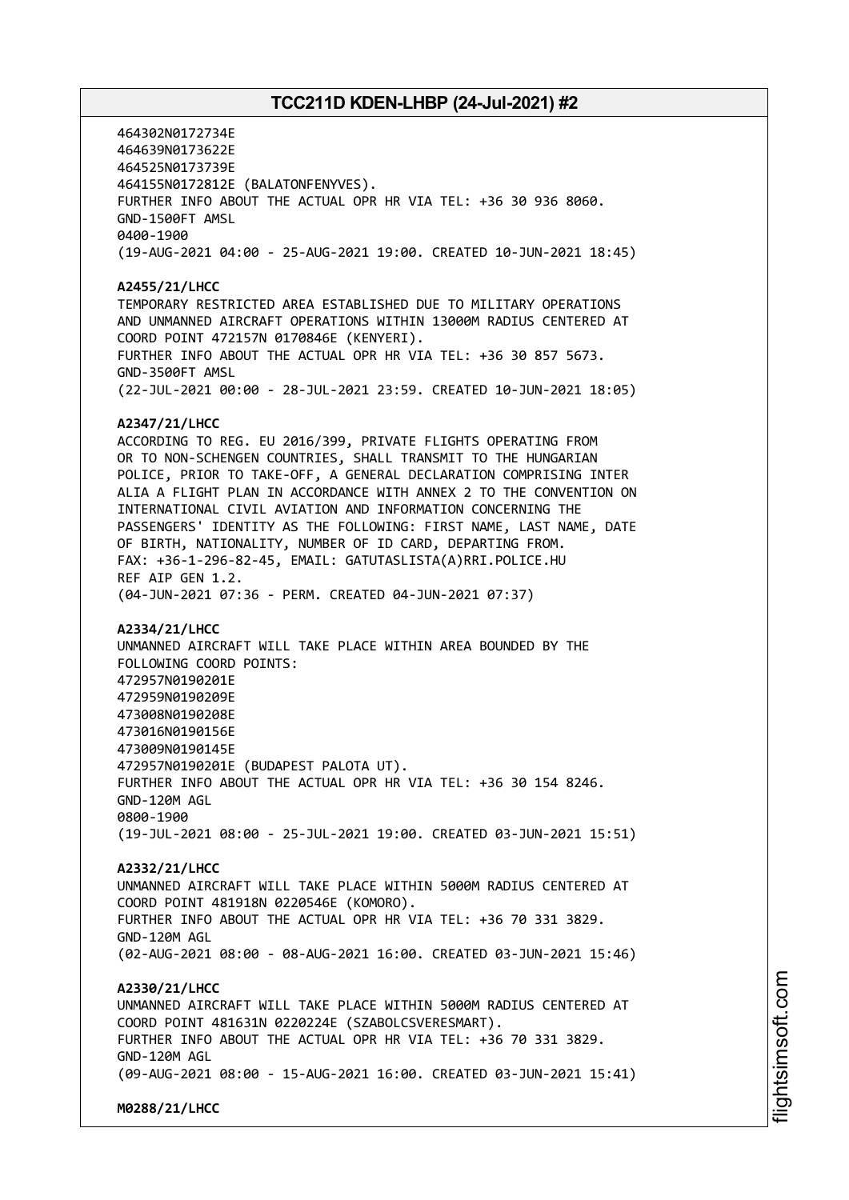464302N0172734E
464639N0173622E
464525N0173739E
464155N0172812E (BALATONFENYVES).
FURTHER INFO ABOUT THE ACTUAL OPR HR VIA TEL: +36 30 936 8060.
GND-1500FT AMSL
0400-1900
(19-AUG-2021 04:00 - 25-AUG-2021 19:00. CREATED 10-JUN-2021 18:45)

**A2455/21/LHCC**
TEMPORARY RESTRICTED AREA ESTABLISHED DUE TO MILITARY OPERATIONS AND UNMANNED AIRCRAFT OPERATIONS WITHIN 13000M RADIUS CENTERED AT COORD POINT 472157N 0170846E (KENYERI).
FURTHER INFO ABOUT THE ACTUAL OPR HR VIA TEL: +36 30 857 5673.
GND-3500FT AMSL
(22-JUL-2021 00:00 - 28-JUL-2021 23:59. CREATED 10-JUN-2021 18:05)

**A2347/21/LHCC**
ACCORDING TO REG. EU 2016/399, PRIVATE FLIGHTS OPERATING FROM OR TO NON-SCHENGEN COUNTRIES, SHALL TRANSMIT TO THE HUNGARIAN POLICE, PRIOR TO TAKE-OFF, A GENERAL DECLARATION COMPRISING INTER ALIA A FLIGHT PLAN IN ACCORDANCE WITH ANNEX 2 TO THE CONVENTION ON INTERNATIONAL CIVIL AVIATION AND INFORMATION CONCERNING THE PASSENGERS' IDENTITY AS THE FOLLOWING: FIRST NAME, LAST NAME, DATE OF BIRTH, NATIONALITY, NUMBER OF ID CARD, DEPARTING FROM.
FAX: +36-1-296-82-45, EMAIL: GATUTASLISTA(A)RRI.POLICE.HU
REF AIP GEN 1.2.
(04-JUN-2021 07:36 - PERM. CREATED 04-JUN-2021 07:37)

**A2334/21/LHCC**
UNMANNED AIRCRAFT WILL TAKE PLACE WITHIN AREA BOUNDED BY THE FOLLOWING COORD POINTS:
472957N0190201E
472959N0190209E
473008N0190208E
473016N0190156E
473009N0190145E
472957N0190201E (BUDAPEST PALOTA UT).
FURTHER INFO ABOUT THE ACTUAL OPR HR VIA TEL: +36 30 154 8246.
GND-120M AGL
0800-1900
(19-JUL-2021 08:00 - 25-JUL-2021 19:00. CREATED 03-JUN-2021 15:51)

**A2332/21/LHCC**
UNMANNED AIRCRAFT WILL TAKE PLACE WITHIN 5000M RADIUS CENTERED AT COORD POINT 481918N 0220546E (KOMORO).
FURTHER INFO ABOUT THE ACTUAL OPR HR VIA TEL: +36 70 331 3829.
GND-120M AGL
(02-AUG-2021 08:00 - 08-AUG-2021 16:00. CREATED 03-JUN-2021 15:46)

**A2330/21/LHCC**
UNMANNED AIRCRAFT WILL TAKE PLACE WITHIN 5000M RADIUS CENTERED AT COORD POINT 481631N 0220224E (SZABOLCSVERESMART).
FURTHER INFO ABOUT THE ACTUAL OPR HR VIA TEL: +36 70 331 3829.
GND-120M AGL
(09-AUG-2021 08:00 - 15-AUG-2021 16:00. CREATED 03-JUN-2021 15:41)

**M0288/21/LHCC**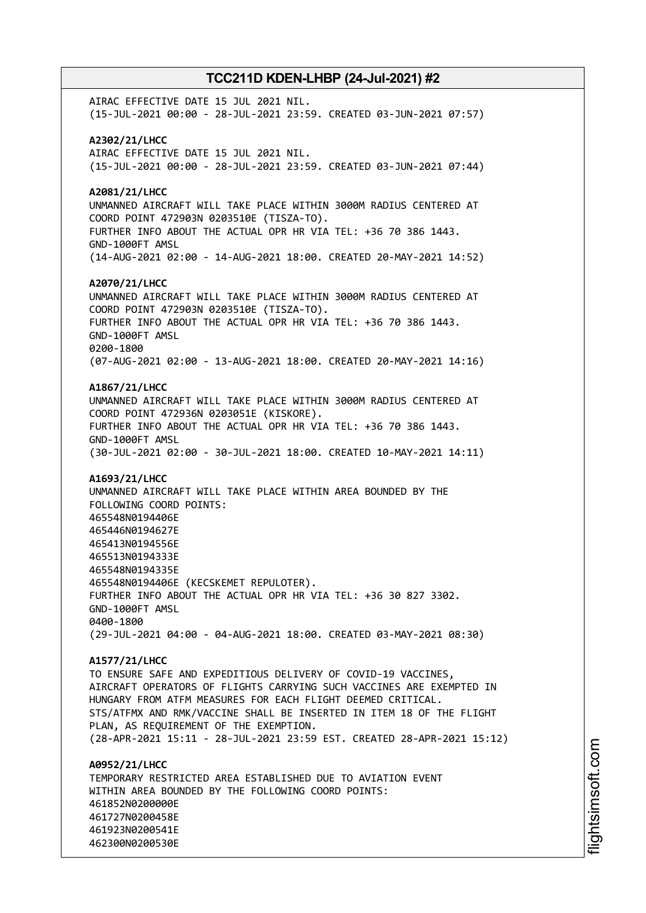AIRAC EFFECTIVE DATE 15 JUL 2021 NIL.
(15-JUL-2021 00:00 - 28-JUL-2021 23:59. CREATED 03-JUN-2021 07:57)

**A2302/21/LHCC**
AIRAC EFFECTIVE DATE 15 JUL 2021 NIL.
(15-JUL-2021 00:00 - 28-JUL-2021 23:59. CREATED 03-JUN-2021 07:44)

**A2081/21/LHCC**
UNMANNED AIRCRAFT WILL TAKE PLACE WITHIN 3000M RADIUS CENTERED AT
COORD POINT 472903N 0203510E (TISZA-TO).
FURTHER INFO ABOUT THE ACTUAL OPR HR VIA TEL: +36 70 386 1443.
GND-1000FT AMSL
(14-AUG-2021 02:00 - 14-AUG-2021 18:00. CREATED 20-MAY-2021 14:52)

**A2070/21/LHCC**
UNMANNED AIRCRAFT WILL TAKE PLACE WITHIN 3000M RADIUS CENTERED AT
COORD POINT 472903N 0203510E (TISZA-TO).
FURTHER INFO ABOUT THE ACTUAL OPR HR VIA TEL: +36 70 386 1443.
GND-1000FT AMSL
0200-1800
(07-AUG-2021 02:00 - 13-AUG-2021 18:00. CREATED 20-MAY-2021 14:16)

**A1867/21/LHCC**
UNMANNED AIRCRAFT WILL TAKE PLACE WITHIN 3000M RADIUS CENTERED AT
COORD POINT 472936N 0203051E (KISKORE).
FURTHER INFO ABOUT THE ACTUAL OPR HR VIA TEL: +36 70 386 1443.
GND-1000FT AMSL
(30-JUL-2021 02:00 - 30-JUL-2021 18:00. CREATED 10-MAY-2021 14:11)

**A1693/21/LHCC**
UNMANNED AIRCRAFT WILL TAKE PLACE WITHIN AREA BOUNDED BY THE
FOLLOWING COORD POINTS:
465548N0194406E
465446N0194627E
465413N0194556E
465513N0194333E
465548N0194335E
465548N0194406E (KECSKEMET REPULOTER).
FURTHER INFO ABOUT THE ACTUAL OPR HR VIA TEL: +36 30 827 3302.
GND-1000FT AMSL
0400-1800
(29-JUL-2021 04:00 - 04-AUG-2021 18:00. CREATED 03-MAY-2021 08:30)

**A1577/21/LHCC**
TO ENSURE SAFE AND EXPEDITIOUS DELIVERY OF COVID-19 VACCINES,
AIRCRAFT OPERATORS OF FLIGHTS CARRYING SUCH VACCINES ARE EXEMPTED IN
HUNGARY FROM ATFM MEASURES FOR EACH FLIGHT DEEMED CRITICAL.
STS/ATFMX AND RMK/VACCINE SHALL BE INSERTED IN ITEM 18 OF THE FLIGHT
PLAN, AS REQUIREMENT OF THE EXEMPTION.
(28-APR-2021 15:11 - 28-JUL-2021 23:59 EST. CREATED 28-APR-2021 15:12)

**A0952/21/LHCC**
TEMPORARY RESTRICTED AREA ESTABLISHED DUE TO AVIATION EVENT
WITHIN AREA BOUNDED BY THE FOLLOWING COORD POINTS:
461852N0200000E
461727N0200458E
461923N0200541E
462300N0200530E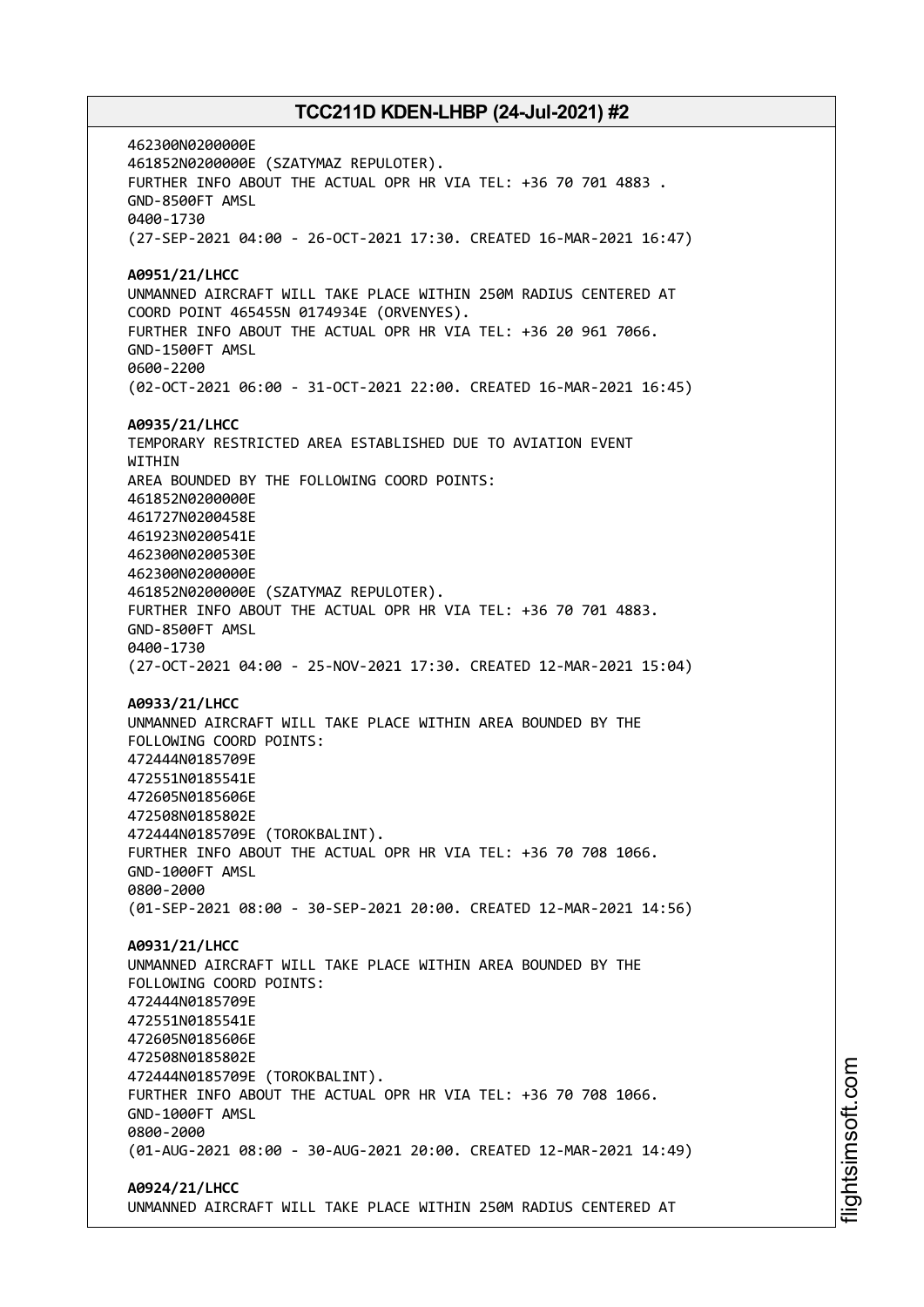462300N0200000E
461852N0200000E (SZATYMAZ REPULOTER).
FURTHER INFO ABOUT THE ACTUAL OPR HR VIA TEL: +36 70 701 4883 .
GND-8500FT AMSL
0400-1730
(27-SEP-2021 04:00 - 26-OCT-2021 17:30. CREATED 16-MAR-2021 16:47)

**A0951/21/LHCC**
UNMANNED AIRCRAFT WILL TAKE PLACE WITHIN 250M RADIUS CENTERED AT
COORD POINT 465455N 0174934E (ORVENYES).
FURTHER INFO ABOUT THE ACTUAL OPR HR VIA TEL: +36 20 961 7066.
GND-1500FT AMSL
0600-2200
(02-OCT-2021 06:00 - 31-OCT-2021 22:00. CREATED 16-MAR-2021 16:45)

**A0935/21/LHCC**
TEMPORARY RESTRICTED AREA ESTABLISHED DUE TO AVIATION EVENT
WITHIN
AREA BOUNDED BY THE FOLLOWING COORD POINTS:
461852N0200000E
461727N0200458E
461923N0200541E
462300N0200530E
462300N0200000E
461852N0200000E (SZATYMAZ REPULOTER).
FURTHER INFO ABOUT THE ACTUAL OPR HR VIA TEL: +36 70 701 4883.
GND-8500FT AMSL
0400-1730
(27-OCT-2021 04:00 - 25-NOV-2021 17:30. CREATED 12-MAR-2021 15:04)

**A0933/21/LHCC**
UNMANNED AIRCRAFT WILL TAKE PLACE WITHIN AREA BOUNDED BY THE
FOLLOWING COORD POINTS:
472444N0185709E
472551N0185541E
472605N0185606E
472508N0185802E
472444N0185709E (TOROKBALINT).
FURTHER INFO ABOUT THE ACTUAL OPR HR VIA TEL: +36 70 708 1066.
GND-1000FT AMSL
0800-2000
(01-SEP-2021 08:00 - 30-SEP-2021 20:00. CREATED 12-MAR-2021 14:56)

**A0931/21/LHCC**
UNMANNED AIRCRAFT WILL TAKE PLACE WITHIN AREA BOUNDED BY THE
FOLLOWING COORD POINTS:
472444N0185709E
472551N0185541E
472605N0185606E
472508N0185802E
472444N0185709E (TOROKBALINT).
FURTHER INFO ABOUT THE ACTUAL OPR HR VIA TEL: +36 70 708 1066.
GND-1000FT AMSL
0800-2000
(01-AUG-2021 08:00 - 30-AUG-2021 20:00. CREATED 12-MAR-2021 14:49)

**A0924/21/LHCC**
UNMANNED AIRCRAFT WILL TAKE PLACE WITHIN 250M RADIUS CENTERED AT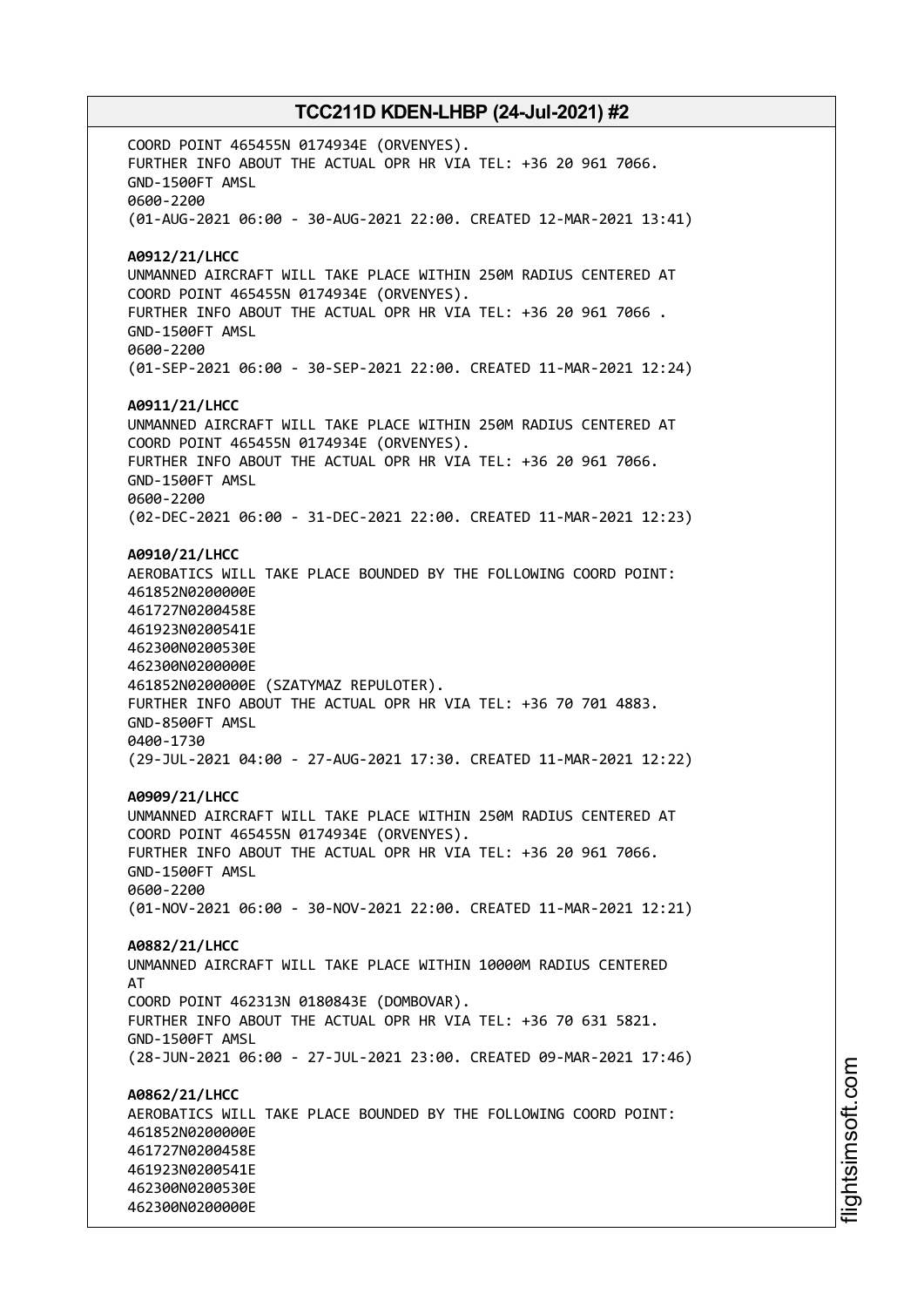COORD POINT 465455N 0174934E (ORVENYES).
FURTHER INFO ABOUT THE ACTUAL OPR HR VIA TEL: +36 20 961 7066.
GND-1500FT AMSL
0600-2200
(01-AUG-2021 06:00 - 30-AUG-2021 22:00. CREATED 12-MAR-2021 13:41)

**A0912/21/LHCC**
UNMANNED AIRCRAFT WILL TAKE PLACE WITHIN 250M RADIUS CENTERED AT
COORD POINT 465455N 0174934E (ORVENYES).
FURTHER INFO ABOUT THE ACTUAL OPR HR VIA TEL: +36 20 961 7066 .
GND-1500FT AMSL
0600-2200
(01-SEP-2021 06:00 - 30-SEP-2021 22:00. CREATED 11-MAR-2021 12:24)

**A0911/21/LHCC**
UNMANNED AIRCRAFT WILL TAKE PLACE WITHIN 250M RADIUS CENTERED AT
COORD POINT 465455N 0174934E (ORVENYES).
FURTHER INFO ABOUT THE ACTUAL OPR HR VIA TEL: +36 20 961 7066.
GND-1500FT AMSL
0600-2200
(02-DEC-2021 06:00 - 31-DEC-2021 22:00. CREATED 11-MAR-2021 12:23)

**A0910/21/LHCC**
AEROBATICS WILL TAKE PLACE BOUNDED BY THE FOLLOWING COORD POINT:
461852N0200000E
461727N0200458E
461923N0200541E
462300N0200530E
462300N0200000E
461852N0200000E (SZATYMAZ REPULOTER).
FURTHER INFO ABOUT THE ACTUAL OPR HR VIA TEL: +36 70 701 4883.
GND-8500FT AMSL
0400-1730
(29-JUL-2021 04:00 - 27-AUG-2021 17:30. CREATED 11-MAR-2021 12:22)

**A0909/21/LHCC**
UNMANNED AIRCRAFT WILL TAKE PLACE WITHIN 250M RADIUS CENTERED AT
COORD POINT 465455N 0174934E (ORVENYES).
FURTHER INFO ABOUT THE ACTUAL OPR HR VIA TEL: +36 20 961 7066.
GND-1500FT AMSL
0600-2200
(01-NOV-2021 06:00 - 30-NOV-2021 22:00. CREATED 11-MAR-2021 12:21)

**A0882/21/LHCC**
UNMANNED AIRCRAFT WILL TAKE PLACE WITHIN 10000M RADIUS CENTERED
AT
COORD POINT 462313N 0180843E (DOMBOVAR).
FURTHER INFO ABOUT THE ACTUAL OPR HR VIA TEL: +36 70 631 5821.
GND-1500FT AMSL
(28-JUN-2021 06:00 - 27-JUL-2021 23:00. CREATED 09-MAR-2021 17:46)

**A0862/21/LHCC**
AEROBATICS WILL TAKE PLACE BOUNDED BY THE FOLLOWING COORD POINT:
461852N0200000E
461727N0200458E
461923N0200541E
462300N0200530E
462300N0200000E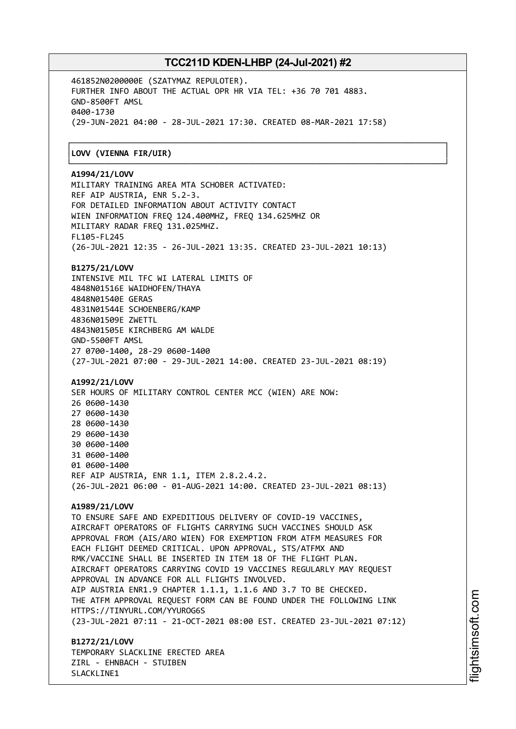461852N0200000E (SZATYMAZ REPULOTER).
FURTHER INFO ABOUT THE ACTUAL OPR HR VIA TEL: +36 70 701 4883.
GND-8500FT AMSL
0400-1730
(29-JUN-2021 04:00 - 28-JUL-2021 17:30. CREATED 08-MAR-2021 17:58)

## LOVV (VIENNA FIR/UIR)

**A1994/21/LOVV**
MILITARY TRAINING AREA MTA SCHOBER ACTIVATED:
REF AIP AUSTRIA, ENR 5.2-3.
FOR DETAILED INFORMATION ABOUT ACTIVITY CONTACT
WIEN INFORMATION FREQ 124.400MHZ, FREQ 134.625MHZ OR
MILITARY RADAR FREQ 131.025MHZ.
FL105-FL245
(26-JUL-2021 12:35 - 26-JUL-2021 13:35. CREATED 23-JUL-2021 10:13)

**B1275/21/LOVV**
INTENSIVE MIL TFC WI LATERAL LIMITS OF
4848N01516E WAIDHOFEN/THAYA
4848N01540E GERAS
4831N01544E SCHOENBERG/KAMP
4836N01509E ZWETTL
4843N01505E KIRCHBERG AM WALDE
GND-5500FT AMSL
27 0700-1400, 28-29 0600-1400
(27-JUL-2021 07:00 - 29-JUL-2021 14:00. CREATED 23-JUL-2021 08:19)

**A1992/21/LOVV**
SER HOURS OF MILITARY CONTROL CENTER MCC (WIEN) ARE NOW:
26 0600-1430
27 0600-1430
28 0600-1430
29 0600-1430
30 0600-1400
31 0600-1400
01 0600-1400
REF AIP AUSTRIA, ENR 1.1, ITEM 2.8.2.4.2.
(26-JUL-2021 06:00 - 01-AUG-2021 14:00. CREATED 23-JUL-2021 08:13)

**A1989/21/LOVV**
TO ENSURE SAFE AND EXPEDITIOUS DELIVERY OF COVID-19 VACCINES,
AIRCRAFT OPERATORS OF FLIGHTS CARRYING SUCH VACCINES SHOULD ASK
APPROVAL FROM (AIS/ARO WIEN) FOR EXEMPTION FROM ATFM MEASURES FOR
EACH FLIGHT DEEMED CRITICAL. UPON APPROVAL, STS/ATFMX AND
RMK/VACCINE SHALL BE INSERTED IN ITEM 18 OF THE FLIGHT PLAN.
AIRCRAFT OPERATORS CARRYING COVID 19 VACCINES REGULARLY MAY REQUEST
APPROVAL IN ADVANCE FOR ALL FLIGHTS INVOLVED.
AIP AUSTRIA ENR1.9 CHAPTER 1.1.1, 1.1.6 AND 3.7 TO BE CHECKED.
THE ATFM APPROVAL REQUEST FORM CAN BE FOUND UNDER THE FOLLOWING LINK
HTTPS://TINYURL.COM/YYUROG6S
(23-JUL-2021 07:11 - 21-OCT-2021 08:00 EST. CREATED 23-JUL-2021 07:12)

**B1272/21/LOVV**
TEMPORARY SLACKLINE ERECTED AREA
ZIRL - EHNBACH - STUIBEN
SLACKLINE1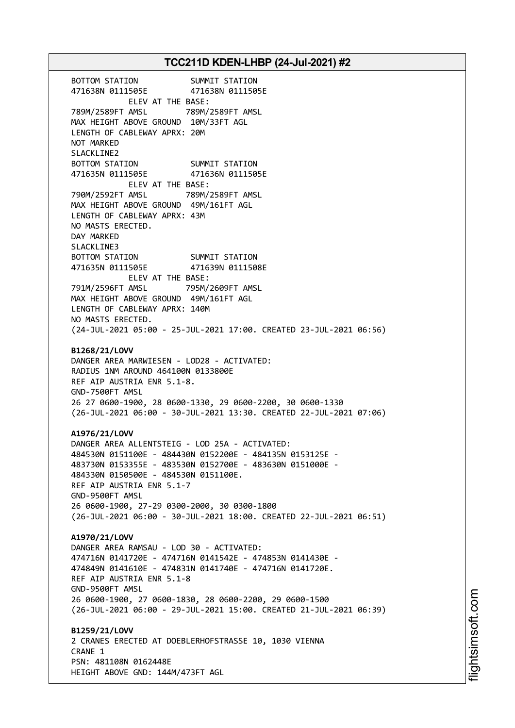```
BOTTOM STATION           SUMMIT STATION
471638N 0111505E         471638N 0111505E
          ELEV AT THE BASE:
789M/2589FT AMSL        789M/2589FT AMSL
MAX HEIGHT ABOVE GROUND  10M/33FT AGL
LENGTH OF CABLEWAY APRX: 20M
NOT MARKED
SLACKLINE2
BOTTOM STATION           SUMMIT STATION
471635N 0111505E         471636N 0111505E
          ELEV AT THE BASE:
790M/2592FT AMSL        789M/2589FT AMSL
MAX HEIGHT ABOVE GROUND  49M/161FT AGL
LENGTH OF CABLEWAY APRX: 43M
NO MASTS ERECTED.
DAY MARKED
SLACKLINE3
BOTTOM STATION           SUMMIT STATION
471635N 0111505E         471639N 0111508E
          ELEV AT THE BASE:
791M/2596FT AMSL        795M/2609FT AMSL
MAX HEIGHT ABOVE GROUND  49M/161FT AGL
LENGTH OF CABLEWAY APRX: 140M
NO MASTS ERECTED.
(24-JUL-2021 05:00 - 25-JUL-2021 17:00. CREATED 23-JUL-2021 06:56)
```

**B1268/21/LOVV**

```
DANGER AREA MARWIESEN - LOD28 - ACTIVATED:
RADIUS 1NM AROUND 464100N 0133800E
REF AIP AUSTRIA ENR 5.1-8.
GND-7500FT AMSL
26 27 0600-1900, 28 0600-1330, 29 0600-2200, 30 0600-1330
(26-JUL-2021 06:00 - 30-JUL-2021 13:30. CREATED 22-JUL-2021 07:06)
```

**A1976/21/LOVV**

```
DANGER AREA ALLENTSTEIG - LOD 25A - ACTIVATED:
484530N 0151100E - 484430N 0152200E - 484135N 0153125E -
483730N 0153355E - 483530N 0152700E - 483630N 0151000E -
484330N 0150500E - 484530N 0151100E.
REF AIP AUSTRIA ENR 5.1-7
GND-9500FT AMSL
26 0600-1900, 27-29 0300-2000, 30 0300-1800
(26-JUL-2021 06:00 - 30-JUL-2021 18:00. CREATED 22-JUL-2021 06:51)
```

**A1970/21/LOVV**

```
DANGER AREA RAMSAU - LOD 30 - ACTIVATED:
474716N 0141720E - 474716N 0141542E - 474853N 0141430E -
474849N 0141610E - 474831N 0141740E - 474716N 0141720E.
REF AIP AUSTRIA ENR 5.1-8
GND-9500FT AMSL
26 0600-1900, 27 0600-1830, 28 0600-2200, 29 0600-1500
(26-JUL-2021 06:00 - 29-JUL-2021 15:00. CREATED 21-JUL-2021 06:39)
```

**B1259/21/LOVV**

```
2 CRANES ERECTED AT DOEBLERHOFSTRASSE 10, 1030 VIENNA
CRANE 1
PSN: 481108N 0162448E
HEIGHT ABOVE GND: 144M/473FT AGL
```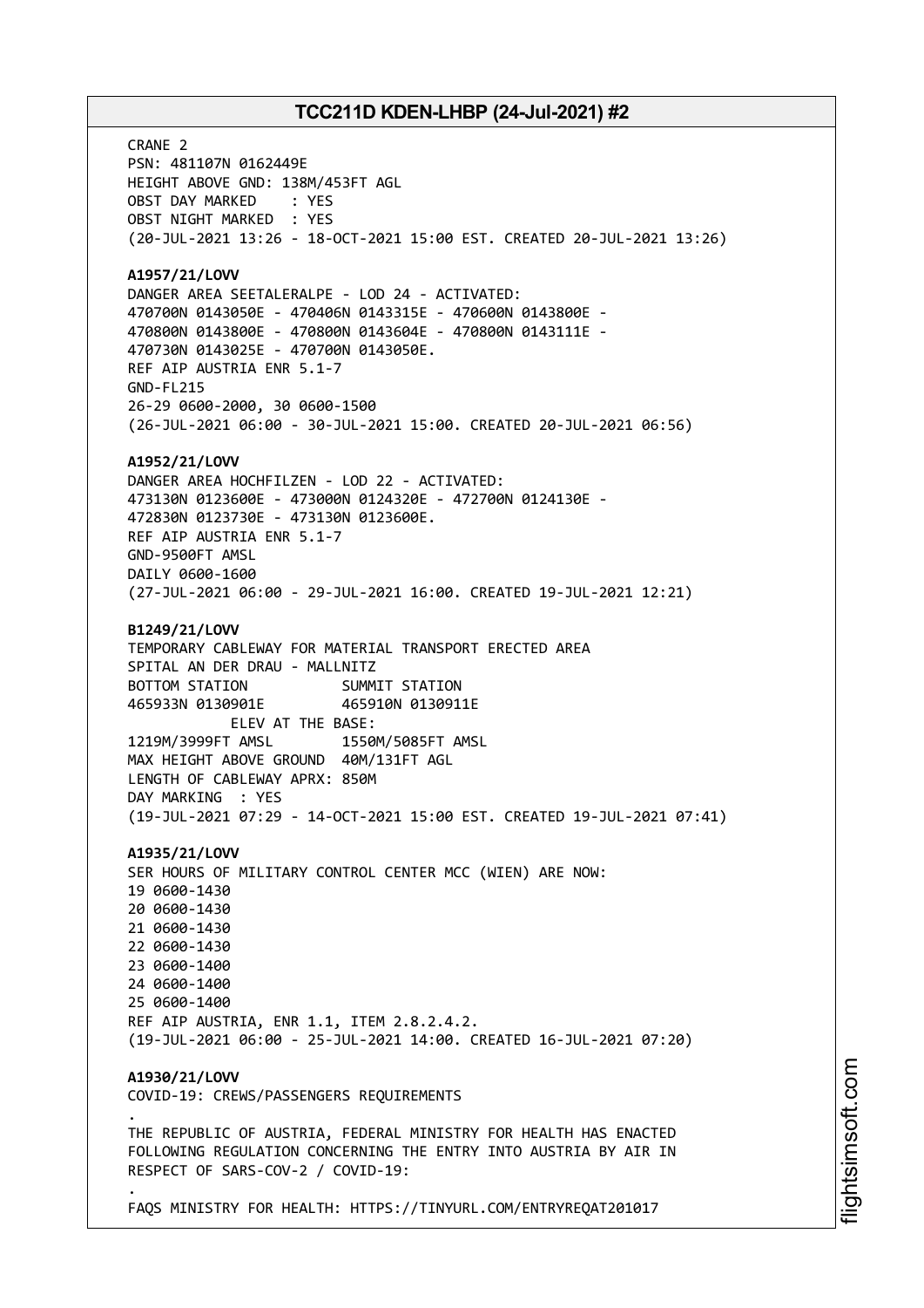CRANE 2
PSN: 481107N 0162449E
HEIGHT ABOVE GND: 138M/453FT AGL
OBST DAY MARKED : YES
OBST NIGHT MARKED : YES
(20-JUL-2021 13:26 - 18-OCT-2021 15:00 EST. CREATED 20-JUL-2021 13:26)

**A1957/21/LOVV**
DANGER AREA SEETALERALPE - LOD 24 - ACTIVATED:
470700N 0143050E - 470406N 0143315E - 470600N 0143800E -
470800N 0143800E - 470800N 0143604E - 470800N 0143111E -
470730N 0143025E - 470700N 0143050E.
REF AIP AUSTRIA ENR 5.1-7
GND-FL215
26-29 0600-2000, 30 0600-1500
(26-JUL-2021 06:00 - 30-JUL-2021 15:00. CREATED 20-JUL-2021 06:56)

**A1952/21/LOVV**
DANGER AREA HOCHFILZEN - LOD 22 - ACTIVATED:
473130N 0123600E - 473000N 0124320E - 472700N 0124130E -
472830N 0123730E - 473130N 0123600E.
REF AIP AUSTRIA ENR 5.1-7
GND-9500FT AMSL
DAILY 0600-1600
(27-JUL-2021 06:00 - 29-JUL-2021 16:00. CREATED 19-JUL-2021 12:21)

**B1249/21/LOVV**
TEMPORARY CABLEWAY FOR MATERIAL TRANSPORT ERECTED AREA
SPITAL AN DER DRAU - MALLNITZ
BOTTOM STATION SUMMIT STATION
465933N 0130901E 465910N 0130911E
ELEV AT THE BASE:
1219M/3999FT AMSL 1550M/5085FT AMSL
MAX HEIGHT ABOVE GROUND 40M/131FT AGL
LENGTH OF CABLEWAY APRX: 850M
DAY MARKING : YES
(19-JUL-2021 07:29 - 14-OCT-2021 15:00 EST. CREATED 19-JUL-2021 07:41)

**A1935/21/LOVV**
SER HOURS OF MILITARY CONTROL CENTER MCC (WIEN) ARE NOW:
19 0600-1430
20 0600-1430
21 0600-1430
22 0600-1430
23 0600-1400
24 0600-1400
25 0600-1400
REF AIP AUSTRIA, ENR 1.1, ITEM 2.8.2.4.2.
(19-JUL-2021 06:00 - 25-JUL-2021 14:00. CREATED 16-JUL-2021 07:20)

**A1930/21/LOVV**
COVID-19: CREWS/PASSENGERS REQUIREMENTS
.
THE REPUBLIC OF AUSTRIA, FEDERAL MINISTRY FOR HEALTH HAS ENACTED
FOLLOWING REGULATION CONCERNING THE ENTRY INTO AUSTRIA BY AIR IN
RESPECT OF SARS-COV-2 / COVID-19:
.
FAQS MINISTRY FOR HEALTH: HTTPS://TINYURL.COM/ENTRYREQAT201017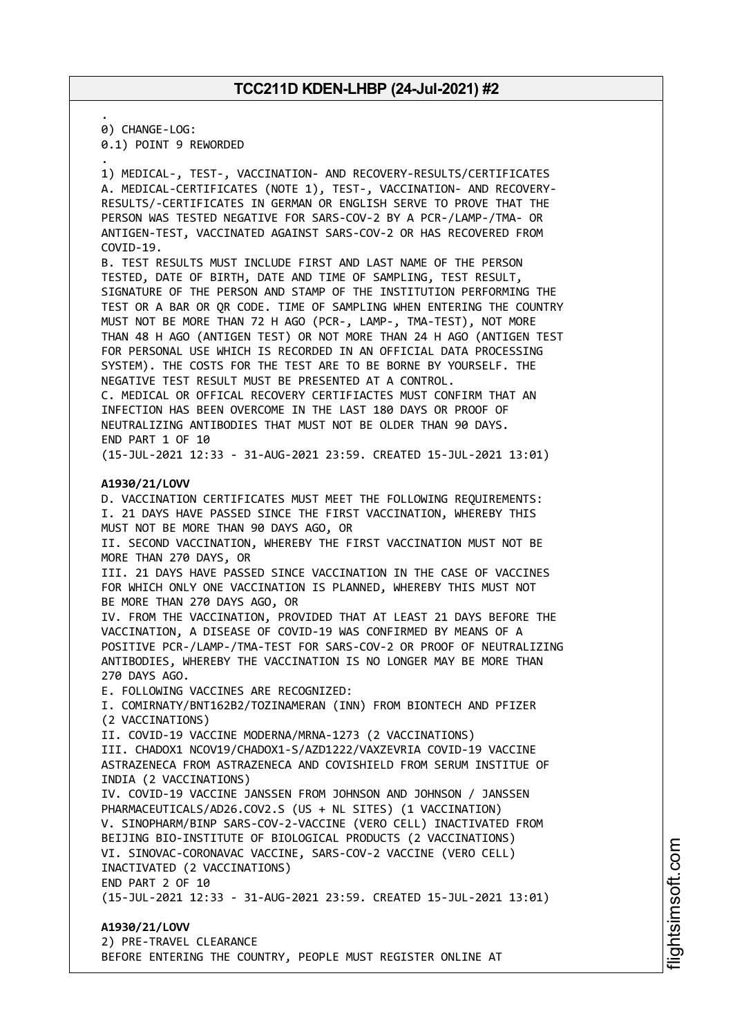.
0) CHANGE-LOG:
0.1) POINT 9 REWORDED
.
1) MEDICAL-, TEST-, VACCINATION- AND RECOVERY-RESULTS/CERTIFICATES
A. MEDICAL-CERTIFICATES (NOTE 1), TEST-, VACCINATION- AND RECOVERY-RESULTS/-CERTIFICATES IN GERMAN OR ENGLISH SERVE TO PROVE THAT THE PERSON WAS TESTED NEGATIVE FOR SARS-COV-2 BY A PCR-/LAMP-/TMA- OR ANTIGEN-TEST, VACCINATED AGAINST SARS-COV-2 OR HAS RECOVERED FROM COVID-19.
B. TEST RESULTS MUST INCLUDE FIRST AND LAST NAME OF THE PERSON TESTED, DATE OF BIRTH, DATE AND TIME OF SAMPLING, TEST RESULT, SIGNATURE OF THE PERSON AND STAMP OF THE INSTITUTION PERFORMING THE TEST OR A BAR OR QR CODE. TIME OF SAMPLING WHEN ENTERING THE COUNTRY MUST NOT BE MORE THAN 72 H AGO (PCR-, LAMP-, TMA-TEST), NOT MORE THAN 48 H AGO (ANTIGEN TEST) OR NOT MORE THAN 24 H AGO (ANTIGEN TEST FOR PERSONAL USE WHICH IS RECORDED IN AN OFFICIAL DATA PROCESSING SYSTEM). THE COSTS FOR THE TEST ARE TO BE BORNE BY YOURSELF. THE NEGATIVE TEST RESULT MUST BE PRESENTED AT A CONTROL.
C. MEDICAL OR OFFICAL RECOVERY CERTIFIACTES MUST CONFIRM THAT AN INFECTION HAS BEEN OVERCOME IN THE LAST 180 DAYS OR PROOF OF NEUTRALIZING ANTIBODIES THAT MUST NOT BE OLDER THAN 90 DAYS.
END PART 1 OF 10
(15-JUL-2021 12:33 - 31-AUG-2021 23:59. CREATED 15-JUL-2021 13:01)

**A1930/21/LOVV**
D. VACCINATION CERTIFICATES MUST MEET THE FOLLOWING REQUIREMENTS:
I. 21 DAYS HAVE PASSED SINCE THE FIRST VACCINATION, WHEREBY THIS MUST NOT BE MORE THAN 90 DAYS AGO, OR
II. SECOND VACCINATION, WHEREBY THE FIRST VACCINATION MUST NOT BE MORE THAN 270 DAYS, OR
III. 21 DAYS HAVE PASSED SINCE VACCINATION IN THE CASE OF VACCINES FOR WHICH ONLY ONE VACCINATION IS PLANNED, WHEREBY THIS MUST NOT BE MORE THAN 270 DAYS AGO, OR
IV. FROM THE VACCINATION, PROVIDED THAT AT LEAST 21 DAYS BEFORE THE VACCINATION, A DISEASE OF COVID-19 WAS CONFIRMED BY MEANS OF A POSITIVE PCR-/LAMP-/TMA-TEST FOR SARS-COV-2 OR PROOF OF NEUTRALIZING ANTIBODIES, WHEREBY THE VACCINATION IS NO LONGER MAY BE MORE THAN 270 DAYS AGO.
E. FOLLOWING VACCINES ARE RECOGNIZED:
I. COMIRNATY/BNT162B2/TOZINAMERAN (INN) FROM BIONTECH AND PFIZER (2 VACCINATIONS)
II. COVID-19 VACCINE MODERNA/MRNA-1273 (2 VACCINATIONS)
III. CHADOX1 NCOV19/CHADOX1-S/AZD1222/VAXZEVRIA COVID-19 VACCINE ASTRAZENECA FROM ASTRAZENECA AND COVISHIELD FROM SERUM INSTITUE OF INDIA (2 VACCINATIONS)
IV. COVID-19 VACCINE JANSSEN FROM JOHNSON AND JOHNSON / JANSSEN PHARMACEUTICALS/AD26.COV2.S (US + NL SITES) (1 VACCINATION)
V. SINOPHARM/BINP SARS-COV-2-VACCINE (VERO CELL) INACTIVATED FROM BEIJING BIO-INSTITUTE OF BIOLOGICAL PRODUCTS (2 VACCINATIONS)
VI. SINOVAC-CORONAVAC VACCINE, SARS-COV-2 VACCINE (VERO CELL) INACTIVATED (2 VACCINATIONS)
END PART 2 OF 10
(15-JUL-2021 12:33 - 31-AUG-2021 23:59. CREATED 15-JUL-2021 13:01)

**A1930/21/LOVV**
2) PRE-TRAVEL CLEARANCE
BEFORE ENTERING THE COUNTRY, PEOPLE MUST REGISTER ONLINE AT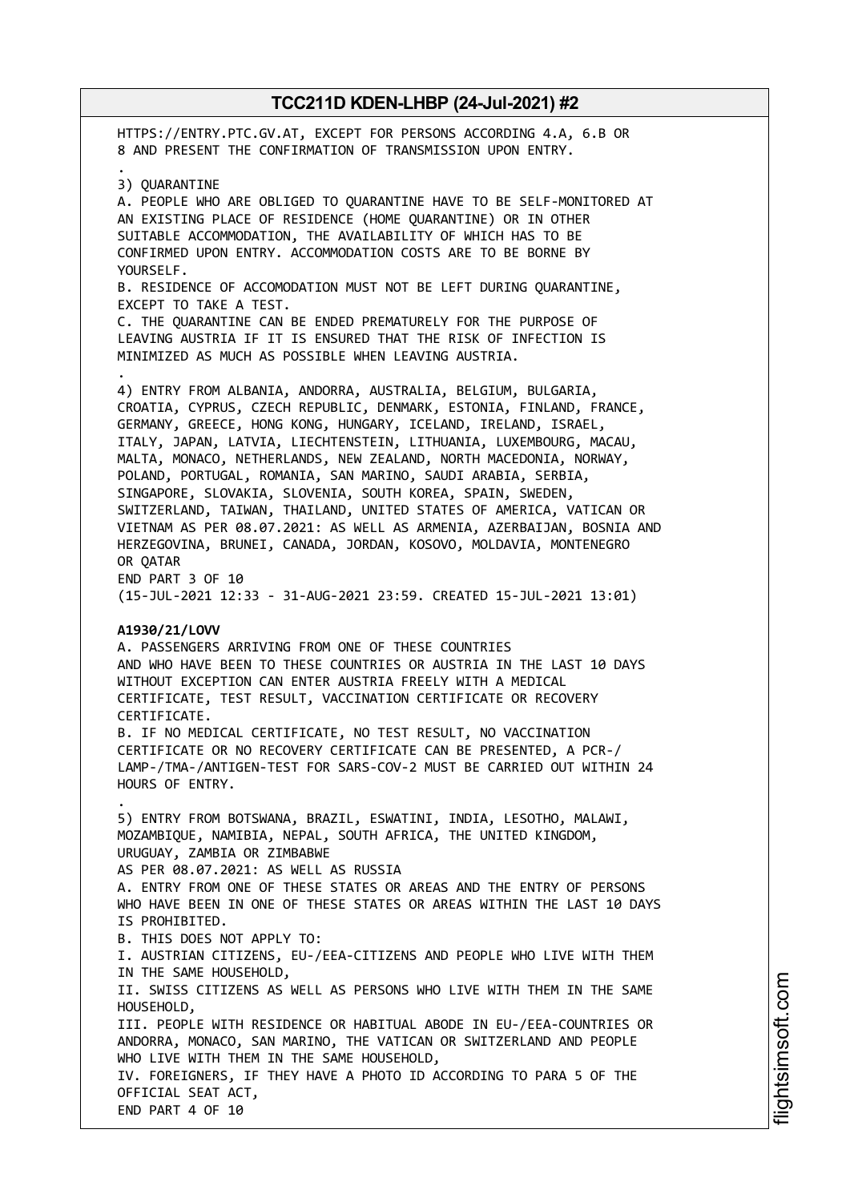HTTPS://ENTRY.PTC.GV.AT, EXCEPT FOR PERSONS ACCORDING 4.A, 6.B OR 8 AND PRESENT THE CONFIRMATION OF TRANSMISSION UPON ENTRY.

.

3) QUARANTINE

A. PEOPLE WHO ARE OBLIGED TO QUARANTINE HAVE TO BE SELF-MONITORED AT AN EXISTING PLACE OF RESIDENCE (HOME QUARANTINE) OR IN OTHER SUITABLE ACCOMMODATION, THE AVAILABILITY OF WHICH HAS TO BE CONFIRMED UPON ENTRY. ACCOMMODATION COSTS ARE TO BE BORNE BY YOURSELF.

B. RESIDENCE OF ACCOMODATION MUST NOT BE LEFT DURING QUARANTINE, EXCEPT TO TAKE A TEST.

C. THE QUARANTINE CAN BE ENDED PREMATURELY FOR THE PURPOSE OF LEAVING AUSTRIA IF IT IS ENSURED THAT THE RISK OF INFECTION IS MINIMIZED AS MUCH AS POSSIBLE WHEN LEAVING AUSTRIA.

.

4) ENTRY FROM ALBANIA, ANDORRA, AUSTRALIA, BELGIUM, BULGARIA, CROATIA, CYPRUS, CZECH REPUBLIC, DENMARK, ESTONIA, FINLAND, FRANCE, GERMANY, GREECE, HONG KONG, HUNGARY, ICELAND, IRELAND, ISRAEL, ITALY, JAPAN, LATVIA, LIECHTENSTEIN, LITHUANIA, LUXEMBOURG, MACAU, MALTA, MONACO, NETHERLANDS, NEW ZEALAND, NORTH MACEDONIA, NORWAY, POLAND, PORTUGAL, ROMANIA, SAN MARINO, SAUDI ARABIA, SERBIA, SINGAPORE, SLOVAKIA, SLOVENIA, SOUTH KOREA, SPAIN, SWEDEN, SWITZERLAND, TAIWAN, THAILAND, UNITED STATES OF AMERICA, VATICAN OR VIETNAM AS PER 08.07.2021: AS WELL AS ARMENIA, AZERBAIJAN, BOSNIA AND HERZEGOVINA, BRUNEI, CANADA, JORDAN, KOSOVO, MOLDAVIA, MONTENEGRO OR QATAR

END PART 3 OF 10

(15-JUL-2021 12:33 - 31-AUG-2021 23:59. CREATED 15-JUL-2021 13:01)

**A1930/21/LOVV**

A. PASSENGERS ARRIVING FROM ONE OF THESE COUNTRIES AND WHO HAVE BEEN TO THESE COUNTRIES OR AUSTRIA IN THE LAST 10 DAYS WITHOUT EXCEPTION CAN ENTER AUSTRIA FREELY WITH A MEDICAL CERTIFICATE, TEST RESULT, VACCINATION CERTIFICATE OR RECOVERY CERTIFICATE.

B. IF NO MEDICAL CERTIFICATE, NO TEST RESULT, NO VACCINATION CERTIFICATE OR NO RECOVERY CERTIFICATE CAN BE PRESENTED, A PCR-/ LAMP-/TMA-/ANTIGEN-TEST FOR SARS-COV-2 MUST BE CARRIED OUT WITHIN 24 HOURS OF ENTRY.

.

5) ENTRY FROM BOTSWANA, BRAZIL, ESWATINI, INDIA, LESOTHO, MALAWI, MOZAMBIQUE, NAMIBIA, NEPAL, SOUTH AFRICA, THE UNITED KINGDOM, URUGUAY, ZAMBIA OR ZIMBABWE

AS PER 08.07.2021: AS WELL AS RUSSIA

A. ENTRY FROM ONE OF THESE STATES OR AREAS AND THE ENTRY OF PERSONS WHO HAVE BEEN IN ONE OF THESE STATES OR AREAS WITHIN THE LAST 10 DAYS IS PROHIBITED.

B. THIS DOES NOT APPLY TO:

I. AUSTRIAN CITIZENS, EU-/EEA-CITIZENS AND PEOPLE WHO LIVE WITH THEM IN THE SAME HOUSEHOLD,

II. SWISS CITIZENS AS WELL AS PERSONS WHO LIVE WITH THEM IN THE SAME HOUSEHOLD,

III. PEOPLE WITH RESIDENCE OR HABITUAL ABODE IN EU-/EEA-COUNTRIES OR ANDORRA, MONACO, SAN MARINO, THE VATICAN OR SWITZERLAND AND PEOPLE WHO LIVE WITH THEM IN THE SAME HOUSEHOLD,

IV. FOREIGNERS, IF THEY HAVE A PHOTO ID ACCORDING TO PARA 5 OF THE OFFICIAL SEAT ACT,

END PART 4 OF 10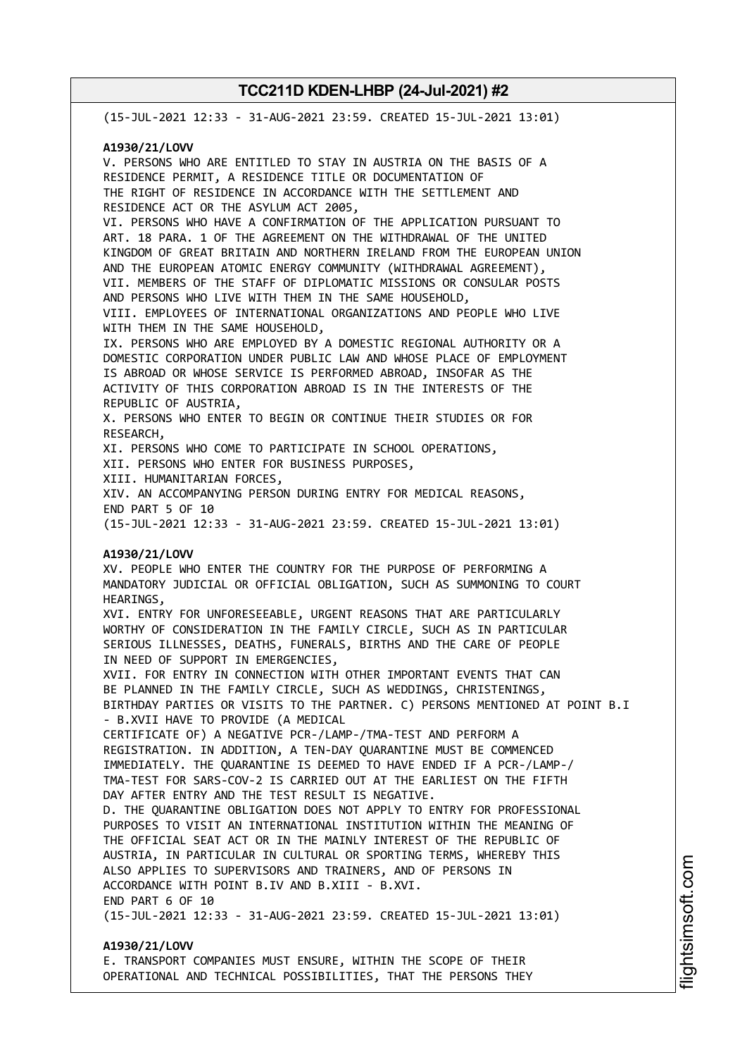(15-JUL-2021 12:33 - 31-AUG-2021 23:59. CREATED 15-JUL-2021 13:01)

**A1930/21/LOVV**

V. PERSONS WHO ARE ENTITLED TO STAY IN AUSTRIA ON THE BASIS OF A RESIDENCE PERMIT, A RESIDENCE TITLE OR DOCUMENTATION OF THE RIGHT OF RESIDENCE IN ACCORDANCE WITH THE SETTLEMENT AND RESIDENCE ACT OR THE ASYLUM ACT 2005,
VI. PERSONS WHO HAVE A CONFIRMATION OF THE APPLICATION PURSUANT TO ART. 18 PARA. 1 OF THE AGREEMENT ON THE WITHDRAWAL OF THE UNITED KINGDOM OF GREAT BRITAIN AND NORTHERN IRELAND FROM THE EUROPEAN UNION AND THE EUROPEAN ATOMIC ENERGY COMMUNITY (WITHDRAWAL AGREEMENT),
VII. MEMBERS OF THE STAFF OF DIPLOMATIC MISSIONS OR CONSULAR POSTS AND PERSONS WHO LIVE WITH THEM IN THE SAME HOUSEHOLD,
VIII. EMPLOYEES OF INTERNATIONAL ORGANIZATIONS AND PEOPLE WHO LIVE WITH THEM IN THE SAME HOUSEHOLD,
IX. PERSONS WHO ARE EMPLOYED BY A DOMESTIC REGIONAL AUTHORITY OR A DOMESTIC CORPORATION UNDER PUBLIC LAW AND WHOSE PLACE OF EMPLOYMENT IS ABROAD OR WHOSE SERVICE IS PERFORMED ABROAD, INSOFAR AS THE ACTIVITY OF THIS CORPORATION ABROAD IS IN THE INTERESTS OF THE REPUBLIC OF AUSTRIA,
X. PERSONS WHO ENTER TO BEGIN OR CONTINUE THEIR STUDIES OR FOR RESEARCH,
XI. PERSONS WHO COME TO PARTICIPATE IN SCHOOL OPERATIONS,
XII. PERSONS WHO ENTER FOR BUSINESS PURPOSES,
XIII. HUMANITARIAN FORCES,
XIV. AN ACCOMPANYING PERSON DURING ENTRY FOR MEDICAL REASONS,
END PART 5 OF 10
(15-JUL-2021 12:33 - 31-AUG-2021 23:59. CREATED 15-JUL-2021 13:01)

**A1930/21/LOVV**

XV. PEOPLE WHO ENTER THE COUNTRY FOR THE PURPOSE OF PERFORMING A MANDATORY JUDICIAL OR OFFICIAL OBLIGATION, SUCH AS SUMMONING TO COURT HEARINGS,
XVI. ENTRY FOR UNFORESEEABLE, URGENT REASONS THAT ARE PARTICULARLY WORTHY OF CONSIDERATION IN THE FAMILY CIRCLE, SUCH AS IN PARTICULAR SERIOUS ILLNESSES, DEATHS, FUNERALS, BIRTHS AND THE CARE OF PEOPLE IN NEED OF SUPPORT IN EMERGENCIES,
XVII. FOR ENTRY IN CONNECTION WITH OTHER IMPORTANT EVENTS THAT CAN BE PLANNED IN THE FAMILY CIRCLE, SUCH AS WEDDINGS, CHRISTENINGS, BIRTHDAY PARTIES OR VISITS TO THE PARTNER. C) PERSONS MENTIONED AT POINT B.I - B.XVII HAVE TO PROVIDE (A MEDICAL CERTIFICATE OF) A NEGATIVE PCR-/LAMP-/TMA-TEST AND PERFORM A REGISTRATION. IN ADDITION, A TEN-DAY QUARANTINE MUST BE COMMENCED IMMEDIATELY. THE QUARANTINE IS DEEMED TO HAVE ENDED IF A PCR-/LAMP-/ TMA-TEST FOR SARS-COV-2 IS CARRIED OUT AT THE EARLIEST ON THE FIFTH DAY AFTER ENTRY AND THE TEST RESULT IS NEGATIVE.
D. THE QUARANTINE OBLIGATION DOES NOT APPLY TO ENTRY FOR PROFESSIONAL PURPOSES TO VISIT AN INTERNATIONAL INSTITUTION WITHIN THE MEANING OF THE OFFICIAL SEAT ACT OR IN THE MAINLY INTEREST OF THE REPUBLIC OF AUSTRIA, IN PARTICULAR IN CULTURAL OR SPORTING TERMS, WHEREBY THIS ALSO APPLIES TO SUPERVISORS AND TRAINERS, AND OF PERSONS IN ACCORDANCE WITH POINT B.IV AND B.XIII - B.XVI.
END PART 6 OF 10
(15-JUL-2021 12:33 - 31-AUG-2021 23:59. CREATED 15-JUL-2021 13:01)

**A1930/21/LOVV**

E. TRANSPORT COMPANIES MUST ENSURE, WITHIN THE SCOPE OF THEIR OPERATIONAL AND TECHNICAL POSSIBILITIES, THAT THE PERSONS THEY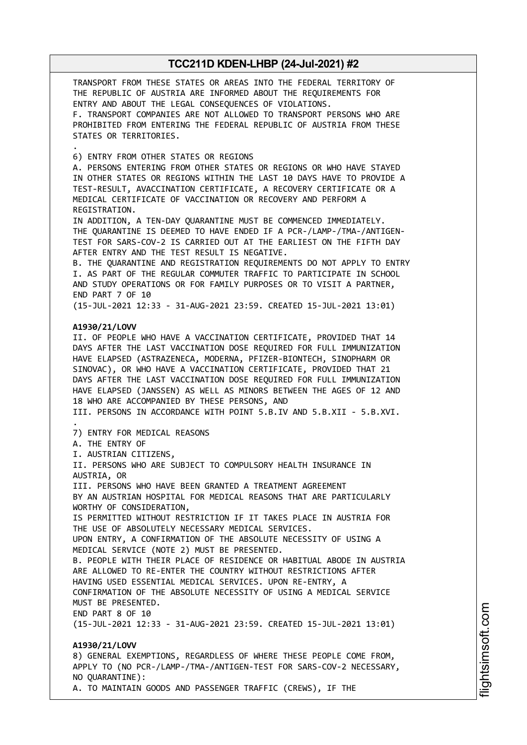TRANSPORT FROM THESE STATES OR AREAS INTO THE FEDERAL TERRITORY OF THE REPUBLIC OF AUSTRIA ARE INFORMED ABOUT THE REQUIREMENTS FOR ENTRY AND ABOUT THE LEGAL CONSEQUENCES OF VIOLATIONS.
F. TRANSPORT COMPANIES ARE NOT ALLOWED TO TRANSPORT PERSONS WHO ARE PROHIBITED FROM ENTERING THE FEDERAL REPUBLIC OF AUSTRIA FROM THESE STATES OR TERRITORIES.
.
6) ENTRY FROM OTHER STATES OR REGIONS
A. PERSONS ENTERING FROM OTHER STATES OR REGIONS OR WHO HAVE STAYED IN OTHER STATES OR REGIONS WITHIN THE LAST 10 DAYS HAVE TO PROVIDE A TEST-RESULT, AVACCINATION CERTIFICATE, A RECOVERY CERTIFICATE OR A MEDICAL CERTIFICATE OF VACCINATION OR RECOVERY AND PERFORM A REGISTRATION.
IN ADDITION, A TEN-DAY QUARANTINE MUST BE COMMENCED IMMEDIATELY.
THE QUARANTINE IS DEEMED TO HAVE ENDED IF A PCR-/LAMP-/TMA-/ANTIGEN-TEST FOR SARS-COV-2 IS CARRIED OUT AT THE EARLIEST ON THE FIFTH DAY AFTER ENTRY AND THE TEST RESULT IS NEGATIVE.
B. THE QUARANTINE AND REGISTRATION REQUIREMENTS DO NOT APPLY TO ENTRY
I. AS PART OF THE REGULAR COMMUTER TRAFFIC TO PARTICIPATE IN SCHOOL AND STUDY OPERATIONS OR FOR FAMILY PURPOSES OR TO VISIT A PARTNER,
END PART 7 OF 10
(15-JUL-2021 12:33 - 31-AUG-2021 23:59. CREATED 15-JUL-2021 13:01)

**A1930/21/LOVV**
II. OF PEOPLE WHO HAVE A VACCINATION CERTIFICATE, PROVIDED THAT 14 DAYS AFTER THE LAST VACCINATION DOSE REQUIRED FOR FULL IMMUNIZATION HAVE ELAPSED (ASTRAZENECA, MODERNA, PFIZER-BIONTECH, SINOPHARM OR SINOVAC), OR WHO HAVE A VACCINATION CERTIFICATE, PROVIDED THAT 21 DAYS AFTER THE LAST VACCINATION DOSE REQUIRED FOR FULL IMMUNIZATION HAVE ELAPSED (JANSSEN) AS WELL AS MINORS BETWEEN THE AGES OF 12 AND 18 WHO ARE ACCOMPANIED BY THESE PERSONS, AND
III. PERSONS IN ACCORDANCE WITH POINT 5.B.IV AND 5.B.XII - 5.B.XVI.
.
7) ENTRY FOR MEDICAL REASONS
A. THE ENTRY OF
I. AUSTRIAN CITIZENS,
II. PERSONS WHO ARE SUBJECT TO COMPULSORY HEALTH INSURANCE IN AUSTRIA, OR
III. PERSONS WHO HAVE BEEN GRANTED A TREATMENT AGREEMENT BY AN AUSTRIAN HOSPITAL FOR MEDICAL REASONS THAT ARE PARTICULARLY WORTHY OF CONSIDERATION,
IS PERMITTED WITHOUT RESTRICTION IF IT TAKES PLACE IN AUSTRIA FOR THE USE OF ABSOLUTELY NECESSARY MEDICAL SERVICES.
UPON ENTRY, A CONFIRMATION OF THE ABSOLUTE NECESSITY OF USING A MEDICAL SERVICE (NOTE 2) MUST BE PRESENTED.
B. PEOPLE WITH THEIR PLACE OF RESIDENCE OR HABITUAL ABODE IN AUSTRIA ARE ALLOWED TO RE-ENTER THE COUNTRY WITHOUT RESTRICTIONS AFTER HAVING USED ESSENTIAL MEDICAL SERVICES. UPON RE-ENTRY, A CONFIRMATION OF THE ABSOLUTE NECESSITY OF USING A MEDICAL SERVICE MUST BE PRESENTED.
END PART 8 OF 10
(15-JUL-2021 12:33 - 31-AUG-2021 23:59. CREATED 15-JUL-2021 13:01)

**A1930/21/LOVV**
8) GENERAL EXEMPTIONS, REGARDLESS OF WHERE THESE PEOPLE COME FROM, APPLY TO (NO PCR-/LAMP-/TMA-/ANTIGEN-TEST FOR SARS-COV-2 NECESSARY, NO QUARANTINE):
A. TO MAINTAIN GOODS AND PASSENGER TRAFFIC (CREWS), IF THE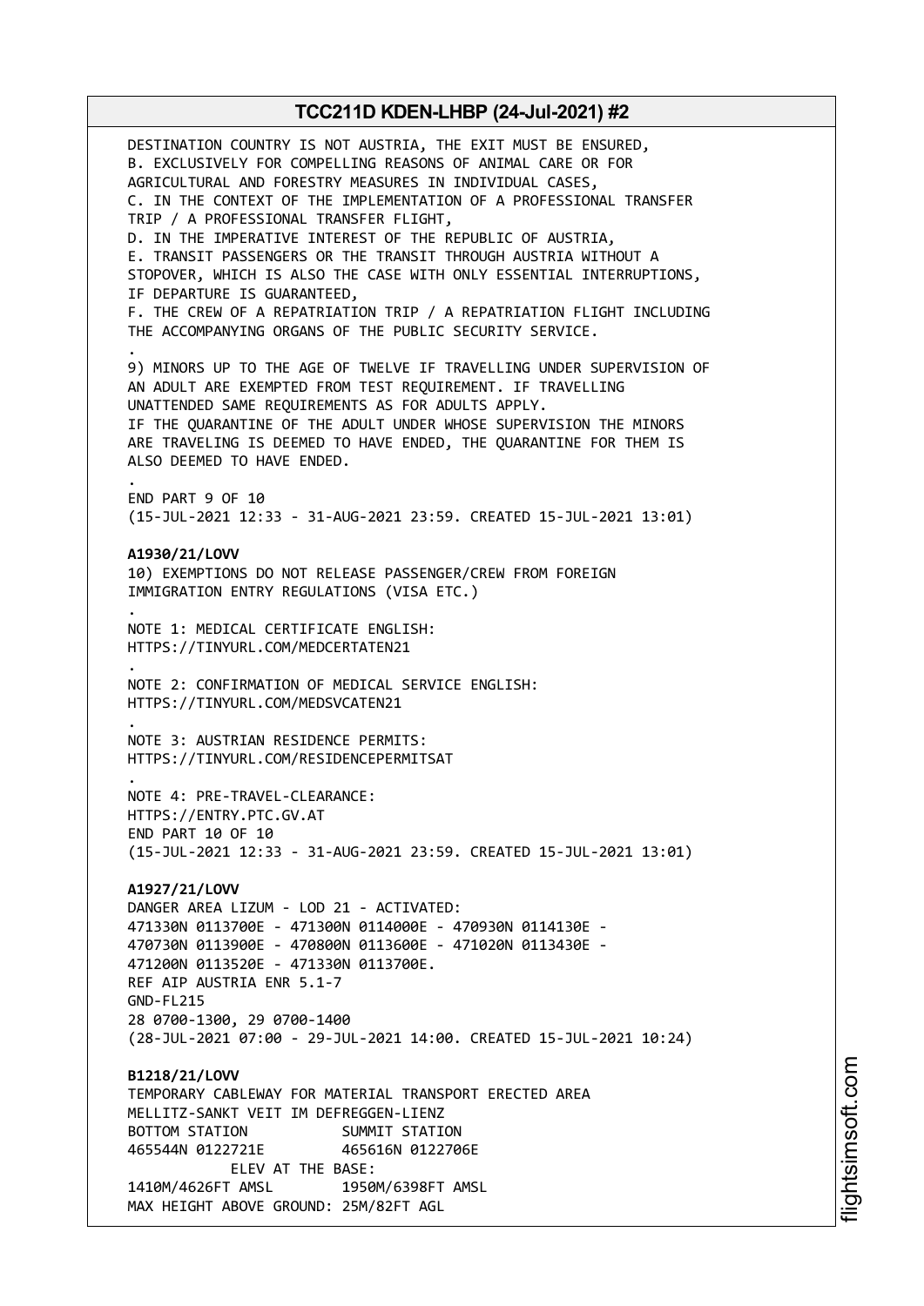DESTINATION COUNTRY IS NOT AUSTRIA, THE EXIT MUST BE ENSURED,
B. EXCLUSIVELY FOR COMPELLING REASONS OF ANIMAL CARE OR FOR AGRICULTURAL AND FORESTRY MEASURES IN INDIVIDUAL CASES,
C. IN THE CONTEXT OF THE IMPLEMENTATION OF A PROFESSIONAL TRANSFER TRIP / A PROFESSIONAL TRANSFER FLIGHT,
D. IN THE IMPERATIVE INTEREST OF THE REPUBLIC OF AUSTRIA,
E. TRANSIT PASSENGERS OR THE TRANSIT THROUGH AUSTRIA WITHOUT A STOPOVER, WHICH IS ALSO THE CASE WITH ONLY ESSENTIAL INTERRUPTIONS, IF DEPARTURE IS GUARANTEED,
F. THE CREW OF A REPATRIATION TRIP / A REPATRIATION FLIGHT INCLUDING THE ACCOMPANYING ORGANS OF THE PUBLIC SECURITY SERVICE.
.
9) MINORS UP TO THE AGE OF TWELVE IF TRAVELLING UNDER SUPERVISION OF AN ADULT ARE EXEMPTED FROM TEST REQUIREMENT. IF TRAVELLING UNATTENDED SAME REQUIREMENTS AS FOR ADULTS APPLY.
IF THE QUARANTINE OF THE ADULT UNDER WHOSE SUPERVISION THE MINORS ARE TRAVELING IS DEEMED TO HAVE ENDED, THE QUARANTINE FOR THEM IS ALSO DEEMED TO HAVE ENDED.
.
END PART 9 OF 10
(15-JUL-2021 12:33 - 31-AUG-2021 23:59. CREATED 15-JUL-2021 13:01)

**A1930/21/LOVV**
10) EXEMPTIONS DO NOT RELEASE PASSENGER/CREW FROM FOREIGN IMMIGRATION ENTRY REGULATIONS (VISA ETC.)
.
NOTE 1: MEDICAL CERTIFICATE ENGLISH:
HTTPS://TINYURL.COM/MEDCERTATEN21
.
NOTE 2: CONFIRMATION OF MEDICAL SERVICE ENGLISH:
HTTPS://TINYURL.COM/MEDSVCATEN21
.
NOTE 3: AUSTRIAN RESIDENCE PERMITS:
HTTPS://TINYURL.COM/RESIDENCEPERMITSAT
.
NOTE 4: PRE-TRAVEL-CLEARANCE:
HTTPS://ENTRY.PTC.GV.AT
END PART 10 OF 10
(15-JUL-2021 12:33 - 31-AUG-2021 23:59. CREATED 15-JUL-2021 13:01)

**A1927/21/LOVV**
DANGER AREA LIZUM - LOD 21 - ACTIVATED:
471330N 0113700E - 471300N 0114000E - 470930N 0114130E -
470730N 0113900E - 470800N 0113600E - 471020N 0113430E -
471200N 0113520E - 471330N 0113700E.
REF AIP AUSTRIA ENR 5.1-7
GND-FL215
28 0700-1300, 29 0700-1400
(28-JUL-2021 07:00 - 29-JUL-2021 14:00. CREATED 15-JUL-2021 10:24)

**B1218/21/LOVV**
TEMPORARY CABLEWAY FOR MATERIAL TRANSPORT ERECTED AREA
MELLITZ-SANKT VEIT IM DEFREGGEN-LIENZ
BOTTOM STATION SUMMIT STATION
465544N 0122721E 465616N 0122706E
ELEV AT THE BASE:
1410M/4626FT AMSL 1950M/6398FT AMSL
MAX HEIGHT ABOVE GROUND: 25M/82FT AGL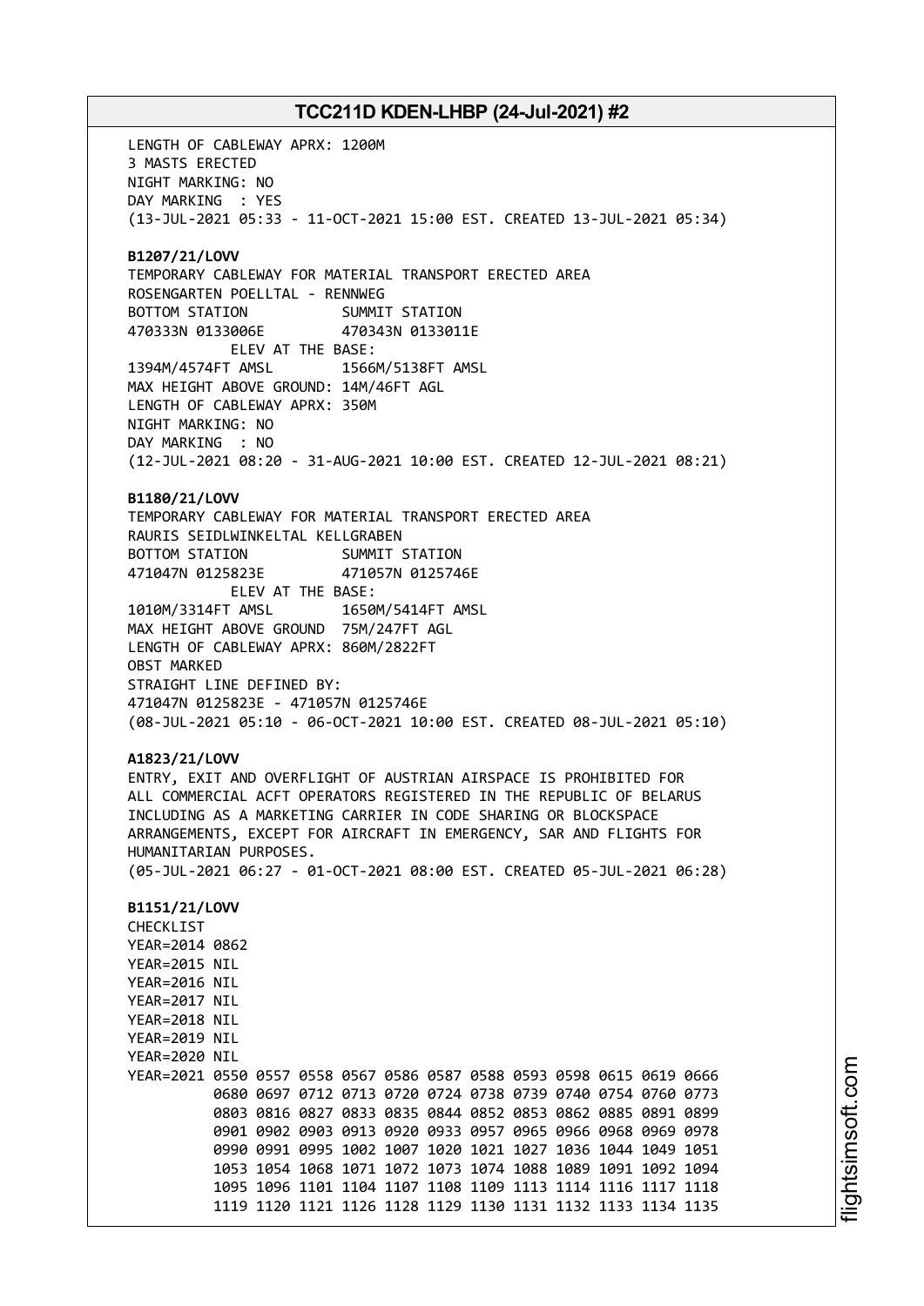LENGTH OF CABLEWAY APRX: 1200M
3 MASTS ERECTED
NIGHT MARKING: NO
DAY MARKING : YES
(13-JUL-2021 05:33 - 11-OCT-2021 15:00 EST. CREATED 13-JUL-2021 05:34)

**B1207/21/LOVV**
TEMPORARY CABLEWAY FOR MATERIAL TRANSPORT ERECTED AREA
ROSENGARTEN POELLTAL - RENNWEG
BOTTOM STATION SUMMIT STATION
470333N 0133006E 470343N 0133011E
ELEV AT THE BASE:
1394M/4574FT AMSL 1566M/5138FT AMSL
MAX HEIGHT ABOVE GROUND: 14M/46FT AGL
LENGTH OF CABLEWAY APRX: 350M
NIGHT MARKING: NO
DAY MARKING : NO
(12-JUL-2021 08:20 - 31-AUG-2021 10:00 EST. CREATED 12-JUL-2021 08:21)

**B1180/21/LOVV**
TEMPORARY CABLEWAY FOR MATERIAL TRANSPORT ERECTED AREA
RAURIS SEIDLWINKELTAL KELLGRABEN
BOTTOM STATION SUMMIT STATION
471047N 0125823E 471057N 0125746E
ELEV AT THE BASE:
1010M/3314FT AMSL 1650M/5414FT AMSL
MAX HEIGHT ABOVE GROUND 75M/247FT AGL
LENGTH OF CABLEWAY APRX: 860M/2822FT
OBST MARKED
STRAIGHT LINE DEFINED BY:
471047N 0125823E - 471057N 0125746E
(08-JUL-2021 05:10 - 06-OCT-2021 10:00 EST. CREATED 08-JUL-2021 05:10)

**A1823/21/LOVV**
ENTRY, EXIT AND OVERFLIGHT OF AUSTRIAN AIRSPACE IS PROHIBITED FOR
ALL COMMERCIAL ACFT OPERATORS REGISTERED IN THE REPUBLIC OF BELARUS
INCLUDING AS A MARKETING CARRIER IN CODE SHARING OR BLOCKSPACE
ARRANGEMENTS, EXCEPT FOR AIRCRAFT IN EMERGENCY, SAR AND FLIGHTS FOR
HUMANITARIAN PURPOSES.
(05-JUL-2021 06:27 - 01-OCT-2021 08:00 EST. CREATED 05-JUL-2021 06:28)

**B1151/21/LOVV**
CHECKLIST
YEAR=2014 0862
YEAR=2015 NIL
YEAR=2016 NIL
YEAR=2017 NIL
YEAR=2018 NIL
YEAR=2019 NIL
YEAR=2020 NIL
YEAR=2021 0550 0557 0558 0567 0586 0587 0588 0593 0598 0615 0619 0666
0680 0697 0712 0713 0720 0724 0738 0739 0740 0754 0760 0773
0803 0816 0827 0833 0835 0844 0852 0853 0862 0885 0891 0899
0901 0902 0903 0913 0920 0933 0957 0965 0966 0968 0969 0978
0990 0991 0995 1002 1007 1020 1021 1027 1036 1044 1049 1051
1053 1054 1068 1071 1072 1073 1074 1088 1089 1091 1092 1094
1095 1096 1101 1104 1107 1108 1109 1113 1114 1116 1117 1118
1119 1120 1121 1126 1128 1129 1130 1131 1132 1133 1134 1135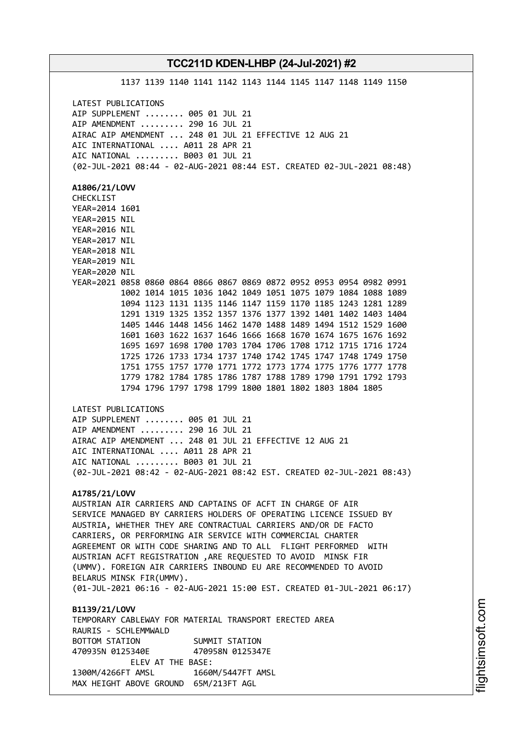1137 1139 1140 1141 1142 1143 1144 1145 1147 1148 1149 1150

LATEST PUBLICATIONS
AIP SUPPLEMENT ........ 005 01 JUL 21
AIP AMENDMENT ......... 290 16 JUL 21
AIRAC AIP AMENDMENT ... 248 01 JUL 21 EFFECTIVE 12 AUG 21
AIC INTERNATIONAL .... A011 28 APR 21
AIC NATIONAL ......... B003 01 JUL 21
(02-JUL-2021 08:44 - 02-AUG-2021 08:44 EST. CREATED 02-JUL-2021 08:48)

**A1806/21/LOVV**
CHECKLIST
YEAR=2014 1601
YEAR=2015 NIL
YEAR=2016 NIL
YEAR=2017 NIL
YEAR=2018 NIL
YEAR=2019 NIL
YEAR=2020 NIL
YEAR=2021 0858 0860 0864 0866 0867 0869 0872 0952 0953 0954 0982 0991
1002 1014 1015 1036 1042 1049 1051 1075 1079 1084 1088 1089
1094 1123 1131 1135 1146 1147 1159 1170 1185 1243 1281 1289
1291 1319 1325 1352 1357 1376 1377 1392 1401 1402 1403 1404
1405 1446 1448 1456 1462 1470 1488 1489 1494 1512 1529 1600
1601 1603 1622 1637 1646 1666 1668 1670 1674 1675 1676 1692
1695 1697 1698 1700 1703 1704 1706 1708 1712 1715 1716 1724
1725 1726 1733 1734 1737 1740 1742 1745 1747 1748 1749 1750
1751 1755 1757 1770 1771 1772 1773 1774 1775 1776 1777 1778
1779 1782 1784 1785 1786 1787 1788 1789 1790 1791 1792 1793
1794 1796 1797 1798 1799 1800 1801 1802 1803 1804 1805

LATEST PUBLICATIONS
AIP SUPPLEMENT ........ 005 01 JUL 21
AIP AMENDMENT ......... 290 16 JUL 21
AIRAC AIP AMENDMENT ... 248 01 JUL 21 EFFECTIVE 12 AUG 21
AIC INTERNATIONAL .... A011 28 APR 21
AIC NATIONAL ......... B003 01 JUL 21
(02-JUL-2021 08:42 - 02-AUG-2021 08:42 EST. CREATED 02-JUL-2021 08:43)

**A1785/21/LOVV**
AUSTRIAN AIR CARRIERS AND CAPTAINS OF ACFT IN CHARGE OF AIR SERVICE MANAGED BY CARRIERS HOLDERS OF OPERATING LICENCE ISSUED BY AUSTRIA, WHETHER THEY ARE CONTRACTUAL CARRIERS AND/OR DE FACTO CARRIERS, OR PERFORMING AIR SERVICE WITH COMMERCIAL CHARTER AGREEMENT OR WITH CODE SHARING AND TO ALL FLIGHT PERFORMED WITH AUSTRIAN ACFT REGISTRATION ,ARE REQUESTED TO AVOID MINSK FIR (UMMV). FOREIGN AIR CARRIERS INBOUND EU ARE RECOMMENDED TO AVOID BELARUS MINSK FIR(UMMV).
(01-JUL-2021 06:16 - 02-AUG-2021 15:00 EST. CREATED 01-JUL-2021 06:17)

**B1139/21/LOVV**
TEMPORARY CABLEWAY FOR MATERIAL TRANSPORT ERECTED AREA
RAURIS - SCHLEMMWALD
BOTTOM STATION SUMMIT STATION
470935N 0125340E 470958N 0125347E
ELEV AT THE BASE:
1300M/4266FT AMSL 1660M/5447FT AMSL
MAX HEIGHT ABOVE GROUND 65M/213FT AGL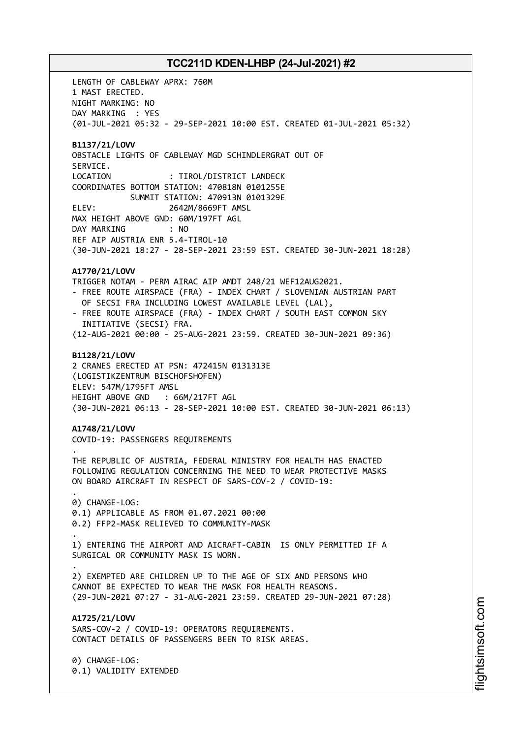LENGTH OF CABLEWAY APRX: 760M
1 MAST ERECTED.
NIGHT MARKING: NO
DAY MARKING : YES
(01-JUL-2021 05:32 - 29-SEP-2021 10:00 EST. CREATED 01-JUL-2021 05:32)

**B1137/21/LOVV**
OBSTACLE LIGHTS OF CABLEWAY MGD SCHINDLERGRAT OUT OF
SERVICE.
LOCATION : TIROL/DISTRICT LANDECK
COORDINATES BOTTOM STATION: 470818N 0101255E
SUMMIT STATION: 470913N 0101329E
ELEV: 2642M/8669FT AMSL
MAX HEIGHT ABOVE GND: 60M/197FT AGL
DAY MARKING : NO
REF AIP AUSTRIA ENR 5.4-TIROL-10
(30-JUN-2021 18:27 - 28-SEP-2021 23:59 EST. CREATED 30-JUN-2021 18:28)

**A1770/21/LOVV**
TRIGGER NOTAM - PERM AIRAC AIP AMDT 248/21 WEF12AUG2021.
- FREE ROUTE AIRSPACE (FRA) - INDEX CHART / SLOVENIAN AUSTRIAN PART
  OF SECSI FRA INCLUDING LOWEST AVAILABLE LEVEL (LAL),
- FREE ROUTE AIRSPACE (FRA) - INDEX CHART / SOUTH EAST COMMON SKY
  INITIATIVE (SECSI) FRA.
(12-AUG-2021 00:00 - 25-AUG-2021 23:59. CREATED 30-JUN-2021 09:36)

**B1128/21/LOVV**
2 CRANES ERECTED AT PSN: 472415N 0131313E
(LOGISTIKZENTRUM BISCHOFSHOFEN)
ELEV: 547M/1795FT AMSL
HEIGHT ABOVE GND : 66M/217FT AGL
(30-JUN-2021 06:13 - 28-SEP-2021 10:00 EST. CREATED 30-JUN-2021 06:13)

**A1748/21/LOVV**
COVID-19: PASSENGERS REQUIREMENTS
.
THE REPUBLIC OF AUSTRIA, FEDERAL MINISTRY FOR HEALTH HAS ENACTED
FOLLOWING REGULATION CONCERNING THE NEED TO WEAR PROTECTIVE MASKS
ON BOARD AIRCRAFT IN RESPECT OF SARS-COV-2 / COVID-19:
.
0) CHANGE-LOG:
0.1) APPLICABLE AS FROM 01.07.2021 00:00
0.2) FFP2-MASK RELIEVED TO COMMUNITY-MASK
.
1) ENTERING THE AIRPORT AND AICRAFT-CABIN IS ONLY PERMITTED IF A
SURGICAL OR COMMUNITY MASK IS WORN.
.
2) EXEMPTED ARE CHILDREN UP TO THE AGE OF SIX AND PERSONS WHO
CANNOT BE EXPECTED TO WEAR THE MASK FOR HEALTH REASONS.
(29-JUN-2021 07:27 - 31-AUG-2021 23:59. CREATED 29-JUN-2021 07:28)

**A1725/21/LOVV**
SARS-COV-2 / COVID-19: OPERATORS REQUIREMENTS.
CONTACT DETAILS OF PASSENGERS BEEN TO RISK AREAS.

0) CHANGE-LOG:
0.1) VALIDITY EXTENDED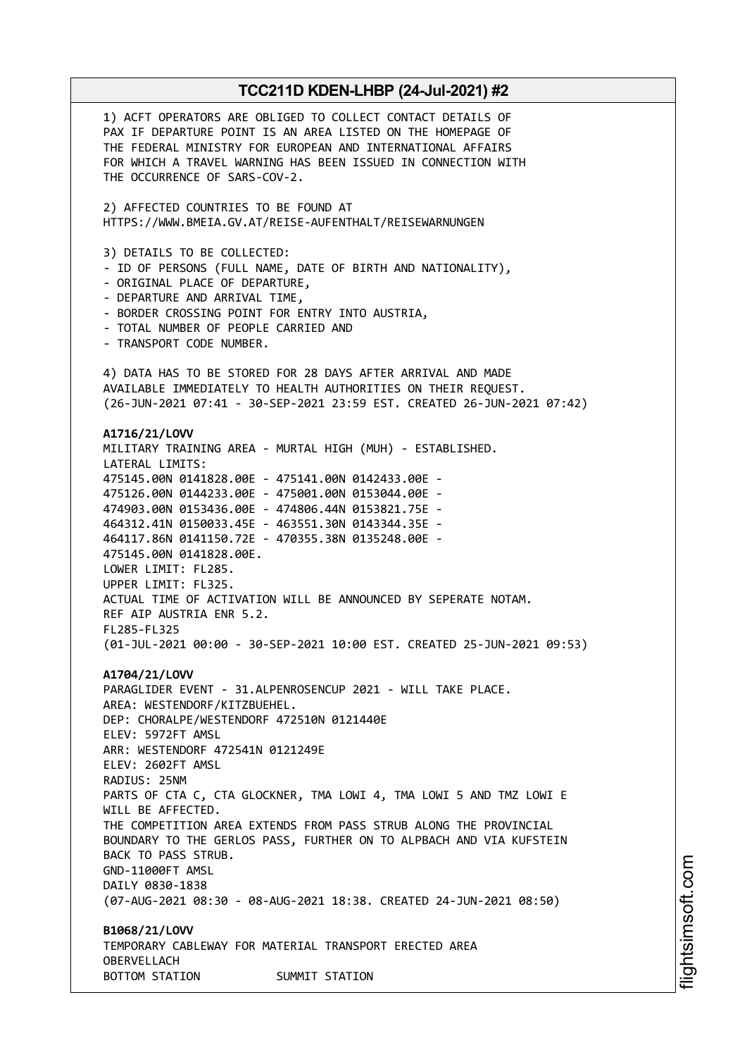1) ACFT OPERATORS ARE OBLIGED TO COLLECT CONTACT DETAILS OF PAX IF DEPARTURE POINT IS AN AREA LISTED ON THE HOMEPAGE OF THE FEDERAL MINISTRY FOR EUROPEAN AND INTERNATIONAL AFFAIRS FOR WHICH A TRAVEL WARNING HAS BEEN ISSUED IN CONNECTION WITH THE OCCURRENCE OF SARS-COV-2.

2) AFFECTED COUNTRIES TO BE FOUND AT
HTTPS://WWW.BMEIA.GV.AT/REISE-AUFENTHALT/REISEWARNUNGEN

3) DETAILS TO BE COLLECTED:
- ID OF PERSONS (FULL NAME, DATE OF BIRTH AND NATIONALITY),
- ORIGINAL PLACE OF DEPARTURE,
- DEPARTURE AND ARRIVAL TIME,
- BORDER CROSSING POINT FOR ENTRY INTO AUSTRIA,
- TOTAL NUMBER OF PEOPLE CARRIED AND
- TRANSPORT CODE NUMBER.

4) DATA HAS TO BE STORED FOR 28 DAYS AFTER ARRIVAL AND MADE AVAILABLE IMMEDIATELY TO HEALTH AUTHORITIES ON THEIR REQUEST.
(26-JUN-2021 07:41 - 30-SEP-2021 23:59 EST. CREATED 26-JUN-2021 07:42)

**A1716/21/LOVV**
MILITARY TRAINING AREA - MURTAL HIGH (MUH) - ESTABLISHED.
LATERAL LIMITS:
475145.00N 0141828.00E - 475141.00N 0142433.00E -
475126.00N 0144233.00E - 475001.00N 0153044.00E -
474903.00N 0153436.00E - 474806.44N 0153821.75E -
464312.41N 0150033.45E - 463551.30N 0143344.35E -
464117.86N 0141150.72E - 470355.38N 0135248.00E -
475145.00N 0141828.00E.
LOWER LIMIT: FL285.
UPPER LIMIT: FL325.
ACTUAL TIME OF ACTIVATION WILL BE ANNOUNCED BY SEPERATE NOTAM.
REF AIP AUSTRIA ENR 5.2.
FL285-FL325
(01-JUL-2021 00:00 - 30-SEP-2021 10:00 EST. CREATED 25-JUN-2021 09:53)

**A1704/21/LOVV**
PARAGLIDER EVENT - 31.ALPENROSENCUP 2021 - WILL TAKE PLACE.
AREA: WESTENDORF/KITZBUEHEL.
DEP: CHORALPE/WESTENDORF 472510N 0121440E
ELEV: 5972FT AMSL
ARR: WESTENDORF 472541N 0121249E
ELEV: 2602FT AMSL
RADIUS: 25NM
PARTS OF CTA C, CTA GLOCKNER, TMA LOWI 4, TMA LOWI 5 AND TMZ LOWI E WILL BE AFFECTED.
THE COMPETITION AREA EXTENDS FROM PASS STRUB ALONG THE PROVINCIAL BOUNDARY TO THE GERLOS PASS, FURTHER ON TO ALPBACH AND VIA KUFSTEIN BACK TO PASS STRUB.
GND-11000FT AMSL
DAILY 0830-1838
(07-AUG-2021 08:30 - 08-AUG-2021 18:38. CREATED 24-JUN-2021 08:50)

**B1068/21/LOVV**
TEMPORARY CABLEWAY FOR MATERIAL TRANSPORT ERECTED AREA
OBERVELLACH
BOTTOM STATION SUMMIT STATION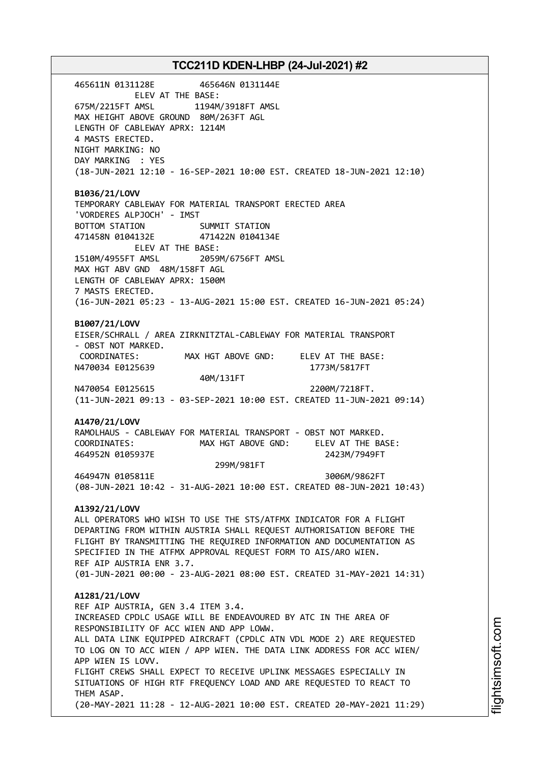465611N 0131128E         465646N 0131144E
           ELEV AT THE BASE:
675M/2215FT AMSL        1194M/3918FT AMSL
MAX HEIGHT ABOVE GROUND  80M/263FT AGL
LENGTH OF CABLEWAY APRX: 1214M
4 MASTS ERECTED.
NIGHT MARKING: NO
DAY MARKING  : YES
(18-JUN-2021 12:10 - 16-SEP-2021 10:00 EST. CREATED 18-JUN-2021 12:10)

**B1036/21/LOVV**
TEMPORARY CABLEWAY FOR MATERIAL TRANSPORT ERECTED AREA
'VORDERES ALPJOCH' - IMST
BOTTOM STATION           SUMMIT STATION
471458N 0104132E         471422N 0104134E
           ELEV AT THE BASE:
1510M/4955FT AMSL        2059M/6756FT AMSL
MAX HGT ABV GND  48M/158FT AGL
LENGTH OF CABLEWAY APRX: 1500M
7 MASTS ERECTED.
(16-JUN-2021 05:23 - 13-AUG-2021 15:00 EST. CREATED 16-JUN-2021 05:24)

**B1007/21/LOVV**
EISER/SCHRALL / AREA ZIRKNITZTAL-CABLEWAY FOR MATERIAL TRANSPORT
- OBST NOT MARKED.
 COORDINATES:         MAX HGT ABOVE GND:     ELEV AT THE BASE:
N470034 E0125639                             1773M/5817FT
                      40M/131FT
N470054 E0125615                             2200M/7218FT.
(11-JUN-2021 09:13 - 03-SEP-2021 10:00 EST. CREATED 11-JUN-2021 09:14)

**A1470/21/LOVV**
RAMOLHAUS - CABLEWAY FOR MATERIAL TRANSPORT - OBST NOT MARKED.
COORDINATES:             MAX HGT ABOVE GND:     ELEV AT THE BASE:
464952N 0105937E                                2423M/7949FT
                          299M/981FT
464947N 0105811E                                3006M/9862FT
(08-JUN-2021 10:42 - 31-AUG-2021 10:00 EST. CREATED 08-JUN-2021 10:43)

**A1392/21/LOVV**
ALL OPERATORS WHO WISH TO USE THE STS/ATFMX INDICATOR FOR A FLIGHT
DEPARTING FROM WITHIN AUSTRIA SHALL REQUEST AUTHORISATION BEFORE THE
FLIGHT BY TRANSMITTING THE REQUIRED INFORMATION AND DOCUMENTATION AS
SPECIFIED IN THE ATFMX APPROVAL REQUEST FORM TO AIS/ARO WIEN.
REF AIP AUSTRIA ENR 3.7.
(01-JUN-2021 00:00 - 23-AUG-2021 08:00 EST. CREATED 31-MAY-2021 14:31)

**A1281/21/LOVV**
REF AIP AUSTRIA, GEN 3.4 ITEM 3.4.
INCREASED CPDLC USAGE WILL BE ENDEAVOURED BY ATC IN THE AREA OF
RESPONSIBILITY OF ACC WIEN AND APP LOWW.
ALL DATA LINK EQUIPPED AIRCRAFT (CPDLC ATN VDL MODE 2) ARE REQUESTED
TO LOG ON TO ACC WIEN / APP WIEN. THE DATA LINK ADDRESS FOR ACC WIEN/
APP WIEN IS LOVV.
FLIGHT CREWS SHALL EXPECT TO RECEIVE UPLINK MESSAGES ESPECIALLY IN
SITUATIONS OF HIGH RTF FREQUENCY LOAD AND ARE REQUESTED TO REACT TO
THEM ASAP.
(20-MAY-2021 11:28 - 12-AUG-2021 10:00 EST. CREATED 20-MAY-2021 11:29)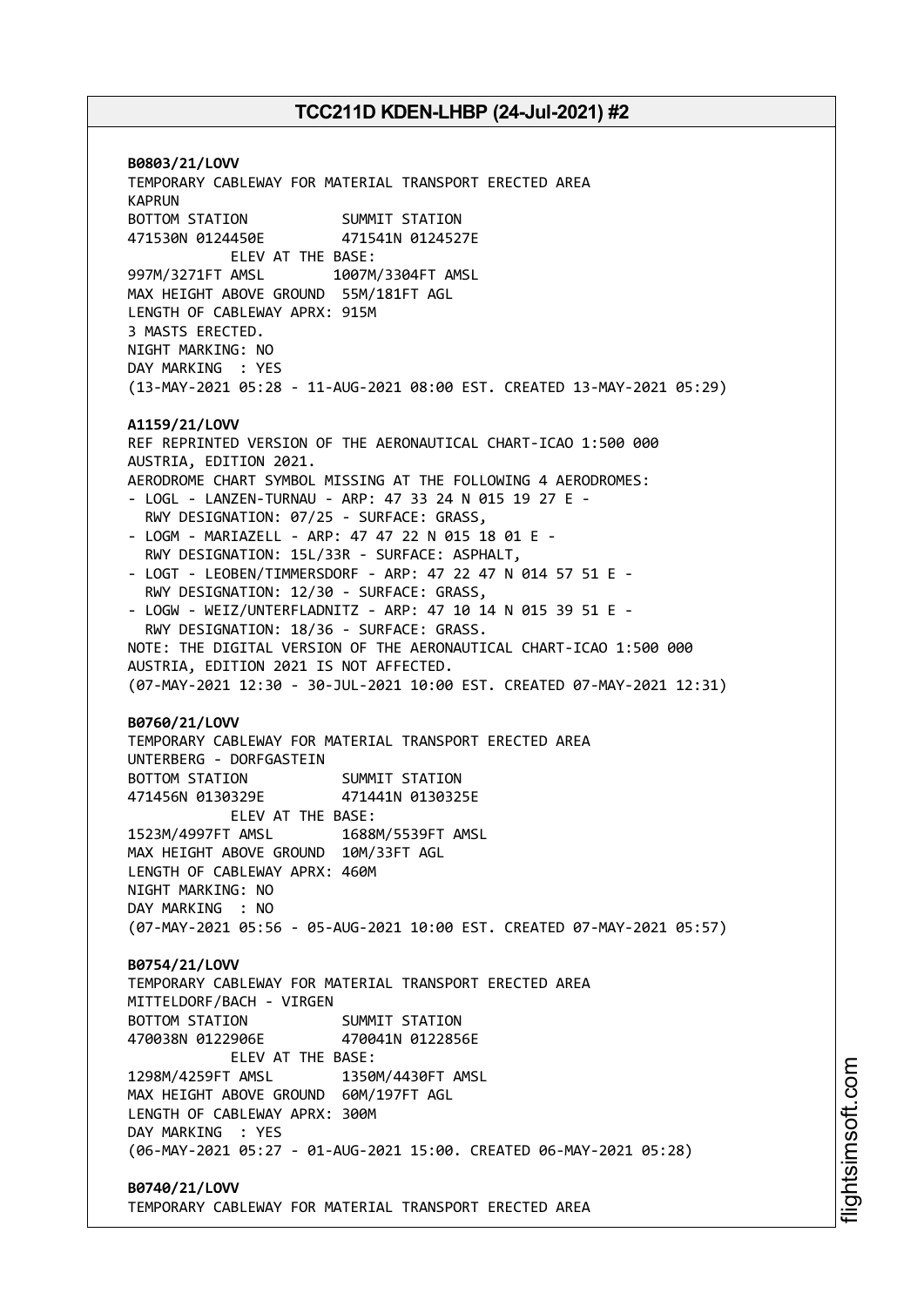**B0803/21/LOVV**
TEMPORARY CABLEWAY FOR MATERIAL TRANSPORT ERECTED AREA
KAPRUN
BOTTOM STATION SUMMIT STATION
471530N 0124450E 471541N 0124527E
ELEV AT THE BASE:
997M/3271FT AMSL 1007M/3304FT AMSL
MAX HEIGHT ABOVE GROUND 55M/181FT AGL
LENGTH OF CABLEWAY APRX: 915M
3 MASTS ERECTED.
NIGHT MARKING: NO
DAY MARKING : YES
(13-MAY-2021 05:28 - 11-AUG-2021 08:00 EST. CREATED 13-MAY-2021 05:29)

**A1159/21/LOVV**
REF REPRINTED VERSION OF THE AERONAUTICAL CHART-ICAO 1:500 000
AUSTRIA, EDITION 2021.
AERODROME CHART SYMBOL MISSING AT THE FOLLOWING 4 AERODROMES:
- LOGL - LANZEN-TURNAU - ARP: 47 33 24 N 015 19 27 E -
  RWY DESIGNATION: 07/25 - SURFACE: GRASS,
- LOGM - MARIAZELL - ARP: 47 47 22 N 015 18 01 E -
  RWY DESIGNATION: 15L/33R - SURFACE: ASPHALT,
- LOGT - LEOBEN/TIMMERSDORF - ARP: 47 22 47 N 014 57 51 E -
  RWY DESIGNATION: 12/30 - SURFACE: GRASS,
- LOGW - WEIZ/UNTERFLADNITZ - ARP: 47 10 14 N 015 39 51 E -
  RWY DESIGNATION: 18/36 - SURFACE: GRASS.
NOTE: THE DIGITAL VERSION OF THE AERONAUTICAL CHART-ICAO 1:500 000
AUSTRIA, EDITION 2021 IS NOT AFFECTED.
(07-MAY-2021 12:30 - 30-JUL-2021 10:00 EST. CREATED 07-MAY-2021 12:31)

**B0760/21/LOVV**
TEMPORARY CABLEWAY FOR MATERIAL TRANSPORT ERECTED AREA
UNTERBERG - DORFGASTEIN
BOTTOM STATION SUMMIT STATION
471456N 0130329E 471441N 0130325E
ELEV AT THE BASE:
1523M/4997FT AMSL 1688M/5539FT AMSL
MAX HEIGHT ABOVE GROUND 10M/33FT AGL
LENGTH OF CABLEWAY APRX: 460M
NIGHT MARKING: NO
DAY MARKING : NO
(07-MAY-2021 05:56 - 05-AUG-2021 10:00 EST. CREATED 07-MAY-2021 05:57)

**B0754/21/LOVV**
TEMPORARY CABLEWAY FOR MATERIAL TRANSPORT ERECTED AREA
MITTELDORF/BACH - VIRGEN
BOTTOM STATION SUMMIT STATION
470038N 0122906E 470041N 0122856E
ELEV AT THE BASE:
1298M/4259FT AMSL 1350M/4430FT AMSL
MAX HEIGHT ABOVE GROUND 60M/197FT AGL
LENGTH OF CABLEWAY APRX: 300M
DAY MARKING : YES
(06-MAY-2021 05:27 - 01-AUG-2021 15:00. CREATED 06-MAY-2021 05:28)

**B0740/21/LOVV**
TEMPORARY CABLEWAY FOR MATERIAL TRANSPORT ERECTED AREA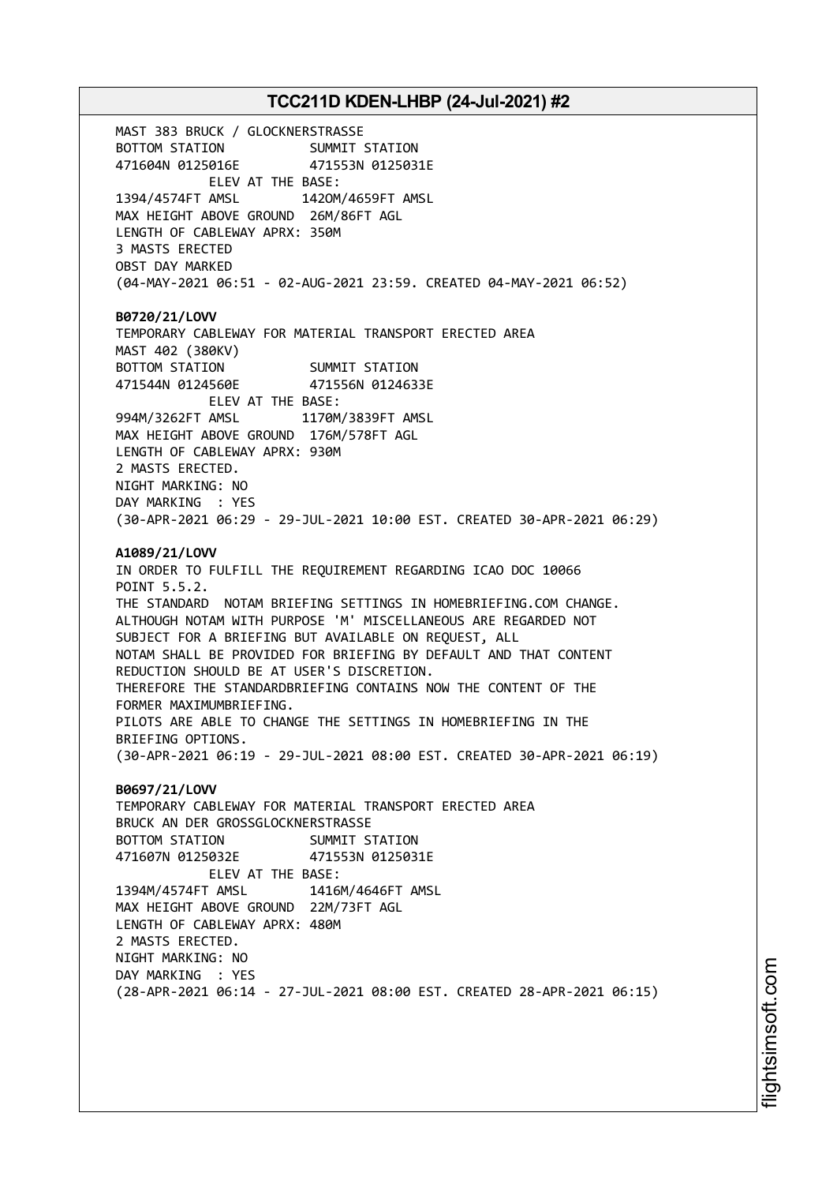MAST 383 BRUCK / GLOCKNERSTRASSE
BOTTOM STATION SUMMIT STATION
471604N 0125016E 471553N 0125031E
ELEV AT THE BASE:
1394/4574FT AMSL 142OM/4659FT AMSL
MAX HEIGHT ABOVE GROUND 26M/86FT AGL
LENGTH OF CABLEWAY APRX: 350M
3 MASTS ERECTED
OBST DAY MARKED
(04-MAY-2021 06:51 - 02-AUG-2021 23:59. CREATED 04-MAY-2021 06:52)

**B0720/21/LOVV**
TEMPORARY CABLEWAY FOR MATERIAL TRANSPORT ERECTED AREA
MAST 402 (380KV)
BOTTOM STATION SUMMIT STATION
471544N 0124560E 471556N 0124633E
ELEV AT THE BASE:
994M/3262FT AMSL 1170M/3839FT AMSL
MAX HEIGHT ABOVE GROUND 176M/578FT AGL
LENGTH OF CABLEWAY APRX: 930M
2 MASTS ERECTED.
NIGHT MARKING: NO
DAY MARKING : YES
(30-APR-2021 06:29 - 29-JUL-2021 10:00 EST. CREATED 30-APR-2021 06:29)

**A1089/21/LOVV**
IN ORDER TO FULFILL THE REQUIREMENT REGARDING ICAO DOC 10066
POINT 5.5.2.
THE STANDARD NOTAM BRIEFING SETTINGS IN HOMEBRIEFING.COM CHANGE.
ALTHOUGH NOTAM WITH PURPOSE 'M' MISCELLANEOUS ARE REGARDED NOT
SUBJECT FOR A BRIEFING BUT AVAILABLE ON REQUEST, ALL
NOTAM SHALL BE PROVIDED FOR BRIEFING BY DEFAULT AND THAT CONTENT
REDUCTION SHOULD BE AT USER'S DISCRETION.
THEREFORE THE STANDARDBRIEFING CONTAINS NOW THE CONTENT OF THE
FORMER MAXIMUMBRIEFING.
PILOTS ARE ABLE TO CHANGE THE SETTINGS IN HOMEBRIEFING IN THE
BRIEFING OPTIONS.
(30-APR-2021 06:19 - 29-JUL-2021 08:00 EST. CREATED 30-APR-2021 06:19)

**B0697/21/LOVV**
TEMPORARY CABLEWAY FOR MATERIAL TRANSPORT ERECTED AREA
BRUCK AN DER GROSSGLOCKNERSTRASSE
BOTTOM STATION SUMMIT STATION
471607N 0125032E 471553N 0125031E
ELEV AT THE BASE:
1394M/4574FT AMSL 1416M/4646FT AMSL
MAX HEIGHT ABOVE GROUND 22M/73FT AGL
LENGTH OF CABLEWAY APRX: 480M
2 MASTS ERECTED.
NIGHT MARKING: NO
DAY MARKING : YES
(28-APR-2021 06:14 - 27-JUL-2021 08:00 EST. CREATED 28-APR-2021 06:15)